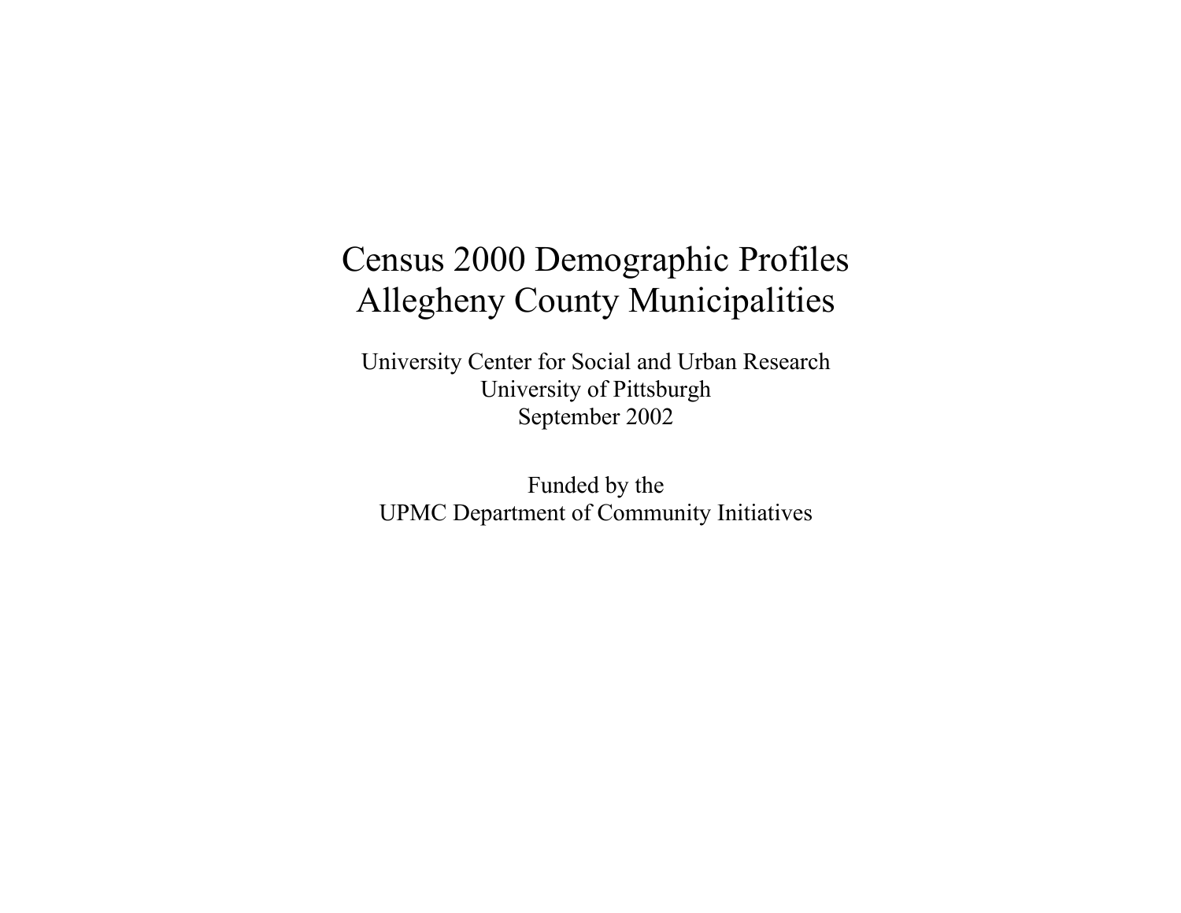# Census 2000 Demographic Profiles
# Allegheny County Municipalities

University Center for Social and Urban Research
University of Pittsburgh
September 2002

Funded by the
UPMC Department of Community Initiatives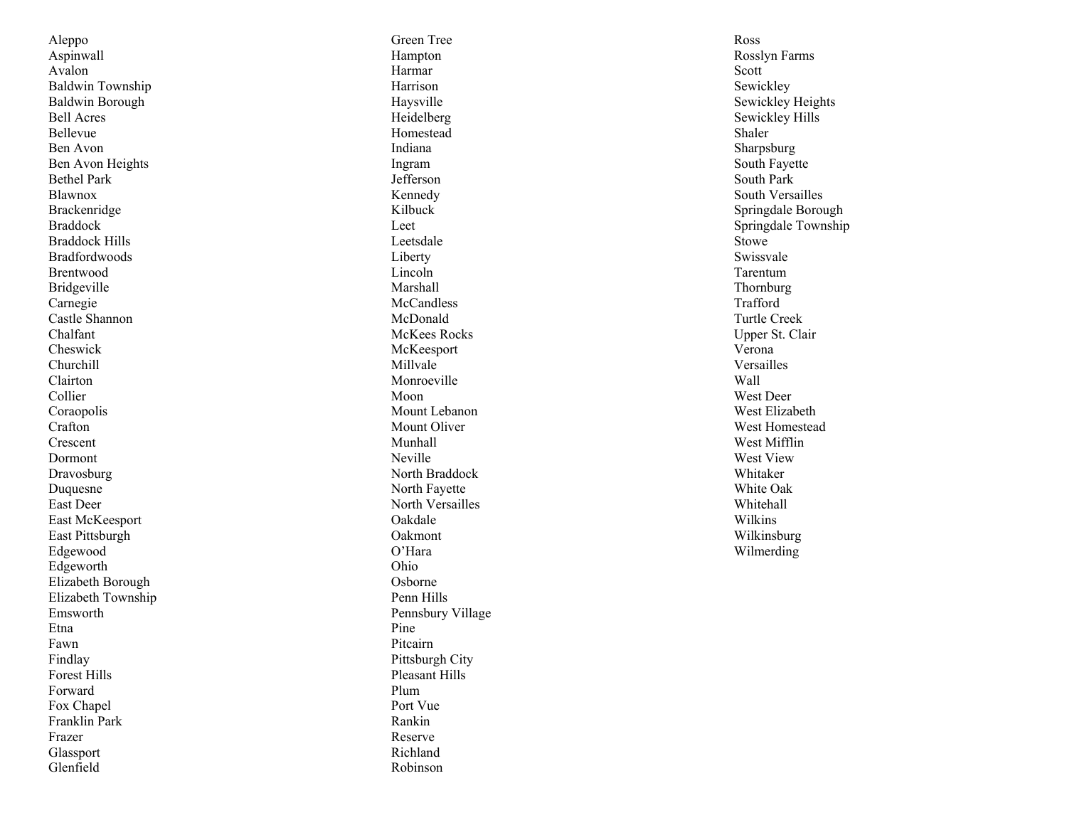Aleppo
Aspinwall
Avalon
Baldwin Township
Baldwin Borough
Bell Acres
Bellevue
Ben Avon
Ben Avon Heights
Bethel Park
Blawnox
Brackenridge
Braddock
Braddock Hills
Bradfordwoods
Brentwood
Bridgeville
Carnegie
Castle Shannon
Chalfant
Cheswick
Churchill
Clairton
Collier
Coraopolis
Crafton
Crescent
Dormont
Dravosburg
Duquesne
East Deer
East McKeesport
East Pittsburgh
Edgewood
Edgeworth
Elizabeth Borough
Elizabeth Township
Emsworth
Etna
Fawn
Findlay
Forest Hills
Forward
Fox Chapel
Franklin Park
Frazer
Glassport
Glenfield
Green Tree
Hampton
Harmar
Harrison
Haysville
Heidelberg
Homestead
Indiana
Ingram
Jefferson
Kennedy
Kilbuck
Leet
Leetsdale
Liberty
Lincoln
Marshall
McCandless
McDonald
McKees Rocks
McKeesport
Millvale
Monroeville
Moon
Mount Lebanon
Mount Oliver
Munhall
Neville
North Braddock
North Fayette
North Versailles
Oakdale
Oakmont
O'Hara
Ohio
Osborne
Penn Hills
Pennsbury Village
Pine
Pitcairn
Pittsburgh City
Pleasant Hills
Plum
Port Vue
Rankin
Reserve
Richland
Robinson
Ross
Rosslyn Farms
Scott
Sewickley
Sewickley Heights
Sewickley Hills
Shaler
Sharpsburg
South Fayette
South Park
South Versailles
Springdale Borough
Springdale Township
Stowe
Swissvale
Tarentum
Thornburg
Trafford
Turtle Creek
Upper St. Clair
Verona
Versailles
Wall
West Deer
West Elizabeth
West Homestead
West Mifflin
West View
Whitaker
White Oak
Whitehall
Wilkins
Wilkinsburg
Wilmerding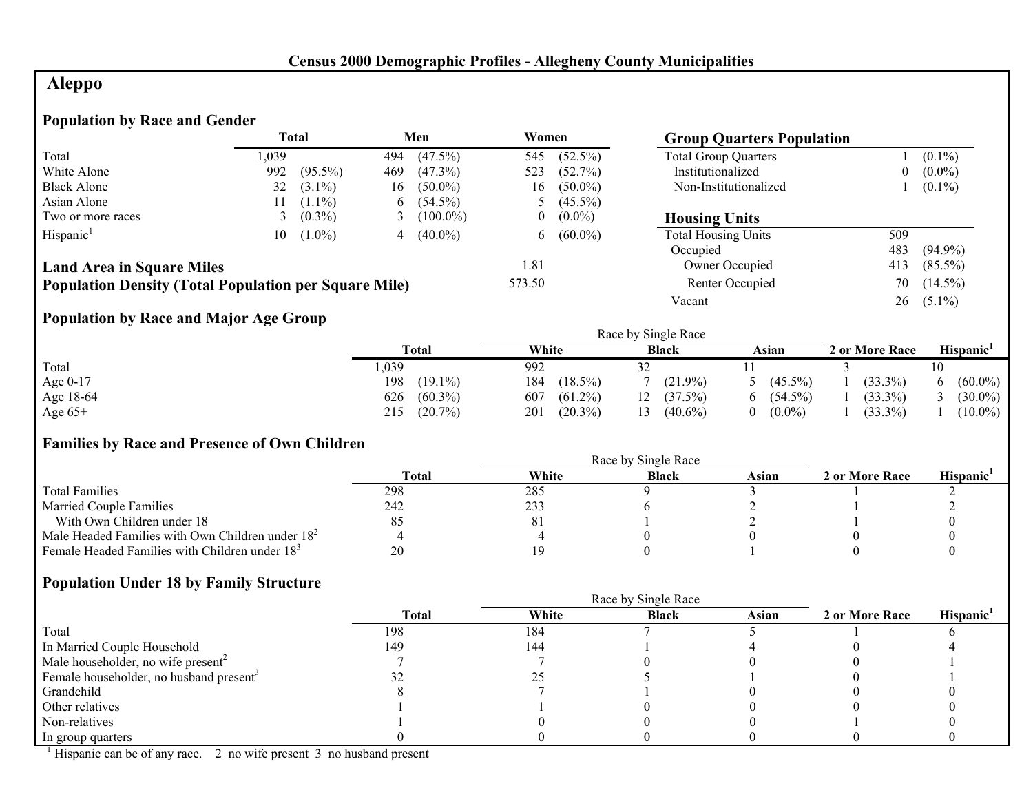# Census 2000 Demographic Profiles - Allegheny County Municipalities

## Aleppo

### Population by Race and Gender

| | Total | | Men | | Women | |
|---|---|---|---|---|---|---|
| Total | 1,039 | | 494 | (47.5%) | 545 | (52.5%) |
| White Alone | 992 | (95.5%) | 469 | (47.3%) | 523 | (52.7%) |
| Black Alone | 32 | (3.1%) | 16 | (50.0%) | 16 | (50.0%) |
| Asian Alone | 11 | (1.1%) | 6 | (54.5%) | 5 | (45.5%) |
| Two or more races | 3 | (0.3%) | 3 | (100.0%) | 0 | (0.0%) |
| Hispanic[1] | 10 | (1.0%) | 4 | (40.0%) | 6 | (60.0%) |

**Land Area in Square Miles** 1.81

**Population Density (Total Population per Square Mile)** 573.50

### Group Quarters Population

| | | |
|---|---|---|
| Total Group Quarters | 1 | (0.1%) |
| Institutionalized | 0 | (0.0%) |
| Non-Institutionalized | 1 | (0.1%) |

### Housing Units

| | | |
|---|---|---|
| Total Housing Units | 509 | |
| Occupied | 483 | (94.9%) |
| Owner Occupied | 413 | (85.5%) |
| Renter Occupied | 70 | (14.5%) |
| Vacant | 26 | (5.1%) |

### Population by Race and Major Age Group

| | Total | | Race by Single Race: White | | Black | | Asian | | 2 or More Race | | Hispanic[1] | |
|---|---|---|---|---|---|---|---|---|---|---|---|---|
| Total | 1,039 | | 992 | | 32 | | 11 | | 3 | | 10 | |
| Age 0-17 | 198 | (19.1%) | 184 | (18.5%) | 7 | (21.9%) | 5 | (45.5%) | 1 | (33.3%) | 6 | (60.0%) |
| Age 18-64 | 626 | (60.3%) | 607 | (61.2%) | 12 | (37.5%) | 6 | (54.5%) | 1 | (33.3%) | 3 | (30.0%) |
| Age 65+ | 215 | (20.7%) | 201 | (20.3%) | 13 | (40.6%) | 0 | (0.0%) | 1 | (33.3%) | 1 | (10.0%) |

### Families by Race and Presence of Own Children

| | Total | Race by Single Race: White | Black | Asian | 2 or More Race | Hispanic[1] |
|---|---|---|---|---|---|---|
| Total Families | 298 | 285 | 9 | 3 | 1 | 2 |
| Married Couple Families | 242 | 233 | 6 | 2 | 1 | 2 |
| With Own Children under 18 | 85 | 81 | 1 | 2 | 1 | 0 |
| Male Headed Families with Own Children under 18[2] | 4 | 4 | 0 | 0 | 0 | 0 |
| Female Headed Families with Children under 18[3] | 20 | 19 | 0 | 1 | 0 | 0 |

### Population Under 18 by Family Structure

| | Total | Race by Single Race: White | Black | Asian | 2 or More Race | Hispanic[1] |
|---|---|---|---|---|---|---|
| Total | 198 | 184 | 7 | 5 | 1 | 6 |
| In Married Couple Household | 149 | 144 | 1 | 4 | 0 | 4 |
| Male householder, no wife present[2] | 7 | 7 | 0 | 0 | 0 | 1 |
| Female householder, no husband present[3] | 32 | 25 | 5 | 1 | 0 | 1 |
| Grandchild | 8 | 7 | 1 | 0 | 0 | 0 |
| Other relatives | 1 | 1 | 0 | 0 | 0 | 0 |
| Non-relatives | 1 | 0 | 0 | 0 | 1 | 0 |
| In group quarters | 0 | 0 | 0 | 0 | 0 | 0 |

[1] Hispanic can be of any race. 2 no wife present 3 no husband present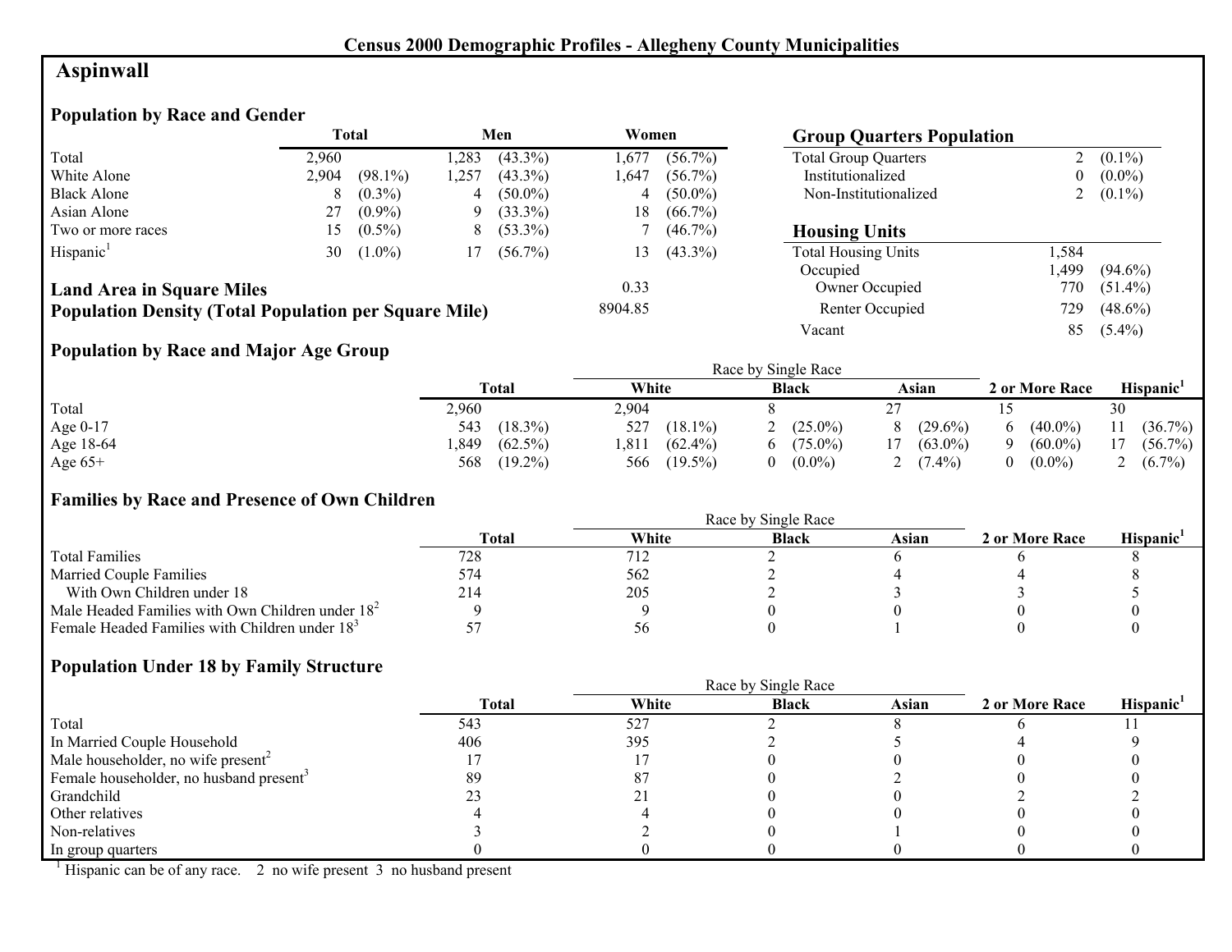# Census 2000 Demographic Profiles - Allegheny County Municipalities

## Aspinwall

### Population by Race and Gender

| | Total | | Men | | Women | |
|---|---|---|---|---|---|---|
| Total | 2,960 | | 1,283 | (43.3%) | 1,677 | (56.7%) |
| White Alone | 2,904 | (98.1%) | 1,257 | (43.3%) | 1,647 | (56.7%) |
| Black Alone | 8 | (0.3%) | 4 | (50.0%) | 4 | (50.0%) |
| Asian Alone | 27 | (0.9%) | 9 | (33.3%) | 18 | (66.7%) |
| Two or more races | 15 | (0.5%) | 8 | (53.3%) | 7 | (46.7%) |
| Hispanic[1] | 30 | (1.0%) | 17 | (56.7%) | 13 | (43.3%) |

**Land Area in Square Miles** 0.33

**Population Density (Total Population per Square Mile)** 8904.85

### Group Quarters Population

| | | |
|---|---|---|
| Total Group Quarters | 2 | (0.1%) |
| Institutionalized | 0 | (0.0%) |
| Non-Institutionalized | 2 | (0.1%) |

### Housing Units

| | | |
|---|---|---|
| Total Housing Units | 1,584 | |
| Occupied | 1,499 | (94.6%) |
| Owner Occupied | 770 | (51.4%) |
| Renter Occupied | 729 | (48.6%) |
| Vacant | 85 | (5.4%) |

### Population by Race and Major Age Group

| | Total | | Race by Single Race: White | | Black | | Asian | | 2 or More Race | | Hispanic[1] | |
|---|---|---|---|---|---|---|---|---|---|---|---|---|
| Total | 2,960 | | 2,904 | | 8 | | 27 | | 15 | | 30 | |
| Age 0-17 | 543 | (18.3%) | 527 | (18.1%) | 2 | (25.0%) | 8 | (29.6%) | 6 | (40.0%) | 11 | (36.7%) |
| Age 18-64 | 1,849 | (62.5%) | 1,811 | (62.4%) | 6 | (75.0%) | 17 | (63.0%) | 9 | (60.0%) | 17 | (56.7%) |
| Age 65+ | 568 | (19.2%) | 566 | (19.5%) | 0 | (0.0%) | 2 | (7.4%) | 0 | (0.0%) | 2 | (6.7%) |

### Families by Race and Presence of Own Children

| | Total | Race by Single Race: White | Black | Asian | 2 or More Race | Hispanic[1] |
|---|---|---|---|---|---|---|
| Total Families | 728 | 712 | 2 | 6 | 6 | 8 |
| Married Couple Families | 574 | 562 | 2 | 4 | 4 | 8 |
| With Own Children under 18 | 214 | 205 | 2 | 3 | 3 | 5 |
| Male Headed Families with Own Children under 18[2] | 9 | 9 | 0 | 0 | 0 | 0 |
| Female Headed Families with Children under 18[3] | 57 | 56 | 0 | 1 | 0 | 0 |

### Population Under 18 by Family Structure

| | Total | Race by Single Race: White | Black | Asian | 2 or More Race | Hispanic[1] |
|---|---|---|---|---|---|---|
| Total | 543 | 527 | 2 | 8 | 6 | 11 |
| In Married Couple Household | 406 | 395 | 2 | 5 | 4 | 9 |
| Male householder, no wife present[2] | 17 | 17 | 0 | 0 | 0 | 0 |
| Female householder, no husband present[3] | 89 | 87 | 0 | 2 | 0 | 0 |
| Grandchild | 23 | 21 | 0 | 0 | 2 | 2 |
| Other relatives | 4 | 4 | 0 | 0 | 0 | 0 |
| Non-relatives | 3 | 2 | 0 | 1 | 0 | 0 |
| In group quarters | 0 | 0 | 0 | 0 | 0 | 0 |

[1] Hispanic can be of any race. 2 no wife present 3 no husband present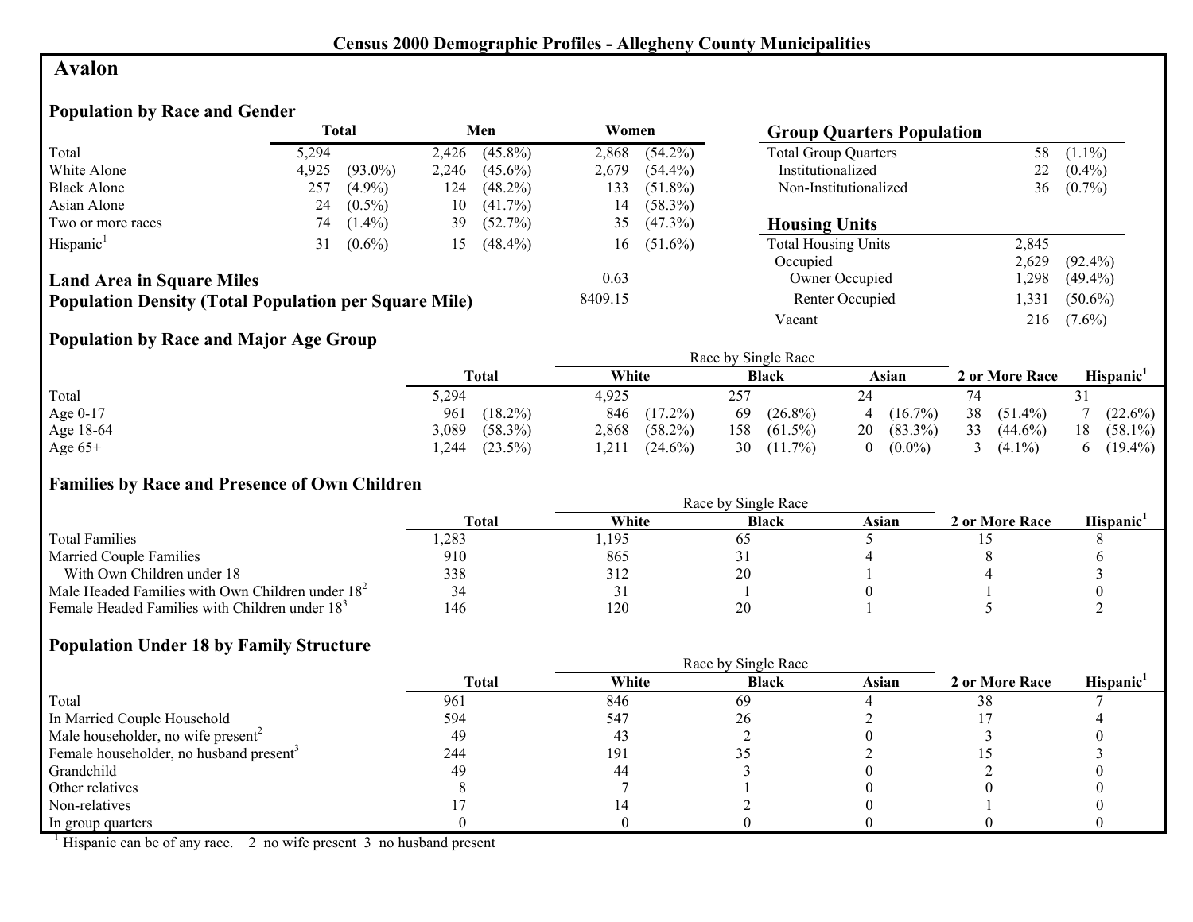# Census 2000 Demographic Profiles - Allegheny County Municipalities

## Avalon

### Population by Race and Gender

| | Total | | Men | | Women | |
|---|---|---|---|---|---|---|
| Total | 5,294 | | 2,426 | (45.8%) | 2,868 | (54.2%) |
| White Alone | 4,925 | (93.0%) | 2,246 | (45.6%) | 2,679 | (54.4%) |
| Black Alone | 257 | (4.9%) | 124 | (48.2%) | 133 | (51.8%) |
| Asian Alone | 24 | (0.5%) | 10 | (41.7%) | 14 | (58.3%) |
| Two or more races | 74 | (1.4%) | 39 | (52.7%) | 35 | (47.3%) |
| Hispanic[1] | 31 | (0.6%) | 15 | (48.4%) | 16 | (51.6%) |

**Land Area in Square Miles** 0.63

**Population Density (Total Population per Square Mile)** 8409.15

### Group Quarters Population

| | | |
|---|---|---|
| Total Group Quarters | 58 | (1.1%) |
| Institutionalized | 22 | (0.4%) |
| Non-Institutionalized | 36 | (0.7%) |

### Housing Units

| | | |
|---|---|---|
| Total Housing Units | 2,845 | |
| Occupied | 2,629 | (92.4%) |
| Owner Occupied | 1,298 | (49.4%) |
| Renter Occupied | 1,331 | (50.6%) |
| Vacant | 216 | (7.6%) |

### Population by Race and Major Age Group

| | Total | | Race by Single Race: White | | Black | | Asian | | 2 or More Race | | Hispanic[1] | |
|---|---|---|---|---|---|---|---|---|---|---|---|---|
| Total | 5,294 | | 4,925 | | 257 | | 24 | | 74 | | 31 | |
| Age 0-17 | 961 | (18.2%) | 846 | (17.2%) | 69 | (26.8%) | 4 | (16.7%) | 38 | (51.4%) | 7 | (22.6%) |
| Age 18-64 | 3,089 | (58.3%) | 2,868 | (58.2%) | 158 | (61.5%) | 20 | (83.3%) | 33 | (44.6%) | 18 | (58.1%) |
| Age 65+ | 1,244 | (23.5%) | 1,211 | (24.6%) | 30 | (11.7%) | 0 | (0.0%) | 3 | (4.1%) | 6 | (19.4%) |

### Families by Race and Presence of Own Children

| | Total | Race by Single Race: White | Black | Asian | 2 or More Race | Hispanic[1] |
|---|---|---|---|---|---|---|
| Total Families | 1,283 | 1,195 | 65 | 5 | 15 | 8 |
| Married Couple Families | 910 | 865 | 31 | 4 | 8 | 6 |
| With Own Children under 18 | 338 | 312 | 20 | 1 | 4 | 3 |
| Male Headed Families with Own Children under 18[2] | 34 | 31 | 1 | 0 | 1 | 0 |
| Female Headed Families with Children under 18[3] | 146 | 120 | 20 | 1 | 5 | 2 |

### Population Under 18 by Family Structure

| | Total | Race by Single Race: White | Black | Asian | 2 or More Race | Hispanic[1] |
|---|---|---|---|---|---|---|
| Total | 961 | 846 | 69 | 4 | 38 | 7 |
| In Married Couple Household | 594 | 547 | 26 | 2 | 17 | 4 |
| Male householder, no wife present[2] | 49 | 43 | 2 | 0 | 3 | 0 |
| Female householder, no husband present[3] | 244 | 191 | 35 | 2 | 15 | 3 |
| Grandchild | 49 | 44 | 3 | 0 | 2 | 0 |
| Other relatives | 8 | 7 | 1 | 0 | 0 | 0 |
| Non-relatives | 17 | 14 | 2 | 0 | 1 | 0 |
| In group quarters | 0 | 0 | 0 | 0 | 0 | 0 |

[1] Hispanic can be of any race. 2 no wife present 3 no husband present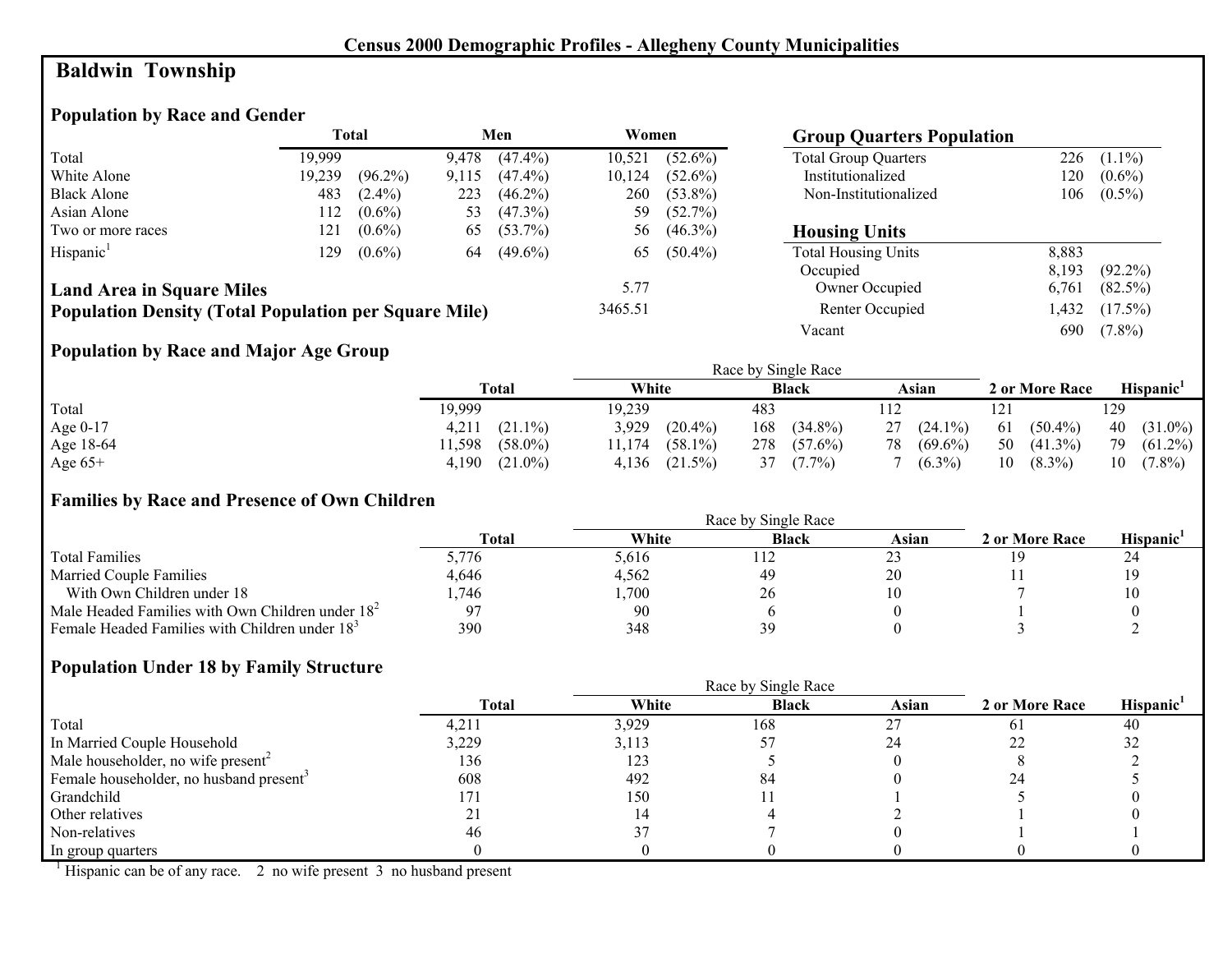## Census 2000 Demographic Profiles - Allegheny County Municipalities

# Baldwin Township

### Population by Race and Gender

| | Total | | Men | | Women | |
|---|---|---|---|---|---|---|
| Total | 19,999 | | 9,478 | (47.4%) | 10,521 | (52.6%) |
| White Alone | 19,239 | (96.2%) | 9,115 | (47.4%) | 10,124 | (52.6%) |
| Black Alone | 483 | (2.4%) | 223 | (46.2%) | 260 | (53.8%) |
| Asian Alone | 112 | (0.6%) | 53 | (47.3%) | 59 | (52.7%) |
| Two or more races | 121 | (0.6%) | 65 | (53.7%) | 56 | (46.3%) |
| Hispanic[1] | 129 | (0.6%) | 64 | (49.6%) | 65 | (50.4%) |

**Land Area in Square Miles** 5.77

**Population Density (Total Population per Square Mile)** 3465.51

### Group Quarters Population

| | | |
|---|---|---|
| Total Group Quarters | 226 | (1.1%) |
| Institutionalized | 120 | (0.6%) |
| Non-Institutionalized | 106 | (0.5%) |

### Housing Units

| | | |
|---|---|---|
| Total Housing Units | 8,883 | |
| Occupied | 8,193 | (92.2%) |
| Owner Occupied | 6,761 | (82.5%) |
| Renter Occupied | 1,432 | (17.5%) |
| Vacant | 690 | (7.8%) |

### Population by Race and Major Age Group

| | Total | | Race by Single Race: White | | Black | | Asian | | 2 or More Race | | Hispanic[1] | |
|---|---|---|---|---|---|---|---|---|---|---|---|---|
| Total | 19,999 | | 19,239 | | 483 | | 112 | | 121 | | 129 | |
| Age 0-17 | 4,211 | (21.1%) | 3,929 | (20.4%) | 168 | (34.8%) | 27 | (24.1%) | 61 | (50.4%) | 40 | (31.0%) |
| Age 18-64 | 11,598 | (58.0%) | 11,174 | (58.1%) | 278 | (57.6%) | 78 | (69.6%) | 50 | (41.3%) | 79 | (61.2%) |
| Age 65+ | 4,190 | (21.0%) | 4,136 | (21.5%) | 37 | (7.7%) | 7 | (6.3%) | 10 | (8.3%) | 10 | (7.8%) |

### Families by Race and Presence of Own Children

| | Total | Race by Single Race: White | Black | Asian | 2 or More Race | Hispanic[1] |
|---|---|---|---|---|---|---|
| Total Families | 5,776 | 5,616 | 112 | 23 | 19 | 24 |
| Married Couple Families | 4,646 | 4,562 | 49 | 20 | 11 | 19 |
| With Own Children under 18 | 1,746 | 1,700 | 26 | 10 | 7 | 10 |
| Male Headed Families with Own Children under 18[2] | 97 | 90 | 6 | 0 | 1 | 0 |
| Female Headed Families with Children under 18[3] | 390 | 348 | 39 | 0 | 3 | 2 |

### Population Under 18 by Family Structure

| | Total | Race by Single Race: White | Black | Asian | 2 or More Race | Hispanic[1] |
|---|---|---|---|---|---|---|
| Total | 4,211 | 3,929 | 168 | 27 | 61 | 40 |
| In Married Couple Household | 3,229 | 3,113 | 57 | 24 | 22 | 32 |
| Male householder, no wife present[2] | 136 | 123 | 5 | 0 | 8 | 2 |
| Female householder, no husband present[3] | 608 | 492 | 84 | 0 | 24 | 5 |
| Grandchild | 171 | 150 | 11 | 1 | 5 | 0 |
| Other relatives | 21 | 14 | 4 | 2 | 1 | 0 |
| Non-relatives | 46 | 37 | 7 | 0 | 1 | 1 |
| In group quarters | 0 | 0 | 0 | 0 | 0 | 0 |

[1] Hispanic can be of any race. 2 no wife present 3 no husband present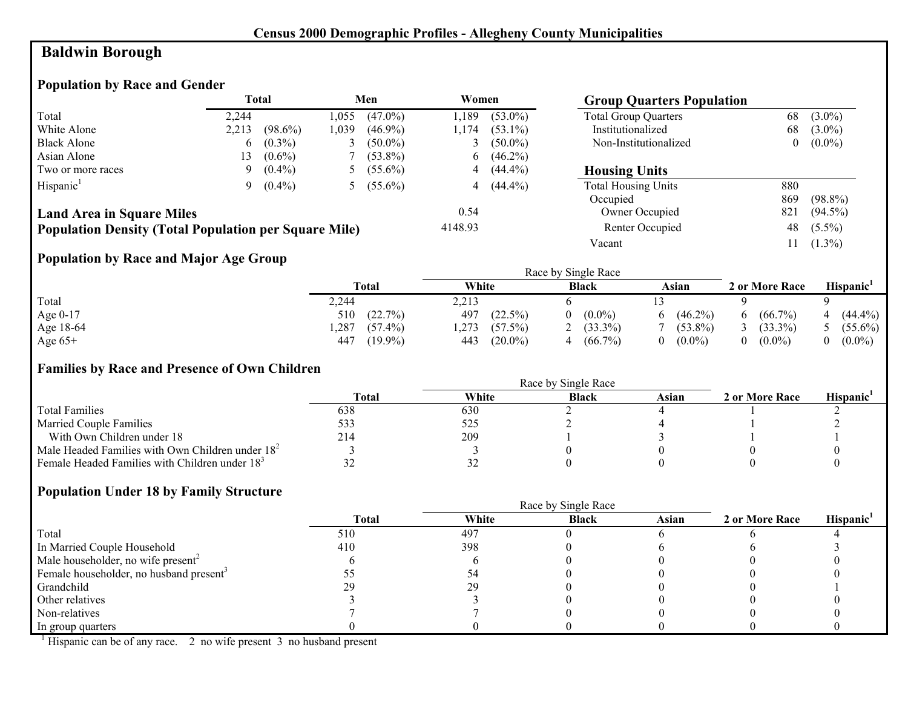**Census 2000 Demographic Profiles - Allegheny County Municipalities**

# Baldwin Borough

## Population by Race and Gender

| | Total | | Men | | Women | |
|---|---|---|---|---|---|---|
| Total | 2,244 | | 1,055 | (47.0%) | 1,189 | (53.0%) |
| White Alone | 2,213 | (98.6%) | 1,039 | (46.9%) | 1,174 | (53.1%) |
| Black Alone | 6 | (0.3%) | 3 | (50.0%) | 3 | (50.0%) |
| Asian Alone | 13 | (0.6%) | 7 | (53.8%) | 6 | (46.2%) |
| Two or more races | 9 | (0.4%) | 5 | (55.6%) | 4 | (44.4%) |
| Hispanic[1] | 9 | (0.4%) | 5 | (55.6%) | 4 | (44.4%) |

**Land Area in Square Miles** 0.54

**Population Density (Total Population per Square Mile)** 4148.93

## Group Quarters Population

| | | |
|---|---|---|
| Total Group Quarters | 68 | (3.0%) |
| Institutionalized | 68 | (3.0%) |
| Non-Institutionalized | 0 | (0.0%) |

## Housing Units

| | | |
|---|---|---|
| Total Housing Units | 880 | |
| Occupied | 869 | (98.8%) |
| Owner Occupied | 821 | (94.5%) |
| Renter Occupied | 48 | (5.5%) |
| Vacant | 11 | (1.3%) |

## Population by Race and Major Age Group

| | Total | | Race by Single Race: White | | Black | | Asian | | 2 or More Race | | Hispanic[1] | |
|---|---|---|---|---|---|---|---|---|---|---|---|---|
| Total | 2,244 | | 2,213 | | 6 | | 13 | | 9 | | 9 | |
| Age 0-17 | 510 | (22.7%) | 497 | (22.5%) | 0 | (0.0%) | 6 | (46.2%) | 6 | (66.7%) | 4 | (44.4%) |
| Age 18-64 | 1,287 | (57.4%) | 1,273 | (57.5%) | 2 | (33.3%) | 7 | (53.8%) | 3 | (33.3%) | 5 | (55.6%) |
| Age 65+ | 447 | (19.9%) | 443 | (20.0%) | 4 | (66.7%) | 0 | (0.0%) | 0 | (0.0%) | 0 | (0.0%) |

## Families by Race and Presence of Own Children

| | Total | Race by Single Race: White | Black | Asian | 2 or More Race | Hispanic[1] |
|---|---|---|---|---|---|---|
| Total Families | 638 | 630 | 2 | 4 | 1 | 2 |
| Married Couple Families | 533 | 525 | 2 | 4 | 1 | 2 |
| With Own Children under 18 | 214 | 209 | 1 | 3 | 1 | 1 |
| Male Headed Families with Own Children under 18[2] | 3 | 3 | 0 | 0 | 0 | 0 |
| Female Headed Families with Children under 18[3] | 32 | 32 | 0 | 0 | 0 | 0 |

## Population Under 18 by Family Structure

| | Total | Race by Single Race: White | Black | Asian | 2 or More Race | Hispanic[1] |
|---|---|---|---|---|---|---|
| Total | 510 | 497 | 0 | 6 | 6 | 4 |
| In Married Couple Household | 410 | 398 | 0 | 6 | 6 | 3 |
| Male householder, no wife present[2] | 6 | 6 | 0 | 0 | 0 | 0 |
| Female householder, no husband present[3] | 55 | 54 | 0 | 0 | 0 | 0 |
| Grandchild | 29 | 29 | 0 | 0 | 0 | 1 |
| Other relatives | 3 | 3 | 0 | 0 | 0 | 0 |
| Non-relatives | 7 | 7 | 0 | 0 | 0 | 0 |
| In group quarters | 0 | 0 | 0 | 0 | 0 | 0 |

[1] Hispanic can be of any race. 2 no wife present 3 no husband present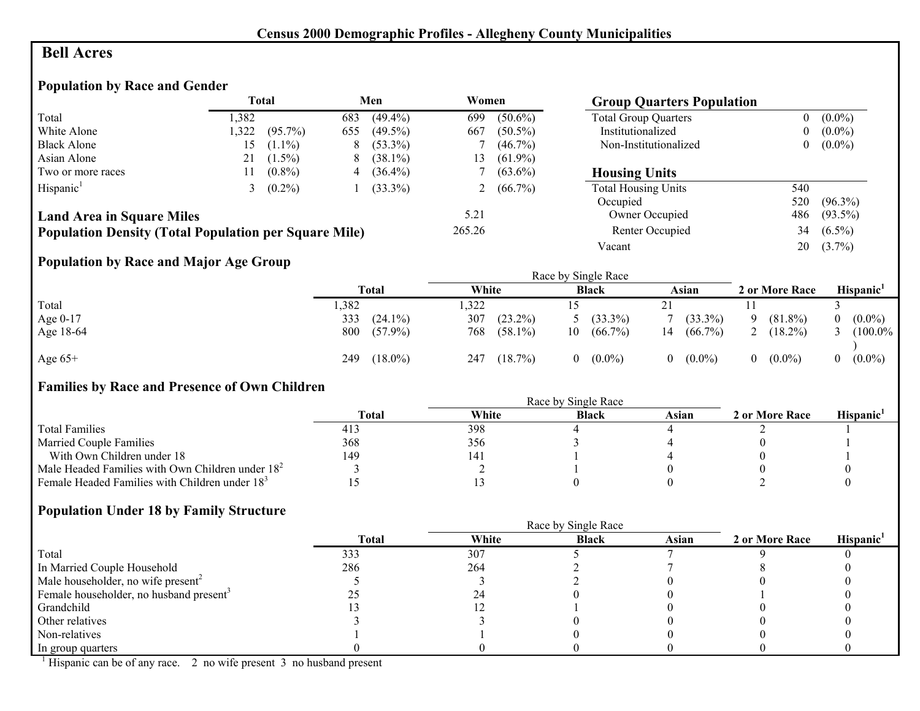## Census 2000 Demographic Profiles - Allegheny County Municipalities

# Bell Acres

### Population by Race and Gender

| | Total | | Men | | Women | |
|---|---|---|---|---|---|---|
| Total | 1,382 | | 683 | (49.4%) | 699 | (50.6%) |
| White Alone | 1,322 | (95.7%) | 655 | (49.5%) | 667 | (50.5%) |
| Black Alone | 15 | (1.1%) | 8 | (53.3%) | 7 | (46.7%) |
| Asian Alone | 21 | (1.5%) | 8 | (38.1%) | 13 | (61.9%) |
| Two or more races | 11 | (0.8%) | 4 | (36.4%) | 7 | (63.6%) |
| Hispanic[1] | 3 | (0.2%) | 1 | (33.3%) | 2 | (66.7%) |

**Land Area in Square Miles** 5.21

**Population Density (Total Population per Square Mile)** 265.26

### Group Quarters Population

| | | |
|---|---|---|
| Total Group Quarters | 0 | (0.0%) |
| Institutionalized | 0 | (0.0%) |
| Non-Institutionalized | 0 | (0.0%) |

### Housing Units

| | | |
|---|---|---|
| Total Housing Units | 540 | |
| Occupied | 520 | (96.3%) |
| Owner Occupied | 486 | (93.5%) |
| Renter Occupied | 34 | (6.5%) |
| Vacant | 20 | (3.7%) |

### Population by Race and Major Age Group

| | Total | | Race by Single Race: White | | Black | | Asian | | 2 or More Race | | Hispanic[1] | |
|---|---|---|---|---|---|---|---|---|---|---|---|---|
| Total | 1,382 | | 1,322 | | 15 | | 21 | | 11 | | 3 | |
| Age 0-17 | 333 | (24.1%) | 307 | (23.2%) | 5 | (33.3%) | 7 | (33.3%) | 9 | (81.8%) | 0 | (0.0%) |
| Age 18-64 | 800 | (57.9%) | 768 | (58.1%) | 10 | (66.7%) | 14 | (66.7%) | 2 | (18.2%) | 3 | (100.0%) |
| Age 65+ | 249 | (18.0%) | 247 | (18.7%) | 0 | (0.0%) | 0 | (0.0%) | 0 | (0.0%) | 0 | (0.0%) |

### Families by Race and Presence of Own Children

| | Total | Race by Single Race: White | Black | Asian | 2 or More Race | Hispanic[1] |
|---|---|---|---|---|---|---|
| Total Families | 413 | 398 | 4 | 4 | 2 | 1 |
| Married Couple Families | 368 | 356 | 3 | 4 | 0 | 1 |
| With Own Children under 18 | 149 | 141 | 1 | 4 | 0 | 1 |
| Male Headed Families with Own Children under 18[2] | 3 | 2 | 1 | 0 | 0 | 0 |
| Female Headed Families with Children under 18[3] | 15 | 13 | 0 | 0 | 2 | 0 |

### Population Under 18 by Family Structure

| | Total | Race by Single Race: White | Black | Asian | 2 or More Race | Hispanic[1] |
|---|---|---|---|---|---|---|
| Total | 333 | 307 | 5 | 7 | 9 | 0 |
| In Married Couple Household | 286 | 264 | 2 | 7 | 8 | 0 |
| Male householder, no wife present[2] | 5 | 3 | 2 | 0 | 0 | 0 |
| Female householder, no husband present[3] | 25 | 24 | 0 | 0 | 1 | 0 |
| Grandchild | 13 | 12 | 1 | 0 | 0 | 0 |
| Other relatives | 3 | 3 | 0 | 0 | 0 | 0 |
| Non-relatives | 1 | 1 | 0 | 0 | 0 | 0 |
| In group quarters | 0 | 0 | 0 | 0 | 0 | 0 |

[1] Hispanic can be of any race. 2 no wife present 3 no husband present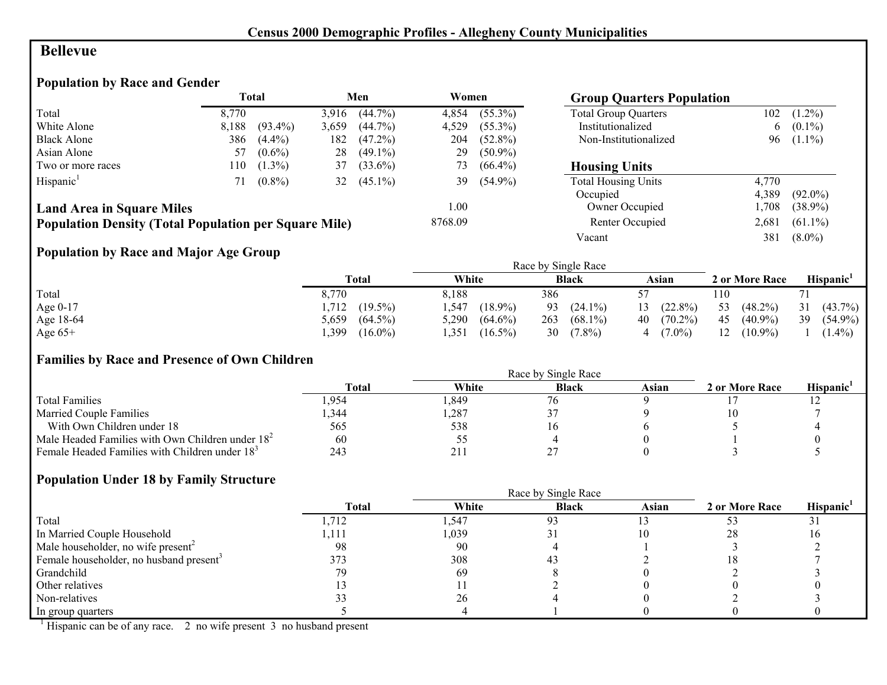# Census 2000 Demographic Profiles - Allegheny County Municipalities

## Bellevue

### Population by Race and Gender

| | Total | | Men | | Women | |
|---|---|---|---|---|---|---|
| Total | 8,770 | | 3,916 | (44.7%) | 4,854 | (55.3%) |
| White Alone | 8,188 | (93.4%) | 3,659 | (44.7%) | 4,529 | (55.3%) |
| Black Alone | 386 | (4.4%) | 182 | (47.2%) | 204 | (52.8%) |
| Asian Alone | 57 | (0.6%) | 28 | (49.1%) | 29 | (50.9%) |
| Two or more races | 110 | (1.3%) | 37 | (33.6%) | 73 | (66.4%) |
| Hispanic[1] | 71 | (0.8%) | 32 | (45.1%) | 39 | (54.9%) |

**Land Area in Square Miles** 1.00

**Population Density (Total Population per Square Mile)** 8768.09

### Group Quarters Population

| | | |
|---|---|---|
| Total Group Quarters | 102 | (1.2%) |
| Institutionalized | 6 | (0.1%) |
| Non-Institutionalized | 96 | (1.1%) |

### Housing Units

| | | |
|---|---|---|
| Total Housing Units | 4,770 | |
| Occupied | 4,389 | (92.0%) |
| Owner Occupied | 1,708 | (38.9%) |
| Renter Occupied | 2,681 | (61.1%) |
| Vacant | 381 | (8.0%) |

### Population by Race and Major Age Group

| | Total | | Race by Single Race: White | | Black | | Asian | | 2 or More Race | | Hispanic[1] | |
|---|---|---|---|---|---|---|---|---|---|---|---|---|
| Total | 8,770 | | 8,188 | | 386 | | 57 | | 110 | | 71 | |
| Age 0-17 | 1,712 | (19.5%) | 1,547 | (18.9%) | 93 | (24.1%) | 13 | (22.8%) | 53 | (48.2%) | 31 | (43.7%) |
| Age 18-64 | 5,659 | (64.5%) | 5,290 | (64.6%) | 263 | (68.1%) | 40 | (70.2%) | 45 | (40.9%) | 39 | (54.9%) |
| Age 65+ | 1,399 | (16.0%) | 1,351 | (16.5%) | 30 | (7.8%) | 4 | (7.0%) | 12 | (10.9%) | 1 | (1.4%) |

### Families by Race and Presence of Own Children

| | Total | Race by Single Race: White | Black | Asian | 2 or More Race | Hispanic[1] |
|---|---|---|---|---|---|---|
| Total Families | 1,954 | 1,849 | 76 | 9 | 17 | 12 |
| Married Couple Families | 1,344 | 1,287 | 37 | 9 | 10 | 7 |
| With Own Children under 18 | 565 | 538 | 16 | 6 | 5 | 4 |
| Male Headed Families with Own Children under 18[2] | 60 | 55 | 4 | 0 | 1 | 0 |
| Female Headed Families with Children under 18[3] | 243 | 211 | 27 | 0 | 3 | 5 |

### Population Under 18 by Family Structure

| | Total | Race by Single Race: White | Black | Asian | 2 or More Race | Hispanic[1] |
|---|---|---|---|---|---|---|
| Total | 1,712 | 1,547 | 93 | 13 | 53 | 31 |
| In Married Couple Household | 1,111 | 1,039 | 31 | 10 | 28 | 16 |
| Male householder, no wife present[2] | 98 | 90 | 4 | 1 | 3 | 2 |
| Female householder, no husband present[3] | 373 | 308 | 43 | 2 | 18 | 7 |
| Grandchild | 79 | 69 | 8 | 0 | 2 | 3 |
| Other relatives | 13 | 11 | 2 | 0 | 0 | 0 |
| Non-relatives | 33 | 26 | 4 | 0 | 2 | 3 |
| In group quarters | 5 | 4 | 1 | 0 | 0 | 0 |

[1] Hispanic can be of any race. 2 no wife present 3 no husband present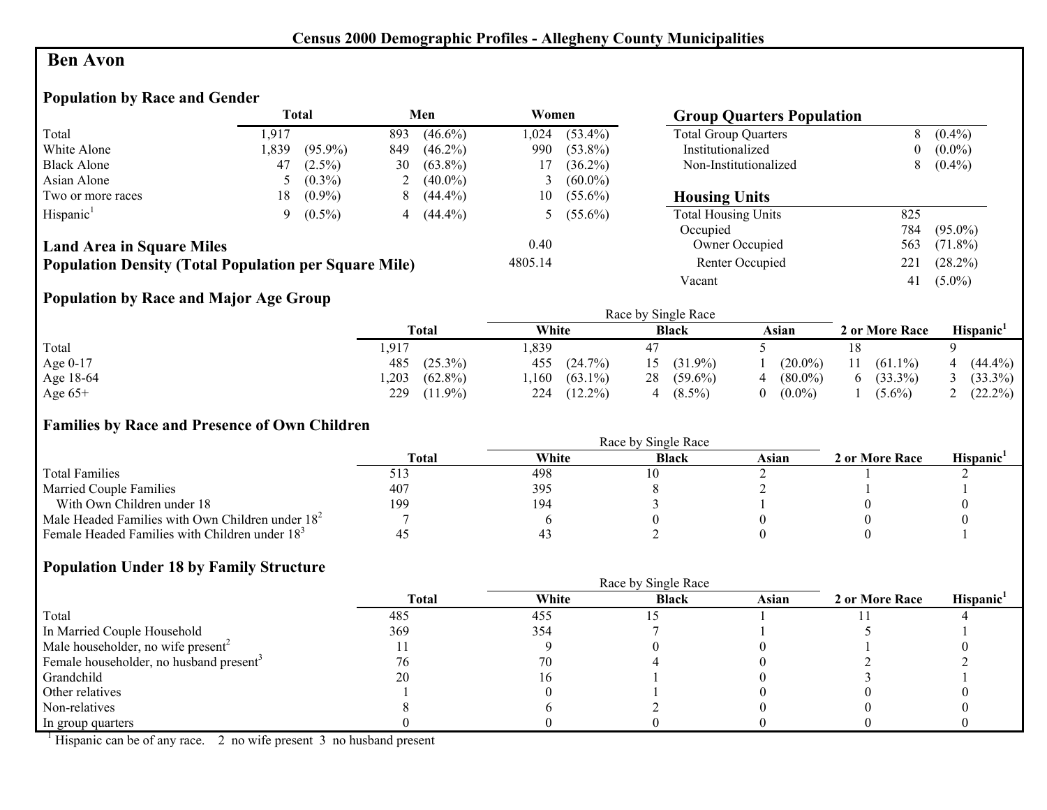# Census 2000 Demographic Profiles - Allegheny County Municipalities

## Ben Avon

### Population by Race and Gender

| | Total | | Men | | Women | |
|---|---|---|---|---|---|---|
| Total | 1,917 | | 893 | (46.6%) | 1,024 | (53.4%) |
| White Alone | 1,839 | (95.9%) | 849 | (46.2%) | 990 | (53.8%) |
| Black Alone | 47 | (2.5%) | 30 | (63.8%) | 17 | (36.2%) |
| Asian Alone | 5 | (0.3%) | 2 | (40.0%) | 3 | (60.0%) |
| Two or more races | 18 | (0.9%) | 8 | (44.4%) | 10 | (55.6%) |
| Hispanic[1] | 9 | (0.5%) | 4 | (44.4%) | 5 | (55.6%) |

**Land Area in Square Miles** 0.40

**Population Density (Total Population per Square Mile)** 4805.14

### Group Quarters Population

| | | |
|---|---|---|
| Total Group Quarters | 8 | (0.4%) |
| Institutionalized | 0 | (0.0%) |
| Non-Institutionalized | 8 | (0.4%) |

### Housing Units

| | | |
|---|---|---|
| Total Housing Units | 825 | |
| Occupied | 784 | (95.0%) |
| Owner Occupied | 563 | (71.8%) |
| Renter Occupied | 221 | (28.2%) |
| Vacant | 41 | (5.0%) |

### Population by Race and Major Age Group

| | Total | | Race by Single Race: White | | Black | | Asian | | 2 or More Race | | Hispanic[1] | |
|---|---|---|---|---|---|---|---|---|---|---|---|---|
| Total | 1,917 | | 1,839 | | 47 | | 5 | | 18 | | 9 | |
| Age 0-17 | 485 | (25.3%) | 455 | (24.7%) | 15 | (31.9%) | 1 | (20.0%) | 11 | (61.1%) | 4 | (44.4%) |
| Age 18-64 | 1,203 | (62.8%) | 1,160 | (63.1%) | 28 | (59.6%) | 4 | (80.0%) | 6 | (33.3%) | 3 | (33.3%) |
| Age 65+ | 229 | (11.9%) | 224 | (12.2%) | 4 | (8.5%) | 0 | (0.0%) | 1 | (5.6%) | 2 | (22.2%) |

### Families by Race and Presence of Own Children

| | Total | Race by Single Race: White | Black | Asian | 2 or More Race | Hispanic[1] |
|---|---|---|---|---|---|---|
| Total Families | 513 | 498 | 10 | 2 | 1 | 2 |
| Married Couple Families | 407 | 395 | 8 | 2 | 1 | 1 |
| With Own Children under 18 | 199 | 194 | 3 | 1 | 0 | 0 |
| Male Headed Families with Own Children under 18[2] | 7 | 6 | 0 | 0 | 0 | 0 |
| Female Headed Families with Children under 18[3] | 45 | 43 | 2 | 0 | 0 | 1 |

### Population Under 18 by Family Structure

| | Total | Race by Single Race: White | Black | Asian | 2 or More Race | Hispanic[1] |
|---|---|---|---|---|---|---|
| Total | 485 | 455 | 15 | 1 | 11 | 4 |
| In Married Couple Household | 369 | 354 | 7 | 1 | 5 | 1 |
| Male householder, no wife present[2] | 11 | 9 | 0 | 0 | 1 | 0 |
| Female householder, no husband present[3] | 76 | 70 | 4 | 0 | 2 | 2 |
| Grandchild | 20 | 16 | 1 | 0 | 3 | 1 |
| Other relatives | 1 | 0 | 1 | 0 | 0 | 0 |
| Non-relatives | 8 | 6 | 2 | 0 | 0 | 0 |
| In group quarters | 0 | 0 | 0 | 0 | 0 | 0 |

[1] Hispanic can be of any race. 2 no wife present 3 no husband present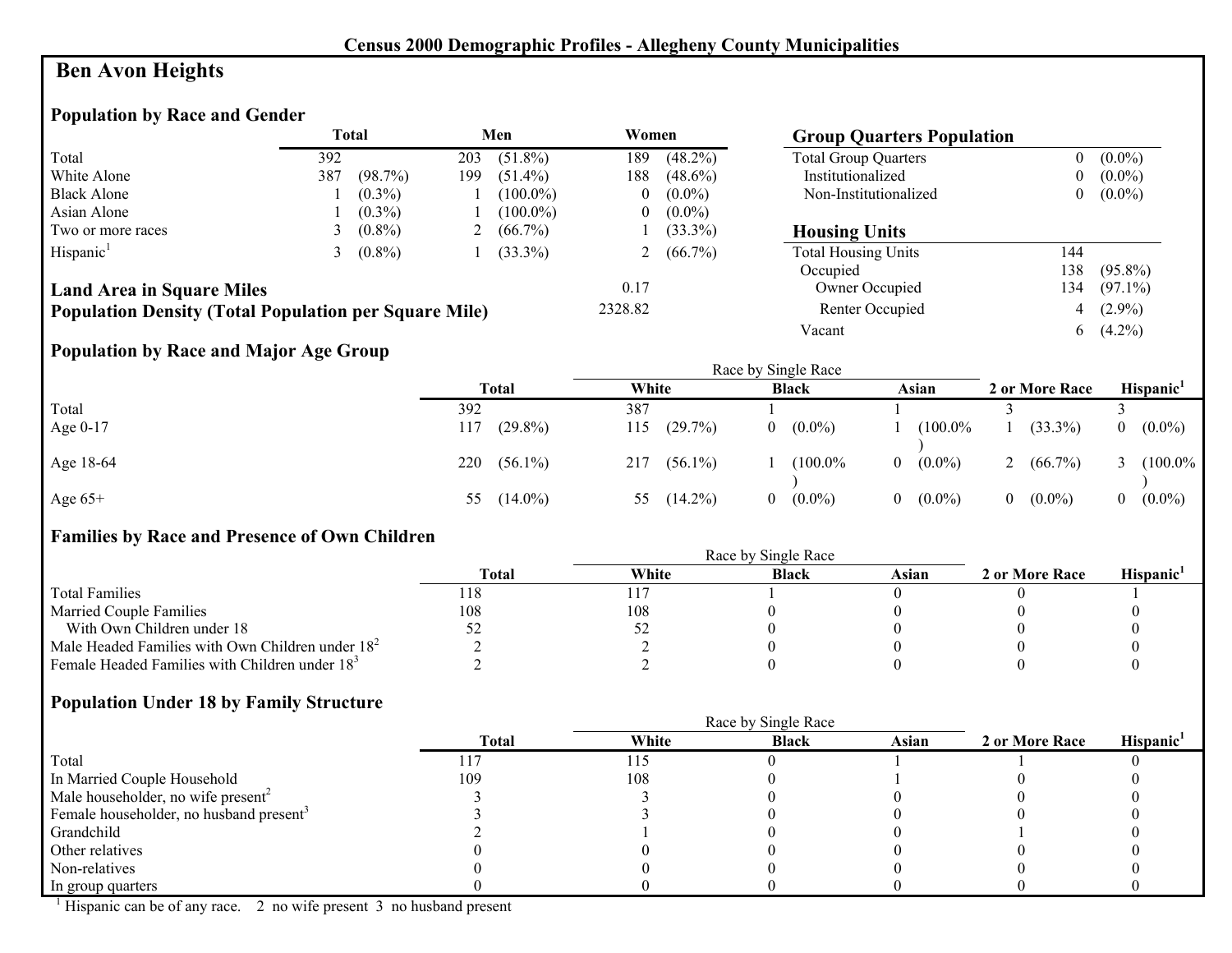# Census 2000 Demographic Profiles - Allegheny County Municipalities

## Ben Avon Heights

### Population by Race and Gender

| | Total | | Men | | Women | |
|---|---|---|---|---|---|---|
| Total | 392 | | 203 | (51.8%) | 189 | (48.2%) |
| White Alone | 387 | (98.7%) | 199 | (51.4%) | 188 | (48.6%) |
| Black Alone | 1 | (0.3%) | 1 | (100.0%) | 0 | (0.0%) |
| Asian Alone | 1 | (0.3%) | 1 | (100.0%) | 0 | (0.0%) |
| Two or more races | 3 | (0.8%) | 2 | (66.7%) | 1 | (33.3%) |
| Hispanic[1] | 3 | (0.8%) | 1 | (33.3%) | 2 | (66.7%) |

**Land Area in Square Miles** 0.17

**Population Density (Total Population per Square Mile)** 2328.82

### Group Quarters Population

| | | |
|---|---|---|
| Total Group Quarters | 0 | (0.0%) |
| Institutionalized | 0 | (0.0%) |
| Non-Institutionalized | 0 | (0.0%) |

### Housing Units

| | | |
|---|---|---|
| Total Housing Units | 144 | |
| Occupied | 138 | (95.8%) |
| Owner Occupied | 134 | (97.1%) |
| Renter Occupied | 4 | (2.9%) |
| Vacant | 6 | (4.2%) |

### Population by Race and Major Age Group

| | Total | | Race by Single Race | | | | | | 2 or More Race | | Hispanic[1] | |
|---|---|---|---|---|---|---|---|---|---|---|---|---|
| | | | White | | Black | | Asian | | | | | |
| Total | 392 | | 387 | | 1 | | 1 | | 3 | | 3 | |
| Age 0-17 | 117 | (29.8%) | 115 | (29.7%) | 0 | (0.0%) | 1 | (100.0%) | 1 | (33.3%) | 0 | (0.0%) |
| Age 18-64 | 220 | (56.1%) | 217 | (56.1%) | 1 | (100.0%) | 0 | (0.0%) | 2 | (66.7%) | 3 | (100.0%) |
| Age 65+ | 55 | (14.0%) | 55 | (14.2%) | 0 | (0.0%) | 0 | (0.0%) | 0 | (0.0%) | 0 | (0.0%) |

### Families by Race and Presence of Own Children

| | Total | Race by Single Race | | | 2 or More Race | Hispanic[1] |
|---|---|---|---|---|---|---|
| | | White | Black | Asian | | |
| Total Families | 118 | 117 | 1 | 0 | 0 | 1 |
| Married Couple Families | 108 | 108 | 0 | 0 | 0 | 0 |
| With Own Children under 18 | 52 | 52 | 0 | 0 | 0 | 0 |
| Male Headed Families with Own Children under 18[2] | 2 | 2 | 0 | 0 | 0 | 0 |
| Female Headed Families with Children under 18[3] | 2 | 2 | 0 | 0 | 0 | 0 |

### Population Under 18 by Family Structure

| | Total | Race by Single Race | | | 2 or More Race | Hispanic[1] |
|---|---|---|---|---|---|---|
| | | White | Black | Asian | | |
| Total | 117 | 115 | 0 | 1 | 1 | 0 |
| In Married Couple Household | 109 | 108 | 0 | 1 | 0 | 0 |
| Male householder, no wife present[2] | 3 | 3 | 0 | 0 | 0 | 0 |
| Female householder, no husband present[3] | 3 | 3 | 0 | 0 | 0 | 0 |
| Grandchild | 2 | 1 | 0 | 0 | 1 | 0 |
| Other relatives | 0 | 0 | 0 | 0 | 0 | 0 |
| Non-relatives | 0 | 0 | 0 | 0 | 0 | 0 |
| In group quarters | 0 | 0 | 0 | 0 | 0 | 0 |

[1] Hispanic can be of any race. 2 no wife present 3 no husband present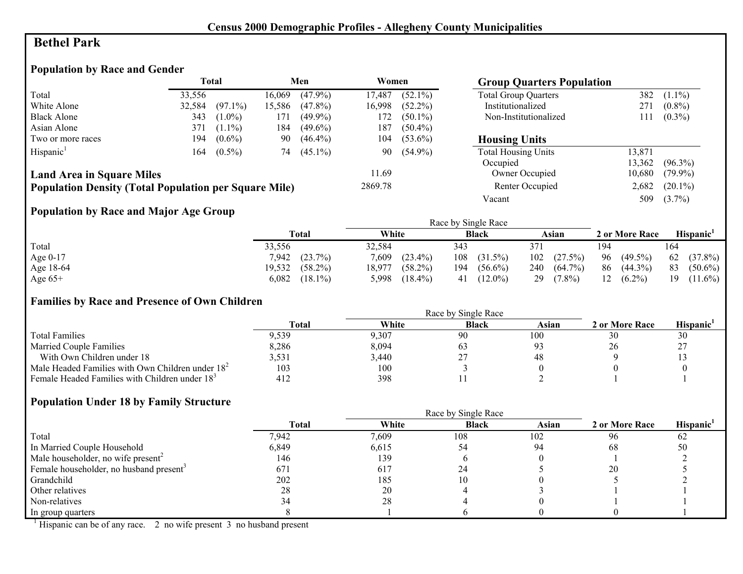## Census 2000 Demographic Profiles - Allegheny County Municipalities

# Bethel Park

### Population by Race and Gender

| | Total | | Men | | Women | |
|---|---|---|---|---|---|---|
| Total | 33,556 | | 16,069 | (47.9%) | 17,487 | (52.1%) |
| White Alone | 32,584 | (97.1%) | 15,586 | (47.8%) | 16,998 | (52.2%) |
| Black Alone | 343 | (1.0%) | 171 | (49.9%) | 172 | (50.1%) |
| Asian Alone | 371 | (1.1%) | 184 | (49.6%) | 187 | (50.4%) |
| Two or more races | 194 | (0.6%) | 90 | (46.4%) | 104 | (53.6%) |
| Hispanic[1] | 164 | (0.5%) | 74 | (45.1%) | 90 | (54.9%) |

**Land Area in Square Miles** 11.69

**Population Density (Total Population per Square Mile)** 2869.78

### Group Quarters Population

| | | |
|---|---|---|
| Total Group Quarters | 382 | (1.1%) |
| Institutionalized | 271 | (0.8%) |
| Non-Institutionalized | 111 | (0.3%) |

### Housing Units

| | | |
|---|---|---|
| Total Housing Units | 13,871 | |
| Occupied | 13,362 | (96.3%) |
| Owner Occupied | 10,680 | (79.9%) |
| Renter Occupied | 2,682 | (20.1%) |
| Vacant | 509 | (3.7%) |

### Population by Race and Major Age Group

| | Total | | Race by Single Race: White | | Black | | Asian | | 2 or More Race | | Hispanic[1] | |
|---|---|---|---|---|---|---|---|---|---|---|---|---|
| Total | 33,556 | | 32,584 | | 343 | | 371 | | 194 | | 164 | |
| Age 0-17 | 7,942 | (23.7%) | 7,609 | (23.4%) | 108 | (31.5%) | 102 | (27.5%) | 96 | (49.5%) | 62 | (37.8%) |
| Age 18-64 | 19,532 | (58.2%) | 18,977 | (58.2%) | 194 | (56.6%) | 240 | (64.7%) | 86 | (44.3%) | 83 | (50.6%) |
| Age 65+ | 6,082 | (18.1%) | 5,998 | (18.4%) | 41 | (12.0%) | 29 | (7.8%) | 12 | (6.2%) | 19 | (11.6%) |

### Families by Race and Presence of Own Children

| | Total | Race by Single Race: White | Black | Asian | 2 or More Race | Hispanic[1] |
|---|---|---|---|---|---|---|
| Total Families | 9,539 | 9,307 | 90 | 100 | 30 | 30 |
| Married Couple Families | 8,286 | 8,094 | 63 | 93 | 26 | 27 |
| With Own Children under 18 | 3,531 | 3,440 | 27 | 48 | 9 | 13 |
| Male Headed Families with Own Children under 18[2] | 103 | 100 | 3 | 0 | 0 | 0 |
| Female Headed Families with Children under 18[3] | 412 | 398 | 11 | 2 | 1 | 1 |

### Population Under 18 by Family Structure

| | Total | Race by Single Race: White | Black | Asian | 2 or More Race | Hispanic[1] |
|---|---|---|---|---|---|---|
| Total | 7,942 | 7,609 | 108 | 102 | 96 | 62 |
| In Married Couple Household | 6,849 | 6,615 | 54 | 94 | 68 | 50 |
| Male householder, no wife present[2] | 146 | 139 | 6 | 0 | 1 | 2 |
| Female householder, no husband present[3] | 671 | 617 | 24 | 5 | 20 | 5 |
| Grandchild | 202 | 185 | 10 | 0 | 5 | 2 |
| Other relatives | 28 | 20 | 4 | 3 | 1 | 1 |
| Non-relatives | 34 | 28 | 4 | 0 | 1 | 1 |
| In group quarters | 8 | 1 | 6 | 0 | 0 | 1 |

[1] Hispanic can be of any race. 2 no wife present 3 no husband present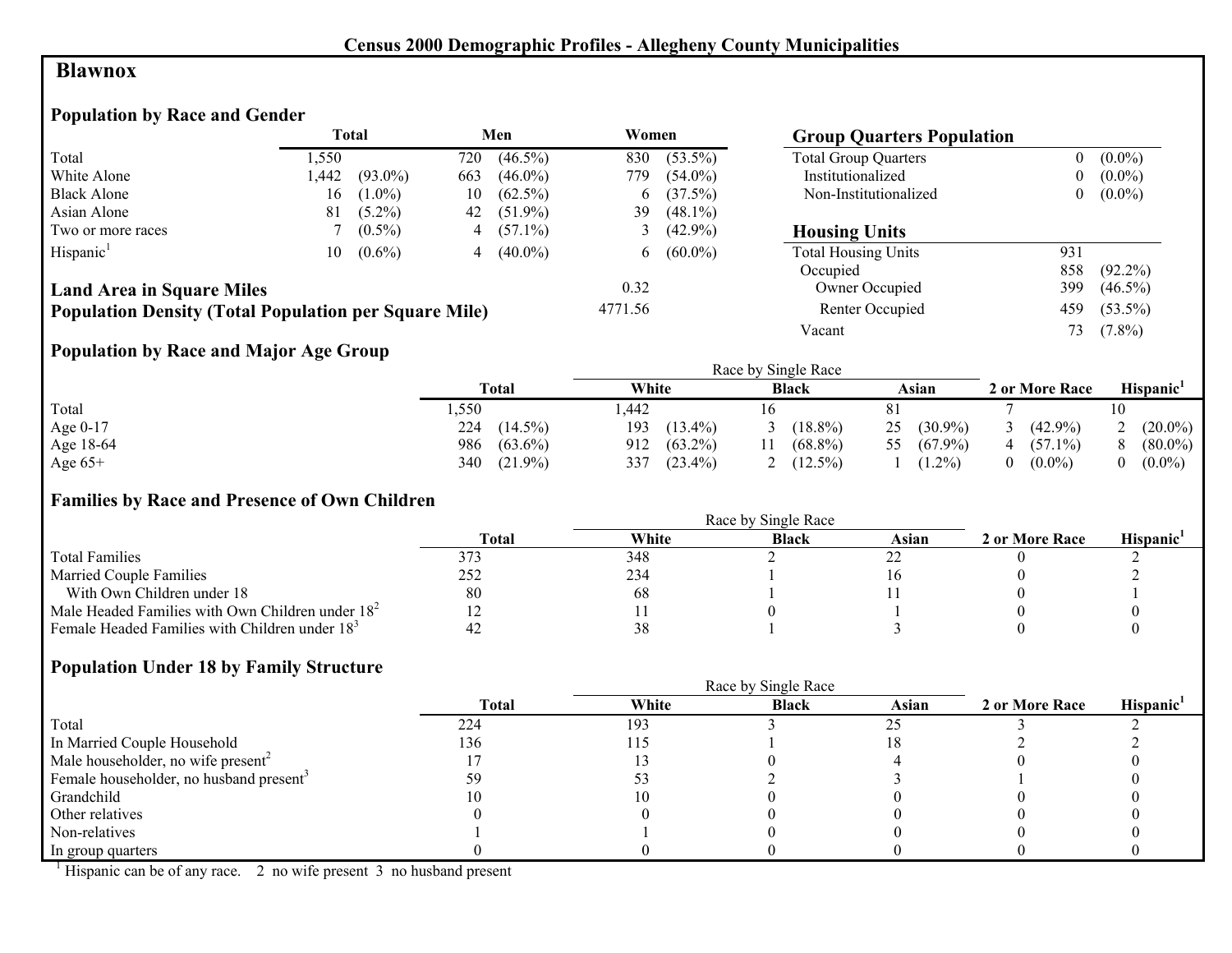**Census 2000 Demographic Profiles - Allegheny County Municipalities**

# Blawnox

## Population by Race and Gender

| | Total | | Men | | Women | |
|---|---|---|---|---|---|---|
| Total | 1,550 | | 720 | (46.5%) | 830 | (53.5%) |
| White Alone | 1,442 | (93.0%) | 663 | (46.0%) | 779 | (54.0%) |
| Black Alone | 16 | (1.0%) | 10 | (62.5%) | 6 | (37.5%) |
| Asian Alone | 81 | (5.2%) | 42 | (51.9%) | 39 | (48.1%) |
| Two or more races | 7 | (0.5%) | 4 | (57.1%) | 3 | (42.9%) |
| Hispanic[1] | 10 | (0.6%) | 4 | (40.0%) | 6 | (60.0%) |

**Land Area in Square Miles** 0.32

**Population Density (Total Population per Square Mile)** 4771.56

## Group Quarters Population

| | | |
|---|---|---|
| Total Group Quarters | 0 | (0.0%) |
| Institutionalized | 0 | (0.0%) |
| Non-Institutionalized | 0 | (0.0%) |

## Housing Units

| | | |
|---|---|---|
| Total Housing Units | 931 | |
| Occupied | 858 | (92.2%) |
| Owner Occupied | 399 | (46.5%) |
| Renter Occupied | 459 | (53.5%) |
| Vacant | 73 | (7.8%) |

## Population by Race and Major Age Group

| | Total | | Race by Single Race | | | | | | 2 or More Race | | Hispanic[1] | |
|---|---|---|---|---|---|---|---|---|---|---|---|---|
| | | | White | | Black | | Asian | | | | | |
| Total | 1,550 | | 1,442 | | 16 | | 81 | | 7 | | 10 | |
| Age 0-17 | 224 | (14.5%) | 193 | (13.4%) | 3 | (18.8%) | 25 | (30.9%) | 3 | (42.9%) | 2 | (20.0%) |
| Age 18-64 | 986 | (63.6%) | 912 | (63.2%) | 11 | (68.8%) | 55 | (67.9%) | 4 | (57.1%) | 8 | (80.0%) |
| Age 65+ | 340 | (21.9%) | 337 | (23.4%) | 2 | (12.5%) | 1 | (1.2%) | 0 | (0.0%) | 0 | (0.0%) |

## Families by Race and Presence of Own Children

| | Total | Race by Single Race | | | 2 or More Race | Hispanic[1] |
|---|---|---|---|---|---|---|
| | | White | Black | Asian | | |
| Total Families | 373 | 348 | 2 | 22 | 0 | 2 |
| Married Couple Families | 252 | 234 | 1 | 16 | 0 | 2 |
| With Own Children under 18 | 80 | 68 | 1 | 11 | 0 | 1 |
| Male Headed Families with Own Children under 18[2] | 12 | 11 | 0 | 1 | 0 | 0 |
| Female Headed Families with Children under 18[3] | 42 | 38 | 1 | 3 | 0 | 0 |

## Population Under 18 by Family Structure

| | Total | Race by Single Race | | | 2 or More Race | Hispanic[1] |
|---|---|---|---|---|---|---|
| | | White | Black | Asian | | |
| Total | 224 | 193 | 3 | 25 | 3 | 2 |
| In Married Couple Household | 136 | 115 | 1 | 18 | 2 | 2 |
| Male householder, no wife present[2] | 17 | 13 | 0 | 4 | 0 | 0 |
| Female householder, no husband present[3] | 59 | 53 | 2 | 3 | 1 | 0 |
| Grandchild | 10 | 10 | 0 | 0 | 0 | 0 |
| Other relatives | 0 | 0 | 0 | 0 | 0 | 0 |
| Non-relatives | 1 | 1 | 0 | 0 | 0 | 0 |
| In group quarters | 0 | 0 | 0 | 0 | 0 | 0 |

[1] Hispanic can be of any race. 2 no wife present 3 no husband present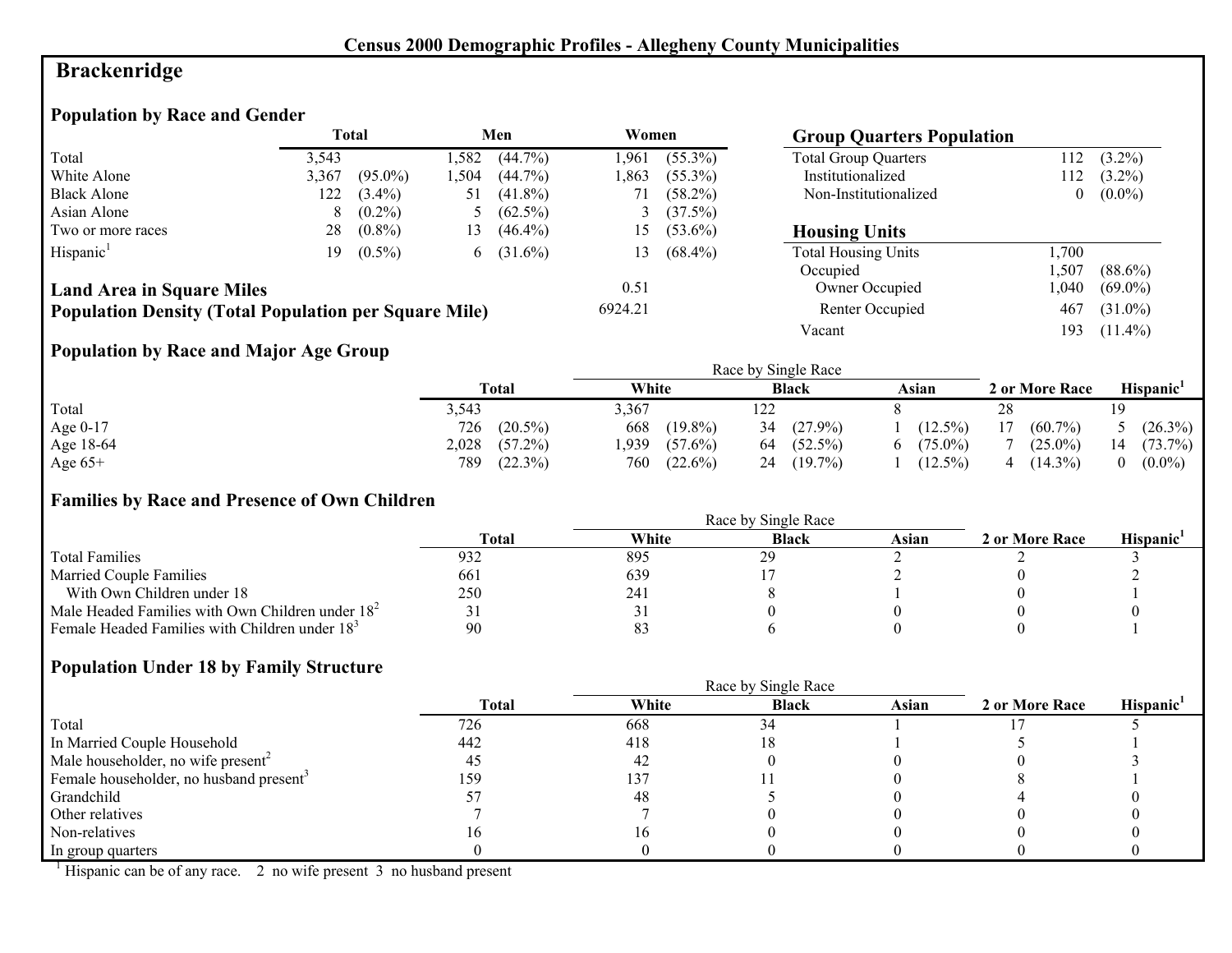# Census 2000 Demographic Profiles - Allegheny County Municipalities

## Brackenridge

### Population by Race and Gender

| | Total | | Men | | Women | |
|---|---|---|---|---|---|---|
| Total | 3,543 | | 1,582 | (44.7%) | 1,961 | (55.3%) |
| White Alone | 3,367 | (95.0%) | 1,504 | (44.7%) | 1,863 | (55.3%) |
| Black Alone | 122 | (3.4%) | 51 | (41.8%) | 71 | (58.2%) |
| Asian Alone | 8 | (0.2%) | 5 | (62.5%) | 3 | (37.5%) |
| Two or more races | 28 | (0.8%) | 13 | (46.4%) | 15 | (53.6%) |
| Hispanic[1] | 19 | (0.5%) | 6 | (31.6%) | 13 | (68.4%) |

**Land Area in Square Miles** 0.51

**Population Density (Total Population per Square Mile)** 6924.21

### Group Quarters Population

| | | |
|---|---|---|
| Total Group Quarters | 112 | (3.2%) |
| Institutionalized | 112 | (3.2%) |
| Non-Institutionalized | 0 | (0.0%) |

### Housing Units

| | | |
|---|---|---|
| Total Housing Units | 1,700 | |
| Occupied | 1,507 | (88.6%) |
| Owner Occupied | 1,040 | (69.0%) |
| Renter Occupied | 467 | (31.0%) |
| Vacant | 193 | (11.4%) |

### Population by Race and Major Age Group

| | Total | | Race by Single Race: White | | Black | | Asian | | 2 or More Race | | Hispanic[1] | |
|---|---|---|---|---|---|---|---|---|---|---|---|---|
| Total | 3,543 | | 3,367 | | 122 | | 8 | | 28 | | 19 | |
| Age 0-17 | 726 | (20.5%) | 668 | (19.8%) | 34 | (27.9%) | 1 | (12.5%) | 17 | (60.7%) | 5 | (26.3%) |
| Age 18-64 | 2,028 | (57.2%) | 1,939 | (57.6%) | 64 | (52.5%) | 6 | (75.0%) | 7 | (25.0%) | 14 | (73.7%) |
| Age 65+ | 789 | (22.3%) | 760 | (22.6%) | 24 | (19.7%) | 1 | (12.5%) | 4 | (14.3%) | 0 | (0.0%) |

### Families by Race and Presence of Own Children

| | Total | Race by Single Race: White | Black | Asian | 2 or More Race | Hispanic[1] |
|---|---|---|---|---|---|---|
| Total Families | 932 | 895 | 29 | 2 | 2 | 3 |
| Married Couple Families | 661 | 639 | 17 | 2 | 0 | 2 |
| With Own Children under 18 | 250 | 241 | 8 | 1 | 0 | 1 |
| Male Headed Families with Own Children under 18[2] | 31 | 31 | 0 | 0 | 0 | 0 |
| Female Headed Families with Children under 18[3] | 90 | 83 | 6 | 0 | 0 | 1 |

### Population Under 18 by Family Structure

| | Total | Race by Single Race: White | Black | Asian | 2 or More Race | Hispanic[1] |
|---|---|---|---|---|---|---|
| Total | 726 | 668 | 34 | 1 | 17 | 5 |
| In Married Couple Household | 442 | 418 | 18 | 1 | 5 | 1 |
| Male householder, no wife present[2] | 45 | 42 | 0 | 0 | 0 | 3 |
| Female householder, no husband present[3] | 159 | 137 | 11 | 0 | 8 | 1 |
| Grandchild | 57 | 48 | 5 | 0 | 4 | 0 |
| Other relatives | 7 | 7 | 0 | 0 | 0 | 0 |
| Non-relatives | 16 | 16 | 0 | 0 | 0 | 0 |
| In group quarters | 0 | 0 | 0 | 0 | 0 | 0 |

[1] Hispanic can be of any race. 2 no wife present 3 no husband present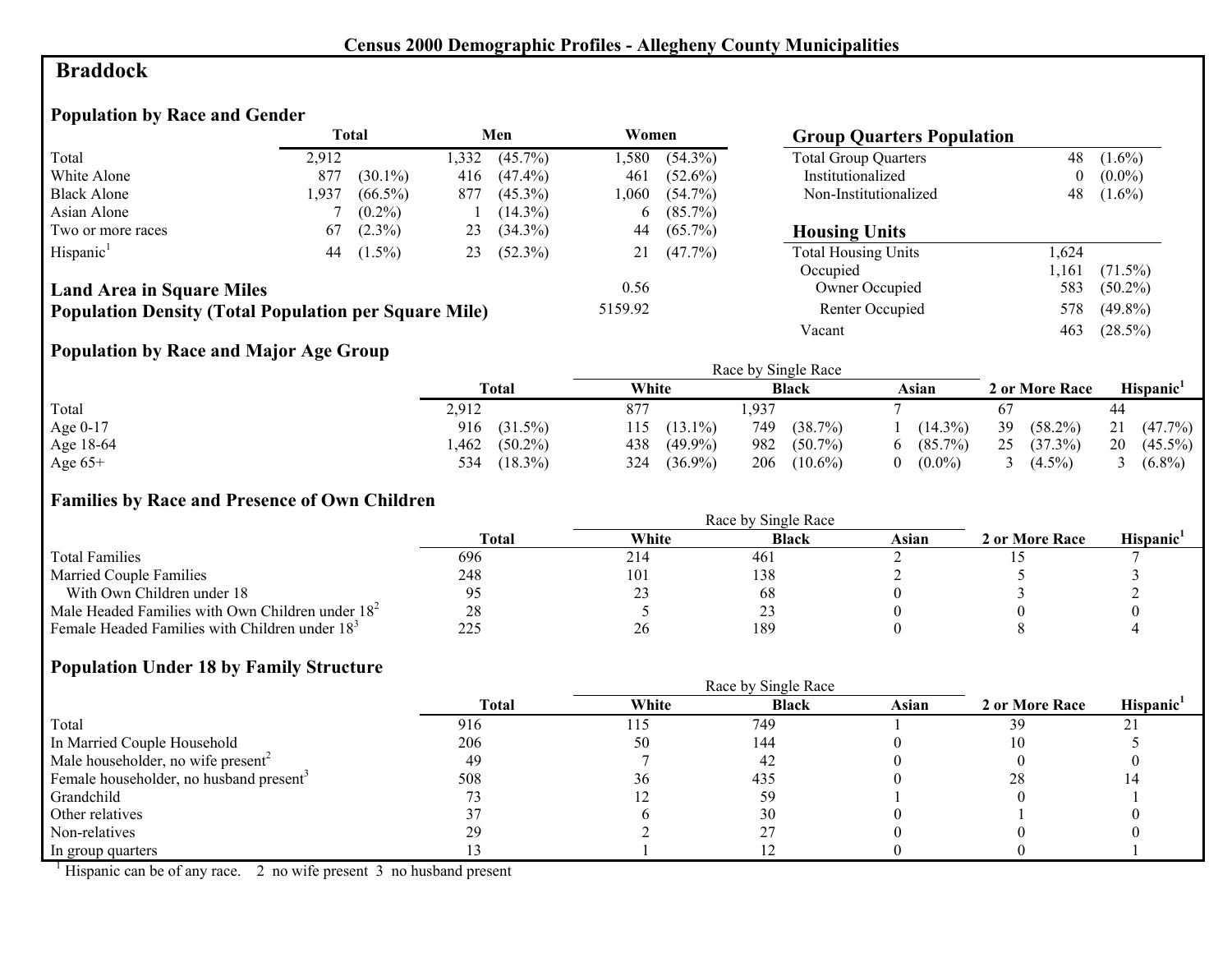# Census 2000 Demographic Profiles - Allegheny County Municipalities

## Braddock

### Population by Race and Gender

| | Total | | Men | | Women | |
|---|---|---|---|---|---|---|
| Total | 2,912 | | 1,332 | (45.7%) | 1,580 | (54.3%) |
| White Alone | 877 | (30.1%) | 416 | (47.4%) | 461 | (52.6%) |
| Black Alone | 1,937 | (66.5%) | 877 | (45.3%) | 1,060 | (54.7%) |
| Asian Alone | 7 | (0.2%) | 1 | (14.3%) | 6 | (85.7%) |
| Two or more races | 67 | (2.3%) | 23 | (34.3%) | 44 | (65.7%) |
| Hispanic[1] | 44 | (1.5%) | 23 | (52.3%) | 21 | (47.7%) |

**Land Area in Square Miles** 0.56

**Population Density (Total Population per Square Mile)** 5159.92

### Group Quarters Population

| | | |
|---|---|---|
| Total Group Quarters | 48 | (1.6%) |
| Institutionalized | 0 | (0.0%) |
| Non-Institutionalized | 48 | (1.6%) |

### Housing Units

| | | |
|---|---|---|
| Total Housing Units | 1,624 | |
| Occupied | 1,161 | (71.5%) |
| Owner Occupied | 583 | (50.2%) |
| Renter Occupied | 578 | (49.8%) |
| Vacant | 463 | (28.5%) |

### Population by Race and Major Age Group

| | Total | | Race by Single Race | | | | | | 2 or More Race | | Hispanic[1] | |
|---|---|---|---|---|---|---|---|---|---|---|---|---|
| | | | White | | Black | | Asian | | | | | |
| Total | 2,912 | | 877 | | 1,937 | | 7 | | 67 | | 44 | |
| Age 0-17 | 916 | (31.5%) | 115 | (13.1%) | 749 | (38.7%) | 1 | (14.3%) | 39 | (58.2%) | 21 | (47.7%) |
| Age 18-64 | 1,462 | (50.2%) | 438 | (49.9%) | 982 | (50.7%) | 6 | (85.7%) | 25 | (37.3%) | 20 | (45.5%) |
| Age 65+ | 534 | (18.3%) | 324 | (36.9%) | 206 | (10.6%) | 0 | (0.0%) | 3 | (4.5%) | 3 | (6.8%) |

### Families by Race and Presence of Own Children

| | Total | Race by Single Race | | | 2 or More Race | Hispanic[1] |
|---|---|---|---|---|---|---|
| | | White | Black | Asian | | |
| Total Families | 696 | 214 | 461 | 2 | 15 | 7 |
| Married Couple Families | 248 | 101 | 138 | 2 | 5 | 3 |
| With Own Children under 18 | 95 | 23 | 68 | 0 | 3 | 2 |
| Male Headed Families with Own Children under 18[2] | 28 | 5 | 23 | 0 | 0 | 0 |
| Female Headed Families with Children under 18[3] | 225 | 26 | 189 | 0 | 8 | 4 |

### Population Under 18 by Family Structure

| | Total | Race by Single Race | | | 2 or More Race | Hispanic[1] |
|---|---|---|---|---|---|---|
| | | White | Black | Asian | | |
| Total | 916 | 115 | 749 | 1 | 39 | 21 |
| In Married Couple Household | 206 | 50 | 144 | 0 | 10 | 5 |
| Male householder, no wife present[2] | 49 | 7 | 42 | 0 | 0 | 0 |
| Female householder, no husband present[3] | 508 | 36 | 435 | 0 | 28 | 14 |
| Grandchild | 73 | 12 | 59 | 1 | 0 | 1 |
| Other relatives | 37 | 6 | 30 | 0 | 1 | 0 |
| Non-relatives | 29 | 2 | 27 | 0 | 0 | 0 |
| In group quarters | 13 | 1 | 12 | 0 | 0 | 1 |

[1] Hispanic can be of any race. 2 no wife present 3 no husband present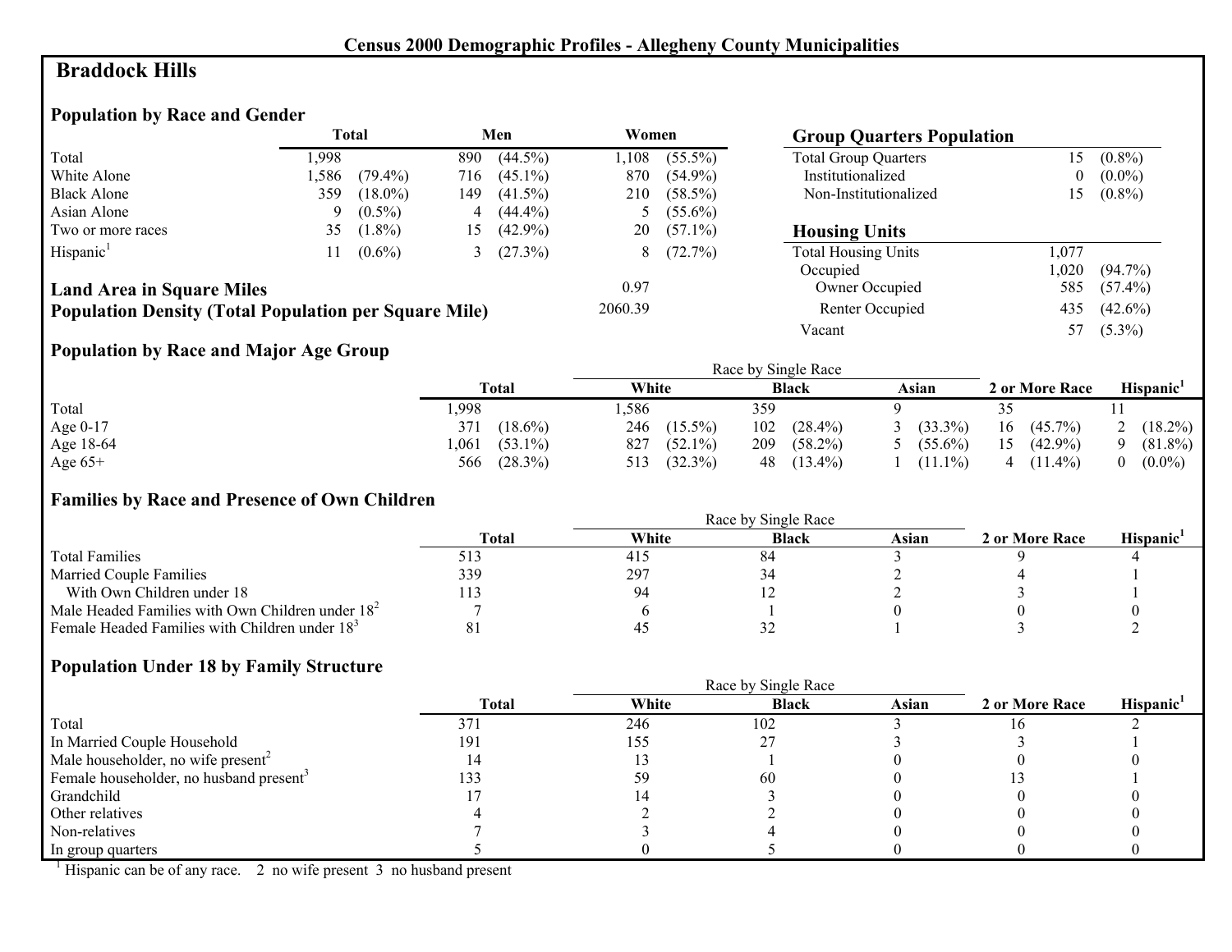**Census 2000 Demographic Profiles - Allegheny County Municipalities**

# Braddock Hills

## Population by Race and Gender

| | Total | | Men | | Women | |
|---|---|---|---|---|---|---|
| Total | 1,998 | | 890 | (44.5%) | 1,108 | (55.5%) |
| White Alone | 1,586 | (79.4%) | 716 | (45.1%) | 870 | (54.9%) |
| Black Alone | 359 | (18.0%) | 149 | (41.5%) | 210 | (58.5%) |
| Asian Alone | 9 | (0.5%) | 4 | (44.4%) | 5 | (55.6%) |
| Two or more races | 35 | (1.8%) | 15 | (42.9%) | 20 | (57.1%) |
| Hispanic[1] | 11 | (0.6%) | 3 | (27.3%) | 8 | (72.7%) |

**Land Area in Square Miles** 0.97

**Population Density (Total Population per Square Mile)** 2060.39

## Group Quarters Population

| | | |
|---|---|---|
| Total Group Quarters | 15 | (0.8%) |
| Institutionalized | 0 | (0.0%) |
| Non-Institutionalized | 15 | (0.8%) |

## Housing Units

| | | |
|---|---|---|
| Total Housing Units | 1,077 | |
| Occupied | 1,020 | (94.7%) |
| Owner Occupied | 585 | (57.4%) |
| Renter Occupied | 435 | (42.6%) |
| Vacant | 57 | (5.3%) |

## Population by Race and Major Age Group

| | Total | | Race by Single Race: White | | Black | | Asian | | 2 or More Race | | Hispanic[1] | |
|---|---|---|---|---|---|---|---|---|---|---|---|---|
| Total | 1,998 | | 1,586 | | 359 | | 9 | | 35 | | 11 | |
| Age 0-17 | 371 | (18.6%) | 246 | (15.5%) | 102 | (28.4%) | 3 | (33.3%) | 16 | (45.7%) | 2 | (18.2%) |
| Age 18-64 | 1,061 | (53.1%) | 827 | (52.1%) | 209 | (58.2%) | 5 | (55.6%) | 15 | (42.9%) | 9 | (81.8%) |
| Age 65+ | 566 | (28.3%) | 513 | (32.3%) | 48 | (13.4%) | 1 | (11.1%) | 4 | (11.4%) | 0 | (0.0%) |

## Families by Race and Presence of Own Children

| | Total | Race by Single Race: White | Black | Asian | 2 or More Race | Hispanic[1] |
|---|---|---|---|---|---|---|
| Total Families | 513 | 415 | 84 | 3 | 9 | 4 |
| Married Couple Families | 339 | 297 | 34 | 2 | 4 | 1 |
| With Own Children under 18 | 113 | 94 | 12 | 2 | 3 | 1 |
| Male Headed Families with Own Children under 18[2] | 7 | 6 | 1 | 0 | 0 | 0 |
| Female Headed Families with Children under 18[3] | 81 | 45 | 32 | 1 | 3 | 2 |

## Population Under 18 by Family Structure

| | Total | Race by Single Race: White | Black | Asian | 2 or More Race | Hispanic[1] |
|---|---|---|---|---|---|---|
| Total | 371 | 246 | 102 | 3 | 16 | 2 |
| In Married Couple Household | 191 | 155 | 27 | 3 | 3 | 1 |
| Male householder, no wife present[2] | 14 | 13 | 1 | 0 | 0 | 0 |
| Female householder, no husband present[3] | 133 | 59 | 60 | 0 | 13 | 1 |
| Grandchild | 17 | 14 | 3 | 0 | 0 | 0 |
| Other relatives | 4 | 2 | 2 | 0 | 0 | 0 |
| Non-relatives | 7 | 3 | 4 | 0 | 0 | 0 |
| In group quarters | 5 | 0 | 5 | 0 | 0 | 0 |

[1] Hispanic can be of any race. 2 no wife present 3 no husband present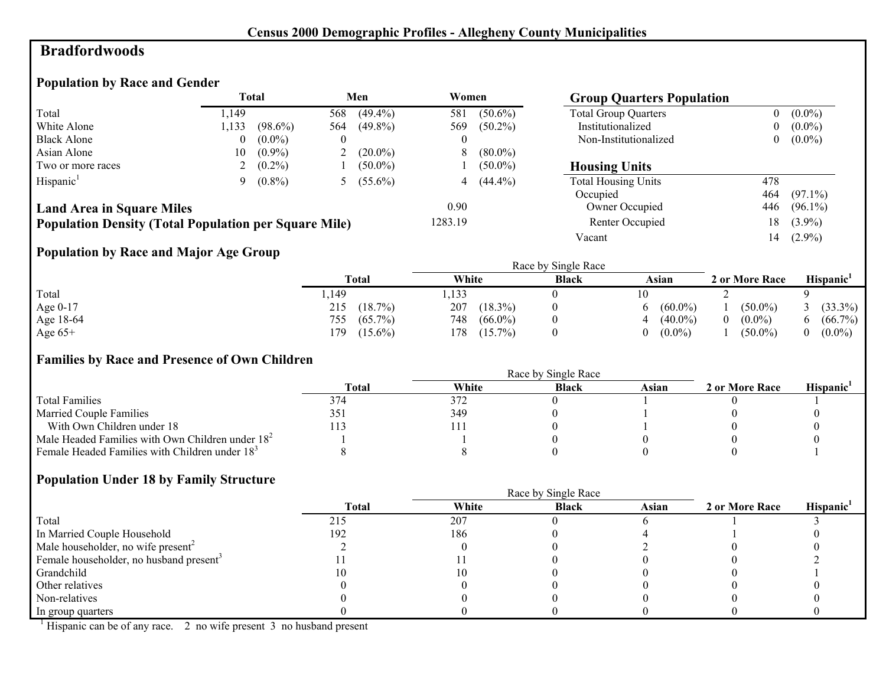# Census 2000 Demographic Profiles - Allegheny County Municipalities

## Bradfordwoods

### Population by Race and Gender

| | Total | | Men | | Women | |
|---|---|---|---|---|---|---|
| Total | 1,149 | | 568 | (49.4%) | 581 | (50.6%) |
| White Alone | 1,133 | (98.6%) | 564 | (49.8%) | 569 | (50.2%) |
| Black Alone | 0 | (0.0%) | 0 | | 0 | |
| Asian Alone | 10 | (0.9%) | 2 | (20.0%) | 8 | (80.0%) |
| Two or more races | 2 | (0.2%) | 1 | (50.0%) | 1 | (50.0%) |
| Hispanic[1] | 9 | (0.8%) | 5 | (55.6%) | 4 | (44.4%) |

**Land Area in Square Miles** 0.90

**Population Density (Total Population per Square Mile)** 1283.19

### Group Quarters Population

| | | |
|---|---|---|
| Total Group Quarters | 0 | (0.0%) |
| Institutionalized | 0 | (0.0%) |
| Non-Institutionalized | 0 | (0.0%) |

### Housing Units

| | | |
|---|---|---|
| Total Housing Units | 478 | |
| Occupied | 464 | (97.1%) |
| Owner Occupied | 446 | (96.1%) |
| Renter Occupied | 18 | (3.9%) |
| Vacant | 14 | (2.9%) |

### Population by Race and Major Age Group

| | Total | | Race by Single Race | | | | | | 2 or More Race | | Hispanic[1] | |
|---|---|---|---|---|---|---|---|---|---|---|---|---|
| | | | White | | Black | Asian | | | | | | |
| Total | 1,149 | | 1,133 | | 0 | 10 | | | 2 | | 9 | |
| Age 0-17 | 215 | (18.7%) | 207 | (18.3%) | 0 | 6 | (60.0%) | | 1 | (50.0%) | 3 | (33.3%) |
| Age 18-64 | 755 | (65.7%) | 748 | (66.0%) | 0 | 4 | (40.0%) | | 0 | (0.0%) | 6 | (66.7%) |
| Age 65+ | 179 | (15.6%) | 178 | (15.7%) | 0 | 0 | (0.0%) | | 1 | (50.0%) | 0 | (0.0%) |

### Families by Race and Presence of Own Children

| | Total | Race by Single Race | | | 2 or More Race | Hispanic[1] |
|---|---|---|---|---|---|---|
| | | White | Black | Asian | | |
| Total Families | 374 | 372 | 0 | 1 | 0 | 1 |
| Married Couple Families | 351 | 349 | 0 | 1 | 0 | 0 |
| With Own Children under 18 | 113 | 111 | 0 | 1 | 0 | 0 |
| Male Headed Families with Own Children under 18[2] | 1 | 1 | 0 | 0 | 0 | 0 |
| Female Headed Families with Children under 18[3] | 8 | 8 | 0 | 0 | 0 | 1 |

### Population Under 18 by Family Structure

| | Total | Race by Single Race | | | 2 or More Race | Hispanic[1] |
|---|---|---|---|---|---|---|
| | | White | Black | Asian | | |
| Total | 215 | 207 | 0 | 6 | 1 | 3 |
| In Married Couple Household | 192 | 186 | 0 | 4 | 1 | 0 |
| Male householder, no wife present[2] | 2 | 0 | 0 | 2 | 0 | 0 |
| Female householder, no husband present[3] | 11 | 11 | 0 | 0 | 0 | 2 |
| Grandchild | 10 | 10 | 0 | 0 | 0 | 1 |
| Other relatives | 0 | 0 | 0 | 0 | 0 | 0 |
| Non-relatives | 0 | 0 | 0 | 0 | 0 | 0 |
| In group quarters | 0 | 0 | 0 | 0 | 0 | 0 |

[1] Hispanic can be of any race. 2 no wife present 3 no husband present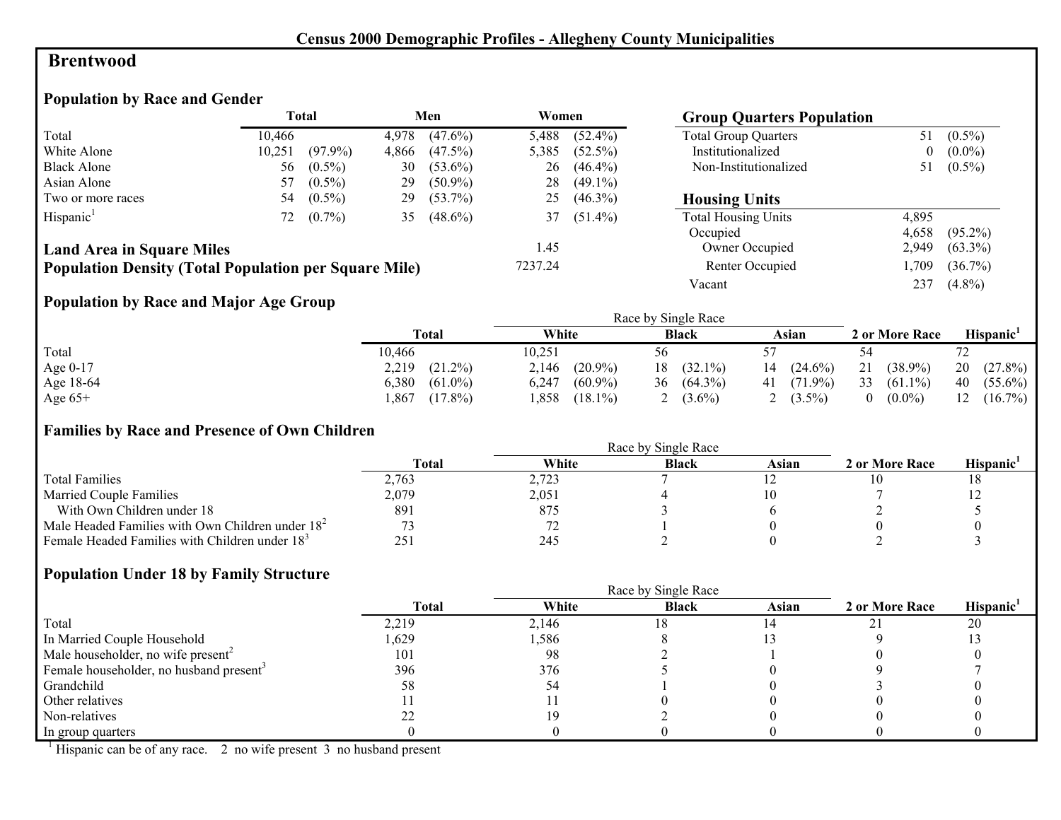# Census 2000 Demographic Profiles - Allegheny County Municipalities

## Brentwood

### Population by Race and Gender

| | Total | | Men | | Women | |
|---|---|---|---|---|---|---|
| Total | 10,466 | | 4,978 | (47.6%) | 5,488 | (52.4%) |
| White Alone | 10,251 | (97.9%) | 4,866 | (47.5%) | 5,385 | (52.5%) |
| Black Alone | 56 | (0.5%) | 30 | (53.6%) | 26 | (46.4%) |
| Asian Alone | 57 | (0.5%) | 29 | (50.9%) | 28 | (49.1%) |
| Two or more races | 54 | (0.5%) | 29 | (53.7%) | 25 | (46.3%) |
| Hispanic[1] | 72 | (0.7%) | 35 | (48.6%) | 37 | (51.4%) |

**Land Area in Square Miles** 1.45

**Population Density (Total Population per Square Mile)** 7237.24

### Group Quarters Population

| | | |
|---|---|---|
| Total Group Quarters | 51 | (0.5%) |
| Institutionalized | 0 | (0.0%) |
| Non-Institutionalized | 51 | (0.5%) |

### Housing Units

| | | |
|---|---|---|
| Total Housing Units | 4,895 | |
| Occupied | 4,658 | (95.2%) |
| Owner Occupied | 2,949 | (63.3%) |
| Renter Occupied | 1,709 | (36.7%) |
| Vacant | 237 | (4.8%) |

### Population by Race and Major Age Group

| | Total | | Race by Single Race | | | | | | 2 or More Race | | Hispanic[1] | |
|---|---|---|---|---|---|---|---|---|---|---|---|---|
| | | | White | | Black | | Asian | | | | | |
| Total | 10,466 | | 10,251 | | 56 | | 57 | | 54 | | 72 | |
| Age 0-17 | 2,219 | (21.2%) | 2,146 | (20.9%) | 18 | (32.1%) | 14 | (24.6%) | 21 | (38.9%) | 20 | (27.8%) |
| Age 18-64 | 6,380 | (61.0%) | 6,247 | (60.9%) | 36 | (64.3%) | 41 | (71.9%) | 33 | (61.1%) | 40 | (55.6%) |
| Age 65+ | 1,867 | (17.8%) | 1,858 | (18.1%) | 2 | (3.6%) | 2 | (3.5%) | 0 | (0.0%) | 12 | (16.7%) |

### Families by Race and Presence of Own Children

| | Total | Race by Single Race | | | 2 or More Race | Hispanic[1] |
|---|---|---|---|---|---|---|
| | | White | Black | Asian | | |
| Total Families | 2,763 | 2,723 | 7 | 12 | 10 | 18 |
| Married Couple Families | 2,079 | 2,051 | 4 | 10 | 7 | 12 |
| With Own Children under 18 | 891 | 875 | 3 | 6 | 2 | 5 |
| Male Headed Families with Own Children under 18[2] | 73 | 72 | 1 | 0 | 0 | 0 |
| Female Headed Families with Children under 18[3] | 251 | 245 | 2 | 0 | 2 | 3 |

### Population Under 18 by Family Structure

| | Total | Race by Single Race | | | 2 or More Race | Hispanic[1] |
|---|---|---|---|---|---|---|
| | | White | Black | Asian | | |
| Total | 2,219 | 2,146 | 18 | 14 | 21 | 20 |
| In Married Couple Household | 1,629 | 1,586 | 8 | 13 | 9 | 13 |
| Male householder, no wife present[2] | 101 | 98 | 2 | 1 | 0 | 0 |
| Female householder, no husband present[3] | 396 | 376 | 5 | 0 | 9 | 7 |
| Grandchild | 58 | 54 | 1 | 0 | 3 | 0 |
| Other relatives | 11 | 11 | 0 | 0 | 0 | 0 |
| Non-relatives | 22 | 19 | 2 | 0 | 0 | 0 |
| In group quarters | 0 | 0 | 0 | 0 | 0 | 0 |

[1] Hispanic can be of any race. 2 no wife present 3 no husband present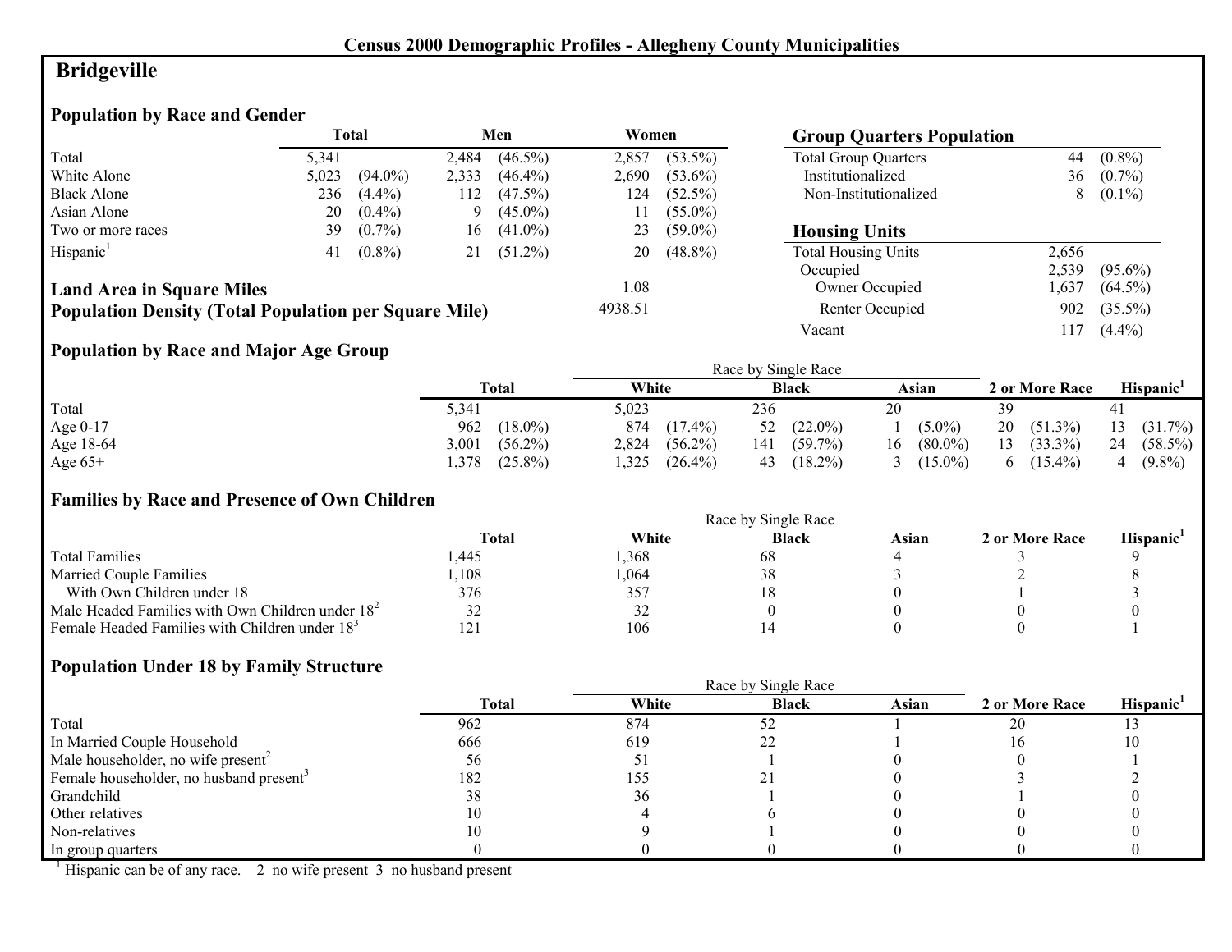# Census 2000 Demographic Profiles - Allegheny County Municipalities

## Bridgeville

### Population by Race and Gender

| | Total | | Men | | Women | |
|---|---|---|---|---|---|---|
| Total | 5,341 | | 2,484 | (46.5%) | 2,857 | (53.5%) |
| White Alone | 5,023 | (94.0%) | 2,333 | (46.4%) | 2,690 | (53.6%) |
| Black Alone | 236 | (4.4%) | 112 | (47.5%) | 124 | (52.5%) |
| Asian Alone | 20 | (0.4%) | 9 | (45.0%) | 11 | (55.0%) |
| Two or more races | 39 | (0.7%) | 16 | (41.0%) | 23 | (59.0%) |
| Hispanic[1] | 41 | (0.8%) | 21 | (51.2%) | 20 | (48.8%) |

**Land Area in Square Miles** 1.08

**Population Density (Total Population per Square Mile)** 4938.51

### Group Quarters Population

| | | |
|---|---|---|
| Total Group Quarters | 44 | (0.8%) |
| Institutionalized | 36 | (0.7%) |
| Non-Institutionalized | 8 | (0.1%) |

### Housing Units

| | | |
|---|---|---|
| Total Housing Units | 2,656 | |
| Occupied | 2,539 | (95.6%) |
| Owner Occupied | 1,637 | (64.5%) |
| Renter Occupied | 902 | (35.5%) |
| Vacant | 117 | (4.4%) |

### Population by Race and Major Age Group

| | Total | | Race by Single Race | | | | | | 2 or More Race | | Hispanic[1] | |
|---|---|---|---|---|---|---|---|---|---|---|---|---|
| | | | White | | Black | | Asian | | | | | |
| Total | 5,341 | | 5,023 | | 236 | | 20 | | 39 | | 41 | |
| Age 0-17 | 962 | (18.0%) | 874 | (17.4%) | 52 | (22.0%) | 1 | (5.0%) | 20 | (51.3%) | 13 | (31.7%) |
| Age 18-64 | 3,001 | (56.2%) | 2,824 | (56.2%) | 141 | (59.7%) | 16 | (80.0%) | 13 | (33.3%) | 24 | (58.5%) |
| Age 65+ | 1,378 | (25.8%) | 1,325 | (26.4%) | 43 | (18.2%) | 3 | (15.0%) | 6 | (15.4%) | 4 | (9.8%) |

### Families by Race and Presence of Own Children

| | Total | Race by Single Race | | | 2 or More Race | Hispanic[1] |
|---|---|---|---|---|---|---|
| | | White | Black | Asian | | |
| Total Families | 1,445 | 1,368 | 68 | 4 | 3 | 9 |
| Married Couple Families | 1,108 | 1,064 | 38 | 3 | 2 | 8 |
| With Own Children under 18 | 376 | 357 | 18 | 0 | 1 | 3 |
| Male Headed Families with Own Children under 18[2] | 32 | 32 | 0 | 0 | 0 | 0 |
| Female Headed Families with Children under 18[3] | 121 | 106 | 14 | 0 | 0 | 1 |

### Population Under 18 by Family Structure

| | Total | Race by Single Race | | | 2 or More Race | Hispanic[1] |
|---|---|---|---|---|---|---|
| | | White | Black | Asian | | |
| Total | 962 | 874 | 52 | 1 | 20 | 13 |
| In Married Couple Household | 666 | 619 | 22 | 1 | 16 | 10 |
| Male householder, no wife present[2] | 56 | 51 | 1 | 0 | 0 | 1 |
| Female householder, no husband present[3] | 182 | 155 | 21 | 0 | 3 | 2 |
| Grandchild | 38 | 36 | 1 | 0 | 1 | 0 |
| Other relatives | 10 | 4 | 6 | 0 | 0 | 0 |
| Non-relatives | 10 | 9 | 1 | 0 | 0 | 0 |
| In group quarters | 0 | 0 | 0 | 0 | 0 | 0 |

[1] Hispanic can be of any race. 2 no wife present 3 no husband present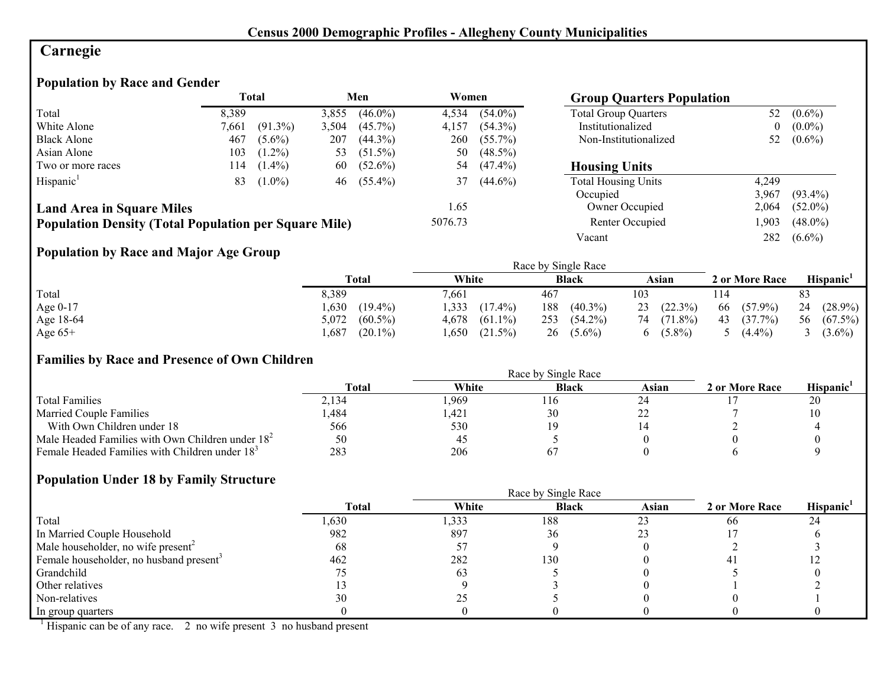## Census 2000 Demographic Profiles - Allegheny County Municipalities

# Carnegie

### Population by Race and Gender

| | Total | | Men | | Women | |
|---|---|---|---|---|---|---|
| Total | 8,389 | | 3,855 | (46.0%) | 4,534 | (54.0%) |
| White Alone | 7,661 | (91.3%) | 3,504 | (45.7%) | 4,157 | (54.3%) |
| Black Alone | 467 | (5.6%) | 207 | (44.3%) | 260 | (55.7%) |
| Asian Alone | 103 | (1.2%) | 53 | (51.5%) | 50 | (48.5%) |
| Two or more races | 114 | (1.4%) | 60 | (52.6%) | 54 | (47.4%) |
| Hispanic[1] | 83 | (1.0%) | 46 | (55.4%) | 37 | (44.6%) |

**Land Area in Square Miles** 1.65

**Population Density (Total Population per Square Mile)** 5076.73

### Group Quarters Population

| | | |
|---|---|---|
| Total Group Quarters | 52 | (0.6%) |
| Institutionalized | 0 | (0.0%) |
| Non-Institutionalized | 52 | (0.6%) |

### Housing Units

| | | |
|---|---|---|
| Total Housing Units | 4,249 | |
| Occupied | 3,967 | (93.4%) |
| Owner Occupied | 2,064 | (52.0%) |
| Renter Occupied | 1,903 | (48.0%) |
| Vacant | 282 | (6.6%) |

### Population by Race and Major Age Group

| | Total | | Race by Single Race: White | | Black | | Asian | | 2 or More Race | | Hispanic[1] | |
|---|---|---|---|---|---|---|---|---|---|---|---|---|
| Total | 8,389 | | 7,661 | | 467 | | 103 | | 114 | | 83 | |
| Age 0-17 | 1,630 | (19.4%) | 1,333 | (17.4%) | 188 | (40.3%) | 23 | (22.3%) | 66 | (57.9%) | 24 | (28.9%) |
| Age 18-64 | 5,072 | (60.5%) | 4,678 | (61.1%) | 253 | (54.2%) | 74 | (71.8%) | 43 | (37.7%) | 56 | (67.5%) |
| Age 65+ | 1,687 | (20.1%) | 1,650 | (21.5%) | 26 | (5.6%) | 6 | (5.8%) | 5 | (4.4%) | 3 | (3.6%) |

### Families by Race and Presence of Own Children

| | Total | Race by Single Race: White | Black | Asian | 2 or More Race | Hispanic[1] |
|---|---|---|---|---|---|---|
| Total Families | 2,134 | 1,969 | 116 | 24 | 17 | 20 |
| Married Couple Families | 1,484 | 1,421 | 30 | 22 | 7 | 10 |
| With Own Children under 18 | 566 | 530 | 19 | 14 | 2 | 4 |
| Male Headed Families with Own Children under 18[2] | 50 | 45 | 5 | 0 | 0 | 0 |
| Female Headed Families with Children under 18[3] | 283 | 206 | 67 | 0 | 6 | 9 |

### Population Under 18 by Family Structure

| | Total | Race by Single Race: White | Black | Asian | 2 or More Race | Hispanic[1] |
|---|---|---|---|---|---|---|
| Total | 1,630 | 1,333 | 188 | 23 | 66 | 24 |
| In Married Couple Household | 982 | 897 | 36 | 23 | 17 | 6 |
| Male householder, no wife present[2] | 68 | 57 | 9 | 0 | 2 | 3 |
| Female householder, no husband present[3] | 462 | 282 | 130 | 0 | 41 | 12 |
| Grandchild | 75 | 63 | 5 | 0 | 5 | 0 |
| Other relatives | 13 | 9 | 3 | 0 | 1 | 2 |
| Non-relatives | 30 | 25 | 5 | 0 | 0 | 1 |
| In group quarters | 0 | 0 | 0 | 0 | 0 | 0 |

[1] Hispanic can be of any race. 2 no wife present 3 no husband present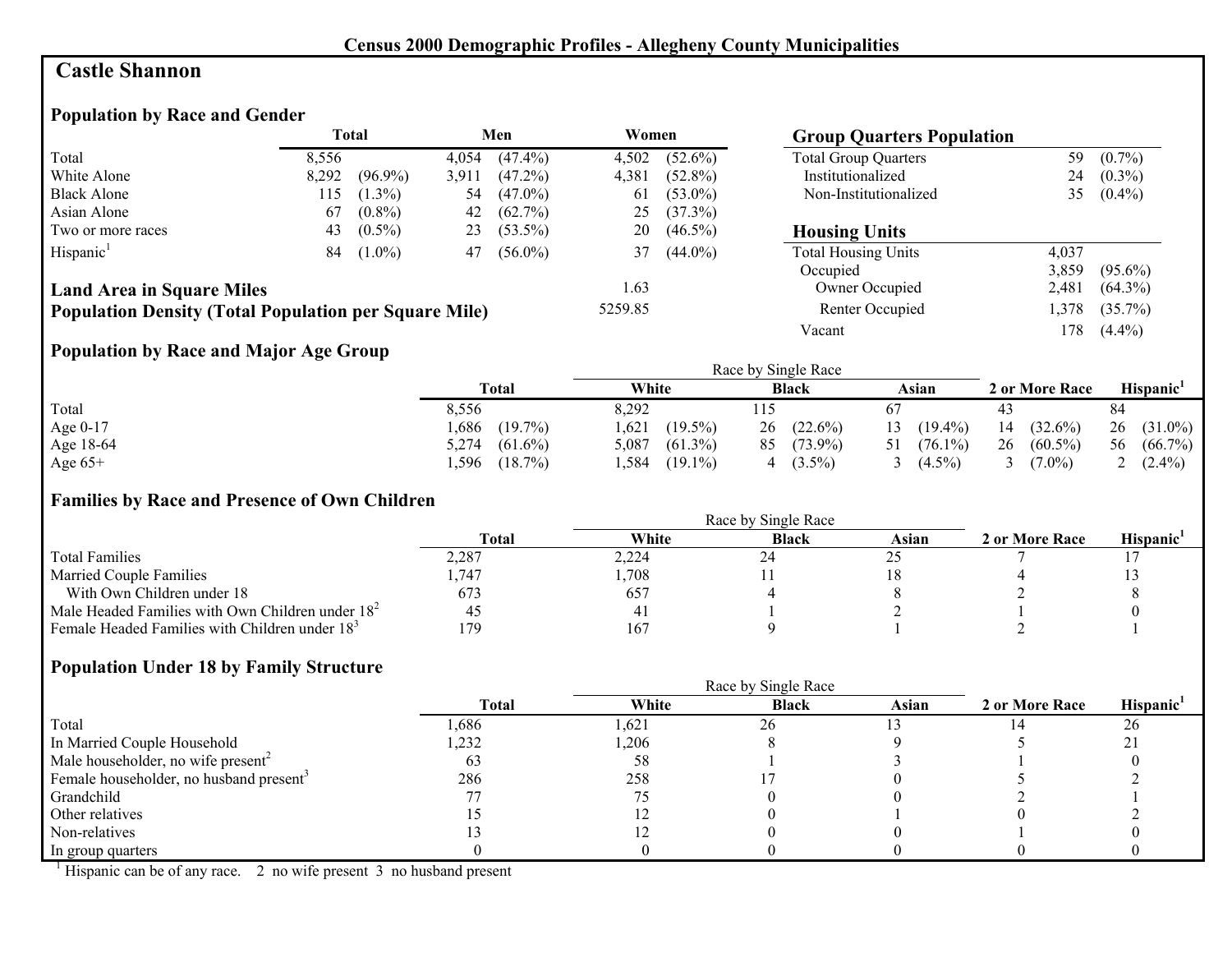## Census 2000 Demographic Profiles - Allegheny County Municipalities

# Castle Shannon

### Population by Race and Gender

| | Total | | Men | | Women | |
|---|---|---|---|---|---|---|
| Total | 8,556 | | 4,054 | (47.4%) | 4,502 | (52.6%) |
| White Alone | 8,292 | (96.9%) | 3,911 | (47.2%) | 4,381 | (52.8%) |
| Black Alone | 115 | (1.3%) | 54 | (47.0%) | 61 | (53.0%) |
| Asian Alone | 67 | (0.8%) | 42 | (62.7%) | 25 | (37.3%) |
| Two or more races | 43 | (0.5%) | 23 | (53.5%) | 20 | (46.5%) |
| Hispanic[1] | 84 | (1.0%) | 47 | (56.0%) | 37 | (44.0%) |

**Land Area in Square Miles** 1.63

**Population Density (Total Population per Square Mile)** 5259.85

### Group Quarters Population

| | | |
|---|---|---|
| Total Group Quarters | 59 | (0.7%) |
| Institutionalized | 24 | (0.3%) |
| Non-Institutionalized | 35 | (0.4%) |

### Housing Units

| | | |
|---|---|---|
| Total Housing Units | 4,037 | |
| Occupied | 3,859 | (95.6%) |
| Owner Occupied | 2,481 | (64.3%) |
| Renter Occupied | 1,378 | (35.7%) |
| Vacant | 178 | (4.4%) |

### Population by Race and Major Age Group

| | Total | | Race by Single Race: White | | Black | | Asian | | 2 or More Race | | Hispanic[1] | |
|---|---|---|---|---|---|---|---|---|---|---|---|---|
| Total | 8,556 | | 8,292 | | 115 | | 67 | | 43 | | 84 | |
| Age 0-17 | 1,686 | (19.7%) | 1,621 | (19.5%) | 26 | (22.6%) | 13 | (19.4%) | 14 | (32.6%) | 26 | (31.0%) |
| Age 18-64 | 5,274 | (61.6%) | 5,087 | (61.3%) | 85 | (73.9%) | 51 | (76.1%) | 26 | (60.5%) | 56 | (66.7%) |
| Age 65+ | 1,596 | (18.7%) | 1,584 | (19.1%) | 4 | (3.5%) | 3 | (4.5%) | 3 | (7.0%) | 2 | (2.4%) |

### Families by Race and Presence of Own Children

| | Total | Race by Single Race: White | Black | Asian | 2 or More Race | Hispanic[1] |
|---|---|---|---|---|---|---|
| Total Families | 2,287 | 2,224 | 24 | 25 | 7 | 17 |
| Married Couple Families | 1,747 | 1,708 | 11 | 18 | 4 | 13 |
| With Own Children under 18 | 673 | 657 | 4 | 8 | 2 | 8 |
| Male Headed Families with Own Children under 18[2] | 45 | 41 | 1 | 2 | 1 | 0 |
| Female Headed Families with Children under 18[3] | 179 | 167 | 9 | 1 | 2 | 1 |

### Population Under 18 by Family Structure

| | Total | Race by Single Race: White | Black | Asian | 2 or More Race | Hispanic[1] |
|---|---|---|---|---|---|---|
| Total | 1,686 | 1,621 | 26 | 13 | 14 | 26 |
| In Married Couple Household | 1,232 | 1,206 | 8 | 9 | 5 | 21 |
| Male householder, no wife present[2] | 63 | 58 | 1 | 3 | 1 | 0 |
| Female householder, no husband present[3] | 286 | 258 | 17 | 0 | 5 | 2 |
| Grandchild | 77 | 75 | 0 | 0 | 2 | 1 |
| Other relatives | 15 | 12 | 0 | 1 | 0 | 2 |
| Non-relatives | 13 | 12 | 0 | 0 | 1 | 0 |
| In group quarters | 0 | 0 | 0 | 0 | 0 | 0 |

[1] Hispanic can be of any race. 2 no wife present 3 no husband present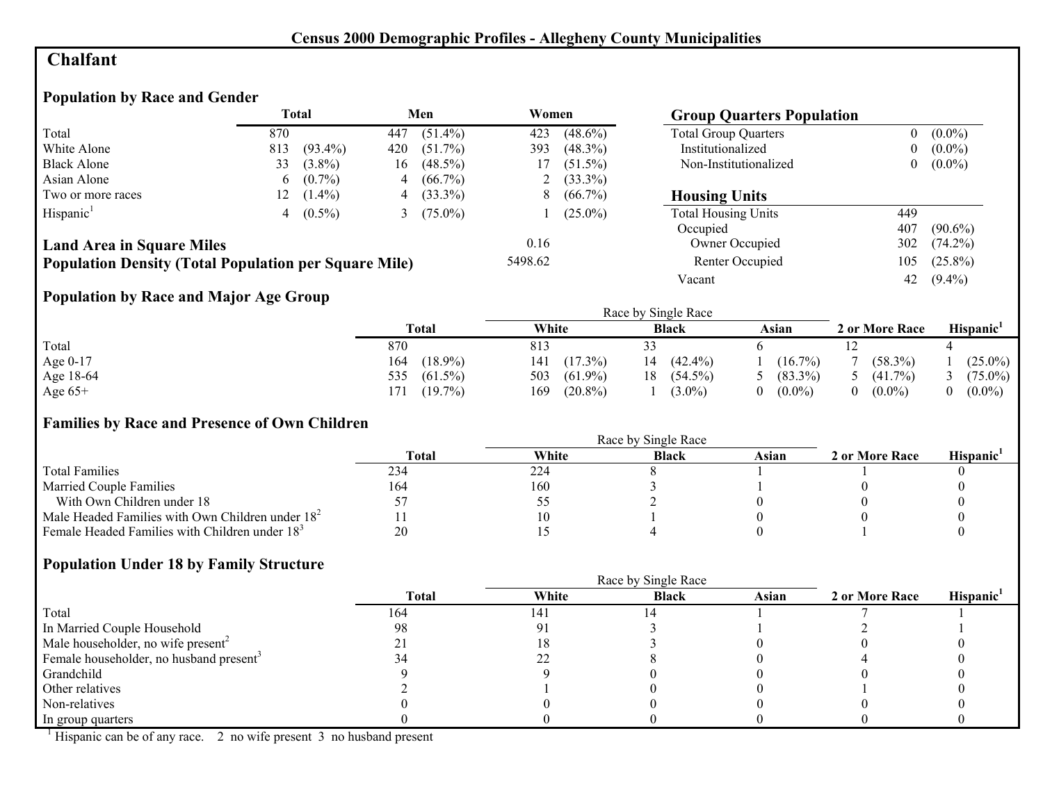# Census 2000 Demographic Profiles - Allegheny County Municipalities

## Chalfant

### Population by Race and Gender

| | Total | | Men | | Women | |
|---|---|---|---|---|---|---|
| Total | 870 | | 447 | (51.4%) | 423 | (48.6%) |
| White Alone | 813 | (93.4%) | 420 | (51.7%) | 393 | (48.3%) |
| Black Alone | 33 | (3.8%) | 16 | (48.5%) | 17 | (51.5%) |
| Asian Alone | 6 | (0.7%) | 4 | (66.7%) | 2 | (33.3%) |
| Two or more races | 12 | (1.4%) | 4 | (33.3%) | 8 | (66.7%) |
| Hispanic[1] | 4 | (0.5%) | 3 | (75.0%) | 1 | (25.0%) |

**Land Area in Square Miles** 0.16

**Population Density (Total Population per Square Mile)** 5498.62

### Group Quarters Population

| | | |
|---|---|---|
| Total Group Quarters | 0 | (0.0%) |
| Institutionalized | 0 | (0.0%) |
| Non-Institutionalized | 0 | (0.0%) |

### Housing Units

| | | |
|---|---|---|
| Total Housing Units | 449 | |
| Occupied | 407 | (90.6%) |
| Owner Occupied | 302 | (74.2%) |
| Renter Occupied | 105 | (25.8%) |
| Vacant | 42 | (9.4%) |

### Population by Race and Major Age Group

| | Total | | Race by Single Race | | | | | | 2 or More Race | | Hispanic[1] | |
|---|---|---|---|---|---|---|---|---|---|---|---|---|
| | | | White | | Black | | Asian | | | | | |
| Total | 870 | | 813 | | 33 | | 6 | | 12 | | 4 | |
| Age 0-17 | 164 | (18.9%) | 141 | (17.3%) | 14 | (42.4%) | 1 | (16.7%) | 7 | (58.3%) | 1 | (25.0%) |
| Age 18-64 | 535 | (61.5%) | 503 | (61.9%) | 18 | (54.5%) | 5 | (83.3%) | 5 | (41.7%) | 3 | (75.0%) |
| Age 65+ | 171 | (19.7%) | 169 | (20.8%) | 1 | (3.0%) | 0 | (0.0%) | 0 | (0.0%) | 0 | (0.0%) |

### Families by Race and Presence of Own Children

| | Total | Race by Single Race | | | 2 or More Race | Hispanic[1] |
|---|---|---|---|---|---|---|
| | | White | Black | Asian | | |
| Total Families | 234 | 224 | 8 | 1 | 1 | 0 |
| Married Couple Families | 164 | 160 | 3 | 1 | 0 | 0 |
| With Own Children under 18 | 57 | 55 | 2 | 0 | 0 | 0 |
| Male Headed Families with Own Children under 18[2] | 11 | 10 | 1 | 0 | 0 | 0 |
| Female Headed Families with Children under 18[3] | 20 | 15 | 4 | 0 | 1 | 0 |

### Population Under 18 by Family Structure

| | Total | Race by Single Race | | | 2 or More Race | Hispanic[1] |
|---|---|---|---|---|---|---|
| | | White | Black | Asian | | |
| Total | 164 | 141 | 14 | 1 | 7 | 1 |
| In Married Couple Household | 98 | 91 | 3 | 1 | 2 | 1 |
| Male householder, no wife present[2] | 21 | 18 | 3 | 0 | 0 | 0 |
| Female householder, no husband present[3] | 34 | 22 | 8 | 0 | 4 | 0 |
| Grandchild | 9 | 9 | 0 | 0 | 0 | 0 |
| Other relatives | 2 | 1 | 0 | 0 | 1 | 0 |
| Non-relatives | 0 | 0 | 0 | 0 | 0 | 0 |
| In group quarters | 0 | 0 | 0 | 0 | 0 | 0 |

[1] Hispanic can be of any race. 2 no wife present 3 no husband present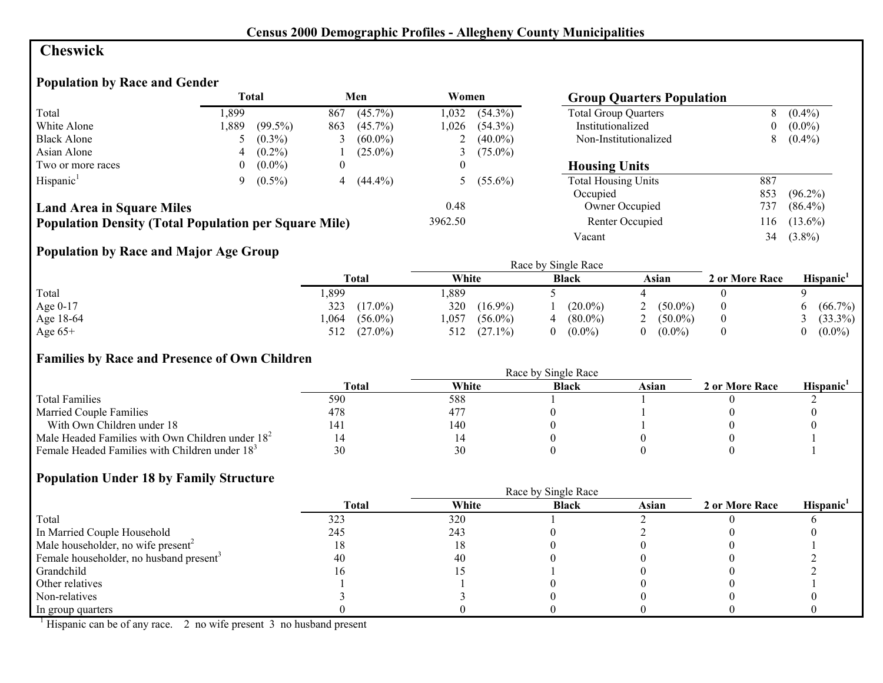## Census 2000 Demographic Profiles - Allegheny County Municipalities

# Cheswick

### Population by Race and Gender

| | Total | | Men | | Women | |
|---|---|---|---|---|---|---|
| Total | 1,899 | | 867 | (45.7%) | 1,032 | (54.3%) |
| White Alone | 1,889 | (99.5%) | 863 | (45.7%) | 1,026 | (54.3%) |
| Black Alone | 5 | (0.3%) | 3 | (60.0%) | 2 | (40.0%) |
| Asian Alone | 4 | (0.2%) | 1 | (25.0%) | 3 | (75.0%) |
| Two or more races | 0 | (0.0%) | 0 | | 0 | |
| Hispanic[1] | 9 | (0.5%) | 4 | (44.4%) | 5 | (55.6%) |

**Land Area in Square Miles** 0.48

**Population Density (Total Population per Square Mile)** 3962.50

### Group Quarters Population

| | | |
|---|---|---|
| Total Group Quarters | 8 | (0.4%) |
| Institutionalized | 0 | (0.0%) |
| Non-Institutionalized | 8 | (0.4%) |

### Housing Units

| | | |
|---|---|---|
| Total Housing Units | 887 | |
| Occupied | 853 | (96.2%) |
| Owner Occupied | 737 | (86.4%) |
| Renter Occupied | 116 | (13.6%) |
| Vacant | 34 | (3.8%) |

### Population by Race and Major Age Group

| | Total | | Race by Single Race: White | | Black | | Asian | | 2 or More Race | Hispanic[1] | |
|---|---|---|---|---|---|---|---|---|---|---|---|
| Total | 1,899 | | 1,889 | | 5 | | 4 | | 0 | 9 | |
| Age 0-17 | 323 | (17.0%) | 320 | (16.9%) | 1 | (20.0%) | 2 | (50.0%) | 0 | 6 | (66.7%) |
| Age 18-64 | 1,064 | (56.0%) | 1,057 | (56.0%) | 4 | (80.0%) | 2 | (50.0%) | 0 | 3 | (33.3%) |
| Age 65+ | 512 | (27.0%) | 512 | (27.1%) | 0 | (0.0%) | 0 | (0.0%) | 0 | 0 | (0.0%) |

### Families by Race and Presence of Own Children

| | Total | Race by Single Race: White | Black | Asian | 2 or More Race | Hispanic[1] |
|---|---|---|---|---|---|---|
| Total Families | 590 | 588 | 1 | 1 | 0 | 2 |
| Married Couple Families | 478 | 477 | 0 | 1 | 0 | 0 |
| With Own Children under 18 | 141 | 140 | 0 | 1 | 0 | 0 |
| Male Headed Families with Own Children under 18[2] | 14 | 14 | 0 | 0 | 0 | 1 |
| Female Headed Families with Children under 18[3] | 30 | 30 | 0 | 0 | 0 | 1 |

### Population Under 18 by Family Structure

| | Total | Race by Single Race: White | Black | Asian | 2 or More Race | Hispanic[1] |
|---|---|---|---|---|---|---|
| Total | 323 | 320 | 1 | 2 | 0 | 6 |
| In Married Couple Household | 245 | 243 | 0 | 2 | 0 | 0 |
| Male householder, no wife present[2] | 18 | 18 | 0 | 0 | 0 | 1 |
| Female householder, no husband present[3] | 40 | 40 | 0 | 0 | 0 | 2 |
| Grandchild | 16 | 15 | 1 | 0 | 0 | 2 |
| Other relatives | 1 | 1 | 0 | 0 | 0 | 1 |
| Non-relatives | 3 | 3 | 0 | 0 | 0 | 0 |
| In group quarters | 0 | 0 | 0 | 0 | 0 | 0 |

[1] Hispanic can be of any race. 2 no wife present 3 no husband present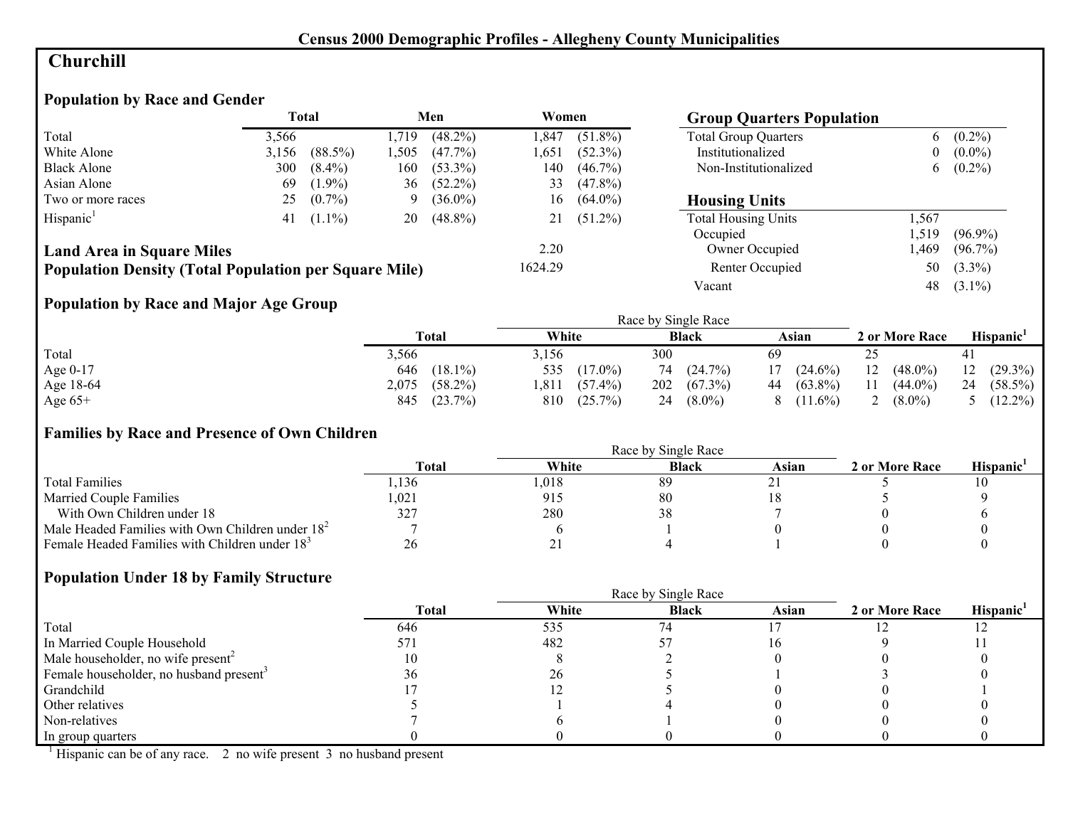## Census 2000 Demographic Profiles - Allegheny County Municipalities

# Churchill

### Population by Race and Gender

| | Total | | Men | | Women | |
|---|---|---|---|---|---|---|
| Total | 3,566 | | 1,719 | (48.2%) | 1,847 | (51.8%) |
| White Alone | 3,156 | (88.5%) | 1,505 | (47.7%) | 1,651 | (52.3%) |
| Black Alone | 300 | (8.4%) | 160 | (53.3%) | 140 | (46.7%) |
| Asian Alone | 69 | (1.9%) | 36 | (52.2%) | 33 | (47.8%) |
| Two or more races | 25 | (0.7%) | 9 | (36.0%) | 16 | (64.0%) |
| Hispanic[1] | 41 | (1.1%) | 20 | (48.8%) | 21 | (51.2%) |

**Land Area in Square Miles** 2.20

**Population Density (Total Population per Square Mile)** 1624.29

### Group Quarters Population

| | | |
|---|---|---|
| Total Group Quarters | 6 | (0.2%) |
| Institutionalized | 0 | (0.0%) |
| Non-Institutionalized | 6 | (0.2%) |

### Housing Units

| | | |
|---|---|---|
| Total Housing Units | 1,567 | |
| Occupied | 1,519 | (96.9%) |
| Owner Occupied | 1,469 | (96.7%) |
| Renter Occupied | 50 | (3.3%) |
| Vacant | 48 | (3.1%) |

### Population by Race and Major Age Group

| | Total | | Race by Single Race: White | | Black | | Asian | | 2 or More Race | | Hispanic[1] | |
|---|---|---|---|---|---|---|---|---|---|---|---|---|
| Total | 3,566 | | 3,156 | | 300 | | 69 | | 25 | | 41 | |
| Age 0-17 | 646 | (18.1%) | 535 | (17.0%) | 74 | (24.7%) | 17 | (24.6%) | 12 | (48.0%) | 12 | (29.3%) |
| Age 18-64 | 2,075 | (58.2%) | 1,811 | (57.4%) | 202 | (67.3%) | 44 | (63.8%) | 11 | (44.0%) | 24 | (58.5%) |
| Age 65+ | 845 | (23.7%) | 810 | (25.7%) | 24 | (8.0%) | 8 | (11.6%) | 2 | (8.0%) | 5 | (12.2%) |

### Families by Race and Presence of Own Children

| | Total | Race by Single Race: White | Black | Asian | 2 or More Race | Hispanic[1] |
|---|---|---|---|---|---|---|
| Total Families | 1,136 | 1,018 | 89 | 21 | 5 | 10 |
| Married Couple Families | 1,021 | 915 | 80 | 18 | 5 | 9 |
| With Own Children under 18 | 327 | 280 | 38 | 7 | 0 | 6 |
| Male Headed Families with Own Children under 18[2] | 7 | 6 | 1 | 0 | 0 | 0 |
| Female Headed Families with Children under 18[3] | 26 | 21 | 4 | 1 | 0 | 0 |

### Population Under 18 by Family Structure

| | Total | Race by Single Race: White | Black | Asian | 2 or More Race | Hispanic[1] |
|---|---|---|---|---|---|---|
| Total | 646 | 535 | 74 | 17 | 12 | 12 |
| In Married Couple Household | 571 | 482 | 57 | 16 | 9 | 11 |
| Male householder, no wife present[2] | 10 | 8 | 2 | 0 | 0 | 0 |
| Female householder, no husband present[3] | 36 | 26 | 5 | 1 | 3 | 0 |
| Grandchild | 17 | 12 | 5 | 0 | 0 | 1 |
| Other relatives | 5 | 1 | 4 | 0 | 0 | 0 |
| Non-relatives | 7 | 6 | 1 | 0 | 0 | 0 |
| In group quarters | 0 | 0 | 0 | 0 | 0 | 0 |

[1] Hispanic can be of any race. 2 no wife present 3 no husband present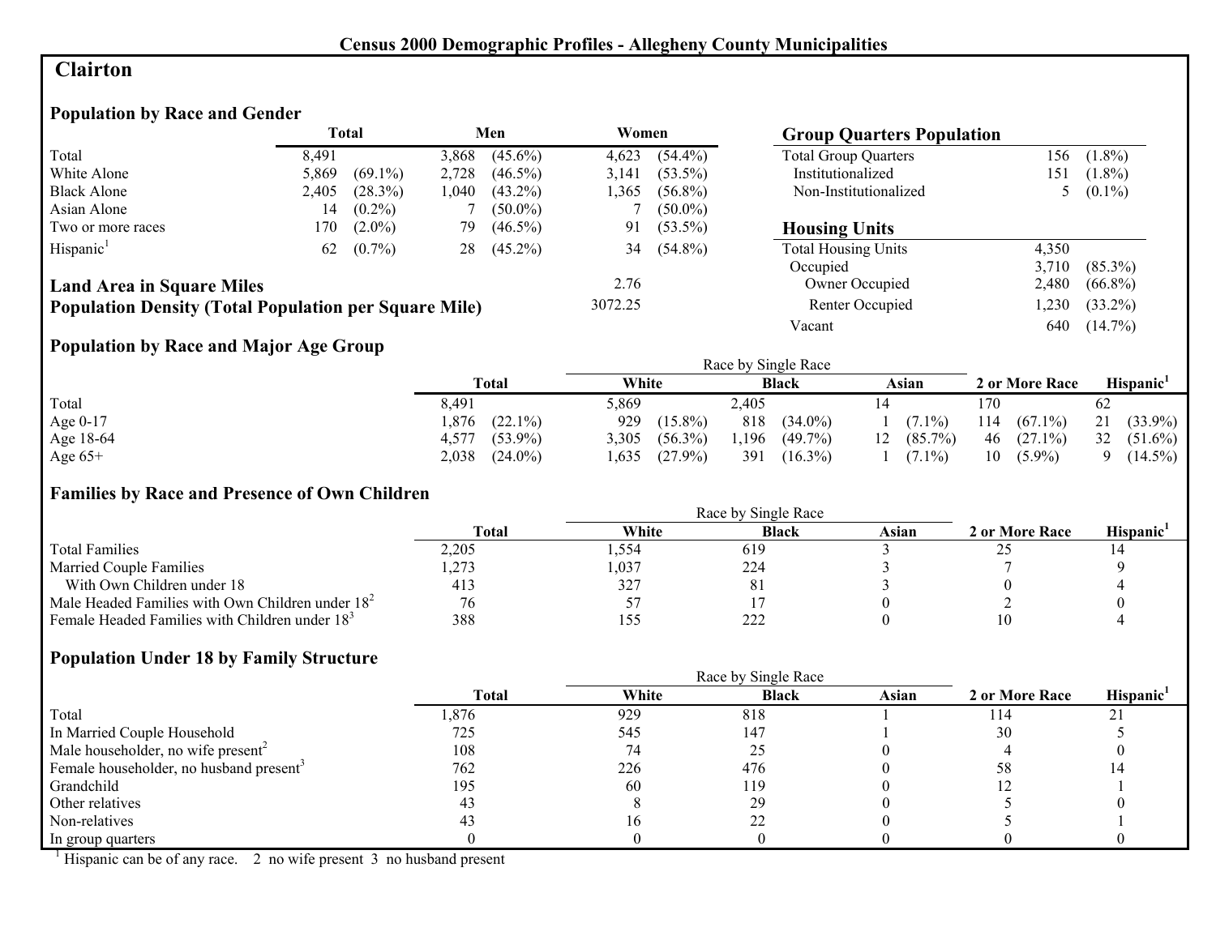# Census 2000 Demographic Profiles - Allegheny County Municipalities

## Clairton

### Population by Race and Gender

| | Total | | Men | | Women | |
|---|---|---|---|---|---|---|
| Total | 8,491 | | 3,868 | (45.6%) | 4,623 | (54.4%) |
| White Alone | 5,869 | (69.1%) | 2,728 | (46.5%) | 3,141 | (53.5%) |
| Black Alone | 2,405 | (28.3%) | 1,040 | (43.2%) | 1,365 | (56.8%) |
| Asian Alone | 14 | (0.2%) | 7 | (50.0%) | 7 | (50.0%) |
| Two or more races | 170 | (2.0%) | 79 | (46.5%) | 91 | (53.5%) |
| Hispanic[1] | 62 | (0.7%) | 28 | (45.2%) | 34 | (54.8%) |

**Land Area in Square Miles** 2.76

**Population Density (Total Population per Square Mile)** 3072.25

### Group Quarters Population

| | | |
|---|---|---|
| Total Group Quarters | 156 | (1.8%) |
| Institutionalized | 151 | (1.8%) |
| Non-Institutionalized | 5 | (0.1%) |

### Housing Units

| | | |
|---|---|---|
| Total Housing Units | 4,350 | |
| Occupied | 3,710 | (85.3%) |
| Owner Occupied | 2,480 | (66.8%) |
| Renter Occupied | 1,230 | (33.2%) |
| Vacant | 640 | (14.7%) |

### Population by Race and Major Age Group

| | Total | | Race by Single Race: White | | Black | | Asian | | 2 or More Race | | Hispanic[1] | |
|---|---|---|---|---|---|---|---|---|---|---|---|---|
| Total | 8,491 | | 5,869 | | 2,405 | | 14 | | 170 | | 62 | |
| Age 0-17 | 1,876 | (22.1%) | 929 | (15.8%) | 818 | (34.0%) | 1 | (7.1%) | 114 | (67.1%) | 21 | (33.9%) |
| Age 18-64 | 4,577 | (53.9%) | 3,305 | (56.3%) | 1,196 | (49.7%) | 12 | (85.7%) | 46 | (27.1%) | 32 | (51.6%) |
| Age 65+ | 2,038 | (24.0%) | 1,635 | (27.9%) | 391 | (16.3%) | 1 | (7.1%) | 10 | (5.9%) | 9 | (14.5%) |

### Families by Race and Presence of Own Children

| | Total | Race by Single Race: White | Black | Asian | 2 or More Race | Hispanic[1] |
|---|---|---|---|---|---|---|
| Total Families | 2,205 | 1,554 | 619 | 3 | 25 | 14 |
| Married Couple Families | 1,273 | 1,037 | 224 | 3 | 7 | 9 |
| With Own Children under 18 | 413 | 327 | 81 | 3 | 0 | 4 |
| Male Headed Families with Own Children under 18[2] | 76 | 57 | 17 | 0 | 2 | 0 |
| Female Headed Families with Children under 18[3] | 388 | 155 | 222 | 0 | 10 | 4 |

### Population Under 18 by Family Structure

| | Total | Race by Single Race: White | Black | Asian | 2 or More Race | Hispanic[1] |
|---|---|---|---|---|---|---|
| Total | 1,876 | 929 | 818 | 1 | 114 | 21 |
| In Married Couple Household | 725 | 545 | 147 | 1 | 30 | 5 |
| Male householder, no wife present[2] | 108 | 74 | 25 | 0 | 4 | 0 |
| Female householder, no husband present[3] | 762 | 226 | 476 | 0 | 58 | 14 |
| Grandchild | 195 | 60 | 119 | 0 | 12 | 1 |
| Other relatives | 43 | 8 | 29 | 0 | 5 | 0 |
| Non-relatives | 43 | 16 | 22 | 0 | 5 | 1 |
| In group quarters | 0 | 0 | 0 | 0 | 0 | 0 |

[1] Hispanic can be of any race. 2 no wife present 3 no husband present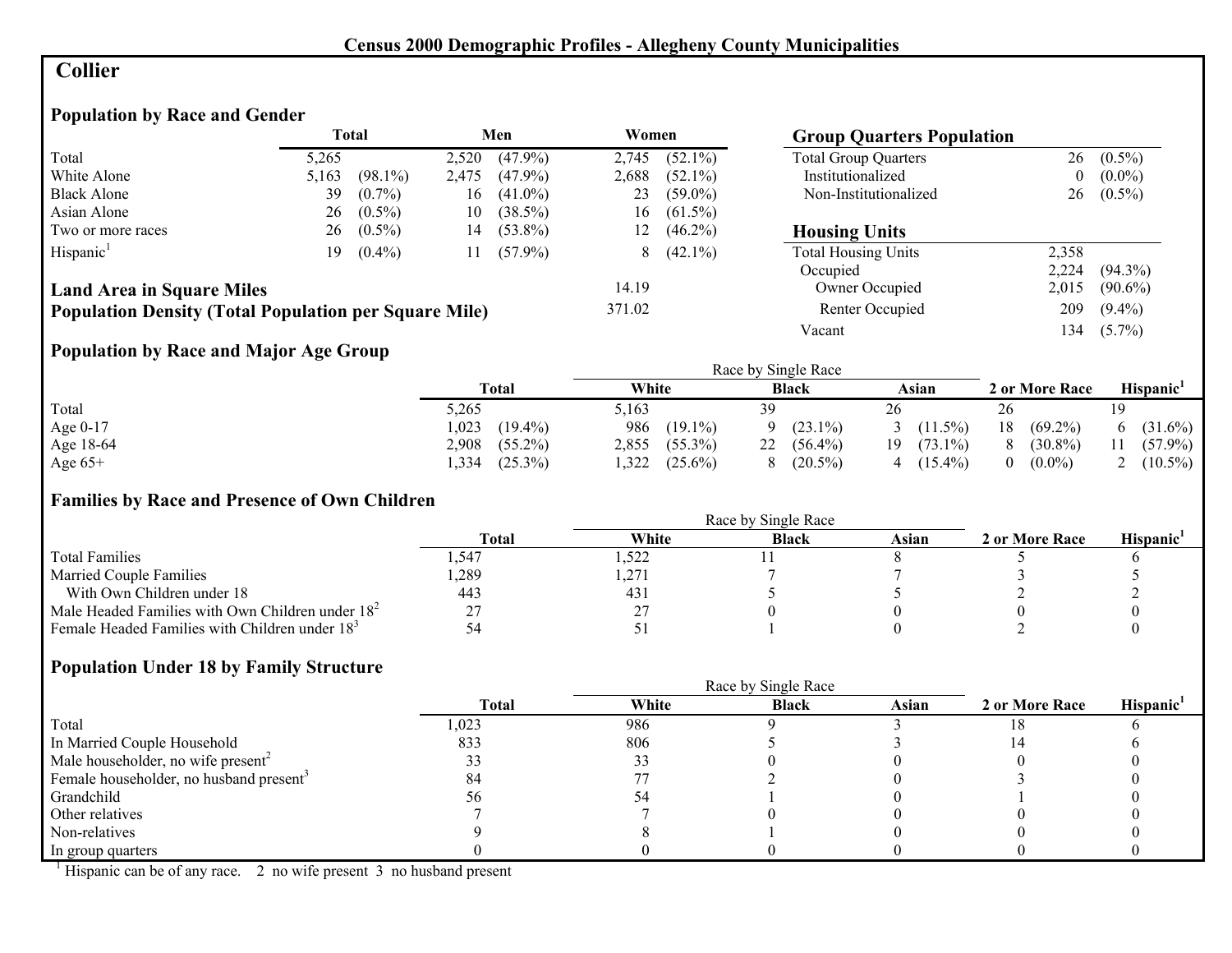## Census 2000 Demographic Profiles - Allegheny County Municipalities

# Collier

### Population by Race and Gender

| | Total | | Men | | Women | |
|---|---|---|---|---|---|---|
| Total | 5,265 | | 2,520 | (47.9%) | 2,745 | (52.1%) |
| White Alone | 5,163 | (98.1%) | 2,475 | (47.9%) | 2,688 | (52.1%) |
| Black Alone | 39 | (0.7%) | 16 | (41.0%) | 23 | (59.0%) |
| Asian Alone | 26 | (0.5%) | 10 | (38.5%) | 16 | (61.5%) |
| Two or more races | 26 | (0.5%) | 14 | (53.8%) | 12 | (46.2%) |
| Hispanic[1] | 19 | (0.4%) | 11 | (57.9%) | 8 | (42.1%) |

**Land Area in Square Miles** 14.19

**Population Density (Total Population per Square Mile)** 371.02

### Group Quarters Population

| | | |
|---|---|---|
| Total Group Quarters | 26 | (0.5%) |
| Institutionalized | 0 | (0.0%) |
| Non-Institutionalized | 26 | (0.5%) |

### Housing Units

| | | |
|---|---|---|
| Total Housing Units | 2,358 | |
| Occupied | 2,224 | (94.3%) |
| Owner Occupied | 2,015 | (90.6%) |
| Renter Occupied | 209 | (9.4%) |
| Vacant | 134 | (5.7%) |

### Population by Race and Major Age Group

| | Total | | Race by Single Race: White | | Black | | Asian | | 2 or More Race | | Hispanic[1] | |
|---|---|---|---|---|---|---|---|---|---|---|---|---|
| Total | 5,265 | | 5,163 | | 39 | | 26 | | 26 | | 19 | |
| Age 0-17 | 1,023 | (19.4%) | 986 | (19.1%) | 9 | (23.1%) | 3 | (11.5%) | 18 | (69.2%) | 6 | (31.6%) |
| Age 18-64 | 2,908 | (55.2%) | 2,855 | (55.3%) | 22 | (56.4%) | 19 | (73.1%) | 8 | (30.8%) | 11 | (57.9%) |
| Age 65+ | 1,334 | (25.3%) | 1,322 | (25.6%) | 8 | (20.5%) | 4 | (15.4%) | 0 | (0.0%) | 2 | (10.5%) |

### Families by Race and Presence of Own Children

| | Total | Race by Single Race: White | Black | Asian | 2 or More Race | Hispanic[1] |
|---|---|---|---|---|---|---|
| Total Families | 1,547 | 1,522 | 11 | 8 | 5 | 6 |
| Married Couple Families | 1,289 | 1,271 | 7 | 7 | 3 | 5 |
| With Own Children under 18 | 443 | 431 | 5 | 5 | 2 | 2 |
| Male Headed Families with Own Children under 18[2] | 27 | 27 | 0 | 0 | 0 | 0 |
| Female Headed Families with Children under 18[3] | 54 | 51 | 1 | 0 | 2 | 0 |

### Population Under 18 by Family Structure

| | Total | Race by Single Race: White | Black | Asian | 2 or More Race | Hispanic[1] |
|---|---|---|---|---|---|---|
| Total | 1,023 | 986 | 9 | 3 | 18 | 6 |
| In Married Couple Household | 833 | 806 | 5 | 3 | 14 | 6 |
| Male householder, no wife present[2] | 33 | 33 | 0 | 0 | 0 | 0 |
| Female householder, no husband present[3] | 84 | 77 | 2 | 0 | 3 | 0 |
| Grandchild | 56 | 54 | 1 | 0 | 1 | 0 |
| Other relatives | 7 | 7 | 0 | 0 | 0 | 0 |
| Non-relatives | 9 | 8 | 1 | 0 | 0 | 0 |
| In group quarters | 0 | 0 | 0 | 0 | 0 | 0 |

[1] Hispanic can be of any race. 2 no wife present 3 no husband present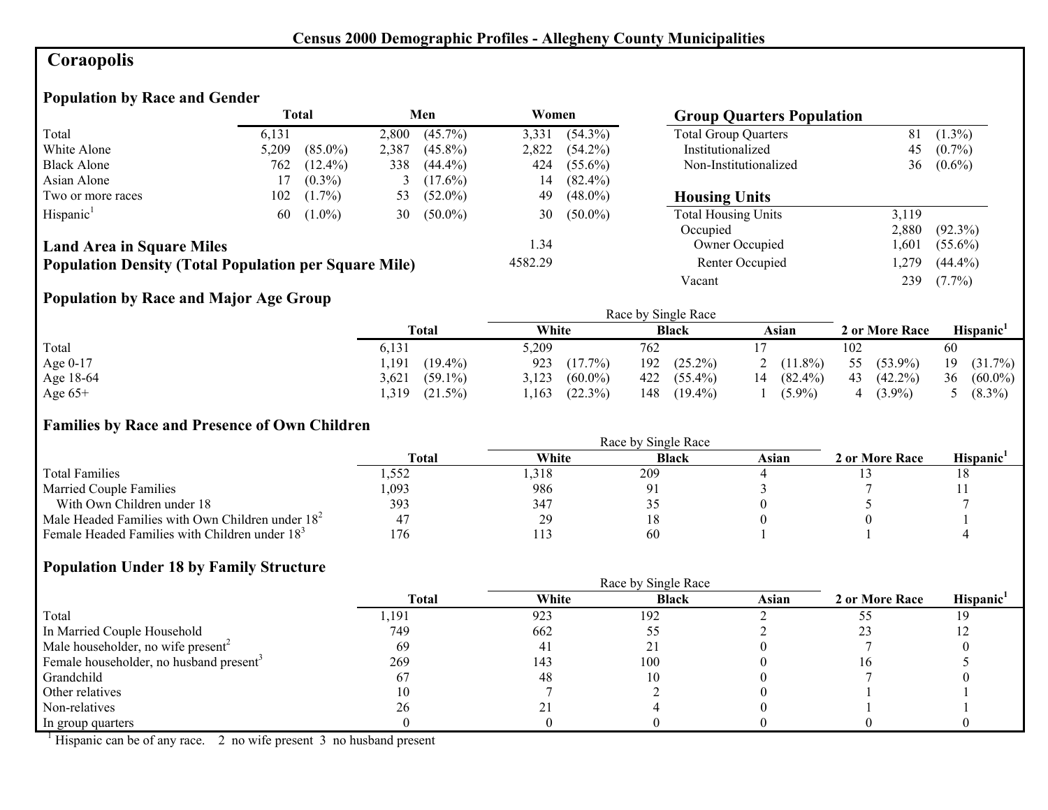# Census 2000 Demographic Profiles - Allegheny County Municipalities

## Coraopolis

### Population by Race and Gender

| | Total | | Men | | Women | |
|---|---|---|---|---|---|---|
| Total | 6,131 | | 2,800 | (45.7%) | 3,331 | (54.3%) |
| White Alone | 5,209 | (85.0%) | 2,387 | (45.8%) | 2,822 | (54.2%) |
| Black Alone | 762 | (12.4%) | 338 | (44.4%) | 424 | (55.6%) |
| Asian Alone | 17 | (0.3%) | 3 | (17.6%) | 14 | (82.4%) |
| Two or more races | 102 | (1.7%) | 53 | (52.0%) | 49 | (48.0%) |
| Hispanic[1] | 60 | (1.0%) | 30 | (50.0%) | 30 | (50.0%) |

**Land Area in Square Miles** 1.34

**Population Density (Total Population per Square Mile)** 4582.29

### Group Quarters Population

| | | |
|---|---|---|
| Total Group Quarters | 81 | (1.3%) |
| Institutionalized | 45 | (0.7%) |
| Non-Institutionalized | 36 | (0.6%) |

### Housing Units

| | | |
|---|---|---|
| Total Housing Units | 3,119 | |
| Occupied | 2,880 | (92.3%) |
| Owner Occupied | 1,601 | (55.6%) |
| Renter Occupied | 1,279 | (44.4%) |
| Vacant | 239 | (7.7%) |

### Population by Race and Major Age Group

| | Total | | Race by Single Race | | | | | | 2 or More Race | | Hispanic[1] | |
|---|---|---|---|---|---|---|---|---|---|---|---|---|
| | | | White | | Black | | Asian | | | | | |
| Total | 6,131 | | 5,209 | | 762 | | 17 | | 102 | | 60 | |
| Age 0-17 | 1,191 | (19.4%) | 923 | (17.7%) | 192 | (25.2%) | 2 | (11.8%) | 55 | (53.9%) | 19 | (31.7%) |
| Age 18-64 | 3,621 | (59.1%) | 3,123 | (60.0%) | 422 | (55.4%) | 14 | (82.4%) | 43 | (42.2%) | 36 | (60.0%) |
| Age 65+ | 1,319 | (21.5%) | 1,163 | (22.3%) | 148 | (19.4%) | 1 | (5.9%) | 4 | (3.9%) | 5 | (8.3%) |

### Families by Race and Presence of Own Children

| | Total | Race by Single Race | | | 2 or More Race | Hispanic[1] |
|---|---|---|---|---|---|---|
| | | White | Black | Asian | | |
| Total Families | 1,552 | 1,318 | 209 | 4 | 13 | 18 |
| Married Couple Families | 1,093 | 986 | 91 | 3 | 7 | 11 |
| With Own Children under 18 | 393 | 347 | 35 | 0 | 5 | 7 |
| Male Headed Families with Own Children under 18[2] | 47 | 29 | 18 | 0 | 0 | 1 |
| Female Headed Families with Children under 18[3] | 176 | 113 | 60 | 1 | 1 | 4 |

### Population Under 18 by Family Structure

| | Total | Race by Single Race | | | 2 or More Race | Hispanic[1] |
|---|---|---|---|---|---|---|
| | | White | Black | Asian | | |
| Total | 1,191 | 923 | 192 | 2 | 55 | 19 |
| In Married Couple Household | 749 | 662 | 55 | 2 | 23 | 12 |
| Male householder, no wife present[2] | 69 | 41 | 21 | 0 | 7 | 0 |
| Female householder, no husband present[3] | 269 | 143 | 100 | 0 | 16 | 5 |
| Grandchild | 67 | 48 | 10 | 0 | 7 | 0 |
| Other relatives | 10 | 7 | 2 | 0 | 1 | 1 |
| Non-relatives | 26 | 21 | 4 | 0 | 1 | 1 |
| In group quarters | 0 | 0 | 0 | 0 | 0 | 0 |

[1] Hispanic can be of any race. 2 no wife present 3 no husband present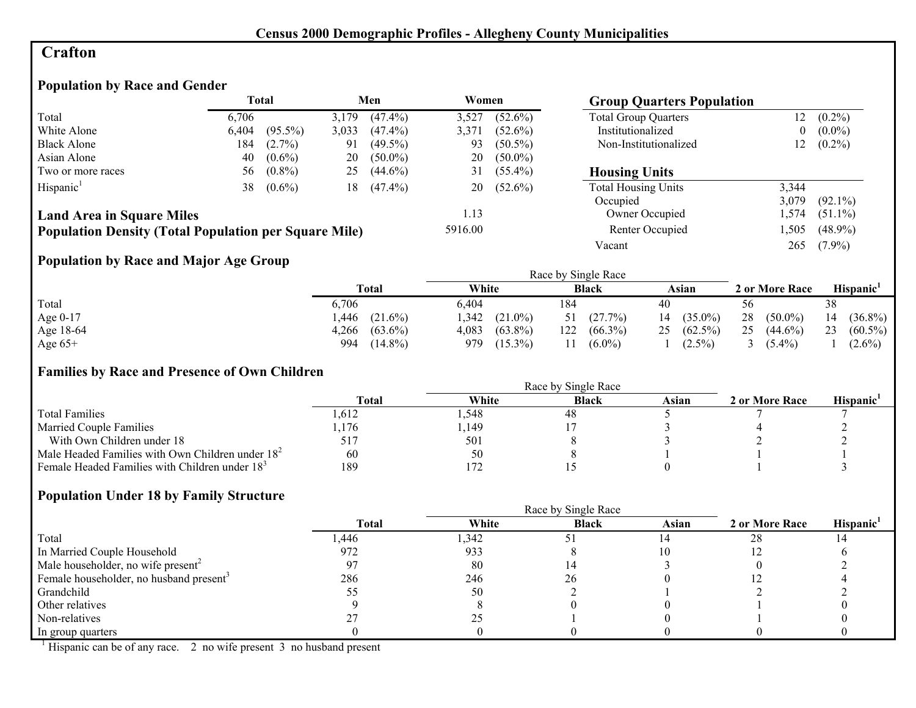Census 2000 Demographic Profiles - Allegheny County Municipalities

# Crafton

## Population by Race and Gender

| | Total | | Men | | Women | |
|---|---|---|---|---|---|---|
| Total | 6,706 | | 3,179 | (47.4%) | 3,527 | (52.6%) |
| White Alone | 6,404 | (95.5%) | 3,033 | (47.4%) | 3,371 | (52.6%) |
| Black Alone | 184 | (2.7%) | 91 | (49.5%) | 93 | (50.5%) |
| Asian Alone | 40 | (0.6%) | 20 | (50.0%) | 20 | (50.0%) |
| Two or more races | 56 | (0.8%) | 25 | (44.6%) | 31 | (55.4%) |
| Hispanic[1] | 38 | (0.6%) | 18 | (47.4%) | 20 | (52.6%) |

**Land Area in Square Miles** 1.13

**Population Density (Total Population per Square Mile)** 5916.00

## Group Quarters Population

| | | |
|---|---|---|
| Total Group Quarters | 12 | (0.2%) |
| Institutionalized | 0 | (0.0%) |
| Non-Institutionalized | 12 | (0.2%) |

## Housing Units

| | | |
|---|---|---|
| Total Housing Units | 3,344 | |
| Occupied | 3,079 | (92.1%) |
| Owner Occupied | 1,574 | (51.1%) |
| Renter Occupied | 1,505 | (48.9%) |
| Vacant | 265 | (7.9%) |

## Population by Race and Major Age Group

| | Total | | White | | Black | | Asian | | 2 or More Race | | Hispanic[1] | |
|---|---|---|---|---|---|---|---|---|---|---|---|---|
| Total | 6,706 | | 6,404 | | 184 | | 40 | | 56 | | 38 | |
| Age 0-17 | 1,446 | (21.6%) | 1,342 | (21.0%) | 51 | (27.7%) | 14 | (35.0%) | 28 | (50.0%) | 14 | (36.8%) |
| Age 18-64 | 4,266 | (63.6%) | 4,083 | (63.8%) | 122 | (66.3%) | 25 | (62.5%) | 25 | (44.6%) | 23 | (60.5%) |
| Age 65+ | 994 | (14.8%) | 979 | (15.3%) | 11 | (6.0%) | 1 | (2.5%) | 3 | (5.4%) | 1 | (2.6%) |

## Families by Race and Presence of Own Children

| | Total | White | Black | Asian | 2 or More Race | Hispanic[1] |
|---|---|---|---|---|---|---|
| Total Families | 1,612 | 1,548 | 48 | 5 | 7 | 7 |
| Married Couple Families | 1,176 | 1,149 | 17 | 3 | 4 | 2 |
| With Own Children under 18 | 517 | 501 | 8 | 3 | 2 | 2 |
| Male Headed Families with Own Children under 18[2] | 60 | 50 | 8 | 1 | 1 | 1 |
| Female Headed Families with Children under 18[3] | 189 | 172 | 15 | 0 | 1 | 3 |

## Population Under 18 by Family Structure

| | Total | White | Black | Asian | 2 or More Race | Hispanic[1] |
|---|---|---|---|---|---|---|
| Total | 1,446 | 1,342 | 51 | 14 | 28 | 14 |
| In Married Couple Household | 972 | 933 | 8 | 10 | 12 | 6 |
| Male householder, no wife present[2] | 97 | 80 | 14 | 3 | 0 | 2 |
| Female householder, no husband present[3] | 286 | 246 | 26 | 0 | 12 | 4 |
| Grandchild | 55 | 50 | 2 | 1 | 2 | 2 |
| Other relatives | 9 | 8 | 0 | 0 | 1 | 0 |
| Non-relatives | 27 | 25 | 1 | 0 | 1 | 0 |
| In group quarters | 0 | 0 | 0 | 0 | 0 | 0 |

[1] Hispanic can be of any race. 2 no wife present 3 no husband present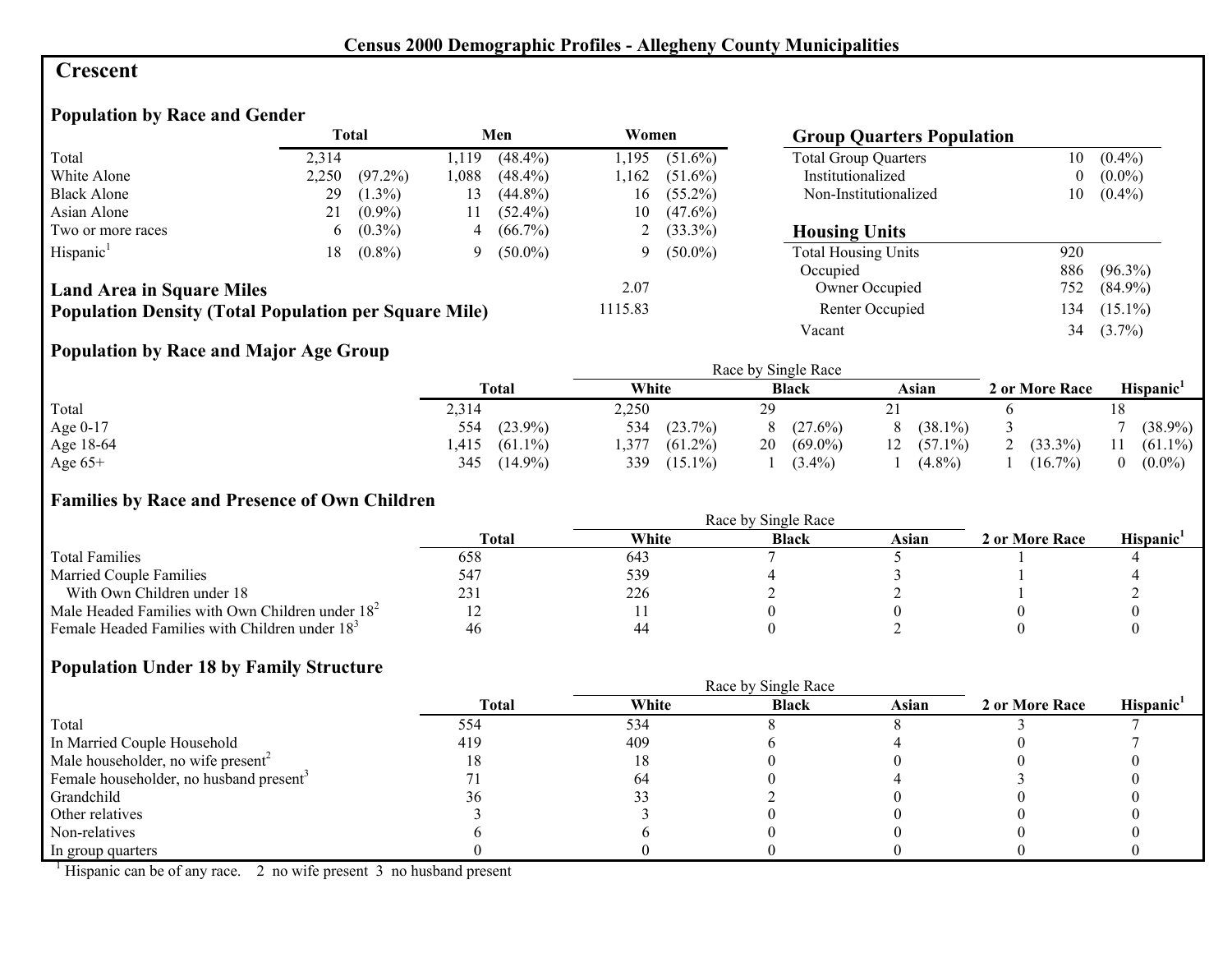**Census 2000 Demographic Profiles - Allegheny County Municipalities**

# Crescent

## Population by Race and Gender

| | Total | | Men | | Women | |
|---|---|---|---|---|---|---|
| Total | 2,314 | | 1,119 | (48.4%) | 1,195 | (51.6%) |
| White Alone | 2,250 | (97.2%) | 1,088 | (48.4%) | 1,162 | (51.6%) |
| Black Alone | 29 | (1.3%) | 13 | (44.8%) | 16 | (55.2%) |
| Asian Alone | 21 | (0.9%) | 11 | (52.4%) | 10 | (47.6%) |
| Two or more races | 6 | (0.3%) | 4 | (66.7%) | 2 | (33.3%) |
| Hispanic[1] | 18 | (0.8%) | 9 | (50.0%) | 9 | (50.0%) |

**Land Area in Square Miles** 2.07

**Population Density (Total Population per Square Mile)** 1115.83

## Group Quarters Population

| | | |
|---|---|---|
| Total Group Quarters | 10 | (0.4%) |
| Institutionalized | 0 | (0.0%) |
| Non-Institutionalized | 10 | (0.4%) |

## Housing Units

| | | |
|---|---|---|
| Total Housing Units | 920 | |
| Occupied | 886 | (96.3%) |
| Owner Occupied | 752 | (84.9%) |
| Renter Occupied | 134 | (15.1%) |
| Vacant | 34 | (3.7%) |

## Population by Race and Major Age Group

| | Total | | Race by Single Race: White | | Black | | Asian | | 2 or More Race | | Hispanic[1] | |
|---|---|---|---|---|---|---|---|---|---|---|---|---|
| Total | 2,314 | | 2,250 | | 29 | | 21 | | 6 | | 18 | |
| Age 0-17 | 554 | (23.9%) | 534 | (23.7%) | 8 | (27.6%) | 8 | (38.1%) | 3 | | 7 | (38.9%) |
| Age 18-64 | 1,415 | (61.1%) | 1,377 | (61.2%) | 20 | (69.0%) | 12 | (57.1%) | 2 | (33.3%) | 11 | (61.1%) |
| Age 65+ | 345 | (14.9%) | 339 | (15.1%) | 1 | (3.4%) | 1 | (4.8%) | 1 | (16.7%) | 0 | (0.0%) |

## Families by Race and Presence of Own Children

| | Total | Race by Single Race: White | Black | Asian | 2 or More Race | Hispanic[1] |
|---|---|---|---|---|---|---|
| Total Families | 658 | 643 | 7 | 5 | 1 | 4 |
| Married Couple Families | 547 | 539 | 4 | 3 | 1 | 4 |
| With Own Children under 18 | 231 | 226 | 2 | 2 | 1 | 2 |
| Male Headed Families with Own Children under 18[2] | 12 | 11 | 0 | 0 | 0 | 0 |
| Female Headed Families with Children under 18[3] | 46 | 44 | 0 | 2 | 0 | 0 |

## Population Under 18 by Family Structure

| | Total | Race by Single Race: White | Black | Asian | 2 or More Race | Hispanic[1] |
|---|---|---|---|---|---|---|
| Total | 554 | 534 | 8 | 8 | 3 | 7 |
| In Married Couple Household | 419 | 409 | 6 | 4 | 0 | 7 |
| Male householder, no wife present[2] | 18 | 18 | 0 | 0 | 0 | 0 |
| Female householder, no husband present[3] | 71 | 64 | 0 | 4 | 3 | 0 |
| Grandchild | 36 | 33 | 2 | 0 | 0 | 0 |
| Other relatives | 3 | 3 | 0 | 0 | 0 | 0 |
| Non-relatives | 6 | 6 | 0 | 0 | 0 | 0 |
| In group quarters | 0 | 0 | 0 | 0 | 0 | 0 |

[1] Hispanic can be of any race. 2 no wife present 3 no husband present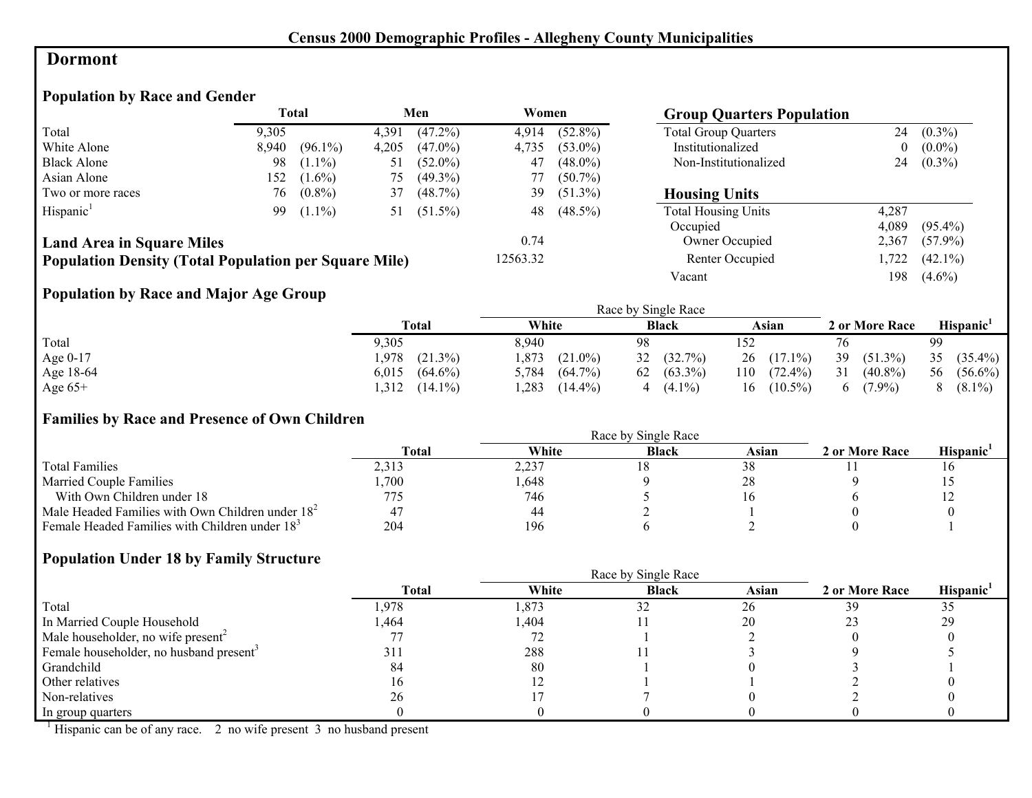Census 2000 Demographic Profiles - Allegheny County Municipalities

# Dormont

## Population by Race and Gender

| | Total | | Men | | Women | |
|---|---|---|---|---|---|---|
| Total | 9,305 | | 4,391 | (47.2%) | 4,914 | (52.8%) |
| White Alone | 8,940 | (96.1%) | 4,205 | (47.0%) | 4,735 | (53.0%) |
| Black Alone | 98 | (1.1%) | 51 | (52.0%) | 47 | (48.0%) |
| Asian Alone | 152 | (1.6%) | 75 | (49.3%) | 77 | (50.7%) |
| Two or more races | 76 | (0.8%) | 37 | (48.7%) | 39 | (51.3%) |
| Hispanic[1] | 99 | (1.1%) | 51 | (51.5%) | 48 | (48.5%) |

**Land Area in Square Miles** 0.74

**Population Density (Total Population per Square Mile)** 12563.32

## Group Quarters Population

| | | |
|---|---|---|
| Total Group Quarters | 24 | (0.3%) |
| Institutionalized | 0 | (0.0%) |
| Non-Institutionalized | 24 | (0.3%) |

## Housing Units

| | | |
|---|---|---|
| Total Housing Units | 4,287 | |
| Occupied | 4,089 | (95.4%) |
| Owner Occupied | 2,367 | (57.9%) |
| Renter Occupied | 1,722 | (42.1%) |
| Vacant | 198 | (4.6%) |

## Population by Race and Major Age Group

| | Total | | Race by Single Race: White | | Black | | Asian | | 2 or More Race | | Hispanic[1] | |
|---|---|---|---|---|---|---|---|---|---|---|---|---|
| Total | 9,305 | | 8,940 | | 98 | | 152 | | 76 | | 99 | |
| Age 0-17 | 1,978 | (21.3%) | 1,873 | (21.0%) | 32 | (32.7%) | 26 | (17.1%) | 39 | (51.3%) | 35 | (35.4%) |
| Age 18-64 | 6,015 | (64.6%) | 5,784 | (64.7%) | 62 | (63.3%) | 110 | (72.4%) | 31 | (40.8%) | 56 | (56.6%) |
| Age 65+ | 1,312 | (14.1%) | 1,283 | (14.4%) | 4 | (4.1%) | 16 | (10.5%) | 6 | (7.9%) | 8 | (8.1%) |

## Families by Race and Presence of Own Children

| | Total | Race by Single Race: White | Black | Asian | 2 or More Race | Hispanic[1] |
|---|---|---|---|---|---|---|
| Total Families | 2,313 | 2,237 | 18 | 38 | 11 | 16 |
| Married Couple Families | 1,700 | 1,648 | 9 | 28 | 9 | 15 |
| With Own Children under 18 | 775 | 746 | 5 | 16 | 6 | 12 |
| Male Headed Families with Own Children under 18[2] | 47 | 44 | 2 | 1 | 0 | 0 |
| Female Headed Families with Children under 18[3] | 204 | 196 | 6 | 2 | 0 | 1 |

## Population Under 18 by Family Structure

| | Total | Race by Single Race: White | Black | Asian | 2 or More Race | Hispanic[1] |
|---|---|---|---|---|---|---|
| Total | 1,978 | 1,873 | 32 | 26 | 39 | 35 |
| In Married Couple Household | 1,464 | 1,404 | 11 | 20 | 23 | 29 |
| Male householder, no wife present[2] | 77 | 72 | 1 | 2 | 0 | 0 |
| Female householder, no husband present[3] | 311 | 288 | 11 | 3 | 9 | 5 |
| Grandchild | 84 | 80 | 1 | 0 | 3 | 1 |
| Other relatives | 16 | 12 | 1 | 1 | 2 | 0 |
| Non-relatives | 26 | 17 | 7 | 0 | 2 | 0 |
| In group quarters | 0 | 0 | 0 | 0 | 0 | 0 |

[1] Hispanic can be of any race. 2 no wife present 3 no husband present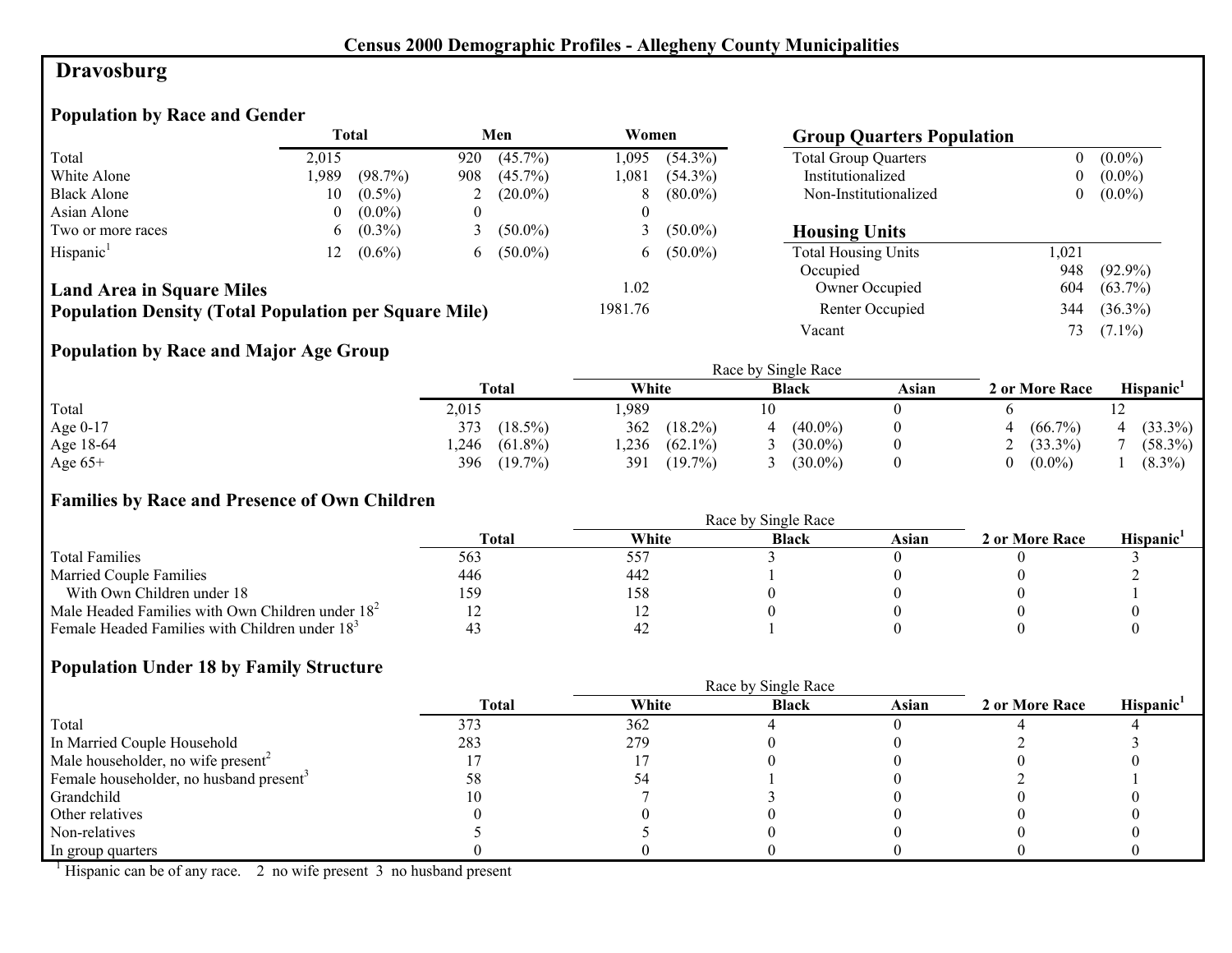**Census 2000 Demographic Profiles - Allegheny County Municipalities**

# Dravosburg

## Population by Race and Gender

| | Total | | Men | | Women | |
|---|---|---|---|---|---|---|
| Total | 2,015 | | 920 | (45.7%) | 1,095 | (54.3%) |
| White Alone | 1,989 | (98.7%) | 908 | (45.7%) | 1,081 | (54.3%) |
| Black Alone | 10 | (0.5%) | 2 | (20.0%) | 8 | (80.0%) |
| Asian Alone | 0 | (0.0%) | 0 | | 0 | |
| Two or more races | 6 | (0.3%) | 3 | (50.0%) | 3 | (50.0%) |
| Hispanic[1] | 12 | (0.6%) | 6 | (50.0%) | 6 | (50.0%) |

**Land Area in Square Miles** 1.02

**Population Density (Total Population per Square Mile)** 1981.76

## Group Quarters Population

| | | |
|---|---|---|
| Total Group Quarters | 0 | (0.0%) |
| Institutionalized | 0 | (0.0%) |
| Non-Institutionalized | 0 | (0.0%) |

## Housing Units

| | | |
|---|---|---|
| Total Housing Units | 1,021 | |
| Occupied | 948 | (92.9%) |
| Owner Occupied | 604 | (63.7%) |
| Renter Occupied | 344 | (36.3%) |
| Vacant | 73 | (7.1%) |

## Population by Race and Major Age Group

| | Total | | Race by Single Race: White | | Black | | Asian | 2 or More Race | | Hispanic[1] | |
|---|---|---|---|---|---|---|---|---|---|---|---|
| Total | 2,015 | | 1,989 | | 10 | | 0 | 6 | | 12 | |
| Age 0-17 | 373 | (18.5%) | 362 | (18.2%) | 4 | (40.0%) | 0 | 4 | (66.7%) | 4 | (33.3%) |
| Age 18-64 | 1,246 | (61.8%) | 1,236 | (62.1%) | 3 | (30.0%) | 0 | 2 | (33.3%) | 7 | (58.3%) |
| Age 65+ | 396 | (19.7%) | 391 | (19.7%) | 3 | (30.0%) | 0 | 0 | (0.0%) | 1 | (8.3%) |

## Families by Race and Presence of Own Children

| | Total | Race by Single Race: White | Black | Asian | 2 or More Race | Hispanic[1] |
|---|---|---|---|---|---|---|
| Total Families | 563 | 557 | 3 | 0 | 0 | 3 |
| Married Couple Families | 446 | 442 | 1 | 0 | 0 | 2 |
| With Own Children under 18 | 159 | 158 | 0 | 0 | 0 | 1 |
| Male Headed Families with Own Children under 18[2] | 12 | 12 | 0 | 0 | 0 | 0 |
| Female Headed Families with Children under 18[3] | 43 | 42 | 1 | 0 | 0 | 0 |

## Population Under 18 by Family Structure

| | Total | Race by Single Race: White | Black | Asian | 2 or More Race | Hispanic[1] |
|---|---|---|---|---|---|---|
| Total | 373 | 362 | 4 | 0 | 4 | 4 |
| In Married Couple Household | 283 | 279 | 0 | 0 | 2 | 3 |
| Male householder, no wife present[2] | 17 | 17 | 0 | 0 | 0 | 0 |
| Female householder, no husband present[3] | 58 | 54 | 1 | 0 | 2 | 1 |
| Grandchild | 10 | 7 | 3 | 0 | 0 | 0 |
| Other relatives | 0 | 0 | 0 | 0 | 0 | 0 |
| Non-relatives | 5 | 5 | 0 | 0 | 0 | 0 |
| In group quarters | 0 | 0 | 0 | 0 | 0 | 0 |

[1] Hispanic can be of any race. 2 no wife present 3 no husband present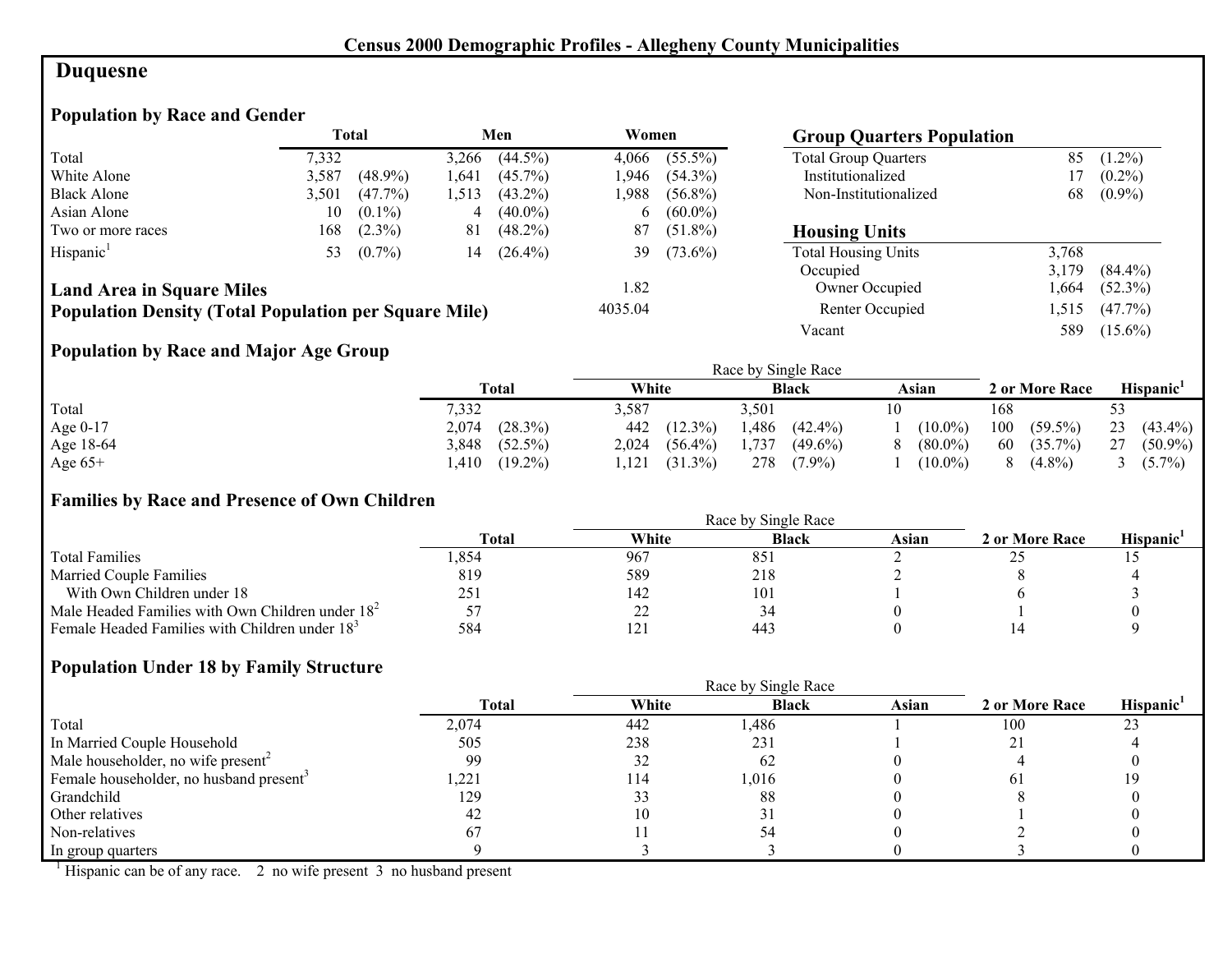**Census 2000 Demographic Profiles - Allegheny County Municipalities**

# Duquesne

## Population by Race and Gender

| | Total | | Men | | Women | |
|---|---|---|---|---|---|---|
| Total | 7,332 | | 3,266 | (44.5%) | 4,066 | (55.5%) |
| White Alone | 3,587 | (48.9%) | 1,641 | (45.7%) | 1,946 | (54.3%) |
| Black Alone | 3,501 | (47.7%) | 1,513 | (43.2%) | 1,988 | (56.8%) |
| Asian Alone | 10 | (0.1%) | 4 | (40.0%) | 6 | (60.0%) |
| Two or more races | 168 | (2.3%) | 81 | (48.2%) | 87 | (51.8%) |
| Hispanic[1] | 53 | (0.7%) | 14 | (26.4%) | 39 | (73.6%) |

**Land Area in Square Miles** 1.82

**Population Density (Total Population per Square Mile)** 4035.04

## Group Quarters Population

| | | |
|---|---|---|
| Total Group Quarters | 85 | (1.2%) |
| Institutionalized | 17 | (0.2%) |
| Non-Institutionalized | 68 | (0.9%) |

## Housing Units

| | | |
|---|---|---|
| Total Housing Units | 3,768 | |
| Occupied | 3,179 | (84.4%) |
| Owner Occupied | 1,664 | (52.3%) |
| Renter Occupied | 1,515 | (47.7%) |
| Vacant | 589 | (15.6%) |

## Population by Race and Major Age Group

| | Total | | Race by Single Race: White | | Black | | Asian | | 2 or More Race | | Hispanic[1] | |
|---|---|---|---|---|---|---|---|---|---|---|---|---|
| Total | 7,332 | | 3,587 | | 3,501 | | 10 | | 168 | | 53 | |
| Age 0-17 | 2,074 | (28.3%) | 442 | (12.3%) | 1,486 | (42.4%) | 1 | (10.0%) | 100 | (59.5%) | 23 | (43.4%) |
| Age 18-64 | 3,848 | (52.5%) | 2,024 | (56.4%) | 1,737 | (49.6%) | 8 | (80.0%) | 60 | (35.7%) | 27 | (50.9%) |
| Age 65+ | 1,410 | (19.2%) | 1,121 | (31.3%) | 278 | (7.9%) | 1 | (10.0%) | 8 | (4.8%) | 3 | (5.7%) |

## Families by Race and Presence of Own Children

| | Total | Race by Single Race: White | Black | Asian | 2 or More Race | Hispanic[1] |
|---|---|---|---|---|---|---|
| Total Families | 1,854 | 967 | 851 | 2 | 25 | 15 |
| Married Couple Families | 819 | 589 | 218 | 2 | 8 | 4 |
| With Own Children under 18 | 251 | 142 | 101 | 1 | 6 | 3 |
| Male Headed Families with Own Children under 18[2] | 57 | 22 | 34 | 0 | 1 | 0 |
| Female Headed Families with Children under 18[3] | 584 | 121 | 443 | 0 | 14 | 9 |

## Population Under 18 by Family Structure

| | Total | Race by Single Race: White | Black | Asian | 2 or More Race | Hispanic[1] |
|---|---|---|---|---|---|---|
| Total | 2,074 | 442 | 1,486 | 1 | 100 | 23 |
| In Married Couple Household | 505 | 238 | 231 | 1 | 21 | 4 |
| Male householder, no wife present[2] | 99 | 32 | 62 | 0 | 4 | 0 |
| Female householder, no husband present[3] | 1,221 | 114 | 1,016 | 0 | 61 | 19 |
| Grandchild | 129 | 33 | 88 | 0 | 8 | 0 |
| Other relatives | 42 | 10 | 31 | 0 | 1 | 0 |
| Non-relatives | 67 | 11 | 54 | 0 | 2 | 0 |
| In group quarters | 9 | 3 | 3 | 0 | 3 | 0 |

[1] Hispanic can be of any race. 2 no wife present 3 no husband present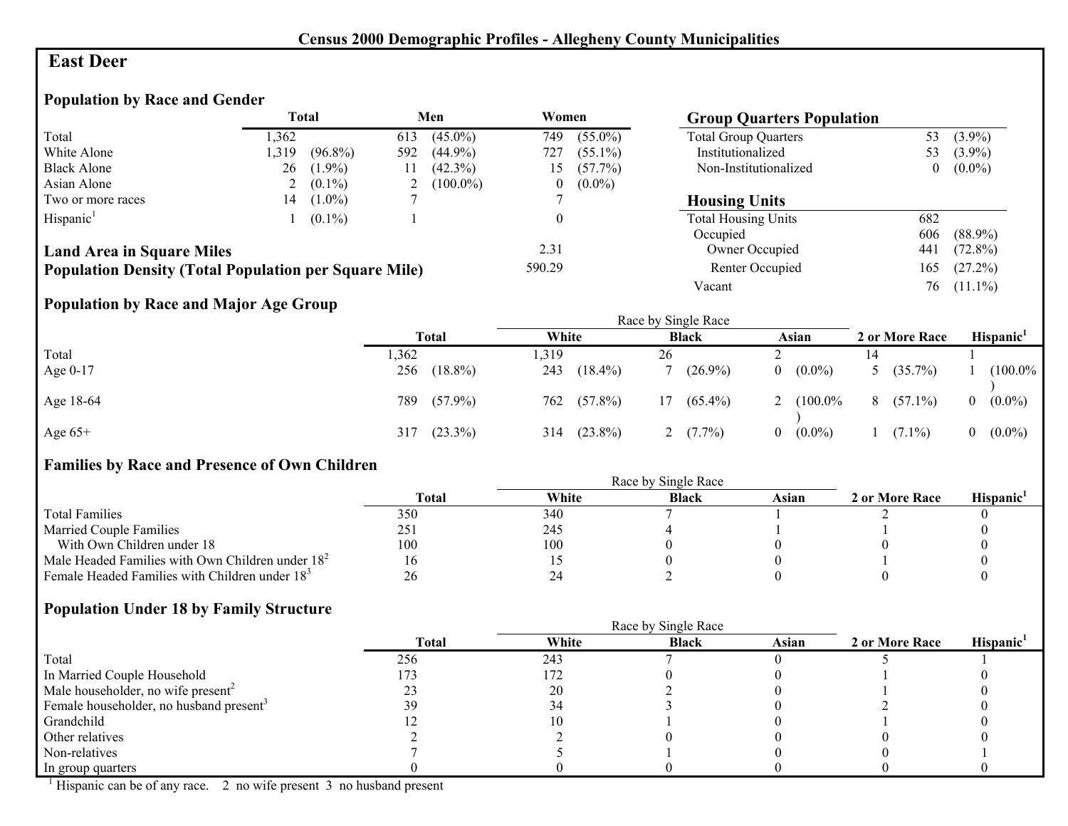**Census 2000 Demographic Profiles - Allegheny County Municipalities**

# East Deer

## Population by Race and Gender

| | Total | | Men | | Women | |
|---|---|---|---|---|---|---|
| Total | 1,362 | | 613 | (45.0%) | 749 | (55.0%) |
| White Alone | 1,319 | (96.8%) | 592 | (44.9%) | 727 | (55.1%) |
| Black Alone | 26 | (1.9%) | 11 | (42.3%) | 15 | (57.7%) |
| Asian Alone | 2 | (0.1%) | 2 | (100.0%) | 0 | (0.0%) |
| Two or more races | 14 | (1.0%) | 7 | | 7 | |
| Hispanic[1] | 1 | (0.1%) | 1 | | 0 | |

**Land Area in Square Miles** 2.31

**Population Density (Total Population per Square Mile)** 590.29

## Group Quarters Population

| | | |
|---|---|---|
| Total Group Quarters | 53 | (3.9%) |
| Institutionalized | 53 | (3.9%) |
| Non-Institutionalized | 0 | (0.0%) |

## Housing Units

| | | |
|---|---|---|
| Total Housing Units | 682 | |
| Occupied | 606 | (88.9%) |
| Owner Occupied | 441 | (72.8%) |
| Renter Occupied | 165 | (27.2%) |
| Vacant | 76 | (11.1%) |

## Population by Race and Major Age Group

| | Total | | Race by Single Race: White | | Black | | Asian | | 2 or More Race | | Hispanic[1] | |
|---|---|---|---|---|---|---|---|---|---|---|---|---|
| Total | 1,362 | | 1,319 | | 26 | | 2 | | 14 | | 1 | |
| Age 0-17 | 256 | (18.8%) | 243 | (18.4%) | 7 | (26.9%) | 0 | (0.0%) | 5 | (35.7%) | 1 | (100.0%) |
| Age 18-64 | 789 | (57.9%) | 762 | (57.8%) | 17 | (65.4%) | 2 | (100.0%) | 8 | (57.1%) | 0 | (0.0%) |
| Age 65+ | 317 | (23.3%) | 314 | (23.8%) | 2 | (7.7%) | 0 | (0.0%) | 1 | (7.1%) | 0 | (0.0%) |

## Families by Race and Presence of Own Children

| | Total | Race by Single Race: White | Black | Asian | 2 or More Race | Hispanic[1] |
|---|---|---|---|---|---|---|
| Total Families | 350 | 340 | 7 | 1 | 2 | 0 |
| Married Couple Families | 251 | 245 | 4 | 1 | 1 | 0 |
| With Own Children under 18 | 100 | 100 | 0 | 0 | 0 | 0 |
| Male Headed Families with Own Children under 18[2] | 16 | 15 | 0 | 0 | 1 | 0 |
| Female Headed Families with Children under 18[3] | 26 | 24 | 2 | 0 | 0 | 0 |

## Population Under 18 by Family Structure

| | Total | Race by Single Race: White | Black | Asian | 2 or More Race | Hispanic[1] |
|---|---|---|---|---|---|---|
| Total | 256 | 243 | 7 | 0 | 5 | 1 |
| In Married Couple Household | 173 | 172 | 0 | 0 | 1 | 0 |
| Male householder, no wife present[2] | 23 | 20 | 2 | 0 | 1 | 0 |
| Female householder, no husband present[3] | 39 | 34 | 3 | 0 | 2 | 0 |
| Grandchild | 12 | 10 | 1 | 0 | 1 | 0 |
| Other relatives | 2 | 2 | 0 | 0 | 0 | 0 |
| Non-relatives | 7 | 5 | 1 | 0 | 0 | 1 |
| In group quarters | 0 | 0 | 0 | 0 | 0 | 0 |

[1] Hispanic can be of any race. 2 no wife present 3 no husband present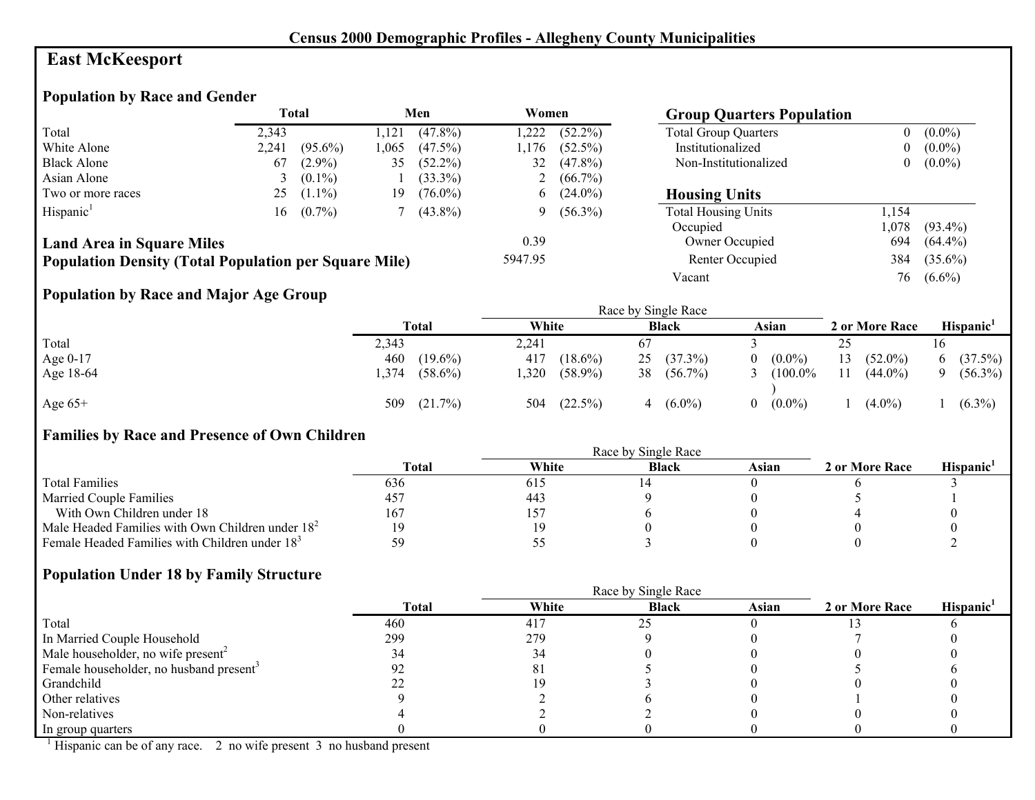## Census 2000 Demographic Profiles - Allegheny County Municipalities

# East McKeesport

### Population by Race and Gender

| | Total | | Men | | Women | |
|---|---|---|---|---|---|---|
| Total | 2,343 | | 1,121 | (47.8%) | 1,222 | (52.2%) |
| White Alone | 2,241 | (95.6%) | 1,065 | (47.5%) | 1,176 | (52.5%) |
| Black Alone | 67 | (2.9%) | 35 | (52.2%) | 32 | (47.8%) |
| Asian Alone | 3 | (0.1%) | 1 | (33.3%) | 2 | (66.7%) |
| Two or more races | 25 | (1.1%) | 19 | (76.0%) | 6 | (24.0%) |
| Hispanic[1] | 16 | (0.7%) | 7 | (43.8%) | 9 | (56.3%) |

**Land Area in Square Miles** 0.39

**Population Density (Total Population per Square Mile)** 5947.95

### Group Quarters Population

| | | |
|---|---|---|
| Total Group Quarters | 0 | (0.0%) |
| Institutionalized | 0 | (0.0%) |
| Non-Institutionalized | 0 | (0.0%) |

### Housing Units

| | | |
|---|---|---|
| Total Housing Units | 1,154 | |
| Occupied | 1,078 | (93.4%) |
| Owner Occupied | 694 | (64.4%) |
| Renter Occupied | 384 | (35.6%) |
| Vacant | 76 | (6.6%) |

### Population by Race and Major Age Group

| | Total | | Race by Single Race: White | | Black | | Asian | | 2 or More Race | | Hispanic[1] | |
|---|---|---|---|---|---|---|---|---|---|---|---|---|
| Total | 2,343 | | 2,241 | | 67 | | 3 | | 25 | | 16 | |
| Age 0-17 | 460 | (19.6%) | 417 | (18.6%) | 25 | (37.3%) | 0 | (0.0%) | 13 | (52.0%) | 6 | (37.5%) |
| Age 18-64 | 1,374 | (58.6%) | 1,320 | (58.9%) | 38 | (56.7%) | 3 | (100.0%) | 11 | (44.0%) | 9 | (56.3%) |
| Age 65+ | 509 | (21.7%) | 504 | (22.5%) | 4 | (6.0%) | 0 | (0.0%) | 1 | (4.0%) | 1 | (6.3%) |

### Families by Race and Presence of Own Children

| | Total | Race by Single Race: White | Black | Asian | 2 or More Race | Hispanic[1] |
|---|---|---|---|---|---|---|
| Total Families | 636 | 615 | 14 | 0 | 6 | 3 |
| Married Couple Families | 457 | 443 | 9 | 0 | 5 | 1 |
| With Own Children under 18 | 167 | 157 | 6 | 0 | 4 | 0 |
| Male Headed Families with Own Children under 18[2] | 19 | 19 | 0 | 0 | 0 | 0 |
| Female Headed Families with Children under 18[3] | 59 | 55 | 3 | 0 | 0 | 2 |

### Population Under 18 by Family Structure

| | Total | Race by Single Race: White | Black | Asian | 2 or More Race | Hispanic[1] |
|---|---|---|---|---|---|---|
| Total | 460 | 417 | 25 | 0 | 13 | 6 |
| In Married Couple Household | 299 | 279 | 9 | 0 | 7 | 0 |
| Male householder, no wife present[2] | 34 | 34 | 0 | 0 | 0 | 0 |
| Female householder, no husband present[3] | 92 | 81 | 5 | 0 | 5 | 6 |
| Grandchild | 22 | 19 | 3 | 0 | 0 | 0 |
| Other relatives | 9 | 2 | 6 | 0 | 1 | 0 |
| Non-relatives | 4 | 2 | 2 | 0 | 0 | 0 |
| In group quarters | 0 | 0 | 0 | 0 | 0 | 0 |

[1] Hispanic can be of any race. 2 no wife present 3 no husband present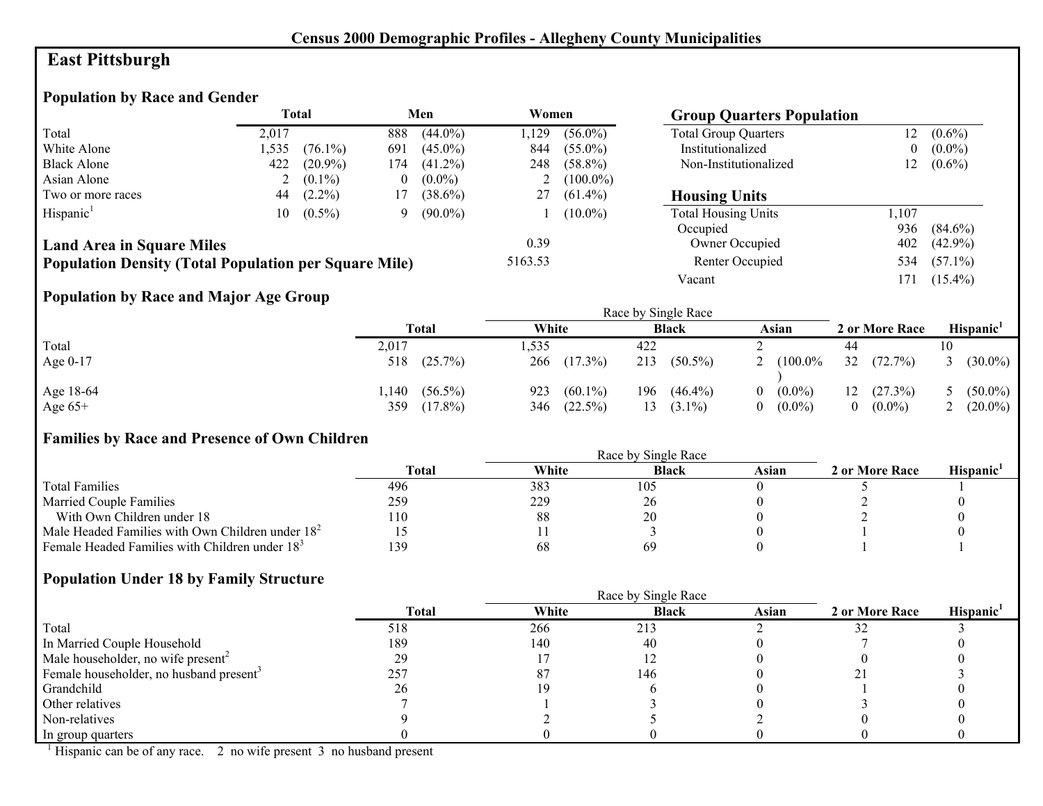## Census 2000 Demographic Profiles - Allegheny County Municipalities

# East Pittsburgh

### Population by Race and Gender

| | Total | | Men | | Women | |
|---|---|---|---|---|---|---|
| Total | 2,017 | | 888 | (44.0%) | 1,129 | (56.0%) |
| White Alone | 1,535 | (76.1%) | 691 | (45.0%) | 844 | (55.0%) |
| Black Alone | 422 | (20.9%) | 174 | (41.2%) | 248 | (58.8%) |
| Asian Alone | 2 | (0.1%) | 0 | (0.0%) | 2 | (100.0%) |
| Two or more races | 44 | (2.2%) | 17 | (38.6%) | 27 | (61.4%) |
| Hispanic[1] | 10 | (0.5%) | 9 | (90.0%) | 1 | (10.0%) |

**Land Area in Square Miles** 0.39

**Population Density (Total Population per Square Mile)** 5163.53

### Group Quarters Population

| | | |
|---|---|---|
| Total Group Quarters | 12 | (0.6%) |
| Institutionalized | 0 | (0.0%) |
| Non-Institutionalized | 12 | (0.6%) |

### Housing Units

| | | |
|---|---|---|
| Total Housing Units | 1,107 | |
| Occupied | 936 | (84.6%) |
| Owner Occupied | 402 | (42.9%) |
| Renter Occupied | 534 | (57.1%) |
| Vacant | 171 | (15.4%) |

### Population by Race and Major Age Group

| | Total | | White | | Black | | Asian | | 2 or More Race | | Hispanic[1] | |
|---|---|---|---|---|---|---|---|---|---|---|---|---|
| Total | 2,017 | | 1,535 | | 422 | | 2 | | 44 | | 10 | |
| Age 0-17 | 518 | (25.7%) | 266 | (17.3%) | 213 | (50.5%) | 2 | (100.0%) | 32 | (72.7%) | 3 | (30.0%) |
| Age 18-64 | 1,140 | (56.5%) | 923 | (60.1%) | 196 | (46.4%) | 0 | (0.0%) | 12 | (27.3%) | 5 | (50.0%) |
| Age 65+ | 359 | (17.8%) | 346 | (22.5%) | 13 | (3.1%) | 0 | (0.0%) | 0 | (0.0%) | 2 | (20.0%) |

### Families by Race and Presence of Own Children

| | Total | White | Black | Asian | 2 or More Race | Hispanic[1] |
|---|---|---|---|---|---|---|
| Total Families | 496 | 383 | 105 | 0 | 5 | 1 |
| Married Couple Families | 259 | 229 | 26 | 0 | 2 | 0 |
| With Own Children under 18 | 110 | 88 | 20 | 0 | 2 | 0 |
| Male Headed Families with Own Children under 18[2] | 15 | 11 | 3 | 0 | 1 | 0 |
| Female Headed Families with Children under 18[3] | 139 | 68 | 69 | 0 | 1 | 1 |

### Population Under 18 by Family Structure

| | Total | White | Black | Asian | 2 or More Race | Hispanic[1] |
|---|---|---|---|---|---|---|
| Total | 518 | 266 | 213 | 2 | 32 | 3 |
| In Married Couple Household | 189 | 140 | 40 | 0 | 7 | 0 |
| Male householder, no wife present[2] | 29 | 17 | 12 | 0 | 0 | 0 |
| Female householder, no husband present[3] | 257 | 87 | 146 | 0 | 21 | 3 |
| Grandchild | 26 | 19 | 6 | 0 | 1 | 0 |
| Other relatives | 7 | 1 | 3 | 0 | 3 | 0 |
| Non-relatives | 9 | 2 | 5 | 2 | 0 | 0 |
| In group quarters | 0 | 0 | 0 | 0 | 0 | 0 |

[1] Hispanic can be of any race. 2 no wife present 3 no husband present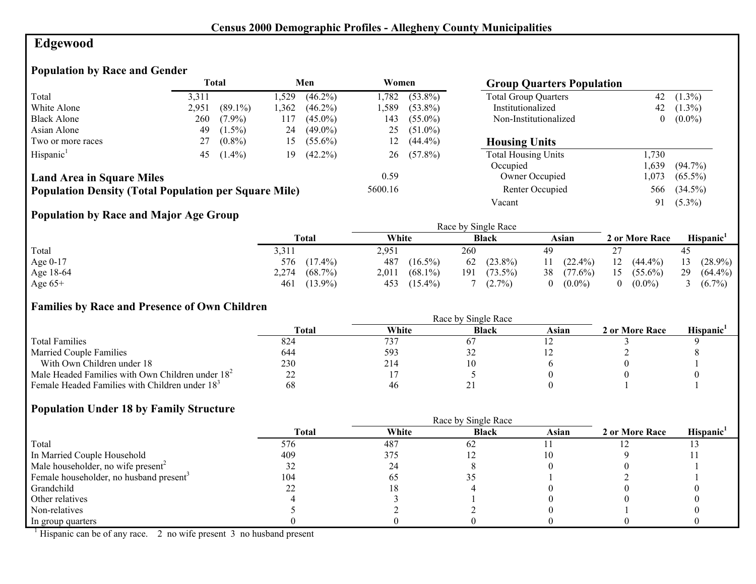## Census 2000 Demographic Profiles - Allegheny County Municipalities

# Edgewood

### Population by Race and Gender

| | Total | | Men | | Women | |
|---|---|---|---|---|---|---|
| Total | 3,311 | | 1,529 | (46.2%) | 1,782 | (53.8%) |
| White Alone | 2,951 | (89.1%) | 1,362 | (46.2%) | 1,589 | (53.8%) |
| Black Alone | 260 | (7.9%) | 117 | (45.0%) | 143 | (55.0%) |
| Asian Alone | 49 | (1.5%) | 24 | (49.0%) | 25 | (51.0%) |
| Two or more races | 27 | (0.8%) | 15 | (55.6%) | 12 | (44.4%) |
| Hispanic[1] | 45 | (1.4%) | 19 | (42.2%) | 26 | (57.8%) |

**Land Area in Square Miles** 0.59

**Population Density (Total Population per Square Mile)** 5600.16

### Group Quarters Population

| | | |
|---|---|---|
| Total Group Quarters | 42 | (1.3%) |
| Institutionalized | 42 | (1.3%) |
| Non-Institutionalized | 0 | (0.0%) |

### Housing Units

| | | |
|---|---|---|
| Total Housing Units | 1,730 | |
| Occupied | 1,639 | (94.7%) |
| Owner Occupied | 1,073 | (65.5%) |
| Renter Occupied | 566 | (34.5%) |
| Vacant | 91 | (5.3%) |

### Population by Race and Major Age Group

| | Total | | Race by Single Race: White | | Black | | Asian | | 2 or More Race | | Hispanic[1] | |
|---|---|---|---|---|---|---|---|---|---|---|---|---|
| Total | 3,311 | | 2,951 | | 260 | | 49 | | 27 | | 45 | |
| Age 0-17 | 576 | (17.4%) | 487 | (16.5%) | 62 | (23.8%) | 11 | (22.4%) | 12 | (44.4%) | 13 | (28.9%) |
| Age 18-64 | 2,274 | (68.7%) | 2,011 | (68.1%) | 191 | (73.5%) | 38 | (77.6%) | 15 | (55.6%) | 29 | (64.4%) |
| Age 65+ | 461 | (13.9%) | 453 | (15.4%) | 7 | (2.7%) | 0 | (0.0%) | 0 | (0.0%) | 3 | (6.7%) |

### Families by Race and Presence of Own Children

| | Total | Race by Single Race: White | Black | Asian | 2 or More Race | Hispanic[1] |
|---|---|---|---|---|---|---|
| Total Families | 824 | 737 | 67 | 12 | 3 | 9 |
| Married Couple Families | 644 | 593 | 32 | 12 | 2 | 8 |
| With Own Children under 18 | 230 | 214 | 10 | 6 | 0 | 1 |
| Male Headed Families with Own Children under 18[2] | 22 | 17 | 5 | 0 | 0 | 0 |
| Female Headed Families with Children under 18[3] | 68 | 46 | 21 | 0 | 1 | 1 |

### Population Under 18 by Family Structure

| | Total | Race by Single Race: White | Black | Asian | 2 or More Race | Hispanic[1] |
|---|---|---|---|---|---|---|
| Total | 576 | 487 | 62 | 11 | 12 | 13 |
| In Married Couple Household | 409 | 375 | 12 | 10 | 9 | 11 |
| Male householder, no wife present[2] | 32 | 24 | 8 | 0 | 0 | 1 |
| Female householder, no husband present[3] | 104 | 65 | 35 | 1 | 2 | 1 |
| Grandchild | 22 | 18 | 4 | 0 | 0 | 0 |
| Other relatives | 4 | 3 | 1 | 0 | 0 | 0 |
| Non-relatives | 5 | 2 | 2 | 0 | 1 | 0 |
| In group quarters | 0 | 0 | 0 | 0 | 0 | 0 |

[1] Hispanic can be of any race. 2 no wife present 3 no husband present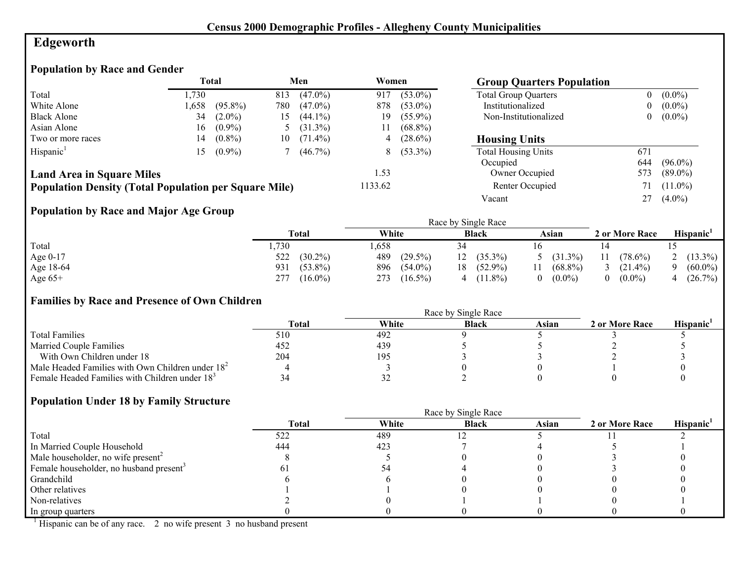## Census 2000 Demographic Profiles - Allegheny County Municipalities

# Edgeworth

### Population by Race and Gender

| | Total | | Men | | Women | |
|---|---|---|---|---|---|---|
| Total | 1,730 | | 813 | (47.0%) | 917 | (53.0%) |
| White Alone | 1,658 | (95.8%) | 780 | (47.0%) | 878 | (53.0%) |
| Black Alone | 34 | (2.0%) | 15 | (44.1%) | 19 | (55.9%) |
| Asian Alone | 16 | (0.9%) | 5 | (31.3%) | 11 | (68.8%) |
| Two or more races | 14 | (0.8%) | 10 | (71.4%) | 4 | (28.6%) |
| Hispanic[1] | 15 | (0.9%) | 7 | (46.7%) | 8 | (53.3%) |

**Land Area in Square Miles** 1.53

**Population Density (Total Population per Square Mile)** 1133.62

### Group Quarters Population

| | | |
|---|---|---|
| Total Group Quarters | 0 | (0.0%) |
| Institutionalized | 0 | (0.0%) |
| Non-Institutionalized | 0 | (0.0%) |

### Housing Units

| | | |
|---|---|---|
| Total Housing Units | 671 | |
| Occupied | 644 | (96.0%) |
| Owner Occupied | 573 | (89.0%) |
| Renter Occupied | 71 | (11.0%) |
| Vacant | 27 | (4.0%) |

### Population by Race and Major Age Group

| | Total | | Race by Single Race: White | | Black | | Asian | | 2 or More Race | | Hispanic[1] | |
|---|---|---|---|---|---|---|---|---|---|---|---|---|
| Total | 1,730 | | 1,658 | | 34 | | 16 | | 14 | | 15 | |
| Age 0-17 | 522 | (30.2%) | 489 | (29.5%) | 12 | (35.3%) | 5 | (31.3%) | 11 | (78.6%) | 2 | (13.3%) |
| Age 18-64 | 931 | (53.8%) | 896 | (54.0%) | 18 | (52.9%) | 11 | (68.8%) | 3 | (21.4%) | 9 | (60.0%) |
| Age 65+ | 277 | (16.0%) | 273 | (16.5%) | 4 | (11.8%) | 0 | (0.0%) | 0 | (0.0%) | 4 | (26.7%) |

### Families by Race and Presence of Own Children

| | Total | Race by Single Race: White | Black | Asian | 2 or More Race | Hispanic[1] |
|---|---|---|---|---|---|---|
| Total Families | 510 | 492 | 9 | 5 | 3 | 5 |
| Married Couple Families | 452 | 439 | 5 | 5 | 2 | 5 |
| With Own Children under 18 | 204 | 195 | 3 | 3 | 2 | 3 |
| Male Headed Families with Own Children under 18[2] | 4 | 3 | 0 | 0 | 1 | 0 |
| Female Headed Families with Children under 18[3] | 34 | 32 | 2 | 0 | 0 | 0 |

### Population Under 18 by Family Structure

| | Total | Race by Single Race: White | Black | Asian | 2 or More Race | Hispanic[1] |
|---|---|---|---|---|---|---|
| Total | 522 | 489 | 12 | 5 | 11 | 2 |
| In Married Couple Household | 444 | 423 | 7 | 4 | 5 | 1 |
| Male householder, no wife present[2] | 8 | 5 | 0 | 0 | 3 | 0 |
| Female householder, no husband present[3] | 61 | 54 | 4 | 0 | 3 | 0 |
| Grandchild | 6 | 6 | 0 | 0 | 0 | 0 |
| Other relatives | 1 | 1 | 0 | 0 | 0 | 0 |
| Non-relatives | 2 | 0 | 1 | 1 | 0 | 1 |
| In group quarters | 0 | 0 | 0 | 0 | 0 | 0 |

[1] Hispanic can be of any race. 2 no wife present 3 no husband present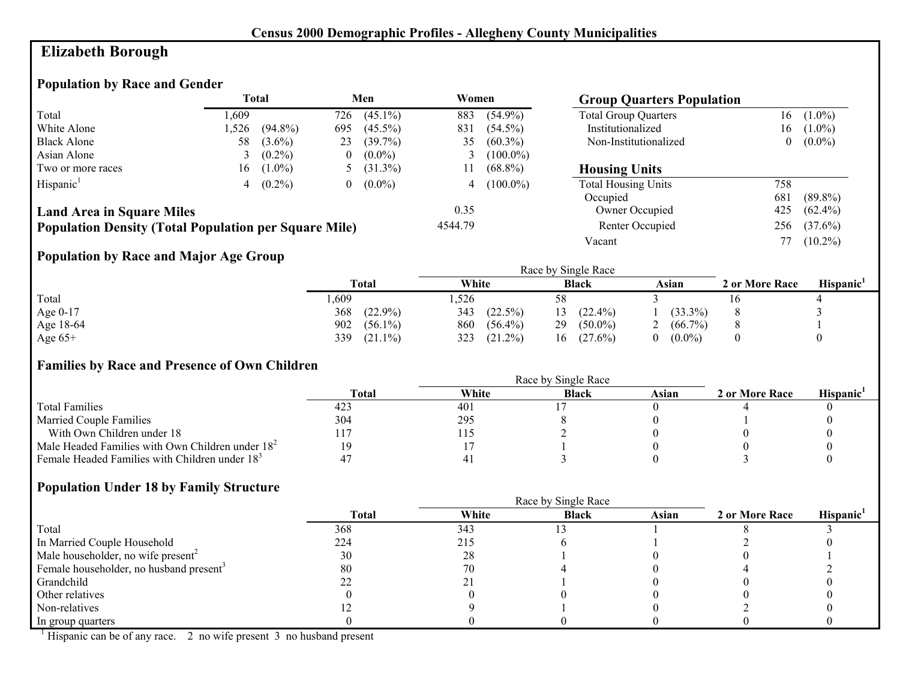Census 2000 Demographic Profiles - Allegheny County Municipalities

# Elizabeth Borough

## Population by Race and Gender

| | Total | | Men | | Women | |
|---|---|---|---|---|---|---|
| Total | 1,609 | | 726 | (45.1%) | 883 | (54.9%) |
| White Alone | 1,526 | (94.8%) | 695 | (45.5%) | 831 | (54.5%) |
| Black Alone | 58 | (3.6%) | 23 | (39.7%) | 35 | (60.3%) |
| Asian Alone | 3 | (0.2%) | 0 | (0.0%) | 3 | (100.0%) |
| Two or more races | 16 | (1.0%) | 5 | (31.3%) | 11 | (68.8%) |
| Hispanic[1] | 4 | (0.2%) | 0 | (0.0%) | 4 | (100.0%) |

**Land Area in Square Miles** 0.35

**Population Density (Total Population per Square Mile)** 4544.79

## Group Quarters Population

| | | |
|---|---|---|
| Total Group Quarters | 16 | (1.0%) |
| Institutionalized | 16 | (1.0%) |
| Non-Institutionalized | 0 | (0.0%) |

## Housing Units

| | | |
|---|---|---|
| Total Housing Units | 758 | |
| Occupied | 681 | (89.8%) |
| Owner Occupied | 425 | (62.4%) |
| Renter Occupied | 256 | (37.6%) |
| Vacant | 77 | (10.2%) |

## Population by Race and Major Age Group

| | Total | | Race by Single Race | | | | | | 2 or More Race | Hispanic[1] |
|---|---|---|---|---|---|---|---|---|---|---|
| | | | White | | Black | | Asian | | | |
| Total | 1,609 | | 1,526 | | 58 | | 3 | | 16 | 4 |
| Age 0-17 | 368 | (22.9%) | 343 | (22.5%) | 13 | (22.4%) | 1 | (33.3%) | 8 | 3 |
| Age 18-64 | 902 | (56.1%) | 860 | (56.4%) | 29 | (50.0%) | 2 | (66.7%) | 8 | 1 |
| Age 65+ | 339 | (21.1%) | 323 | (21.2%) | 16 | (27.6%) | 0 | (0.0%) | 0 | 0 |

## Families by Race and Presence of Own Children

| | Total | Race by Single Race | | | 2 or More Race | Hispanic[1] |
|---|---|---|---|---|---|---|
| | | White | Black | Asian | | |
| Total Families | 423 | 401 | 17 | 0 | 4 | 0 |
| Married Couple Families | 304 | 295 | 8 | 0 | 1 | 0 |
| With Own Children under 18 | 117 | 115 | 2 | 0 | 0 | 0 |
| Male Headed Families with Own Children under 18[2] | 19 | 17 | 1 | 0 | 0 | 0 |
| Female Headed Families with Children under 18[3] | 47 | 41 | 3 | 0 | 3 | 0 |

## Population Under 18 by Family Structure

| | Total | Race by Single Race | | | 2 or More Race | Hispanic[1] |
|---|---|---|---|---|---|---|
| | | White | Black | Asian | | |
| Total | 368 | 343 | 13 | 1 | 8 | 3 |
| In Married Couple Household | 224 | 215 | 6 | 1 | 2 | 0 |
| Male householder, no wife present[2] | 30 | 28 | 1 | 0 | 0 | 1 |
| Female householder, no husband present[3] | 80 | 70 | 4 | 0 | 4 | 2 |
| Grandchild | 22 | 21 | 1 | 0 | 0 | 0 |
| Other relatives | 0 | 0 | 0 | 0 | 0 | 0 |
| Non-relatives | 12 | 9 | 1 | 0 | 2 | 0 |
| In group quarters | 0 | 0 | 0 | 0 | 0 | 0 |

[1] Hispanic can be of any race. 2 no wife present 3 no husband present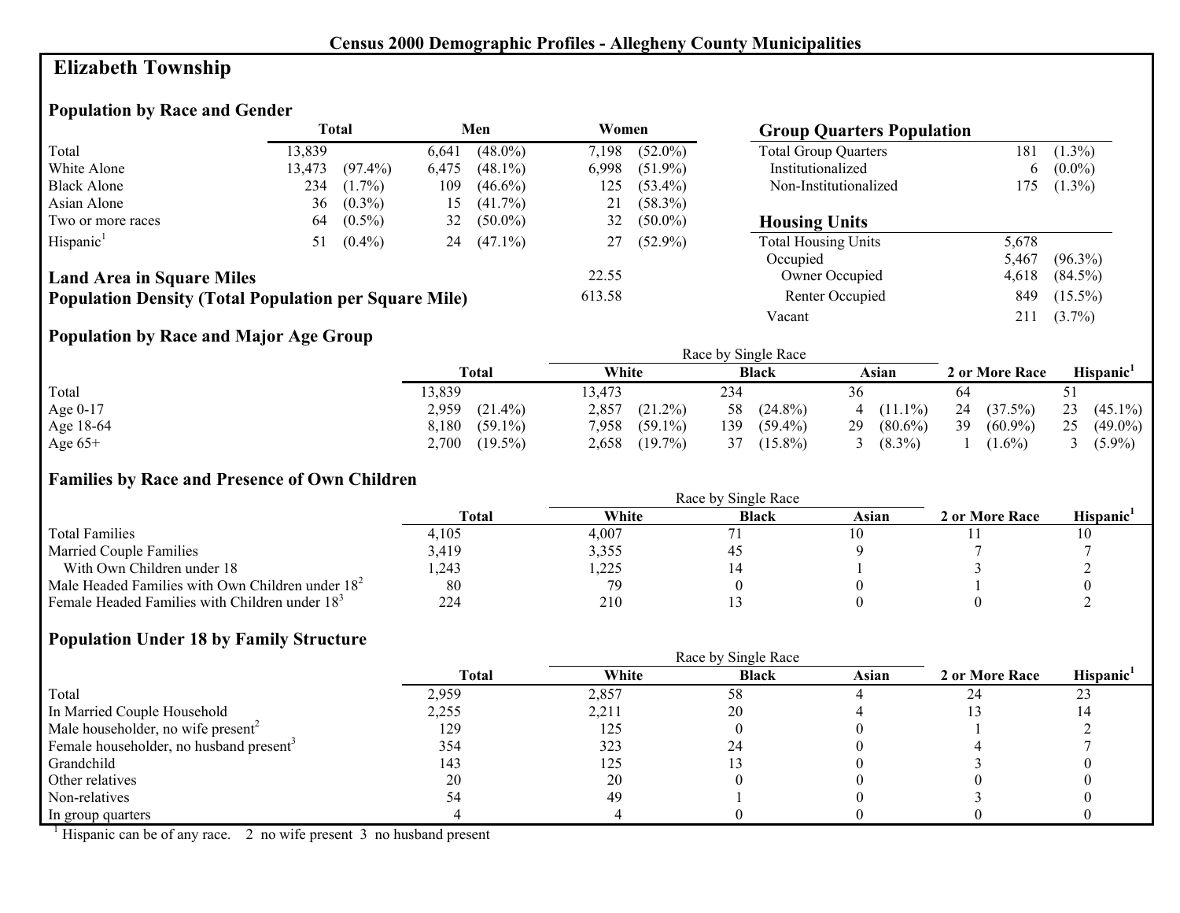Census 2000 Demographic Profiles - Allegheny County Municipalities

# Elizabeth Township

## Population by Race and Gender

| | Total | | Men | | Women | |
|---|---|---|---|---|---|---|
| Total | 13,839 | | 6,641 | (48.0%) | 7,198 | (52.0%) |
| White Alone | 13,473 | (97.4%) | 6,475 | (48.1%) | 6,998 | (51.9%) |
| Black Alone | 234 | (1.7%) | 109 | (46.6%) | 125 | (53.4%) |
| Asian Alone | 36 | (0.3%) | 15 | (41.7%) | 21 | (58.3%) |
| Two or more races | 64 | (0.5%) | 32 | (50.0%) | 32 | (50.0%) |
| Hispanic[1] | 51 | (0.4%) | 24 | (47.1%) | 27 | (52.9%) |

**Land Area in Square Miles** 22.55

**Population Density (Total Population per Square Mile)** 613.58

## Group Quarters Population

| | | |
|---|---|---|
| Total Group Quarters | 181 | (1.3%) |
| Institutionalized | 6 | (0.0%) |
| Non-Institutionalized | 175 | (1.3%) |

## Housing Units

| | | |
|---|---|---|
| Total Housing Units | 5,678 | |
| Occupied | 5,467 | (96.3%) |
| Owner Occupied | 4,618 | (84.5%) |
| Renter Occupied | 849 | (15.5%) |
| Vacant | 211 | (3.7%) |

## Population by Race and Major Age Group

| | Total | | Race by Single Race: White | | Black | | Asian | | 2 or More Race | | Hispanic[1] | |
|---|---|---|---|---|---|---|---|---|---|---|---|---|
| Total | 13,839 | | 13,473 | | 234 | | 36 | | 64 | | 51 | |
| Age 0-17 | 2,959 | (21.4%) | 2,857 | (21.2%) | 58 | (24.8%) | 4 | (11.1%) | 24 | (37.5%) | 23 | (45.1%) |
| Age 18-64 | 8,180 | (59.1%) | 7,958 | (59.1%) | 139 | (59.4%) | 29 | (80.6%) | 39 | (60.9%) | 25 | (49.0%) |
| Age 65+ | 2,700 | (19.5%) | 2,658 | (19.7%) | 37 | (15.8%) | 3 | (8.3%) | 1 | (1.6%) | 3 | (5.9%) |

## Families by Race and Presence of Own Children

| | Total | Race by Single Race: White | Black | Asian | 2 or More Race | Hispanic[1] |
|---|---|---|---|---|---|---|
| Total Families | 4,105 | 4,007 | 71 | 10 | 11 | 10 |
| Married Couple Families | 3,419 | 3,355 | 45 | 9 | 7 | 7 |
| With Own Children under 18 | 1,243 | 1,225 | 14 | 1 | 3 | 2 |
| Male Headed Families with Own Children under 18[2] | 80 | 79 | 0 | 0 | 1 | 0 |
| Female Headed Families with Children under 18[3] | 224 | 210 | 13 | 0 | 0 | 2 |

## Population Under 18 by Family Structure

| | Total | Race by Single Race: White | Black | Asian | 2 or More Race | Hispanic[1] |
|---|---|---|---|---|---|---|
| Total | 2,959 | 2,857 | 58 | 4 | 24 | 23 |
| In Married Couple Household | 2,255 | 2,211 | 20 | 4 | 13 | 14 |
| Male householder, no wife present[2] | 129 | 125 | 0 | 0 | 1 | 2 |
| Female householder, no husband present[3] | 354 | 323 | 24 | 0 | 4 | 7 |
| Grandchild | 143 | 125 | 13 | 0 | 3 | 0 |
| Other relatives | 20 | 20 | 0 | 0 | 0 | 0 |
| Non-relatives | 54 | 49 | 1 | 0 | 3 | 0 |
| In group quarters | 4 | 4 | 0 | 0 | 0 | 0 |

[1] Hispanic can be of any race. 2 no wife present 3 no husband present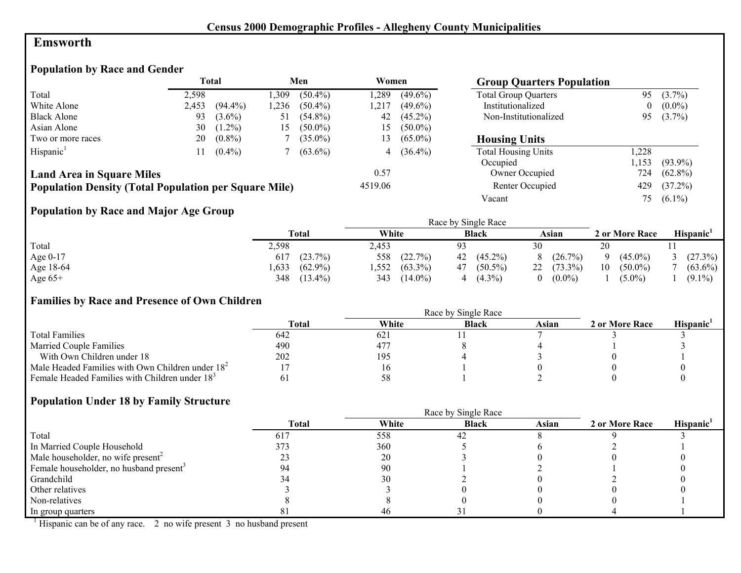Census 2000 Demographic Profiles - Allegheny County Municipalities

# Emsworth

## Population by Race and Gender

| | Total | | Men | | Women | |
|---|---|---|---|---|---|---|
| Total | 2,598 | | 1,309 | (50.4%) | 1,289 | (49.6%) |
| White Alone | 2,453 | (94.4%) | 1,236 | (50.4%) | 1,217 | (49.6%) |
| Black Alone | 93 | (3.6%) | 51 | (54.8%) | 42 | (45.2%) |
| Asian Alone | 30 | (1.2%) | 15 | (50.0%) | 15 | (50.0%) |
| Two or more races | 20 | (0.8%) | 7 | (35.0%) | 13 | (65.0%) |
| Hispanic[1] | 11 | (0.4%) | 7 | (63.6%) | 4 | (36.4%) |

**Land Area in Square Miles** 0.57

**Population Density (Total Population per Square Mile)** 4519.06

## Group Quarters Population

| | | |
|---|---|---|
| Total Group Quarters | 95 | (3.7%) |
| Institutionalized | 0 | (0.0%) |
| Non-Institutionalized | 95 | (3.7%) |

## Housing Units

| | | |
|---|---|---|
| Total Housing Units | 1,228 | |
| Occupied | 1,153 | (93.9%) |
| Owner Occupied | 724 | (62.8%) |
| Renter Occupied | 429 | (37.2%) |
| Vacant | 75 | (6.1%) |

## Population by Race and Major Age Group

| | Total | | Race by Single Race: White | | Black | | Asian | | 2 or More Race | | Hispanic[1] | |
|---|---|---|---|---|---|---|---|---|---|---|---|---|
| Total | 2,598 | | 2,453 | | 93 | | 30 | | 20 | | 11 | |
| Age 0-17 | 617 | (23.7%) | 558 | (22.7%) | 42 | (45.2%) | 8 | (26.7%) | 9 | (45.0%) | 3 | (27.3%) |
| Age 18-64 | 1,633 | (62.9%) | 1,552 | (63.3%) | 47 | (50.5%) | 22 | (73.3%) | 10 | (50.0%) | 7 | (63.6%) |
| Age 65+ | 348 | (13.4%) | 343 | (14.0%) | 4 | (4.3%) | 0 | (0.0%) | 1 | (5.0%) | 1 | (9.1%) |

## Families by Race and Presence of Own Children

| | Total | Race by Single Race: White | Black | Asian | 2 or More Race | Hispanic[1] |
|---|---|---|---|---|---|---|
| Total Families | 642 | 621 | 11 | 7 | 3 | 3 |
| Married Couple Families | 490 | 477 | 8 | 4 | 1 | 3 |
| With Own Children under 18 | 202 | 195 | 4 | 3 | 0 | 1 |
| Male Headed Families with Own Children under 18[2] | 17 | 16 | 1 | 0 | 0 | 0 |
| Female Headed Families with Children under 18[3] | 61 | 58 | 1 | 2 | 0 | 0 |

## Population Under 18 by Family Structure

| | Total | Race by Single Race: White | Black | Asian | 2 or More Race | Hispanic[1] |
|---|---|---|---|---|---|---|
| Total | 617 | 558 | 42 | 8 | 9 | 3 |
| In Married Couple Household | 373 | 360 | 5 | 6 | 2 | 1 |
| Male householder, no wife present[2] | 23 | 20 | 3 | 0 | 0 | 0 |
| Female householder, no husband present[3] | 94 | 90 | 1 | 2 | 1 | 0 |
| Grandchild | 34 | 30 | 2 | 0 | 2 | 0 |
| Other relatives | 3 | 3 | 0 | 0 | 0 | 0 |
| Non-relatives | 8 | 8 | 0 | 0 | 0 | 1 |
| In group quarters | 81 | 46 | 31 | 0 | 4 | 1 |

[1] Hispanic can be of any race. 2 no wife present 3 no husband present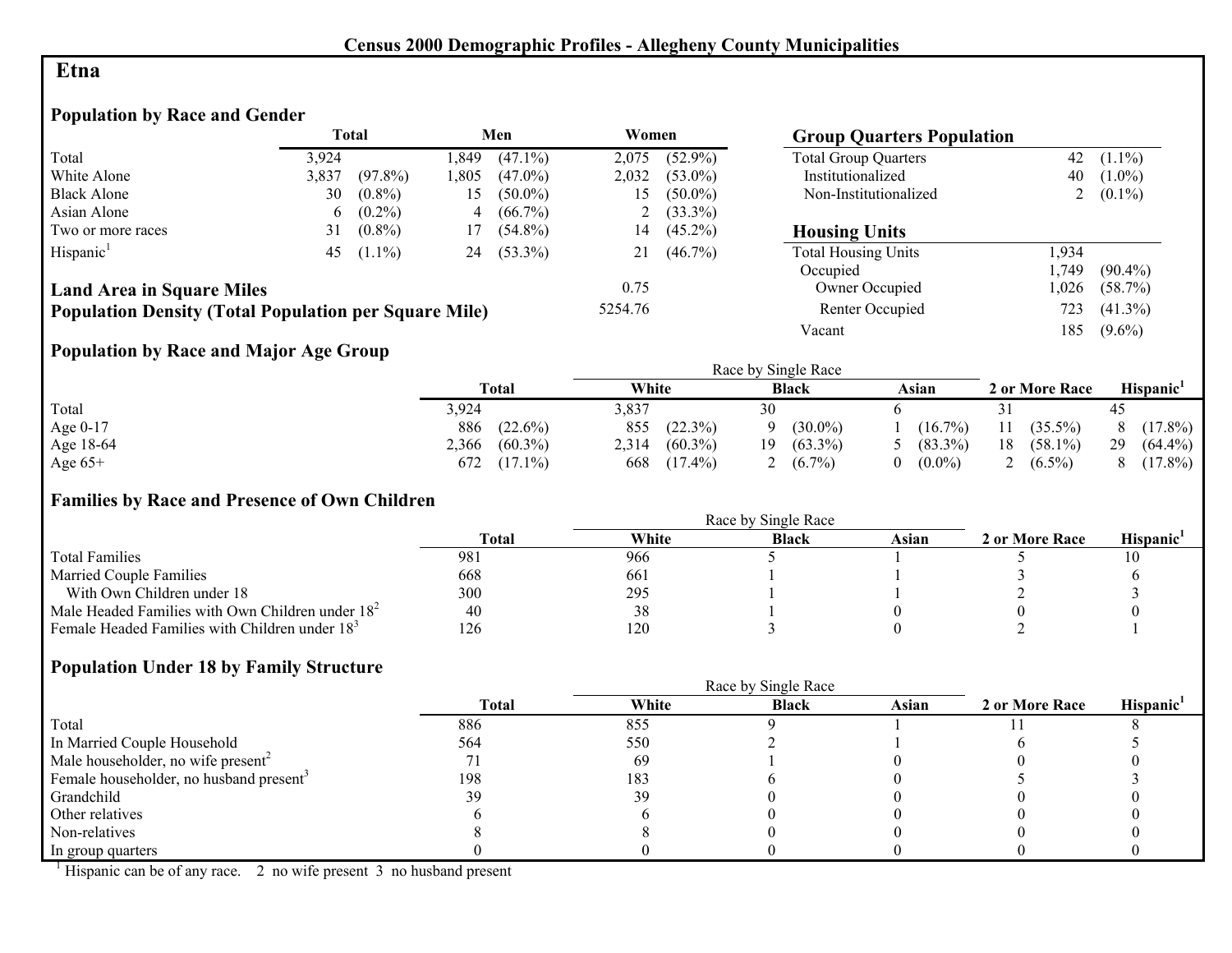# Census 2000 Demographic Profiles - Allegheny County Municipalities

## Etna

### Population by Race and Gender

| | Total | | Men | | Women | |
|---|---|---|---|---|---|---|
| Total | 3,924 | | 1,849 | (47.1%) | 2,075 | (52.9%) |
| White Alone | 3,837 | (97.8%) | 1,805 | (47.0%) | 2,032 | (53.0%) |
| Black Alone | 30 | (0.8%) | 15 | (50.0%) | 15 | (50.0%) |
| Asian Alone | 6 | (0.2%) | 4 | (66.7%) | 2 | (33.3%) |
| Two or more races | 31 | (0.8%) | 17 | (54.8%) | 14 | (45.2%) |
| Hispanic[1] | 45 | (1.1%) | 24 | (53.3%) | 21 | (46.7%) |

**Land Area in Square Miles** 0.75

**Population Density (Total Population per Square Mile)** 5254.76

### Group Quarters Population

| | | |
|---|---|---|
| Total Group Quarters | 42 | (1.1%) |
| Institutionalized | 40 | (1.0%) |
| Non-Institutionalized | 2 | (0.1%) |

### Housing Units

| | | |
|---|---|---|
| Total Housing Units | 1,934 | |
| Occupied | 1,749 | (90.4%) |
| Owner Occupied | 1,026 | (58.7%) |
| Renter Occupied | 723 | (41.3%) |
| Vacant | 185 | (9.6%) |

### Population by Race and Major Age Group

| | Total | | Race by Single Race: White | | Black | | Asian | | 2 or More Race | | Hispanic[1] | |
|---|---|---|---|---|---|---|---|---|---|---|---|---|
| Total | 3,924 | | 3,837 | | 30 | | 6 | | 31 | | 45 | |
| Age 0-17 | 886 | (22.6%) | 855 | (22.3%) | 9 | (30.0%) | 1 | (16.7%) | 11 | (35.5%) | 8 | (17.8%) |
| Age 18-64 | 2,366 | (60.3%) | 2,314 | (60.3%) | 19 | (63.3%) | 5 | (83.3%) | 18 | (58.1%) | 29 | (64.4%) |
| Age 65+ | 672 | (17.1%) | 668 | (17.4%) | 2 | (6.7%) | 0 | (0.0%) | 2 | (6.5%) | 8 | (17.8%) |

### Families by Race and Presence of Own Children

| | Total | Race by Single Race: White | Black | Asian | 2 or More Race | Hispanic[1] |
|---|---|---|---|---|---|---|
| Total Families | 981 | 966 | 5 | 1 | 5 | 10 |
| Married Couple Families | 668 | 661 | 1 | 1 | 3 | 6 |
| With Own Children under 18 | 300 | 295 | 1 | 1 | 2 | 3 |
| Male Headed Families with Own Children under 18[2] | 40 | 38 | 1 | 0 | 0 | 0 |
| Female Headed Families with Children under 18[3] | 126 | 120 | 3 | 0 | 2 | 1 |

### Population Under 18 by Family Structure

| | Total | Race by Single Race: White | Black | Asian | 2 or More Race | Hispanic[1] |
|---|---|---|---|---|---|---|
| Total | 886 | 855 | 9 | 1 | 11 | 8 |
| In Married Couple Household | 564 | 550 | 2 | 1 | 6 | 5 |
| Male householder, no wife present[2] | 71 | 69 | 1 | 0 | 0 | 0 |
| Female householder, no husband present[3] | 198 | 183 | 6 | 0 | 5 | 3 |
| Grandchild | 39 | 39 | 0 | 0 | 0 | 0 |
| Other relatives | 6 | 6 | 0 | 0 | 0 | 0 |
| Non-relatives | 8 | 8 | 0 | 0 | 0 | 0 |
| In group quarters | 0 | 0 | 0 | 0 | 0 | 0 |

[1] Hispanic can be of any race. 2 no wife present 3 no husband present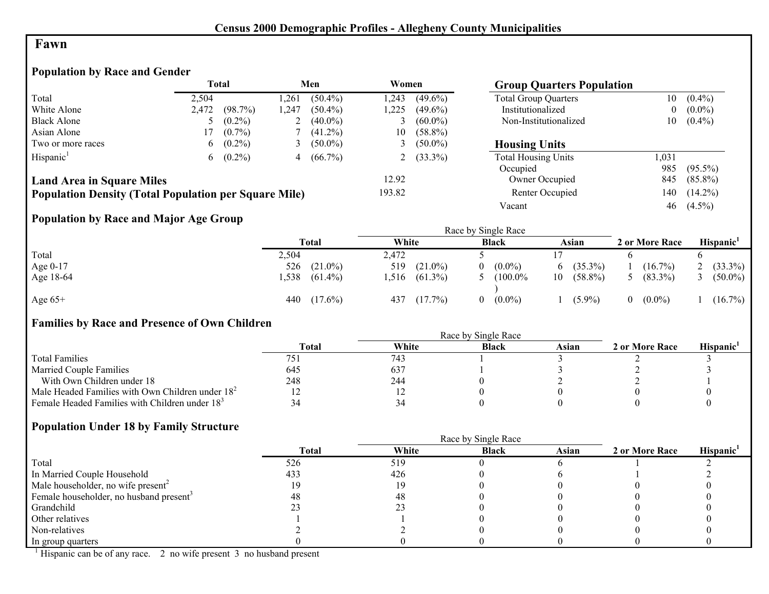## Census 2000 Demographic Profiles - Allegheny County Municipalities

# Fawn

### Population by Race and Gender

| | Total | | Men | | Women | |
|---|---|---|---|---|---|---|
| Total | 2,504 | | 1,261 | (50.4%) | 1,243 | (49.6%) |
| White Alone | 2,472 | (98.7%) | 1,247 | (50.4%) | 1,225 | (49.6%) |
| Black Alone | 5 | (0.2%) | 2 | (40.0%) | 3 | (60.0%) |
| Asian Alone | 17 | (0.7%) | 7 | (41.2%) | 10 | (58.8%) |
| Two or more races | 6 | (0.2%) | 3 | (50.0%) | 3 | (50.0%) |
| Hispanic[1] | 6 | (0.2%) | 4 | (66.7%) | 2 | (33.3%) |

**Land Area in Square Miles** 12.92

**Population Density (Total Population per Square Mile)** 193.82

### Group Quarters Population

| | | |
|---|---|---|
| Total Group Quarters | 10 | (0.4%) |
| Institutionalized | 0 | (0.0%) |
| Non-Institutionalized | 10 | (0.4%) |

### Housing Units

| | | |
|---|---|---|
| Total Housing Units | 1,031 | |
| Occupied | 985 | (95.5%) |
| Owner Occupied | 845 | (85.8%) |
| Renter Occupied | 140 | (14.2%) |
| Vacant | 46 | (4.5%) |

### Population by Race and Major Age Group

| | Total | | White | | Black | | Asian | | 2 or More Race | | Hispanic[1] | |
|---|---|---|---|---|---|---|---|---|---|---|---|---|
| Total | 2,504 | | 2,472 | | 5 | | 17 | | 6 | | 6 | |
| Age 0-17 | 526 | (21.0%) | 519 | (21.0%) | 0 | (0.0%) | 6 | (35.3%) | 1 | (16.7%) | 2 | (33.3%) |
| Age 18-64 | 1,538 | (61.4%) | 1,516 | (61.3%) | 5 | (100.0%) | 10 | (58.8%) | 5 | (83.3%) | 3 | (50.0%) |
| Age 65+ | 440 | (17.6%) | 437 | (17.7%) | 0 | (0.0%) | 1 | (5.9%) | 0 | (0.0%) | 1 | (16.7%) |

White, Black, and Asian columns: Race by Single Race

### Families by Race and Presence of Own Children

| | Total | White | Black | Asian | 2 or More Race | Hispanic[1] |
|---|---|---|---|---|---|---|
| Total Families | 751 | 743 | 1 | 3 | 2 | 3 |
| Married Couple Families | 645 | 637 | 1 | 3 | 2 | 3 |
| With Own Children under 18 | 248 | 244 | 0 | 2 | 2 | 1 |
| Male Headed Families with Own Children under 18[2] | 12 | 12 | 0 | 0 | 0 | 0 |
| Female Headed Families with Children under 18[3] | 34 | 34 | 0 | 0 | 0 | 0 |

White, Black, and Asian columns: Race by Single Race

### Population Under 18 by Family Structure

| | Total | White | Black | Asian | 2 or More Race | Hispanic[1] |
|---|---|---|---|---|---|---|
| Total | 526 | 519 | 0 | 6 | 1 | 2 |
| In Married Couple Household | 433 | 426 | 0 | 6 | 1 | 2 |
| Male householder, no wife present[2] | 19 | 19 | 0 | 0 | 0 | 0 |
| Female householder, no husband present[3] | 48 | 48 | 0 | 0 | 0 | 0 |
| Grandchild | 23 | 23 | 0 | 0 | 0 | 0 |
| Other relatives | 1 | 1 | 0 | 0 | 0 | 0 |
| Non-relatives | 2 | 2 | 0 | 0 | 0 | 0 |
| In group quarters | 0 | 0 | 0 | 0 | 0 | 0 |

White, Black, and Asian columns: Race by Single Race

[1] Hispanic can be of any race. 2 no wife present 3 no husband present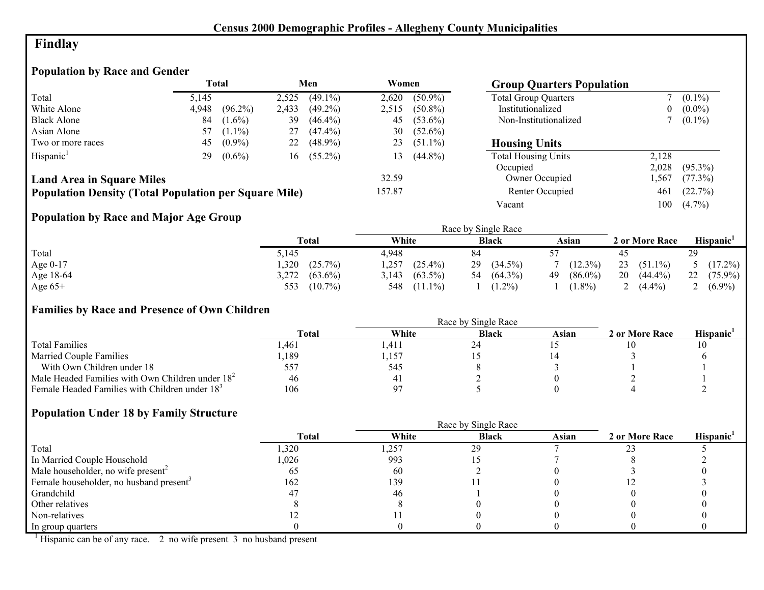# Census 2000 Demographic Profiles - Allegheny County Municipalities

## Findlay

### Population by Race and Gender

| | Total | | Men | | Women | |
|---|---|---|---|---|---|---|
| Total | 5,145 | | 2,525 | (49.1%) | 2,620 | (50.9%) |
| White Alone | 4,948 | (96.2%) | 2,433 | (49.2%) | 2,515 | (50.8%) |
| Black Alone | 84 | (1.6%) | 39 | (46.4%) | 45 | (53.6%) |
| Asian Alone | 57 | (1.1%) | 27 | (47.4%) | 30 | (52.6%) |
| Two or more races | 45 | (0.9%) | 22 | (48.9%) | 23 | (51.1%) |
| Hispanic[1] | 29 | (0.6%) | 16 | (55.2%) | 13 | (44.8%) |

**Land Area in Square Miles** 32.59

**Population Density (Total Population per Square Mile)** 157.87

### Group Quarters Population

| | | |
|---|---|---|
| Total Group Quarters | 7 | (0.1%) |
| Institutionalized | 0 | (0.0%) |
| Non-Institutionalized | 7 | (0.1%) |

### Housing Units

| | | |
|---|---|---|
| Total Housing Units | 2,128 | |
| Occupied | 2,028 | (95.3%) |
| Owner Occupied | 1,567 | (77.3%) |
| Renter Occupied | 461 | (22.7%) |
| Vacant | 100 | (4.7%) |

### Population by Race and Major Age Group

| | Total | | Race by Single Race: White | | Black | | Asian | | 2 or More Race | | Hispanic[1] | |
|---|---|---|---|---|---|---|---|---|---|---|---|---|
| Total | 5,145 | | 4,948 | | 84 | | 57 | | 45 | | 29 | |
| Age 0-17 | 1,320 | (25.7%) | 1,257 | (25.4%) | 29 | (34.5%) | 7 | (12.3%) | 23 | (51.1%) | 5 | (17.2%) |
| Age 18-64 | 3,272 | (63.6%) | 3,143 | (63.5%) | 54 | (64.3%) | 49 | (86.0%) | 20 | (44.4%) | 22 | (75.9%) |
| Age 65+ | 553 | (10.7%) | 548 | (11.1%) | 1 | (1.2%) | 1 | (1.8%) | 2 | (4.4%) | 2 | (6.9%) |

### Families by Race and Presence of Own Children

| | Total | Race by Single Race: White | Black | Asian | 2 or More Race | Hispanic[1] |
|---|---|---|---|---|---|---|
| Total Families | 1,461 | 1,411 | 24 | 15 | 10 | 10 |
| Married Couple Families | 1,189 | 1,157 | 15 | 14 | 3 | 6 |
| With Own Children under 18 | 557 | 545 | 8 | 3 | 1 | 1 |
| Male Headed Families with Own Children under 18[2] | 46 | 41 | 2 | 0 | 2 | 1 |
| Female Headed Families with Children under 18[3] | 106 | 97 | 5 | 0 | 4 | 2 |

### Population Under 18 by Family Structure

| | Total | Race by Single Race: White | Black | Asian | 2 or More Race | Hispanic[1] |
|---|---|---|---|---|---|---|
| Total | 1,320 | 1,257 | 29 | 7 | 23 | 5 |
| In Married Couple Household | 1,026 | 993 | 15 | 7 | 8 | 2 |
| Male householder, no wife present[2] | 65 | 60 | 2 | 0 | 3 | 0 |
| Female householder, no husband present[3] | 162 | 139 | 11 | 0 | 12 | 3 |
| Grandchild | 47 | 46 | 1 | 0 | 0 | 0 |
| Other relatives | 8 | 8 | 0 | 0 | 0 | 0 |
| Non-relatives | 12 | 11 | 0 | 0 | 0 | 0 |
| In group quarters | 0 | 0 | 0 | 0 | 0 | 0 |

[1] Hispanic can be of any race. 2 no wife present 3 no husband present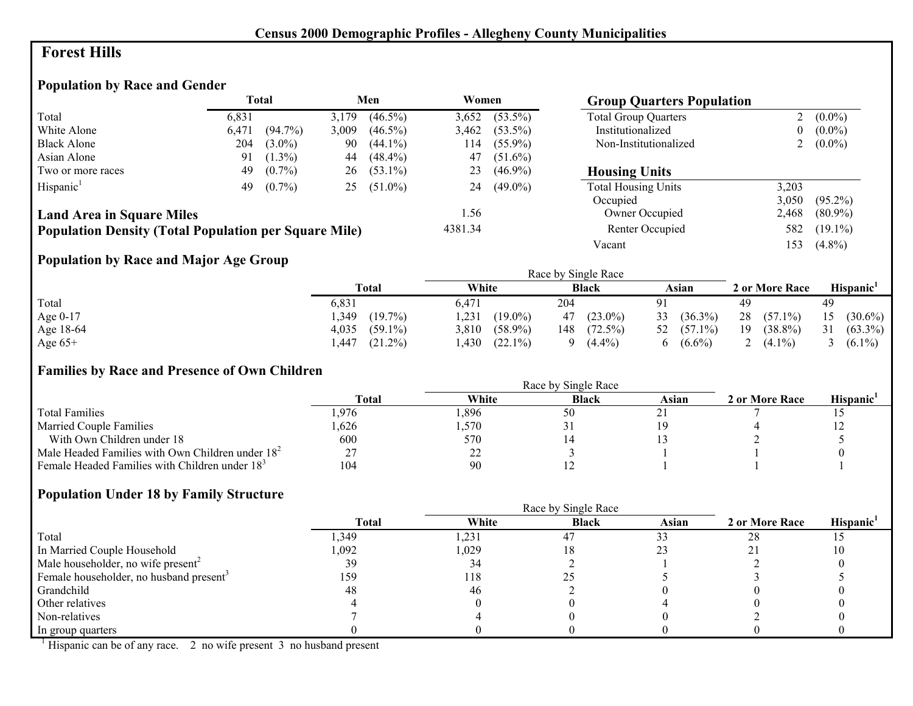# Census 2000 Demographic Profiles - Allegheny County Municipalities

## Forest Hills

### Population by Race and Gender

| | Total | | Men | | Women | |
|---|---|---|---|---|---|---|
| Total | 6,831 | | 3,179 | (46.5%) | 3,652 | (53.5%) |
| White Alone | 6,471 | (94.7%) | 3,009 | (46.5%) | 3,462 | (53.5%) |
| Black Alone | 204 | (3.0%) | 90 | (44.1%) | 114 | (55.9%) |
| Asian Alone | 91 | (1.3%) | 44 | (48.4%) | 47 | (51.6%) |
| Two or more races | 49 | (0.7%) | 26 | (53.1%) | 23 | (46.9%) |
| Hispanic[1] | 49 | (0.7%) | 25 | (51.0%) | 24 | (49.0%) |

**Land Area in Square Miles** 1.56

**Population Density (Total Population per Square Mile)** 4381.34

### Group Quarters Population

| | | |
|---|---|---|
| Total Group Quarters | 2 | (0.0%) |
| Institutionalized | 0 | (0.0%) |
| Non-Institutionalized | 2 | (0.0%) |

### Housing Units

| | | |
|---|---|---|
| Total Housing Units | 3,203 | |
| Occupied | 3,050 | (95.2%) |
| Owner Occupied | 2,468 | (80.9%) |
| Renter Occupied | 582 | (19.1%) |
| Vacant | 153 | (4.8%) |

### Population by Race and Major Age Group

| | Total | | Race by Single Race: White | | Black | | Asian | | 2 or More Race | | Hispanic[1] | |
|---|---|---|---|---|---|---|---|---|---|---|---|---|
| Total | 6,831 | | 6,471 | | 204 | | 91 | | 49 | | 49 | |
| Age 0-17 | 1,349 | (19.7%) | 1,231 | (19.0%) | 47 | (23.0%) | 33 | (36.3%) | 28 | (57.1%) | 15 | (30.6%) |
| Age 18-64 | 4,035 | (59.1%) | 3,810 | (58.9%) | 148 | (72.5%) | 52 | (57.1%) | 19 | (38.8%) | 31 | (63.3%) |
| Age 65+ | 1,447 | (21.2%) | 1,430 | (22.1%) | 9 | (4.4%) | 6 | (6.6%) | 2 | (4.1%) | 3 | (6.1%) |

### Families by Race and Presence of Own Children

| | Total | Race by Single Race: White | Black | Asian | 2 or More Race | Hispanic[1] |
|---|---|---|---|---|---|---|
| Total Families | 1,976 | 1,896 | 50 | 21 | 7 | 15 |
| Married Couple Families | 1,626 | 1,570 | 31 | 19 | 4 | 12 |
| With Own Children under 18 | 600 | 570 | 14 | 13 | 2 | 5 |
| Male Headed Families with Own Children under 18[2] | 27 | 22 | 3 | 1 | 1 | 0 |
| Female Headed Families with Children under 18[3] | 104 | 90 | 12 | 1 | 1 | 1 |

### Population Under 18 by Family Structure

| | Total | Race by Single Race: White | Black | Asian | 2 or More Race | Hispanic[1] |
|---|---|---|---|---|---|---|
| Total | 1,349 | 1,231 | 47 | 33 | 28 | 15 |
| In Married Couple Household | 1,092 | 1,029 | 18 | 23 | 21 | 10 |
| Male householder, no wife present[2] | 39 | 34 | 2 | 1 | 2 | 0 |
| Female householder, no husband present[3] | 159 | 118 | 25 | 5 | 3 | 5 |
| Grandchild | 48 | 46 | 2 | 0 | 0 | 0 |
| Other relatives | 4 | 0 | 0 | 4 | 0 | 0 |
| Non-relatives | 7 | 4 | 0 | 0 | 2 | 0 |
| In group quarters | 0 | 0 | 0 | 0 | 0 | 0 |

[1] Hispanic can be of any race. 2 no wife present 3 no husband present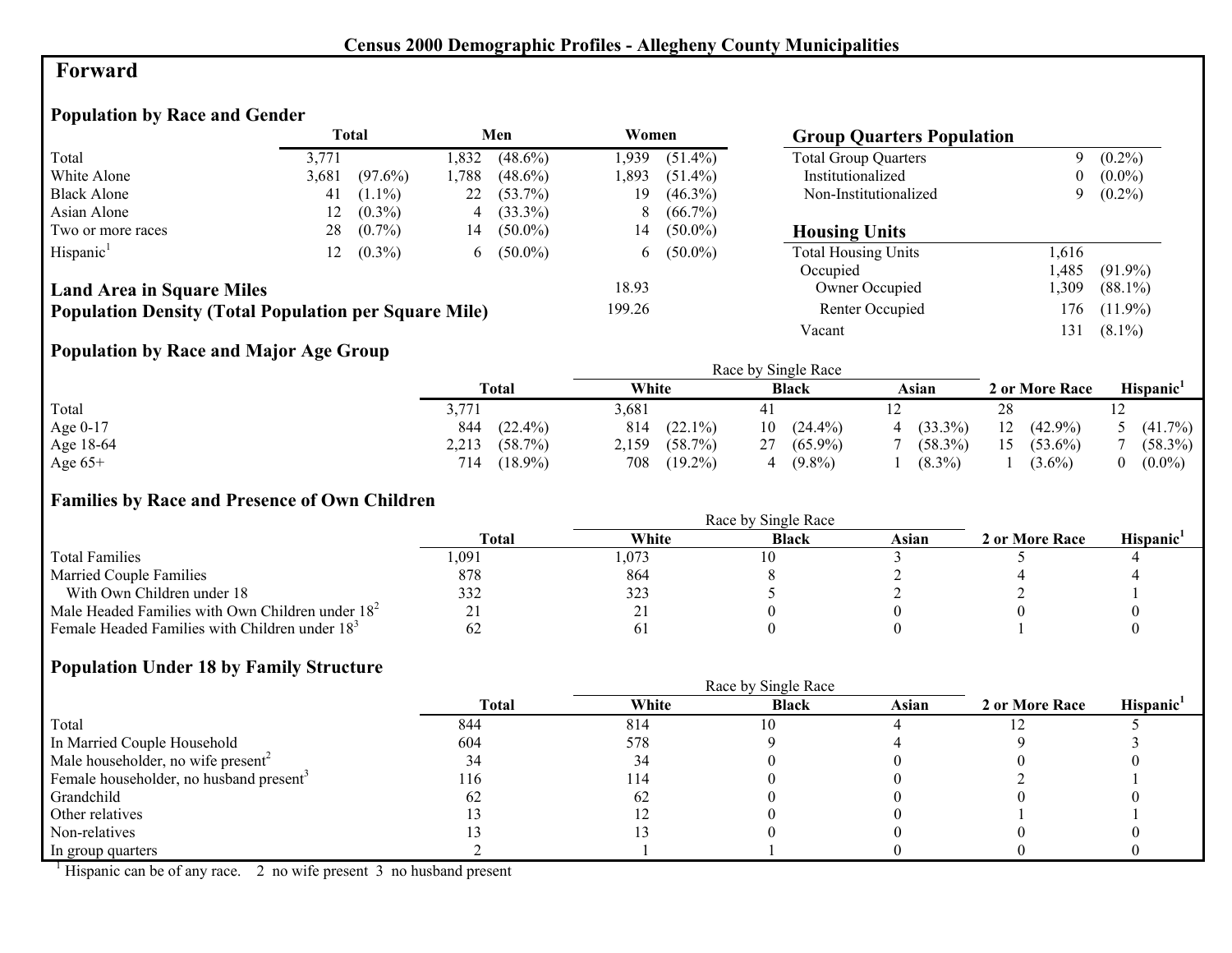**Census 2000 Demographic Profiles - Allegheny County Municipalities**

# Forward

## Population by Race and Gender

| | Total | | Men | | Women | |
|---|---|---|---|---|---|---|
| Total | 3,771 | | 1,832 | (48.6%) | 1,939 | (51.4%) |
| White Alone | 3,681 | (97.6%) | 1,788 | (48.6%) | 1,893 | (51.4%) |
| Black Alone | 41 | (1.1%) | 22 | (53.7%) | 19 | (46.3%) |
| Asian Alone | 12 | (0.3%) | 4 | (33.3%) | 8 | (66.7%) |
| Two or more races | 28 | (0.7%) | 14 | (50.0%) | 14 | (50.0%) |
| Hispanic[1] | 12 | (0.3%) | 6 | (50.0%) | 6 | (50.0%) |

**Land Area in Square Miles** 18.93

**Population Density (Total Population per Square Mile)** 199.26

## Group Quarters Population

| | | |
|---|---|---|
| Total Group Quarters | 9 | (0.2%) |
| Institutionalized | 0 | (0.0%) |
| Non-Institutionalized | 9 | (0.2%) |

## Housing Units

| | | |
|---|---|---|
| Total Housing Units | 1,616 | |
| Occupied | 1,485 | (91.9%) |
| Owner Occupied | 1,309 | (88.1%) |
| Renter Occupied | 176 | (11.9%) |
| Vacant | 131 | (8.1%) |

## Population by Race and Major Age Group

| | Total | | White | | Black | | Asian | | 2 or More Race | | Hispanic[1] | |
|---|---|---|---|---|---|---|---|---|---|---|---|---|
| Total | 3,771 | | 3,681 | | 41 | | 12 | | 28 | | 12 | |
| Age 0-17 | 844 | (22.4%) | 814 | (22.1%) | 10 | (24.4%) | 4 | (33.3%) | 12 | (42.9%) | 5 | (41.7%) |
| Age 18-64 | 2,213 | (58.7%) | 2,159 | (58.7%) | 27 | (65.9%) | 7 | (58.3%) | 15 | (53.6%) | 7 | (58.3%) |
| Age 65+ | 714 | (18.9%) | 708 | (19.2%) | 4 | (9.8%) | 1 | (8.3%) | 1 | (3.6%) | 0 | (0.0%) |

White, Black, and Asian columns: Race by Single Race

## Families by Race and Presence of Own Children

| | Total | White | Black | Asian | 2 or More Race | Hispanic[1] |
|---|---|---|---|---|---|---|
| Total Families | 1,091 | 1,073 | 10 | 3 | 5 | 4 |
| Married Couple Families | 878 | 864 | 8 | 2 | 4 | 4 |
| With Own Children under 18 | 332 | 323 | 5 | 2 | 2 | 1 |
| Male Headed Families with Own Children under 18[2] | 21 | 21 | 0 | 0 | 0 | 0 |
| Female Headed Families with Children under 18[3] | 62 | 61 | 0 | 0 | 1 | 0 |

White, Black, and Asian columns: Race by Single Race

## Population Under 18 by Family Structure

| | Total | White | Black | Asian | 2 or More Race | Hispanic[1] |
|---|---|---|---|---|---|---|
| Total | 844 | 814 | 10 | 4 | 12 | 5 |
| In Married Couple Household | 604 | 578 | 9 | 4 | 9 | 3 |
| Male householder, no wife present[2] | 34 | 34 | 0 | 0 | 0 | 0 |
| Female householder, no husband present[3] | 116 | 114 | 0 | 0 | 2 | 1 |
| Grandchild | 62 | 62 | 0 | 0 | 0 | 0 |
| Other relatives | 13 | 12 | 0 | 0 | 1 | 1 |
| Non-relatives | 13 | 13 | 0 | 0 | 0 | 0 |
| In group quarters | 2 | 1 | 1 | 0 | 0 | 0 |

White, Black, and Asian columns: Race by Single Race

[1] Hispanic can be of any race. 2 no wife present 3 no husband present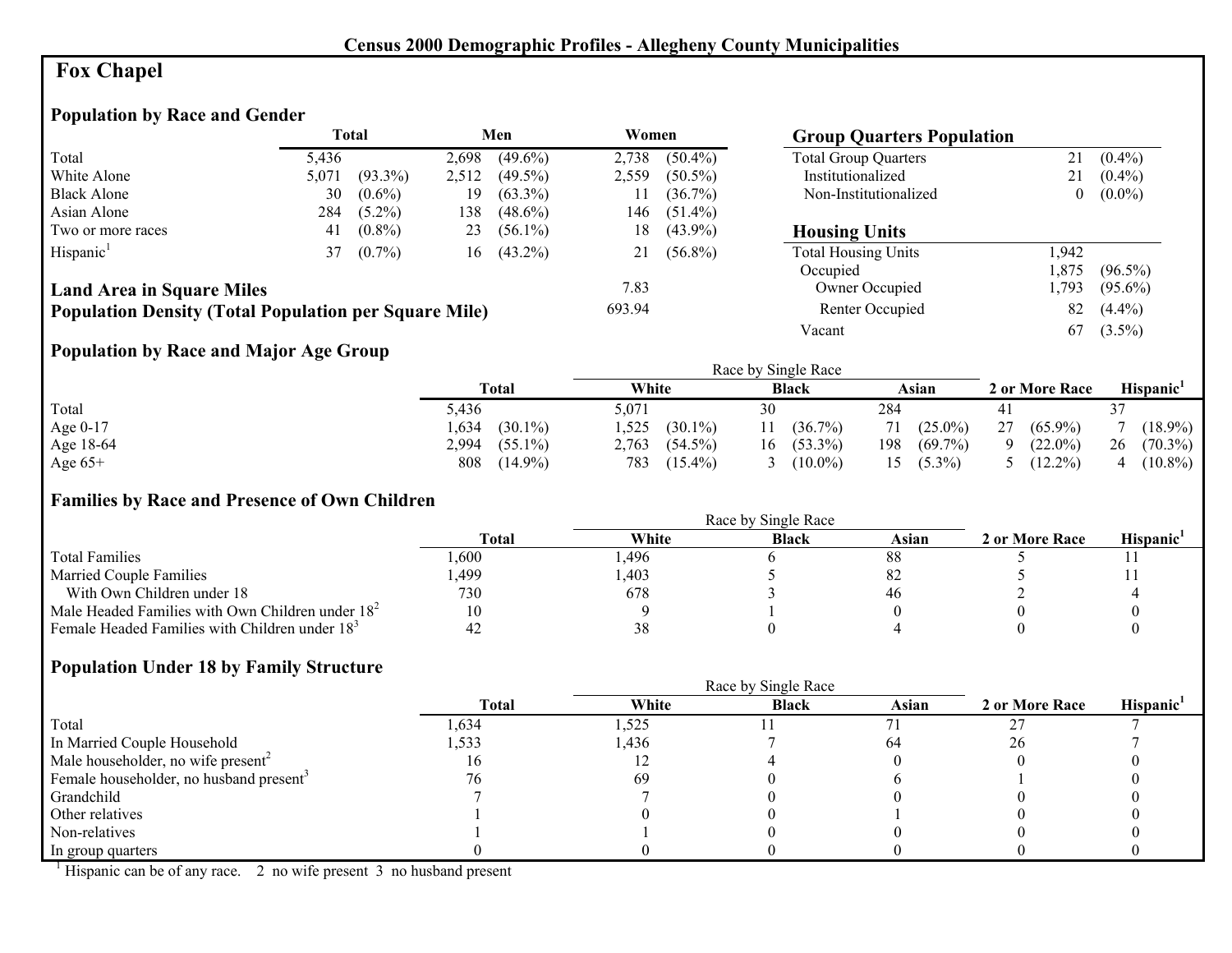Census 2000 Demographic Profiles - Allegheny County Municipalities

# Fox Chapel

## Population by Race and Gender

| | Total | | Men | | Women | |
|---|---|---|---|---|---|---|
| Total | 5,436 | | 2,698 | (49.6%) | 2,738 | (50.4%) |
| White Alone | 5,071 | (93.3%) | 2,512 | (49.5%) | 2,559 | (50.5%) |
| Black Alone | 30 | (0.6%) | 19 | (63.3%) | 11 | (36.7%) |
| Asian Alone | 284 | (5.2%) | 138 | (48.6%) | 146 | (51.4%) |
| Two or more races | 41 | (0.8%) | 23 | (56.1%) | 18 | (43.9%) |
| Hispanic[1] | 37 | (0.7%) | 16 | (43.2%) | 21 | (56.8%) |

**Land Area in Square Miles** 7.83

**Population Density (Total Population per Square Mile)** 693.94

## Group Quarters Population

| | | |
|---|---|---|
| Total Group Quarters | 21 | (0.4%) |
| Institutionalized | 21 | (0.4%) |
| Non-Institutionalized | 0 | (0.0%) |

## Housing Units

| | | |
|---|---|---|
| Total Housing Units | 1,942 | |
| Occupied | 1,875 | (96.5%) |
| Owner Occupied | 1,793 | (95.6%) |
| Renter Occupied | 82 | (4.4%) |
| Vacant | 67 | (3.5%) |

## Population by Race and Major Age Group

| | Total | | Race by Single Race: White | | Black | | Asian | | 2 or More Race | | Hispanic[1] | |
|---|---|---|---|---|---|---|---|---|---|---|---|---|
| Total | 5,436 | | 5,071 | | 30 | | 284 | | 41 | | 37 | |
| Age 0-17 | 1,634 | (30.1%) | 1,525 | (30.1%) | 11 | (36.7%) | 71 | (25.0%) | 27 | (65.9%) | 7 | (18.9%) |
| Age 18-64 | 2,994 | (55.1%) | 2,763 | (54.5%) | 16 | (53.3%) | 198 | (69.7%) | 9 | (22.0%) | 26 | (70.3%) |
| Age 65+ | 808 | (14.9%) | 783 | (15.4%) | 3 | (10.0%) | 15 | (5.3%) | 5 | (12.2%) | 4 | (10.8%) |

## Families by Race and Presence of Own Children

| | Total | Race by Single Race: White | Black | Asian | 2 or More Race | Hispanic[1] |
|---|---|---|---|---|---|---|
| Total Families | 1,600 | 1,496 | 6 | 88 | 5 | 11 |
| Married Couple Families | 1,499 | 1,403 | 5 | 82 | 5 | 11 |
| With Own Children under 18 | 730 | 678 | 3 | 46 | 2 | 4 |
| Male Headed Families with Own Children under 18[2] | 10 | 9 | 1 | 0 | 0 | 0 |
| Female Headed Families with Children under 18[3] | 42 | 38 | 0 | 4 | 0 | 0 |

## Population Under 18 by Family Structure

| | Total | Race by Single Race: White | Black | Asian | 2 or More Race | Hispanic[1] |
|---|---|---|---|---|---|---|
| Total | 1,634 | 1,525 | 11 | 71 | 27 | 7 |
| In Married Couple Household | 1,533 | 1,436 | 7 | 64 | 26 | 7 |
| Male householder, no wife present[2] | 16 | 12 | 4 | 0 | 0 | 0 |
| Female householder, no husband present[3] | 76 | 69 | 0 | 6 | 1 | 0 |
| Grandchild | 7 | 7 | 0 | 0 | 0 | 0 |
| Other relatives | 1 | 0 | 0 | 1 | 0 | 0 |
| Non-relatives | 1 | 1 | 0 | 0 | 0 | 0 |
| In group quarters | 0 | 0 | 0 | 0 | 0 | 0 |

[1] Hispanic can be of any race. 2 no wife present 3 no husband present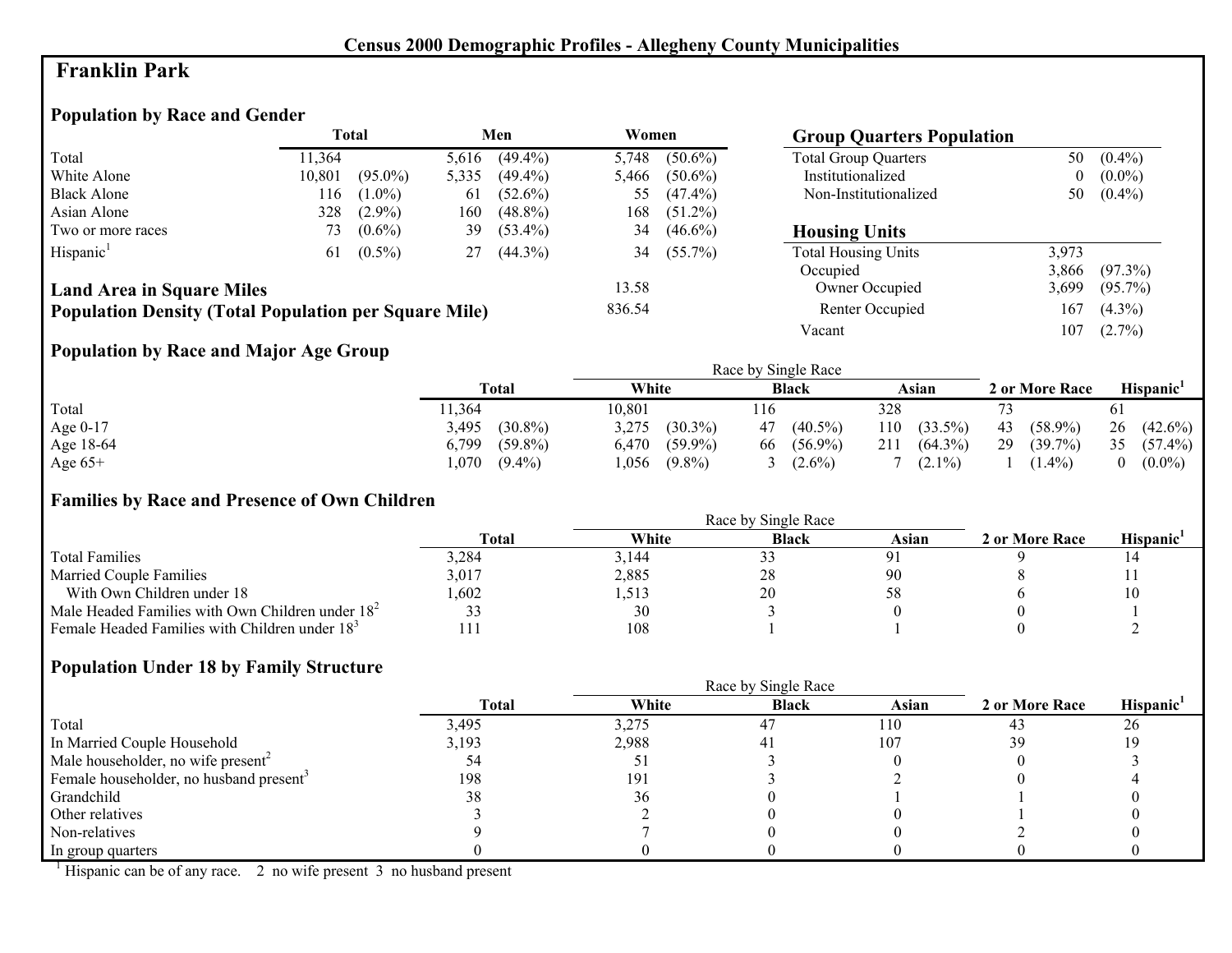# Census 2000 Demographic Profiles - Allegheny County Municipalities

## Franklin Park

### Population by Race and Gender

| | Total | | Men | | Women | |
|---|---|---|---|---|---|---|
| Total | 11,364 | | 5,616 | (49.4%) | 5,748 | (50.6%) |
| White Alone | 10,801 | (95.0%) | 5,335 | (49.4%) | 5,466 | (50.6%) |
| Black Alone | 116 | (1.0%) | 61 | (52.6%) | 55 | (47.4%) |
| Asian Alone | 328 | (2.9%) | 160 | (48.8%) | 168 | (51.2%) |
| Two or more races | 73 | (0.6%) | 39 | (53.4%) | 34 | (46.6%) |
| Hispanic[1] | 61 | (0.5%) | 27 | (44.3%) | 34 | (55.7%) |

**Land Area in Square Miles** 13.58

**Population Density (Total Population per Square Mile)** 836.54

### Group Quarters Population

| | | |
|---|---|---|
| Total Group Quarters | 50 | (0.4%) |
| Institutionalized | 0 | (0.0%) |
| Non-Institutionalized | 50 | (0.4%) |

### Housing Units

| | | |
|---|---|---|
| Total Housing Units | 3,973 | |
| Occupied | 3,866 | (97.3%) |
| Owner Occupied | 3,699 | (95.7%) |
| Renter Occupied | 167 | (4.3%) |
| Vacant | 107 | (2.7%) |

### Population by Race and Major Age Group

| | Total | | Race by Single Race: White | | Black | | Asian | | 2 or More Race | | Hispanic[1] | |
|---|---|---|---|---|---|---|---|---|---|---|---|---|
| Total | 11,364 | | 10,801 | | 116 | | 328 | | 73 | | 61 | |
| Age 0-17 | 3,495 | (30.8%) | 3,275 | (30.3%) | 47 | (40.5%) | 110 | (33.5%) | 43 | (58.9%) | 26 | (42.6%) |
| Age 18-64 | 6,799 | (59.8%) | 6,470 | (59.9%) | 66 | (56.9%) | 211 | (64.3%) | 29 | (39.7%) | 35 | (57.4%) |
| Age 65+ | 1,070 | (9.4%) | 1,056 | (9.8%) | 3 | (2.6%) | 7 | (2.1%) | 1 | (1.4%) | 0 | (0.0%) |

### Families by Race and Presence of Own Children

| | Total | Race by Single Race: White | Black | Asian | 2 or More Race | Hispanic[1] |
|---|---|---|---|---|---|---|
| Total Families | 3,284 | 3,144 | 33 | 91 | 9 | 14 |
| Married Couple Families | 3,017 | 2,885 | 28 | 90 | 8 | 11 |
| With Own Children under 18 | 1,602 | 1,513 | 20 | 58 | 6 | 10 |
| Male Headed Families with Own Children under 18[2] | 33 | 30 | 3 | 0 | 0 | 1 |
| Female Headed Families with Children under 18[3] | 111 | 108 | 1 | 1 | 0 | 2 |

### Population Under 18 by Family Structure

| | Total | Race by Single Race: White | Black | Asian | 2 or More Race | Hispanic[1] |
|---|---|---|---|---|---|---|
| Total | 3,495 | 3,275 | 47 | 110 | 43 | 26 |
| In Married Couple Household | 3,193 | 2,988 | 41 | 107 | 39 | 19 |
| Male householder, no wife present[2] | 54 | 51 | 3 | 0 | 0 | 3 |
| Female householder, no husband present[3] | 198 | 191 | 3 | 2 | 0 | 4 |
| Grandchild | 38 | 36 | 0 | 1 | 1 | 0 |
| Other relatives | 3 | 2 | 0 | 0 | 1 | 0 |
| Non-relatives | 9 | 7 | 0 | 0 | 2 | 0 |
| In group quarters | 0 | 0 | 0 | 0 | 0 | 0 |

[1] Hispanic can be of any race. 2 no wife present 3 no husband present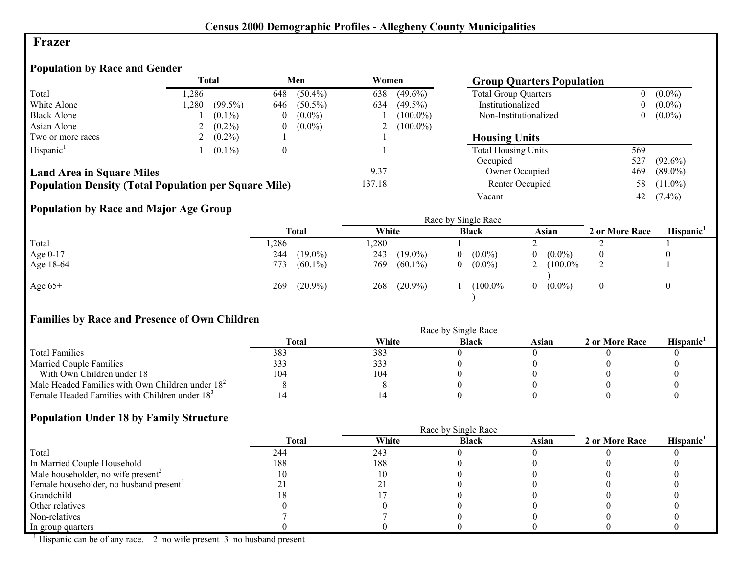**Census 2000 Demographic Profiles - Allegheny County Municipalities**

# Frazer

## Population by Race and Gender

| | Total | | Men | | Women | |
|---|---|---|---|---|---|---|
| Total | 1,286 | | 648 | (50.4%) | 638 | (49.6%) |
| White Alone | 1,280 | (99.5%) | 646 | (50.5%) | 634 | (49.5%) |
| Black Alone | 1 | (0.1%) | 0 | (0.0%) | 1 | (100.0%) |
| Asian Alone | 2 | (0.2%) | 0 | (0.0%) | 2 | (100.0%) |
| Two or more races | 2 | (0.2%) | 1 | | 1 | |
| Hispanic[1] | 1 | (0.1%) | 0 | | 1 | |

**Land Area in Square Miles** 9.37

**Population Density (Total Population per Square Mile)** 137.18

## Group Quarters Population

| | | |
|---|---|---|
| Total Group Quarters | 0 | (0.0%) |
| Institutionalized | 0 | (0.0%) |
| Non-Institutionalized | 0 | (0.0%) |

## Housing Units

| | | |
|---|---|---|
| Total Housing Units | 569 | |
| Occupied | 527 | (92.6%) |
| Owner Occupied | 469 | (89.0%) |
| Renter Occupied | 58 | (11.0%) |
| Vacant | 42 | (7.4%) |

## Population by Race and Major Age Group

| | Total | | Race by Single Race: White | | Black | | Asian | | 2 or More Race | Hispanic[1] |
|---|---|---|---|---|---|---|---|---|---|---|
| Total | 1,286 | | 1,280 | | 1 | | 2 | | 2 | 1 |
| Age 0-17 | 244 | (19.0%) | 243 | (19.0%) | 0 | (0.0%) | 0 | (0.0%) | 0 | 0 |
| Age 18-64 | 773 | (60.1%) | 769 | (60.1%) | 0 | (0.0%) | 2 | (100.0%) | 2 | 1 |
| Age 65+ | 269 | (20.9%) | 268 | (20.9%) | 1 | (100.0%) | 0 | (0.0%) | 0 | 0 |

## Families by Race and Presence of Own Children

| | Total | Race by Single Race: White | Black | Asian | 2 or More Race | Hispanic[1] |
|---|---|---|---|---|---|---|
| Total Families | 383 | 383 | 0 | 0 | 0 | 0 |
| Married Couple Families | 333 | 333 | 0 | 0 | 0 | 0 |
| With Own Children under 18 | 104 | 104 | 0 | 0 | 0 | 0 |
| Male Headed Families with Own Children under 18[2] | 8 | 8 | 0 | 0 | 0 | 0 |
| Female Headed Families with Children under 18[3] | 14 | 14 | 0 | 0 | 0 | 0 |

## Population Under 18 by Family Structure

| | Total | Race by Single Race: White | Black | Asian | 2 or More Race | Hispanic[1] |
|---|---|---|---|---|---|---|
| Total | 244 | 243 | 0 | 0 | 0 | 0 |
| In Married Couple Household | 188 | 188 | 0 | 0 | 0 | 0 |
| Male householder, no wife present[2] | 10 | 10 | 0 | 0 | 0 | 0 |
| Female householder, no husband present[3] | 21 | 21 | 0 | 0 | 0 | 0 |
| Grandchild | 18 | 17 | 0 | 0 | 0 | 0 |
| Other relatives | 0 | 0 | 0 | 0 | 0 | 0 |
| Non-relatives | 7 | 7 | 0 | 0 | 0 | 0 |
| In group quarters | 0 | 0 | 0 | 0 | 0 | 0 |

[1] Hispanic can be of any race. 2 no wife present 3 no husband present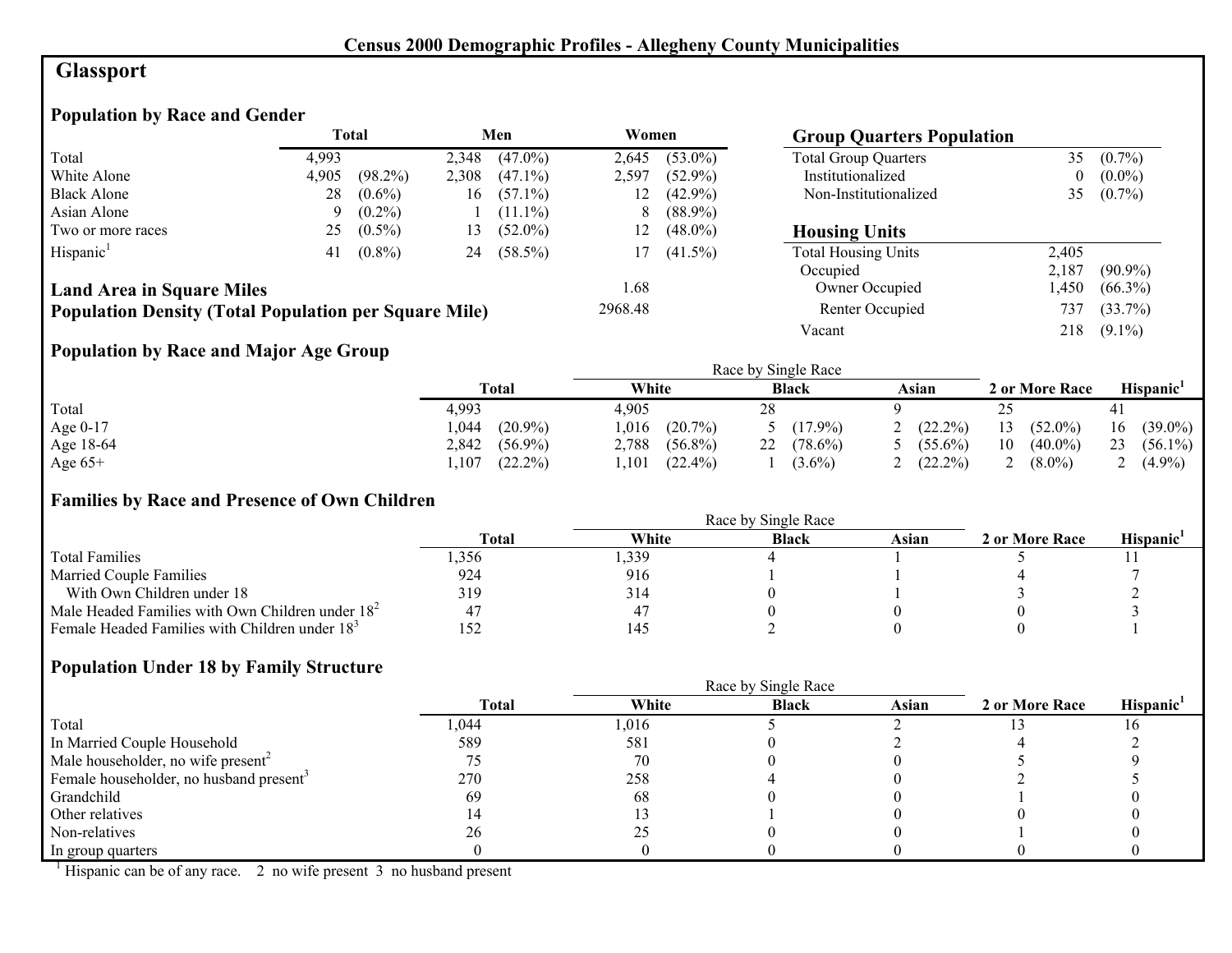# Census 2000 Demographic Profiles - Allegheny County Municipalities

## Glassport

### Population by Race and Gender

| | Total | | Men | | Women | |
|---|---|---|---|---|---|---|
| Total | 4,993 | | 2,348 | (47.0%) | 2,645 | (53.0%) |
| White Alone | 4,905 | (98.2%) | 2,308 | (47.1%) | 2,597 | (52.9%) |
| Black Alone | 28 | (0.6%) | 16 | (57.1%) | 12 | (42.9%) |
| Asian Alone | 9 | (0.2%) | 1 | (11.1%) | 8 | (88.9%) |
| Two or more races | 25 | (0.5%) | 13 | (52.0%) | 12 | (48.0%) |
| Hispanic[1] | 41 | (0.8%) | 24 | (58.5%) | 17 | (41.5%) |

**Land Area in Square Miles** 1.68

**Population Density (Total Population per Square Mile)** 2968.48

### Group Quarters Population

| | | |
|---|---|---|
| Total Group Quarters | 35 | (0.7%) |
| Institutionalized | 0 | (0.0%) |
| Non-Institutionalized | 35 | (0.7%) |

### Housing Units

| | | |
|---|---|---|
| Total Housing Units | 2,405 | |
| Occupied | 2,187 | (90.9%) |
| Owner Occupied | 1,450 | (66.3%) |
| Renter Occupied | 737 | (33.7%) |
| Vacant | 218 | (9.1%) |

### Population by Race and Major Age Group

| | Total | | Race by Single Race | | | | | | 2 or More Race | | Hispanic[1] | |
|---|---|---|---|---|---|---|---|---|---|---|---|---|
| | | | White | | Black | | Asian | | | | | |
| Total | 4,993 | | 4,905 | | 28 | | 9 | | 25 | | 41 | |
| Age 0-17 | 1,044 | (20.9%) | 1,016 | (20.7%) | 5 | (17.9%) | 2 | (22.2%) | 13 | (52.0%) | 16 | (39.0%) |
| Age 18-64 | 2,842 | (56.9%) | 2,788 | (56.8%) | 22 | (78.6%) | 5 | (55.6%) | 10 | (40.0%) | 23 | (56.1%) |
| Age 65+ | 1,107 | (22.2%) | 1,101 | (22.4%) | 1 | (3.6%) | 2 | (22.2%) | 2 | (8.0%) | 2 | (4.9%) |

### Families by Race and Presence of Own Children

| | Total | Race by Single Race | | | 2 or More Race | Hispanic[1] |
|---|---|---|---|---|---|---|
| | | White | Black | Asian | | |
| Total Families | 1,356 | 1,339 | 4 | 1 | 5 | 11 |
| Married Couple Families | 924 | 916 | 1 | 1 | 4 | 7 |
| With Own Children under 18 | 319 | 314 | 0 | 1 | 3 | 2 |
| Male Headed Families with Own Children under 18[2] | 47 | 47 | 0 | 0 | 0 | 3 |
| Female Headed Families with Children under 18[3] | 152 | 145 | 2 | 0 | 0 | 1 |

### Population Under 18 by Family Structure

| | Total | Race by Single Race | | | 2 or More Race | Hispanic[1] |
|---|---|---|---|---|---|---|
| | | White | Black | Asian | | |
| Total | 1,044 | 1,016 | 5 | 2 | 13 | 16 |
| In Married Couple Household | 589 | 581 | 0 | 2 | 4 | 2 |
| Male householder, no wife present[2] | 75 | 70 | 0 | 0 | 5 | 9 |
| Female householder, no husband present[3] | 270 | 258 | 4 | 0 | 2 | 5 |
| Grandchild | 69 | 68 | 0 | 0 | 1 | 0 |
| Other relatives | 14 | 13 | 1 | 0 | 0 | 0 |
| Non-relatives | 26 | 25 | 0 | 0 | 1 | 0 |
| In group quarters | 0 | 0 | 0 | 0 | 0 | 0 |

[1] Hispanic can be of any race. 2 no wife present 3 no husband present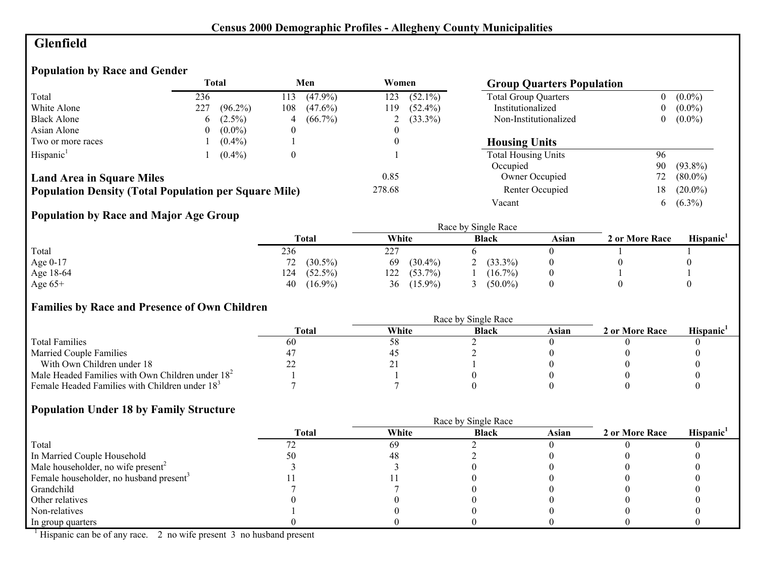# Census 2000 Demographic Profiles - Allegheny County Municipalities

## Glenfield

### Population by Race and Gender

| | Total | | Men | | Women | |
|---|---|---|---|---|---|---|
| Total | 236 | | 113 | (47.9%) | 123 | (52.1%) |
| White Alone | 227 | (96.2%) | 108 | (47.6%) | 119 | (52.4%) |
| Black Alone | 6 | (2.5%) | 4 | (66.7%) | 2 | (33.3%) |
| Asian Alone | 0 | (0.0%) | 0 | | 0 | |
| Two or more races | 1 | (0.4%) | 1 | | 0 | |
| Hispanic[1] | 1 | (0.4%) | 0 | | 1 | |

| | |
|---|---|
| **Land Area in Square Miles** | 0.85 |
| **Population Density (Total Population per Square Mile)** | 278.68 |

### Group Quarters Population

| | | |
|---|---|---|
| Total Group Quarters | 0 | (0.0%) |
| Institutionalized | 0 | (0.0%) |
| Non-Institutionalized | 0 | (0.0%) |

### Housing Units

| | | |
|---|---|---|
| Total Housing Units | 96 | |
| Occupied | 90 | (93.8%) |
| Owner Occupied | 72 | (80.0%) |
| Renter Occupied | 18 | (20.0%) |
| Vacant | 6 | (6.3%) |

### Population by Race and Major Age Group

| | Total | | Race by Single Race | | | | | 2 or More Race | Hispanic[1] |
|---|---|---|---|---|---|---|---|---|---|
| | | | White | | Black | | Asian | | |
| Total | 236 | | 227 | | 6 | | 0 | 1 | 1 |
| Age 0-17 | 72 | (30.5%) | 69 | (30.4%) | 2 | (33.3%) | 0 | 0 | 0 |
| Age 18-64 | 124 | (52.5%) | 122 | (53.7%) | 1 | (16.7%) | 0 | 1 | 1 |
| Age 65+ | 40 | (16.9%) | 36 | (15.9%) | 3 | (50.0%) | 0 | 0 | 0 |

### Families by Race and Presence of Own Children

| | Total | Race by Single Race | | | 2 or More Race | Hispanic[1] |
|---|---|---|---|---|---|---|
| | | White | Black | Asian | | |
| Total Families | 60 | 58 | 2 | 0 | 0 | 0 |
| Married Couple Families | 47 | 45 | 2 | 0 | 0 | 0 |
| With Own Children under 18 | 22 | 21 | 1 | 0 | 0 | 0 |
| Male Headed Families with Own Children under 18[2] | 1 | 1 | 0 | 0 | 0 | 0 |
| Female Headed Families with Children under 18[3] | 7 | 7 | 0 | 0 | 0 | 0 |

### Population Under 18 by Family Structure

| | Total | Race by Single Race | | | 2 or More Race | Hispanic[1] |
|---|---|---|---|---|---|---|
| | | White | Black | Asian | | |
| Total | 72 | 69 | 2 | 0 | 0 | 0 |
| In Married Couple Household | 50 | 48 | 2 | 0 | 0 | 0 |
| Male householder, no wife present[2] | 3 | 3 | 0 | 0 | 0 | 0 |
| Female householder, no husband present[3] | 11 | 11 | 0 | 0 | 0 | 0 |
| Grandchild | 7 | 7 | 0 | 0 | 0 | 0 |
| Other relatives | 0 | 0 | 0 | 0 | 0 | 0 |
| Non-relatives | 1 | 0 | 0 | 0 | 0 | 0 |
| In group quarters | 0 | 0 | 0 | 0 | 0 | 0 |

[1] Hispanic can be of any race. 2 no wife present 3 no husband present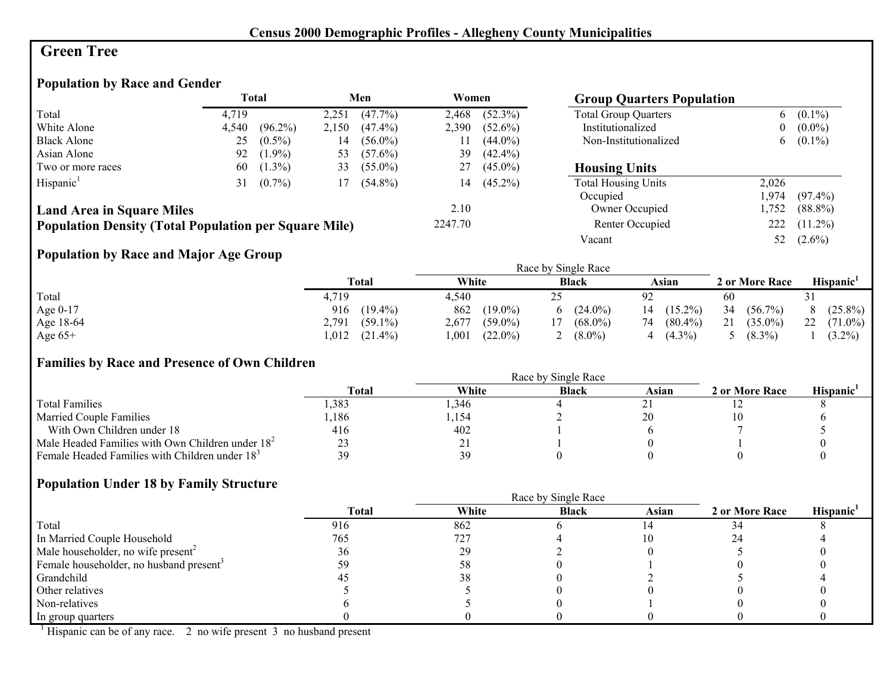**Census 2000 Demographic Profiles - Allegheny County Municipalities**

# Green Tree

## Population by Race and Gender

| | Total | | Men | | Women | |
|---|---|---|---|---|---|---|
| Total | 4,719 | | 2,251 | (47.7%) | 2,468 | (52.3%) |
| White Alone | 4,540 | (96.2%) | 2,150 | (47.4%) | 2,390 | (52.6%) |
| Black Alone | 25 | (0.5%) | 14 | (56.0%) | 11 | (44.0%) |
| Asian Alone | 92 | (1.9%) | 53 | (57.6%) | 39 | (42.4%) |
| Two or more races | 60 | (1.3%) | 33 | (55.0%) | 27 | (45.0%) |
| Hispanic[1] | 31 | (0.7%) | 17 | (54.8%) | 14 | (45.2%) |

**Land Area in Square Miles** 2.10

**Population Density (Total Population per Square Mile)** 2247.70

## Group Quarters Population

| | | |
|---|---|---|
| Total Group Quarters | 6 | (0.1%) |
| Institutionalized | 0 | (0.0%) |
| Non-Institutionalized | 6 | (0.1%) |

## Housing Units

| | | |
|---|---|---|
| Total Housing Units | 2,026 | |
| Occupied | 1,974 | (97.4%) |
| Owner Occupied | 1,752 | (88.8%) |
| Renter Occupied | 222 | (11.2%) |
| Vacant | 52 | (2.6%) |

## Population by Race and Major Age Group

| | Total | | Race by Single Race | | | | | | 2 or More Race | | Hispanic[1] | |
|---|---|---|---|---|---|---|---|---|---|---|---|---|
| | | | White | | Black | | Asian | | | | | |
| Total | 4,719 | | 4,540 | | 25 | | 92 | | 60 | | 31 | |
| Age 0-17 | 916 | (19.4%) | 862 | (19.0%) | 6 | (24.0%) | 14 | (15.2%) | 34 | (56.7%) | 8 | (25.8%) |
| Age 18-64 | 2,791 | (59.1%) | 2,677 | (59.0%) | 17 | (68.0%) | 74 | (80.4%) | 21 | (35.0%) | 22 | (71.0%) |
| Age 65+ | 1,012 | (21.4%) | 1,001 | (22.0%) | 2 | (8.0%) | 4 | (4.3%) | 5 | (8.3%) | 1 | (3.2%) |

## Families by Race and Presence of Own Children

| | Total | Race by Single Race | | | 2 or More Race | Hispanic[1] |
|---|---|---|---|---|---|---|
| | | White | Black | Asian | | |
| Total Families | 1,383 | 1,346 | 4 | 21 | 12 | 8 |
| Married Couple Families | 1,186 | 1,154 | 2 | 20 | 10 | 6 |
| With Own Children under 18 | 416 | 402 | 1 | 6 | 7 | 5 |
| Male Headed Families with Own Children under 18[2] | 23 | 21 | 1 | 0 | 1 | 0 |
| Female Headed Families with Children under 18[3] | 39 | 39 | 0 | 0 | 0 | 0 |

## Population Under 18 by Family Structure

| | Total | Race by Single Race | | | 2 or More Race | Hispanic[1] |
|---|---|---|---|---|---|---|
| | | White | Black | Asian | | |
| Total | 916 | 862 | 6 | 14 | 34 | 8 |
| In Married Couple Household | 765 | 727 | 4 | 10 | 24 | 4 |
| Male householder, no wife present[2] | 36 | 29 | 2 | 0 | 5 | 0 |
| Female householder, no husband present[3] | 59 | 58 | 0 | 1 | 0 | 0 |
| Grandchild | 45 | 38 | 0 | 2 | 5 | 4 |
| Other relatives | 5 | 5 | 0 | 0 | 0 | 0 |
| Non-relatives | 6 | 5 | 0 | 1 | 0 | 0 |
| In group quarters | 0 | 0 | 0 | 0 | 0 | 0 |

[1] Hispanic can be of any race. 2 no wife present 3 no husband present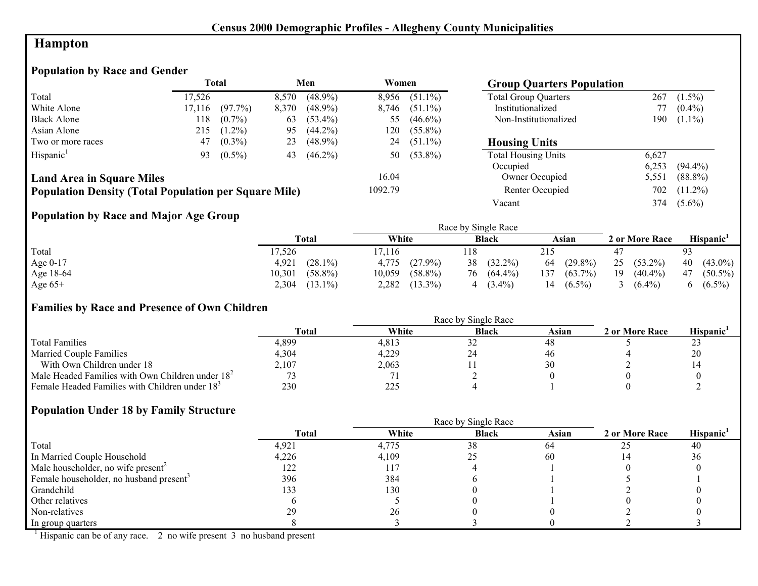**Census 2000 Demographic Profiles - Allegheny County Municipalities**

# Hampton

## Population by Race and Gender

| | Total | | Men | | Women | |
|---|---|---|---|---|---|---|
| Total | 17,526 | | 8,570 | (48.9%) | 8,956 | (51.1%) |
| White Alone | 17,116 | (97.7%) | 8,370 | (48.9%) | 8,746 | (51.1%) |
| Black Alone | 118 | (0.7%) | 63 | (53.4%) | 55 | (46.6%) |
| Asian Alone | 215 | (1.2%) | 95 | (44.2%) | 120 | (55.8%) |
| Two or more races | 47 | (0.3%) | 23 | (48.9%) | 24 | (51.1%) |
| Hispanic[1] | 93 | (0.5%) | 43 | (46.2%) | 50 | (53.8%) |

**Land Area in Square Miles** 16.04

**Population Density (Total Population per Square Mile)** 1092.79

## Group Quarters Population

| | | |
|---|---|---|
| Total Group Quarters | 267 | (1.5%) |
| Institutionalized | 77 | (0.4%) |
| Non-Institutionalized | 190 | (1.1%) |

## Housing Units

| | | |
|---|---|---|
| Total Housing Units | 6,627 | |
| Occupied | 6,253 | (94.4%) |
| Owner Occupied | 5,551 | (88.8%) |
| Renter Occupied | 702 | (11.2%) |
| Vacant | 374 | (5.6%) |

## Population by Race and Major Age Group

| | Total | | Race by Single Race: White | | Black | | Asian | | 2 or More Race | | Hispanic[1] | |
|---|---|---|---|---|---|---|---|---|---|---|---|---|
| Total | 17,526 | | 17,116 | | 118 | | 215 | | 47 | | 93 | |
| Age 0-17 | 4,921 | (28.1%) | 4,775 | (27.9%) | 38 | (32.2%) | 64 | (29.8%) | 25 | (53.2%) | 40 | (43.0%) |
| Age 18-64 | 10,301 | (58.8%) | 10,059 | (58.8%) | 76 | (64.4%) | 137 | (63.7%) | 19 | (40.4%) | 47 | (50.5%) |
| Age 65+ | 2,304 | (13.1%) | 2,282 | (13.3%) | 4 | (3.4%) | 14 | (6.5%) | 3 | (6.4%) | 6 | (6.5%) |

## Families by Race and Presence of Own Children

| | Total | Race by Single Race: White | Black | Asian | 2 or More Race | Hispanic[1] |
|---|---|---|---|---|---|---|
| Total Families | 4,899 | 4,813 | 32 | 48 | 5 | 23 |
| Married Couple Families | 4,304 | 4,229 | 24 | 46 | 4 | 20 |
| With Own Children under 18 | 2,107 | 2,063 | 11 | 30 | 2 | 14 |
| Male Headed Families with Own Children under 18[2] | 73 | 71 | 2 | 0 | 0 | 0 |
| Female Headed Families with Children under 18[3] | 230 | 225 | 4 | 1 | 0 | 2 |

## Population Under 18 by Family Structure

| | Total | Race by Single Race: White | Black | Asian | 2 or More Race | Hispanic[1] |
|---|---|---|---|---|---|---|
| Total | 4,921 | 4,775 | 38 | 64 | 25 | 40 |
| In Married Couple Household | 4,226 | 4,109 | 25 | 60 | 14 | 36 |
| Male householder, no wife present[2] | 122 | 117 | 4 | 1 | 0 | 0 |
| Female householder, no husband present[3] | 396 | 384 | 6 | 1 | 5 | 1 |
| Grandchild | 133 | 130 | 0 | 1 | 2 | 0 |
| Other relatives | 6 | 5 | 0 | 1 | 0 | 0 |
| Non-relatives | 29 | 26 | 0 | 0 | 2 | 0 |
| In group quarters | 8 | 3 | 3 | 0 | 2 | 3 |

[1] Hispanic can be of any race. 2 no wife present 3 no husband present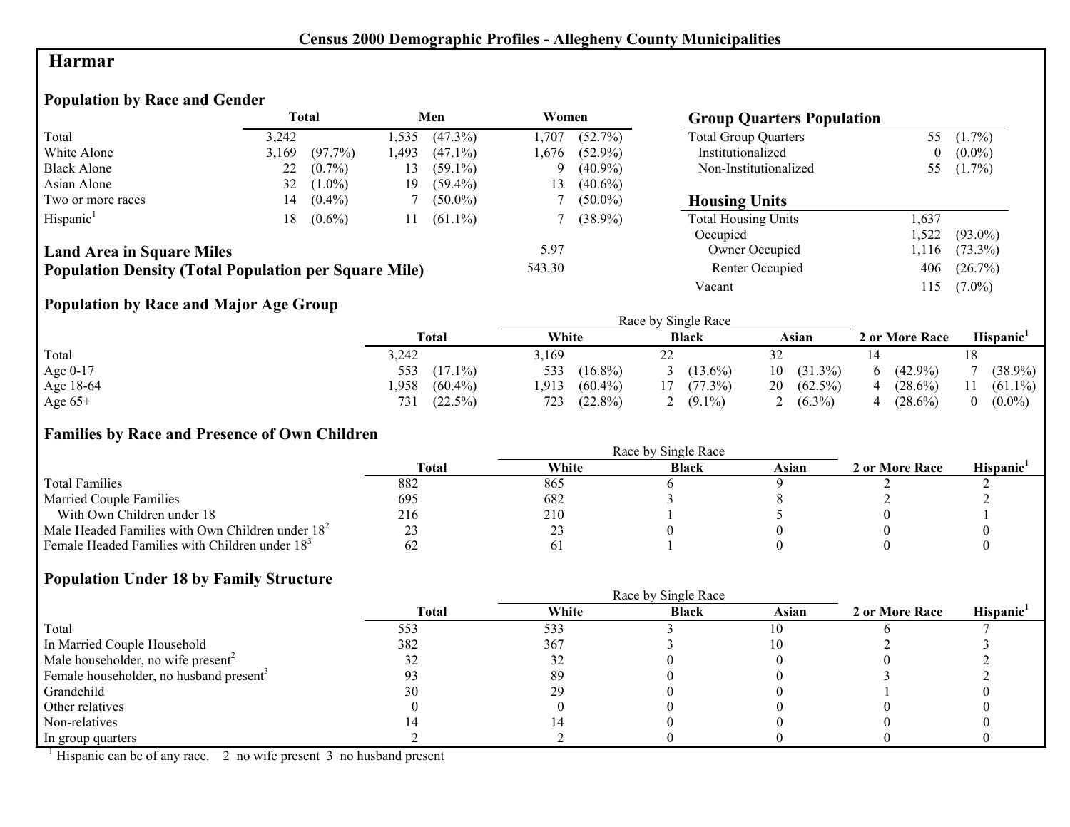**Census 2000 Demographic Profiles - Allegheny County Municipalities**

# Harmar

## Population by Race and Gender

| | Total | | Men | | Women | |
|---|---|---|---|---|---|---|
| Total | 3,242 | | 1,535 | (47.3%) | 1,707 | (52.7%) |
| White Alone | 3,169 | (97.7%) | 1,493 | (47.1%) | 1,676 | (52.9%) |
| Black Alone | 22 | (0.7%) | 13 | (59.1%) | 9 | (40.9%) |
| Asian Alone | 32 | (1.0%) | 19 | (59.4%) | 13 | (40.6%) |
| Two or more races | 14 | (0.4%) | 7 | (50.0%) | 7 | (50.0%) |
| Hispanic[1] | 18 | (0.6%) | 11 | (61.1%) | 7 | (38.9%) |

**Land Area in Square Miles** 5.97

**Population Density (Total Population per Square Mile)** 543.30

## Group Quarters Population

| | | |
|---|---|---|
| Total Group Quarters | 55 | (1.7%) |
| Institutionalized | 0 | (0.0%) |
| Non-Institutionalized | 55 | (1.7%) |

## Housing Units

| | | |
|---|---|---|
| Total Housing Units | 1,637 | |
| Occupied | 1,522 | (93.0%) |
| Owner Occupied | 1,116 | (73.3%) |
| Renter Occupied | 406 | (26.7%) |
| Vacant | 115 | (7.0%) |

## Population by Race and Major Age Group

| | Total | | Race by Single Race | | | | | | 2 or More Race | | Hispanic[1] | |
|---|---|---|---|---|---|---|---|---|---|---|---|---|
| | | | White | | Black | | Asian | | | | | |
| Total | 3,242 | | 3,169 | | 22 | | 32 | | 14 | | 18 | |
| Age 0-17 | 553 | (17.1%) | 533 | (16.8%) | 3 | (13.6%) | 10 | (31.3%) | 6 | (42.9%) | 7 | (38.9%) |
| Age 18-64 | 1,958 | (60.4%) | 1,913 | (60.4%) | 17 | (77.3%) | 20 | (62.5%) | 4 | (28.6%) | 11 | (61.1%) |
| Age 65+ | 731 | (22.5%) | 723 | (22.8%) | 2 | (9.1%) | 2 | (6.3%) | 4 | (28.6%) | 0 | (0.0%) |

## Families by Race and Presence of Own Children

| | Total | Race by Single Race | | | 2 or More Race | Hispanic[1] |
|---|---|---|---|---|---|---|
| | | White | Black | Asian | | |
| Total Families | 882 | 865 | 6 | 9 | 2 | 2 |
| Married Couple Families | 695 | 682 | 3 | 8 | 2 | 2 |
| With Own Children under 18 | 216 | 210 | 1 | 5 | 0 | 1 |
| Male Headed Families with Own Children under 18[2] | 23 | 23 | 0 | 0 | 0 | 0 |
| Female Headed Families with Children under 18[3] | 62 | 61 | 1 | 0 | 0 | 0 |

## Population Under 18 by Family Structure

| | Total | Race by Single Race | | | 2 or More Race | Hispanic[1] |
|---|---|---|---|---|---|---|
| | | White | Black | Asian | | |
| Total | 553 | 533 | 3 | 10 | 6 | 7 |
| In Married Couple Household | 382 | 367 | 3 | 10 | 2 | 3 |
| Male householder, no wife present[2] | 32 | 32 | 0 | 0 | 0 | 2 |
| Female householder, no husband present[3] | 93 | 89 | 0 | 0 | 3 | 2 |
| Grandchild | 30 | 29 | 0 | 0 | 1 | 0 |
| Other relatives | 0 | 0 | 0 | 0 | 0 | 0 |
| Non-relatives | 14 | 14 | 0 | 0 | 0 | 0 |
| In group quarters | 2 | 2 | 0 | 0 | 0 | 0 |

[1] Hispanic can be of any race. 2 no wife present 3 no husband present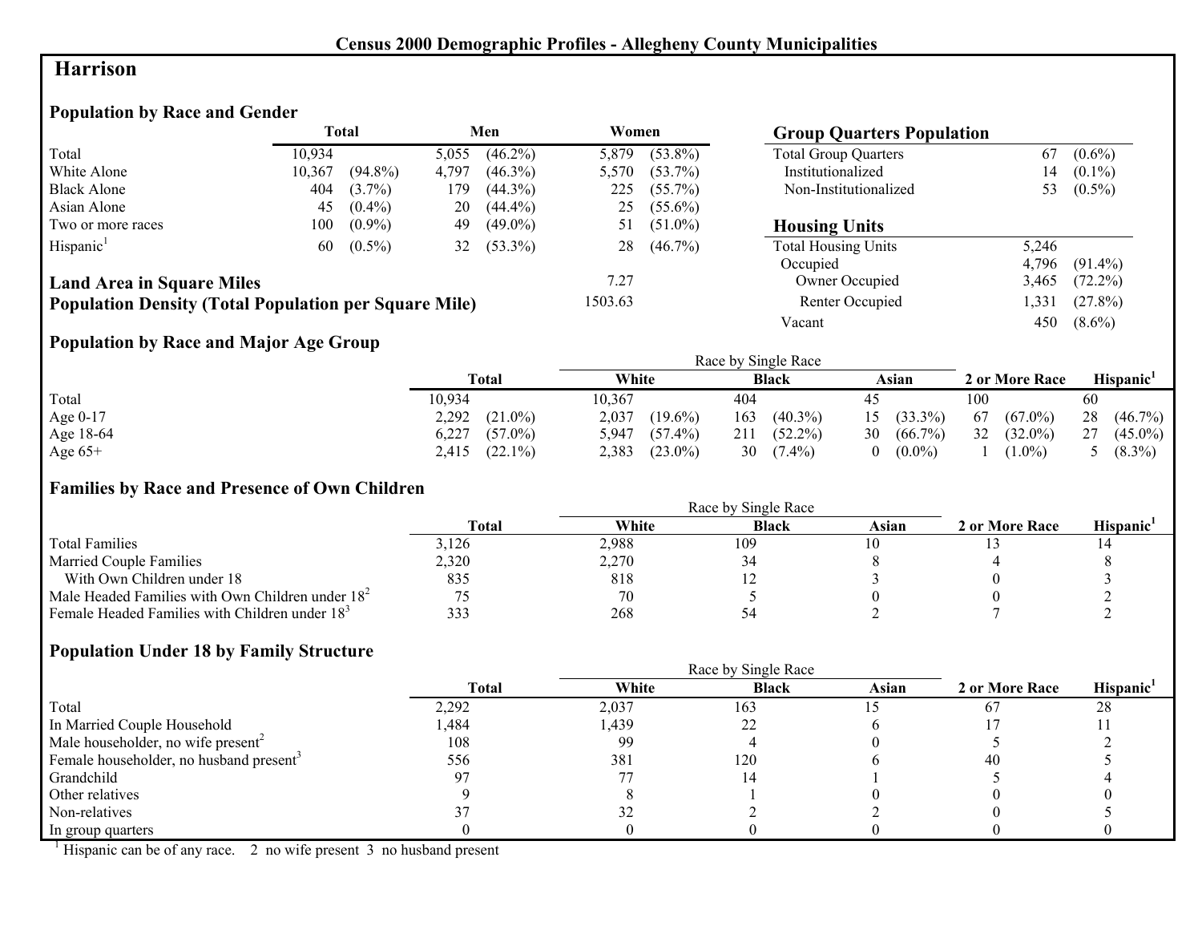# Census 2000 Demographic Profiles - Allegheny County Municipalities

## Harrison

### Population by Race and Gender

| | Total | | Men | | Women | |
|---|---|---|---|---|---|---|
| Total | 10,934 | | 5,055 | (46.2%) | 5,879 | (53.8%) |
| White Alone | 10,367 | (94.8%) | 4,797 | (46.3%) | 5,570 | (53.7%) |
| Black Alone | 404 | (3.7%) | 179 | (44.3%) | 225 | (55.7%) |
| Asian Alone | 45 | (0.4%) | 20 | (44.4%) | 25 | (55.6%) |
| Two or more races | 100 | (0.9%) | 49 | (49.0%) | 51 | (51.0%) |
| Hispanic[1] | 60 | (0.5%) | 32 | (53.3%) | 28 | (46.7%) |

**Land Area in Square Miles** 7.27

**Population Density (Total Population per Square Mile)** 1503.63

### Group Quarters Population

| | | |
|---|---|---|
| Total Group Quarters | 67 | (0.6%) |
| Institutionalized | 14 | (0.1%) |
| Non-Institutionalized | 53 | (0.5%) |

### Housing Units

| | | |
|---|---|---|
| Total Housing Units | 5,246 | |
| Occupied | 4,796 | (91.4%) |
| Owner Occupied | 3,465 | (72.2%) |
| Renter Occupied | 1,331 | (27.8%) |
| Vacant | 450 | (8.6%) |

### Population by Race and Major Age Group

| | Total | | Race by Single Race: White | | Black | | Asian | | 2 or More Race | | Hispanic[1] | |
|---|---|---|---|---|---|---|---|---|---|---|---|---|
| Total | 10,934 | | 10,367 | | 404 | | 45 | | 100 | | 60 | |
| Age 0-17 | 2,292 | (21.0%) | 2,037 | (19.6%) | 163 | (40.3%) | 15 | (33.3%) | 67 | (67.0%) | 28 | (46.7%) |
| Age 18-64 | 6,227 | (57.0%) | 5,947 | (57.4%) | 211 | (52.2%) | 30 | (66.7%) | 32 | (32.0%) | 27 | (45.0%) |
| Age 65+ | 2,415 | (22.1%) | 2,383 | (23.0%) | 30 | (7.4%) | 0 | (0.0%) | 1 | (1.0%) | 5 | (8.3%) |

### Families by Race and Presence of Own Children

| | Total | Race by Single Race: White | Black | Asian | 2 or More Race | Hispanic[1] |
|---|---|---|---|---|---|---|
| Total Families | 3,126 | 2,988 | 109 | 10 | 13 | 14 |
| Married Couple Families | 2,320 | 2,270 | 34 | 8 | 4 | 8 |
| With Own Children under 18 | 835 | 818 | 12 | 3 | 0 | 3 |
| Male Headed Families with Own Children under 18[2] | 75 | 70 | 5 | 0 | 0 | 2 |
| Female Headed Families with Children under 18[3] | 333 | 268 | 54 | 2 | 7 | 2 |

### Population Under 18 by Family Structure

| | Total | Race by Single Race: White | Black | Asian | 2 or More Race | Hispanic[1] |
|---|---|---|---|---|---|---|
| Total | 2,292 | 2,037 | 163 | 15 | 67 | 28 |
| In Married Couple Household | 1,484 | 1,439 | 22 | 6 | 17 | 11 |
| Male householder, no wife present[2] | 108 | 99 | 4 | 0 | 5 | 2 |
| Female householder, no husband present[3] | 556 | 381 | 120 | 6 | 40 | 5 |
| Grandchild | 97 | 77 | 14 | 1 | 5 | 4 |
| Other relatives | 9 | 8 | 1 | 0 | 0 | 0 |
| Non-relatives | 37 | 32 | 2 | 2 | 0 | 5 |
| In group quarters | 0 | 0 | 0 | 0 | 0 | 0 |

[1] Hispanic can be of any race. 2 no wife present 3 no husband present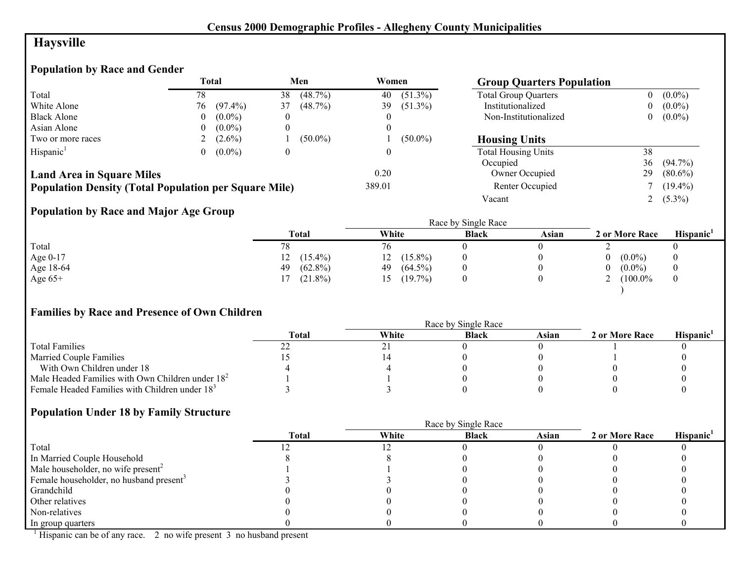# Census 2000 Demographic Profiles - Allegheny County Municipalities

## Haysville

### Population by Race and Gender

| | Total | | Men | | Women | |
|---|---|---|---|---|---|---|
| Total | 78 | | 38 | (48.7%) | 40 | (51.3%) |
| White Alone | 76 | (97.4%) | 37 | (48.7%) | 39 | (51.3%) |
| Black Alone | 0 | (0.0%) | 0 | | 0 | |
| Asian Alone | 0 | (0.0%) | 0 | | 0 | |
| Two or more races | 2 | (2.6%) | 1 | (50.0%) | 1 | (50.0%) |
| Hispanic[1] | 0 | (0.0%) | 0 | | 0 | |

**Land Area in Square Miles** 0.20

**Population Density (Total Population per Square Mile)** 389.01

### Group Quarters Population

| | | |
|---|---|---|
| Total Group Quarters | 0 | (0.0%) |
| Institutionalized | 0 | (0.0%) |
| Non-Institutionalized | 0 | (0.0%) |

### Housing Units

| | | |
|---|---|---|
| Total Housing Units | 38 | |
| Occupied | 36 | (94.7%) |
| Owner Occupied | 29 | (80.6%) |
| Renter Occupied | 7 | (19.4%) |
| Vacant | 2 | (5.3%) |

### Population by Race and Major Age Group

| | Total | | Race by Single Race | | | | | 2 or More Race | | Hispanic[1] |
|---|---|---|---|---|---|---|---|---|---|---|
| | | | White | | Black | Asian | | | | |
| Total | 78 | | 76 | | 0 | 0 | | 2 | | 0 |
| Age 0-17 | 12 | (15.4%) | 12 | (15.8%) | 0 | 0 | | 0 | (0.0%) | 0 |
| Age 18-64 | 49 | (62.8%) | 49 | (64.5%) | 0 | 0 | | 0 | (0.0%) | 0 |
| Age 65+ | 17 | (21.8%) | 15 | (19.7%) | 0 | 0 | | 2 | (100.0%) | 0 |

### Families by Race and Presence of Own Children

| | Total | Race by Single Race | | | 2 or More Race | Hispanic[1] |
|---|---|---|---|---|---|---|
| | | White | Black | Asian | | |
| Total Families | 22 | 21 | 0 | 0 | 1 | 0 |
| Married Couple Families | 15 | 14 | 0 | 0 | 1 | 0 |
| With Own Children under 18 | 4 | 4 | 0 | 0 | 0 | 0 |
| Male Headed Families with Own Children under 18[2] | 1 | 1 | 0 | 0 | 0 | 0 |
| Female Headed Families with Children under 18[3] | 3 | 3 | 0 | 0 | 0 | 0 |

### Population Under 18 by Family Structure

| | Total | Race by Single Race | | | 2 or More Race | Hispanic[1] |
|---|---|---|---|---|---|---|
| | | White | Black | Asian | | |
| Total | 12 | 12 | 0 | 0 | 0 | 0 |
| In Married Couple Household | 8 | 8 | 0 | 0 | 0 | 0 |
| Male householder, no wife present[2] | 1 | 1 | 0 | 0 | 0 | 0 |
| Female householder, no husband present[3] | 3 | 3 | 0 | 0 | 0 | 0 |
| Grandchild | 0 | 0 | 0 | 0 | 0 | 0 |
| Other relatives | 0 | 0 | 0 | 0 | 0 | 0 |
| Non-relatives | 0 | 0 | 0 | 0 | 0 | 0 |
| In group quarters | 0 | 0 | 0 | 0 | 0 | 0 |

[1] Hispanic can be of any race. 2 no wife present 3 no husband present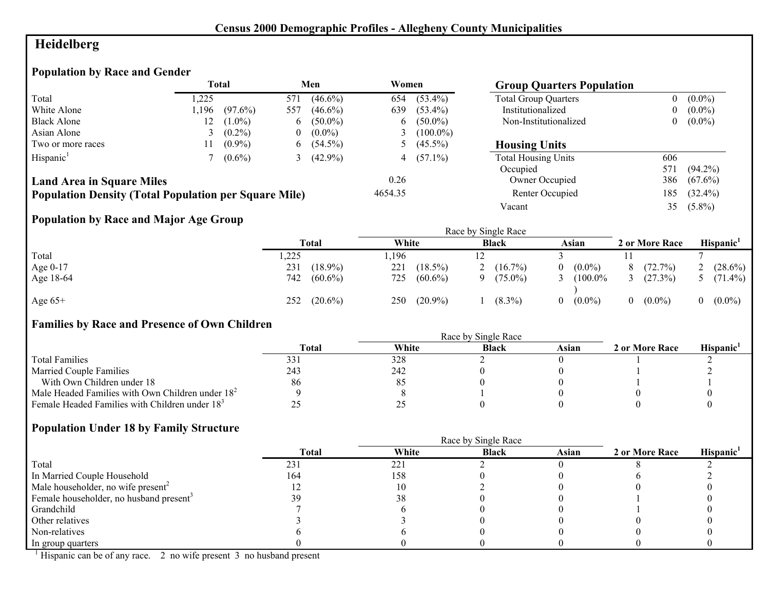# Census 2000 Demographic Profiles - Allegheny County Municipalities

## Heidelberg

### Population by Race and Gender

| | Total | | Men | | Women | |
|---|---|---|---|---|---|---|
| Total | 1,225 | | 571 | (46.6%) | 654 | (53.4%) |
| White Alone | 1,196 | (97.6%) | 557 | (46.6%) | 639 | (53.4%) |
| Black Alone | 12 | (1.0%) | 6 | (50.0%) | 6 | (50.0%) |
| Asian Alone | 3 | (0.2%) | 0 | (0.0%) | 3 | (100.0%) |
| Two or more races | 11 | (0.9%) | 6 | (54.5%) | 5 | (45.5%) |
| Hispanic[1] | 7 | (0.6%) | 3 | (42.9%) | 4 | (57.1%) |

**Land Area in Square Miles** 0.26

**Population Density (Total Population per Square Mile)** 4654.35

### Group Quarters Population

| | | |
|---|---|---|
| Total Group Quarters | 0 | (0.0%) |
| Institutionalized | 0 | (0.0%) |
| Non-Institutionalized | 0 | (0.0%) |

### Housing Units

| | | |
|---|---|---|
| Total Housing Units | 606 | |
| Occupied | 571 | (94.2%) |
| Owner Occupied | 386 | (67.6%) |
| Renter Occupied | 185 | (32.4%) |
| Vacant | 35 | (5.8%) |

### Population by Race and Major Age Group

| | Total | | Race by Single Race | | | | | | 2 or More Race | | Hispanic[1] | |
|---|---|---|---|---|---|---|---|---|---|---|---|---|
| | | | White | | Black | | Asian | | | | | |
| Total | 1,225 | | 1,196 | | 12 | | 3 | | 11 | | 7 | |
| Age 0-17 | 231 | (18.9%) | 221 | (18.5%) | 2 | (16.7%) | 0 | (0.0%) | 8 | (72.7%) | 2 | (28.6%) |
| Age 18-64 | 742 | (60.6%) | 725 | (60.6%) | 9 | (75.0%) | 3 | (100.0%) | 3 | (27.3%) | 5 | (71.4%) |
| Age 65+ | 252 | (20.6%) | 250 | (20.9%) | 1 | (8.3%) | 0 | (0.0%) | 0 | (0.0%) | 0 | (0.0%) |

### Families by Race and Presence of Own Children

| | Total | Race by Single Race | | | 2 or More Race | Hispanic[1] |
|---|---|---|---|---|---|---|
| | | White | Black | Asian | | |
| Total Families | 331 | 328 | 2 | 0 | 1 | 2 |
| Married Couple Families | 243 | 242 | 0 | 0 | 1 | 2 |
| With Own Children under 18 | 86 | 85 | 0 | 0 | 1 | 1 |
| Male Headed Families with Own Children under 18[2] | 9 | 8 | 1 | 0 | 0 | 0 |
| Female Headed Families with Children under 18[3] | 25 | 25 | 0 | 0 | 0 | 0 |

### Population Under 18 by Family Structure

| | Total | Race by Single Race | | | 2 or More Race | Hispanic[1] |
|---|---|---|---|---|---|---|
| | | White | Black | Asian | | |
| Total | 231 | 221 | 2 | 0 | 8 | 2 |
| In Married Couple Household | 164 | 158 | 0 | 0 | 6 | 2 |
| Male householder, no wife present[2] | 12 | 10 | 2 | 0 | 0 | 0 |
| Female householder, no husband present[3] | 39 | 38 | 0 | 0 | 1 | 0 |
| Grandchild | 7 | 6 | 0 | 0 | 1 | 0 |
| Other relatives | 3 | 3 | 0 | 0 | 0 | 0 |
| Non-relatives | 6 | 6 | 0 | 0 | 0 | 0 |
| In group quarters | 0 | 0 | 0 | 0 | 0 | 0 |

[1] Hispanic can be of any race. 2 no wife present 3 no husband present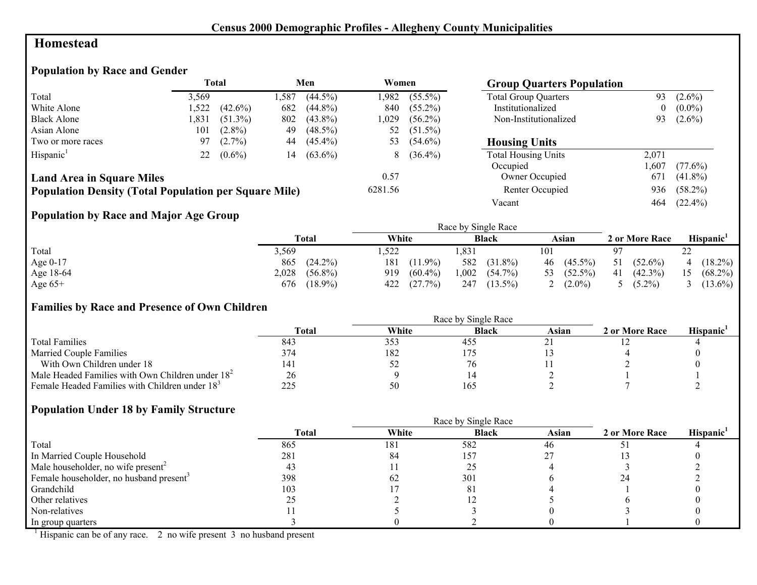# Census 2000 Demographic Profiles - Allegheny County Municipalities

## Homestead

### Population by Race and Gender

| | Total | | Men | | Women | |
|---|---|---|---|---|---|---|
| Total | 3,569 | | 1,587 | (44.5%) | 1,982 | (55.5%) |
| White Alone | 1,522 | (42.6%) | 682 | (44.8%) | 840 | (55.2%) |
| Black Alone | 1,831 | (51.3%) | 802 | (43.8%) | 1,029 | (56.2%) |
| Asian Alone | 101 | (2.8%) | 49 | (48.5%) | 52 | (51.5%) |
| Two or more races | 97 | (2.7%) | 44 | (45.4%) | 53 | (54.6%) |
| Hispanic[1] | 22 | (0.6%) | 14 | (63.6%) | 8 | (36.4%) |

**Land Area in Square Miles** 0.57

**Population Density (Total Population per Square Mile)** 6281.56

### Group Quarters Population

| | | |
|---|---|---|
| Total Group Quarters | 93 | (2.6%) |
| Institutionalized | 0 | (0.0%) |
| Non-Institutionalized | 93 | (2.6%) |

### Housing Units

| | | |
|---|---|---|
| Total Housing Units | 2,071 | |
| Occupied | 1,607 | (77.6%) |
| Owner Occupied | 671 | (41.8%) |
| Renter Occupied | 936 | (58.2%) |
| Vacant | 464 | (22.4%) |

### Population by Race and Major Age Group

| | Total | | Race by Single Race | | | | | | 2 or More Race | | Hispanic[1] | |
|---|---|---|---|---|---|---|---|---|---|---|---|---|
| | | | White | | Black | | Asian | | | | | |
| Total | 3,569 | | 1,522 | | 1,831 | | 101 | | 97 | | 22 | |
| Age 0-17 | 865 | (24.2%) | 181 | (11.9%) | 582 | (31.8%) | 46 | (45.5%) | 51 | (52.6%) | 4 | (18.2%) |
| Age 18-64 | 2,028 | (56.8%) | 919 | (60.4%) | 1,002 | (54.7%) | 53 | (52.5%) | 41 | (42.3%) | 15 | (68.2%) |
| Age 65+ | 676 | (18.9%) | 422 | (27.7%) | 247 | (13.5%) | 2 | (2.0%) | 5 | (5.2%) | 3 | (13.6%) |

### Families by Race and Presence of Own Children

| | Total | Race by Single Race | | | 2 or More Race | Hispanic[1] |
|---|---|---|---|---|---|---|
| | | White | Black | Asian | | |
| Total Families | 843 | 353 | 455 | 21 | 12 | 4 |
| Married Couple Families | 374 | 182 | 175 | 13 | 4 | 0 |
| With Own Children under 18 | 141 | 52 | 76 | 11 | 2 | 0 |
| Male Headed Families with Own Children under 18[2] | 26 | 9 | 14 | 2 | 1 | 1 |
| Female Headed Families with Children under 18[3] | 225 | 50 | 165 | 2 | 7 | 2 |

### Population Under 18 by Family Structure

| | Total | Race by Single Race | | | 2 or More Race | Hispanic[1] |
|---|---|---|---|---|---|---|
| | | White | Black | Asian | | |
| Total | 865 | 181 | 582 | 46 | 51 | 4 |
| In Married Couple Household | 281 | 84 | 157 | 27 | 13 | 0 |
| Male householder, no wife present[2] | 43 | 11 | 25 | 4 | 3 | 2 |
| Female householder, no husband present[3] | 398 | 62 | 301 | 6 | 24 | 2 |
| Grandchild | 103 | 17 | 81 | 4 | 1 | 0 |
| Other relatives | 25 | 2 | 12 | 5 | 6 | 0 |
| Non-relatives | 11 | 5 | 3 | 0 | 3 | 0 |
| In group quarters | 3 | 0 | 2 | 0 | 1 | 0 |

[1] Hispanic can be of any race. 2 no wife present 3 no husband present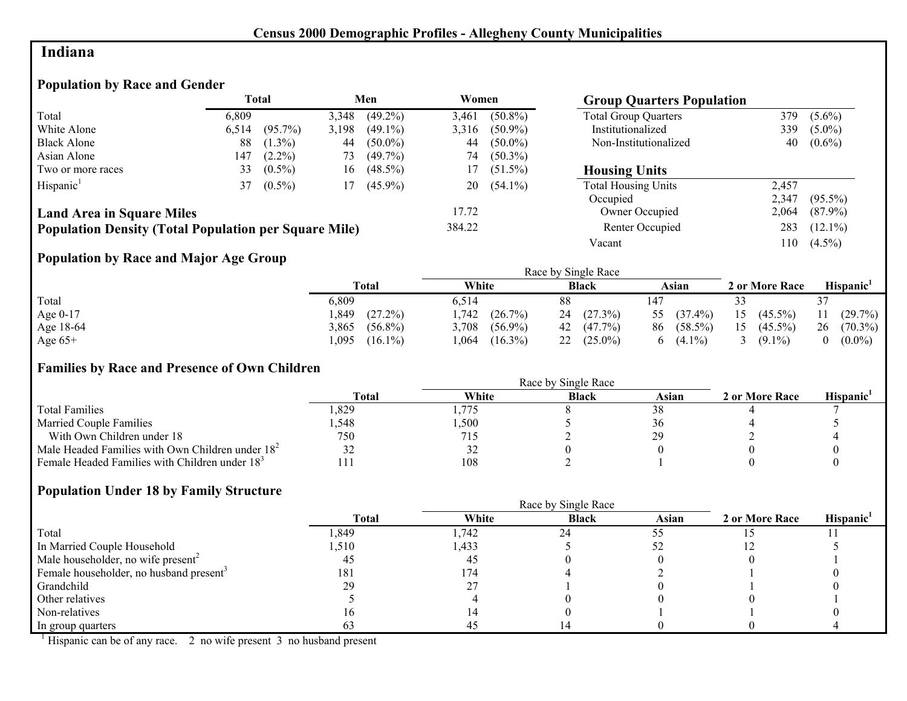**Census 2000 Demographic Profiles - Allegheny County Municipalities**

# Indiana

## Population by Race and Gender

| | Total | | Men | | Women | |
|---|---|---|---|---|---|---|
| Total | 6,809 | | 3,348 | (49.2%) | 3,461 | (50.8%) |
| White Alone | 6,514 | (95.7%) | 3,198 | (49.1%) | 3,316 | (50.9%) |
| Black Alone | 88 | (1.3%) | 44 | (50.0%) | 44 | (50.0%) |
| Asian Alone | 147 | (2.2%) | 73 | (49.7%) | 74 | (50.3%) |
| Two or more races | 33 | (0.5%) | 16 | (48.5%) | 17 | (51.5%) |
| Hispanic[1] | 37 | (0.5%) | 17 | (45.9%) | 20 | (54.1%) |

**Land Area in Square Miles** 17.72

**Population Density (Total Population per Square Mile)** 384.22

## Group Quarters Population

| | | |
|---|---|---|
| Total Group Quarters | 379 | (5.6%) |
| Institutionalized | 339 | (5.0%) |
| Non-Institutionalized | 40 | (0.6%) |

## Housing Units

| | | |
|---|---|---|
| Total Housing Units | 2,457 | |
| Occupied | 2,347 | (95.5%) |
| Owner Occupied | 2,064 | (87.9%) |
| Renter Occupied | 283 | (12.1%) |
| Vacant | 110 | (4.5%) |

## Population by Race and Major Age Group

| | Total | | Race by Single Race: White | | Black | | Asian | | 2 or More Race | | Hispanic[1] | |
|---|---|---|---|---|---|---|---|---|---|---|---|---|
| Total | 6,809 | | 6,514 | | 88 | | 147 | | 33 | | 37 | |
| Age 0-17 | 1,849 | (27.2%) | 1,742 | (26.7%) | 24 | (27.3%) | 55 | (37.4%) | 15 | (45.5%) | 11 | (29.7%) |
| Age 18-64 | 3,865 | (56.8%) | 3,708 | (56.9%) | 42 | (47.7%) | 86 | (58.5%) | 15 | (45.5%) | 26 | (70.3%) |
| Age 65+ | 1,095 | (16.1%) | 1,064 | (16.3%) | 22 | (25.0%) | 6 | (4.1%) | 3 | (9.1%) | 0 | (0.0%) |

## Families by Race and Presence of Own Children

| | Total | Race by Single Race: White | Black | Asian | 2 or More Race | Hispanic[1] |
|---|---|---|---|---|---|---|
| Total Families | 1,829 | 1,775 | 8 | 38 | 4 | 7 |
| Married Couple Families | 1,548 | 1,500 | 5 | 36 | 4 | 5 |
| With Own Children under 18 | 750 | 715 | 2 | 29 | 2 | 4 |
| Male Headed Families with Own Children under 18[2] | 32 | 32 | 0 | 0 | 0 | 0 |
| Female Headed Families with Children under 18[3] | 111 | 108 | 2 | 1 | 0 | 0 |

## Population Under 18 by Family Structure

| | Total | Race by Single Race: White | Black | Asian | 2 or More Race | Hispanic[1] |
|---|---|---|---|---|---|---|
| Total | 1,849 | 1,742 | 24 | 55 | 15 | 11 |
| In Married Couple Household | 1,510 | 1,433 | 5 | 52 | 12 | 5 |
| Male householder, no wife present[2] | 45 | 45 | 0 | 0 | 0 | 1 |
| Female householder, no husband present[3] | 181 | 174 | 4 | 2 | 1 | 0 |
| Grandchild | 29 | 27 | 1 | 0 | 1 | 0 |
| Other relatives | 5 | 4 | 0 | 0 | 0 | 1 |
| Non-relatives | 16 | 14 | 0 | 1 | 1 | 0 |
| In group quarters | 63 | 45 | 14 | 0 | 0 | 4 |

[1] Hispanic can be of any race. 2 no wife present 3 no husband present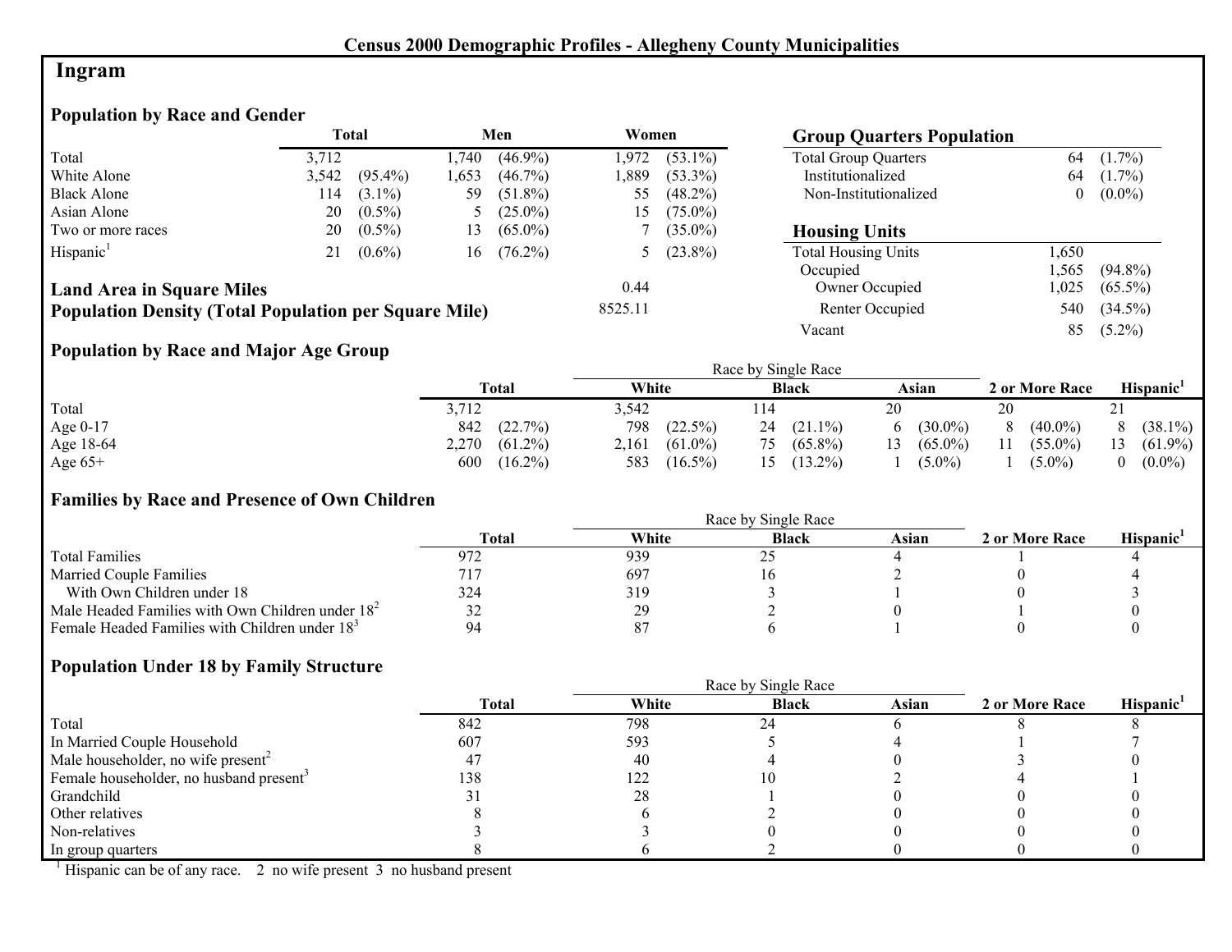# Census 2000 Demographic Profiles - Allegheny County Municipalities

## Ingram

### Population by Race and Gender

| | Total | | Men | | Women | |
|---|---|---|---|---|---|---|
| Total | 3,712 | | 1,740 | (46.9%) | 1,972 | (53.1%) |
| White Alone | 3,542 | (95.4%) | 1,653 | (46.7%) | 1,889 | (53.3%) |
| Black Alone | 114 | (3.1%) | 59 | (51.8%) | 55 | (48.2%) |
| Asian Alone | 20 | (0.5%) | 5 | (25.0%) | 15 | (75.0%) |
| Two or more races | 20 | (0.5%) | 13 | (65.0%) | 7 | (35.0%) |
| Hispanic[1] | 21 | (0.6%) | 16 | (76.2%) | 5 | (23.8%) |

**Land Area in Square Miles** 0.44

**Population Density (Total Population per Square Mile)** 8525.11

### Group Quarters Population

| | | |
|---|---|---|
| Total Group Quarters | 64 | (1.7%) |
| Institutionalized | 64 | (1.7%) |
| Non-Institutionalized | 0 | (0.0%) |

### Housing Units

| | | |
|---|---|---|
| Total Housing Units | 1,650 | |
| Occupied | 1,565 | (94.8%) |
| Owner Occupied | 1,025 | (65.5%) |
| Renter Occupied | 540 | (34.5%) |
| Vacant | 85 | (5.2%) |

### Population by Race and Major Age Group

| | Total | | Race by Single Race: White | | Black | | Asian | | 2 or More Race | | Hispanic[1] | |
|---|---|---|---|---|---|---|---|---|---|---|---|---|
| Total | 3,712 | | 3,542 | | 114 | | 20 | | 20 | | 21 | |
| Age 0-17 | 842 | (22.7%) | 798 | (22.5%) | 24 | (21.1%) | 6 | (30.0%) | 8 | (40.0%) | 8 | (38.1%) |
| Age 18-64 | 2,270 | (61.2%) | 2,161 | (61.0%) | 75 | (65.8%) | 13 | (65.0%) | 11 | (55.0%) | 13 | (61.9%) |
| Age 65+ | 600 | (16.2%) | 583 | (16.5%) | 15 | (13.2%) | 1 | (5.0%) | 1 | (5.0%) | 0 | (0.0%) |

### Families by Race and Presence of Own Children

| | Total | Race by Single Race: White | Black | Asian | 2 or More Race | Hispanic[1] |
|---|---|---|---|---|---|---|
| Total Families | 972 | 939 | 25 | 4 | 1 | 4 |
| Married Couple Families | 717 | 697 | 16 | 2 | 0 | 4 |
| With Own Children under 18 | 324 | 319 | 3 | 1 | 0 | 3 |
| Male Headed Families with Own Children under 18[2] | 32 | 29 | 2 | 0 | 1 | 0 |
| Female Headed Families with Children under 18[3] | 94 | 87 | 6 | 1 | 0 | 0 |

### Population Under 18 by Family Structure

| | Total | Race by Single Race: White | Black | Asian | 2 or More Race | Hispanic[1] |
|---|---|---|---|---|---|---|
| Total | 842 | 798 | 24 | 6 | 8 | 8 |
| In Married Couple Household | 607 | 593 | 5 | 4 | 1 | 7 |
| Male householder, no wife present[2] | 47 | 40 | 4 | 0 | 3 | 0 |
| Female householder, no husband present[3] | 138 | 122 | 10 | 2 | 4 | 1 |
| Grandchild | 31 | 28 | 1 | 0 | 0 | 0 |
| Other relatives | 8 | 6 | 2 | 0 | 0 | 0 |
| Non-relatives | 3 | 3 | 0 | 0 | 0 | 0 |
| In group quarters | 8 | 6 | 2 | 0 | 0 | 0 |

[1] Hispanic can be of any race. 2 no wife present 3 no husband present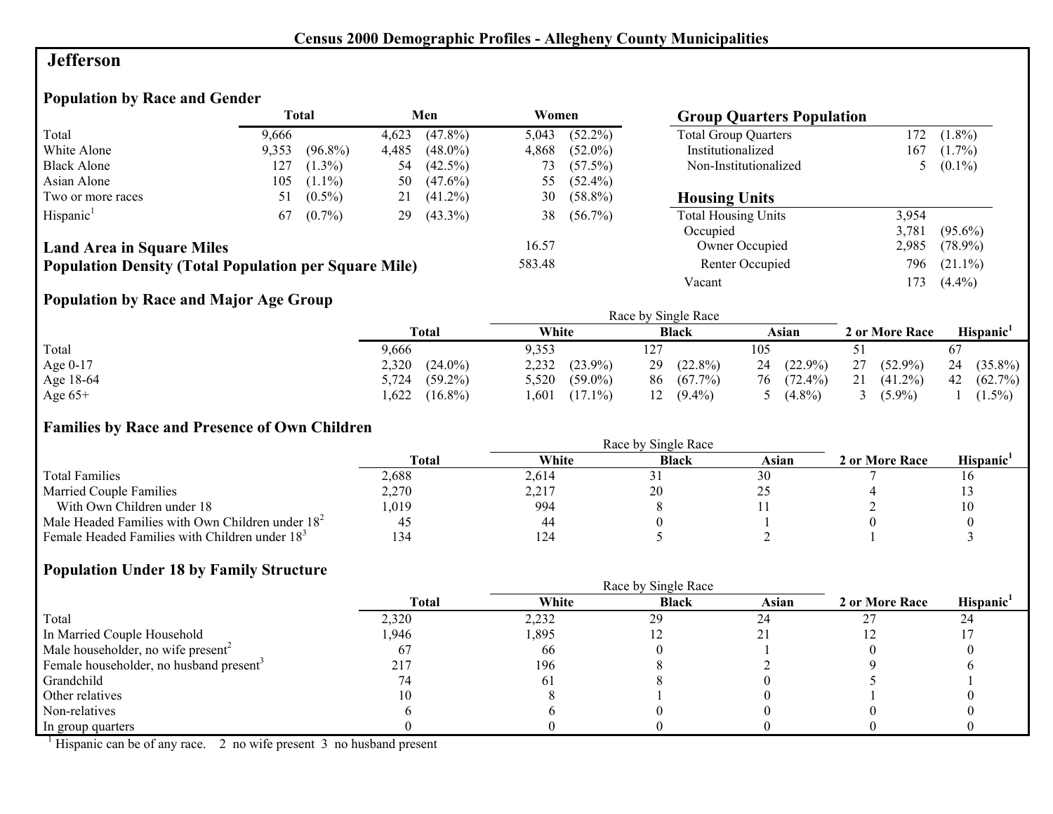## Census 2000 Demographic Profiles - Allegheny County Municipalities

# Jefferson

### Population by Race and Gender

| | Total | | Men | | Women | |
|---|---|---|---|---|---|---|
| Total | 9,666 | | 4,623 | (47.8%) | 5,043 | (52.2%) |
| White Alone | 9,353 | (96.8%) | 4,485 | (48.0%) | 4,868 | (52.0%) |
| Black Alone | 127 | (1.3%) | 54 | (42.5%) | 73 | (57.5%) |
| Asian Alone | 105 | (1.1%) | 50 | (47.6%) | 55 | (52.4%) |
| Two or more races | 51 | (0.5%) | 21 | (41.2%) | 30 | (58.8%) |
| Hispanic[1] | 67 | (0.7%) | 29 | (43.3%) | 38 | (56.7%) |

**Land Area in Square Miles** 16.57

**Population Density (Total Population per Square Mile)** 583.48

### Group Quarters Population

| | | |
|---|---|---|
| Total Group Quarters | 172 | (1.8%) |
| Institutionalized | 167 | (1.7%) |
| Non-Institutionalized | 5 | (0.1%) |

### Housing Units

| | | |
|---|---|---|
| Total Housing Units | 3,954 | |
| Occupied | 3,781 | (95.6%) |
| Owner Occupied | 2,985 | (78.9%) |
| Renter Occupied | 796 | (21.1%) |
| Vacant | 173 | (4.4%) |

### Population by Race and Major Age Group

| | Total | | White | | Black | | Asian | | 2 or More Race | | Hispanic[1] | |
|---|---|---|---|---|---|---|---|---|---|---|---|---|
| Total | 9,666 | | 9,353 | | 127 | | 105 | | 51 | | 67 | |
| Age 0-17 | 2,320 | (24.0%) | 2,232 | (23.9%) | 29 | (22.8%) | 24 | (22.9%) | 27 | (52.9%) | 24 | (35.8%) |
| Age 18-64 | 5,724 | (59.2%) | 5,520 | (59.0%) | 86 | (67.7%) | 76 | (72.4%) | 21 | (41.2%) | 42 | (62.7%) |
| Age 65+ | 1,622 | (16.8%) | 1,601 | (17.1%) | 12 | (9.4%) | 5 | (4.8%) | 3 | (5.9%) | 1 | (1.5%) |

White, Black, and Asian columns: Race by Single Race

### Families by Race and Presence of Own Children

| | Total | White | Black | Asian | 2 or More Race | Hispanic[1] |
|---|---|---|---|---|---|---|
| Total Families | 2,688 | 2,614 | 31 | 30 | 7 | 16 |
| Married Couple Families | 2,270 | 2,217 | 20 | 25 | 4 | 13 |
| With Own Children under 18 | 1,019 | 994 | 8 | 11 | 2 | 10 |
| Male Headed Families with Own Children under 18[2] | 45 | 44 | 0 | 1 | 0 | 0 |
| Female Headed Families with Children under 18[3] | 134 | 124 | 5 | 2 | 1 | 3 |

White, Black, and Asian columns: Race by Single Race

### Population Under 18 by Family Structure

| | Total | White | Black | Asian | 2 or More Race | Hispanic[1] |
|---|---|---|---|---|---|---|
| Total | 2,320 | 2,232 | 29 | 24 | 27 | 24 |
| In Married Couple Household | 1,946 | 1,895 | 12 | 21 | 12 | 17 |
| Male householder, no wife present[2] | 67 | 66 | 0 | 1 | 0 | 0 |
| Female householder, no husband present[3] | 217 | 196 | 8 | 2 | 9 | 6 |
| Grandchild | 74 | 61 | 8 | 0 | 5 | 1 |
| Other relatives | 10 | 8 | 1 | 0 | 1 | 0 |
| Non-relatives | 6 | 6 | 0 | 0 | 0 | 0 |
| In group quarters | 0 | 0 | 0 | 0 | 0 | 0 |

White, Black, and Asian columns: Race by Single Race

[1] Hispanic can be of any race. 2 no wife present 3 no husband present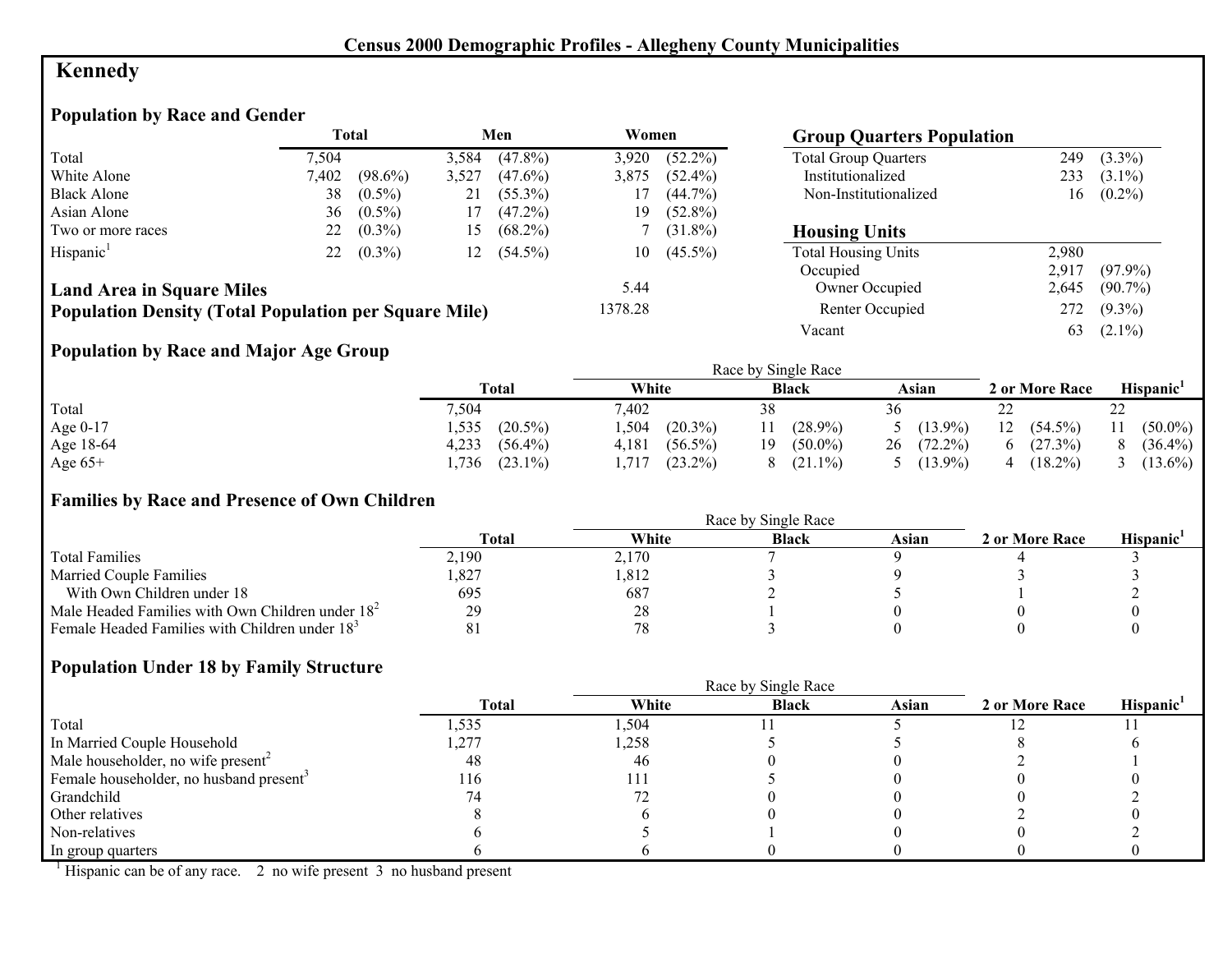# Census 2000 Demographic Profiles - Allegheny County Municipalities

## Kennedy

### Population by Race and Gender

| | Total | | Men | | Women | |
|---|---|---|---|---|---|---|
| Total | 7,504 | | 3,584 | (47.8%) | 3,920 | (52.2%) |
| White Alone | 7,402 | (98.6%) | 3,527 | (47.6%) | 3,875 | (52.4%) |
| Black Alone | 38 | (0.5%) | 21 | (55.3%) | 17 | (44.7%) |
| Asian Alone | 36 | (0.5%) | 17 | (47.2%) | 19 | (52.8%) |
| Two or more races | 22 | (0.3%) | 15 | (68.2%) | 7 | (31.8%) |
| Hispanic[1] | 22 | (0.3%) | 12 | (54.5%) | 10 | (45.5%) |

**Land Area in Square Miles** 5.44

**Population Density (Total Population per Square Mile)** 1378.28

### Group Quarters Population

| | | |
|---|---|---|
| Total Group Quarters | 249 | (3.3%) |
| Institutionalized | 233 | (3.1%) |
| Non-Institutionalized | 16 | (0.2%) |

### Housing Units

| | | |
|---|---|---|
| Total Housing Units | 2,980 | |
| Occupied | 2,917 | (97.9%) |
| Owner Occupied | 2,645 | (90.7%) |
| Renter Occupied | 272 | (9.3%) |
| Vacant | 63 | (2.1%) |

### Population by Race and Major Age Group

| | Total | | Race by Single Race | | | | | | 2 or More Race | | Hispanic[1] | |
|---|---|---|---|---|---|---|---|---|---|---|---|---|
| | | | White | | Black | | Asian | | | | | |
| Total | 7,504 | | 7,402 | | 38 | | 36 | | 22 | | 22 | |
| Age 0-17 | 1,535 | (20.5%) | 1,504 | (20.3%) | 11 | (28.9%) | 5 | (13.9%) | 12 | (54.5%) | 11 | (50.0%) |
| Age 18-64 | 4,233 | (56.4%) | 4,181 | (56.5%) | 19 | (50.0%) | 26 | (72.2%) | 6 | (27.3%) | 8 | (36.4%) |
| Age 65+ | 1,736 | (23.1%) | 1,717 | (23.2%) | 8 | (21.1%) | 5 | (13.9%) | 4 | (18.2%) | 3 | (13.6%) |

### Families by Race and Presence of Own Children

| | Total | Race by Single Race | | | 2 or More Race | Hispanic[1] |
|---|---|---|---|---|---|---|
| | | White | Black | Asian | | |
| Total Families | 2,190 | 2,170 | 7 | 9 | 4 | 3 |
| Married Couple Families | 1,827 | 1,812 | 3 | 9 | 3 | 3 |
| With Own Children under 18 | 695 | 687 | 2 | 5 | 1 | 2 |
| Male Headed Families with Own Children under 18[2] | 29 | 28 | 1 | 0 | 0 | 0 |
| Female Headed Families with Children under 18[3] | 81 | 78 | 3 | 0 | 0 | 0 |

### Population Under 18 by Family Structure

| | Total | Race by Single Race | | | 2 or More Race | Hispanic[1] |
|---|---|---|---|---|---|---|
| | | White | Black | Asian | | |
| Total | 1,535 | 1,504 | 11 | 5 | 12 | 11 |
| In Married Couple Household | 1,277 | 1,258 | 5 | 5 | 8 | 6 |
| Male householder, no wife present[2] | 48 | 46 | 0 | 0 | 2 | 1 |
| Female householder, no husband present[3] | 116 | 111 | 5 | 0 | 0 | 0 |
| Grandchild | 74 | 72 | 0 | 0 | 0 | 2 |
| Other relatives | 8 | 6 | 0 | 0 | 2 | 0 |
| Non-relatives | 6 | 5 | 1 | 0 | 0 | 2 |
| In group quarters | 6 | 6 | 0 | 0 | 0 | 0 |

[1] Hispanic can be of any race. 2 no wife present 3 no husband present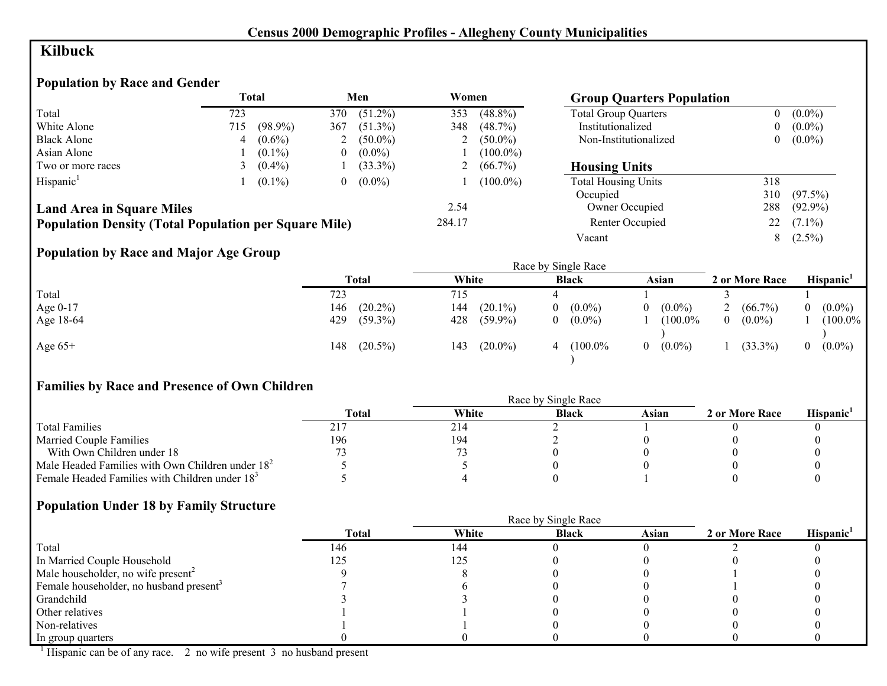# Census 2000 Demographic Profiles - Allegheny County Municipalities

## Kilbuck

### Population by Race and Gender

| | Total | | Men | | Women | |
|---|---|---|---|---|---|---|
| Total | 723 | | 370 | (51.2%) | 353 | (48.8%) |
| White Alone | 715 | (98.9%) | 367 | (51.3%) | 348 | (48.7%) |
| Black Alone | 4 | (0.6%) | 2 | (50.0%) | 2 | (50.0%) |
| Asian Alone | 1 | (0.1%) | 0 | (0.0%) | 1 | (100.0%) |
| Two or more races | 3 | (0.4%) | 1 | (33.3%) | 2 | (66.7%) |
| Hispanic[1] | 1 | (0.1%) | 0 | (0.0%) | 1 | (100.0%) |

**Land Area in Square Miles** 2.54

**Population Density (Total Population per Square Mile)** 284.17

### Group Quarters Population

| | | |
|---|---|---|
| Total Group Quarters | 0 | (0.0%) |
| Institutionalized | 0 | (0.0%) |
| Non-Institutionalized | 0 | (0.0%) |

### Housing Units

| | | |
|---|---|---|
| Total Housing Units | 318 | |
| Occupied | 310 | (97.5%) |
| Owner Occupied | 288 | (92.9%) |
| Renter Occupied | 22 | (7.1%) |
| Vacant | 8 | (2.5%) |

### Population by Race and Major Age Group

| | Total | | Race by Single Race: White | | Black | | Asian | | 2 or More Race | | Hispanic[1] | |
|---|---|---|---|---|---|---|---|---|---|---|---|---|
| Total | 723 | | 715 | | 4 | | 1 | | 3 | | 1 | |
| Age 0-17 | 146 | (20.2%) | 144 | (20.1%) | 0 | (0.0%) | 0 | (0.0%) | 2 | (66.7%) | 0 | (0.0%) |
| Age 18-64 | 429 | (59.3%) | 428 | (59.9%) | 0 | (0.0%) | 1 | (100.0%) | 0 | (0.0%) | 1 | (100.0%) |
| Age 65+ | 148 | (20.5%) | 143 | (20.0%) | 4 | (100.0%) | 0 | (0.0%) | 1 | (33.3%) | 0 | (0.0%) |

### Families by Race and Presence of Own Children

| | Total | Race by Single Race: White | Black | Asian | 2 or More Race | Hispanic[1] |
|---|---|---|---|---|---|---|
| Total Families | 217 | 214 | 2 | 1 | 0 | 0 |
| Married Couple Families | 196 | 194 | 2 | 0 | 0 | 0 |
| With Own Children under 18 | 73 | 73 | 0 | 0 | 0 | 0 |
| Male Headed Families with Own Children under 18[2] | 5 | 5 | 0 | 0 | 0 | 0 |
| Female Headed Families with Children under 18[3] | 5 | 4 | 0 | 1 | 0 | 0 |

### Population Under 18 by Family Structure

| | Total | Race by Single Race: White | Black | Asian | 2 or More Race | Hispanic[1] |
|---|---|---|---|---|---|---|
| Total | 146 | 144 | 0 | 0 | 2 | 0 |
| In Married Couple Household | 125 | 125 | 0 | 0 | 0 | 0 |
| Male householder, no wife present[2] | 9 | 8 | 0 | 0 | 1 | 0 |
| Female householder, no husband present[3] | 7 | 6 | 0 | 0 | 1 | 0 |
| Grandchild | 3 | 3 | 0 | 0 | 0 | 0 |
| Other relatives | 1 | 1 | 0 | 0 | 0 | 0 |
| Non-relatives | 1 | 1 | 0 | 0 | 0 | 0 |
| In group quarters | 0 | 0 | 0 | 0 | 0 | 0 |

[1] Hispanic can be of any race. 2 no wife present 3 no husband present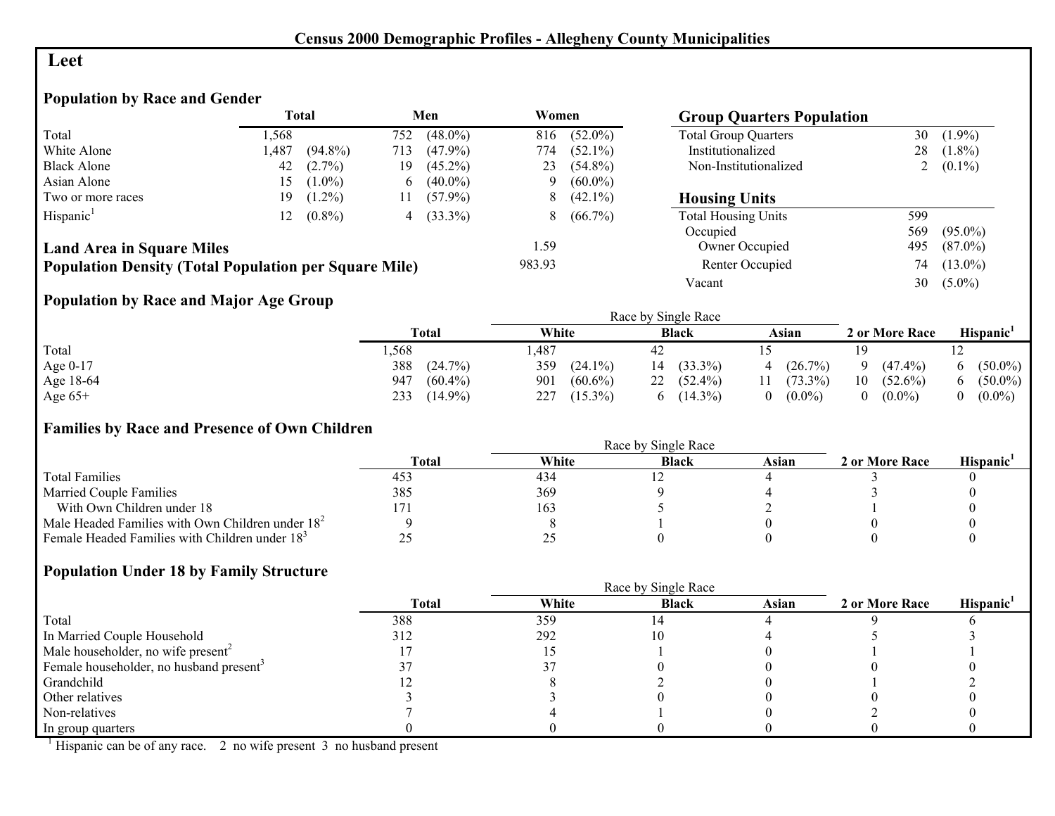# Census 2000 Demographic Profiles - Allegheny County Municipalities

## Leet

### Population by Race and Gender

| | Total | | Men | | Women | |
|---|---|---|---|---|---|---|
| Total | 1,568 | | 752 | (48.0%) | 816 | (52.0%) |
| White Alone | 1,487 | (94.8%) | 713 | (47.9%) | 774 | (52.1%) |
| Black Alone | 42 | (2.7%) | 19 | (45.2%) | 23 | (54.8%) |
| Asian Alone | 15 | (1.0%) | 6 | (40.0%) | 9 | (60.0%) |
| Two or more races | 19 | (1.2%) | 11 | (57.9%) | 8 | (42.1%) |
| Hispanic[1] | 12 | (0.8%) | 4 | (33.3%) | 8 | (66.7%) |

**Land Area in Square Miles** 1.59

**Population Density (Total Population per Square Mile)** 983.93

### Group Quarters Population

| | | |
|---|---|---|
| Total Group Quarters | 30 | (1.9%) |
| Institutionalized | 28 | (1.8%) |
| Non-Institutionalized | 2 | (0.1%) |

### Housing Units

| | | |
|---|---|---|
| Total Housing Units | 599 | |
| Occupied | 569 | (95.0%) |
| Owner Occupied | 495 | (87.0%) |
| Renter Occupied | 74 | (13.0%) |
| Vacant | 30 | (5.0%) |

### Population by Race and Major Age Group

| | Total | | Race by Single Race: White | | Black | | Asian | | 2 or More Race | | Hispanic[1] | |
|---|---|---|---|---|---|---|---|---|---|---|---|---|
| Total | 1,568 | | 1,487 | | 42 | | 15 | | 19 | | 12 | |
| Age 0-17 | 388 | (24.7%) | 359 | (24.1%) | 14 | (33.3%) | 4 | (26.7%) | 9 | (47.4%) | 6 | (50.0%) |
| Age 18-64 | 947 | (60.4%) | 901 | (60.6%) | 22 | (52.4%) | 11 | (73.3%) | 10 | (52.6%) | 6 | (50.0%) |
| Age 65+ | 233 | (14.9%) | 227 | (15.3%) | 6 | (14.3%) | 0 | (0.0%) | 0 | (0.0%) | 0 | (0.0%) |

### Families by Race and Presence of Own Children

| | Total | Race by Single Race: White | Black | Asian | 2 or More Race | Hispanic[1] |
|---|---|---|---|---|---|---|
| Total Families | 453 | 434 | 12 | 4 | 3 | 0 |
| Married Couple Families | 385 | 369 | 9 | 4 | 3 | 0 |
| With Own Children under 18 | 171 | 163 | 5 | 2 | 1 | 0 |
| Male Headed Families with Own Children under 18[2] | 9 | 8 | 1 | 0 | 0 | 0 |
| Female Headed Families with Children under 18[3] | 25 | 25 | 0 | 0 | 0 | 0 |

### Population Under 18 by Family Structure

| | Total | Race by Single Race: White | Black | Asian | 2 or More Race | Hispanic[1] |
|---|---|---|---|---|---|---|
| Total | 388 | 359 | 14 | 4 | 9 | 6 |
| In Married Couple Household | 312 | 292 | 10 | 4 | 5 | 3 |
| Male householder, no wife present[2] | 17 | 15 | 1 | 0 | 1 | 1 |
| Female householder, no husband present[3] | 37 | 37 | 0 | 0 | 0 | 0 |
| Grandchild | 12 | 8 | 2 | 0 | 1 | 2 |
| Other relatives | 3 | 3 | 0 | 0 | 0 | 0 |
| Non-relatives | 7 | 4 | 1 | 0 | 2 | 0 |
| In group quarters | 0 | 0 | 0 | 0 | 0 | 0 |

[1] Hispanic can be of any race. 2 no wife present 3 no husband present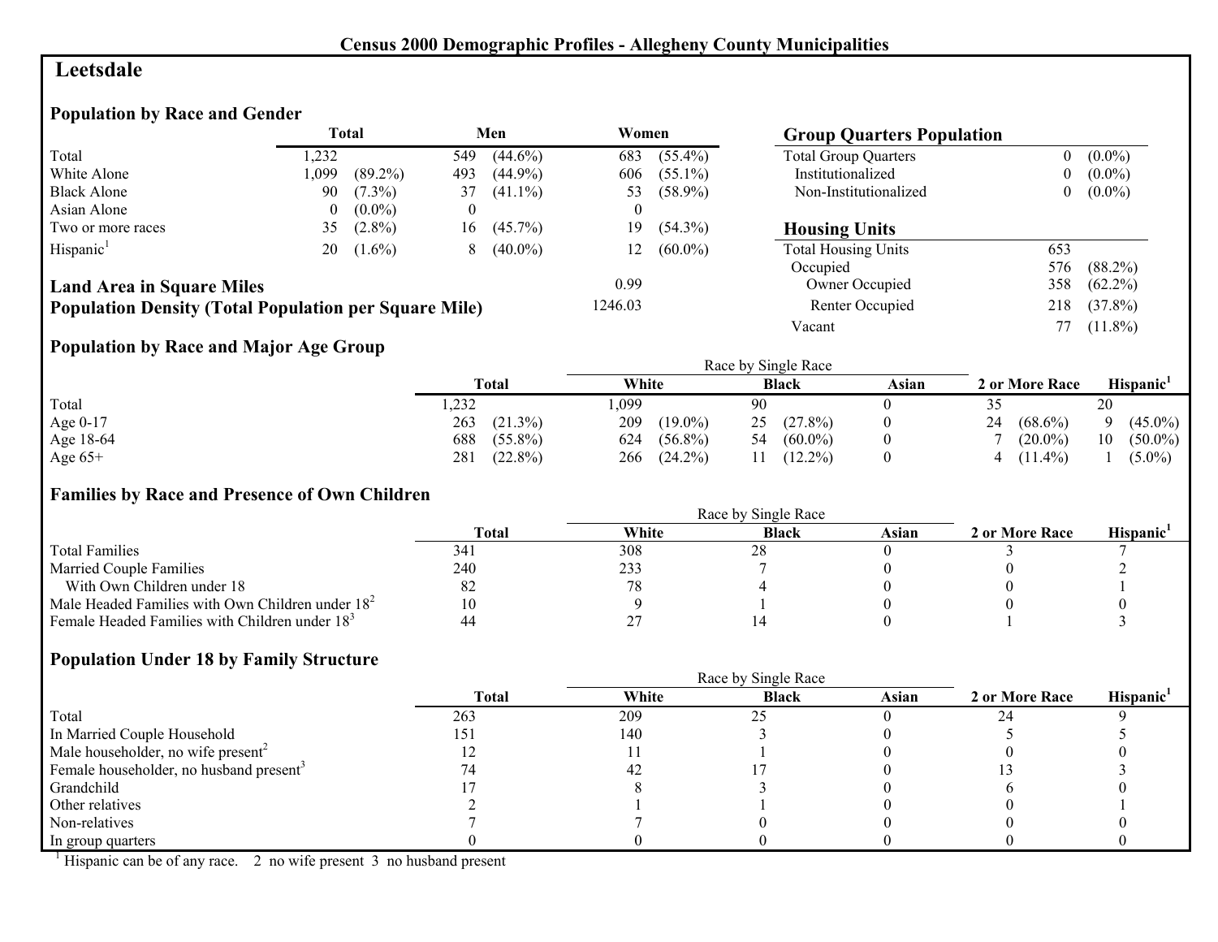# Census 2000 Demographic Profiles - Allegheny County Municipalities

## Leetsdale

### Population by Race and Gender

| | Total | | Men | | Women | |
|---|---|---|---|---|---|---|
| Total | 1,232 | | 549 | (44.6%) | 683 | (55.4%) |
| White Alone | 1,099 | (89.2%) | 493 | (44.9%) | 606 | (55.1%) |
| Black Alone | 90 | (7.3%) | 37 | (41.1%) | 53 | (58.9%) |
| Asian Alone | 0 | (0.0%) | 0 | | 0 | |
| Two or more races | 35 | (2.8%) | 16 | (45.7%) | 19 | (54.3%) |
| Hispanic[1] | 20 | (1.6%) | 8 | (40.0%) | 12 | (60.0%) |

**Land Area in Square Miles** 0.99

**Population Density (Total Population per Square Mile)** 1246.03

### Group Quarters Population

| | | |
|---|---|---|
| Total Group Quarters | 0 | (0.0%) |
| Institutionalized | 0 | (0.0%) |
| Non-Institutionalized | 0 | (0.0%) |

### Housing Units

| | | |
|---|---|---|
| Total Housing Units | 653 | |
| Occupied | 576 | (88.2%) |
| Owner Occupied | 358 | (62.2%) |
| Renter Occupied | 218 | (37.8%) |
| Vacant | 77 | (11.8%) |

### Population by Race and Major Age Group

| | Total | | Race by Single Race: White | | Black | | Asian | 2 or More Race | | Hispanic[1] | |
|---|---|---|---|---|---|---|---|---|---|---|---|
| Total | 1,232 | | 1,099 | | 90 | | 0 | 35 | | 20 | |
| Age 0-17 | 263 | (21.3%) | 209 | (19.0%) | 25 | (27.8%) | 0 | 24 | (68.6%) | 9 | (45.0%) |
| Age 18-64 | 688 | (55.8%) | 624 | (56.8%) | 54 | (60.0%) | 0 | 7 | (20.0%) | 10 | (50.0%) |
| Age 65+ | 281 | (22.8%) | 266 | (24.2%) | 11 | (12.2%) | 0 | 4 | (11.4%) | 1 | (5.0%) |

### Families by Race and Presence of Own Children

| | Total | Race by Single Race: White | Black | Asian | 2 or More Race | Hispanic[1] |
|---|---|---|---|---|---|---|
| Total Families | 341 | 308 | 28 | 0 | 3 | 7 |
| Married Couple Families | 240 | 233 | 7 | 0 | 0 | 2 |
| With Own Children under 18 | 82 | 78 | 4 | 0 | 0 | 1 |
| Male Headed Families with Own Children under 18[2] | 10 | 9 | 1 | 0 | 0 | 0 |
| Female Headed Families with Children under 18[3] | 44 | 27 | 14 | 0 | 1 | 3 |

### Population Under 18 by Family Structure

| | Total | Race by Single Race: White | Black | Asian | 2 or More Race | Hispanic[1] |
|---|---|---|---|---|---|---|
| Total | 263 | 209 | 25 | 0 | 24 | 9 |
| In Married Couple Household | 151 | 140 | 3 | 0 | 5 | 5 |
| Male householder, no wife present[2] | 12 | 11 | 1 | 0 | 0 | 0 |
| Female householder, no husband present[3] | 74 | 42 | 17 | 0 | 13 | 3 |
| Grandchild | 17 | 8 | 3 | 0 | 6 | 0 |
| Other relatives | 2 | 1 | 1 | 0 | 0 | 1 |
| Non-relatives | 7 | 7 | 0 | 0 | 0 | 0 |
| In group quarters | 0 | 0 | 0 | 0 | 0 | 0 |

[1] Hispanic can be of any race. 2 no wife present 3 no husband present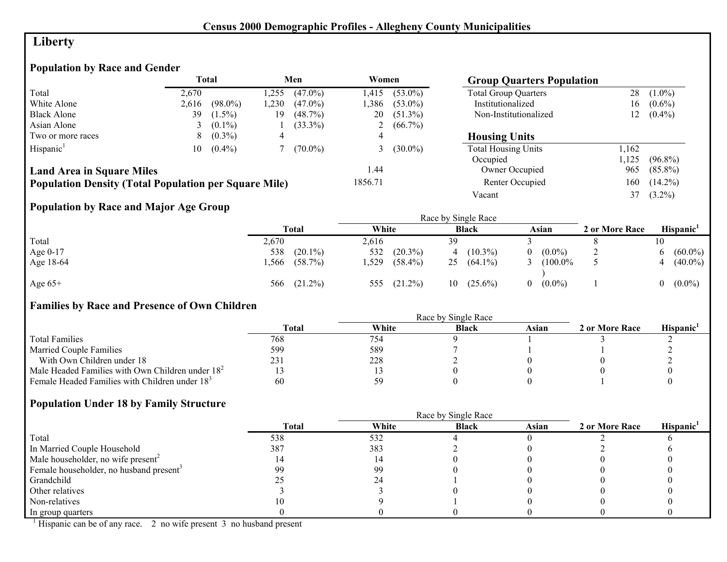Census 2000 Demographic Profiles - Allegheny County Municipalities

# Liberty

## Population by Race and Gender

| | Total | | Men | | Women | |
|---|---|---|---|---|---|---|
| Total | 2,670 | | 1,255 | (47.0%) | 1,415 | (53.0%) |
| White Alone | 2,616 | (98.0%) | 1,230 | (47.0%) | 1,386 | (53.0%) |
| Black Alone | 39 | (1.5%) | 19 | (48.7%) | 20 | (51.3%) |
| Asian Alone | 3 | (0.1%) | 1 | (33.3%) | 2 | (66.7%) |
| Two or more races | 8 | (0.3%) | 4 | | 4 | |
| Hispanic[1] | 10 | (0.4%) | 7 | (70.0%) | 3 | (30.0%) |

**Land Area in Square Miles** 1.44

**Population Density (Total Population per Square Mile)** 1856.71

## Group Quarters Population

| | | |
|---|---|---|
| Total Group Quarters | 28 | (1.0%) |
| Institutionalized | 16 | (0.6%) |
| Non-Institutionalized | 12 | (0.4%) |

## Housing Units

| | | |
|---|---|---|
| Total Housing Units | 1,162 | |
| Occupied | 1,125 | (96.8%) |
| Owner Occupied | 965 | (85.8%) |
| Renter Occupied | 160 | (14.2%) |
| Vacant | 37 | (3.2%) |

## Population by Race and Major Age Group

| | Total | | Race by Single Race: White | | Black | | Asian | | 2 or More Race | Hispanic[1] | |
|---|---|---|---|---|---|---|---|---|---|---|---|
| Total | 2,670 | | 2,616 | | 39 | | 3 | | 8 | 10 | |
| Age 0-17 | 538 | (20.1%) | 532 | (20.3%) | 4 | (10.3%) | 0 | (0.0%) | 2 | 6 | (60.0%) |
| Age 18-64 | 1,566 | (58.7%) | 1,529 | (58.4%) | 25 | (64.1%) | 3 | (100.0%) | 5 | 4 | (40.0%) |
| Age 65+ | 566 | (21.2%) | 555 | (21.2%) | 10 | (25.6%) | 0 | (0.0%) | 1 | 0 | (0.0%) |

## Families by Race and Presence of Own Children

| | Total | Race by Single Race: White | Black | Asian | 2 or More Race | Hispanic[1] |
|---|---|---|---|---|---|---|
| Total Families | 768 | 754 | 9 | 1 | 3 | 2 |
| Married Couple Families | 599 | 589 | 7 | 1 | 1 | 2 |
| With Own Children under 18 | 231 | 228 | 2 | 0 | 0 | 2 |
| Male Headed Families with Own Children under 18[2] | 13 | 13 | 0 | 0 | 0 | 0 |
| Female Headed Families with Children under 18[3] | 60 | 59 | 0 | 0 | 1 | 0 |

## Population Under 18 by Family Structure

| | Total | Race by Single Race: White | Black | Asian | 2 or More Race | Hispanic[1] |
|---|---|---|---|---|---|---|
| Total | 538 | 532 | 4 | 0 | 2 | 6 |
| In Married Couple Household | 387 | 383 | 2 | 0 | 2 | 6 |
| Male householder, no wife present[2] | 14 | 14 | 0 | 0 | 0 | 0 |
| Female householder, no husband present[3] | 99 | 99 | 0 | 0 | 0 | 0 |
| Grandchild | 25 | 24 | 1 | 0 | 0 | 0 |
| Other relatives | 3 | 3 | 0 | 0 | 0 | 0 |
| Non-relatives | 10 | 9 | 1 | 0 | 0 | 0 |
| In group quarters | 0 | 0 | 0 | 0 | 0 | 0 |

[1] Hispanic can be of any race. 2 no wife present 3 no husband present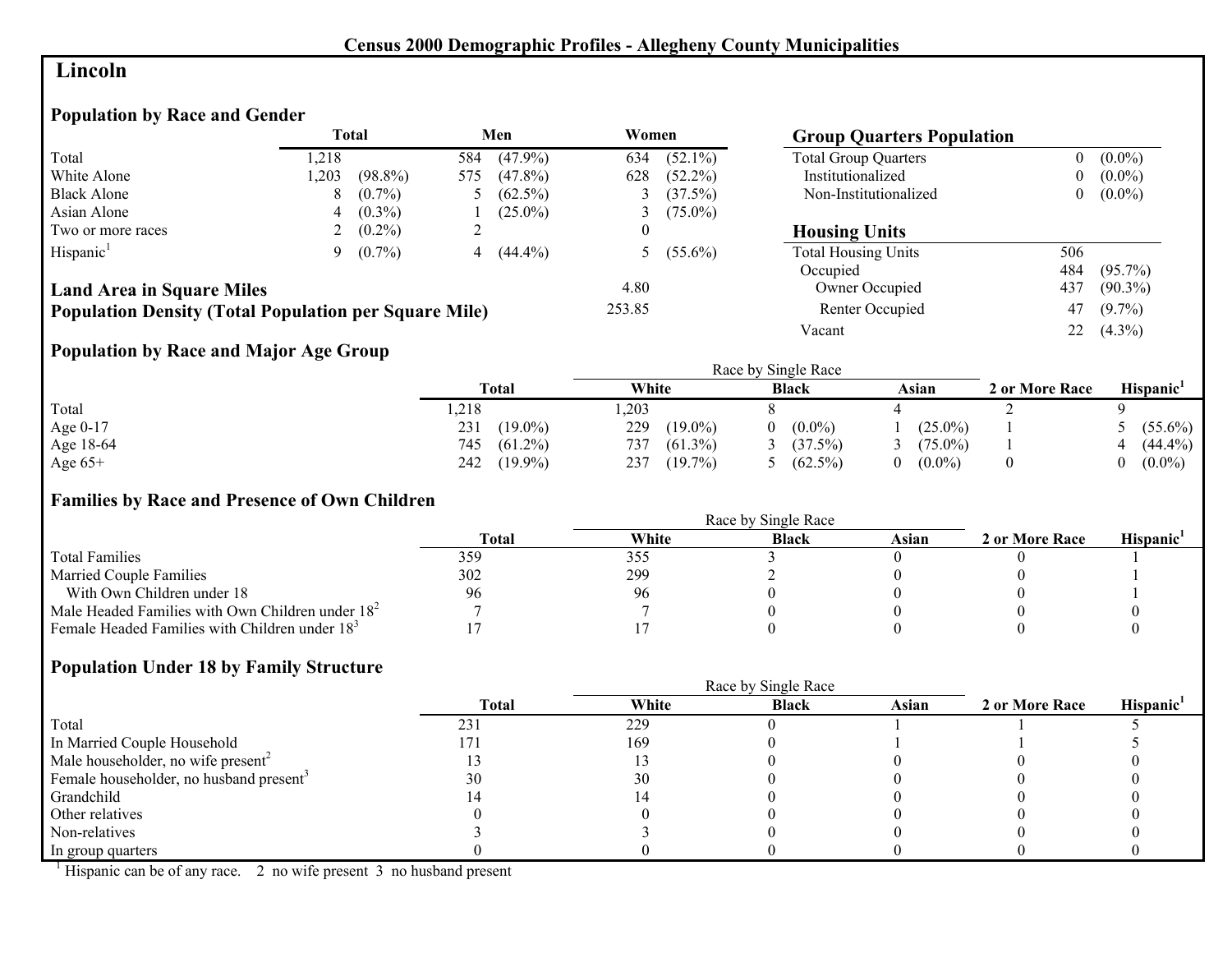**Census 2000 Demographic Profiles - Allegheny County Municipalities**

# Lincoln

## Population by Race and Gender

| | Total | | Men | | Women | |
|---|---|---|---|---|---|---|
| Total | 1,218 | | 584 | (47.9%) | 634 | (52.1%) |
| White Alone | 1,203 | (98.8%) | 575 | (47.8%) | 628 | (52.2%) |
| Black Alone | 8 | (0.7%) | 5 | (62.5%) | 3 | (37.5%) |
| Asian Alone | 4 | (0.3%) | 1 | (25.0%) | 3 | (75.0%) |
| Two or more races | 2 | (0.2%) | 2 | | 0 | |
| Hispanic[1] | 9 | (0.7%) | 4 | (44.4%) | 5 | (55.6%) |

**Land Area in Square Miles** 4.80

**Population Density (Total Population per Square Mile)** 253.85

## Group Quarters Population

| | | |
|---|---|---|
| Total Group Quarters | 0 | (0.0%) |
| Institutionalized | 0 | (0.0%) |
| Non-Institutionalized | 0 | (0.0%) |

## Housing Units

| | | |
|---|---|---|
| Total Housing Units | 506 | |
| Occupied | 484 | (95.7%) |
| Owner Occupied | 437 | (90.3%) |
| Renter Occupied | 47 | (9.7%) |
| Vacant | 22 | (4.3%) |

## Population by Race and Major Age Group

| | Total | | Race by Single Race: White | | Black | | Asian | | 2 or More Race | Hispanic[1] | |
|---|---|---|---|---|---|---|---|---|---|---|---|
| Total | 1,218 | | 1,203 | | 8 | | 4 | | 2 | 9 | |
| Age 0-17 | 231 | (19.0%) | 229 | (19.0%) | 0 | (0.0%) | 1 | (25.0%) | 1 | 5 | (55.6%) |
| Age 18-64 | 745 | (61.2%) | 737 | (61.3%) | 3 | (37.5%) | 3 | (75.0%) | 1 | 4 | (44.4%) |
| Age 65+ | 242 | (19.9%) | 237 | (19.7%) | 5 | (62.5%) | 0 | (0.0%) | 0 | 0 | (0.0%) |

## Families by Race and Presence of Own Children

| | Total | Race by Single Race: White | Black | Asian | 2 or More Race | Hispanic[1] |
|---|---|---|---|---|---|---|
| Total Families | 359 | 355 | 3 | 0 | 0 | 1 |
| Married Couple Families | 302 | 299 | 2 | 0 | 0 | 1 |
| With Own Children under 18 | 96 | 96 | 0 | 0 | 0 | 1 |
| Male Headed Families with Own Children under 18[2] | 7 | 7 | 0 | 0 | 0 | 0 |
| Female Headed Families with Children under 18[3] | 17 | 17 | 0 | 0 | 0 | 0 |

## Population Under 18 by Family Structure

| | Total | Race by Single Race: White | Black | Asian | 2 or More Race | Hispanic[1] |
|---|---|---|---|---|---|---|
| Total | 231 | 229 | 0 | 1 | 1 | 5 |
| In Married Couple Household | 171 | 169 | 0 | 1 | 1 | 5 |
| Male householder, no wife present[2] | 13 | 13 | 0 | 0 | 0 | 0 |
| Female householder, no husband present[3] | 30 | 30 | 0 | 0 | 0 | 0 |
| Grandchild | 14 | 14 | 0 | 0 | 0 | 0 |
| Other relatives | 0 | 0 | 0 | 0 | 0 | 0 |
| Non-relatives | 3 | 3 | 0 | 0 | 0 | 0 |
| In group quarters | 0 | 0 | 0 | 0 | 0 | 0 |

[1] Hispanic can be of any race. 2 no wife present 3 no husband present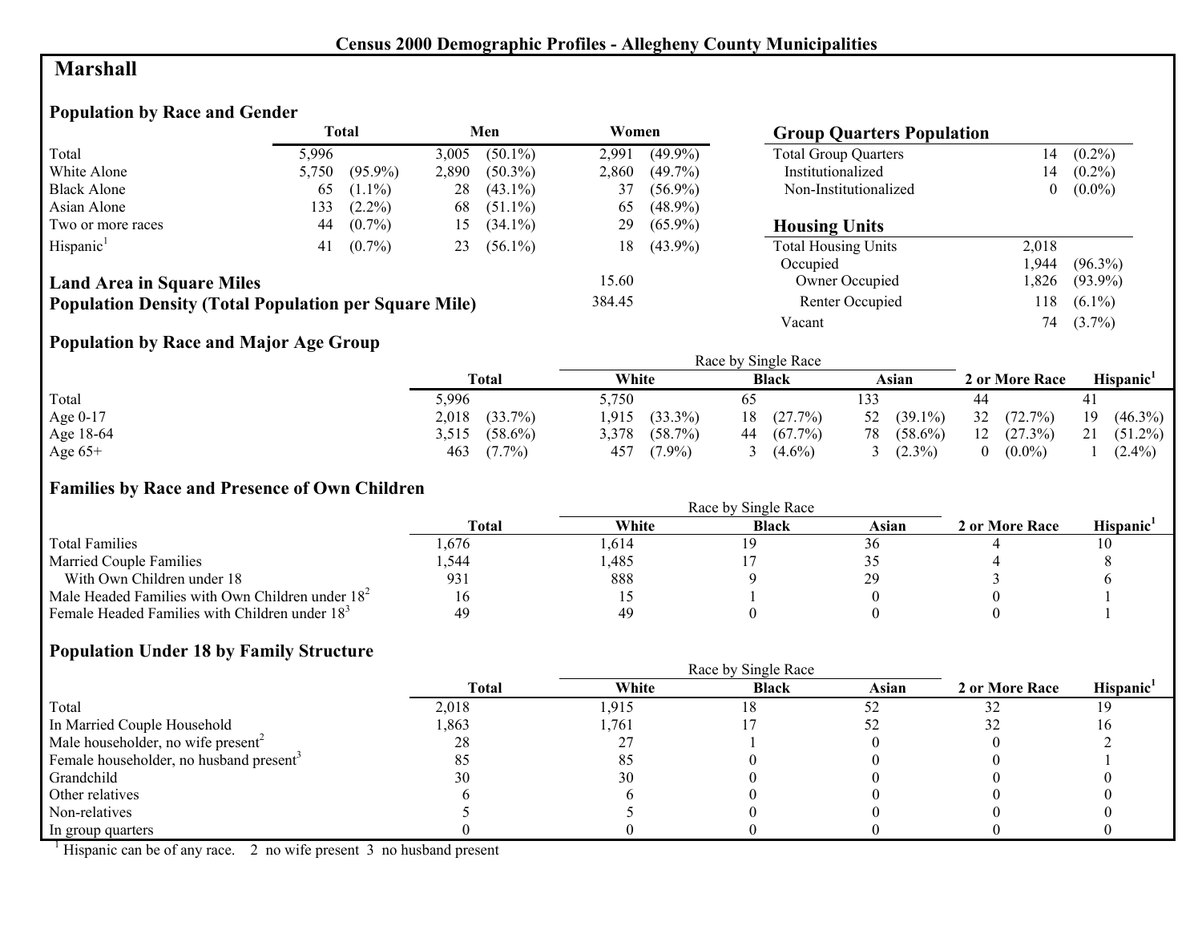# Census 2000 Demographic Profiles - Allegheny County Municipalities

## Marshall

### Population by Race and Gender

| | Total | | Men | | Women | |
|---|---|---|---|---|---|---|
| Total | 5,996 | | 3,005 | (50.1%) | 2,991 | (49.9%) |
| White Alone | 5,750 | (95.9%) | 2,890 | (50.3%) | 2,860 | (49.7%) |
| Black Alone | 65 | (1.1%) | 28 | (43.1%) | 37 | (56.9%) |
| Asian Alone | 133 | (2.2%) | 68 | (51.1%) | 65 | (48.9%) |
| Two or more races | 44 | (0.7%) | 15 | (34.1%) | 29 | (65.9%) |
| Hispanic[1] | 41 | (0.7%) | 23 | (56.1%) | 18 | (43.9%) |

**Land Area in Square Miles** 15.60

**Population Density (Total Population per Square Mile)** 384.45

### Group Quarters Population

| | | |
|---|---|---|
| Total Group Quarters | 14 | (0.2%) |
| Institutionalized | 14 | (0.2%) |
| Non-Institutionalized | 0 | (0.0%) |

### Housing Units

| | | |
|---|---|---|
| Total Housing Units | 2,018 | |
| Occupied | 1,944 | (96.3%) |
| Owner Occupied | 1,826 | (93.9%) |
| Renter Occupied | 118 | (6.1%) |
| Vacant | 74 | (3.7%) |

### Population by Race and Major Age Group

| | Total | | Race by Single Race | | | | | | 2 or More Race | | Hispanic[1] | |
|---|---|---|---|---|---|---|---|---|---|---|---|---|
| | | | White | | Black | | Asian | | | | | |
| Total | 5,996 | | 5,750 | | 65 | | 133 | | 44 | | 41 | |
| Age 0-17 | 2,018 | (33.7%) | 1,915 | (33.3%) | 18 | (27.7%) | 52 | (39.1%) | 32 | (72.7%) | 19 | (46.3%) |
| Age 18-64 | 3,515 | (58.6%) | 3,378 | (58.7%) | 44 | (67.7%) | 78 | (58.6%) | 12 | (27.3%) | 21 | (51.2%) |
| Age 65+ | 463 | (7.7%) | 457 | (7.9%) | 3 | (4.6%) | 3 | (2.3%) | 0 | (0.0%) | 1 | (2.4%) |

### Families by Race and Presence of Own Children

| | Total | Race by Single Race | | | 2 or More Race | Hispanic[1] |
|---|---|---|---|---|---|---|
| | | White | Black | Asian | | |
| Total Families | 1,676 | 1,614 | 19 | 36 | 4 | 10 |
| Married Couple Families | 1,544 | 1,485 | 17 | 35 | 4 | 8 |
| With Own Children under 18 | 931 | 888 | 9 | 29 | 3 | 6 |
| Male Headed Families with Own Children under 18[2] | 16 | 15 | 1 | 0 | 0 | 1 |
| Female Headed Families with Children under 18[3] | 49 | 49 | 0 | 0 | 0 | 1 |

### Population Under 18 by Family Structure

| | Total | Race by Single Race | | | 2 or More Race | Hispanic[1] |
|---|---|---|---|---|---|---|
| | | White | Black | Asian | | |
| Total | 2,018 | 1,915 | 18 | 52 | 32 | 19 |
| In Married Couple Household | 1,863 | 1,761 | 17 | 52 | 32 | 16 |
| Male householder, no wife present[2] | 28 | 27 | 1 | 0 | 0 | 2 |
| Female householder, no husband present[3] | 85 | 85 | 0 | 0 | 0 | 1 |
| Grandchild | 30 | 30 | 0 | 0 | 0 | 0 |
| Other relatives | 6 | 6 | 0 | 0 | 0 | 0 |
| Non-relatives | 5 | 5 | 0 | 0 | 0 | 0 |
| In group quarters | 0 | 0 | 0 | 0 | 0 | 0 |

[1] Hispanic can be of any race. 2 no wife present 3 no husband present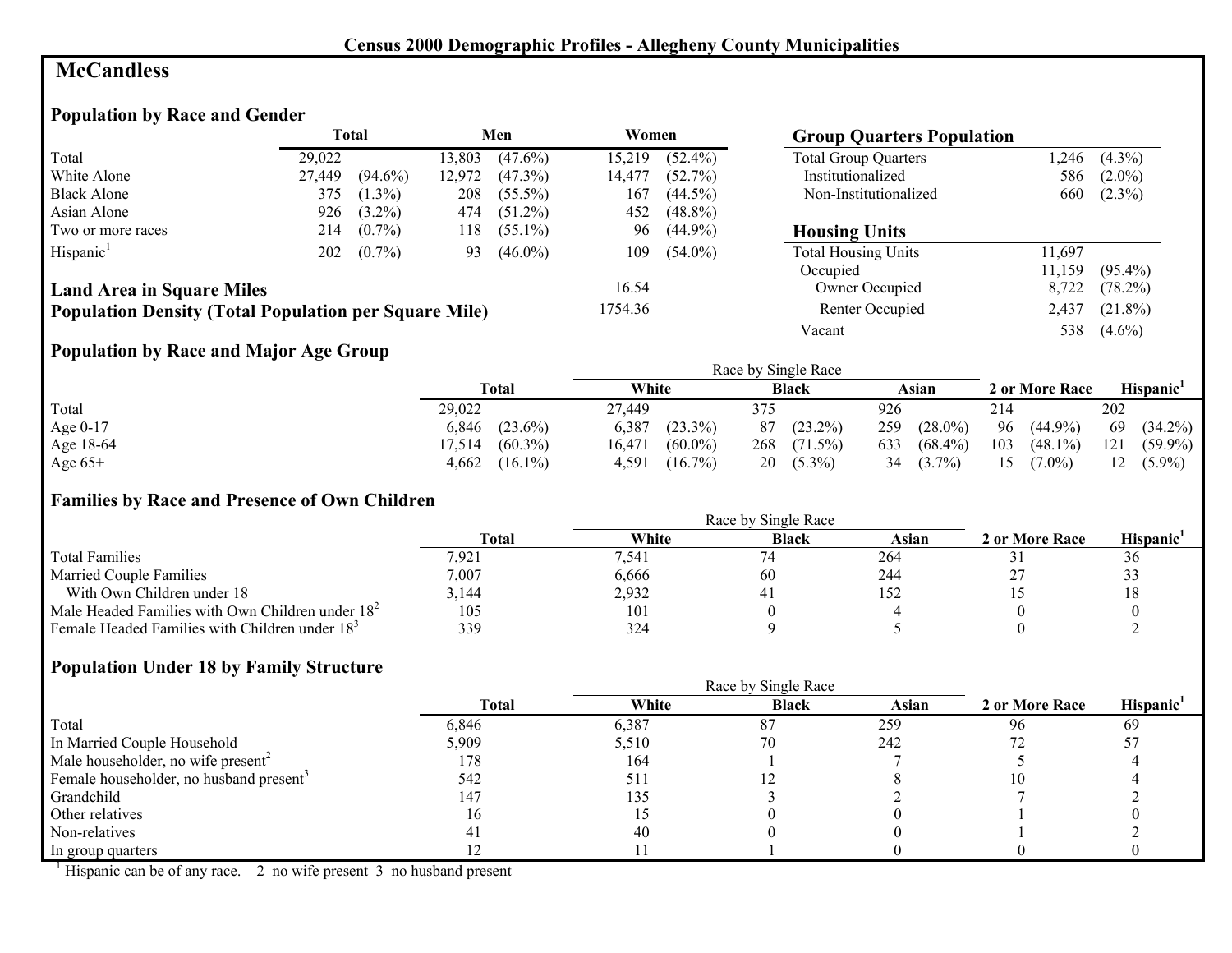# Census 2000 Demographic Profiles - Allegheny County Municipalities

## McCandless

### Population by Race and Gender

| | Total | | Men | | Women | |
|---|---|---|---|---|---|---|
| Total | 29,022 | | 13,803 | (47.6%) | 15,219 | (52.4%) |
| White Alone | 27,449 | (94.6%) | 12,972 | (47.3%) | 14,477 | (52.7%) |
| Black Alone | 375 | (1.3%) | 208 | (55.5%) | 167 | (44.5%) |
| Asian Alone | 926 | (3.2%) | 474 | (51.2%) | 452 | (48.8%) |
| Two or more races | 214 | (0.7%) | 118 | (55.1%) | 96 | (44.9%) |
| Hispanic[1] | 202 | (0.7%) | 93 | (46.0%) | 109 | (54.0%) |

**Land Area in Square Miles** 16.54

**Population Density (Total Population per Square Mile)** 1754.36

### Group Quarters Population

| | | |
|---|---|---|
| Total Group Quarters | 1,246 | (4.3%) |
| Institutionalized | 586 | (2.0%) |
| Non-Institutionalized | 660 | (2.3%) |

### Housing Units

| | | |
|---|---|---|
| Total Housing Units | 11,697 | |
| Occupied | 11,159 | (95.4%) |
| Owner Occupied | 8,722 | (78.2%) |
| Renter Occupied | 2,437 | (21.8%) |
| Vacant | 538 | (4.6%) |

### Population by Race and Major Age Group

| | Total | | Race by Single Race: White | | Black | | Asian | | 2 or More Race | | Hispanic[1] | |
|---|---|---|---|---|---|---|---|---|---|---|---|---|
| Total | 29,022 | | 27,449 | | 375 | | 926 | | 214 | | 202 | |
| Age 0-17 | 6,846 | (23.6%) | 6,387 | (23.3%) | 87 | (23.2%) | 259 | (28.0%) | 96 | (44.9%) | 69 | (34.2%) |
| Age 18-64 | 17,514 | (60.3%) | 16,471 | (60.0%) | 268 | (71.5%) | 633 | (68.4%) | 103 | (48.1%) | 121 | (59.9%) |
| Age 65+ | 4,662 | (16.1%) | 4,591 | (16.7%) | 20 | (5.3%) | 34 | (3.7%) | 15 | (7.0%) | 12 | (5.9%) |

### Families by Race and Presence of Own Children

| | Total | Race by Single Race: White | Black | Asian | 2 or More Race | Hispanic[1] |
|---|---|---|---|---|---|---|
| Total Families | 7,921 | 7,541 | 74 | 264 | 31 | 36 |
| Married Couple Families | 7,007 | 6,666 | 60 | 244 | 27 | 33 |
| With Own Children under 18 | 3,144 | 2,932 | 41 | 152 | 15 | 18 |
| Male Headed Families with Own Children under 18[2] | 105 | 101 | 0 | 4 | 0 | 0 |
| Female Headed Families with Children under 18[3] | 339 | 324 | 9 | 5 | 0 | 2 |

### Population Under 18 by Family Structure

| | Total | Race by Single Race: White | Black | Asian | 2 or More Race | Hispanic[1] |
|---|---|---|---|---|---|---|
| Total | 6,846 | 6,387 | 87 | 259 | 96 | 69 |
| In Married Couple Household | 5,909 | 5,510 | 70 | 242 | 72 | 57 |
| Male householder, no wife present[2] | 178 | 164 | 1 | 7 | 5 | 4 |
| Female householder, no husband present[3] | 542 | 511 | 12 | 8 | 10 | 4 |
| Grandchild | 147 | 135 | 3 | 2 | 7 | 2 |
| Other relatives | 16 | 15 | 0 | 0 | 1 | 0 |
| Non-relatives | 41 | 40 | 0 | 0 | 1 | 2 |
| In group quarters | 12 | 11 | 1 | 0 | 0 | 0 |

[1] Hispanic can be of any race. 2 no wife present 3 no husband present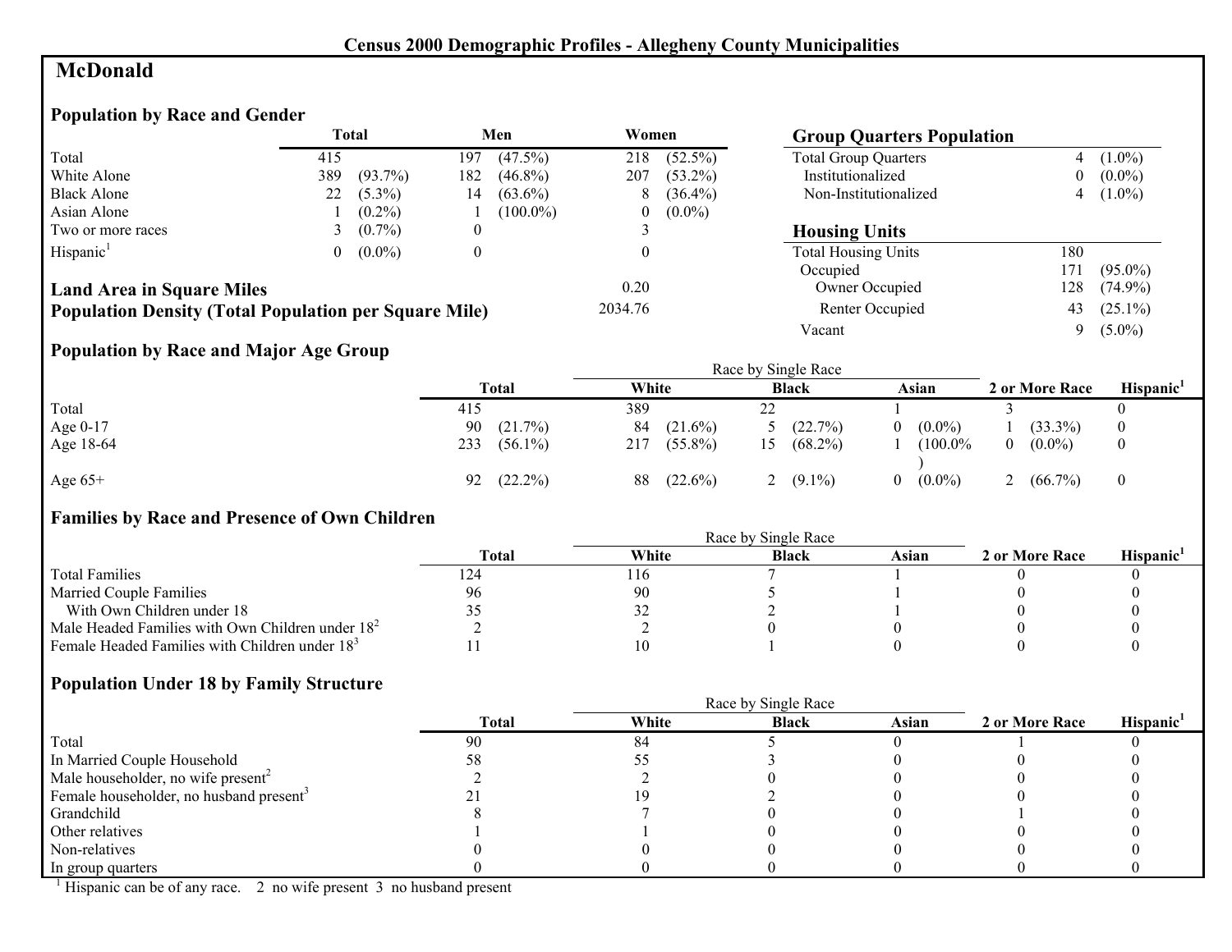Census 2000 Demographic Profiles - Allegheny County Municipalities

# McDonald

## Population by Race and Gender

| | Total | | Men | | Women | |
|---|---|---|---|---|---|---|
| Total | 415 | | 197 | (47.5%) | 218 | (52.5%) |
| White Alone | 389 | (93.7%) | 182 | (46.8%) | 207 | (53.2%) |
| Black Alone | 22 | (5.3%) | 14 | (63.6%) | 8 | (36.4%) |
| Asian Alone | 1 | (0.2%) | 1 | (100.0%) | 0 | (0.0%) |
| Two or more races | 3 | (0.7%) | 0 | | 3 | |
| Hispanic[1] | 0 | (0.0%) | 0 | | 0 | |

**Land Area in Square Miles** 0.20

**Population Density (Total Population per Square Mile)** 2034.76

## Group Quarters Population

| | | |
|---|---|---|
| Total Group Quarters | 4 | (1.0%) |
| Institutionalized | 0 | (0.0%) |
| Non-Institutionalized | 4 | (1.0%) |

## Housing Units

| | | |
|---|---|---|
| Total Housing Units | 180 | |
| Occupied | 171 | (95.0%) |
| Owner Occupied | 128 | (74.9%) |
| Renter Occupied | 43 | (25.1%) |
| Vacant | 9 | (5.0%) |

## Population by Race and Major Age Group

| | Total | | Race by Single Race White | | Black | | Asian | | 2 or More Race | | Hispanic[1] |
|---|---|---|---|---|---|---|---|---|---|---|---|
| Total | 415 | | 389 | | 22 | | 1 | | 3 | | 0 |
| Age 0-17 | 90 | (21.7%) | 84 | (21.6%) | 5 | (22.7%) | 0 | (0.0%) | 1 | (33.3%) | 0 |
| Age 18-64 | 233 | (56.1%) | 217 | (55.8%) | 15 | (68.2%) | 1 | (100.0%) | 0 | (0.0%) | 0 |
| Age 65+ | 92 | (22.2%) | 88 | (22.6%) | 2 | (9.1%) | 0 | (0.0%) | 2 | (66.7%) | 0 |

## Families by Race and Presence of Own Children

| | Total | Race by Single Race White | Black | Asian | 2 or More Race | Hispanic[1] |
|---|---|---|---|---|---|---|
| Total Families | 124 | 116 | 7 | 1 | 0 | 0 |
| Married Couple Families | 96 | 90 | 5 | 1 | 0 | 0 |
| With Own Children under 18 | 35 | 32 | 2 | 1 | 0 | 0 |
| Male Headed Families with Own Children under 18[2] | 2 | 2 | 0 | 0 | 0 | 0 |
| Female Headed Families with Children under 18[3] | 11 | 10 | 1 | 0 | 0 | 0 |

## Population Under 18 by Family Structure

| | Total | Race by Single Race White | Black | Asian | 2 or More Race | Hispanic[1] |
|---|---|---|---|---|---|---|
| Total | 90 | 84 | 5 | 0 | 1 | 0 |
| In Married Couple Household | 58 | 55 | 3 | 0 | 0 | 0 |
| Male householder, no wife present[2] | 2 | 2 | 0 | 0 | 0 | 0 |
| Female householder, no husband present[3] | 21 | 19 | 2 | 0 | 0 | 0 |
| Grandchild | 8 | 7 | 0 | 0 | 1 | 0 |
| Other relatives | 1 | 1 | 0 | 0 | 0 | 0 |
| Non-relatives | 0 | 0 | 0 | 0 | 0 | 0 |
| In group quarters | 0 | 0 | 0 | 0 | 0 | 0 |

[1] Hispanic can be of any race. 2 no wife present 3 no husband present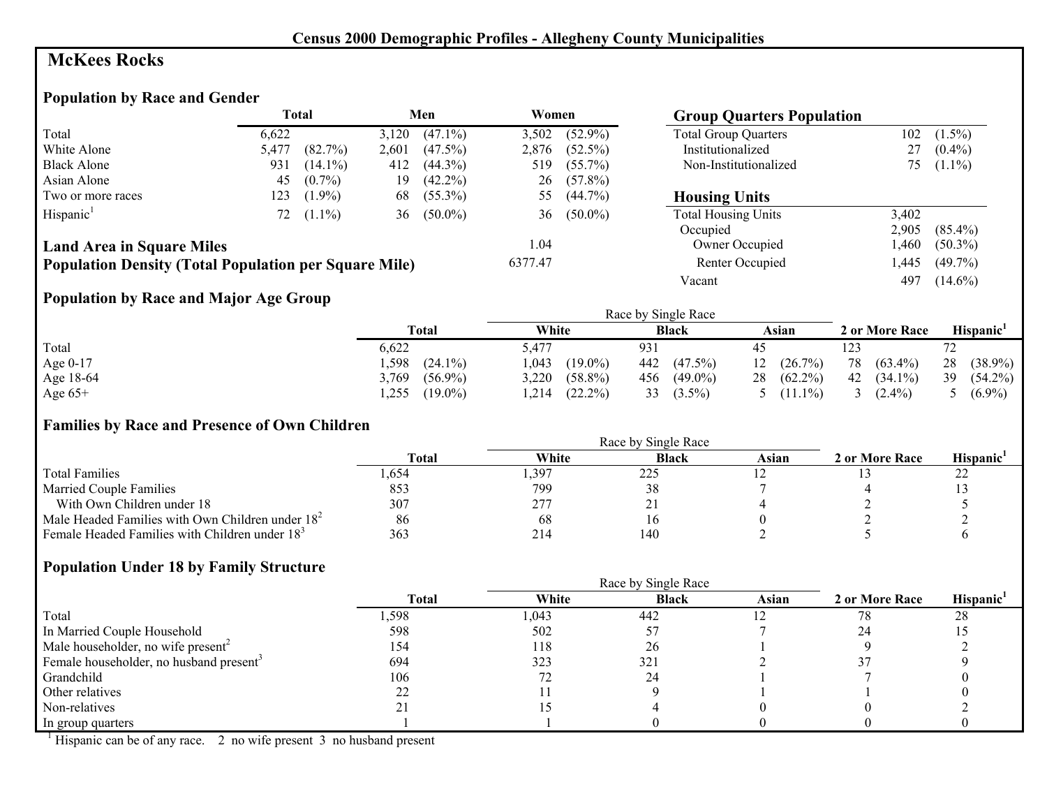**Census 2000 Demographic Profiles - Allegheny County Municipalities**

# McKees Rocks

## Population by Race and Gender

| | Total | | Men | | Women | |
|---|---|---|---|---|---|---|
| Total | 6,622 | | 3,120 | (47.1%) | 3,502 | (52.9%) |
| White Alone | 5,477 | (82.7%) | 2,601 | (47.5%) | 2,876 | (52.5%) |
| Black Alone | 931 | (14.1%) | 412 | (44.3%) | 519 | (55.7%) |
| Asian Alone | 45 | (0.7%) | 19 | (42.2%) | 26 | (57.8%) |
| Two or more races | 123 | (1.9%) | 68 | (55.3%) | 55 | (44.7%) |
| Hispanic[1] | 72 | (1.1%) | 36 | (50.0%) | 36 | (50.0%) |

**Land Area in Square Miles** 1.04

**Population Density (Total Population per Square Mile)** 6377.47

## Group Quarters Population

| | | |
|---|---|---|
| Total Group Quarters | 102 | (1.5%) |
| Institutionalized | 27 | (0.4%) |
| Non-Institutionalized | 75 | (1.1%) |

## Housing Units

| | | |
|---|---|---|
| Total Housing Units | 3,402 | |
| Occupied | 2,905 | (85.4%) |
| Owner Occupied | 1,460 | (50.3%) |
| Renter Occupied | 1,445 | (49.7%) |
| Vacant | 497 | (14.6%) |

## Population by Race and Major Age Group

| | Total | | Race by Single Race | | | | | | 2 or More Race | | Hispanic[1] | |
|---|---|---|---|---|---|---|---|---|---|---|---|---|
| | | | White | | Black | | Asian | | | | | |
| Total | 6,622 | | 5,477 | | 931 | | 45 | | 123 | | 72 | |
| Age 0-17 | 1,598 | (24.1%) | 1,043 | (19.0%) | 442 | (47.5%) | 12 | (26.7%) | 78 | (63.4%) | 28 | (38.9%) |
| Age 18-64 | 3,769 | (56.9%) | 3,220 | (58.8%) | 456 | (49.0%) | 28 | (62.2%) | 42 | (34.1%) | 39 | (54.2%) |
| Age 65+ | 1,255 | (19.0%) | 1,214 | (22.2%) | 33 | (3.5%) | 5 | (11.1%) | 3 | (2.4%) | 5 | (6.9%) |

## Families by Race and Presence of Own Children

| | Total | Race by Single Race | | | 2 or More Race | Hispanic[1] |
|---|---|---|---|---|---|---|
| | | White | Black | Asian | | |
| Total Families | 1,654 | 1,397 | 225 | 12 | 13 | 22 |
| Married Couple Families | 853 | 799 | 38 | 7 | 4 | 13 |
| With Own Children under 18 | 307 | 277 | 21 | 4 | 2 | 5 |
| Male Headed Families with Own Children under 18[2] | 86 | 68 | 16 | 0 | 2 | 2 |
| Female Headed Families with Children under 18[3] | 363 | 214 | 140 | 2 | 5 | 6 |

## Population Under 18 by Family Structure

| | Total | Race by Single Race | | | 2 or More Race | Hispanic[1] |
|---|---|---|---|---|---|---|
| | | White | Black | Asian | | |
| Total | 1,598 | 1,043 | 442 | 12 | 78 | 28 |
| In Married Couple Household | 598 | 502 | 57 | 7 | 24 | 15 |
| Male householder, no wife present[2] | 154 | 118 | 26 | 1 | 9 | 2 |
| Female householder, no husband present[3] | 694 | 323 | 321 | 2 | 37 | 9 |
| Grandchild | 106 | 72 | 24 | 1 | 7 | 0 |
| Other relatives | 22 | 11 | 9 | 1 | 1 | 0 |
| Non-relatives | 21 | 15 | 4 | 0 | 0 | 2 |
| In group quarters | 1 | 1 | 0 | 0 | 0 | 0 |

[1] Hispanic can be of any race. 2 no wife present 3 no husband present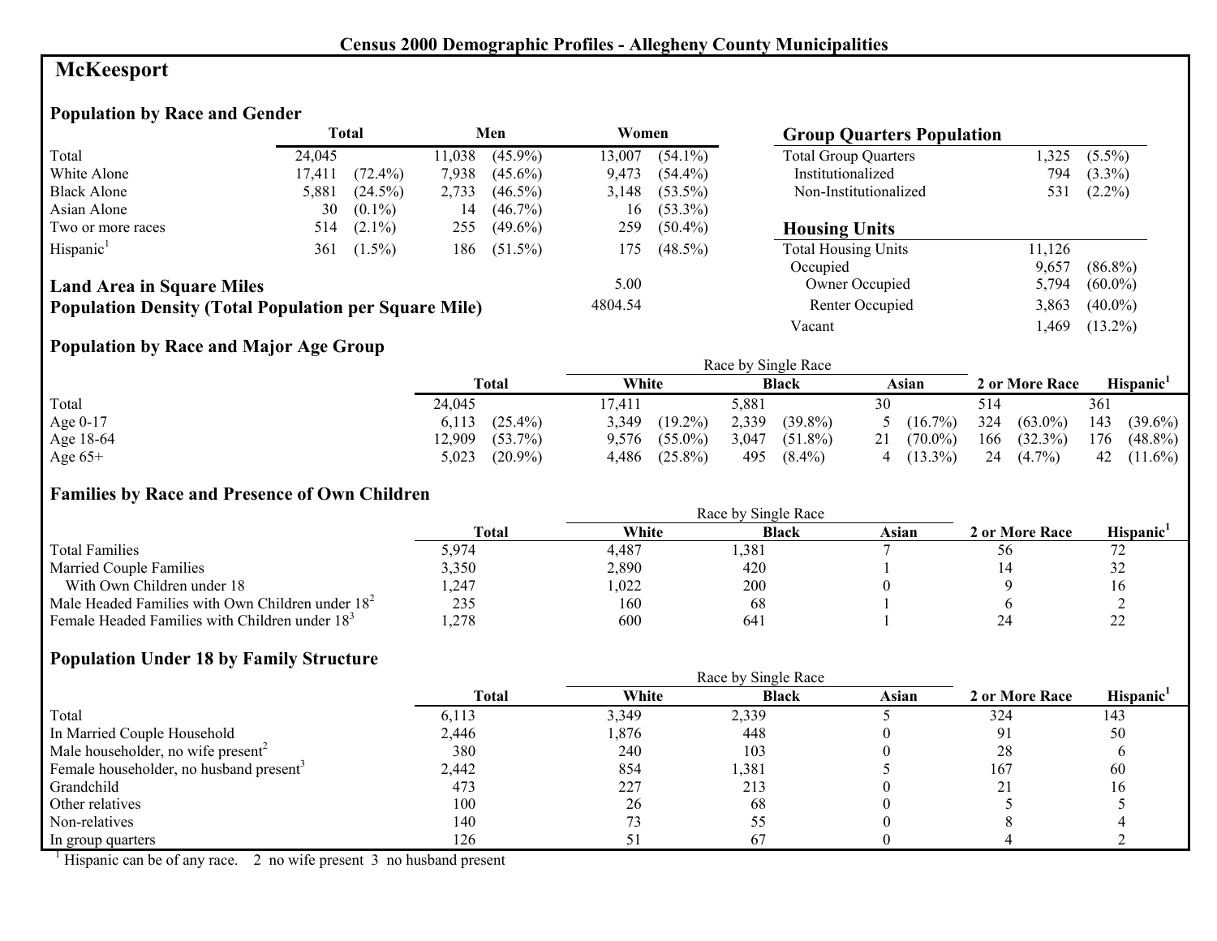## Census 2000 Demographic Profiles - Allegheny County Municipalities

# McKeesport

### Population by Race and Gender

| | Total | | Men | | Women | |
|---|---|---|---|---|---|---|
| Total | 24,045 | | 11,038 | (45.9%) | 13,007 | (54.1%) |
| White Alone | 17,411 | (72.4%) | 7,938 | (45.6%) | 9,473 | (54.4%) |
| Black Alone | 5,881 | (24.5%) | 2,733 | (46.5%) | 3,148 | (53.5%) |
| Asian Alone | 30 | (0.1%) | 14 | (46.7%) | 16 | (53.3%) |
| Two or more races | 514 | (2.1%) | 255 | (49.6%) | 259 | (50.4%) |
| Hispanic[1] | 361 | (1.5%) | 186 | (51.5%) | 175 | (48.5%) |

**Land Area in Square Miles** 5.00

**Population Density (Total Population per Square Mile)** 4804.54

### Group Quarters Population

| | | |
|---|---|---|
| Total Group Quarters | 1,325 | (5.5%) |
| Institutionalized | 794 | (3.3%) |
| Non-Institutionalized | 531 | (2.2%) |

### Housing Units

| | | |
|---|---|---|
| Total Housing Units | 11,126 | |
| Occupied | 9,657 | (86.8%) |
| Owner Occupied | 5,794 | (60.0%) |
| Renter Occupied | 3,863 | (40.0%) |
| Vacant | 1,469 | (13.2%) |

### Population by Race and Major Age Group

| | Total | | White | | Black | | Asian | | 2 or More Race | | Hispanic[1] | |
|---|---|---|---|---|---|---|---|---|---|---|---|---|
| Total | 24,045 | | 17,411 | | 5,881 | | 30 | | 514 | | 361 | |
| Age 0-17 | 6,113 | (25.4%) | 3,349 | (19.2%) | 2,339 | (39.8%) | 5 | (16.7%) | 324 | (63.0%) | 143 | (39.6%) |
| Age 18-64 | 12,909 | (53.7%) | 9,576 | (55.0%) | 3,047 | (51.8%) | 21 | (70.0%) | 166 | (32.3%) | 176 | (48.8%) |
| Age 65+ | 5,023 | (20.9%) | 4,486 | (25.8%) | 495 | (8.4%) | 4 | (13.3%) | 24 | (4.7%) | 42 | (11.6%) |

Race by Single Race: White, Black, Asian

### Families by Race and Presence of Own Children

| | Total | White | Black | Asian | 2 or More Race | Hispanic[1] |
|---|---|---|---|---|---|---|
| Total Families | 5,974 | 4,487 | 1,381 | 7 | 56 | 72 |
| Married Couple Families | 3,350 | 2,890 | 420 | 1 | 14 | 32 |
| With Own Children under 18 | 1,247 | 1,022 | 200 | 0 | 9 | 16 |
| Male Headed Families with Own Children under 18[2] | 235 | 160 | 68 | 1 | 6 | 2 |
| Female Headed Families with Children under 18[3] | 1,278 | 600 | 641 | 1 | 24 | 22 |

Race by Single Race: White, Black, Asian

### Population Under 18 by Family Structure

| | Total | White | Black | Asian | 2 or More Race | Hispanic[1] |
|---|---|---|---|---|---|---|
| Total | 6,113 | 3,349 | 2,339 | 5 | 324 | 143 |
| In Married Couple Household | 2,446 | 1,876 | 448 | 0 | 91 | 50 |
| Male householder, no wife present[2] | 380 | 240 | 103 | 0 | 28 | 6 |
| Female householder, no husband present[3] | 2,442 | 854 | 1,381 | 5 | 167 | 60 |
| Grandchild | 473 | 227 | 213 | 0 | 21 | 16 |
| Other relatives | 100 | 26 | 68 | 0 | 5 | 5 |
| Non-relatives | 140 | 73 | 55 | 0 | 8 | 4 |
| In group quarters | 126 | 51 | 67 | 0 | 4 | 2 |

Race by Single Race: White, Black, Asian

[1] Hispanic can be of any race. 2 no wife present 3 no husband present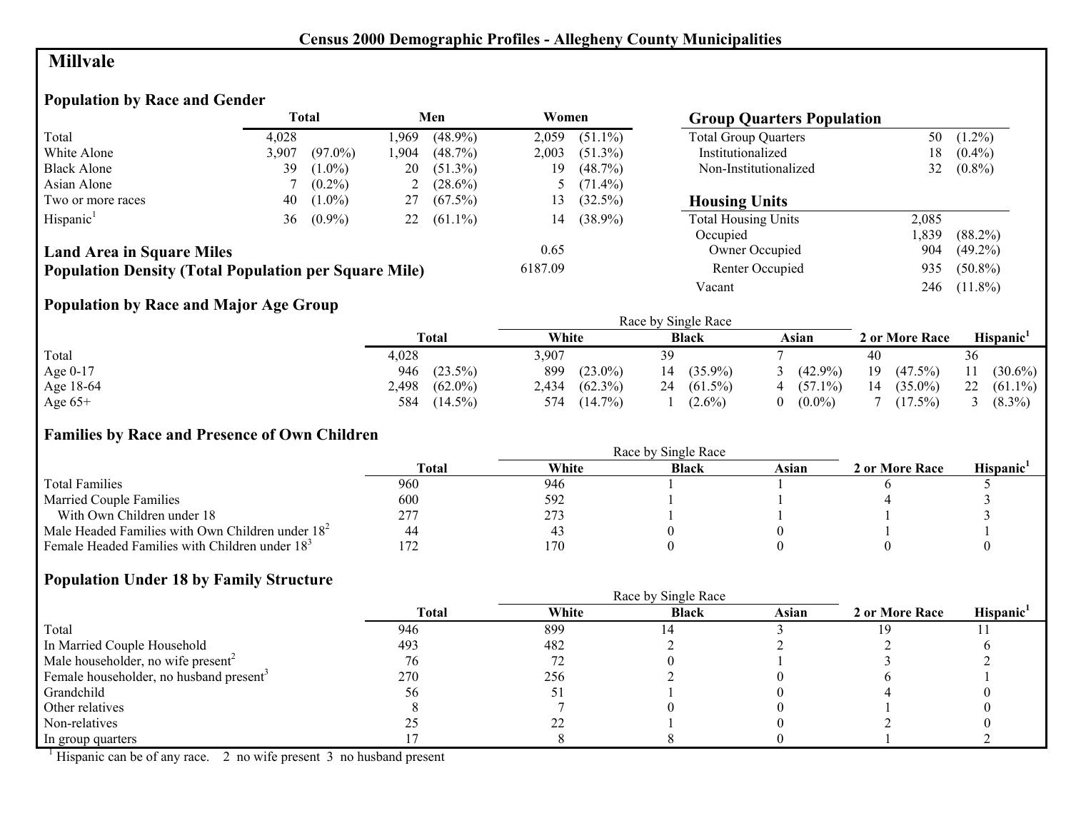**Census 2000 Demographic Profiles - Allegheny County Municipalities**

# Millvale

## Population by Race and Gender

| | Total | | Men | | Women | |
|---|---|---|---|---|---|---|
| Total | 4,028 | | 1,969 | (48.9%) | 2,059 | (51.1%) |
| White Alone | 3,907 | (97.0%) | 1,904 | (48.7%) | 2,003 | (51.3%) |
| Black Alone | 39 | (1.0%) | 20 | (51.3%) | 19 | (48.7%) |
| Asian Alone | 7 | (0.2%) | 2 | (28.6%) | 5 | (71.4%) |
| Two or more races | 40 | (1.0%) | 27 | (67.5%) | 13 | (32.5%) |
| Hispanic[1] | 36 | (0.9%) | 22 | (61.1%) | 14 | (38.9%) |

**Land Area in Square Miles** 0.65

**Population Density (Total Population per Square Mile)** 6187.09

## Group Quarters Population

| | | |
|---|---|---|
| Total Group Quarters | 50 | (1.2%) |
| Institutionalized | 18 | (0.4%) |
| Non-Institutionalized | 32 | (0.8%) |

## Housing Units

| | | |
|---|---|---|
| Total Housing Units | 2,085 | |
| Occupied | 1,839 | (88.2%) |
| Owner Occupied | 904 | (49.2%) |
| Renter Occupied | 935 | (50.8%) |
| Vacant | 246 | (11.8%) |

## Population by Race and Major Age Group

| | Total | | Race by Single Race: White | | Black | | Asian | | 2 or More Race | | Hispanic[1] | |
|---|---|---|---|---|---|---|---|---|---|---|---|---|
| Total | 4,028 | | 3,907 | | 39 | | 7 | | 40 | | 36 | |
| Age 0-17 | 946 | (23.5%) | 899 | (23.0%) | 14 | (35.9%) | 3 | (42.9%) | 19 | (47.5%) | 11 | (30.6%) |
| Age 18-64 | 2,498 | (62.0%) | 2,434 | (62.3%) | 24 | (61.5%) | 4 | (57.1%) | 14 | (35.0%) | 22 | (61.1%) |
| Age 65+ | 584 | (14.5%) | 574 | (14.7%) | 1 | (2.6%) | 0 | (0.0%) | 7 | (17.5%) | 3 | (8.3%) |

## Families by Race and Presence of Own Children

| | Total | Race by Single Race: White | Black | Asian | 2 or More Race | Hispanic[1] |
|---|---|---|---|---|---|---|
| Total Families | 960 | 946 | 1 | 1 | 6 | 5 |
| Married Couple Families | 600 | 592 | 1 | 1 | 4 | 3 |
| With Own Children under 18 | 277 | 273 | 1 | 1 | 1 | 3 |
| Male Headed Families with Own Children under 18[2] | 44 | 43 | 0 | 0 | 1 | 1 |
| Female Headed Families with Children under 18[3] | 172 | 170 | 0 | 0 | 0 | 0 |

## Population Under 18 by Family Structure

| | Total | Race by Single Race: White | Black | Asian | 2 or More Race | Hispanic[1] |
|---|---|---|---|---|---|---|
| Total | 946 | 899 | 14 | 3 | 19 | 11 |
| In Married Couple Household | 493 | 482 | 2 | 2 | 2 | 6 |
| Male householder, no wife present[2] | 76 | 72 | 0 | 1 | 3 | 2 |
| Female householder, no husband present[3] | 270 | 256 | 2 | 0 | 6 | 1 |
| Grandchild | 56 | 51 | 1 | 0 | 4 | 0 |
| Other relatives | 8 | 7 | 0 | 0 | 1 | 0 |
| Non-relatives | 25 | 22 | 1 | 0 | 2 | 0 |
| In group quarters | 17 | 8 | 8 | 0 | 1 | 2 |

[1] Hispanic can be of any race. 2 no wife present 3 no husband present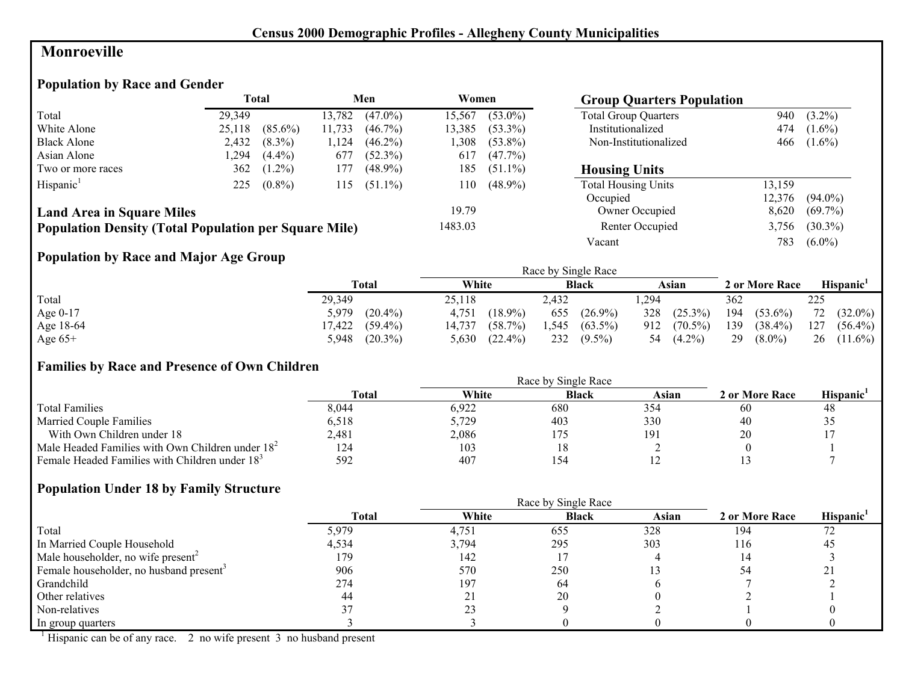**Census 2000 Demographic Profiles - Allegheny County Municipalities**

# Monroeville

## Population by Race and Gender

| | Total | | Men | | Women | |
|---|---|---|---|---|---|---|
| Total | 29,349 | | 13,782 | (47.0%) | 15,567 | (53.0%) |
| White Alone | 25,118 | (85.6%) | 11,733 | (46.7%) | 13,385 | (53.3%) |
| Black Alone | 2,432 | (8.3%) | 1,124 | (46.2%) | 1,308 | (53.8%) |
| Asian Alone | 1,294 | (4.4%) | 677 | (52.3%) | 617 | (47.7%) |
| Two or more races | 362 | (1.2%) | 177 | (48.9%) | 185 | (51.1%) |
| Hispanic[1] | 225 | (0.8%) | 115 | (51.1%) | 110 | (48.9%) |

**Land Area in Square Miles** 19.79

**Population Density (Total Population per Square Mile)** 1483.03

## Group Quarters Population

| | | |
|---|---|---|
| Total Group Quarters | 940 | (3.2%) |
| Institutionalized | 474 | (1.6%) |
| Non-Institutionalized | 466 | (1.6%) |

## Housing Units

| | | |
|---|---|---|
| Total Housing Units | 13,159 | |
| Occupied | 12,376 | (94.0%) |
| Owner Occupied | 8,620 | (69.7%) |
| Renter Occupied | 3,756 | (30.3%) |
| Vacant | 783 | (6.0%) |

## Population by Race and Major Age Group

| | | | Race by Single Race | | | | | | | | | |
|---|---|---|---|---|---|---|---|---|---|---|---|---|
| | Total | | White | | Black | | Asian | | 2 or More Race | | Hispanic[1] | |
| Total | 29,349 | | 25,118 | | 2,432 | | 1,294 | | 362 | | 225 | |
| Age 0-17 | 5,979 | (20.4%) | 4,751 | (18.9%) | 655 | (26.9%) | 328 | (25.3%) | 194 | (53.6%) | 72 | (32.0%) |
| Age 18-64 | 17,422 | (59.4%) | 14,737 | (58.7%) | 1,545 | (63.5%) | 912 | (70.5%) | 139 | (38.4%) | 127 | (56.4%) |
| Age 65+ | 5,948 | (20.3%) | 5,630 | (22.4%) | 232 | (9.5%) | 54 | (4.2%) | 29 | (8.0%) | 26 | (11.6%) |

## Families by Race and Presence of Own Children

| | | Race by Single Race | | | | |
|---|---|---|---|---|---|---|
| | Total | White | Black | Asian | 2 or More Race | Hispanic[1] |
| Total Families | 8,044 | 6,922 | 680 | 354 | 60 | 48 |
| Married Couple Families | 6,518 | 5,729 | 403 | 330 | 40 | 35 |
| With Own Children under 18 | 2,481 | 2,086 | 175 | 191 | 20 | 17 |
| Male Headed Families with Own Children under 18[2] | 124 | 103 | 18 | 2 | 0 | 1 |
| Female Headed Families with Children under 18[3] | 592 | 407 | 154 | 12 | 13 | 7 |

## Population Under 18 by Family Structure

| | | Race by Single Race | | | | |
|---|---|---|---|---|---|---|
| | Total | White | Black | Asian | 2 or More Race | Hispanic[1] |
| Total | 5,979 | 4,751 | 655 | 328 | 194 | 72 |
| In Married Couple Household | 4,534 | 3,794 | 295 | 303 | 116 | 45 |
| Male householder, no wife present[2] | 179 | 142 | 17 | 4 | 14 | 3 |
| Female householder, no husband present[3] | 906 | 570 | 250 | 13 | 54 | 21 |
| Grandchild | 274 | 197 | 64 | 6 | 7 | 2 |
| Other relatives | 44 | 21 | 20 | 0 | 2 | 1 |
| Non-relatives | 37 | 23 | 9 | 2 | 1 | 0 |
| In group quarters | 3 | 3 | 0 | 0 | 0 | 0 |

[1] Hispanic can be of any race. 2 no wife present 3 no husband present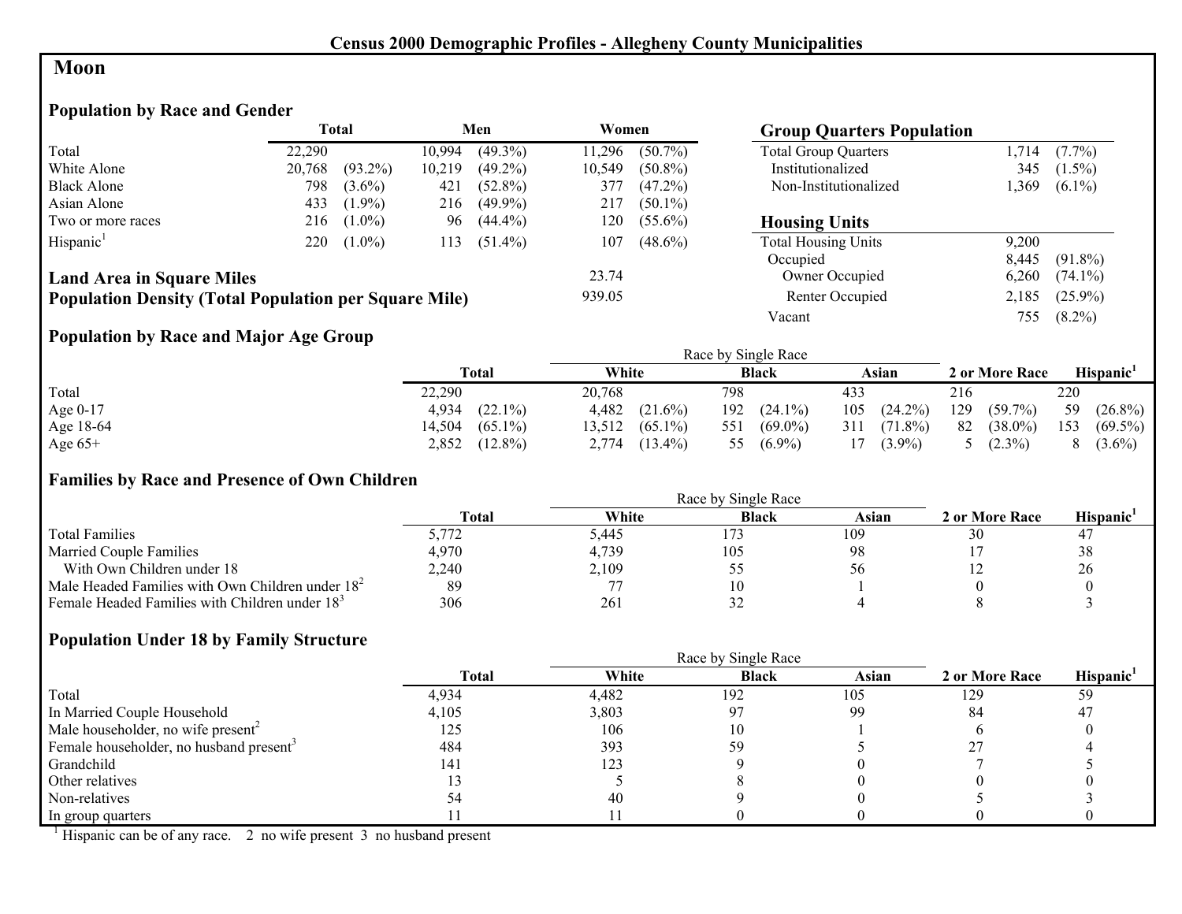## Census 2000 Demographic Profiles - Allegheny County Municipalities

# Moon

### Population by Race and Gender

| | Total | | Men | | Women | |
|---|---|---|---|---|---|---|
| Total | 22,290 | | 10,994 | (49.3%) | 11,296 | (50.7%) |
| White Alone | 20,768 | (93.2%) | 10,219 | (49.2%) | 10,549 | (50.8%) |
| Black Alone | 798 | (3.6%) | 421 | (52.8%) | 377 | (47.2%) |
| Asian Alone | 433 | (1.9%) | 216 | (49.9%) | 217 | (50.1%) |
| Two or more races | 216 | (1.0%) | 96 | (44.4%) | 120 | (55.6%) |
| Hispanic[1] | 220 | (1.0%) | 113 | (51.4%) | 107 | (48.6%) |

**Land Area in Square Miles** 23.74

**Population Density (Total Population per Square Mile)** 939.05

### Group Quarters Population

| | | |
|---|---|---|
| Total Group Quarters | 1,714 | (7.7%) |
| Institutionalized | 345 | (1.5%) |
| Non-Institutionalized | 1,369 | (6.1%) |

### Housing Units

| | | |
|---|---|---|
| Total Housing Units | 9,200 | |
| Occupied | 8,445 | (91.8%) |
| Owner Occupied | 6,260 | (74.1%) |
| Renter Occupied | 2,185 | (25.9%) |
| Vacant | 755 | (8.2%) |

### Population by Race and Major Age Group

| | Total | | Race by Single Race: White | | Black | | Asian | | 2 or More Race | | Hispanic[1] | |
|---|---|---|---|---|---|---|---|---|---|---|---|---|
| Total | 22,290 | | 20,768 | | 798 | | 433 | | 216 | | 220 | |
| Age 0-17 | 4,934 | (22.1%) | 4,482 | (21.6%) | 192 | (24.1%) | 105 | (24.2%) | 129 | (59.7%) | 59 | (26.8%) |
| Age 18-64 | 14,504 | (65.1%) | 13,512 | (65.1%) | 551 | (69.0%) | 311 | (71.8%) | 82 | (38.0%) | 153 | (69.5%) |
| Age 65+ | 2,852 | (12.8%) | 2,774 | (13.4%) | 55 | (6.9%) | 17 | (3.9%) | 5 | (2.3%) | 8 | (3.6%) |

### Families by Race and Presence of Own Children

| | Total | Race by Single Race: White | Black | Asian | 2 or More Race | Hispanic[1] |
|---|---|---|---|---|---|---|
| Total Families | 5,772 | 5,445 | 173 | 109 | 30 | 47 |
| Married Couple Families | 4,970 | 4,739 | 105 | 98 | 17 | 38 |
| With Own Children under 18 | 2,240 | 2,109 | 55 | 56 | 12 | 26 |
| Male Headed Families with Own Children under 18[2] | 89 | 77 | 10 | 1 | 0 | 0 |
| Female Headed Families with Children under 18[3] | 306 | 261 | 32 | 4 | 8 | 3 |

### Population Under 18 by Family Structure

| | Total | Race by Single Race: White | Black | Asian | 2 or More Race | Hispanic[1] |
|---|---|---|---|---|---|---|
| Total | 4,934 | 4,482 | 192 | 105 | 129 | 59 |
| In Married Couple Household | 4,105 | 3,803 | 97 | 99 | 84 | 47 |
| Male householder, no wife present[2] | 125 | 106 | 10 | 1 | 6 | 0 |
| Female householder, no husband present[3] | 484 | 393 | 59 | 5 | 27 | 4 |
| Grandchild | 141 | 123 | 9 | 0 | 7 | 5 |
| Other relatives | 13 | 5 | 8 | 0 | 0 | 0 |
| Non-relatives | 54 | 40 | 9 | 0 | 5 | 3 |
| In group quarters | 11 | 11 | 0 | 0 | 0 | 0 |

[1] Hispanic can be of any race. 2 no wife present 3 no husband present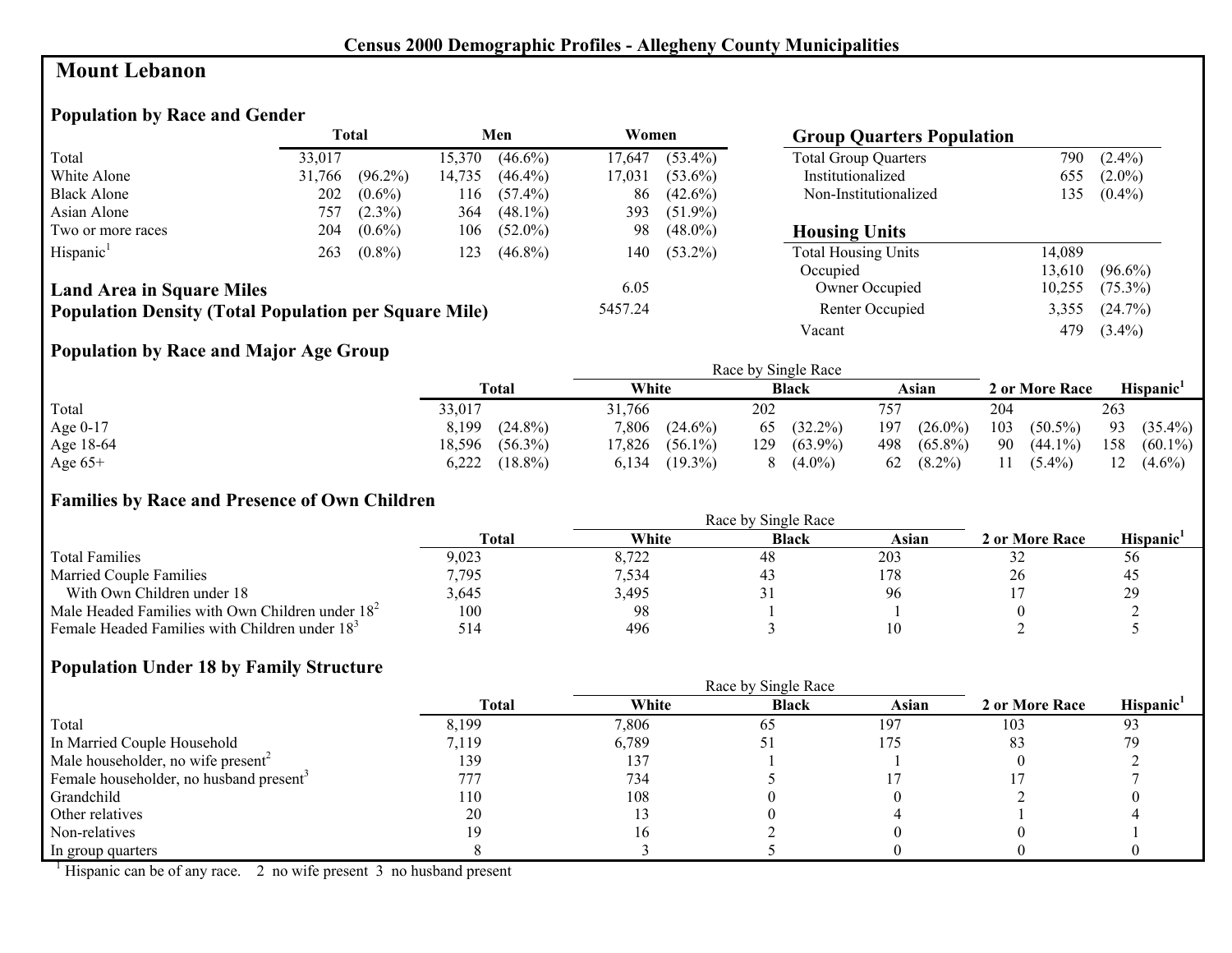**Census 2000 Demographic Profiles - Allegheny County Municipalities**

# Mount Lebanon

## Population by Race and Gender

| | Total | | Men | | Women | |
|---|---|---|---|---|---|---|
| Total | 33,017 | | 15,370 | (46.6%) | 17,647 | (53.4%) |
| White Alone | 31,766 | (96.2%) | 14,735 | (46.4%) | 17,031 | (53.6%) |
| Black Alone | 202 | (0.6%) | 116 | (57.4%) | 86 | (42.6%) |
| Asian Alone | 757 | (2.3%) | 364 | (48.1%) | 393 | (51.9%) |
| Two or more races | 204 | (0.6%) | 106 | (52.0%) | 98 | (48.0%) |
| Hispanic[1] | 263 | (0.8%) | 123 | (46.8%) | 140 | (53.2%) |

**Land Area in Square Miles** 6.05

**Population Density (Total Population per Square Mile)** 5457.24

## Group Quarters Population

| | | |
|---|---|---|
| Total Group Quarters | 790 | (2.4%) |
| Institutionalized | 655 | (2.0%) |
| Non-Institutionalized | 135 | (0.4%) |

## Housing Units

| | | |
|---|---|---|
| Total Housing Units | 14,089 | |
| Occupied | 13,610 | (96.6%) |
| Owner Occupied | 10,255 | (75.3%) |
| Renter Occupied | 3,355 | (24.7%) |
| Vacant | 479 | (3.4%) |

## Population by Race and Major Age Group

| | Total | | White | | Black | | Asian | | 2 or More Race | | Hispanic[1] | |
|---|---|---|---|---|---|---|---|---|---|---|---|---|
| Total | 33,017 | | 31,766 | | 202 | | 757 | | 204 | | 263 | |
| Age 0-17 | 8,199 | (24.8%) | 7,806 | (24.6%) | 65 | (32.2%) | 197 | (26.0%) | 103 | (50.5%) | 93 | (35.4%) |
| Age 18-64 | 18,596 | (56.3%) | 17,826 | (56.1%) | 129 | (63.9%) | 498 | (65.8%) | 90 | (44.1%) | 158 | (60.1%) |
| Age 65+ | 6,222 | (18.8%) | 6,134 | (19.3%) | 8 | (4.0%) | 62 | (8.2%) | 11 | (5.4%) | 12 | (4.6%) |

White, Black, and Asian columns: Race by Single Race

## Families by Race and Presence of Own Children

| | Total | White | Black | Asian | 2 or More Race | Hispanic[1] |
|---|---|---|---|---|---|---|
| Total Families | 9,023 | 8,722 | 48 | 203 | 32 | 56 |
| Married Couple Families | 7,795 | 7,534 | 43 | 178 | 26 | 45 |
| With Own Children under 18 | 3,645 | 3,495 | 31 | 96 | 17 | 29 |
| Male Headed Families with Own Children under 18[2] | 100 | 98 | 1 | 1 | 0 | 2 |
| Female Headed Families with Children under 18[3] | 514 | 496 | 3 | 10 | 2 | 5 |

White, Black, and Asian columns: Race by Single Race

## Population Under 18 by Family Structure

| | Total | White | Black | Asian | 2 or More Race | Hispanic[1] |
|---|---|---|---|---|---|---|
| Total | 8,199 | 7,806 | 65 | 197 | 103 | 93 |
| In Married Couple Household | 7,119 | 6,789 | 51 | 175 | 83 | 79 |
| Male householder, no wife present[2] | 139 | 137 | 1 | 1 | 0 | 2 |
| Female householder, no husband present[3] | 777 | 734 | 5 | 17 | 17 | 7 |
| Grandchild | 110 | 108 | 0 | 0 | 2 | 0 |
| Other relatives | 20 | 13 | 0 | 4 | 1 | 4 |
| Non-relatives | 19 | 16 | 2 | 0 | 0 | 1 |
| In group quarters | 8 | 3 | 5 | 0 | 0 | 0 |

White, Black, and Asian columns: Race by Single Race

[1] Hispanic can be of any race. 2 no wife present 3 no husband present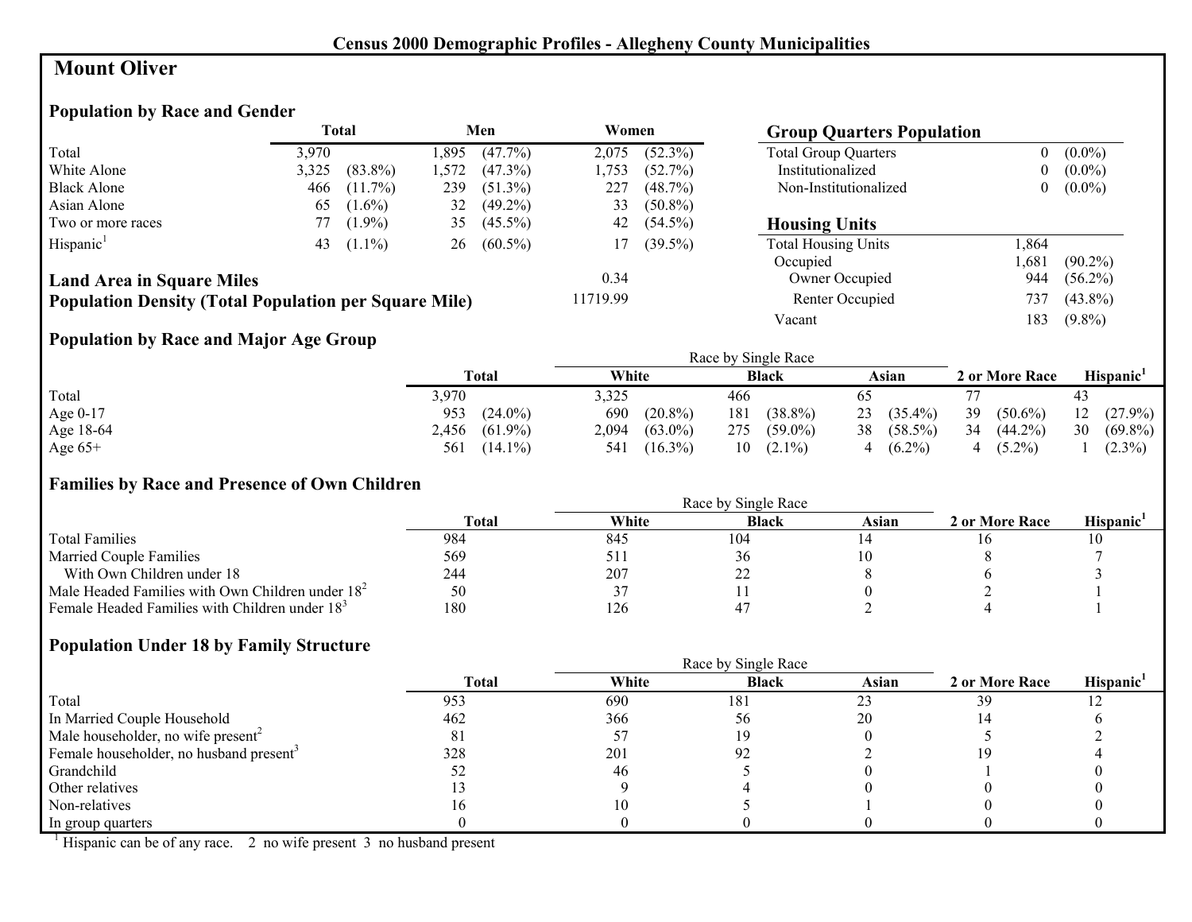**Census 2000 Demographic Profiles - Allegheny County Municipalities**

# Mount Oliver

## Population by Race and Gender

| | Total | | Men | | Women | |
|---|---|---|---|---|---|---|
| Total | 3,970 | | 1,895 | (47.7%) | 2,075 | (52.3%) |
| White Alone | 3,325 | (83.8%) | 1,572 | (47.3%) | 1,753 | (52.7%) |
| Black Alone | 466 | (11.7%) | 239 | (51.3%) | 227 | (48.7%) |
| Asian Alone | 65 | (1.6%) | 32 | (49.2%) | 33 | (50.8%) |
| Two or more races | 77 | (1.9%) | 35 | (45.5%) | 42 | (54.5%) |
| Hispanic[1] | 43 | (1.1%) | 26 | (60.5%) | 17 | (39.5%) |

**Land Area in Square Miles** 0.34

**Population Density (Total Population per Square Mile)** 11719.99

## Group Quarters Population

| | | |
|---|---|---|
| Total Group Quarters | 0 | (0.0%) |
| Institutionalized | 0 | (0.0%) |
| Non-Institutionalized | 0 | (0.0%) |

## Housing Units

| | | |
|---|---|---|
| Total Housing Units | 1,864 | |
| Occupied | 1,681 | (90.2%) |
| Owner Occupied | 944 | (56.2%) |
| Renter Occupied | 737 | (43.8%) |
| Vacant | 183 | (9.8%) |

## Population by Race and Major Age Group

| | Total | | White | | Black | | Asian | | 2 or More Race | | Hispanic[1] | |
|---|---|---|---|---|---|---|---|---|---|---|---|---|
| Total | 3,970 | | 3,325 | | 466 | | 65 | | 77 | | 43 | |
| Age 0-17 | 953 | (24.0%) | 690 | (20.8%) | 181 | (38.8%) | 23 | (35.4%) | 39 | (50.6%) | 12 | (27.9%) |
| Age 18-64 | 2,456 | (61.9%) | 2,094 | (63.0%) | 275 | (59.0%) | 38 | (58.5%) | 34 | (44.2%) | 30 | (69.8%) |
| Age 65+ | 561 | (14.1%) | 541 | (16.3%) | 10 | (2.1%) | 4 | (6.2%) | 4 | (5.2%) | 1 | (2.3%) |

## Families by Race and Presence of Own Children

| | Total | White | Black | Asian | 2 or More Race | Hispanic[1] |
|---|---|---|---|---|---|---|
| Total Families | 984 | 845 | 104 | 14 | 16 | 10 |
| Married Couple Families | 569 | 511 | 36 | 10 | 8 | 7 |
| With Own Children under 18 | 244 | 207 | 22 | 8 | 6 | 3 |
| Male Headed Families with Own Children under 18[2] | 50 | 37 | 11 | 0 | 2 | 1 |
| Female Headed Families with Children under 18[3] | 180 | 126 | 47 | 2 | 4 | 1 |

## Population Under 18 by Family Structure

| | Total | White | Black | Asian | 2 or More Race | Hispanic[1] |
|---|---|---|---|---|---|---|
| Total | 953 | 690 | 181 | 23 | 39 | 12 |
| In Married Couple Household | 462 | 366 | 56 | 20 | 14 | 6 |
| Male householder, no wife present[2] | 81 | 57 | 19 | 0 | 5 | 2 |
| Female householder, no husband present[3] | 328 | 201 | 92 | 2 | 19 | 4 |
| Grandchild | 52 | 46 | 5 | 0 | 1 | 0 |
| Other relatives | 13 | 9 | 4 | 0 | 0 | 0 |
| Non-relatives | 16 | 10 | 5 | 1 | 0 | 0 |
| In group quarters | 0 | 0 | 0 | 0 | 0 | 0 |

[1] Hispanic can be of any race. 2 no wife present 3 no husband present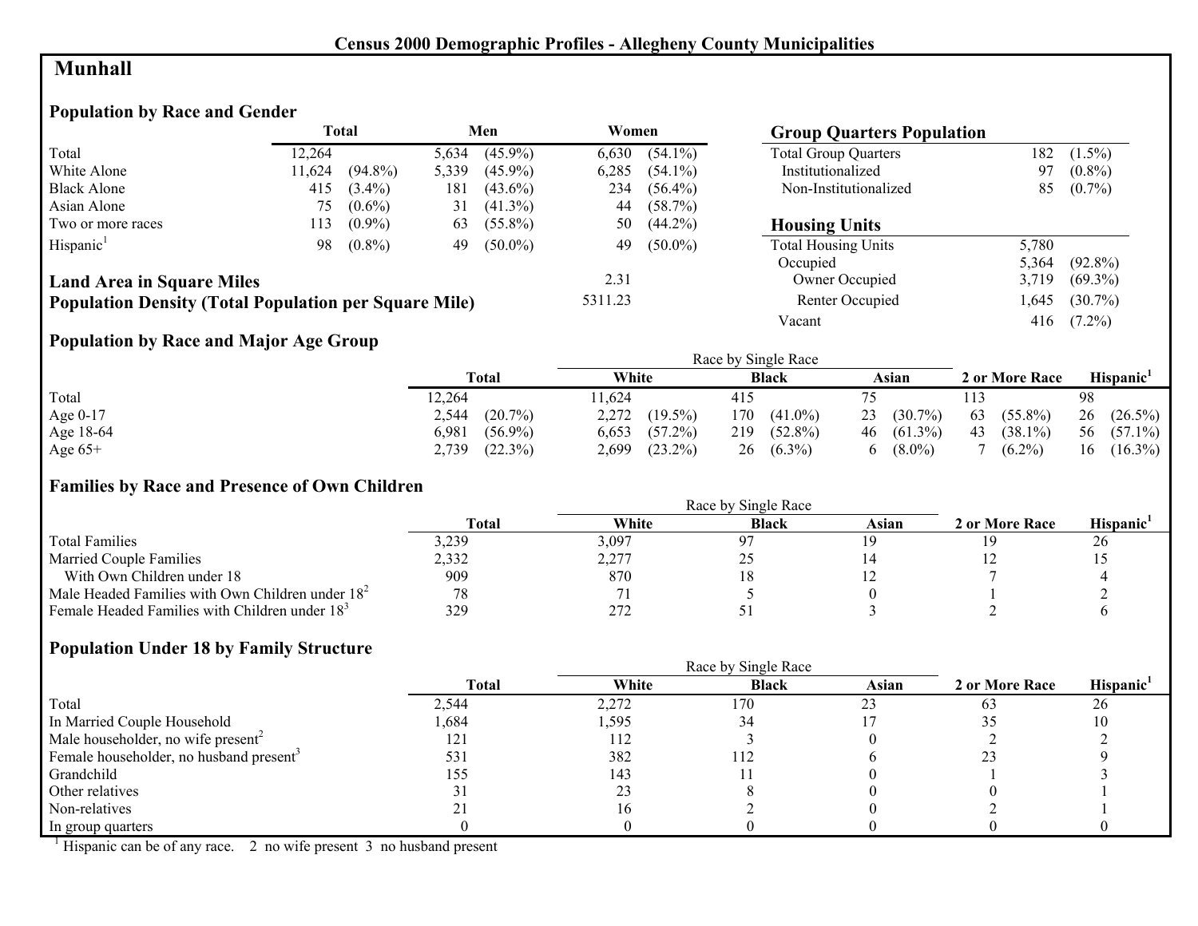## Census 2000 Demographic Profiles - Allegheny County Municipalities

# Munhall

### Population by Race and Gender

| | Total | | Men | | Women | |
|---|---|---|---|---|---|---|
| Total | 12,264 | | 5,634 | (45.9%) | 6,630 | (54.1%) |
| White Alone | 11,624 | (94.8%) | 5,339 | (45.9%) | 6,285 | (54.1%) |
| Black Alone | 415 | (3.4%) | 181 | (43.6%) | 234 | (56.4%) |
| Asian Alone | 75 | (0.6%) | 31 | (41.3%) | 44 | (58.7%) |
| Two or more races | 113 | (0.9%) | 63 | (55.8%) | 50 | (44.2%) |
| Hispanic[1] | 98 | (0.8%) | 49 | (50.0%) | 49 | (50.0%) |

**Land Area in Square Miles** 2.31

**Population Density (Total Population per Square Mile)** 5311.23

### Group Quarters Population

| | | |
|---|---|---|
| Total Group Quarters | 182 | (1.5%) |
| Institutionalized | 97 | (0.8%) |
| Non-Institutionalized | 85 | (0.7%) |

### Housing Units

| | | |
|---|---|---|
| Total Housing Units | 5,780 | |
| Occupied | 5,364 | (92.8%) |
| Owner Occupied | 3,719 | (69.3%) |
| Renter Occupied | 1,645 | (30.7%) |
| Vacant | 416 | (7.2%) |

### Population by Race and Major Age Group

| | Total | | Race by Single Race: White | | Black | | Asian | | 2 or More Race | | Hispanic[1] | |
|---|---|---|---|---|---|---|---|---|---|---|---|---|
| Total | 12,264 | | 11,624 | | 415 | | 75 | | 113 | | 98 | |
| Age 0-17 | 2,544 | (20.7%) | 2,272 | (19.5%) | 170 | (41.0%) | 23 | (30.7%) | 63 | (55.8%) | 26 | (26.5%) |
| Age 18-64 | 6,981 | (56.9%) | 6,653 | (57.2%) | 219 | (52.8%) | 46 | (61.3%) | 43 | (38.1%) | 56 | (57.1%) |
| Age 65+ | 2,739 | (22.3%) | 2,699 | (23.2%) | 26 | (6.3%) | 6 | (8.0%) | 7 | (6.2%) | 16 | (16.3%) |

### Families by Race and Presence of Own Children

| | Total | Race by Single Race: White | Black | Asian | 2 or More Race | Hispanic[1] |
|---|---|---|---|---|---|---|
| Total Families | 3,239 | 3,097 | 97 | 19 | 19 | 26 |
| Married Couple Families | 2,332 | 2,277 | 25 | 14 | 12 | 15 |
| With Own Children under 18 | 909 | 870 | 18 | 12 | 7 | 4 |
| Male Headed Families with Own Children under 18[2] | 78 | 71 | 5 | 0 | 1 | 2 |
| Female Headed Families with Children under 18[3] | 329 | 272 | 51 | 3 | 2 | 6 |

### Population Under 18 by Family Structure

| | Total | Race by Single Race: White | Black | Asian | 2 or More Race | Hispanic[1] |
|---|---|---|---|---|---|---|
| Total | 2,544 | 2,272 | 170 | 23 | 63 | 26 |
| In Married Couple Household | 1,684 | 1,595 | 34 | 17 | 35 | 10 |
| Male householder, no wife present[2] | 121 | 112 | 3 | 0 | 2 | 2 |
| Female householder, no husband present[3] | 531 | 382 | 112 | 6 | 23 | 9 |
| Grandchild | 155 | 143 | 11 | 0 | 1 | 3 |
| Other relatives | 31 | 23 | 8 | 0 | 0 | 1 |
| Non-relatives | 21 | 16 | 2 | 0 | 2 | 1 |
| In group quarters | 0 | 0 | 0 | 0 | 0 | 0 |

[1] Hispanic can be of any race. 2 no wife present 3 no husband present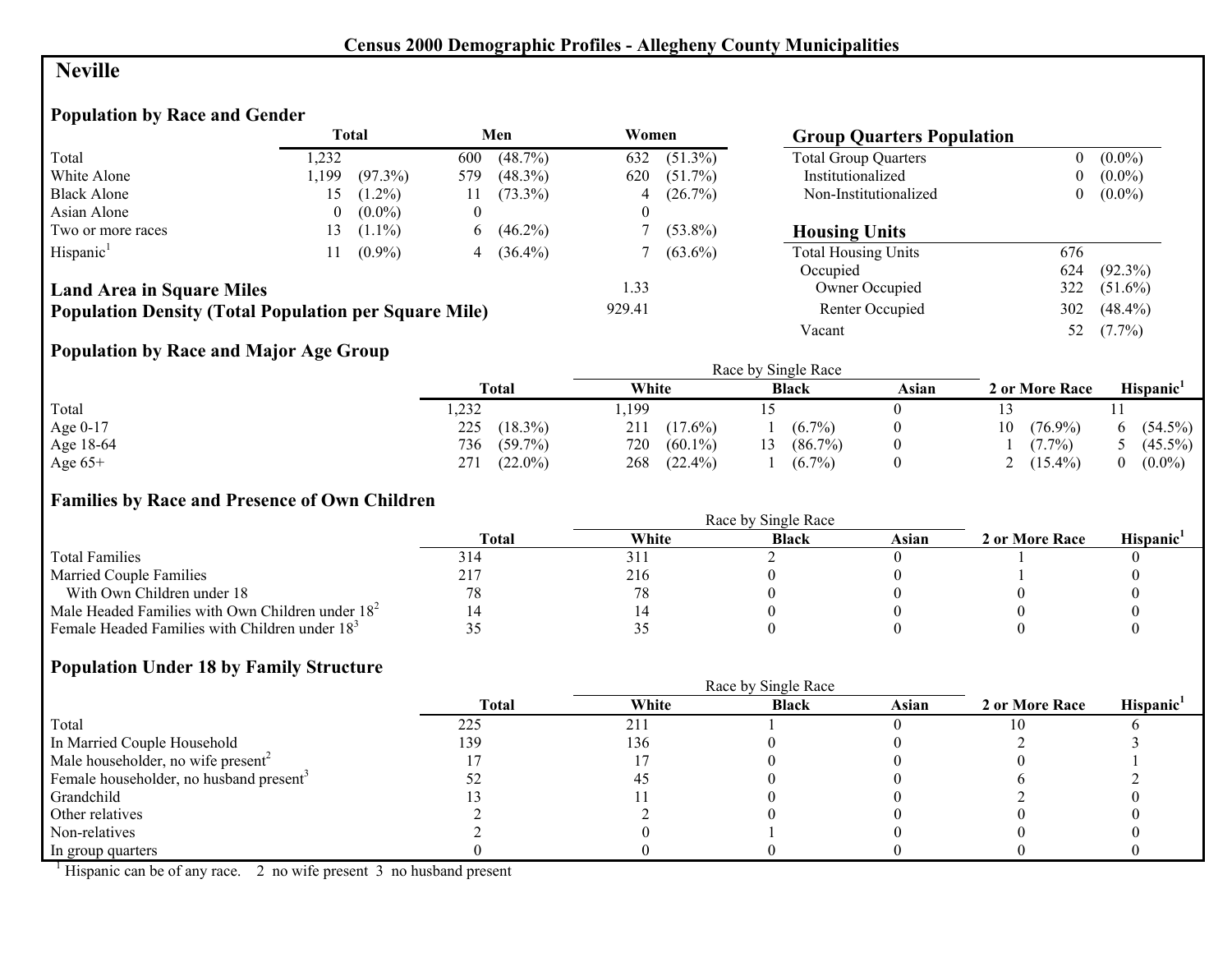# Census 2000 Demographic Profiles - Allegheny County Municipalities

## Neville

### Population by Race and Gender

| | Total | | Men | | Women | |
|---|---|---|---|---|---|---|
| Total | 1,232 | | 600 | (48.7%) | 632 | (51.3%) |
| White Alone | 1,199 | (97.3%) | 579 | (48.3%) | 620 | (51.7%) |
| Black Alone | 15 | (1.2%) | 11 | (73.3%) | 4 | (26.7%) |
| Asian Alone | 0 | (0.0%) | 0 | | 0 | |
| Two or more races | 13 | (1.1%) | 6 | (46.2%) | 7 | (53.8%) |
| Hispanic[1] | 11 | (0.9%) | 4 | (36.4%) | 7 | (63.6%) |

**Land Area in Square Miles** 1.33

**Population Density (Total Population per Square Mile)** 929.41

### Group Quarters Population

| | | |
|---|---|---|
| Total Group Quarters | 0 | (0.0%) |
| Institutionalized | 0 | (0.0%) |
| Non-Institutionalized | 0 | (0.0%) |

### Housing Units

| | | |
|---|---|---|
| Total Housing Units | 676 | |
| Occupied | 624 | (92.3%) |
| Owner Occupied | 322 | (51.6%) |
| Renter Occupied | 302 | (48.4%) |
| Vacant | 52 | (7.7%) |

### Population by Race and Major Age Group

| | Total | | Race by Single Race: White | | Black | | Asian | 2 or More Race | | Hispanic[1] | |
|---|---|---|---|---|---|---|---|---|---|---|---|
| Total | 1,232 | | 1,199 | | 15 | | 0 | 13 | | 11 | |
| Age 0-17 | 225 | (18.3%) | 211 | (17.6%) | 1 | (6.7%) | 0 | 10 | (76.9%) | 6 | (54.5%) |
| Age 18-64 | 736 | (59.7%) | 720 | (60.1%) | 13 | (86.7%) | 0 | 1 | (7.7%) | 5 | (45.5%) |
| Age 65+ | 271 | (22.0%) | 268 | (22.4%) | 1 | (6.7%) | 0 | 2 | (15.4%) | 0 | (0.0%) |

### Families by Race and Presence of Own Children

| | Total | Race by Single Race: White | Black | Asian | 2 or More Race | Hispanic[1] |
|---|---|---|---|---|---|---|
| Total Families | 314 | 311 | 2 | 0 | 1 | 0 |
| Married Couple Families | 217 | 216 | 0 | 0 | 1 | 0 |
| With Own Children under 18 | 78 | 78 | 0 | 0 | 0 | 0 |
| Male Headed Families with Own Children under 18[2] | 14 | 14 | 0 | 0 | 0 | 0 |
| Female Headed Families with Children under 18[3] | 35 | 35 | 0 | 0 | 0 | 0 |

### Population Under 18 by Family Structure

| | Total | Race by Single Race: White | Black | Asian | 2 or More Race | Hispanic[1] |
|---|---|---|---|---|---|---|
| Total | 225 | 211 | 1 | 0 | 10 | 6 |
| In Married Couple Household | 139 | 136 | 0 | 0 | 2 | 3 |
| Male householder, no wife present[2] | 17 | 17 | 0 | 0 | 0 | 1 |
| Female householder, no husband present[3] | 52 | 45 | 0 | 0 | 6 | 2 |
| Grandchild | 13 | 11 | 0 | 0 | 2 | 0 |
| Other relatives | 2 | 2 | 0 | 0 | 0 | 0 |
| Non-relatives | 2 | 0 | 1 | 0 | 0 | 0 |
| In group quarters | 0 | 0 | 0 | 0 | 0 | 0 |

[1] Hispanic can be of any race. 2 no wife present 3 no husband present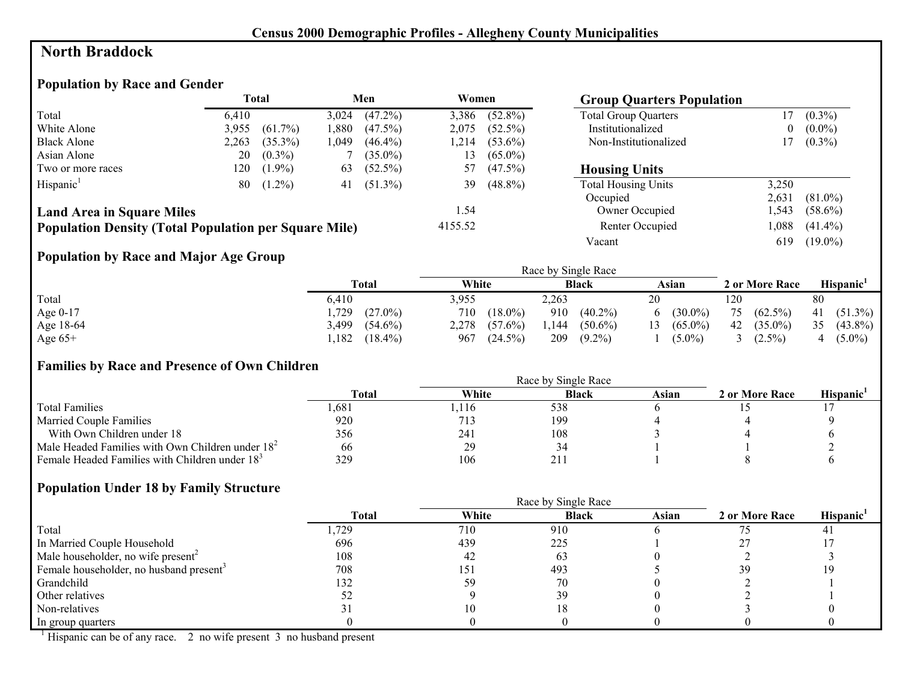Census 2000 Demographic Profiles - Allegheny County Municipalities

# North Braddock

## Population by Race and Gender

| | Total | | Men | | Women | |
|---|---|---|---|---|---|---|
| Total | 6,410 | | 3,024 | (47.2%) | 3,386 | (52.8%) |
| White Alone | 3,955 | (61.7%) | 1,880 | (47.5%) | 2,075 | (52.5%) |
| Black Alone | 2,263 | (35.3%) | 1,049 | (46.4%) | 1,214 | (53.6%) |
| Asian Alone | 20 | (0.3%) | 7 | (35.0%) | 13 | (65.0%) |
| Two or more races | 120 | (1.9%) | 63 | (52.5%) | 57 | (47.5%) |
| Hispanic[1] | 80 | (1.2%) | 41 | (51.3%) | 39 | (48.8%) |

**Land Area in Square Miles** 1.54

**Population Density (Total Population per Square Mile)** 4155.52

## Group Quarters Population

| | | |
|---|---|---|
| Total Group Quarters | 17 | (0.3%) |
| Institutionalized | 0 | (0.0%) |
| Non-Institutionalized | 17 | (0.3%) |

## Housing Units

| | | |
|---|---|---|
| Total Housing Units | 3,250 | |
| Occupied | 2,631 | (81.0%) |
| Owner Occupied | 1,543 | (58.6%) |
| Renter Occupied | 1,088 | (41.4%) |
| Vacant | 619 | (19.0%) |

## Population by Race and Major Age Group

| | Total | | Race by Single Race: White | | Black | | Asian | | 2 or More Race | | Hispanic[1] | |
|---|---|---|---|---|---|---|---|---|---|---|---|---|
| Total | 6,410 | | 3,955 | | 2,263 | | 20 | | 120 | | 80 | |
| Age 0-17 | 1,729 | (27.0%) | 710 | (18.0%) | 910 | (40.2%) | 6 | (30.0%) | 75 | (62.5%) | 41 | (51.3%) |
| Age 18-64 | 3,499 | (54.6%) | 2,278 | (57.6%) | 1,144 | (50.6%) | 13 | (65.0%) | 42 | (35.0%) | 35 | (43.8%) |
| Age 65+ | 1,182 | (18.4%) | 967 | (24.5%) | 209 | (9.2%) | 1 | (5.0%) | 3 | (2.5%) | 4 | (5.0%) |

## Families by Race and Presence of Own Children

| | Total | Race by Single Race: White | Black | Asian | 2 or More Race | Hispanic[1] |
|---|---|---|---|---|---|---|
| Total Families | 1,681 | 1,116 | 538 | 6 | 15 | 17 |
| Married Couple Families | 920 | 713 | 199 | 4 | 4 | 9 |
| With Own Children under 18 | 356 | 241 | 108 | 3 | 4 | 6 |
| Male Headed Families with Own Children under 18[2] | 66 | 29 | 34 | 1 | 1 | 2 |
| Female Headed Families with Children under 18[3] | 329 | 106 | 211 | 1 | 8 | 6 |

## Population Under 18 by Family Structure

| | Total | Race by Single Race: White | Black | Asian | 2 or More Race | Hispanic[1] |
|---|---|---|---|---|---|---|
| Total | 1,729 | 710 | 910 | 6 | 75 | 41 |
| In Married Couple Household | 696 | 439 | 225 | 1 | 27 | 17 |
| Male householder, no wife present[2] | 108 | 42 | 63 | 0 | 2 | 3 |
| Female householder, no husband present[3] | 708 | 151 | 493 | 5 | 39 | 19 |
| Grandchild | 132 | 59 | 70 | 0 | 2 | 1 |
| Other relatives | 52 | 9 | 39 | 0 | 2 | 1 |
| Non-relatives | 31 | 10 | 18 | 0 | 3 | 0 |
| In group quarters | 0 | 0 | 0 | 0 | 0 | 0 |

[1] Hispanic can be of any race. 2 no wife present 3 no husband present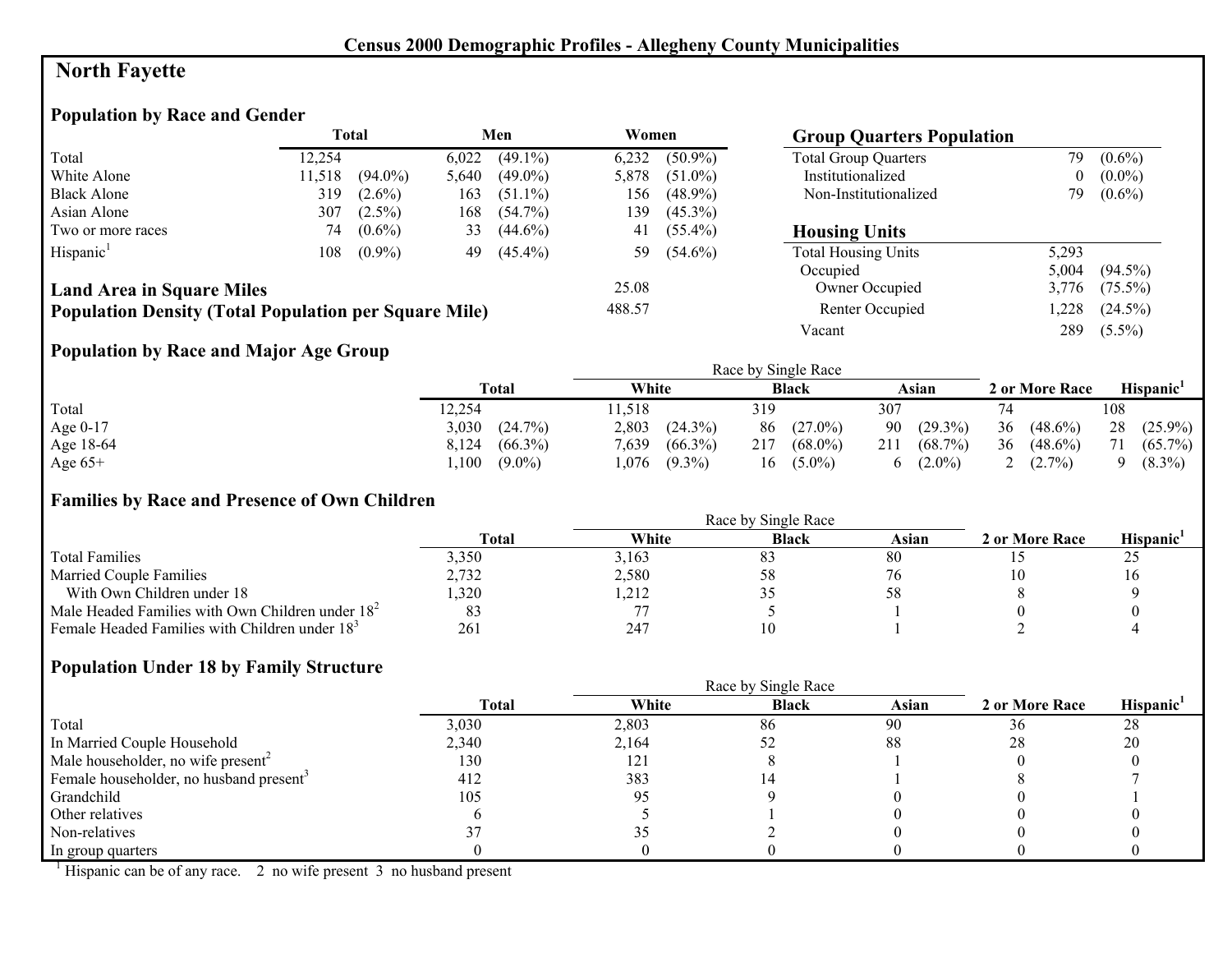**Census 2000 Demographic Profiles - Allegheny County Municipalities**

# North Fayette

## Population by Race and Gender

| | Total | | Men | | Women | |
|---|---|---|---|---|---|---|
| Total | 12,254 | | 6,022 | (49.1%) | 6,232 | (50.9%) |
| White Alone | 11,518 | (94.0%) | 5,640 | (49.0%) | 5,878 | (51.0%) |
| Black Alone | 319 | (2.6%) | 163 | (51.1%) | 156 | (48.9%) |
| Asian Alone | 307 | (2.5%) | 168 | (54.7%) | 139 | (45.3%) |
| Two or more races | 74 | (0.6%) | 33 | (44.6%) | 41 | (55.4%) |
| Hispanic[1] | 108 | (0.9%) | 49 | (45.4%) | 59 | (54.6%) |

**Land Area in Square Miles** 25.08

**Population Density (Total Population per Square Mile)** 488.57

## Group Quarters Population

| | | |
|---|---|---|
| Total Group Quarters | 79 | (0.6%) |
| Institutionalized | 0 | (0.0%) |
| Non-Institutionalized | 79 | (0.6%) |

## Housing Units

| | | |
|---|---|---|
| Total Housing Units | 5,293 | |
| Occupied | 5,004 | (94.5%) |
| Owner Occupied | 3,776 | (75.5%) |
| Renter Occupied | 1,228 | (24.5%) |
| Vacant | 289 | (5.5%) |

## Population by Race and Major Age Group

| | Total | | Race by Single Race: White | | Black | | Asian | | 2 or More Race | | Hispanic[1] | |
|---|---|---|---|---|---|---|---|---|---|---|---|---|
| Total | 12,254 | | 11,518 | | 319 | | 307 | | 74 | | 108 | |
| Age 0-17 | 3,030 | (24.7%) | 2,803 | (24.3%) | 86 | (27.0%) | 90 | (29.3%) | 36 | (48.6%) | 28 | (25.9%) |
| Age 18-64 | 8,124 | (66.3%) | 7,639 | (66.3%) | 217 | (68.0%) | 211 | (68.7%) | 36 | (48.6%) | 71 | (65.7%) |
| Age 65+ | 1,100 | (9.0%) | 1,076 | (9.3%) | 16 | (5.0%) | 6 | (2.0%) | 2 | (2.7%) | 9 | (8.3%) |

## Families by Race and Presence of Own Children

| | Total | Race by Single Race: White | Black | Asian | 2 or More Race | Hispanic[1] |
|---|---|---|---|---|---|---|
| Total Families | 3,350 | 3,163 | 83 | 80 | 15 | 25 |
| Married Couple Families | 2,732 | 2,580 | 58 | 76 | 10 | 16 |
| With Own Children under 18 | 1,320 | 1,212 | 35 | 58 | 8 | 9 |
| Male Headed Families with Own Children under 18[2] | 83 | 77 | 5 | 1 | 0 | 0 |
| Female Headed Families with Children under 18[3] | 261 | 247 | 10 | 1 | 2 | 4 |

## Population Under 18 by Family Structure

| | Total | Race by Single Race: White | Black | Asian | 2 or More Race | Hispanic[1] |
|---|---|---|---|---|---|---|
| Total | 3,030 | 2,803 | 86 | 90 | 36 | 28 |
| In Married Couple Household | 2,340 | 2,164 | 52 | 88 | 28 | 20 |
| Male householder, no wife present[2] | 130 | 121 | 8 | 1 | 0 | 0 |
| Female householder, no husband present[3] | 412 | 383 | 14 | 1 | 8 | 7 |
| Grandchild | 105 | 95 | 9 | 0 | 0 | 1 |
| Other relatives | 6 | 5 | 1 | 0 | 0 | 0 |
| Non-relatives | 37 | 35 | 2 | 0 | 0 | 0 |
| In group quarters | 0 | 0 | 0 | 0 | 0 | 0 |

[1] Hispanic can be of any race. 2 no wife present 3 no husband present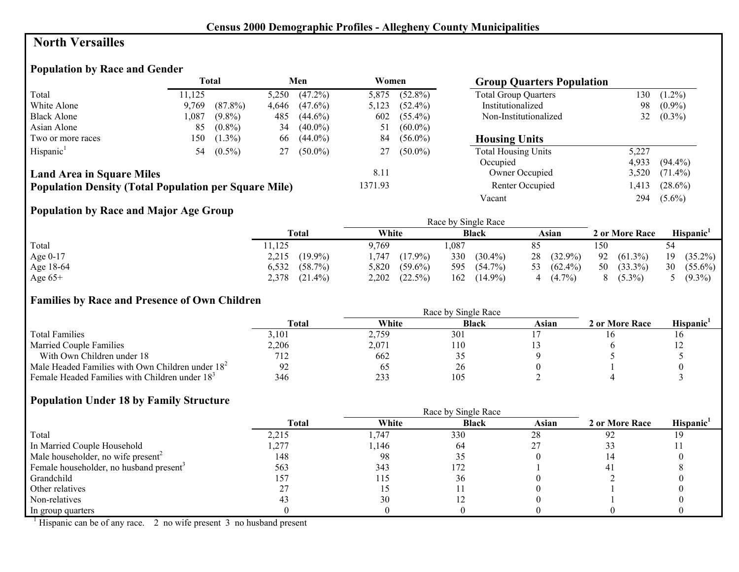# Census 2000 Demographic Profiles - Allegheny County Municipalities

## North Versailles

### Population by Race and Gender

| | Total | | Men | | Women | |
|---|---|---|---|---|---|---|
| Total | 11,125 | | 5,250 | (47.2%) | 5,875 | (52.8%) |
| White Alone | 9,769 | (87.8%) | 4,646 | (47.6%) | 5,123 | (52.4%) |
| Black Alone | 1,087 | (9.8%) | 485 | (44.6%) | 602 | (55.4%) |
| Asian Alone | 85 | (0.8%) | 34 | (40.0%) | 51 | (60.0%) |
| Two or more races | 150 | (1.3%) | 66 | (44.0%) | 84 | (56.0%) |
| Hispanic[1] | 54 | (0.5%) | 27 | (50.0%) | 27 | (50.0%) |

**Land Area in Square Miles** 8.11

**Population Density (Total Population per Square Mile)** 1371.93

### Group Quarters Population

| | | |
|---|---|---|
| Total Group Quarters | 130 | (1.2%) |
| Institutionalized | 98 | (0.9%) |
| Non-Institutionalized | 32 | (0.3%) |

### Housing Units

| | | |
|---|---|---|
| Total Housing Units | 5,227 | |
| Occupied | 4,933 | (94.4%) |
| Owner Occupied | 3,520 | (71.4%) |
| Renter Occupied | 1,413 | (28.6%) |
| Vacant | 294 | (5.6%) |

### Population by Race and Major Age Group

| | Total | | Race by Single Race: White | | Black | | Asian | | 2 or More Race | | Hispanic[1] | |
|---|---|---|---|---|---|---|---|---|---|---|---|---|
| Total | 11,125 | | 9,769 | | 1,087 | | 85 | | 150 | | 54 | |
| Age 0-17 | 2,215 | (19.9%) | 1,747 | (17.9%) | 330 | (30.4%) | 28 | (32.9%) | 92 | (61.3%) | 19 | (35.2%) |
| Age 18-64 | 6,532 | (58.7%) | 5,820 | (59.6%) | 595 | (54.7%) | 53 | (62.4%) | 50 | (33.3%) | 30 | (55.6%) |
| Age 65+ | 2,378 | (21.4%) | 2,202 | (22.5%) | 162 | (14.9%) | 4 | (4.7%) | 8 | (5.3%) | 5 | (9.3%) |

### Families by Race and Presence of Own Children

| | Total | Race by Single Race: White | Black | Asian | 2 or More Race | Hispanic[1] |
|---|---|---|---|---|---|---|
| Total Families | 3,101 | 2,759 | 301 | 17 | 16 | 16 |
| Married Couple Families | 2,206 | 2,071 | 110 | 13 | 6 | 12 |
| With Own Children under 18 | 712 | 662 | 35 | 9 | 5 | 5 |
| Male Headed Families with Own Children under 18[2] | 92 | 65 | 26 | 0 | 1 | 0 |
| Female Headed Families with Children under 18[3] | 346 | 233 | 105 | 2 | 4 | 3 |

### Population Under 18 by Family Structure

| | Total | Race by Single Race: White | Black | Asian | 2 or More Race | Hispanic[1] |
|---|---|---|---|---|---|---|
| Total | 2,215 | 1,747 | 330 | 28 | 92 | 19 |
| In Married Couple Household | 1,277 | 1,146 | 64 | 27 | 33 | 11 |
| Male householder, no wife present[2] | 148 | 98 | 35 | 0 | 14 | 0 |
| Female householder, no husband present[3] | 563 | 343 | 172 | 1 | 41 | 8 |
| Grandchild | 157 | 115 | 36 | 0 | 2 | 0 |
| Other relatives | 27 | 15 | 11 | 0 | 1 | 0 |
| Non-relatives | 43 | 30 | 12 | 0 | 1 | 0 |
| In group quarters | 0 | 0 | 0 | 0 | 0 | 0 |

[1] Hispanic can be of any race. 2 no wife present 3 no husband present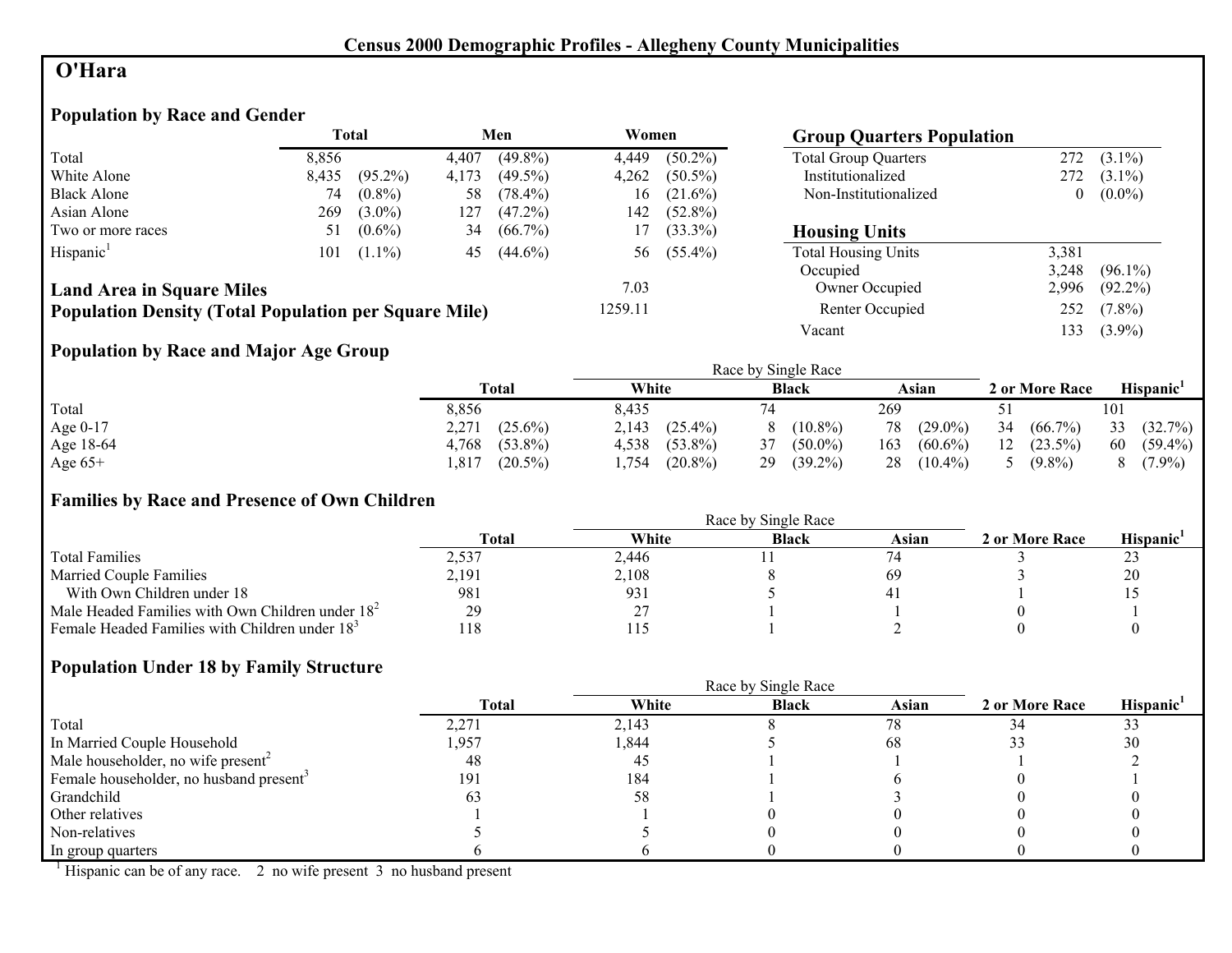# Census 2000 Demographic Profiles - Allegheny County Municipalities

## O'Hara

### Population by Race and Gender

| | Total | | Men | | Women | |
|---|---|---|---|---|---|---|
| Total | 8,856 | | 4,407 | (49.8%) | 4,449 | (50.2%) |
| White Alone | 8,435 | (95.2%) | 4,173 | (49.5%) | 4,262 | (50.5%) |
| Black Alone | 74 | (0.8%) | 58 | (78.4%) | 16 | (21.6%) |
| Asian Alone | 269 | (3.0%) | 127 | (47.2%) | 142 | (52.8%) |
| Two or more races | 51 | (0.6%) | 34 | (66.7%) | 17 | (33.3%) |
| Hispanic[1] | 101 | (1.1%) | 45 | (44.6%) | 56 | (55.4%) |

**Land Area in Square Miles** 7.03

**Population Density (Total Population per Square Mile)** 1259.11

### Group Quarters Population

| | | |
|---|---|---|
| Total Group Quarters | 272 | (3.1%) |
| Institutionalized | 272 | (3.1%) |
| Non-Institutionalized | 0 | (0.0%) |

### Housing Units

| | | |
|---|---|---|
| Total Housing Units | 3,381 | |
| Occupied | 3,248 | (96.1%) |
| Owner Occupied | 2,996 | (92.2%) |
| Renter Occupied | 252 | (7.8%) |
| Vacant | 133 | (3.9%) |

### Population by Race and Major Age Group

| | Total | | Race by Single Race: White | | Black | | Asian | | 2 or More Race | | Hispanic[1] | |
|---|---|---|---|---|---|---|---|---|---|---|---|---|
| Total | 8,856 | | 8,435 | | 74 | | 269 | | 51 | | 101 | |
| Age 0-17 | 2,271 | (25.6%) | 2,143 | (25.4%) | 8 | (10.8%) | 78 | (29.0%) | 34 | (66.7%) | 33 | (32.7%) |
| Age 18-64 | 4,768 | (53.8%) | 4,538 | (53.8%) | 37 | (50.0%) | 163 | (60.6%) | 12 | (23.5%) | 60 | (59.4%) |
| Age 65+ | 1,817 | (20.5%) | 1,754 | (20.8%) | 29 | (39.2%) | 28 | (10.4%) | 5 | (9.8%) | 8 | (7.9%) |

### Families by Race and Presence of Own Children

| | Total | Race by Single Race: White | Black | Asian | 2 or More Race | Hispanic[1] |
|---|---|---|---|---|---|---|
| Total Families | 2,537 | 2,446 | 11 | 74 | 3 | 23 |
| Married Couple Families | 2,191 | 2,108 | 8 | 69 | 3 | 20 |
| With Own Children under 18 | 981 | 931 | 5 | 41 | 1 | 15 |
| Male Headed Families with Own Children under 18[2] | 29 | 27 | 1 | 1 | 0 | 1 |
| Female Headed Families with Children under 18[3] | 118 | 115 | 1 | 2 | 0 | 0 |

### Population Under 18 by Family Structure

| | Total | Race by Single Race: White | Black | Asian | 2 or More Race | Hispanic[1] |
|---|---|---|---|---|---|---|
| Total | 2,271 | 2,143 | 8 | 78 | 34 | 33 |
| In Married Couple Household | 1,957 | 1,844 | 5 | 68 | 33 | 30 |
| Male householder, no wife present[2] | 48 | 45 | 1 | 1 | 1 | 2 |
| Female householder, no husband present[3] | 191 | 184 | 1 | 6 | 0 | 1 |
| Grandchild | 63 | 58 | 1 | 3 | 0 | 0 |
| Other relatives | 1 | 1 | 0 | 0 | 0 | 0 |
| Non-relatives | 5 | 5 | 0 | 0 | 0 | 0 |
| In group quarters | 6 | 6 | 0 | 0 | 0 | 0 |

[1] Hispanic can be of any race. 2 no wife present 3 no husband present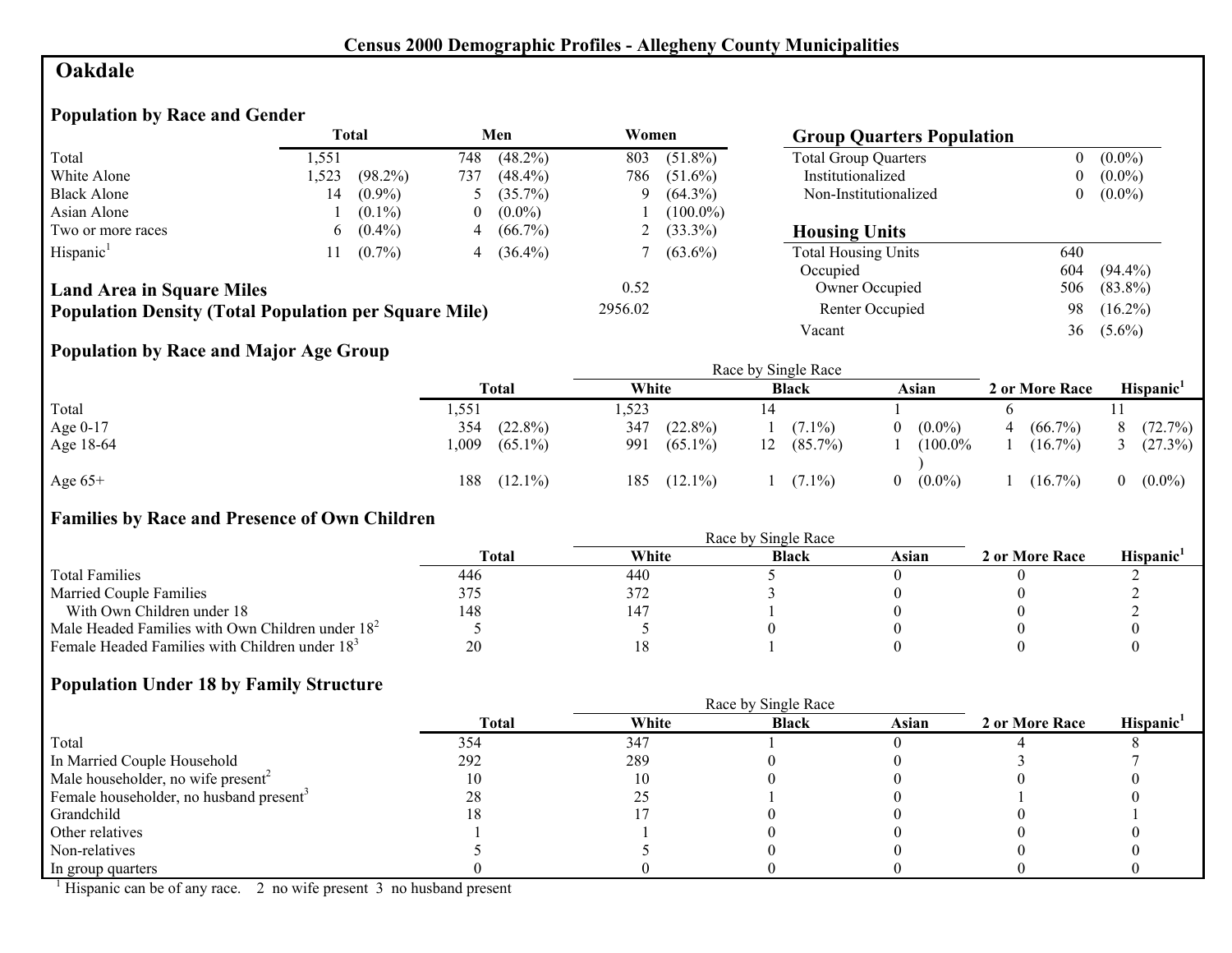# Census 2000 Demographic Profiles - Allegheny County Municipalities

## Oakdale

### Population by Race and Gender

| | Total | | Men | | Women | |
|---|---|---|---|---|---|---|
| Total | 1,551 | | 748 | (48.2%) | 803 | (51.8%) |
| White Alone | 1,523 | (98.2%) | 737 | (48.4%) | 786 | (51.6%) |
| Black Alone | 14 | (0.9%) | 5 | (35.7%) | 9 | (64.3%) |
| Asian Alone | 1 | (0.1%) | 0 | (0.0%) | 1 | (100.0%) |
| Two or more races | 6 | (0.4%) | 4 | (66.7%) | 2 | (33.3%) |
| Hispanic[1] | 11 | (0.7%) | 4 | (36.4%) | 7 | (63.6%) |

**Land Area in Square Miles** 0.52

**Population Density (Total Population per Square Mile)** 2956.02

### Group Quarters Population

| | | |
|---|---|---|
| Total Group Quarters | 0 | (0.0%) |
| Institutionalized | 0 | (0.0%) |
| Non-Institutionalized | 0 | (0.0%) |

### Housing Units

| | | |
|---|---|---|
| Total Housing Units | 640 | |
| Occupied | 604 | (94.4%) |
| Owner Occupied | 506 | (83.8%) |
| Renter Occupied | 98 | (16.2%) |
| Vacant | 36 | (5.6%) |

### Population by Race and Major Age Group

| | Total | | Race by Single Race | | | | | | 2 or More Race | | Hispanic[1] | |
|---|---|---|---|---|---|---|---|---|---|---|---|---|
| | | | White | | Black | | Asian | | | | | |
| Total | 1,551 | | 1,523 | | 14 | | 1 | | 6 | | 11 | |
| Age 0-17 | 354 | (22.8%) | 347 | (22.8%) | 1 | (7.1%) | 0 | (0.0%) | 4 | (66.7%) | 8 | (72.7%) |
| Age 18-64 | 1,009 | (65.1%) | 991 | (65.1%) | 12 | (85.7%) | 1 | (100.0%) | 1 | (16.7%) | 3 | (27.3%) |
| Age 65+ | 188 | (12.1%) | 185 | (12.1%) | 1 | (7.1%) | 0 | (0.0%) | 1 | (16.7%) | 0 | (0.0%) |

### Families by Race and Presence of Own Children

| | Total | Race by Single Race | | | 2 or More Race | Hispanic[1] |
|---|---|---|---|---|---|---|
| | | White | Black | Asian | | |
| Total Families | 446 | 440 | 5 | 0 | 0 | 2 |
| Married Couple Families | 375 | 372 | 3 | 0 | 0 | 2 |
| With Own Children under 18 | 148 | 147 | 1 | 0 | 0 | 2 |
| Male Headed Families with Own Children under 18[2] | 5 | 5 | 0 | 0 | 0 | 0 |
| Female Headed Families with Children under 18[3] | 20 | 18 | 1 | 0 | 0 | 0 |

### Population Under 18 by Family Structure

| | Total | Race by Single Race | | | 2 or More Race | Hispanic[1] |
|---|---|---|---|---|---|---|
| | | White | Black | Asian | | |
| Total | 354 | 347 | 1 | 0 | 4 | 8 |
| In Married Couple Household | 292 | 289 | 0 | 0 | 3 | 7 |
| Male householder, no wife present[2] | 10 | 10 | 0 | 0 | 0 | 0 |
| Female householder, no husband present[3] | 28 | 25 | 1 | 0 | 1 | 0 |
| Grandchild | 18 | 17 | 0 | 0 | 0 | 1 |
| Other relatives | 1 | 1 | 0 | 0 | 0 | 0 |
| Non-relatives | 5 | 5 | 0 | 0 | 0 | 0 |
| In group quarters | 0 | 0 | 0 | 0 | 0 | 0 |

[1] Hispanic can be of any race. 2 no wife present 3 no husband present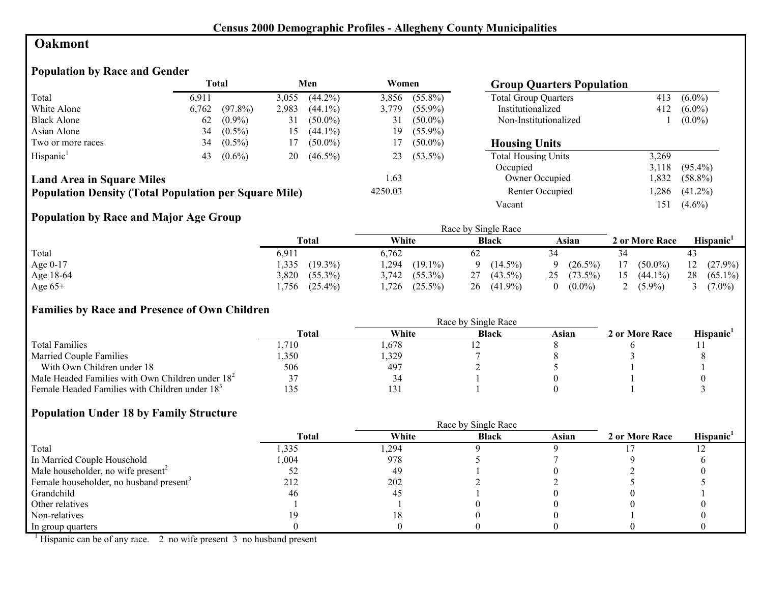# Census 2000 Demographic Profiles - Allegheny County Municipalities

## Oakmont

### Population by Race and Gender

| | Total | | Men | | Women | |
|---|---|---|---|---|---|---|
| Total | 6,911 | | 3,055 | (44.2%) | 3,856 | (55.8%) |
| White Alone | 6,762 | (97.8%) | 2,983 | (44.1%) | 3,779 | (55.9%) |
| Black Alone | 62 | (0.9%) | 31 | (50.0%) | 31 | (50.0%) |
| Asian Alone | 34 | (0.5%) | 15 | (44.1%) | 19 | (55.9%) |
| Two or more races | 34 | (0.5%) | 17 | (50.0%) | 17 | (50.0%) |
| Hispanic[1] | 43 | (0.6%) | 20 | (46.5%) | 23 | (53.5%) |

**Land Area in Square Miles**: 1.63

**Population Density (Total Population per Square Mile)**: 4250.03

### Group Quarters Population

| | | |
|---|---|---|
| Total Group Quarters | 413 | (6.0%) |
| Institutionalized | 412 | (6.0%) |
| Non-Institutionalized | 1 | (0.0%) |

### Housing Units

| | | |
|---|---|---|
| Total Housing Units | 3,269 | |
| Occupied | 3,118 | (95.4%) |
| Owner Occupied | 1,832 | (58.8%) |
| Renter Occupied | 1,286 | (41.2%) |
| Vacant | 151 | (4.6%) |

### Population by Race and Major Age Group

| | Total | | Race by Single Race: White | | Black | | Asian | | 2 or More Race | | Hispanic[1] | |
|---|---|---|---|---|---|---|---|---|---|---|---|---|
| Total | 6,911 | | 6,762 | | 62 | | 34 | | 34 | | 43 | |
| Age 0-17 | 1,335 | (19.3%) | 1,294 | (19.1%) | 9 | (14.5%) | 9 | (26.5%) | 17 | (50.0%) | 12 | (27.9%) |
| Age 18-64 | 3,820 | (55.3%) | 3,742 | (55.3%) | 27 | (43.5%) | 25 | (73.5%) | 15 | (44.1%) | 28 | (65.1%) |
| Age 65+ | 1,756 | (25.4%) | 1,726 | (25.5%) | 26 | (41.9%) | 0 | (0.0%) | 2 | (5.9%) | 3 | (7.0%) |

### Families by Race and Presence of Own Children

| | Total | Race by Single Race: White | Black | Asian | 2 or More Race | Hispanic[1] |
|---|---|---|---|---|---|---|
| Total Families | 1,710 | 1,678 | 12 | 8 | 6 | 11 |
| Married Couple Families | 1,350 | 1,329 | 7 | 8 | 3 | 8 |
| With Own Children under 18 | 506 | 497 | 2 | 5 | 1 | 1 |
| Male Headed Families with Own Children under 18[2] | 37 | 34 | 1 | 0 | 1 | 0 |
| Female Headed Families with Children under 18[3] | 135 | 131 | 1 | 0 | 1 | 3 |

### Population Under 18 by Family Structure

| | Total | Race by Single Race: White | Black | Asian | 2 or More Race | Hispanic[1] |
|---|---|---|---|---|---|---|
| Total | 1,335 | 1,294 | 9 | 9 | 17 | 12 |
| In Married Couple Household | 1,004 | 978 | 5 | 7 | 9 | 6 |
| Male householder, no wife present[2] | 52 | 49 | 1 | 0 | 2 | 0 |
| Female householder, no husband present[3] | 212 | 202 | 2 | 2 | 5 | 5 |
| Grandchild | 46 | 45 | 1 | 0 | 0 | 1 |
| Other relatives | 1 | 1 | 0 | 0 | 0 | 0 |
| Non-relatives | 19 | 18 | 0 | 0 | 1 | 0 |
| In group quarters | 0 | 0 | 0 | 0 | 0 | 0 |

[1] Hispanic can be of any race. 2 no wife present 3 no husband present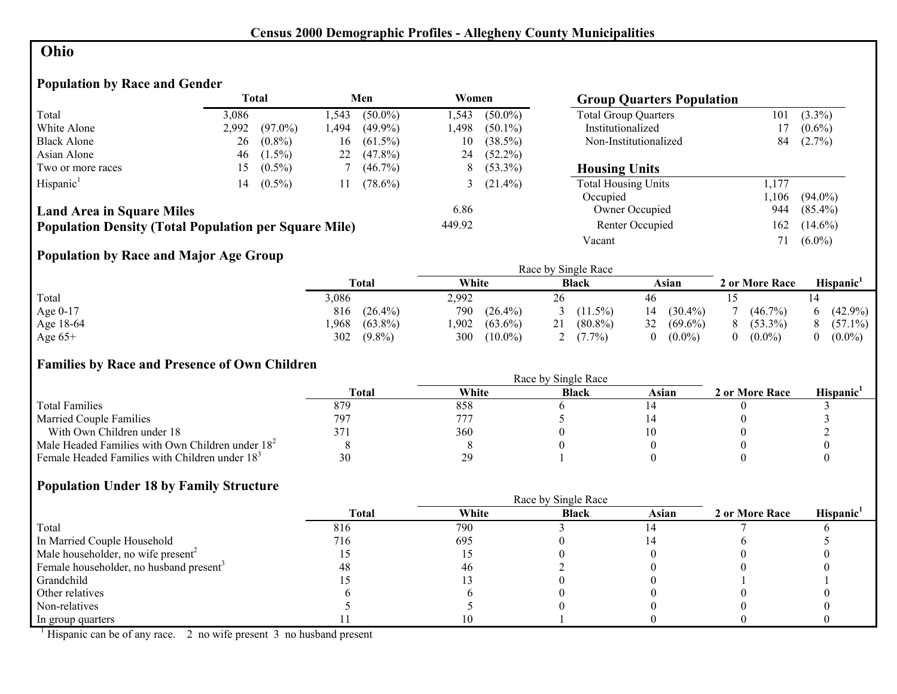# Census 2000 Demographic Profiles - Allegheny County Municipalities

## Ohio

### Population by Race and Gender

| | Total | | Men | | Women | |
|---|---|---|---|---|---|---|
| Total | 3,086 | | 1,543 | (50.0%) | 1,543 | (50.0%) |
| White Alone | 2,992 | (97.0%) | 1,494 | (49.9%) | 1,498 | (50.1%) |
| Black Alone | 26 | (0.8%) | 16 | (61.5%) | 10 | (38.5%) |
| Asian Alone | 46 | (1.5%) | 22 | (47.8%) | 24 | (52.2%) |
| Two or more races | 15 | (0.5%) | 7 | (46.7%) | 8 | (53.3%) |
| Hispanic[1] | 14 | (0.5%) | 11 | (78.6%) | 3 | (21.4%) |

**Land Area in Square Miles** 6.86

**Population Density (Total Population per Square Mile)** 449.92

### Group Quarters Population

| | | |
|---|---|---|
| Total Group Quarters | 101 | (3.3%) |
| Institutionalized | 17 | (0.6%) |
| Non-Institutionalized | 84 | (2.7%) |

### Housing Units

| | | |
|---|---|---|
| Total Housing Units | 1,177 | |
| Occupied | 1,106 | (94.0%) |
| Owner Occupied | 944 | (85.4%) |
| Renter Occupied | 162 | (14.6%) |
| Vacant | 71 | (6.0%) |

### Population by Race and Major Age Group

| | Total | | Race by Single Race: White | | Black | | Asian | | 2 or More Race | | Hispanic[1] | |
|---|---|---|---|---|---|---|---|---|---|---|---|---|
| Total | 3,086 | | 2,992 | | 26 | | 46 | | 15 | | 14 | |
| Age 0-17 | 816 | (26.4%) | 790 | (26.4%) | 3 | (11.5%) | 14 | (30.4%) | 7 | (46.7%) | 6 | (42.9%) |
| Age 18-64 | 1,968 | (63.8%) | 1,902 | (63.6%) | 21 | (80.8%) | 32 | (69.6%) | 8 | (53.3%) | 8 | (57.1%) |
| Age 65+ | 302 | (9.8%) | 300 | (10.0%) | 2 | (7.7%) | 0 | (0.0%) | 0 | (0.0%) | 0 | (0.0%) |

### Families by Race and Presence of Own Children

| | Total | Race by Single Race: White | Black | Asian | 2 or More Race | Hispanic[1] |
|---|---|---|---|---|---|---|
| Total Families | 879 | 858 | 6 | 14 | 0 | 3 |
| Married Couple Families | 797 | 777 | 5 | 14 | 0 | 3 |
| With Own Children under 18 | 371 | 360 | 0 | 10 | 0 | 2 |
| Male Headed Families with Own Children under 18[2] | 8 | 8 | 0 | 0 | 0 | 0 |
| Female Headed Families with Children under 18[3] | 30 | 29 | 1 | 0 | 0 | 0 |

### Population Under 18 by Family Structure

| | Total | Race by Single Race: White | Black | Asian | 2 or More Race | Hispanic[1] |
|---|---|---|---|---|---|---|
| Total | 816 | 790 | 3 | 14 | 7 | 6 |
| In Married Couple Household | 716 | 695 | 0 | 14 | 6 | 5 |
| Male householder, no wife present[2] | 15 | 15 | 0 | 0 | 0 | 0 |
| Female householder, no husband present[3] | 48 | 46 | 2 | 0 | 0 | 0 |
| Grandchild | 15 | 13 | 0 | 0 | 1 | 1 |
| Other relatives | 6 | 6 | 0 | 0 | 0 | 0 |
| Non-relatives | 5 | 5 | 0 | 0 | 0 | 0 |
| In group quarters | 11 | 10 | 1 | 0 | 0 | 0 |

[1] Hispanic can be of any race. 2 no wife present 3 no husband present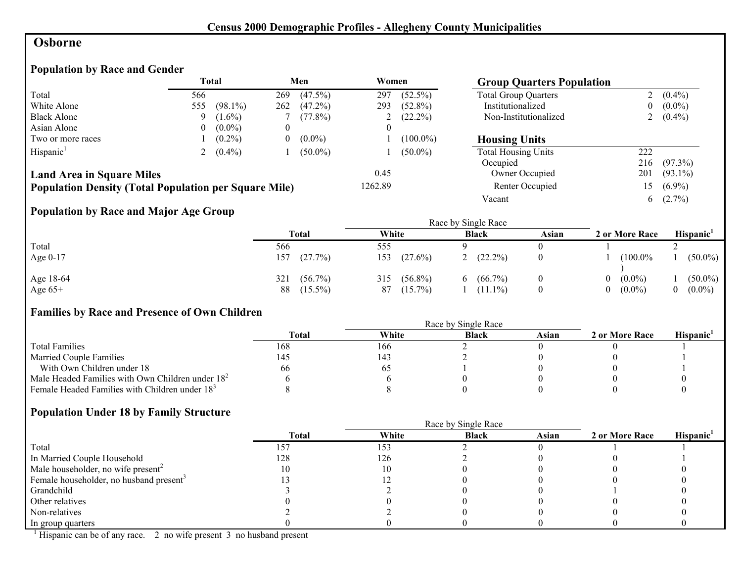# Census 2000 Demographic Profiles - Allegheny County Municipalities

## Osborne

### Population by Race and Gender

| | Total | | Men | | Women | |
|---|---|---|---|---|---|---|
| Total | 566 | | 269 | (47.5%) | 297 | (52.5%) |
| White Alone | 555 | (98.1%) | 262 | (47.2%) | 293 | (52.8%) |
| Black Alone | 9 | (1.6%) | 7 | (77.8%) | 2 | (22.2%) |
| Asian Alone | 0 | (0.0%) | 0 | | 0 | |
| Two or more races | 1 | (0.2%) | 0 | (0.0%) | 1 | (100.0%) |
| Hispanic[1] | 2 | (0.4%) | 1 | (50.0%) | 1 | (50.0%) |

**Land Area in Square Miles** 0.45

**Population Density (Total Population per Square Mile)** 1262.89

### Group Quarters Population

| | | |
|---|---|---|
| Total Group Quarters | 2 | (0.4%) |
| Institutionalized | 0 | (0.0%) |
| Non-Institutionalized | 2 | (0.4%) |

### Housing Units

| | | |
|---|---|---|
| Total Housing Units | 222 | |
| Occupied | 216 | (97.3%) |
| Owner Occupied | 201 | (93.1%) |
| Renter Occupied | 15 | (6.9%) |
| Vacant | 6 | (2.7%) |

### Population by Race and Major Age Group

| | Total | | Race by Single Race | | | | | 2 or More Race | | Hispanic[1] | |
|---|---|---|---|---|---|---|---|---|---|---|---|
| | | | White | | Black | | Asian | | | | |
| Total | 566 | | 555 | | 9 | | 0 | 1 | | 2 | |
| Age 0-17 | 157 | (27.7%) | 153 | (27.6%) | 2 | (22.2%) | 0 | 1 | (100.0%) | 1 | (50.0%) |
| Age 18-64 | 321 | (56.7%) | 315 | (56.8%) | 6 | (66.7%) | 0 | 0 | (0.0%) | 1 | (50.0%) |
| Age 65+ | 88 | (15.5%) | 87 | (15.7%) | 1 | (11.1%) | 0 | 0 | (0.0%) | 0 | (0.0%) |

### Families by Race and Presence of Own Children

| | Total | Race by Single Race | | | 2 or More Race | Hispanic[1] |
|---|---|---|---|---|---|---|
| | | White | Black | Asian | | |
| Total Families | 168 | 166 | 2 | 0 | 0 | 1 |
| Married Couple Families | 145 | 143 | 2 | 0 | 0 | 1 |
| With Own Children under 18 | 66 | 65 | 1 | 0 | 0 | 1 |
| Male Headed Families with Own Children under 18[2] | 6 | 6 | 0 | 0 | 0 | 0 |
| Female Headed Families with Children under 18[3] | 8 | 8 | 0 | 0 | 0 | 0 |

### Population Under 18 by Family Structure

| | Total | Race by Single Race | | | 2 or More Race | Hispanic[1] |
|---|---|---|---|---|---|---|
| | | White | Black | Asian | | |
| Total | 157 | 153 | 2 | 0 | 1 | 1 |
| In Married Couple Household | 128 | 126 | 2 | 0 | 0 | 1 |
| Male householder, no wife present[2] | 10 | 10 | 0 | 0 | 0 | 0 |
| Female householder, no husband present[3] | 13 | 12 | 0 | 0 | 0 | 0 |
| Grandchild | 3 | 2 | 0 | 0 | 1 | 0 |
| Other relatives | 0 | 0 | 0 | 0 | 0 | 0 |
| Non-relatives | 2 | 2 | 0 | 0 | 0 | 0 |
| In group quarters | 0 | 0 | 0 | 0 | 0 | 0 |

[1] Hispanic can be of any race. 2 no wife present 3 no husband present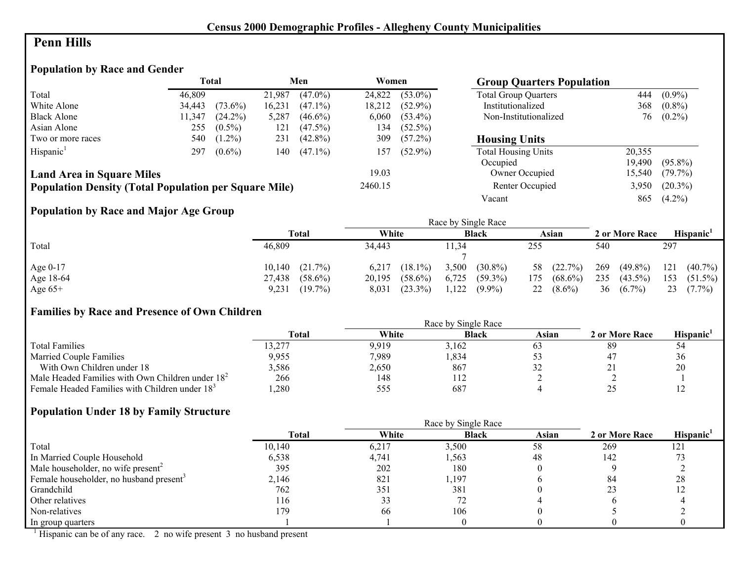# Census 2000 Demographic Profiles - Allegheny County Municipalities

## Penn Hills

### Population by Race and Gender

| | Total | | Men | | Women | |
|---|---|---|---|---|---|---|
| Total | 46,809 | | 21,987 | (47.0%) | 24,822 | (53.0%) |
| White Alone | 34,443 | (73.6%) | 16,231 | (47.1%) | 18,212 | (52.9%) |
| Black Alone | 11,347 | (24.2%) | 5,287 | (46.6%) | 6,060 | (53.4%) |
| Asian Alone | 255 | (0.5%) | 121 | (47.5%) | 134 | (52.5%) |
| Two or more races | 540 | (1.2%) | 231 | (42.8%) | 309 | (57.2%) |
| Hispanic[1] | 297 | (0.6%) | 140 | (47.1%) | 157 | (52.9%) |

**Land Area in Square Miles** 19.03

**Population Density (Total Population per Square Mile)** 2460.15

### Group Quarters Population

| | | |
|---|---|---|
| Total Group Quarters | 444 | (0.9%) |
| Institutionalized | 368 | (0.8%) |
| Non-Institutionalized | 76 | (0.2%) |

### Housing Units

| | | |
|---|---|---|
| Total Housing Units | 20,355 | |
| Occupied | 19,490 | (95.8%) |
| Owner Occupied | 15,540 | (79.7%) |
| Renter Occupied | 3,950 | (20.3%) |
| Vacant | 865 | (4.2%) |

### Population by Race and Major Age Group

| | Total | | Race by Single Race: White | | Black | | Asian | | 2 or More Race | | Hispanic[1] | |
|---|---|---|---|---|---|---|---|---|---|---|---|---|
| Total | 46,809 | | 34,443 | | 11,347 | | 255 | | 540 | | 297 | |
| Age 0-17 | 10,140 | (21.7%) | 6,217 | (18.1%) | 3,500 | (30.8%) | 58 | (22.7%) | 269 | (49.8%) | 121 | (40.7%) |
| Age 18-64 | 27,438 | (58.6%) | 20,195 | (58.6%) | 6,725 | (59.3%) | 175 | (68.6%) | 235 | (43.5%) | 153 | (51.5%) |
| Age 65+ | 9,231 | (19.7%) | 8,031 | (23.3%) | 1,122 | (9.9%) | 22 | (8.6%) | 36 | (6.7%) | 23 | (7.7%) |

### Families by Race and Presence of Own Children

| | Total | Race by Single Race: White | Black | Asian | 2 or More Race | Hispanic[1] |
|---|---|---|---|---|---|---|
| Total Families | 13,277 | 9,919 | 3,162 | 63 | 89 | 54 |
| Married Couple Families | 9,955 | 7,989 | 1,834 | 53 | 47 | 36 |
| With Own Children under 18 | 3,586 | 2,650 | 867 | 32 | 21 | 20 |
| Male Headed Families with Own Children under 18[2] | 266 | 148 | 112 | 2 | 2 | 1 |
| Female Headed Families with Children under 18[3] | 1,280 | 555 | 687 | 4 | 25 | 12 |

### Population Under 18 by Family Structure

| | Total | Race by Single Race: White | Black | Asian | 2 or More Race | Hispanic[1] |
|---|---|---|---|---|---|---|
| Total | 10,140 | 6,217 | 3,500 | 58 | 269 | 121 |
| In Married Couple Household | 6,538 | 4,741 | 1,563 | 48 | 142 | 73 |
| Male householder, no wife present[2] | 395 | 202 | 180 | 0 | 9 | 2 |
| Female householder, no husband present[3] | 2,146 | 821 | 1,197 | 6 | 84 | 28 |
| Grandchild | 762 | 351 | 381 | 0 | 23 | 12 |
| Other relatives | 116 | 33 | 72 | 4 | 6 | 4 |
| Non-relatives | 179 | 66 | 106 | 0 | 5 | 2 |
| In group quarters | 1 | 1 | 0 | 0 | 0 | 0 |

[1] Hispanic can be of any race. 2 no wife present 3 no husband present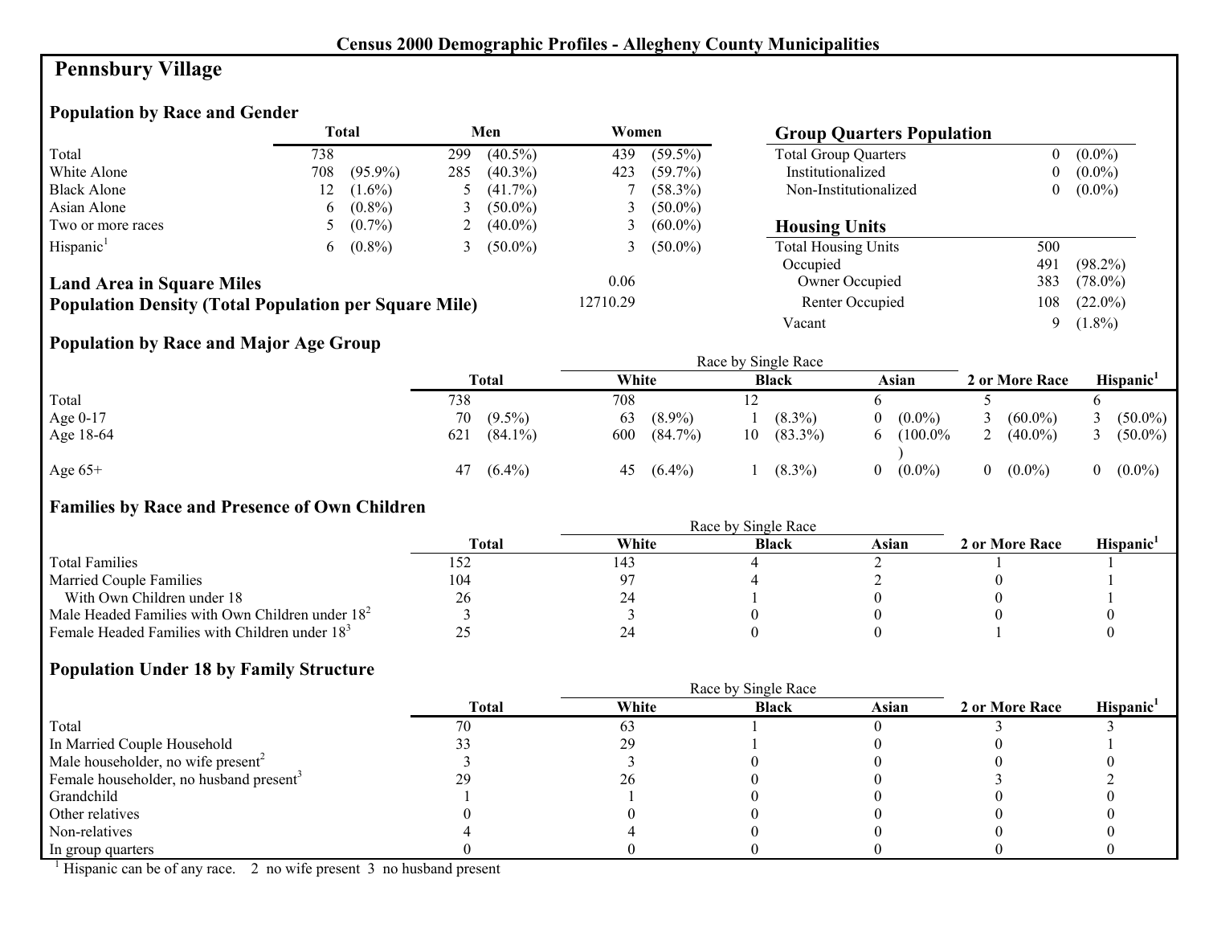# Census 2000 Demographic Profiles - Allegheny County Municipalities

## Pennsbury Village

### Population by Race and Gender

| | Total | | Men | | Women | |
|---|---|---|---|---|---|---|
| Total | 738 | | 299 | (40.5%) | 439 | (59.5%) |
| White Alone | 708 | (95.9%) | 285 | (40.3%) | 423 | (59.7%) |
| Black Alone | 12 | (1.6%) | 5 | (41.7%) | 7 | (58.3%) |
| Asian Alone | 6 | (0.8%) | 3 | (50.0%) | 3 | (50.0%) |
| Two or more races | 5 | (0.7%) | 2 | (40.0%) | 3 | (60.0%) |
| Hispanic[1] | 6 | (0.8%) | 3 | (50.0%) | 3 | (50.0%) |

**Land Area in Square Miles** 0.06

**Population Density (Total Population per Square Mile)** 12710.29

### Group Quarters Population

| | | |
|---|---|---|
| Total Group Quarters | 0 | (0.0%) |
| Institutionalized | 0 | (0.0%) |
| Non-Institutionalized | 0 | (0.0%) |

### Housing Units

| | | |
|---|---|---|
| Total Housing Units | 500 | |
| Occupied | 491 | (98.2%) |
| Owner Occupied | 383 | (78.0%) |
| Renter Occupied | 108 | (22.0%) |
| Vacant | 9 | (1.8%) |

### Population by Race and Major Age Group

| | Total | | Race by Single Race: White | | Black | | Asian | | 2 or More Race | | Hispanic[1] | |
|---|---|---|---|---|---|---|---|---|---|---|---|---|
| Total | 738 | | 708 | | 12 | | 6 | | 5 | | 6 | |
| Age 0-17 | 70 | (9.5%) | 63 | (8.9%) | 1 | (8.3%) | 0 | (0.0%) | 3 | (60.0%) | 3 | (50.0%) |
| Age 18-64 | 621 | (84.1%) | 600 | (84.7%) | 10 | (83.3%) | 6 | (100.0%) | 2 | (40.0%) | 3 | (50.0%) |
| Age 65+ | 47 | (6.4%) | 45 | (6.4%) | 1 | (8.3%) | 0 | (0.0%) | 0 | (0.0%) | 0 | (0.0%) |

### Families by Race and Presence of Own Children

| | Total | Race by Single Race: White | Black | Asian | 2 or More Race | Hispanic[1] |
|---|---|---|---|---|---|---|
| Total Families | 152 | 143 | 4 | 2 | 1 | 1 |
| Married Couple Families | 104 | 97 | 4 | 2 | 0 | 1 |
| With Own Children under 18 | 26 | 24 | 1 | 0 | 0 | 1 |
| Male Headed Families with Own Children under 18[2] | 3 | 3 | 0 | 0 | 0 | 0 |
| Female Headed Families with Children under 18[3] | 25 | 24 | 0 | 0 | 1 | 0 |

### Population Under 18 by Family Structure

| | Total | Race by Single Race: White | Black | Asian | 2 or More Race | Hispanic[1] |
|---|---|---|---|---|---|---|
| Total | 70 | 63 | 1 | 0 | 3 | 3 |
| In Married Couple Household | 33 | 29 | 1 | 0 | 0 | 1 |
| Male householder, no wife present[2] | 3 | 3 | 0 | 0 | 0 | 0 |
| Female householder, no husband present[3] | 29 | 26 | 0 | 0 | 3 | 2 |
| Grandchild | 1 | 1 | 0 | 0 | 0 | 0 |
| Other relatives | 0 | 0 | 0 | 0 | 0 | 0 |
| Non-relatives | 4 | 4 | 0 | 0 | 0 | 0 |
| In group quarters | 0 | 0 | 0 | 0 | 0 | 0 |

[1] Hispanic can be of any race. 2 no wife present 3 no husband present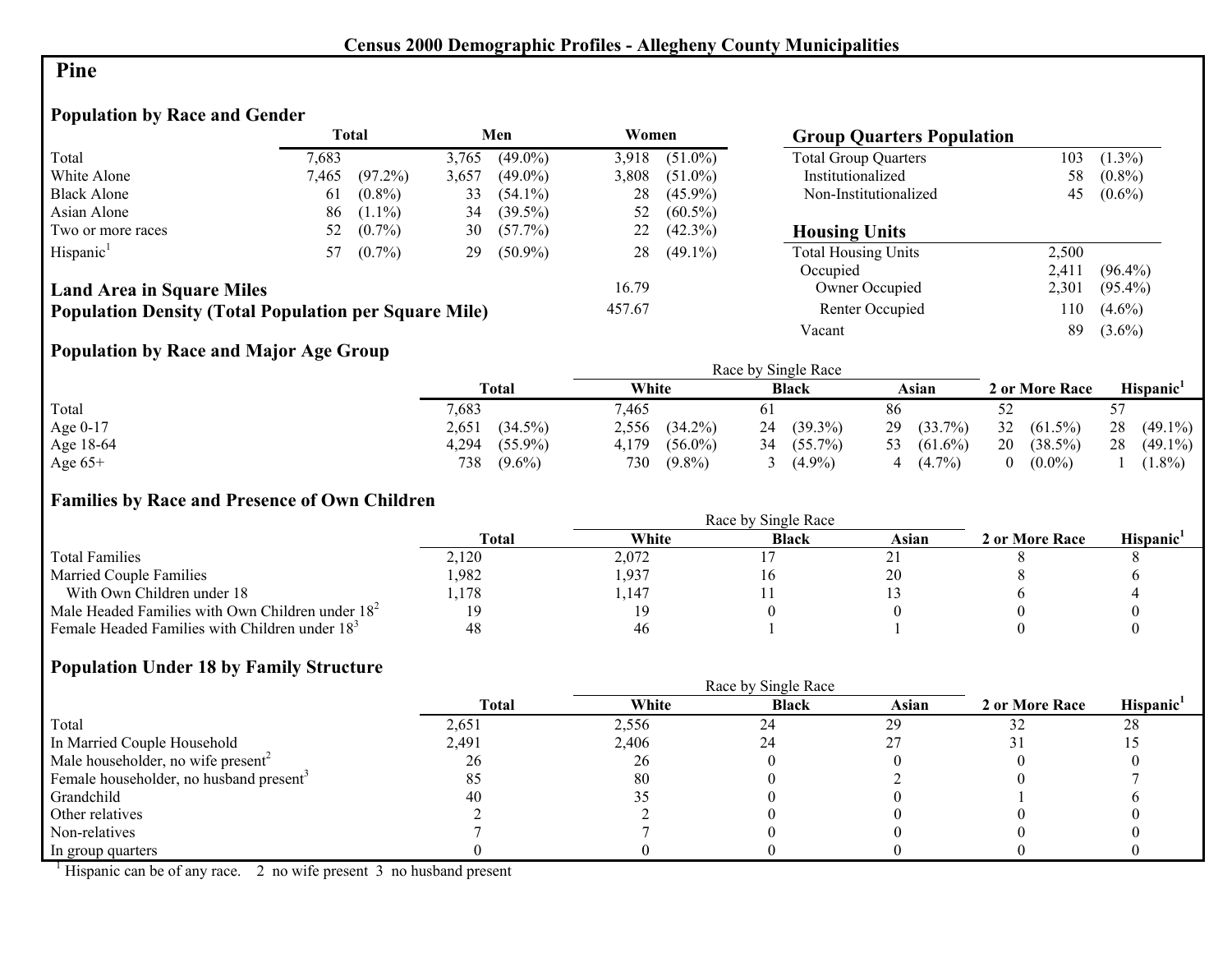## Census 2000 Demographic Profiles - Allegheny County Municipalities

# Pine

### Population by Race and Gender

| | Total | | Men | | Women | |
|---|---|---|---|---|---|---|
| Total | 7,683 | | 3,765 | (49.0%) | 3,918 | (51.0%) |
| White Alone | 7,465 | (97.2%) | 3,657 | (49.0%) | 3,808 | (51.0%) |
| Black Alone | 61 | (0.8%) | 33 | (54.1%) | 28 | (45.9%) |
| Asian Alone | 86 | (1.1%) | 34 | (39.5%) | 52 | (60.5%) |
| Two or more races | 52 | (0.7%) | 30 | (57.7%) | 22 | (42.3%) |
| Hispanic[1] | 57 | (0.7%) | 29 | (50.9%) | 28 | (49.1%) |

**Land Area in Square Miles** 16.79

**Population Density (Total Population per Square Mile)** 457.67

### Group Quarters Population

| | | |
|---|---|---|
| Total Group Quarters | 103 | (1.3%) |
| Institutionalized | 58 | (0.8%) |
| Non-Institutionalized | 45 | (0.6%) |

### Housing Units

| | | |
|---|---|---|
| Total Housing Units | 2,500 | |
| Occupied | 2,411 | (96.4%) |
| Owner Occupied | 2,301 | (95.4%) |
| Renter Occupied | 110 | (4.6%) |
| Vacant | 89 | (3.6%) |

### Population by Race and Major Age Group

| | Total | | Race by Single Race | | | | | | 2 or More Race | | Hispanic[1] | |
|---|---|---|---|---|---|---|---|---|---|---|---|---|
| | | | White | | Black | | Asian | | | | | |
| Total | 7,683 | | 7,465 | | 61 | | 86 | | 52 | | 57 | |
| Age 0-17 | 2,651 | (34.5%) | 2,556 | (34.2%) | 24 | (39.3%) | 29 | (33.7%) | 32 | (61.5%) | 28 | (49.1%) |
| Age 18-64 | 4,294 | (55.9%) | 4,179 | (56.0%) | 34 | (55.7%) | 53 | (61.6%) | 20 | (38.5%) | 28 | (49.1%) |
| Age 65+ | 738 | (9.6%) | 730 | (9.8%) | 3 | (4.9%) | 4 | (4.7%) | 0 | (0.0%) | 1 | (1.8%) |

### Families by Race and Presence of Own Children

| | Total | Race by Single Race | | | 2 or More Race | Hispanic[1] |
|---|---|---|---|---|---|---|
| | | White | Black | Asian | | |
| Total Families | 2,120 | 2,072 | 17 | 21 | 8 | 8 |
| Married Couple Families | 1,982 | 1,937 | 16 | 20 | 8 | 6 |
| With Own Children under 18 | 1,178 | 1,147 | 11 | 13 | 6 | 4 |
| Male Headed Families with Own Children under 18[2] | 19 | 19 | 0 | 0 | 0 | 0 |
| Female Headed Families with Children under 18[3] | 48 | 46 | 1 | 1 | 0 | 0 |

### Population Under 18 by Family Structure

| | Total | Race by Single Race | | | 2 or More Race | Hispanic[1] |
|---|---|---|---|---|---|---|
| | | White | Black | Asian | | |
| Total | 2,651 | 2,556 | 24 | 29 | 32 | 28 |
| In Married Couple Household | 2,491 | 2,406 | 24 | 27 | 31 | 15 |
| Male householder, no wife present[2] | 26 | 26 | 0 | 0 | 0 | 0 |
| Female householder, no husband present[3] | 85 | 80 | 0 | 2 | 0 | 7 |
| Grandchild | 40 | 35 | 0 | 0 | 1 | 6 |
| Other relatives | 2 | 2 | 0 | 0 | 0 | 0 |
| Non-relatives | 7 | 7 | 0 | 0 | 0 | 0 |
| In group quarters | 0 | 0 | 0 | 0 | 0 | 0 |

[1] Hispanic can be of any race. 2 no wife present 3 no husband present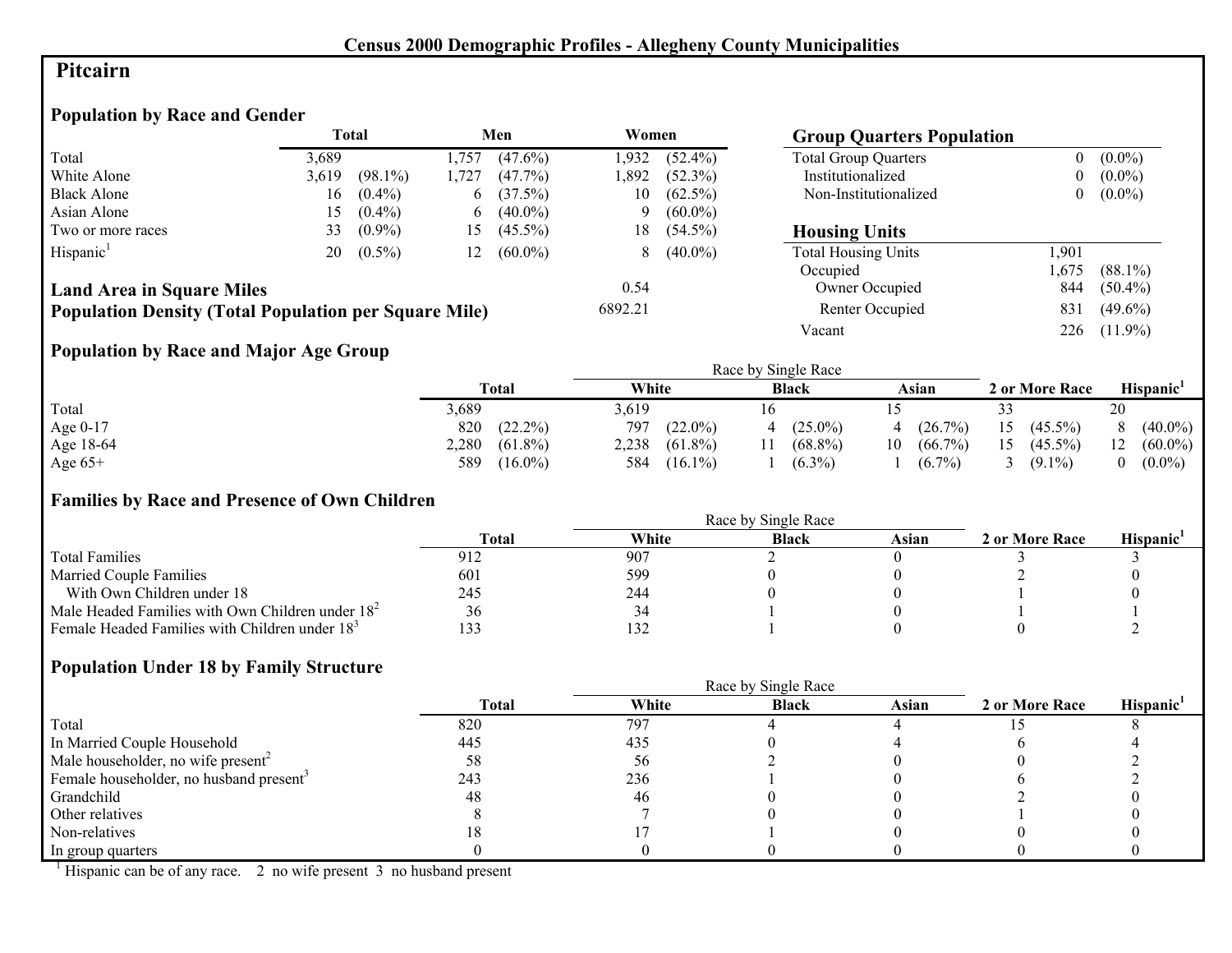**Census 2000 Demographic Profiles - Allegheny County Municipalities**

# Pitcairn

## Population by Race and Gender

| | Total | | Men | | Women | |
|---|---|---|---|---|---|---|
| Total | 3,689 | | 1,757 | (47.6%) | 1,932 | (52.4%) |
| White Alone | 3,619 | (98.1%) | 1,727 | (47.7%) | 1,892 | (52.3%) |
| Black Alone | 16 | (0.4%) | 6 | (37.5%) | 10 | (62.5%) |
| Asian Alone | 15 | (0.4%) | 6 | (40.0%) | 9 | (60.0%) |
| Two or more races | 33 | (0.9%) | 15 | (45.5%) | 18 | (54.5%) |
| Hispanic[1] | 20 | (0.5%) | 12 | (60.0%) | 8 | (40.0%) |

**Land Area in Square Miles** 0.54

**Population Density (Total Population per Square Mile)** 6892.21

## Group Quarters Population

| | | |
|---|---|---|
| Total Group Quarters | 0 | (0.0%) |
| Institutionalized | 0 | (0.0%) |
| Non-Institutionalized | 0 | (0.0%) |

## Housing Units

| | | |
|---|---|---|
| Total Housing Units | 1,901 | |
| Occupied | 1,675 | (88.1%) |
| Owner Occupied | 844 | (50.4%) |
| Renter Occupied | 831 | (49.6%) |
| Vacant | 226 | (11.9%) |

## Population by Race and Major Age Group

| | Total | | Race by Single Race | | | | | | 2 or More Race | | Hispanic[1] | |
|---|---|---|---|---|---|---|---|---|---|---|---|---|
| | | | White | | Black | | Asian | | | | | |
| Total | 3,689 | | 3,619 | | 16 | | 15 | | 33 | | 20 | |
| Age 0-17 | 820 | (22.2%) | 797 | (22.0%) | 4 | (25.0%) | 4 | (26.7%) | 15 | (45.5%) | 8 | (40.0%) |
| Age 18-64 | 2,280 | (61.8%) | 2,238 | (61.8%) | 11 | (68.8%) | 10 | (66.7%) | 15 | (45.5%) | 12 | (60.0%) |
| Age 65+ | 589 | (16.0%) | 584 | (16.1%) | 1 | (6.3%) | 1 | (6.7%) | 3 | (9.1%) | 0 | (0.0%) |

## Families by Race and Presence of Own Children

| | Total | Race by Single Race | | | 2 or More Race | Hispanic[1] |
|---|---|---|---|---|---|---|
| | | White | Black | Asian | | |
| Total Families | 912 | 907 | 2 | 0 | 3 | 3 |
| Married Couple Families | 601 | 599 | 0 | 0 | 2 | 0 |
| With Own Children under 18 | 245 | 244 | 0 | 0 | 1 | 0 |
| Male Headed Families with Own Children under 18[2] | 36 | 34 | 1 | 0 | 1 | 1 |
| Female Headed Families with Children under 18[3] | 133 | 132 | 1 | 0 | 0 | 2 |

## Population Under 18 by Family Structure

| | Total | Race by Single Race | | | 2 or More Race | Hispanic[1] |
|---|---|---|---|---|---|---|
| | | White | Black | Asian | | |
| Total | 820 | 797 | 4 | 4 | 15 | 8 |
| In Married Couple Household | 445 | 435 | 0 | 4 | 6 | 4 |
| Male householder, no wife present[2] | 58 | 56 | 2 | 0 | 0 | 2 |
| Female householder, no husband present[3] | 243 | 236 | 1 | 0 | 6 | 2 |
| Grandchild | 48 | 46 | 0 | 0 | 2 | 0 |
| Other relatives | 8 | 7 | 0 | 0 | 1 | 0 |
| Non-relatives | 18 | 17 | 1 | 0 | 0 | 0 |
| In group quarters | 0 | 0 | 0 | 0 | 0 | 0 |

[1] Hispanic can be of any race. 2 no wife present 3 no husband present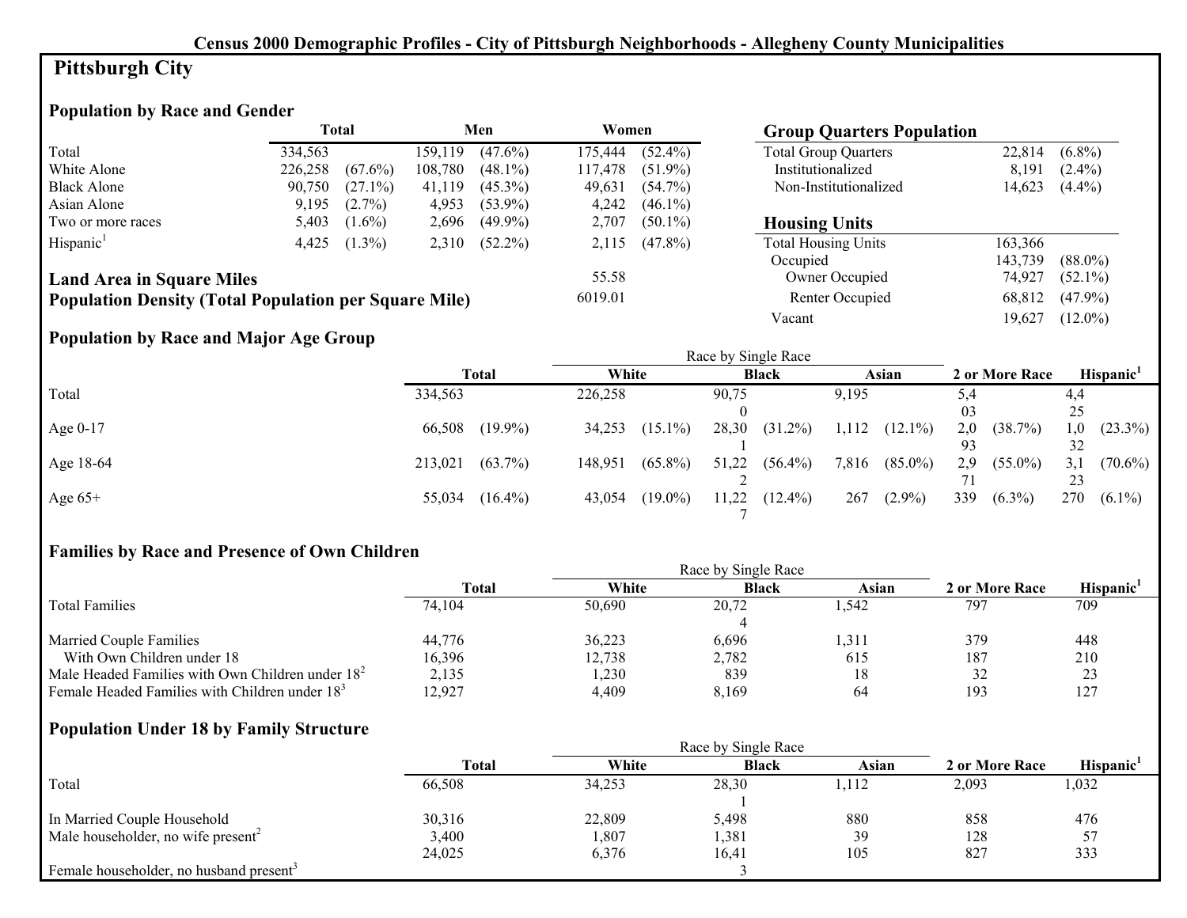# Census 2000 Demographic Profiles - City of Pittsburgh Neighborhoods - Allegheny County Municipalities

## Pittsburgh City

### Population by Race and Gender

| | Total | | Men | | Women | |
|---|---|---|---|---|---|---|
| Total | 334,563 | | 159,119 | (47.6%) | 175,444 | (52.4%) |
| White Alone | 226,258 | (67.6%) | 108,780 | (48.1%) | 117,478 | (51.9%) |
| Black Alone | 90,750 | (27.1%) | 41,119 | (45.3%) | 49,631 | (54.7%) |
| Asian Alone | 9,195 | (2.7%) | 4,953 | (53.9%) | 4,242 | (46.1%) |
| Two or more races | 5,403 | (1.6%) | 2,696 | (49.9%) | 2,707 | (50.1%) |
| Hispanic[1] | 4,425 | (1.3%) | 2,310 | (52.2%) | 2,115 | (47.8%) |

**Land Area in Square Miles** 55.58

**Population Density (Total Population per Square Mile)** 6019.01

### Group Quarters Population

| | | |
|---|---|---|
| Total Group Quarters | 22,814 | (6.8%) |
| Institutionalized | 8,191 | (2.4%) |
| Non-Institutionalized | 14,623 | (4.4%) |

### Housing Units

| | | |
|---|---|---|
| Total Housing Units | 163,366 | |
| Occupied | 143,739 | (88.0%) |
| Owner Occupied | 74,927 | (52.1%) |
| Renter Occupied | 68,812 | (47.9%) |
| Vacant | 19,627 | (12.0%) |

### Population by Race and Major Age Group

| | Total | | Race by Single Race: White | | Black | | Asian | | 2 or More Race | | Hispanic[1] | |
|---|---|---|---|---|---|---|---|---|---|---|---|---|
| Total | 334,563 | | 226,258 | | 90,750 | | 9,195 | | 5,403 | | 4,425 | |
| Age 0-17 | 66,508 | (19.9%) | 34,253 | (15.1%) | 28,301 | (31.2%) | 1,112 | (12.1%) | 2,093 | (38.7%) | 1,032 | (23.3%) |
| Age 18-64 | 213,021 | (63.7%) | 148,951 | (65.8%) | 51,222 | (56.4%) | 7,816 | (85.0%) | 2,971 | (55.0%) | 3,123 | (70.6%) |
| Age 65+ | 55,034 | (16.4%) | 43,054 | (19.0%) | 11,227 | (12.4%) | 267 | (2.9%) | 339 | (6.3%) | 270 | (6.1%) |

### Families by Race and Presence of Own Children

| | Total | Race by Single Race: White | Black | Asian | 2 or More Race | Hispanic[1] |
|---|---|---|---|---|---|---|
| Total Families | 74,104 | 50,690 | 20,724 | 1,542 | 797 | 709 |
| Married Couple Families | 44,776 | 36,223 | 6,696 | 1,311 | 379 | 448 |
| With Own Children under 18 | 16,396 | 12,738 | 2,782 | 615 | 187 | 210 |
| Male Headed Families with Own Children under 18[2] | 2,135 | 1,230 | 839 | 18 | 32 | 23 |
| Female Headed Families with Children under 18[3] | 12,927 | 4,409 | 8,169 | 64 | 193 | 127 |

### Population Under 18 by Family Structure

| | Total | Race by Single Race: White | Black | Asian | 2 or More Race | Hispanic[1] |
|---|---|---|---|---|---|---|
| Total | 66,508 | 34,253 | 28,301 | 1,112 | 2,093 | 1,032 |
| In Married Couple Household | 30,316 | 22,809 | 5,498 | 880 | 858 | 476 |
| Male householder, no wife present[2] | 3,400 | 1,807 | 1,381 | 39 | 128 | 57 |
| Female householder, no husband present[3] | 24,025 | 6,376 | 16,413 | 105 | 827 | 333 |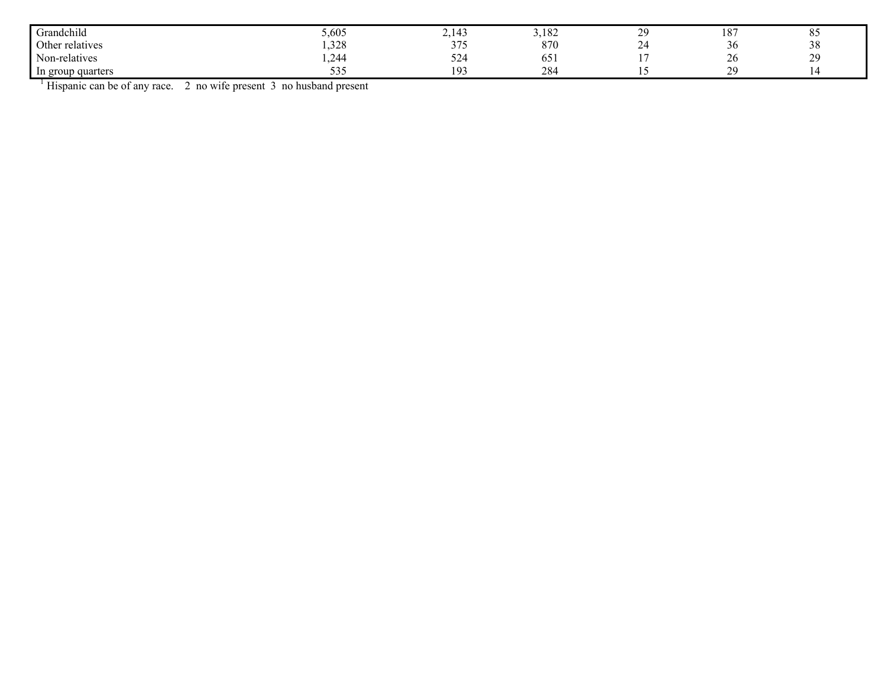| | | | | | | |
|---|---|---|---|---|---|---|
| Grandchild | 5,605 | 2,143 | 3,182 | 29 | 187 | 85 |
| Other relatives | 1,328 | 375 | 870 | 24 | 36 | 38 |
| Non-relatives | 1,244 | 524 | 651 | 17 | 26 | 29 |
| In group quarters | 535 | 193 | 284 | 15 | 29 | 14 |

[1] Hispanic can be of any race. 2 no wife present 3 no husband present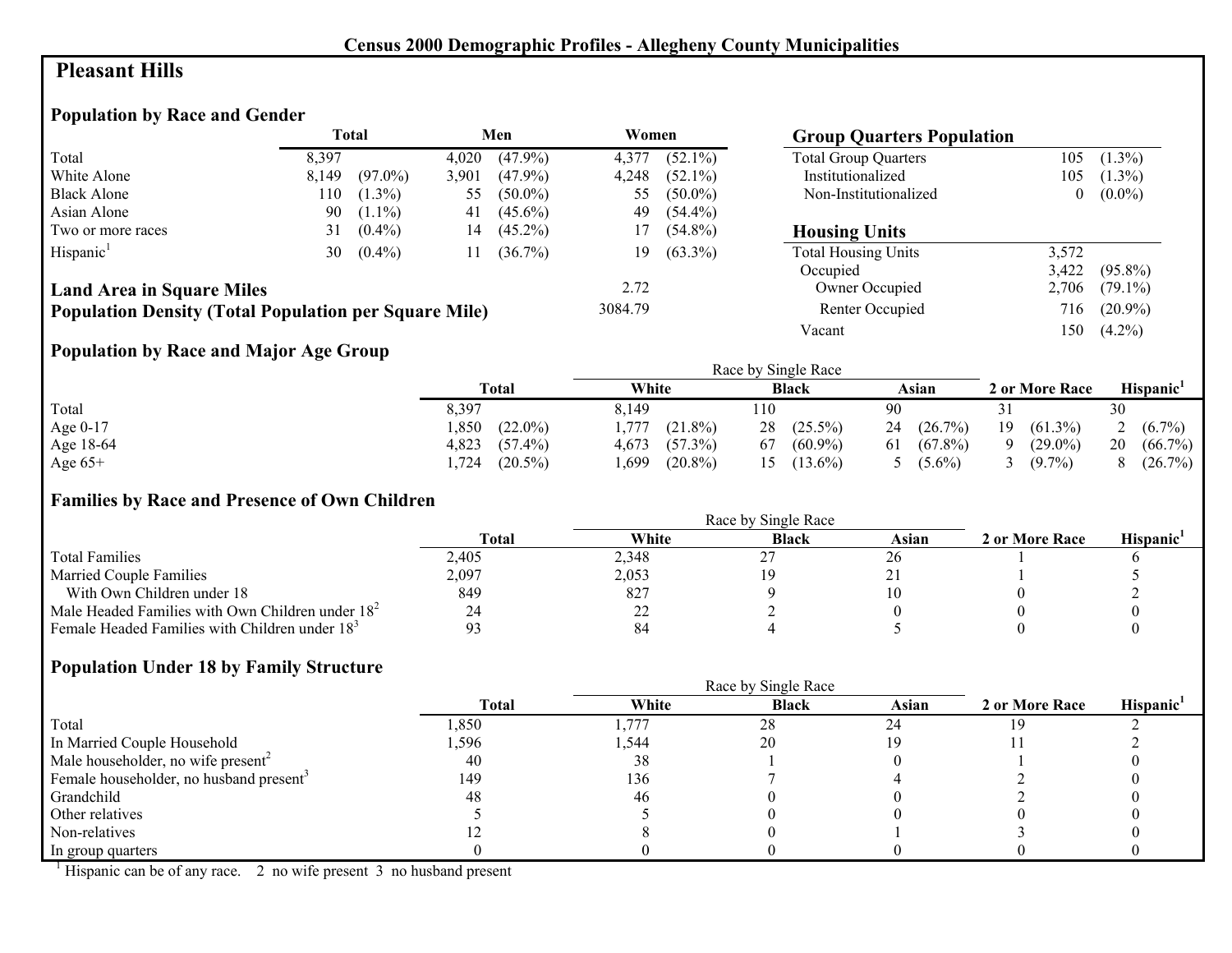## Census 2000 Demographic Profiles - Allegheny County Municipalities

# Pleasant Hills

### Population by Race and Gender

| | Total | | Men | | Women | |
|---|---|---|---|---|---|---|
| Total | 8,397 | | 4,020 | (47.9%) | 4,377 | (52.1%) |
| White Alone | 8,149 | (97.0%) | 3,901 | (47.9%) | 4,248 | (52.1%) |
| Black Alone | 110 | (1.3%) | 55 | (50.0%) | 55 | (50.0%) |
| Asian Alone | 90 | (1.1%) | 41 | (45.6%) | 49 | (54.4%) |
| Two or more races | 31 | (0.4%) | 14 | (45.2%) | 17 | (54.8%) |
| Hispanic[1] | 30 | (0.4%) | 11 | (36.7%) | 19 | (63.3%) |

**Land Area in Square Miles** 2.72

**Population Density (Total Population per Square Mile)** 3084.79

### Group Quarters Population

| | | |
|---|---|---|
| Total Group Quarters | 105 | (1.3%) |
| Institutionalized | 105 | (1.3%) |
| Non-Institutionalized | 0 | (0.0%) |

### Housing Units

| | | |
|---|---|---|
| Total Housing Units | 3,572 | |
| Occupied | 3,422 | (95.8%) |
| Owner Occupied | 2,706 | (79.1%) |
| Renter Occupied | 716 | (20.9%) |
| Vacant | 150 | (4.2%) |

### Population by Race and Major Age Group

| | Total | | Race by Single Race | | | | | | 2 or More Race | | Hispanic[1] | |
|---|---|---|---|---|---|---|---|---|---|---|---|---|
| | | | White | | Black | | Asian | | | | | |
| Total | 8,397 | | 8,149 | | 110 | | 90 | | 31 | | 30 | |
| Age 0-17 | 1,850 | (22.0%) | 1,777 | (21.8%) | 28 | (25.5%) | 24 | (26.7%) | 19 | (61.3%) | 2 | (6.7%) |
| Age 18-64 | 4,823 | (57.4%) | 4,673 | (57.3%) | 67 | (60.9%) | 61 | (67.8%) | 9 | (29.0%) | 20 | (66.7%) |
| Age 65+ | 1,724 | (20.5%) | 1,699 | (20.8%) | 15 | (13.6%) | 5 | (5.6%) | 3 | (9.7%) | 8 | (26.7%) |

### Families by Race and Presence of Own Children

| | Total | Race by Single Race | | | 2 or More Race | Hispanic[1] |
|---|---|---|---|---|---|---|
| | | White | Black | Asian | | |
| Total Families | 2,405 | 2,348 | 27 | 26 | 1 | 6 |
| Married Couple Families | 2,097 | 2,053 | 19 | 21 | 1 | 5 |
| With Own Children under 18 | 849 | 827 | 9 | 10 | 0 | 2 |
| Male Headed Families with Own Children under 18[2] | 24 | 22 | 2 | 0 | 0 | 0 |
| Female Headed Families with Children under 18[3] | 93 | 84 | 4 | 5 | 0 | 0 |

### Population Under 18 by Family Structure

| | Total | Race by Single Race | | | 2 or More Race | Hispanic[1] |
|---|---|---|---|---|---|---|
| | | White | Black | Asian | | |
| Total | 1,850 | 1,777 | 28 | 24 | 19 | 2 |
| In Married Couple Household | 1,596 | 1,544 | 20 | 19 | 11 | 2 |
| Male householder, no wife present[2] | 40 | 38 | 1 | 0 | 1 | 0 |
| Female householder, no husband present[3] | 149 | 136 | 7 | 4 | 2 | 0 |
| Grandchild | 48 | 46 | 0 | 0 | 2 | 0 |
| Other relatives | 5 | 5 | 0 | 0 | 0 | 0 |
| Non-relatives | 12 | 8 | 0 | 1 | 3 | 0 |
| In group quarters | 0 | 0 | 0 | 0 | 0 | 0 |

[1] Hispanic can be of any race. 2 no wife present 3 no husband present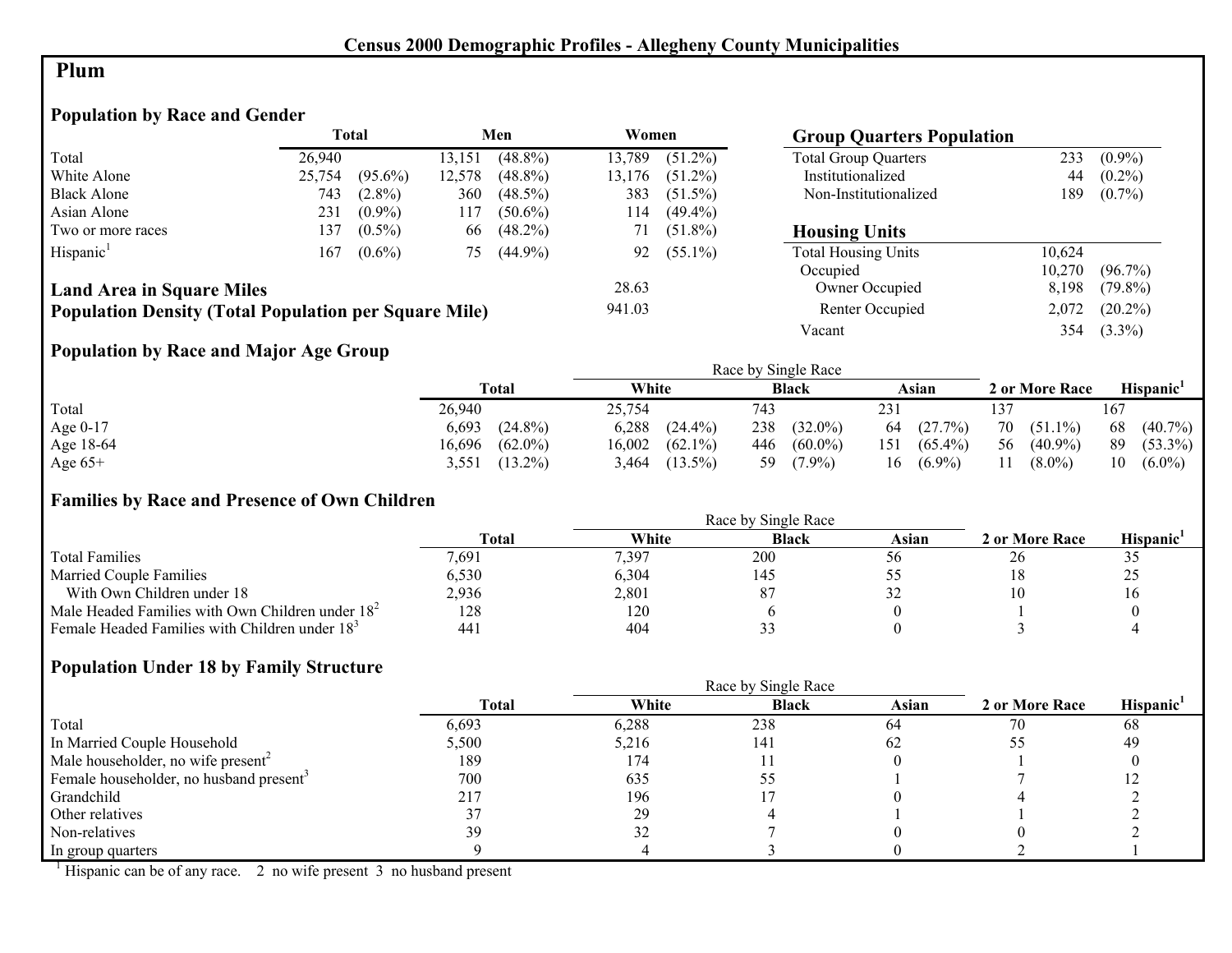## Census 2000 Demographic Profiles - Allegheny County Municipalities

# Plum

### Population by Race and Gender

| | Total | | Men | | Women | |
|---|---|---|---|---|---|---|
| Total | 26,940 | | 13,151 | (48.8%) | 13,789 | (51.2%) |
| White Alone | 25,754 | (95.6%) | 12,578 | (48.8%) | 13,176 | (51.2%) |
| Black Alone | 743 | (2.8%) | 360 | (48.5%) | 383 | (51.5%) |
| Asian Alone | 231 | (0.9%) | 117 | (50.6%) | 114 | (49.4%) |
| Two or more races | 137 | (0.5%) | 66 | (48.2%) | 71 | (51.8%) |
| Hispanic[1] | 167 | (0.6%) | 75 | (44.9%) | 92 | (55.1%) |

**Land Area in Square Miles** 28.63

**Population Density (Total Population per Square Mile)** 941.03

### Group Quarters Population

| | | |
|---|---|---|
| Total Group Quarters | 233 | (0.9%) |
| Institutionalized | 44 | (0.2%) |
| Non-Institutionalized | 189 | (0.7%) |

### Housing Units

| | | |
|---|---|---|
| Total Housing Units | 10,624 | |
| Occupied | 10,270 | (96.7%) |
| Owner Occupied | 8,198 | (79.8%) |
| Renter Occupied | 2,072 | (20.2%) |
| Vacant | 354 | (3.3%) |

### Population by Race and Major Age Group

| | Total | | White | | Black | | Asian | | 2 or More Race | | Hispanic[1] | |
|---|---|---|---|---|---|---|---|---|---|---|---|---|
| Total | 26,940 | | 25,754 | | 743 | | 231 | | 137 | | 167 | |
| Age 0-17 | 6,693 | (24.8%) | 6,288 | (24.4%) | 238 | (32.0%) | 64 | (27.7%) | 70 | (51.1%) | 68 | (40.7%) |
| Age 18-64 | 16,696 | (62.0%) | 16,002 | (62.1%) | 446 | (60.0%) | 151 | (65.4%) | 56 | (40.9%) | 89 | (53.3%) |
| Age 65+ | 3,551 | (13.2%) | 3,464 | (13.5%) | 59 | (7.9%) | 16 | (6.9%) | 11 | (8.0%) | 10 | (6.0%) |

(White, Black, Asian: Race by Single Race)

### Families by Race and Presence of Own Children

| | Total | White | Black | Asian | 2 or More Race | Hispanic[1] |
|---|---|---|---|---|---|---|
| Total Families | 7,691 | 7,397 | 200 | 56 | 26 | 35 |
| Married Couple Families | 6,530 | 6,304 | 145 | 55 | 18 | 25 |
| With Own Children under 18 | 2,936 | 2,801 | 87 | 32 | 10 | 16 |
| Male Headed Families with Own Children under 18[2] | 128 | 120 | 6 | 0 | 1 | 0 |
| Female Headed Families with Children under 18[3] | 441 | 404 | 33 | 0 | 3 | 4 |

(White, Black, Asian: Race by Single Race)

### Population Under 18 by Family Structure

| | Total | White | Black | Asian | 2 or More Race | Hispanic[1] |
|---|---|---|---|---|---|---|
| Total | 6,693 | 6,288 | 238 | 64 | 70 | 68 |
| In Married Couple Household | 5,500 | 5,216 | 141 | 62 | 55 | 49 |
| Male householder, no wife present[2] | 189 | 174 | 11 | 0 | 1 | 0 |
| Female householder, no husband present[3] | 700 | 635 | 55 | 1 | 7 | 12 |
| Grandchild | 217 | 196 | 17 | 0 | 4 | 2 |
| Other relatives | 37 | 29 | 4 | 1 | 1 | 2 |
| Non-relatives | 39 | 32 | 7 | 0 | 0 | 2 |
| In group quarters | 9 | 4 | 3 | 0 | 2 | 1 |

(White, Black, Asian: Race by Single Race)

[1] Hispanic can be of any race. 2 no wife present 3 no husband present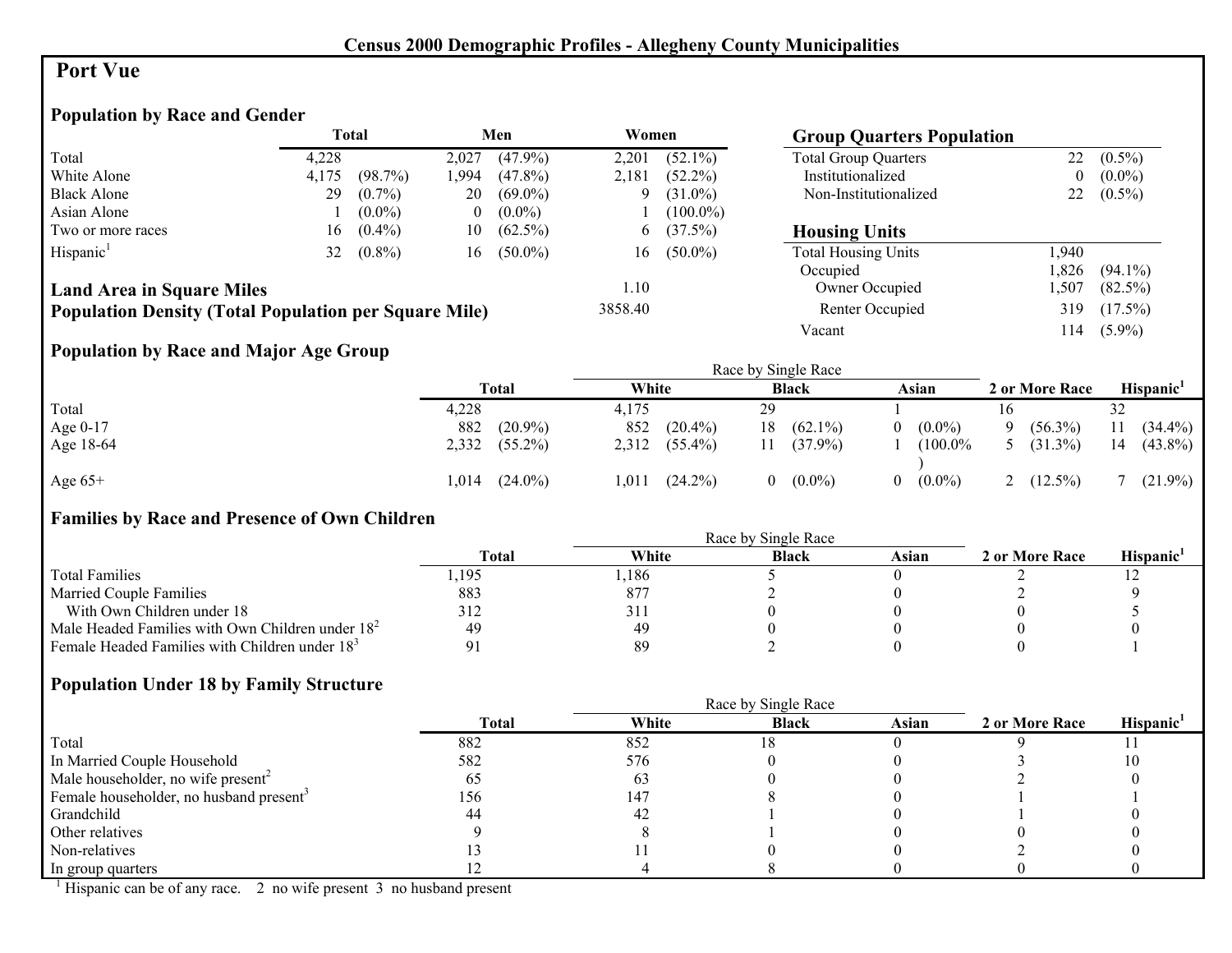## Census 2000 Demographic Profiles - Allegheny County Municipalities

# Port Vue

### Population by Race and Gender

| | Total | | Men | | Women | |
|---|---|---|---|---|---|---|
| Total | 4,228 | | 2,027 | (47.9%) | 2,201 | (52.1%) |
| White Alone | 4,175 | (98.7%) | 1,994 | (47.8%) | 2,181 | (52.2%) |
| Black Alone | 29 | (0.7%) | 20 | (69.0%) | 9 | (31.0%) |
| Asian Alone | 1 | (0.0%) | 0 | (0.0%) | 1 | (100.0%) |
| Two or more races | 16 | (0.4%) | 10 | (62.5%) | 6 | (37.5%) |
| Hispanic[1] | 32 | (0.8%) | 16 | (50.0%) | 16 | (50.0%) |

**Land Area in Square Miles** 1.10

**Population Density (Total Population per Square Mile)** 3858.40

### Group Quarters Population

| | | |
|---|---|---|
| Total Group Quarters | 22 | (0.5%) |
| Institutionalized | 0 | (0.0%) |
| Non-Institutionalized | 22 | (0.5%) |

### Housing Units

| | | |
|---|---|---|
| Total Housing Units | 1,940 | |
| Occupied | 1,826 | (94.1%) |
| Owner Occupied | 1,507 | (82.5%) |
| Renter Occupied | 319 | (17.5%) |
| Vacant | 114 | (5.9%) |

### Population by Race and Major Age Group

| | Total | | Race by Single Race: White | | Black | | Asian | | 2 or More Race | | Hispanic[1] | |
|---|---|---|---|---|---|---|---|---|---|---|---|---|
| Total | 4,228 | | 4,175 | | 29 | | 1 | | 16 | | 32 | |
| Age 0-17 | 882 | (20.9%) | 852 | (20.4%) | 18 | (62.1%) | 0 | (0.0%) | 9 | (56.3%) | 11 | (34.4%) |
| Age 18-64 | 2,332 | (55.2%) | 2,312 | (55.4%) | 11 | (37.9%) | 1 | (100.0%) | 5 | (31.3%) | 14 | (43.8%) |
| Age 65+ | 1,014 | (24.0%) | 1,011 | (24.2%) | 0 | (0.0%) | 0 | (0.0%) | 2 | (12.5%) | 7 | (21.9%) |

### Families by Race and Presence of Own Children

| | Total | Race by Single Race: White | Black | Asian | 2 or More Race | Hispanic[1] |
|---|---|---|---|---|---|---|
| Total Families | 1,195 | 1,186 | 5 | 0 | 2 | 12 |
| Married Couple Families | 883 | 877 | 2 | 0 | 2 | 9 |
| With Own Children under 18 | 312 | 311 | 0 | 0 | 0 | 5 |
| Male Headed Families with Own Children under 18[2] | 49 | 49 | 0 | 0 | 0 | 0 |
| Female Headed Families with Children under 18[3] | 91 | 89 | 2 | 0 | 0 | 1 |

### Population Under 18 by Family Structure

| | Total | Race by Single Race: White | Black | Asian | 2 or More Race | Hispanic[1] |
|---|---|---|---|---|---|---|
| Total | 882 | 852 | 18 | 0 | 9 | 11 |
| In Married Couple Household | 582 | 576 | 0 | 0 | 3 | 10 |
| Male householder, no wife present[2] | 65 | 63 | 0 | 0 | 2 | 0 |
| Female householder, no husband present[3] | 156 | 147 | 8 | 0 | 1 | 1 |
| Grandchild | 44 | 42 | 1 | 0 | 1 | 0 |
| Other relatives | 9 | 8 | 1 | 0 | 0 | 0 |
| Non-relatives | 13 | 11 | 0 | 0 | 2 | 0 |
| In group quarters | 12 | 4 | 8 | 0 | 0 | 0 |

[1] Hispanic can be of any race. 2 no wife present 3 no husband present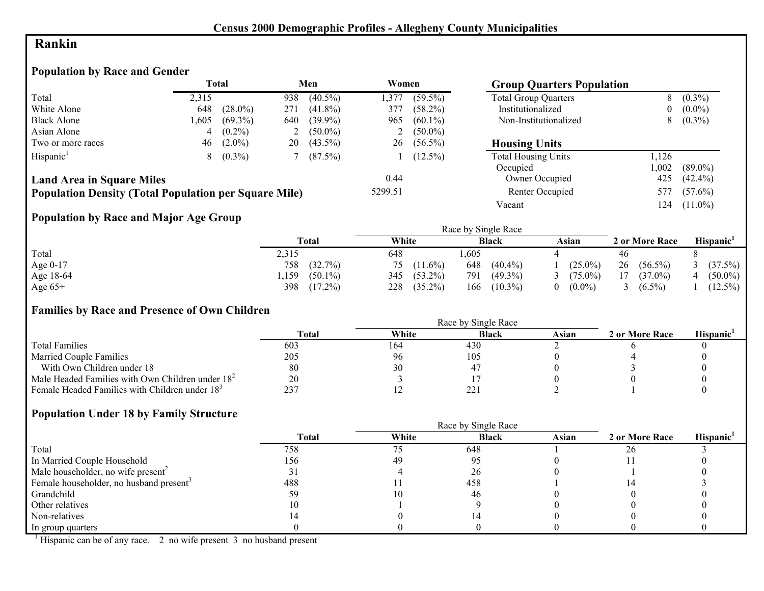**Census 2000 Demographic Profiles - Allegheny County Municipalities**

# Rankin

## Population by Race and Gender

| | Total | | Men | | Women | |
|---|---|---|---|---|---|---|
| Total | 2,315 | | 938 | (40.5%) | 1,377 | (59.5%) |
| White Alone | 648 | (28.0%) | 271 | (41.8%) | 377 | (58.2%) |
| Black Alone | 1,605 | (69.3%) | 640 | (39.9%) | 965 | (60.1%) |
| Asian Alone | 4 | (0.2%) | 2 | (50.0%) | 2 | (50.0%) |
| Two or more races | 46 | (2.0%) | 20 | (43.5%) | 26 | (56.5%) |
| Hispanic[1] | 8 | (0.3%) | 7 | (87.5%) | 1 | (12.5%) |

**Land Area in Square Miles** 0.44

**Population Density (Total Population per Square Mile)** 5299.51

## Group Quarters Population

| | | |
|---|---|---|
| Total Group Quarters | 8 | (0.3%) |
| Institutionalized | 0 | (0.0%) |
| Non-Institutionalized | 8 | (0.3%) |

## Housing Units

| | | |
|---|---|---|
| Total Housing Units | 1,126 | |
| Occupied | 1,002 | (89.0%) |
| Owner Occupied | 425 | (42.4%) |
| Renter Occupied | 577 | (57.6%) |
| Vacant | 124 | (11.0%) |

## Population by Race and Major Age Group

| | Total | | Race by Single Race: White | | Black | | Asian | | 2 or More Race | | Hispanic[1] | |
|---|---|---|---|---|---|---|---|---|---|---|---|---|
| Total | 2,315 | | 648 | | 1,605 | | 4 | | 46 | | 8 | |
| Age 0-17 | 758 | (32.7%) | 75 | (11.6%) | 648 | (40.4%) | 1 | (25.0%) | 26 | (56.5%) | 3 | (37.5%) |
| Age 18-64 | 1,159 | (50.1%) | 345 | (53.2%) | 791 | (49.3%) | 3 | (75.0%) | 17 | (37.0%) | 4 | (50.0%) |
| Age 65+ | 398 | (17.2%) | 228 | (35.2%) | 166 | (10.3%) | 0 | (0.0%) | 3 | (6.5%) | 1 | (12.5%) |

## Families by Race and Presence of Own Children

| | Total | Race by Single Race: White | Black | Asian | 2 or More Race | Hispanic[1] |
|---|---|---|---|---|---|---|
| Total Families | 603 | 164 | 430 | 2 | 6 | 0 |
| Married Couple Families | 205 | 96 | 105 | 0 | 4 | 0 |
| With Own Children under 18 | 80 | 30 | 47 | 0 | 3 | 0 |
| Male Headed Families with Own Children under 18[2] | 20 | 3 | 17 | 0 | 0 | 0 |
| Female Headed Families with Children under 18[3] | 237 | 12 | 221 | 2 | 1 | 0 |

## Population Under 18 by Family Structure

| | Total | Race by Single Race: White | Black | Asian | 2 or More Race | Hispanic[1] |
|---|---|---|---|---|---|---|
| Total | 758 | 75 | 648 | 1 | 26 | 3 |
| In Married Couple Household | 156 | 49 | 95 | 0 | 11 | 0 |
| Male householder, no wife present[2] | 31 | 4 | 26 | 0 | 1 | 0 |
| Female householder, no husband present[3] | 488 | 11 | 458 | 1 | 14 | 3 |
| Grandchild | 59 | 10 | 46 | 0 | 0 | 0 |
| Other relatives | 10 | 1 | 9 | 0 | 0 | 0 |
| Non-relatives | 14 | 0 | 14 | 0 | 0 | 0 |
| In group quarters | 0 | 0 | 0 | 0 | 0 | 0 |

[1] Hispanic can be of any race. 2 no wife present 3 no husband present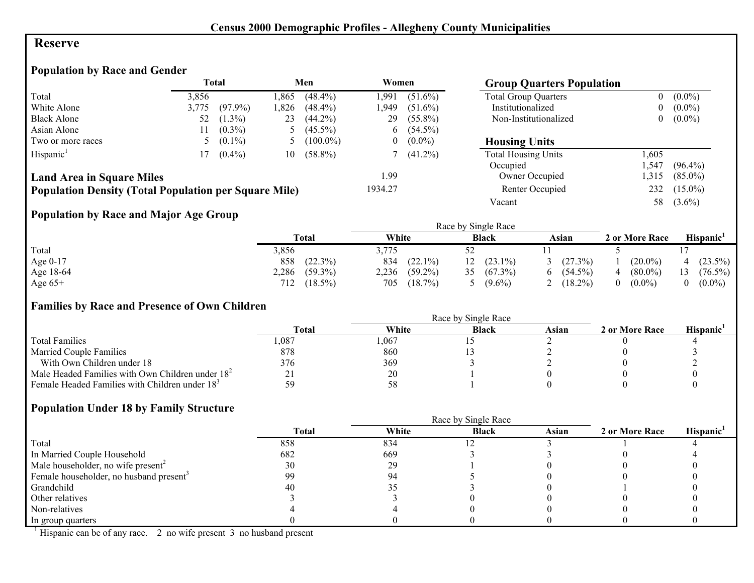# Census 2000 Demographic Profiles - Allegheny County Municipalities

## Reserve

### Population by Race and Gender

| | Total | | Men | | Women | |
|---|---|---|---|---|---|---|
| Total | 3,856 | | 1,865 | (48.4%) | 1,991 | (51.6%) |
| White Alone | 3,775 | (97.9%) | 1,826 | (48.4%) | 1,949 | (51.6%) |
| Black Alone | 52 | (1.3%) | 23 | (44.2%) | 29 | (55.8%) |
| Asian Alone | 11 | (0.3%) | 5 | (45.5%) | 6 | (54.5%) |
| Two or more races | 5 | (0.1%) | 5 | (100.0%) | 0 | (0.0%) |
| Hispanic[1] | 17 | (0.4%) | 10 | (58.8%) | 7 | (41.2%) |

**Land Area in Square Miles** 1.99

**Population Density (Total Population per Square Mile)** 1934.27

### Group Quarters Population

| | | |
|---|---|---|
| Total Group Quarters | 0 | (0.0%) |
| Institutionalized | 0 | (0.0%) |
| Non-Institutionalized | 0 | (0.0%) |

### Housing Units

| | | |
|---|---|---|
| Total Housing Units | 1,605 | |
| Occupied | 1,547 | (96.4%) |
| Owner Occupied | 1,315 | (85.0%) |
| Renter Occupied | 232 | (15.0%) |
| Vacant | 58 | (3.6%) |

### Population by Race and Major Age Group

| | Total | | Race by Single Race | | | | | | 2 or More Race | | Hispanic[1] | |
|---|---|---|---|---|---|---|---|---|---|---|---|---|
| | | | White | | Black | | Asian | | | | | |
| Total | 3,856 | | 3,775 | | 52 | | 11 | | 5 | | 17 | |
| Age 0-17 | 858 | (22.3%) | 834 | (22.1%) | 12 | (23.1%) | 3 | (27.3%) | 1 | (20.0%) | 4 | (23.5%) |
| Age 18-64 | 2,286 | (59.3%) | 2,236 | (59.2%) | 35 | (67.3%) | 6 | (54.5%) | 4 | (80.0%) | 13 | (76.5%) |
| Age 65+ | 712 | (18.5%) | 705 | (18.7%) | 5 | (9.6%) | 2 | (18.2%) | 0 | (0.0%) | 0 | (0.0%) |

### Families by Race and Presence of Own Children

| | Total | Race by Single Race | | | 2 or More Race | Hispanic[1] |
|---|---|---|---|---|---|---|
| | | White | Black | Asian | | |
| Total Families | 1,087 | 1,067 | 15 | 2 | 0 | 4 |
| Married Couple Families | 878 | 860 | 13 | 2 | 0 | 3 |
| With Own Children under 18 | 376 | 369 | 3 | 2 | 0 | 2 |
| Male Headed Families with Own Children under 18[2] | 21 | 20 | 1 | 0 | 0 | 0 |
| Female Headed Families with Children under 18[3] | 59 | 58 | 1 | 0 | 0 | 0 |

### Population Under 18 by Family Structure

| | Total | Race by Single Race | | | 2 or More Race | Hispanic[1] |
|---|---|---|---|---|---|---|
| | | White | Black | Asian | | |
| Total | 858 | 834 | 12 | 3 | 1 | 4 |
| In Married Couple Household | 682 | 669 | 3 | 3 | 0 | 4 |
| Male householder, no wife present[2] | 30 | 29 | 1 | 0 | 0 | 0 |
| Female householder, no husband present[3] | 99 | 94 | 5 | 0 | 0 | 0 |
| Grandchild | 40 | 35 | 3 | 0 | 1 | 0 |
| Other relatives | 3 | 3 | 0 | 0 | 0 | 0 |
| Non-relatives | 4 | 4 | 0 | 0 | 0 | 0 |
| In group quarters | 0 | 0 | 0 | 0 | 0 | 0 |

[1] Hispanic can be of any race. 2 no wife present 3 no husband present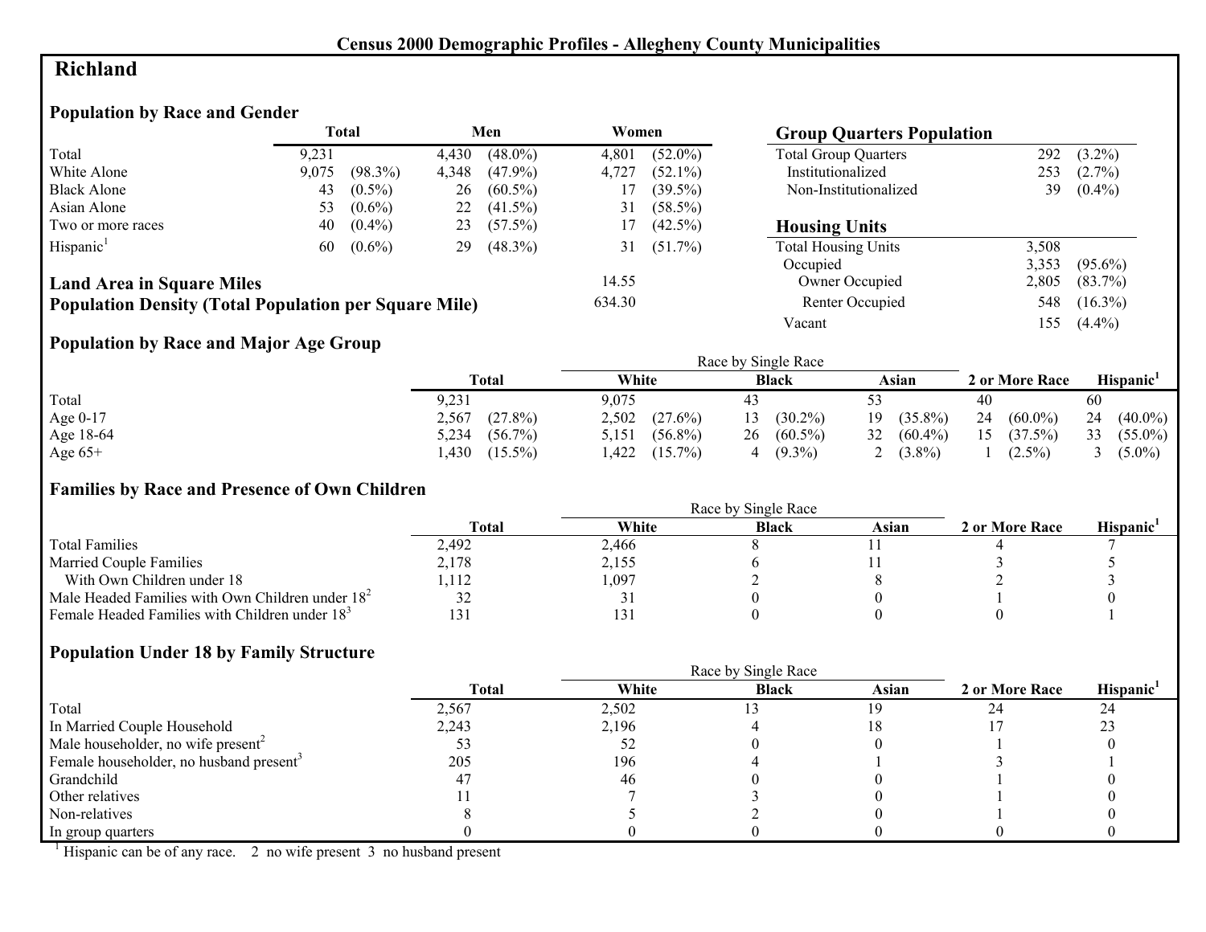Census 2000 Demographic Profiles - Allegheny County Municipalities

# Richland

## Population by Race and Gender

| | Total | | Men | | Women | |
|---|---|---|---|---|---|---|
| Total | 9,231 | | 4,430 | (48.0%) | 4,801 | (52.0%) |
| White Alone | 9,075 | (98.3%) | 4,348 | (47.9%) | 4,727 | (52.1%) |
| Black Alone | 43 | (0.5%) | 26 | (60.5%) | 17 | (39.5%) |
| Asian Alone | 53 | (0.6%) | 22 | (41.5%) | 31 | (58.5%) |
| Two or more races | 40 | (0.4%) | 23 | (57.5%) | 17 | (42.5%) |
| Hispanic[1] | 60 | (0.6%) | 29 | (48.3%) | 31 | (51.7%) |

**Land Area in Square Miles** 14.55

**Population Density (Total Population per Square Mile)** 634.30

## Group Quarters Population

| | | |
|---|---|---|
| Total Group Quarters | 292 | (3.2%) |
| Institutionalized | 253 | (2.7%) |
| Non-Institutionalized | 39 | (0.4%) |

## Housing Units

| | | |
|---|---|---|
| Total Housing Units | 3,508 | |
| Occupied | 3,353 | (95.6%) |
| Owner Occupied | 2,805 | (83.7%) |
| Renter Occupied | 548 | (16.3%) |
| Vacant | 155 | (4.4%) |

## Population by Race and Major Age Group

| | Total | | Race by Single Race | | | | | | 2 or More Race | | Hispanic[1] | |
|---|---|---|---|---|---|---|---|---|---|---|---|---|
| | | | White | | Black | | Asian | | | | | |
| Total | 9,231 | | 9,075 | | 43 | | 53 | | 40 | | 60 | |
| Age 0-17 | 2,567 | (27.8%) | 2,502 | (27.6%) | 13 | (30.2%) | 19 | (35.8%) | 24 | (60.0%) | 24 | (40.0%) |
| Age 18-64 | 5,234 | (56.7%) | 5,151 | (56.8%) | 26 | (60.5%) | 32 | (60.4%) | 15 | (37.5%) | 33 | (55.0%) |
| Age 65+ | 1,430 | (15.5%) | 1,422 | (15.7%) | 4 | (9.3%) | 2 | (3.8%) | 1 | (2.5%) | 3 | (5.0%) |

## Families by Race and Presence of Own Children

| | Total | Race by Single Race | | | 2 or More Race | Hispanic[1] |
|---|---|---|---|---|---|---|
| | | White | Black | Asian | | |
| Total Families | 2,492 | 2,466 | 8 | 11 | 4 | 7 |
| Married Couple Families | 2,178 | 2,155 | 6 | 11 | 3 | 5 |
| With Own Children under 18 | 1,112 | 1,097 | 2 | 8 | 2 | 3 |
| Male Headed Families with Own Children under 18[2] | 32 | 31 | 0 | 0 | 1 | 0 |
| Female Headed Families with Children under 18[3] | 131 | 131 | 0 | 0 | 0 | 1 |

## Population Under 18 by Family Structure

| | Total | Race by Single Race | | | 2 or More Race | Hispanic[1] |
|---|---|---|---|---|---|---|
| | | White | Black | Asian | | |
| Total | 2,567 | 2,502 | 13 | 19 | 24 | 24 |
| In Married Couple Household | 2,243 | 2,196 | 4 | 18 | 17 | 23 |
| Male householder, no wife present[2] | 53 | 52 | 0 | 0 | 1 | 0 |
| Female householder, no husband present[3] | 205 | 196 | 4 | 1 | 3 | 1 |
| Grandchild | 47 | 46 | 0 | 0 | 1 | 0 |
| Other relatives | 11 | 7 | 3 | 0 | 1 | 0 |
| Non-relatives | 8 | 5 | 2 | 0 | 1 | 0 |
| In group quarters | 0 | 0 | 0 | 0 | 0 | 0 |

[1] Hispanic can be of any race. 2 no wife present 3 no husband present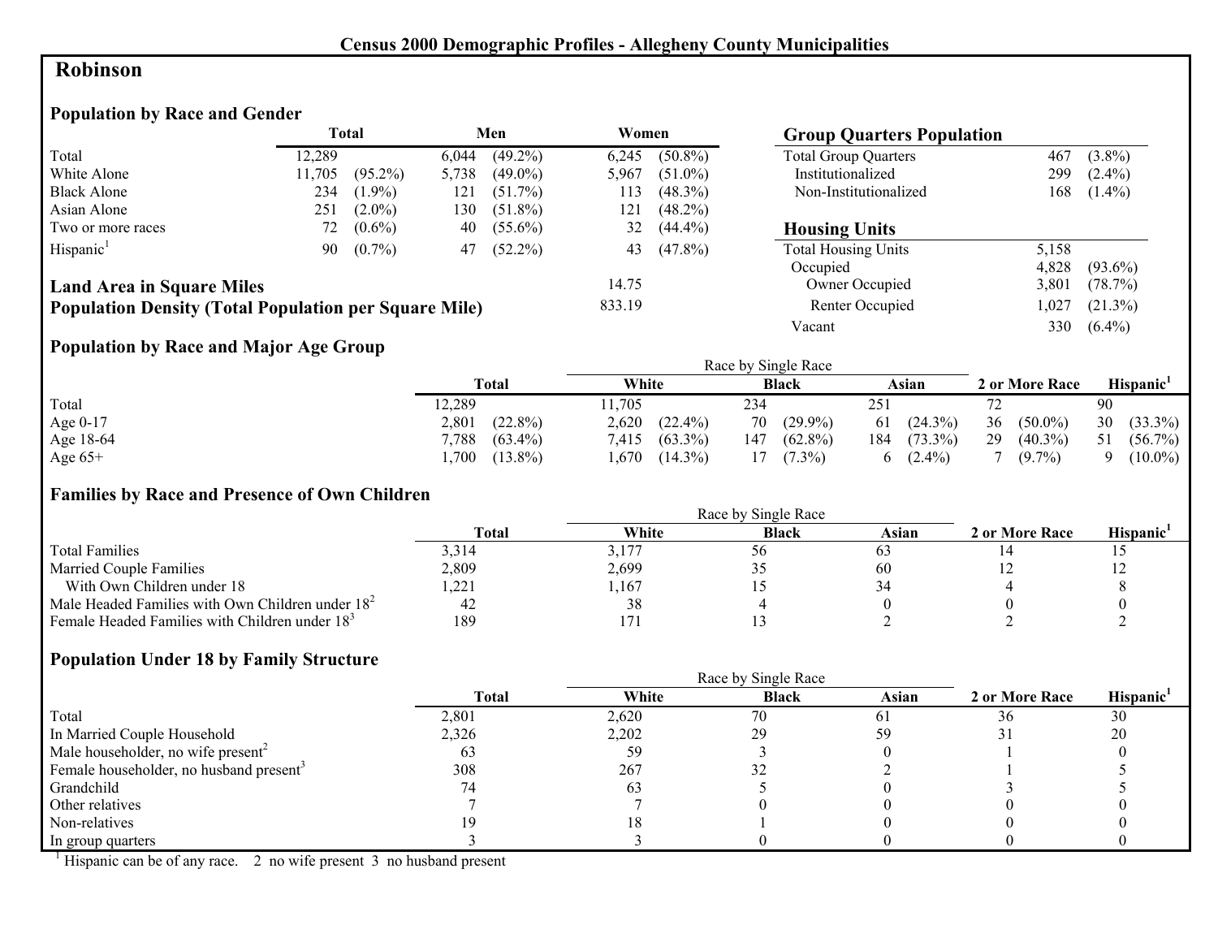# Census 2000 Demographic Profiles - Allegheny County Municipalities

## Robinson

### Population by Race and Gender

| | Total | | Men | | Women | |
|---|---|---|---|---|---|---|
| Total | 12,289 | | 6,044 | (49.2%) | 6,245 | (50.8%) |
| White Alone | 11,705 | (95.2%) | 5,738 | (49.0%) | 5,967 | (51.0%) |
| Black Alone | 234 | (1.9%) | 121 | (51.7%) | 113 | (48.3%) |
| Asian Alone | 251 | (2.0%) | 130 | (51.8%) | 121 | (48.2%) |
| Two or more races | 72 | (0.6%) | 40 | (55.6%) | 32 | (44.4%) |
| Hispanic[1] | 90 | (0.7%) | 47 | (52.2%) | 43 | (47.8%) |

**Land Area in Square Miles** 14.75

**Population Density (Total Population per Square Mile)** 833.19

### Group Quarters Population

| | | |
|---|---|---|
| Total Group Quarters | 467 | (3.8%) |
| Institutionalized | 299 | (2.4%) |
| Non-Institutionalized | 168 | (1.4%) |

### Housing Units

| | | |
|---|---|---|
| Total Housing Units | 5,158 | |
| Occupied | 4,828 | (93.6%) |
| Owner Occupied | 3,801 | (78.7%) |
| Renter Occupied | 1,027 | (21.3%) |
| Vacant | 330 | (6.4%) |

### Population by Race and Major Age Group

| | Total | | Race by Single Race: White | | Black | | Asian | | 2 or More Race | | Hispanic[1] | |
|---|---|---|---|---|---|---|---|---|---|---|---|---|
| Total | 12,289 | | 11,705 | | 234 | | 251 | | 72 | | 90 | |
| Age 0-17 | 2,801 | (22.8%) | 2,620 | (22.4%) | 70 | (29.9%) | 61 | (24.3%) | 36 | (50.0%) | 30 | (33.3%) |
| Age 18-64 | 7,788 | (63.4%) | 7,415 | (63.3%) | 147 | (62.8%) | 184 | (73.3%) | 29 | (40.3%) | 51 | (56.7%) |
| Age 65+ | 1,700 | (13.8%) | 1,670 | (14.3%) | 17 | (7.3%) | 6 | (2.4%) | 7 | (9.7%) | 9 | (10.0%) |

### Families by Race and Presence of Own Children

| | Total | Race by Single Race: White | Black | Asian | 2 or More Race | Hispanic[1] |
|---|---|---|---|---|---|---|
| Total Families | 3,314 | 3,177 | 56 | 63 | 14 | 15 |
| Married Couple Families | 2,809 | 2,699 | 35 | 60 | 12 | 12 |
| With Own Children under 18 | 1,221 | 1,167 | 15 | 34 | 4 | 8 |
| Male Headed Families with Own Children under 18[2] | 42 | 38 | 4 | 0 | 0 | 0 |
| Female Headed Families with Children under 18[3] | 189 | 171 | 13 | 2 | 2 | 2 |

### Population Under 18 by Family Structure

| | Total | Race by Single Race: White | Black | Asian | 2 or More Race | Hispanic[1] |
|---|---|---|---|---|---|---|
| Total | 2,801 | 2,620 | 70 | 61 | 36 | 30 |
| In Married Couple Household | 2,326 | 2,202 | 29 | 59 | 31 | 20 |
| Male householder, no wife present[2] | 63 | 59 | 3 | 0 | 1 | 0 |
| Female householder, no husband present[3] | 308 | 267 | 32 | 2 | 1 | 5 |
| Grandchild | 74 | 63 | 5 | 0 | 3 | 5 |
| Other relatives | 7 | 7 | 0 | 0 | 0 | 0 |
| Non-relatives | 19 | 18 | 1 | 0 | 0 | 0 |
| In group quarters | 3 | 3 | 0 | 0 | 0 | 0 |

[1] Hispanic can be of any race. 2 no wife present 3 no husband present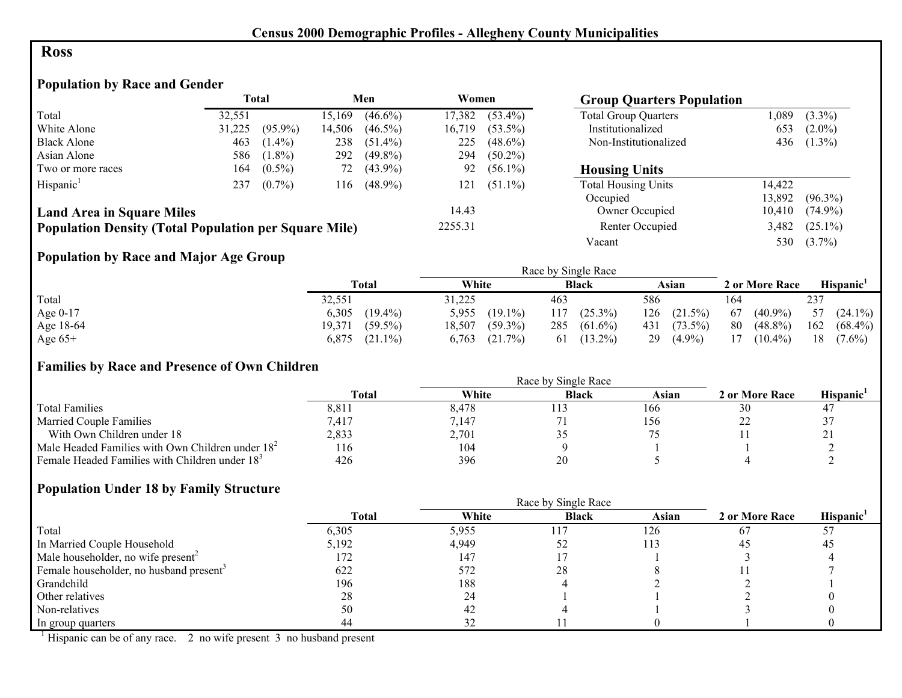# Census 2000 Demographic Profiles - Allegheny County Municipalities

## Ross

### Population by Race and Gender

| | Total | | Men | | Women | |
|---|---|---|---|---|---|---|
| Total | 32,551 | | 15,169 | (46.6%) | 17,382 | (53.4%) |
| White Alone | 31,225 | (95.9%) | 14,506 | (46.5%) | 16,719 | (53.5%) |
| Black Alone | 463 | (1.4%) | 238 | (51.4%) | 225 | (48.6%) |
| Asian Alone | 586 | (1.8%) | 292 | (49.8%) | 294 | (50.2%) |
| Two or more races | 164 | (0.5%) | 72 | (43.9%) | 92 | (56.1%) |
| Hispanic[1] | 237 | (0.7%) | 116 | (48.9%) | 121 | (51.1%) |

**Land Area in Square Miles** 14.43

**Population Density (Total Population per Square Mile)** 2255.31

### Group Quarters Population

| | | |
|---|---|---|
| Total Group Quarters | 1,089 | (3.3%) |
| Institutionalized | 653 | (2.0%) |
| Non-Institutionalized | 436 | (1.3%) |

### Housing Units

| | | |
|---|---|---|
| Total Housing Units | 14,422 | |
| Occupied | 13,892 | (96.3%) |
| Owner Occupied | 10,410 | (74.9%) |
| Renter Occupied | 3,482 | (25.1%) |
| Vacant | 530 | (3.7%) |

### Population by Race and Major Age Group

| | Total | | Race by Single Race: White | | Black | | Asian | | 2 or More Race | | Hispanic[1] | |
|---|---|---|---|---|---|---|---|---|---|---|---|---|
| Total | 32,551 | | 31,225 | | 463 | | 586 | | 164 | | 237 | |
| Age 0-17 | 6,305 | (19.4%) | 5,955 | (19.1%) | 117 | (25.3%) | 126 | (21.5%) | 67 | (40.9%) | 57 | (24.1%) |
| Age 18-64 | 19,371 | (59.5%) | 18,507 | (59.3%) | 285 | (61.6%) | 431 | (73.5%) | 80 | (48.8%) | 162 | (68.4%) |
| Age 65+ | 6,875 | (21.1%) | 6,763 | (21.7%) | 61 | (13.2%) | 29 | (4.9%) | 17 | (10.4%) | 18 | (7.6%) |

### Families by Race and Presence of Own Children

| | Total | Race by Single Race: White | Black | Asian | 2 or More Race | Hispanic[1] |
|---|---|---|---|---|---|---|
| Total Families | 8,811 | 8,478 | 113 | 166 | 30 | 47 |
| Married Couple Families | 7,417 | 7,147 | 71 | 156 | 22 | 37 |
| With Own Children under 18 | 2,833 | 2,701 | 35 | 75 | 11 | 21 |
| Male Headed Families with Own Children under 18[2] | 116 | 104 | 9 | 1 | 1 | 2 |
| Female Headed Families with Children under 18[3] | 426 | 396 | 20 | 5 | 4 | 2 |

### Population Under 18 by Family Structure

| | Total | Race by Single Race: White | Black | Asian | 2 or More Race | Hispanic[1] |
|---|---|---|---|---|---|---|
| Total | 6,305 | 5,955 | 117 | 126 | 67 | 57 |
| In Married Couple Household | 5,192 | 4,949 | 52 | 113 | 45 | 45 |
| Male householder, no wife present[2] | 172 | 147 | 17 | 1 | 3 | 4 |
| Female householder, no husband present[3] | 622 | 572 | 28 | 8 | 11 | 7 |
| Grandchild | 196 | 188 | 4 | 2 | 2 | 1 |
| Other relatives | 28 | 24 | 1 | 1 | 2 | 0 |
| Non-relatives | 50 | 42 | 4 | 1 | 3 | 0 |
| In group quarters | 44 | 32 | 11 | 0 | 1 | 0 |

[1] Hispanic can be of any race. 2 no wife present 3 no husband present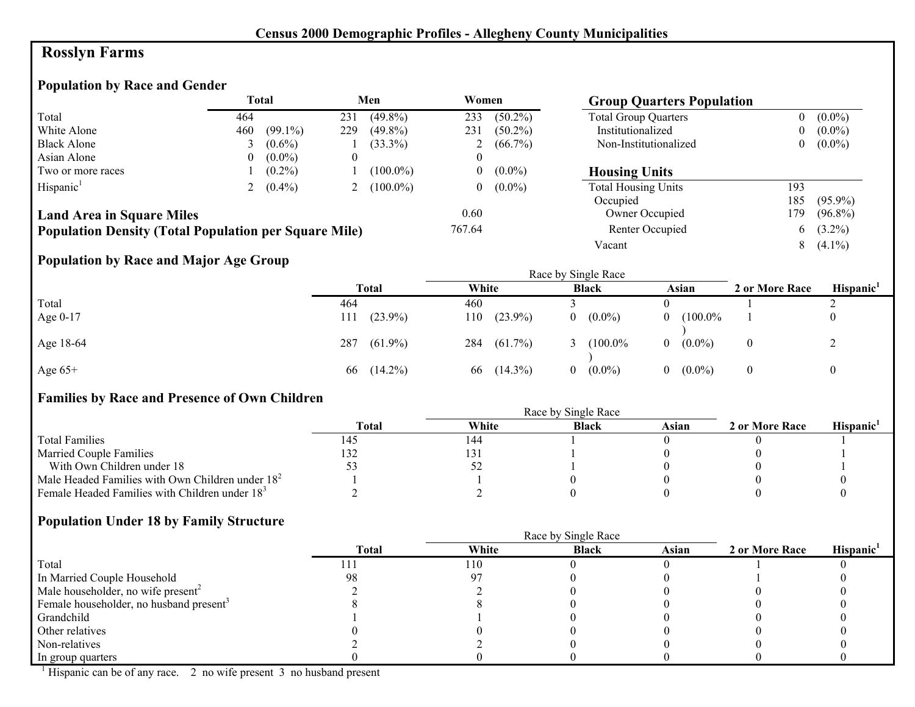## Census 2000 Demographic Profiles - Allegheny County Municipalities

# Rosslyn Farms

### Population by Race and Gender

| | Total | | Men | | Women | |
|---|---|---|---|---|---|---|
| Total | 464 | | 231 | (49.8%) | 233 | (50.2%) |
| White Alone | 460 | (99.1%) | 229 | (49.8%) | 231 | (50.2%) |
| Black Alone | 3 | (0.6%) | 1 | (33.3%) | 2 | (66.7%) |
| Asian Alone | 0 | (0.0%) | 0 | | 0 | |
| Two or more races | 1 | (0.2%) | 1 | (100.0%) | 0 | (0.0%) |
| Hispanic[1] | 2 | (0.4%) | 2 | (100.0%) | 0 | (0.0%) |

**Land Area in Square Miles** 0.60

**Population Density (Total Population per Square Mile)** 767.64

### Group Quarters Population

| | | |
|---|---|---|
| Total Group Quarters | 0 | (0.0%) |
| Institutionalized | 0 | (0.0%) |
| Non-Institutionalized | 0 | (0.0%) |

### Housing Units

| | | |
|---|---|---|
| Total Housing Units | 193 | |
| Occupied | 185 | (95.9%) |
| Owner Occupied | 179 | (96.8%) |
| Renter Occupied | 6 | (3.2%) |
| Vacant | 8 | (4.1%) |

### Population by Race and Major Age Group

| | Total | | Race by Single Race: White | | Black | | Asian | | 2 or More Race | Hispanic[1] |
|---|---|---|---|---|---|---|---|---|---|---|
| Total | 464 | | 460 | | 3 | | 0 | | 1 | 2 |
| Age 0-17 | 111 | (23.9%) | 110 | (23.9%) | 0 | (0.0%) | 0 | (100.0%) | 1 | 0 |
| Age 18-64 | 287 | (61.9%) | 284 | (61.7%) | 3 | (100.0%) | 0 | (0.0%) | 0 | 2 |
| Age 65+ | 66 | (14.2%) | 66 | (14.3%) | 0 | (0.0%) | 0 | (0.0%) | 0 | 0 |

### Families by Race and Presence of Own Children

| | Total | Race by Single Race: White | Black | Asian | 2 or More Race | Hispanic[1] |
|---|---|---|---|---|---|---|
| Total Families | 145 | 144 | 1 | 0 | 0 | 1 |
| Married Couple Families | 132 | 131 | 1 | 0 | 0 | 1 |
| With Own Children under 18 | 53 | 52 | 1 | 0 | 0 | 1 |
| Male Headed Families with Own Children under 18[2] | 1 | 1 | 0 | 0 | 0 | 0 |
| Female Headed Families with Children under 18[3] | 2 | 2 | 0 | 0 | 0 | 0 |

### Population Under 18 by Family Structure

| | Total | Race by Single Race: White | Black | Asian | 2 or More Race | Hispanic[1] |
|---|---|---|---|---|---|---|
| Total | 111 | 110 | 0 | 0 | 1 | 0 |
| In Married Couple Household | 98 | 97 | 0 | 0 | 1 | 0 |
| Male householder, no wife present[2] | 2 | 2 | 0 | 0 | 0 | 0 |
| Female householder, no husband present[3] | 8 | 8 | 0 | 0 | 0 | 0 |
| Grandchild | 1 | 1 | 0 | 0 | 0 | 0 |
| Other relatives | 0 | 0 | 0 | 0 | 0 | 0 |
| Non-relatives | 2 | 2 | 0 | 0 | 0 | 0 |
| In group quarters | 0 | 0 | 0 | 0 | 0 | 0 |

[1] Hispanic can be of any race. 2 no wife present 3 no husband present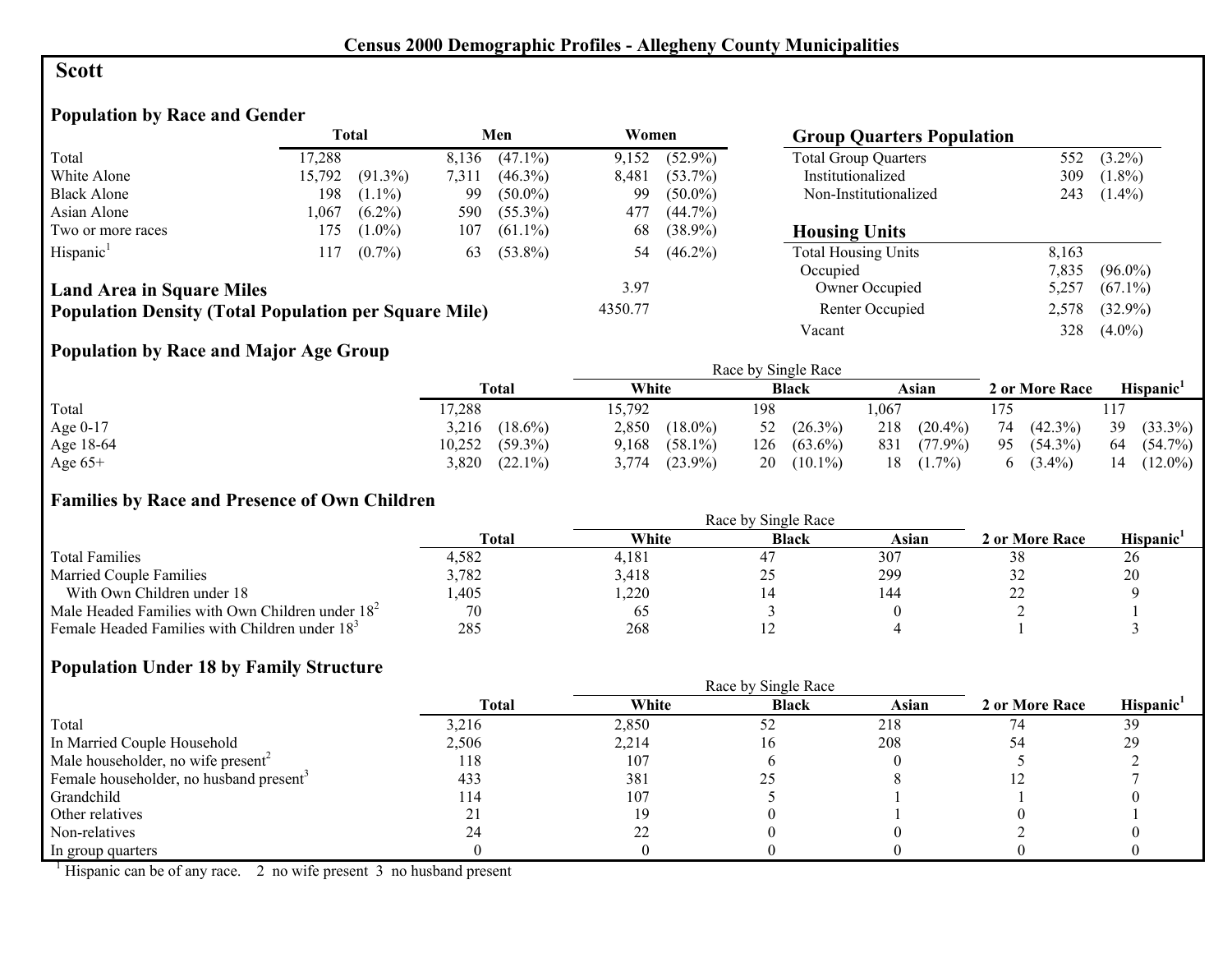**Census 2000 Demographic Profiles - Allegheny County Municipalities**

# Scott

## Population by Race and Gender

| | Total | | Men | | Women | |
|---|---|---|---|---|---|---|
| Total | 17,288 | | 8,136 | (47.1%) | 9,152 | (52.9%) |
| White Alone | 15,792 | (91.3%) | 7,311 | (46.3%) | 8,481 | (53.7%) |
| Black Alone | 198 | (1.1%) | 99 | (50.0%) | 99 | (50.0%) |
| Asian Alone | 1,067 | (6.2%) | 590 | (55.3%) | 477 | (44.7%) |
| Two or more races | 175 | (1.0%) | 107 | (61.1%) | 68 | (38.9%) |
| Hispanic[1] | 117 | (0.7%) | 63 | (53.8%) | 54 | (46.2%) |

**Land Area in Square Miles** 3.97

**Population Density (Total Population per Square Mile)** 4350.77

## Group Quarters Population

| | | |
|---|---|---|
| Total Group Quarters | 552 | (3.2%) |
| Institutionalized | 309 | (1.8%) |
| Non-Institutionalized | 243 | (1.4%) |

## Housing Units

| | | |
|---|---|---|
| Total Housing Units | 8,163 | |
| Occupied | 7,835 | (96.0%) |
| Owner Occupied | 5,257 | (67.1%) |
| Renter Occupied | 2,578 | (32.9%) |
| Vacant | 328 | (4.0%) |

## Population by Race and Major Age Group

| | Total | | Race by Single Race: White | | Black | | Asian | | 2 or More Race | | Hispanic[1] | |
|---|---|---|---|---|---|---|---|---|---|---|---|---|
| Total | 17,288 | | 15,792 | | 198 | | 1,067 | | 175 | | 117 | |
| Age 0-17 | 3,216 | (18.6%) | 2,850 | (18.0%) | 52 | (26.3%) | 218 | (20.4%) | 74 | (42.3%) | 39 | (33.3%) |
| Age 18-64 | 10,252 | (59.3%) | 9,168 | (58.1%) | 126 | (63.6%) | 831 | (77.9%) | 95 | (54.3%) | 64 | (54.7%) |
| Age 65+ | 3,820 | (22.1%) | 3,774 | (23.9%) | 20 | (10.1%) | 18 | (1.7%) | 6 | (3.4%) | 14 | (12.0%) |

## Families by Race and Presence of Own Children

| | Total | Race by Single Race: White | Black | Asian | 2 or More Race | Hispanic[1] |
|---|---|---|---|---|---|---|
| Total Families | 4,582 | 4,181 | 47 | 307 | 38 | 26 |
| Married Couple Families | 3,782 | 3,418 | 25 | 299 | 32 | 20 |
| With Own Children under 18 | 1,405 | 1,220 | 14 | 144 | 22 | 9 |
| Male Headed Families with Own Children under 18[2] | 70 | 65 | 3 | 0 | 2 | 1 |
| Female Headed Families with Children under 18[3] | 285 | 268 | 12 | 4 | 1 | 3 |

## Population Under 18 by Family Structure

| | Total | Race by Single Race: White | Black | Asian | 2 or More Race | Hispanic[1] |
|---|---|---|---|---|---|---|
| Total | 3,216 | 2,850 | 52 | 218 | 74 | 39 |
| In Married Couple Household | 2,506 | 2,214 | 16 | 208 | 54 | 29 |
| Male householder, no wife present[2] | 118 | 107 | 6 | 0 | 5 | 2 |
| Female householder, no husband present[3] | 433 | 381 | 25 | 8 | 12 | 7 |
| Grandchild | 114 | 107 | 5 | 1 | 1 | 0 |
| Other relatives | 21 | 19 | 0 | 1 | 0 | 1 |
| Non-relatives | 24 | 22 | 0 | 0 | 2 | 0 |
| In group quarters | 0 | 0 | 0 | 0 | 0 | 0 |

[1] Hispanic can be of any race. 2 no wife present 3 no husband present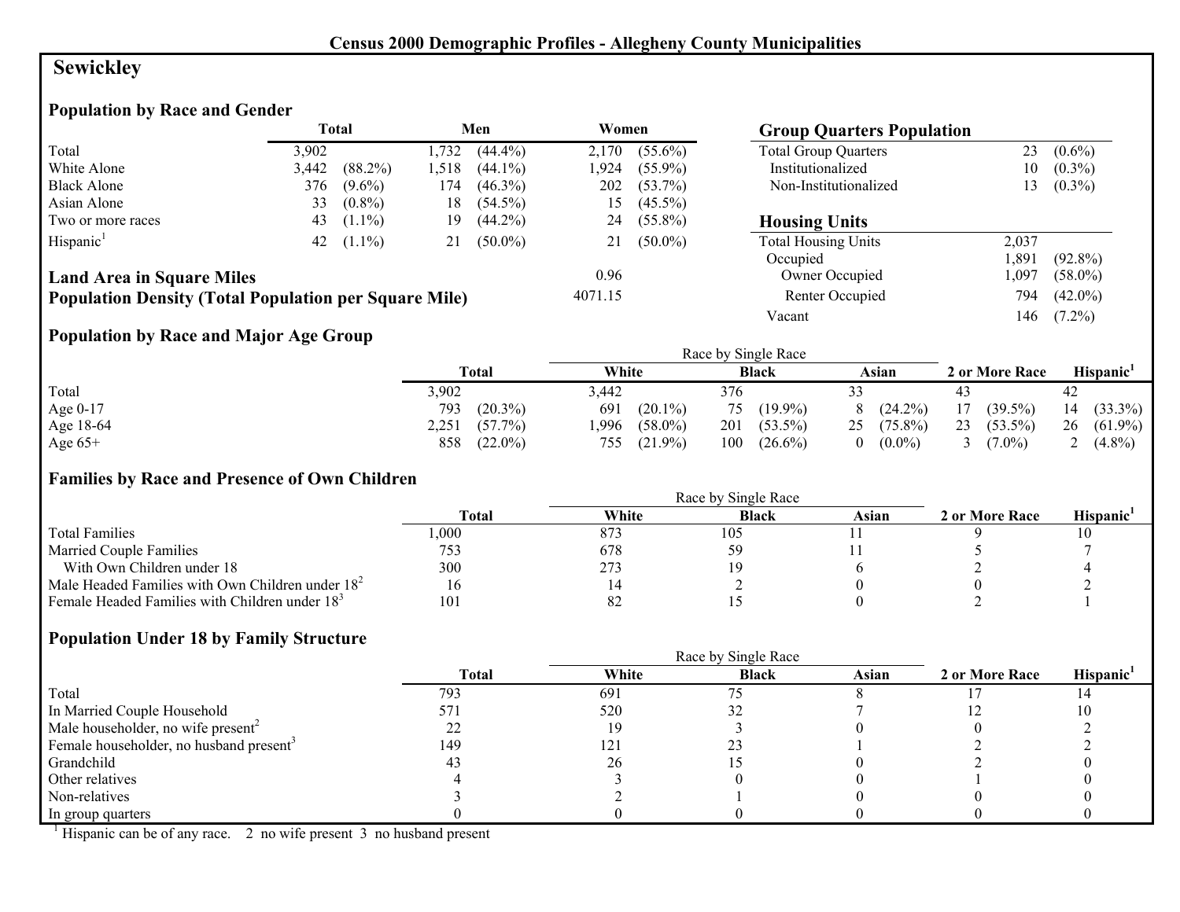**Census 2000 Demographic Profiles - Allegheny County Municipalities**

# Sewickley

## Population by Race and Gender

| | Total | | Men | | Women | |
|---|---|---|---|---|---|---|
| Total | 3,902 | | 1,732 | (44.4%) | 2,170 | (55.6%) |
| White Alone | 3,442 | (88.2%) | 1,518 | (44.1%) | 1,924 | (55.9%) |
| Black Alone | 376 | (9.6%) | 174 | (46.3%) | 202 | (53.7%) |
| Asian Alone | 33 | (0.8%) | 18 | (54.5%) | 15 | (45.5%) |
| Two or more races | 43 | (1.1%) | 19 | (44.2%) | 24 | (55.8%) |
| Hispanic[1] | 42 | (1.1%) | 21 | (50.0%) | 21 | (50.0%) |

**Land Area in Square Miles** 0.96

**Population Density (Total Population per Square Mile)** 4071.15

## Group Quarters Population

| | | |
|---|---|---|
| Total Group Quarters | 23 | (0.6%) |
| Institutionalized | 10 | (0.3%) |
| Non-Institutionalized | 13 | (0.3%) |

## Housing Units

| | | |
|---|---|---|
| Total Housing Units | 2,037 | |
| Occupied | 1,891 | (92.8%) |
| Owner Occupied | 1,097 | (58.0%) |
| Renter Occupied | 794 | (42.0%) |
| Vacant | 146 | (7.2%) |

## Population by Race and Major Age Group

| | Total | | Race by Single Race: White | | Black | | Asian | | 2 or More Race | | Hispanic[1] | |
|---|---|---|---|---|---|---|---|---|---|---|---|---|
| Total | 3,902 | | 3,442 | | 376 | | 33 | | 43 | | 42 | |
| Age 0-17 | 793 | (20.3%) | 691 | (20.1%) | 75 | (19.9%) | 8 | (24.2%) | 17 | (39.5%) | 14 | (33.3%) |
| Age 18-64 | 2,251 | (57.7%) | 1,996 | (58.0%) | 201 | (53.5%) | 25 | (75.8%) | 23 | (53.5%) | 26 | (61.9%) |
| Age 65+ | 858 | (22.0%) | 755 | (21.9%) | 100 | (26.6%) | 0 | (0.0%) | 3 | (7.0%) | 2 | (4.8%) |

## Families by Race and Presence of Own Children

| | Total | Race by Single Race: White | Black | Asian | 2 or More Race | Hispanic[1] |
|---|---|---|---|---|---|---|
| Total Families | 1,000 | 873 | 105 | 11 | 9 | 10 |
| Married Couple Families | 753 | 678 | 59 | 11 | 5 | 7 |
| With Own Children under 18 | 300 | 273 | 19 | 6 | 2 | 4 |
| Male Headed Families with Own Children under 18[2] | 16 | 14 | 2 | 0 | 0 | 2 |
| Female Headed Families with Children under 18[3] | 101 | 82 | 15 | 0 | 2 | 1 |

## Population Under 18 by Family Structure

| | Total | Race by Single Race: White | Black | Asian | 2 or More Race | Hispanic[1] |
|---|---|---|---|---|---|---|
| Total | 793 | 691 | 75 | 8 | 17 | 14 |
| In Married Couple Household | 571 | 520 | 32 | 7 | 12 | 10 |
| Male householder, no wife present[2] | 22 | 19 | 3 | 0 | 0 | 2 |
| Female householder, no husband present[3] | 149 | 121 | 23 | 1 | 2 | 2 |
| Grandchild | 43 | 26 | 15 | 0 | 2 | 0 |
| Other relatives | 4 | 3 | 0 | 0 | 1 | 0 |
| Non-relatives | 3 | 2 | 1 | 0 | 0 | 0 |
| In group quarters | 0 | 0 | 0 | 0 | 0 | 0 |

[1] Hispanic can be of any race. 2 no wife present 3 no husband present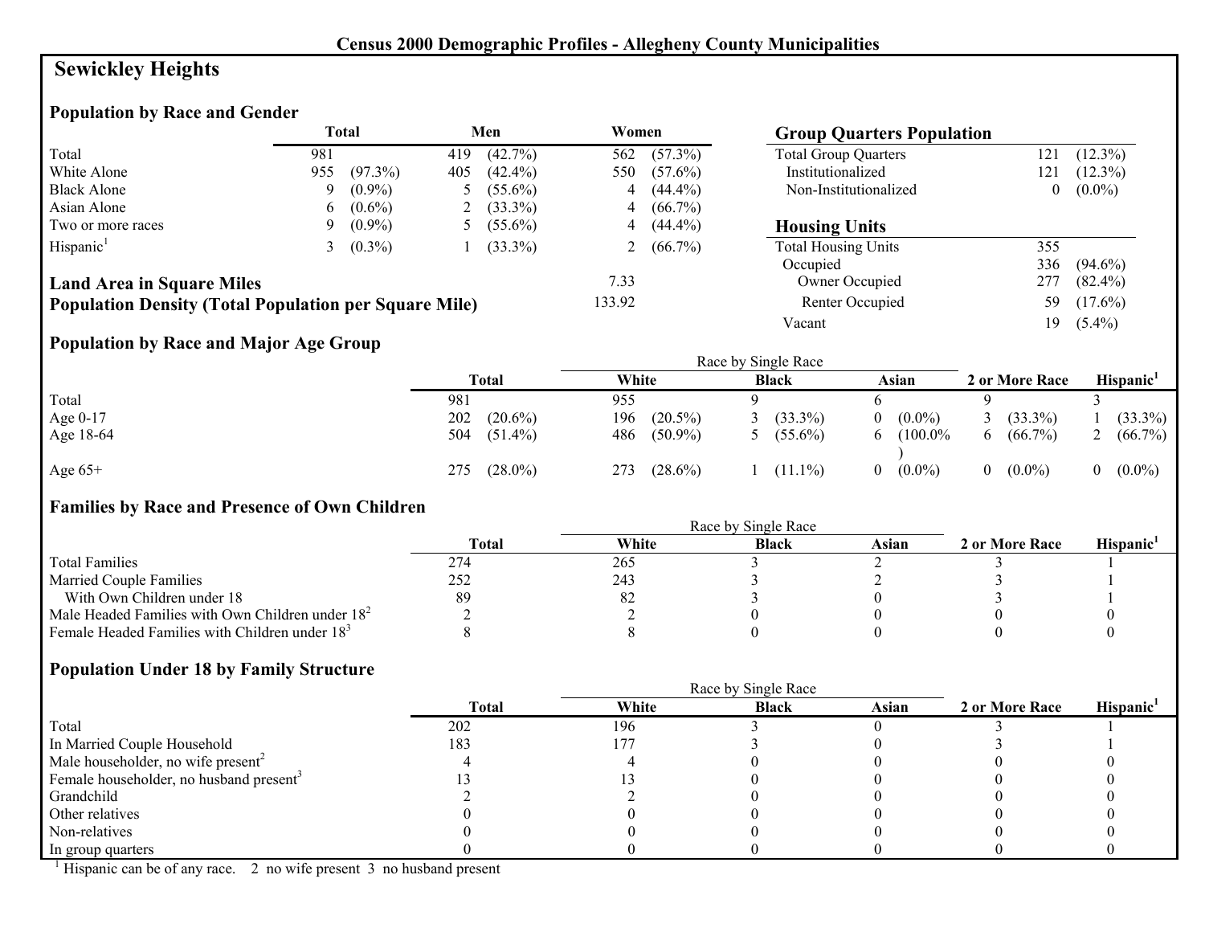**Census 2000 Demographic Profiles - Allegheny County Municipalities**

# Sewickley Heights

## Population by Race and Gender

| | Total | | Men | | Women | |
|---|---|---|---|---|---|---|
| Total | 981 | | 419 | (42.7%) | 562 | (57.3%) |
| White Alone | 955 | (97.3%) | 405 | (42.4%) | 550 | (57.6%) |
| Black Alone | 9 | (0.9%) | 5 | (55.6%) | 4 | (44.4%) |
| Asian Alone | 6 | (0.6%) | 2 | (33.3%) | 4 | (66.7%) |
| Two or more races | 9 | (0.9%) | 5 | (55.6%) | 4 | (44.4%) |
| Hispanic[1] | 3 | (0.3%) | 1 | (33.3%) | 2 | (66.7%) |

**Land Area in Square Miles** 7.33

**Population Density (Total Population per Square Mile)** 133.92

## Group Quarters Population

| | | |
|---|---|---|
| Total Group Quarters | 121 | (12.3%) |
| Institutionalized | 121 | (12.3%) |
| Non-Institutionalized | 0 | (0.0%) |

## Housing Units

| | | |
|---|---|---|
| Total Housing Units | 355 | |
| Occupied | 336 | (94.6%) |
| Owner Occupied | 277 | (82.4%) |
| Renter Occupied | 59 | (17.6%) |
| Vacant | 19 | (5.4%) |

## Population by Race and Major Age Group

| | Total | | Race by Single Race: White | | Black | | Asian | | 2 or More Race | | Hispanic[1] | |
|---|---|---|---|---|---|---|---|---|---|---|---|---|
| Total | 981 | | 955 | | 9 | | 6 | | 9 | | 3 | |
| Age 0-17 | 202 | (20.6%) | 196 | (20.5%) | 3 | (33.3%) | 0 | (0.0%) | 3 | (33.3%) | 1 | (33.3%) |
| Age 18-64 | 504 | (51.4%) | 486 | (50.9%) | 5 | (55.6%) | 6 | (100.0%) | 6 | (66.7%) | 2 | (66.7%) |
| Age 65+ | 275 | (28.0%) | 273 | (28.6%) | 1 | (11.1%) | 0 | (0.0%) | 0 | (0.0%) | 0 | (0.0%) |

## Families by Race and Presence of Own Children

| | Total | Race by Single Race: White | Black | Asian | 2 or More Race | Hispanic[1] |
|---|---|---|---|---|---|---|
| Total Families | 274 | 265 | 3 | 2 | 3 | 1 |
| Married Couple Families | 252 | 243 | 3 | 2 | 3 | 1 |
| With Own Children under 18 | 89 | 82 | 3 | 0 | 3 | 1 |
| Male Headed Families with Own Children under 18[2] | 2 | 2 | 0 | 0 | 0 | 0 |
| Female Headed Families with Children under 18[3] | 8 | 8 | 0 | 0 | 0 | 0 |

## Population Under 18 by Family Structure

| | Total | Race by Single Race: White | Black | Asian | 2 or More Race | Hispanic[1] |
|---|---|---|---|---|---|---|
| Total | 202 | 196 | 3 | 0 | 3 | 1 |
| In Married Couple Household | 183 | 177 | 3 | 0 | 3 | 1 |
| Male householder, no wife present[2] | 4 | 4 | 0 | 0 | 0 | 0 |
| Female householder, no husband present[3] | 13 | 13 | 0 | 0 | 0 | 0 |
| Grandchild | 2 | 2 | 0 | 0 | 0 | 0 |
| Other relatives | 0 | 0 | 0 | 0 | 0 | 0 |
| Non-relatives | 0 | 0 | 0 | 0 | 0 | 0 |
| In group quarters | 0 | 0 | 0 | 0 | 0 | 0 |

[1] Hispanic can be of any race. 2 no wife present 3 no husband present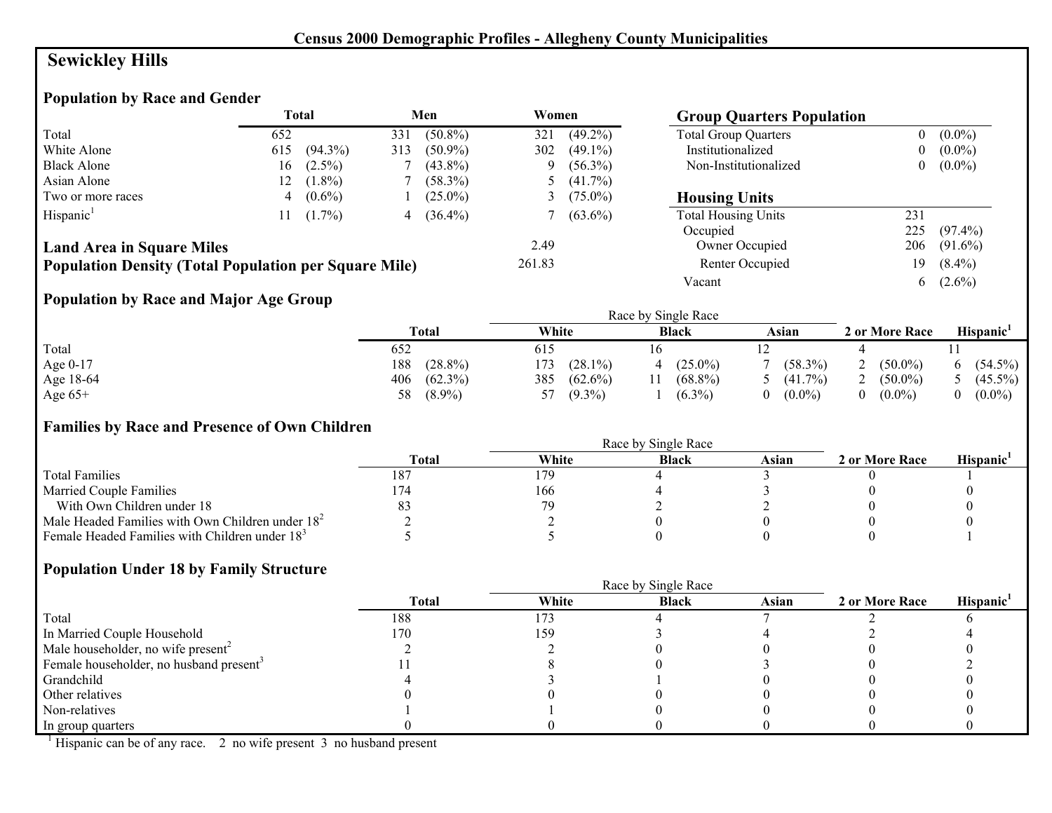## Census 2000 Demographic Profiles - Allegheny County Municipalities

# Sewickley Hills

### Population by Race and Gender

| | Total | | Men | | Women | |
|---|---|---|---|---|---|---|
| Total | 652 | | 331 | (50.8%) | 321 | (49.2%) |
| White Alone | 615 | (94.3%) | 313 | (50.9%) | 302 | (49.1%) |
| Black Alone | 16 | (2.5%) | 7 | (43.8%) | 9 | (56.3%) |
| Asian Alone | 12 | (1.8%) | 7 | (58.3%) | 5 | (41.7%) |
| Two or more races | 4 | (0.6%) | 1 | (25.0%) | 3 | (75.0%) |
| Hispanic[1] | 11 | (1.7%) | 4 | (36.4%) | 7 | (63.6%) |

**Land Area in Square Miles** 2.49

**Population Density (Total Population per Square Mile)** 261.83

### Group Quarters Population

| | | |
|---|---|---|
| Total Group Quarters | 0 | (0.0%) |
| Institutionalized | 0 | (0.0%) |
| Non-Institutionalized | 0 | (0.0%) |

### Housing Units

| | | |
|---|---|---|
| Total Housing Units | 231 | |
| Occupied | 225 | (97.4%) |
| Owner Occupied | 206 | (91.6%) |
| Renter Occupied | 19 | (8.4%) |
| Vacant | 6 | (2.6%) |

### Population by Race and Major Age Group

| | Total | | Race by Single Race: White | | Black | | Asian | | 2 or More Race | | Hispanic[1] | |
|---|---|---|---|---|---|---|---|---|---|---|---|---|
| Total | 652 | | 615 | | 16 | | 12 | | 4 | | 11 | |
| Age 0-17 | 188 | (28.8%) | 173 | (28.1%) | 4 | (25.0%) | 7 | (58.3%) | 2 | (50.0%) | 6 | (54.5%) |
| Age 18-64 | 406 | (62.3%) | 385 | (62.6%) | 11 | (68.8%) | 5 | (41.7%) | 2 | (50.0%) | 5 | (45.5%) |
| Age 65+ | 58 | (8.9%) | 57 | (9.3%) | 1 | (6.3%) | 0 | (0.0%) | 0 | (0.0%) | 0 | (0.0%) |

### Families by Race and Presence of Own Children

| | Total | Race by Single Race: White | Black | Asian | 2 or More Race | Hispanic[1] |
|---|---|---|---|---|---|---|
| Total Families | 187 | 179 | 4 | 3 | 0 | 1 |
| Married Couple Families | 174 | 166 | 4 | 3 | 0 | 0 |
| With Own Children under 18 | 83 | 79 | 2 | 2 | 0 | 0 |
| Male Headed Families with Own Children under 18[2] | 2 | 2 | 0 | 0 | 0 | 0 |
| Female Headed Families with Children under 18[3] | 5 | 5 | 0 | 0 | 0 | 1 |

### Population Under 18 by Family Structure

| | Total | Race by Single Race: White | Black | Asian | 2 or More Race | Hispanic[1] |
|---|---|---|---|---|---|---|
| Total | 188 | 173 | 4 | 7 | 2 | 6 |
| In Married Couple Household | 170 | 159 | 3 | 4 | 2 | 4 |
| Male householder, no wife present[2] | 2 | 2 | 0 | 0 | 0 | 0 |
| Female householder, no husband present[3] | 11 | 8 | 0 | 3 | 0 | 2 |
| Grandchild | 4 | 3 | 1 | 0 | 0 | 0 |
| Other relatives | 0 | 0 | 0 | 0 | 0 | 0 |
| Non-relatives | 1 | 1 | 0 | 0 | 0 | 0 |
| In group quarters | 0 | 0 | 0 | 0 | 0 | 0 |

[1] Hispanic can be of any race. 2 no wife present 3 no husband present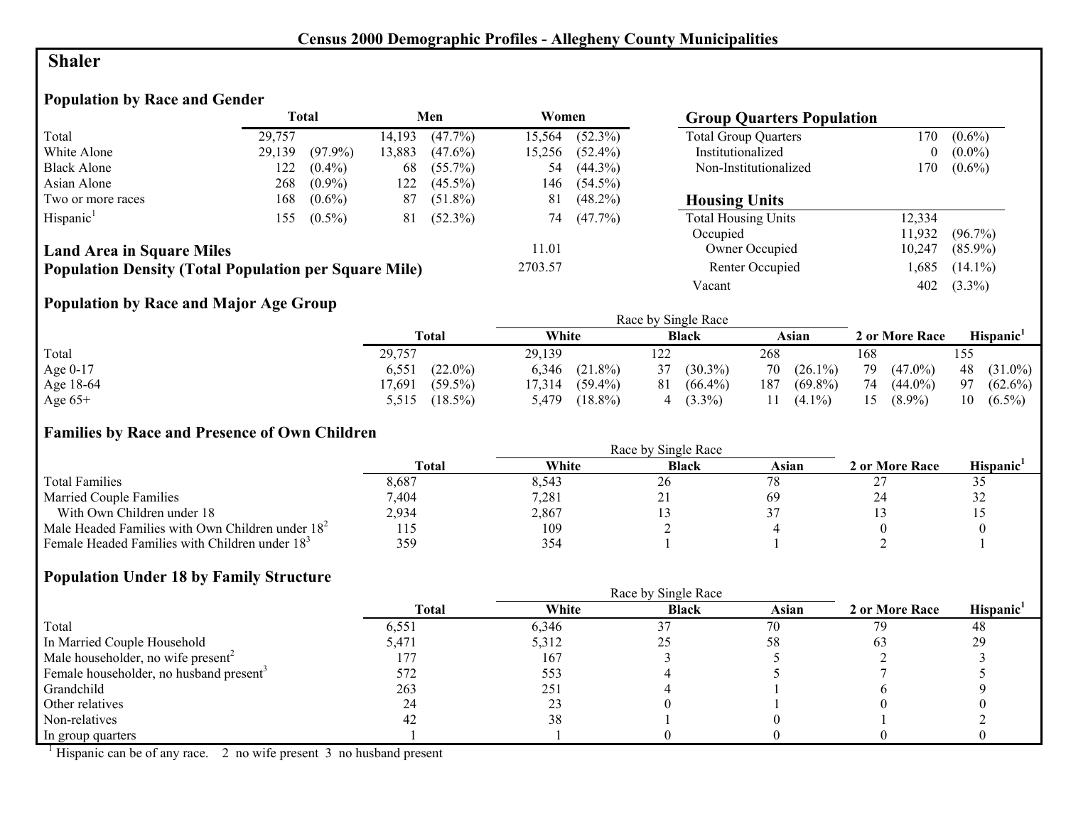# Census 2000 Demographic Profiles - Allegheny County Municipalities

## Shaler

### Population by Race and Gender

| | Total | | Men | | Women | |
|---|---|---|---|---|---|---|
| Total | 29,757 | | 14,193 | (47.7%) | 15,564 | (52.3%) |
| White Alone | 29,139 | (97.9%) | 13,883 | (47.6%) | 15,256 | (52.4%) |
| Black Alone | 122 | (0.4%) | 68 | (55.7%) | 54 | (44.3%) |
| Asian Alone | 268 | (0.9%) | 122 | (45.5%) | 146 | (54.5%) |
| Two or more races | 168 | (0.6%) | 87 | (51.8%) | 81 | (48.2%) |
| Hispanic[1] | 155 | (0.5%) | 81 | (52.3%) | 74 | (47.7%) |

**Land Area in Square Miles** 11.01

**Population Density (Total Population per Square Mile)** 2703.57

### Group Quarters Population

| | | |
|---|---|---|
| Total Group Quarters | 170 | (0.6%) |
| Institutionalized | 0 | (0.0%) |
| Non-Institutionalized | 170 | (0.6%) |

### Housing Units

| | | |
|---|---|---|
| Total Housing Units | 12,334 | |
| Occupied | 11,932 | (96.7%) |
| Owner Occupied | 10,247 | (85.9%) |
| Renter Occupied | 1,685 | (14.1%) |
| Vacant | 402 | (3.3%) |

### Population by Race and Major Age Group

| | Total | | Race by Single Race | | | | | | 2 or More Race | | Hispanic[1] | |
|---|---|---|---|---|---|---|---|---|---|---|---|---|
| | | | White | | Black | | Asian | | | | | |
| Total | 29,757 | | 29,139 | | 122 | | 268 | | 168 | | 155 | |
| Age 0-17 | 6,551 | (22.0%) | 6,346 | (21.8%) | 37 | (30.3%) | 70 | (26.1%) | 79 | (47.0%) | 48 | (31.0%) |
| Age 18-64 | 17,691 | (59.5%) | 17,314 | (59.4%) | 81 | (66.4%) | 187 | (69.8%) | 74 | (44.0%) | 97 | (62.6%) |
| Age 65+ | 5,515 | (18.5%) | 5,479 | (18.8%) | 4 | (3.3%) | 11 | (4.1%) | 15 | (8.9%) | 10 | (6.5%) |

### Families by Race and Presence of Own Children

| | Total | Race by Single Race | | | 2 or More Race | Hispanic[1] |
|---|---|---|---|---|---|---|
| | | White | Black | Asian | | |
| Total Families | 8,687 | 8,543 | 26 | 78 | 27 | 35 |
| Married Couple Families | 7,404 | 7,281 | 21 | 69 | 24 | 32 |
| With Own Children under 18 | 2,934 | 2,867 | 13 | 37 | 13 | 15 |
| Male Headed Families with Own Children under 18[2] | 115 | 109 | 2 | 4 | 0 | 0 |
| Female Headed Families with Children under 18[3] | 359 | 354 | 1 | 1 | 2 | 1 |

### Population Under 18 by Family Structure

| | Total | Race by Single Race | | | 2 or More Race | Hispanic[1] |
|---|---|---|---|---|---|---|
| | | White | Black | Asian | | |
| Total | 6,551 | 6,346 | 37 | 70 | 79 | 48 |
| In Married Couple Household | 5,471 | 5,312 | 25 | 58 | 63 | 29 |
| Male householder, no wife present[2] | 177 | 167 | 3 | 5 | 2 | 3 |
| Female householder, no husband present[3] | 572 | 553 | 4 | 5 | 7 | 5 |
| Grandchild | 263 | 251 | 4 | 1 | 6 | 9 |
| Other relatives | 24 | 23 | 0 | 1 | 0 | 0 |
| Non-relatives | 42 | 38 | 1 | 0 | 1 | 2 |
| In group quarters | 1 | 1 | 0 | 0 | 0 | 0 |

[1] Hispanic can be of any race. 2 no wife present 3 no husband present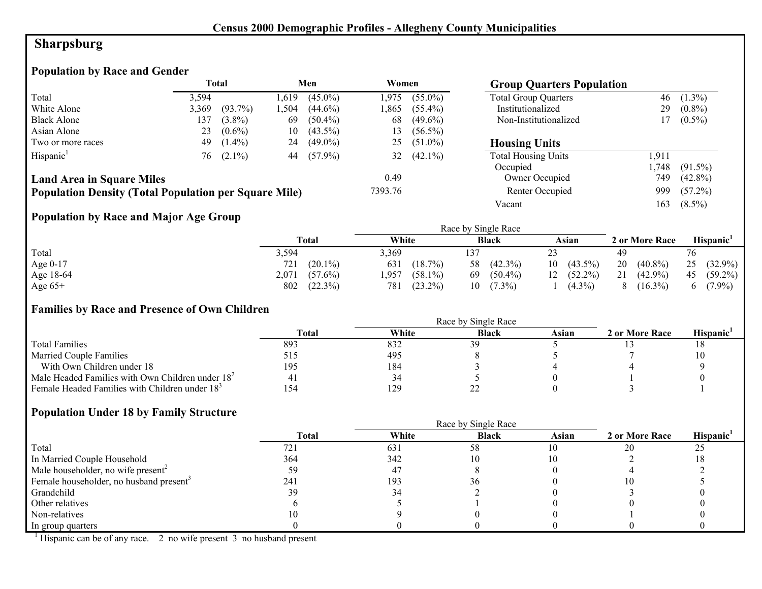# Census 2000 Demographic Profiles - Allegheny County Municipalities

## Sharpsburg

### Population by Race and Gender

| | Total | | Men | | Women | |
|---|---|---|---|---|---|---|
| Total | 3,594 | | 1,619 | (45.0%) | 1,975 | (55.0%) |
| White Alone | 3,369 | (93.7%) | 1,504 | (44.6%) | 1,865 | (55.4%) |
| Black Alone | 137 | (3.8%) | 69 | (50.4%) | 68 | (49.6%) |
| Asian Alone | 23 | (0.6%) | 10 | (43.5%) | 13 | (56.5%) |
| Two or more races | 49 | (1.4%) | 24 | (49.0%) | 25 | (51.0%) |
| Hispanic[1] | 76 | (2.1%) | 44 | (57.9%) | 32 | (42.1%) |

**Land Area in Square Miles** 0.49

**Population Density (Total Population per Square Mile)** 7393.76

### Group Quarters Population

| | | |
|---|---|---|
| Total Group Quarters | 46 | (1.3%) |
| Institutionalized | 29 | (0.8%) |
| Non-Institutionalized | 17 | (0.5%) |

### Housing Units

| | | |
|---|---|---|
| Total Housing Units | 1,911 | |
| Occupied | 1,748 | (91.5%) |
| Owner Occupied | 749 | (42.8%) |
| Renter Occupied | 999 | (57.2%) |
| Vacant | 163 | (8.5%) |

### Population by Race and Major Age Group

| | Total | | Race by Single Race: White | | Black | | Asian | | 2 or More Race | | Hispanic[1] | |
|---|---|---|---|---|---|---|---|---|---|---|---|---|
| Total | 3,594 | | 3,369 | | 137 | | 23 | | 49 | | 76 | |
| Age 0-17 | 721 | (20.1%) | 631 | (18.7%) | 58 | (42.3%) | 10 | (43.5%) | 20 | (40.8%) | 25 | (32.9%) |
| Age 18-64 | 2,071 | (57.6%) | 1,957 | (58.1%) | 69 | (50.4%) | 12 | (52.2%) | 21 | (42.9%) | 45 | (59.2%) |
| Age 65+ | 802 | (22.3%) | 781 | (23.2%) | 10 | (7.3%) | 1 | (4.3%) | 8 | (16.3%) | 6 | (7.9%) |

### Families by Race and Presence of Own Children

| | Total | Race by Single Race: White | Black | Asian | 2 or More Race | Hispanic[1] |
|---|---|---|---|---|---|---|
| Total Families | 893 | 832 | 39 | 5 | 13 | 18 |
| Married Couple Families | 515 | 495 | 8 | 5 | 7 | 10 |
| With Own Children under 18 | 195 | 184 | 3 | 4 | 4 | 9 |
| Male Headed Families with Own Children under 18[2] | 41 | 34 | 5 | 0 | 1 | 0 |
| Female Headed Families with Children under 18[3] | 154 | 129 | 22 | 0 | 3 | 1 |

### Population Under 18 by Family Structure

| | Total | Race by Single Race: White | Black | Asian | 2 or More Race | Hispanic[1] |
|---|---|---|---|---|---|---|
| Total | 721 | 631 | 58 | 10 | 20 | 25 |
| In Married Couple Household | 364 | 342 | 10 | 10 | 2 | 18 |
| Male householder, no wife present[2] | 59 | 47 | 8 | 0 | 4 | 2 |
| Female householder, no husband present[3] | 241 | 193 | 36 | 0 | 10 | 5 |
| Grandchild | 39 | 34 | 2 | 0 | 3 | 0 |
| Other relatives | 6 | 5 | 1 | 0 | 0 | 0 |
| Non-relatives | 10 | 9 | 0 | 0 | 1 | 0 |
| In group quarters | 0 | 0 | 0 | 0 | 0 | 0 |

[1] Hispanic can be of any race. 2 no wife present 3 no husband present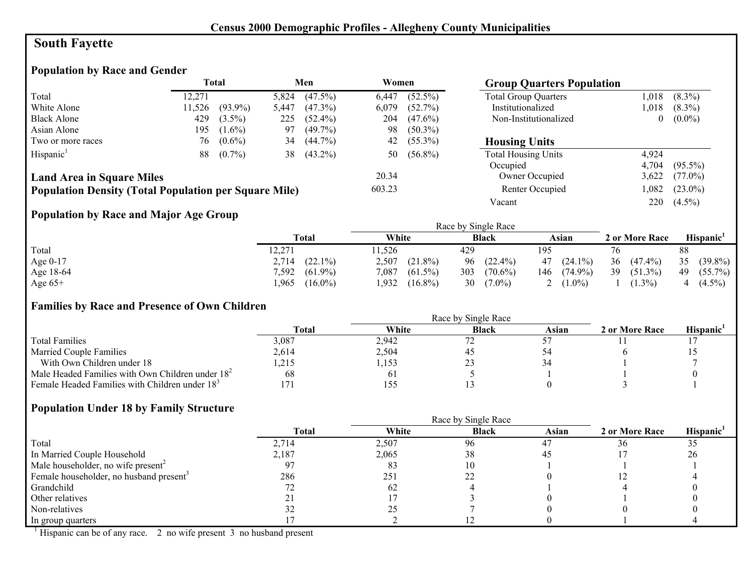## Census 2000 Demographic Profiles - Allegheny County Municipalities

# South Fayette

### Population by Race and Gender

| | Total | | Men | | Women | |
|---|---|---|---|---|---|---|
| Total | 12,271 | | 5,824 | (47.5%) | 6,447 | (52.5%) |
| White Alone | 11,526 | (93.9%) | 5,447 | (47.3%) | 6,079 | (52.7%) |
| Black Alone | 429 | (3.5%) | 225 | (52.4%) | 204 | (47.6%) |
| Asian Alone | 195 | (1.6%) | 97 | (49.7%) | 98 | (50.3%) |
| Two or more races | 76 | (0.6%) | 34 | (44.7%) | 42 | (55.3%) |
| Hispanic[1] | 88 | (0.7%) | 38 | (43.2%) | 50 | (56.8%) |

**Land Area in Square Miles** 20.34

**Population Density (Total Population per Square Mile)** 603.23

### Group Quarters Population

| | | |
|---|---|---|
| Total Group Quarters | 1,018 | (8.3%) |
| Institutionalized | 1,018 | (8.3%) |
| Non-Institutionalized | 0 | (0.0%) |

### Housing Units

| | | |
|---|---|---|
| Total Housing Units | 4,924 | |
| Occupied | 4,704 | (95.5%) |
| Owner Occupied | 3,622 | (77.0%) |
| Renter Occupied | 1,082 | (23.0%) |
| Vacant | 220 | (4.5%) |

### Population by Race and Major Age Group

| | Total | | White | | Black | | Asian | | 2 or More Race | | Hispanic[1] | |
|---|---|---|---|---|---|---|---|---|---|---|---|---|
| Total | 12,271 | | 11,526 | | 429 | | 195 | | 76 | | 88 | |
| Age 0-17 | 2,714 | (22.1%) | 2,507 | (21.8%) | 96 | (22.4%) | 47 | (24.1%) | 36 | (47.4%) | 35 | (39.8%) |
| Age 18-64 | 7,592 | (61.9%) | 7,087 | (61.5%) | 303 | (70.6%) | 146 | (74.9%) | 39 | (51.3%) | 49 | (55.7%) |
| Age 65+ | 1,965 | (16.0%) | 1,932 | (16.8%) | 30 | (7.0%) | 2 | (1.0%) | 1 | (1.3%) | 4 | (4.5%) |

(White, Black, Asian: Race by Single Race)

### Families by Race and Presence of Own Children

| | Total | White | Black | Asian | 2 or More Race | Hispanic[1] |
|---|---|---|---|---|---|---|
| Total Families | 3,087 | 2,942 | 72 | 57 | 11 | 17 |
| Married Couple Families | 2,614 | 2,504 | 45 | 54 | 6 | 15 |
| With Own Children under 18 | 1,215 | 1,153 | 23 | 34 | 1 | 7 |
| Male Headed Families with Own Children under 18[2] | 68 | 61 | 5 | 1 | 1 | 0 |
| Female Headed Families with Children under 18[3] | 171 | 155 | 13 | 0 | 3 | 1 |

(White, Black, Asian: Race by Single Race)

### Population Under 18 by Family Structure

| | Total | White | Black | Asian | 2 or More Race | Hispanic[1] |
|---|---|---|---|---|---|---|
| Total | 2,714 | 2,507 | 96 | 47 | 36 | 35 |
| In Married Couple Household | 2,187 | 2,065 | 38 | 45 | 17 | 26 |
| Male householder, no wife present[2] | 97 | 83 | 10 | 1 | 1 | 1 |
| Female householder, no husband present[3] | 286 | 251 | 22 | 0 | 12 | 4 |
| Grandchild | 72 | 62 | 4 | 1 | 4 | 0 |
| Other relatives | 21 | 17 | 3 | 0 | 1 | 0 |
| Non-relatives | 32 | 25 | 7 | 0 | 0 | 0 |
| In group quarters | 17 | 2 | 12 | 0 | 1 | 4 |

(White, Black, Asian: Race by Single Race)

[1] Hispanic can be of any race. 2 no wife present 3 no husband present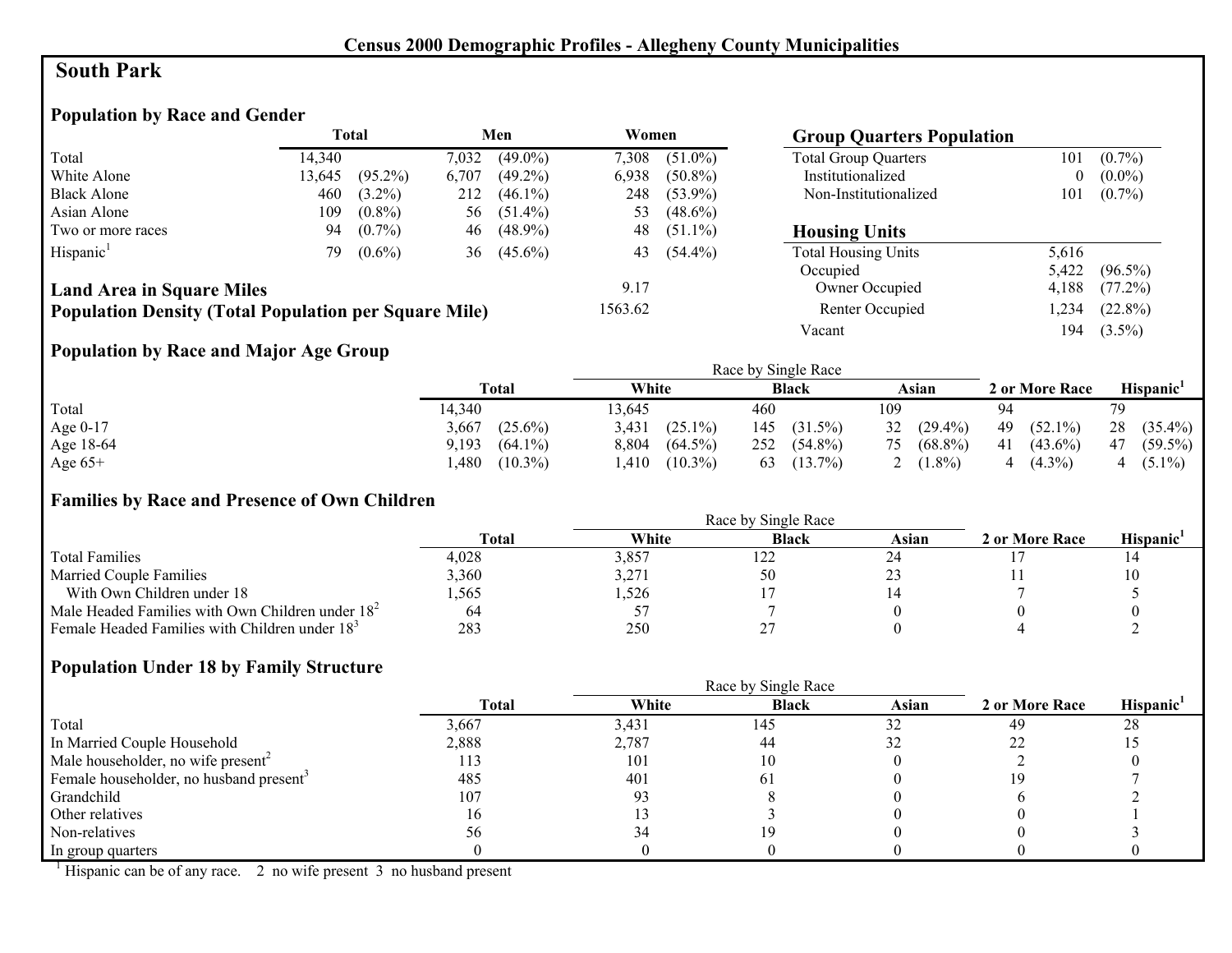# Census 2000 Demographic Profiles - Allegheny County Municipalities

## South Park

### Population by Race and Gender

| | Total | | Men | | Women | |
|---|---|---|---|---|---|---|
| Total | 14,340 | | 7,032 | (49.0%) | 7,308 | (51.0%) |
| White Alone | 13,645 | (95.2%) | 6,707 | (49.2%) | 6,938 | (50.8%) |
| Black Alone | 460 | (3.2%) | 212 | (46.1%) | 248 | (53.9%) |
| Asian Alone | 109 | (0.8%) | 56 | (51.4%) | 53 | (48.6%) |
| Two or more races | 94 | (0.7%) | 46 | (48.9%) | 48 | (51.1%) |
| Hispanic[1] | 79 | (0.6%) | 36 | (45.6%) | 43 | (54.4%) |

**Land Area in Square Miles** 9.17

**Population Density (Total Population per Square Mile)** 1563.62

### Group Quarters Population

| | | |
|---|---|---|
| Total Group Quarters | 101 | (0.7%) |
| Institutionalized | 0 | (0.0%) |
| Non-Institutionalized | 101 | (0.7%) |

### Housing Units

| | | |
|---|---|---|
| Total Housing Units | 5,616 | |
| Occupied | 5,422 | (96.5%) |
| Owner Occupied | 4,188 | (77.2%) |
| Renter Occupied | 1,234 | (22.8%) |
| Vacant | 194 | (3.5%) |

### Population by Race and Major Age Group

| | Total | | Race by Single Race: White | | Black | | Asian | | 2 or More Race | | Hispanic[1] | |
|---|---|---|---|---|---|---|---|---|---|---|---|---|
| Total | 14,340 | | 13,645 | | 460 | | 109 | | 94 | | 79 | |
| Age 0-17 | 3,667 | (25.6%) | 3,431 | (25.1%) | 145 | (31.5%) | 32 | (29.4%) | 49 | (52.1%) | 28 | (35.4%) |
| Age 18-64 | 9,193 | (64.1%) | 8,804 | (64.5%) | 252 | (54.8%) | 75 | (68.8%) | 41 | (43.6%) | 47 | (59.5%) |
| Age 65+ | 1,480 | (10.3%) | 1,410 | (10.3%) | 63 | (13.7%) | 2 | (1.8%) | 4 | (4.3%) | 4 | (5.1%) |

### Families by Race and Presence of Own Children

| | Total | Race by Single Race: White | Black | Asian | 2 or More Race | Hispanic[1] |
|---|---|---|---|---|---|---|
| Total Families | 4,028 | 3,857 | 122 | 24 | 17 | 14 |
| Married Couple Families | 3,360 | 3,271 | 50 | 23 | 11 | 10 |
| With Own Children under 18 | 1,565 | 1,526 | 17 | 14 | 7 | 5 |
| Male Headed Families with Own Children under 18[2] | 64 | 57 | 7 | 0 | 0 | 0 |
| Female Headed Families with Children under 18[3] | 283 | 250 | 27 | 0 | 4 | 2 |

### Population Under 18 by Family Structure

| | Total | Race by Single Race: White | Black | Asian | 2 or More Race | Hispanic[1] |
|---|---|---|---|---|---|---|
| Total | 3,667 | 3,431 | 145 | 32 | 49 | 28 |
| In Married Couple Household | 2,888 | 2,787 | 44 | 32 | 22 | 15 |
| Male householder, no wife present[2] | 113 | 101 | 10 | 0 | 2 | 0 |
| Female householder, no husband present[3] | 485 | 401 | 61 | 0 | 19 | 7 |
| Grandchild | 107 | 93 | 8 | 0 | 6 | 2 |
| Other relatives | 16 | 13 | 3 | 0 | 0 | 1 |
| Non-relatives | 56 | 34 | 19 | 0 | 0 | 3 |
| In group quarters | 0 | 0 | 0 | 0 | 0 | 0 |

[1] Hispanic can be of any race. 2 no wife present 3 no husband present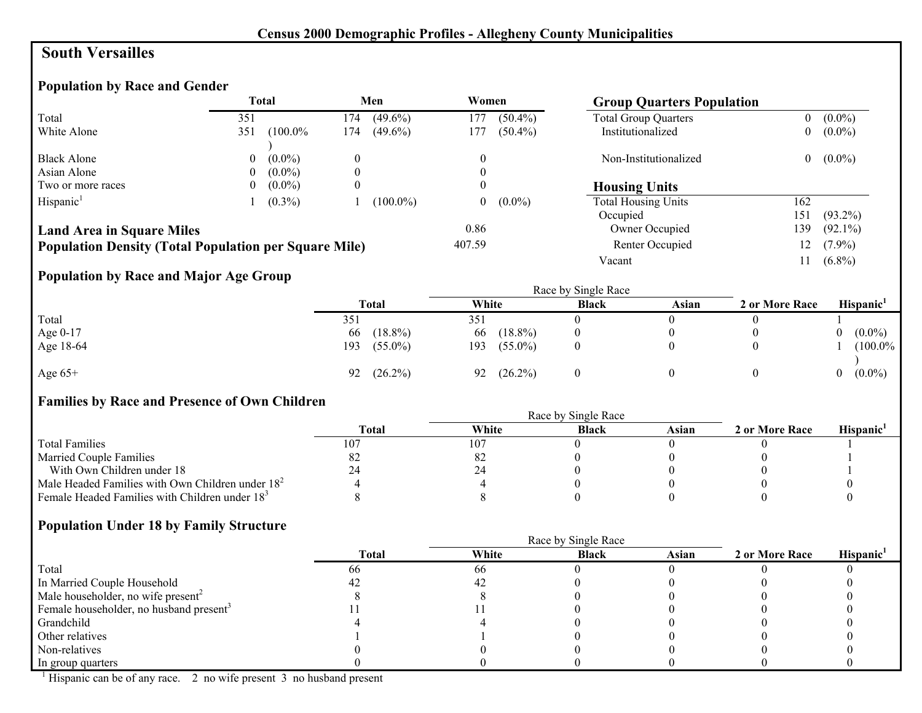## Census 2000 Demographic Profiles - Allegheny County Municipalities

# South Versailles

### Population by Race and Gender

| | Total | | Men | | Women | |
|---|---|---|---|---|---|---|
| Total | 351 | | 174 | (49.6%) | 177 | (50.4%) |
| White Alone | 351 | (100.0%) | 174 | (49.6%) | 177 | (50.4%) |
| Black Alone | 0 | (0.0%) | 0 | | 0 | |
| Asian Alone | 0 | (0.0%) | 0 | | 0 | |
| Two or more races | 0 | (0.0%) | 0 | | 0 | |
| Hispanic[1] | 1 | (0.3%) | 1 | (100.0%) | 0 | (0.0%) |

**Land Area in Square Miles** 0.86

**Population Density (Total Population per Square Mile)** 407.59

### Group Quarters Population

| | | |
|---|---|---|
| Total Group Quarters | 0 | (0.0%) |
| Institutionalized | 0 | (0.0%) |
| Non-Institutionalized | 0 | (0.0%) |

### Housing Units

| | | |
|---|---|---|
| Total Housing Units | 162 | |
| Occupied | 151 | (93.2%) |
| Owner Occupied | 139 | (92.1%) |
| Renter Occupied | 12 | (7.9%) |
| Vacant | 11 | (6.8%) |

### Population by Race and Major Age Group

| | Total | | Race by Single Race | | | | | 2 or More Race | Hispanic[1] | |
|---|---|---|---|---|---|---|---|---|---|---|
| | | | White | | Black | Asian | | | | |
| Total | 351 | | 351 | | 0 | 0 | | 0 | 1 | |
| Age 0-17 | 66 | (18.8%) | 66 | (18.8%) | 0 | 0 | | 0 | 0 | (0.0%) |
| Age 18-64 | 193 | (55.0%) | 193 | (55.0%) | 0 | 0 | | 0 | 1 | (100.0%) |
| Age 65+ | 92 | (26.2%) | 92 | (26.2%) | 0 | 0 | | 0 | 0 | (0.0%) |

### Families by Race and Presence of Own Children

| | Total | Race by Single Race | | | 2 or More Race | Hispanic[1] |
|---|---|---|---|---|---|---|
| | | White | Black | Asian | | |
| Total Families | 107 | 107 | 0 | 0 | 0 | 1 |
| Married Couple Families | 82 | 82 | 0 | 0 | 0 | 1 |
| With Own Children under 18 | 24 | 24 | 0 | 0 | 0 | 1 |
| Male Headed Families with Own Children under 18[2] | 4 | 4 | 0 | 0 | 0 | 0 |
| Female Headed Families with Children under 18[3] | 8 | 8 | 0 | 0 | 0 | 0 |

### Population Under 18 by Family Structure

| | Total | Race by Single Race | | | 2 or More Race | Hispanic[1] |
|---|---|---|---|---|---|---|
| | | White | Black | Asian | | |
| Total | 66 | 66 | 0 | 0 | 0 | 0 |
| In Married Couple Household | 42 | 42 | 0 | 0 | 0 | 0 |
| Male householder, no wife present[2] | 8 | 8 | 0 | 0 | 0 | 0 |
| Female householder, no husband present[3] | 11 | 11 | 0 | 0 | 0 | 0 |
| Grandchild | 4 | 4 | 0 | 0 | 0 | 0 |
| Other relatives | 1 | 1 | 0 | 0 | 0 | 0 |
| Non-relatives | 0 | 0 | 0 | 0 | 0 | 0 |
| In group quarters | 0 | 0 | 0 | 0 | 0 | 0 |

[1] Hispanic can be of any race. 2 no wife present 3 no husband present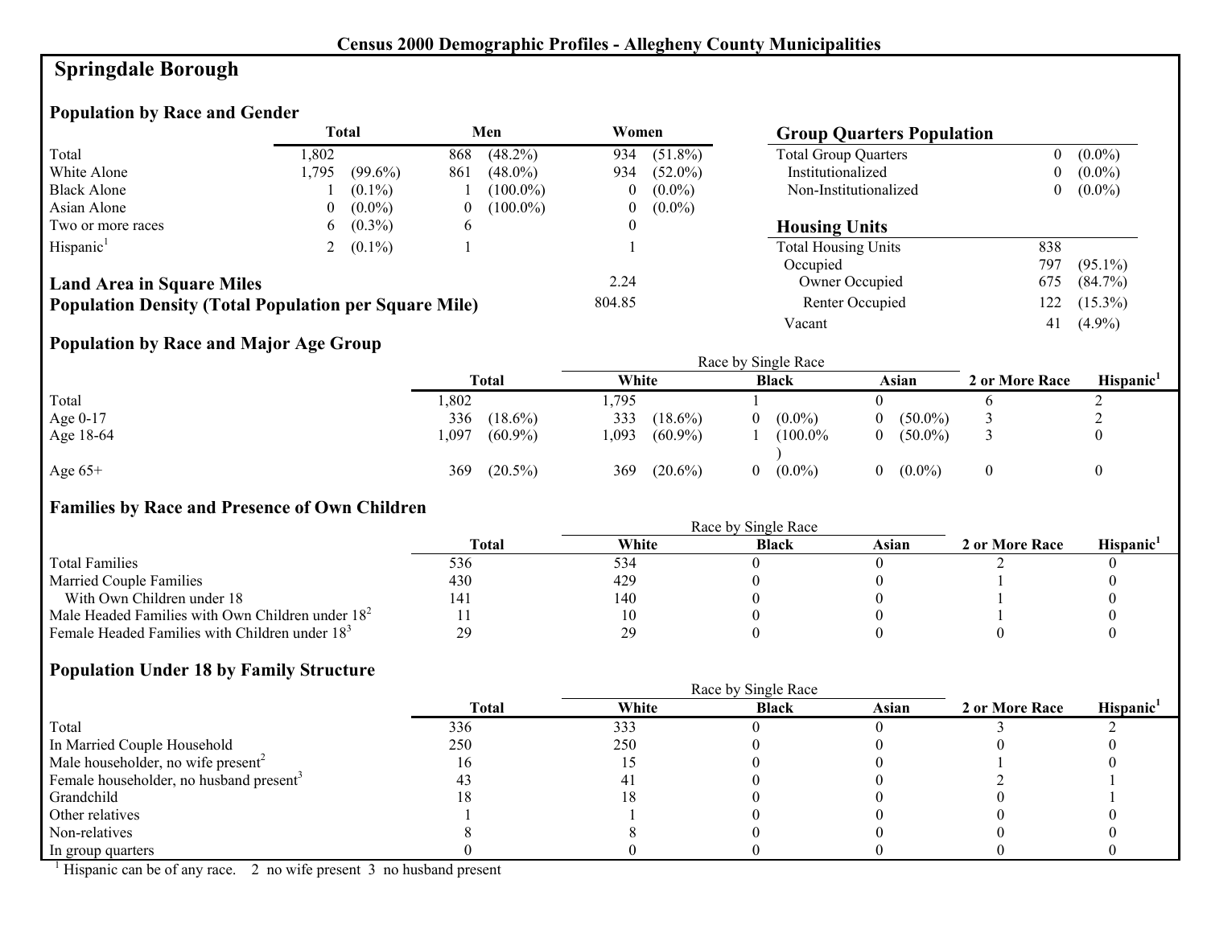## Census 2000 Demographic Profiles - Allegheny County Municipalities

# Springdale Borough

### Population by Race and Gender

| | Total | | Men | | Women | |
|---|---|---|---|---|---|---|
| Total | 1,802 | | 868 | (48.2%) | 934 | (51.8%) |
| White Alone | 1,795 | (99.6%) | 861 | (48.0%) | 934 | (52.0%) |
| Black Alone | 1 | (0.1%) | 1 | (100.0%) | 0 | (0.0%) |
| Asian Alone | 0 | (0.0%) | 0 | (100.0%) | 0 | (0.0%) |
| Two or more races | 6 | (0.3%) | 6 | | 0 | |
| Hispanic[1] | 2 | (0.1%) | 1 | | 1 | |

**Land Area in Square Miles** 2.24

**Population Density (Total Population per Square Mile)** 804.85

### Group Quarters Population

| | | |
|---|---|---|
| Total Group Quarters | 0 | (0.0%) |
| Institutionalized | 0 | (0.0%) |
| Non-Institutionalized | 0 | (0.0%) |

### Housing Units

| | | |
|---|---|---|
| Total Housing Units | 838 | |
| Occupied | 797 | (95.1%) |
| Owner Occupied | 675 | (84.7%) |
| Renter Occupied | 122 | (15.3%) |
| Vacant | 41 | (4.9%) |

### Population by Race and Major Age Group

| | Total | | Race by Single Race: White | | Black | | Asian | | 2 or More Race | Hispanic[1] |
|---|---|---|---|---|---|---|---|---|---|---|
| Total | 1,802 | | 1,795 | | 1 | | 0 | | 6 | 2 |
| Age 0-17 | 336 | (18.6%) | 333 | (18.6%) | 0 | (0.0%) | 0 | (50.0%) | 3 | 2 |
| Age 18-64 | 1,097 | (60.9%) | 1,093 | (60.9%) | 1 | (100.0%) | 0 | (50.0%) | 3 | 0 |
| Age 65+ | 369 | (20.5%) | 369 | (20.6%) | 0 | (0.0%) | 0 | (0.0%) | 0 | 0 |

### Families by Race and Presence of Own Children

| | Total | Race by Single Race: White | Black | Asian | 2 or More Race | Hispanic[1] |
|---|---|---|---|---|---|---|
| Total Families | 536 | 534 | 0 | 0 | 2 | 0 |
| Married Couple Families | 430 | 429 | 0 | 0 | 1 | 0 |
| With Own Children under 18 | 141 | 140 | 0 | 0 | 1 | 0 |
| Male Headed Families with Own Children under 18[2] | 11 | 10 | 0 | 0 | 1 | 0 |
| Female Headed Families with Children under 18[3] | 29 | 29 | 0 | 0 | 0 | 0 |

### Population Under 18 by Family Structure

| | Total | Race by Single Race: White | Black | Asian | 2 or More Race | Hispanic[1] |
|---|---|---|---|---|---|---|
| Total | 336 | 333 | 0 | 0 | 3 | 2 |
| In Married Couple Household | 250 | 250 | 0 | 0 | 0 | 0 |
| Male householder, no wife present[2] | 16 | 15 | 0 | 0 | 1 | 0 |
| Female householder, no husband present[3] | 43 | 41 | 0 | 0 | 2 | 1 |
| Grandchild | 18 | 18 | 0 | 0 | 0 | 1 |
| Other relatives | 1 | 1 | 0 | 0 | 0 | 0 |
| Non-relatives | 8 | 8 | 0 | 0 | 0 | 0 |
| In group quarters | 0 | 0 | 0 | 0 | 0 | 0 |

[1] Hispanic can be of any race. 2 no wife present 3 no husband present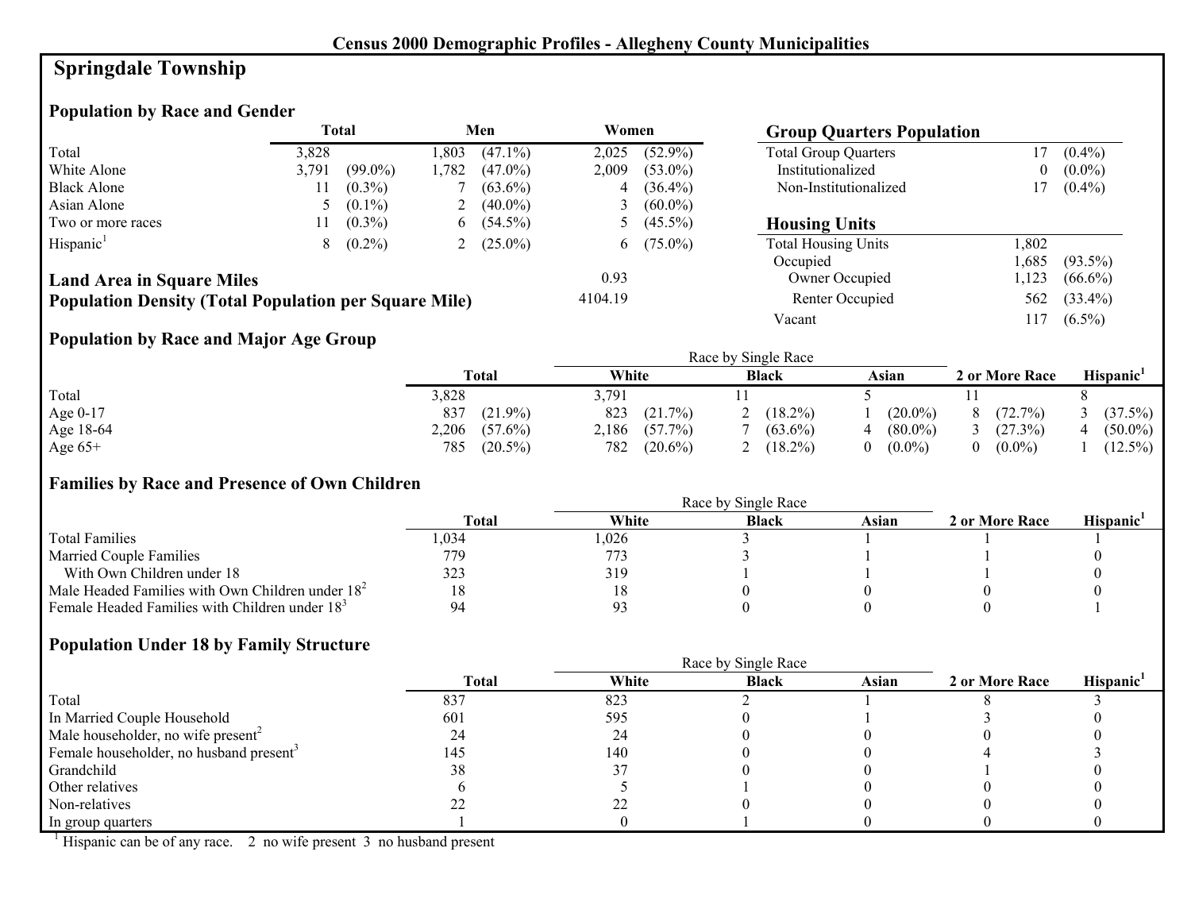## Census 2000 Demographic Profiles - Allegheny County Municipalities

# Springdale Township

### Population by Race and Gender

| | Total | | Men | | Women | |
|---|---|---|---|---|---|---|
| Total | 3,828 | | 1,803 | (47.1%) | 2,025 | (52.9%) |
| White Alone | 3,791 | (99.0%) | 1,782 | (47.0%) | 2,009 | (53.0%) |
| Black Alone | 11 | (0.3%) | 7 | (63.6%) | 4 | (36.4%) |
| Asian Alone | 5 | (0.1%) | 2 | (40.0%) | 3 | (60.0%) |
| Two or more races | 11 | (0.3%) | 6 | (54.5%) | 5 | (45.5%) |
| Hispanic[1] | 8 | (0.2%) | 2 | (25.0%) | 6 | (75.0%) |

**Land Area in Square Miles** 0.93

**Population Density (Total Population per Square Mile)** 4104.19

### Group Quarters Population

| | | |
|---|---|---|
| Total Group Quarters | 17 | (0.4%) |
| Institutionalized | 0 | (0.0%) |
| Non-Institutionalized | 17 | (0.4%) |

### Housing Units

| | | |
|---|---|---|
| Total Housing Units | 1,802 | |
| Occupied | 1,685 | (93.5%) |
| Owner Occupied | 1,123 | (66.6%) |
| Renter Occupied | 562 | (33.4%) |
| Vacant | 117 | (6.5%) |

### Population by Race and Major Age Group

| | Total | | Race by Single Race | | | | | | 2 or More Race | | Hispanic[1] | |
|---|---|---|---|---|---|---|---|---|---|---|---|---|
| | | | White | | Black | | Asian | | | | | |
| Total | 3,828 | | 3,791 | | 11 | | 5 | | 11 | | 8 | |
| Age 0-17 | 837 | (21.9%) | 823 | (21.7%) | 2 | (18.2%) | 1 | (20.0%) | 8 | (72.7%) | 3 | (37.5%) |
| Age 18-64 | 2,206 | (57.6%) | 2,186 | (57.7%) | 7 | (63.6%) | 4 | (80.0%) | 3 | (27.3%) | 4 | (50.0%) |
| Age 65+ | 785 | (20.5%) | 782 | (20.6%) | 2 | (18.2%) | 0 | (0.0%) | 0 | (0.0%) | 1 | (12.5%) |

### Families by Race and Presence of Own Children

| | Total | Race by Single Race | | | 2 or More Race | Hispanic[1] |
|---|---|---|---|---|---|---|
| | | White | Black | Asian | | |
| Total Families | 1,034 | 1,026 | 3 | 1 | 1 | 1 |
| Married Couple Families | 779 | 773 | 3 | 1 | 1 | 0 |
| With Own Children under 18 | 323 | 319 | 1 | 1 | 1 | 0 |
| Male Headed Families with Own Children under 18[2] | 18 | 18 | 0 | 0 | 0 | 0 |
| Female Headed Families with Children under 18[3] | 94 | 93 | 0 | 0 | 0 | 1 |

### Population Under 18 by Family Structure

| | Total | Race by Single Race | | | 2 or More Race | Hispanic[1] |
|---|---|---|---|---|---|---|
| | | White | Black | Asian | | |
| Total | 837 | 823 | 2 | 1 | 8 | 3 |
| In Married Couple Household | 601 | 595 | 0 | 1 | 3 | 0 |
| Male householder, no wife present[2] | 24 | 24 | 0 | 0 | 0 | 0 |
| Female householder, no husband present[3] | 145 | 140 | 0 | 0 | 4 | 3 |
| Grandchild | 38 | 37 | 0 | 0 | 1 | 0 |
| Other relatives | 6 | 5 | 1 | 0 | 0 | 0 |
| Non-relatives | 22 | 22 | 0 | 0 | 0 | 0 |
| In group quarters | 1 | 0 | 1 | 0 | 0 | 0 |

[1] Hispanic can be of any race. 2 no wife present 3 no husband present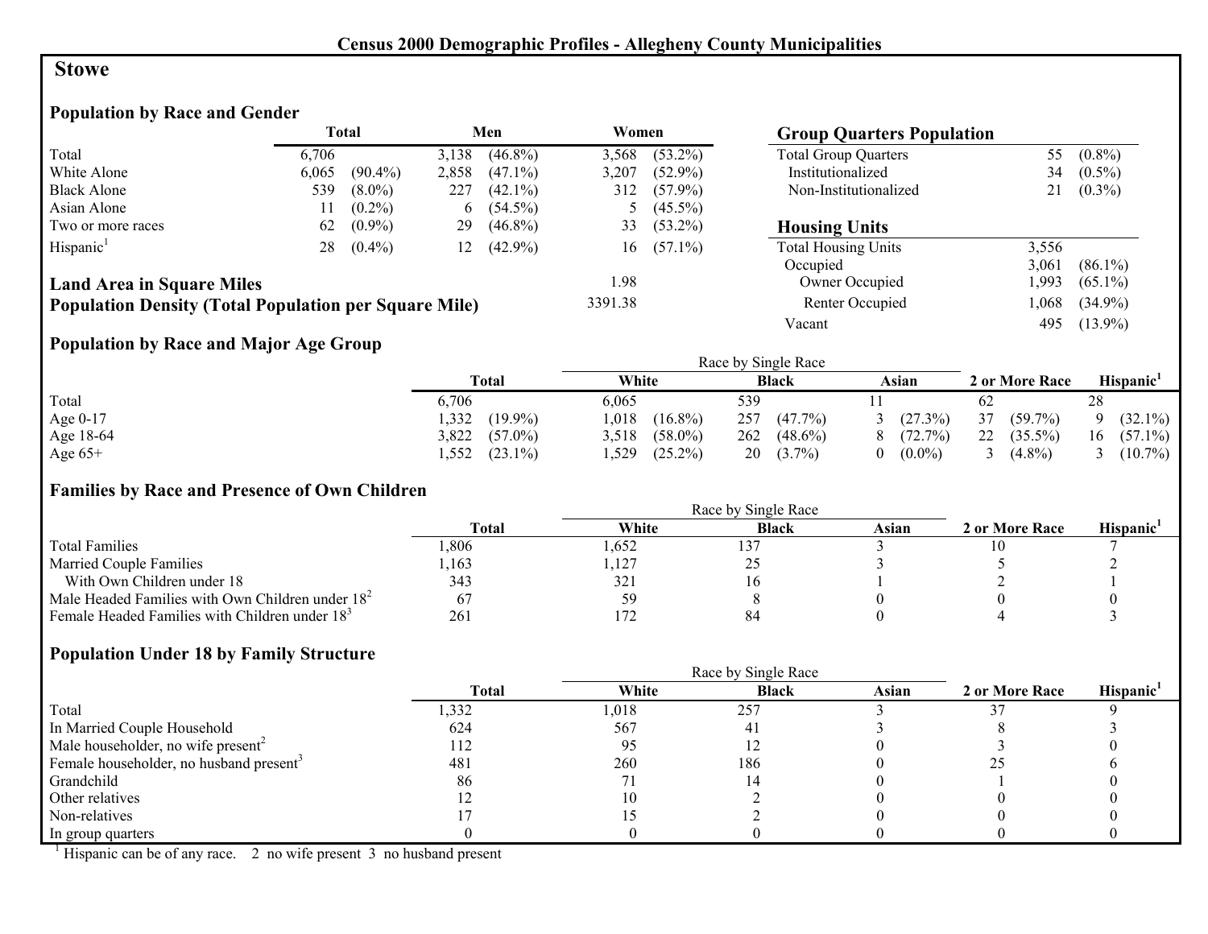## Census 2000 Demographic Profiles - Allegheny County Municipalities

# Stowe

### Population by Race and Gender

| | Total | | Men | | Women | |
|---|---|---|---|---|---|---|
| Total | 6,706 | | 3,138 | (46.8%) | 3,568 | (53.2%) |
| White Alone | 6,065 | (90.4%) | 2,858 | (47.1%) | 3,207 | (52.9%) |
| Black Alone | 539 | (8.0%) | 227 | (42.1%) | 312 | (57.9%) |
| Asian Alone | 11 | (0.2%) | 6 | (54.5%) | 5 | (45.5%) |
| Two or more races | 62 | (0.9%) | 29 | (46.8%) | 33 | (53.2%) |
| Hispanic[1] | 28 | (0.4%) | 12 | (42.9%) | 16 | (57.1%) |

**Land Area in Square Miles** 1.98

**Population Density (Total Population per Square Mile)** 3391.38

### Group Quarters Population

| | | |
|---|---|---|
| Total Group Quarters | 55 | (0.8%) |
| Institutionalized | 34 | (0.5%) |
| Non-Institutionalized | 21 | (0.3%) |

### Housing Units

| | | |
|---|---|---|
| Total Housing Units | 3,556 | |
| Occupied | 3,061 | (86.1%) |
| Owner Occupied | 1,993 | (65.1%) |
| Renter Occupied | 1,068 | (34.9%) |
| Vacant | 495 | (13.9%) |

### Population by Race and Major Age Group

| | Total | | Race by Single Race: White | | Black | | Asian | | 2 or More Race | | Hispanic[1] | |
|---|---|---|---|---|---|---|---|---|---|---|---|---|
| Total | 6,706 | | 6,065 | | 539 | | 11 | | 62 | | 28 | |
| Age 0-17 | 1,332 | (19.9%) | 1,018 | (16.8%) | 257 | (47.7%) | 3 | (27.3%) | 37 | (59.7%) | 9 | (32.1%) |
| Age 18-64 | 3,822 | (57.0%) | 3,518 | (58.0%) | 262 | (48.6%) | 8 | (72.7%) | 22 | (35.5%) | 16 | (57.1%) |
| Age 65+ | 1,552 | (23.1%) | 1,529 | (25.2%) | 20 | (3.7%) | 0 | (0.0%) | 3 | (4.8%) | 3 | (10.7%) |

### Families by Race and Presence of Own Children

| | Total | Race by Single Race: White | Black | Asian | 2 or More Race | Hispanic[1] |
|---|---|---|---|---|---|---|
| Total Families | 1,806 | 1,652 | 137 | 3 | 10 | 7 |
| Married Couple Families | 1,163 | 1,127 | 25 | 3 | 5 | 2 |
| With Own Children under 18 | 343 | 321 | 16 | 1 | 2 | 1 |
| Male Headed Families with Own Children under 18[2] | 67 | 59 | 8 | 0 | 0 | 0 |
| Female Headed Families with Children under 18[3] | 261 | 172 | 84 | 0 | 4 | 3 |

### Population Under 18 by Family Structure

| | Total | Race by Single Race: White | Black | Asian | 2 or More Race | Hispanic[1] |
|---|---|---|---|---|---|---|
| Total | 1,332 | 1,018 | 257 | 3 | 37 | 9 |
| In Married Couple Household | 624 | 567 | 41 | 3 | 8 | 3 |
| Male householder, no wife present[2] | 112 | 95 | 12 | 0 | 3 | 0 |
| Female householder, no husband present[3] | 481 | 260 | 186 | 0 | 25 | 6 |
| Grandchild | 86 | 71 | 14 | 0 | 1 | 0 |
| Other relatives | 12 | 10 | 2 | 0 | 0 | 0 |
| Non-relatives | 17 | 15 | 2 | 0 | 0 | 0 |
| In group quarters | 0 | 0 | 0 | 0 | 0 | 0 |

[1] Hispanic can be of any race. 2 no wife present 3 no husband present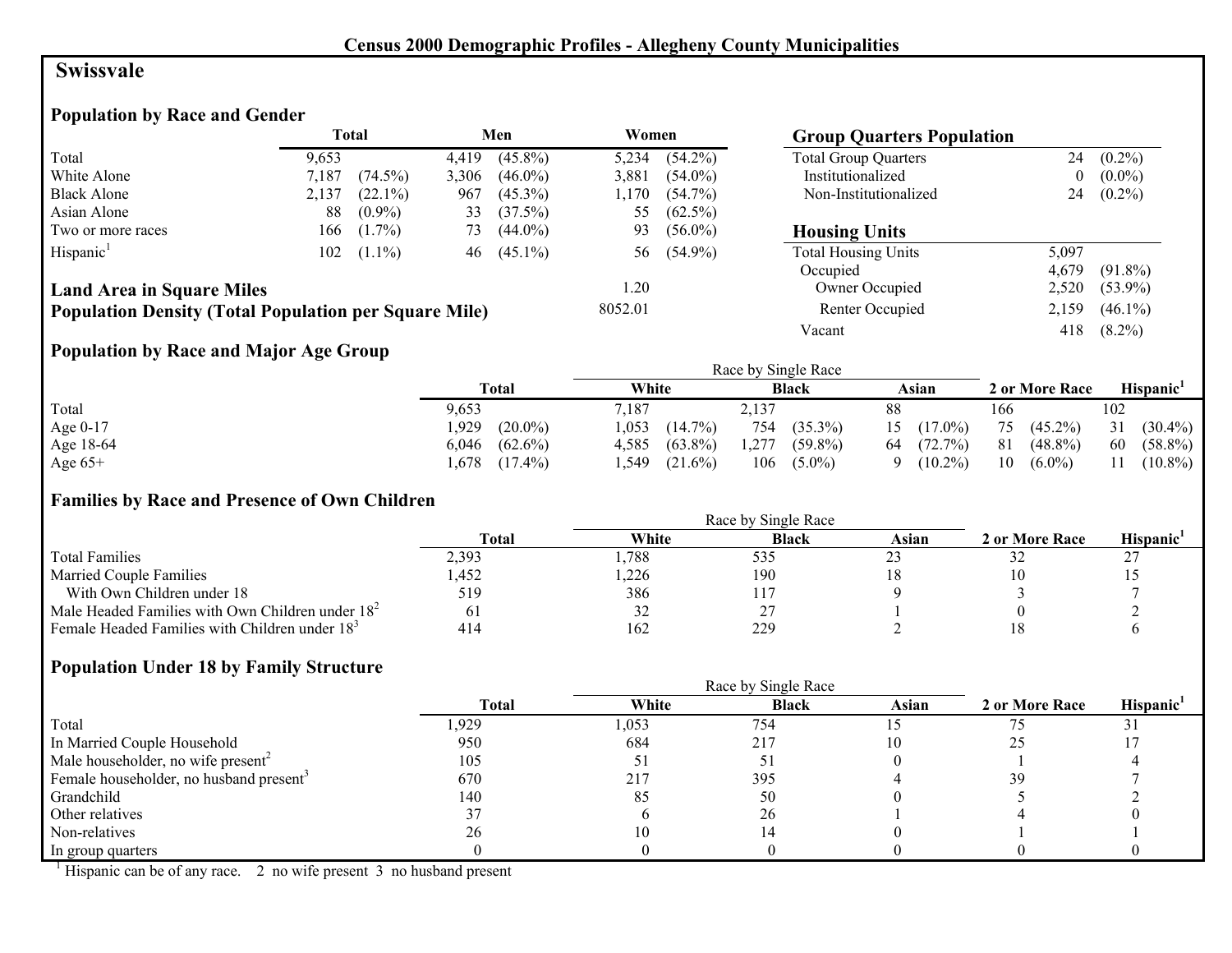# Census 2000 Demographic Profiles - Allegheny County Municipalities

## Swissvale

### Population by Race and Gender

| | Total | | Men | | Women | |
|---|---|---|---|---|---|---|
| Total | 9,653 | | 4,419 | (45.8%) | 5,234 | (54.2%) |
| White Alone | 7,187 | (74.5%) | 3,306 | (46.0%) | 3,881 | (54.0%) |
| Black Alone | 2,137 | (22.1%) | 967 | (45.3%) | 1,170 | (54.7%) |
| Asian Alone | 88 | (0.9%) | 33 | (37.5%) | 55 | (62.5%) |
| Two or more races | 166 | (1.7%) | 73 | (44.0%) | 93 | (56.0%) |
| Hispanic[1] | 102 | (1.1%) | 46 | (45.1%) | 56 | (54.9%) |

**Land Area in Square Miles** 1.20

**Population Density (Total Population per Square Mile)** 8052.01

### Group Quarters Population

| | | |
|---|---|---|
| Total Group Quarters | 24 | (0.2%) |
| Institutionalized | 0 | (0.0%) |
| Non-Institutionalized | 24 | (0.2%) |

### Housing Units

| | | |
|---|---|---|
| Total Housing Units | 5,097 | |
| Occupied | 4,679 | (91.8%) |
| Owner Occupied | 2,520 | (53.9%) |
| Renter Occupied | 2,159 | (46.1%) |
| Vacant | 418 | (8.2%) |

### Population by Race and Major Age Group

| | Total | | Race by Single Race | | | | | | 2 or More Race | | Hispanic[1] | |
|---|---|---|---|---|---|---|---|---|---|---|---|---|
| | | | White | | Black | | Asian | | | | | |
| Total | 9,653 | | 7,187 | | 2,137 | | 88 | | 166 | | 102 | |
| Age 0-17 | 1,929 | (20.0%) | 1,053 | (14.7%) | 754 | (35.3%) | 15 | (17.0%) | 75 | (45.2%) | 31 | (30.4%) |
| Age 18-64 | 6,046 | (62.6%) | 4,585 | (63.8%) | 1,277 | (59.8%) | 64 | (72.7%) | 81 | (48.8%) | 60 | (58.8%) |
| Age 65+ | 1,678 | (17.4%) | 1,549 | (21.6%) | 106 | (5.0%) | 9 | (10.2%) | 10 | (6.0%) | 11 | (10.8%) |

### Families by Race and Presence of Own Children

| | Total | Race by Single Race | | | 2 or More Race | Hispanic[1] |
|---|---|---|---|---|---|---|
| | | White | Black | Asian | | |
| Total Families | 2,393 | 1,788 | 535 | 23 | 32 | 27 |
| Married Couple Families | 1,452 | 1,226 | 190 | 18 | 10 | 15 |
| With Own Children under 18 | 519 | 386 | 117 | 9 | 3 | 7 |
| Male Headed Families with Own Children under 18[2] | 61 | 32 | 27 | 1 | 0 | 2 |
| Female Headed Families with Children under 18[3] | 414 | 162 | 229 | 2 | 18 | 6 |

### Population Under 18 by Family Structure

| | Total | Race by Single Race | | | 2 or More Race | Hispanic[1] |
|---|---|---|---|---|---|---|
| | | White | Black | Asian | | |
| Total | 1,929 | 1,053 | 754 | 15 | 75 | 31 |
| In Married Couple Household | 950 | 684 | 217 | 10 | 25 | 17 |
| Male householder, no wife present[2] | 105 | 51 | 51 | 0 | 1 | 4 |
| Female householder, no husband present[3] | 670 | 217 | 395 | 4 | 39 | 7 |
| Grandchild | 140 | 85 | 50 | 0 | 5 | 2 |
| Other relatives | 37 | 6 | 26 | 1 | 4 | 0 |
| Non-relatives | 26 | 10 | 14 | 0 | 1 | 1 |
| In group quarters | 0 | 0 | 0 | 0 | 0 | 0 |

[1] Hispanic can be of any race. 2 no wife present 3 no husband present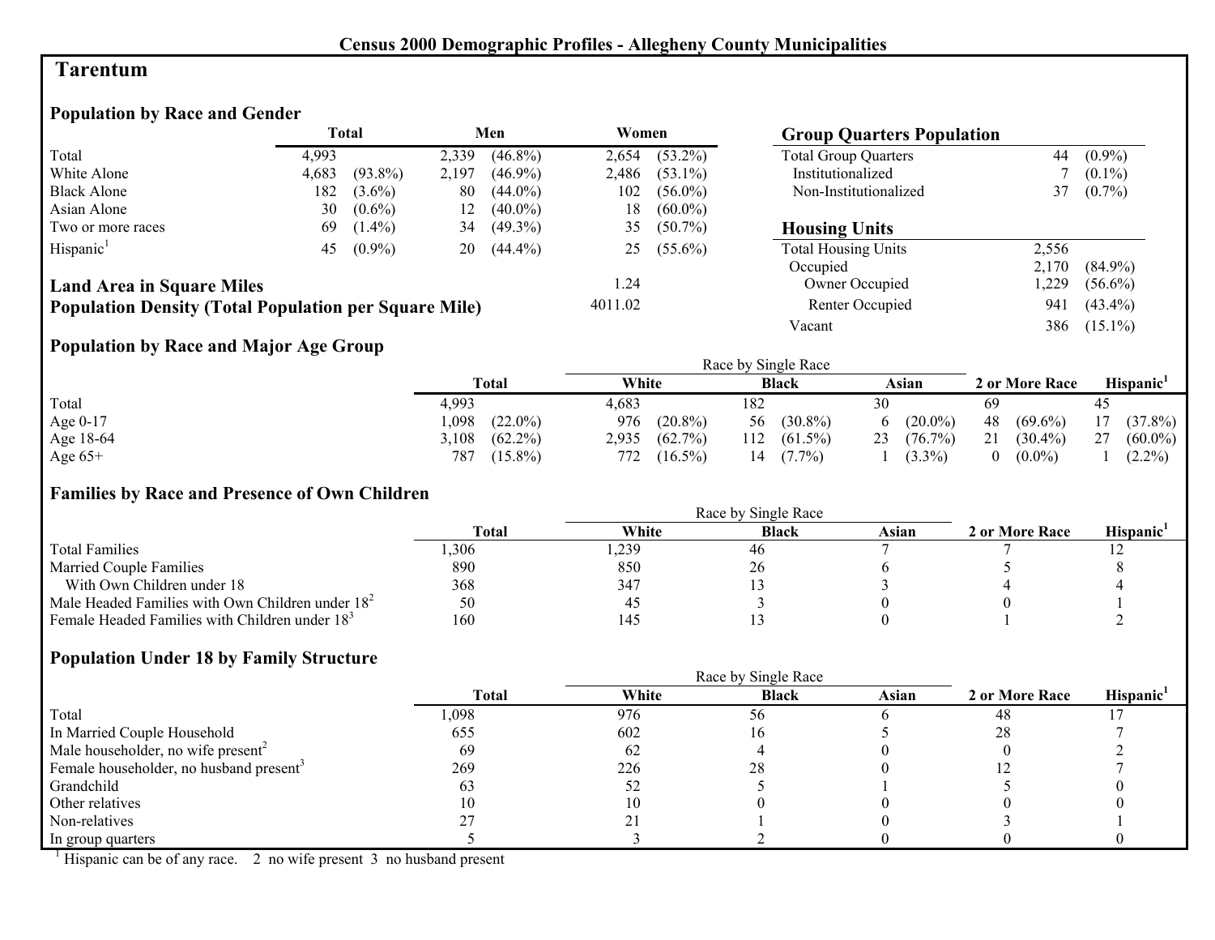# Census 2000 Demographic Profiles - Allegheny County Municipalities

## Tarentum

### Population by Race and Gender

| | Total | | Men | | Women | |
|---|---|---|---|---|---|---|
| Total | 4,993 | | 2,339 | (46.8%) | 2,654 | (53.2%) |
| White Alone | 4,683 | (93.8%) | 2,197 | (46.9%) | 2,486 | (53.1%) |
| Black Alone | 182 | (3.6%) | 80 | (44.0%) | 102 | (56.0%) |
| Asian Alone | 30 | (0.6%) | 12 | (40.0%) | 18 | (60.0%) |
| Two or more races | 69 | (1.4%) | 34 | (49.3%) | 35 | (50.7%) |
| Hispanic[1] | 45 | (0.9%) | 20 | (44.4%) | 25 | (55.6%) |

**Land Area in Square Miles** 1.24

**Population Density (Total Population per Square Mile)** 4011.02

### Group Quarters Population

| | | |
|---|---|---|
| Total Group Quarters | 44 | (0.9%) |
| Institutionalized | 7 | (0.1%) |
| Non-Institutionalized | 37 | (0.7%) |

### Housing Units

| | | |
|---|---|---|
| Total Housing Units | 2,556 | |
| Occupied | 2,170 | (84.9%) |
| Owner Occupied | 1,229 | (56.6%) |
| Renter Occupied | 941 | (43.4%) |
| Vacant | 386 | (15.1%) |

### Population by Race and Major Age Group

| | Total | | Race by Single Race: White | | Black | | Asian | | 2 or More Race | | Hispanic[1] | |
|---|---|---|---|---|---|---|---|---|---|---|---|---|
| Total | 4,993 | | 4,683 | | 182 | | 30 | | 69 | | 45 | |
| Age 0-17 | 1,098 | (22.0%) | 976 | (20.8%) | 56 | (30.8%) | 6 | (20.0%) | 48 | (69.6%) | 17 | (37.8%) |
| Age 18-64 | 3,108 | (62.2%) | 2,935 | (62.7%) | 112 | (61.5%) | 23 | (76.7%) | 21 | (30.4%) | 27 | (60.0%) |
| Age 65+ | 787 | (15.8%) | 772 | (16.5%) | 14 | (7.7%) | 1 | (3.3%) | 0 | (0.0%) | 1 | (2.2%) |

### Families by Race and Presence of Own Children

| | Total | Race by Single Race: White | Black | Asian | 2 or More Race | Hispanic[1] |
|---|---|---|---|---|---|---|
| Total Families | 1,306 | 1,239 | 46 | 7 | 7 | 12 |
| Married Couple Families | 890 | 850 | 26 | 6 | 5 | 8 |
| With Own Children under 18 | 368 | 347 | 13 | 3 | 4 | 4 |
| Male Headed Families with Own Children under 18[2] | 50 | 45 | 3 | 0 | 0 | 1 |
| Female Headed Families with Children under 18[3] | 160 | 145 | 13 | 0 | 1 | 2 |

### Population Under 18 by Family Structure

| | Total | Race by Single Race: White | Black | Asian | 2 or More Race | Hispanic[1] |
|---|---|---|---|---|---|---|
| Total | 1,098 | 976 | 56 | 6 | 48 | 17 |
| In Married Couple Household | 655 | 602 | 16 | 5 | 28 | 7 |
| Male householder, no wife present[2] | 69 | 62 | 4 | 0 | 0 | 2 |
| Female householder, no husband present[3] | 269 | 226 | 28 | 0 | 12 | 7 |
| Grandchild | 63 | 52 | 5 | 1 | 5 | 0 |
| Other relatives | 10 | 10 | 0 | 0 | 0 | 0 |
| Non-relatives | 27 | 21 | 1 | 0 | 3 | 1 |
| In group quarters | 5 | 3 | 2 | 0 | 0 | 0 |

[1] Hispanic can be of any race. 2 no wife present 3 no husband present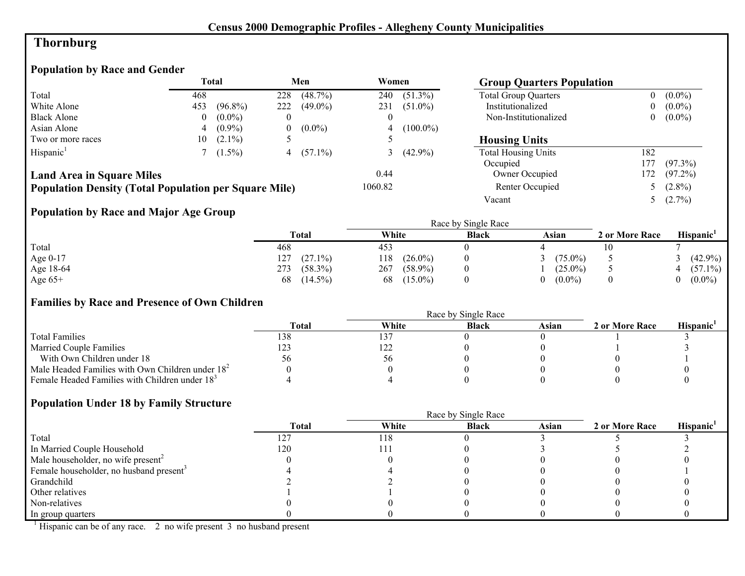# Census 2000 Demographic Profiles - Allegheny County Municipalities

## Thornburg

### Population by Race and Gender

| | Total | | Men | | Women | |
|---|---|---|---|---|---|---|
| Total | 468 | | 228 | (48.7%) | 240 | (51.3%) |
| White Alone | 453 | (96.8%) | 222 | (49.0%) | 231 | (51.0%) |
| Black Alone | 0 | (0.0%) | 0 | | 0 | |
| Asian Alone | 4 | (0.9%) | 0 | (0.0%) | 4 | (100.0%) |
| Two or more races | 10 | (2.1%) | 5 | | 5 | |
| Hispanic[1] | 7 | (1.5%) | 4 | (57.1%) | 3 | (42.9%) |

**Land Area in Square Miles** 0.44

**Population Density (Total Population per Square Mile)** 1060.82

### Group Quarters Population

| | | |
|---|---|---|
| Total Group Quarters | 0 | (0.0%) |
| Institutionalized | 0 | (0.0%) |
| Non-Institutionalized | 0 | (0.0%) |

### Housing Units

| | | |
|---|---|---|
| Total Housing Units | 182 | |
| Occupied | 177 | (97.3%) |
| Owner Occupied | 172 | (97.2%) |
| Renter Occupied | 5 | (2.8%) |
| Vacant | 5 | (2.7%) |

### Population by Race and Major Age Group

| | Total | | Race by Single Race | | | | | | 2 or More Race | Hispanic[1] | |
|---|---|---|---|---|---|---|---|---|---|---|---|
| | | | White | | Black | Asian | | | | | |
| Total | 468 | | 453 | | 0 | 4 | | | 10 | 7 | |
| Age 0-17 | 127 | (27.1%) | 118 | (26.0%) | 0 | 3 | (75.0%) | | 5 | 3 | (42.9%) |
| Age 18-64 | 273 | (58.3%) | 267 | (58.9%) | 0 | 1 | (25.0%) | | 5 | 4 | (57.1%) |
| Age 65+ | 68 | (14.5%) | 68 | (15.0%) | 0 | 0 | (0.0%) | | 0 | 0 | (0.0%) |

### Families by Race and Presence of Own Children

| | Total | Race by Single Race | | | 2 or More Race | Hispanic[1] |
|---|---|---|---|---|---|---|
| | | White | Black | Asian | | |
| Total Families | 138 | 137 | 0 | 0 | 1 | 3 |
| Married Couple Families | 123 | 122 | 0 | 0 | 1 | 3 |
| With Own Children under 18 | 56 | 56 | 0 | 0 | 0 | 1 |
| Male Headed Families with Own Children under 18[2] | 0 | 0 | 0 | 0 | 0 | 0 |
| Female Headed Families with Children under 18[3] | 4 | 4 | 0 | 0 | 0 | 0 |

### Population Under 18 by Family Structure

| | Total | Race by Single Race | | | 2 or More Race | Hispanic[1] |
|---|---|---|---|---|---|---|
| | | White | Black | Asian | | |
| Total | 127 | 118 | 0 | 3 | 5 | 3 |
| In Married Couple Household | 120 | 111 | 0 | 3 | 5 | 2 |
| Male householder, no wife present[2] | 0 | 0 | 0 | 0 | 0 | 0 |
| Female householder, no husband present[3] | 4 | 4 | 0 | 0 | 0 | 1 |
| Grandchild | 2 | 2 | 0 | 0 | 0 | 0 |
| Other relatives | 1 | 1 | 0 | 0 | 0 | 0 |
| Non-relatives | 0 | 0 | 0 | 0 | 0 | 0 |
| In group quarters | 0 | 0 | 0 | 0 | 0 | 0 |

[1] Hispanic can be of any race. 2 no wife present 3 no husband present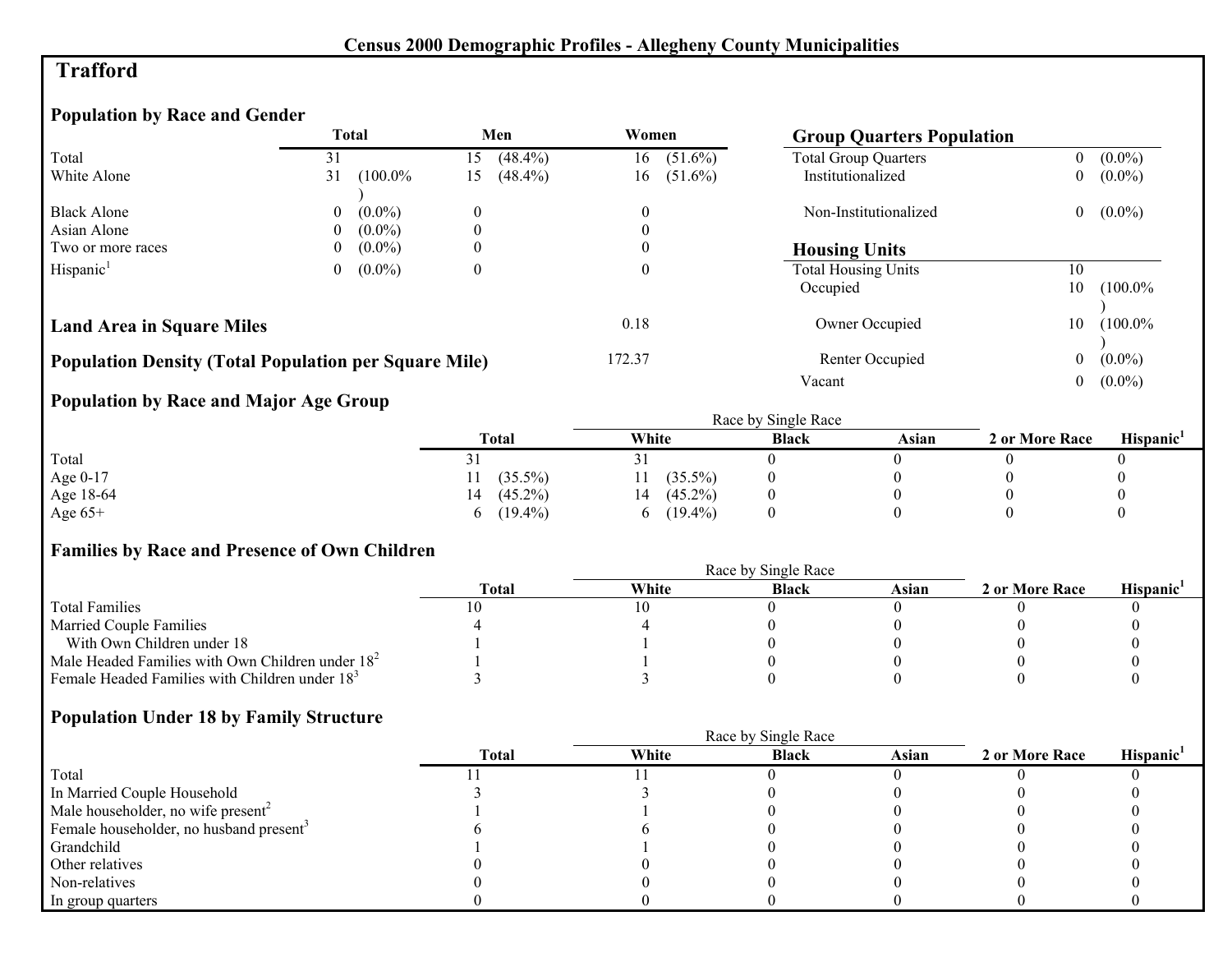**Census 2000 Demographic Profiles - Allegheny County Municipalities**

# Trafford

## Population by Race and Gender

| | Total | | Men | | Women | |
|---|---|---|---|---|---|---|
| Total | 31 | | 15 | (48.4%) | 16 | (51.6%) |
| White Alone | 31 | (100.0%) | 15 | (48.4%) | 16 | (51.6%) |
| Black Alone | 0 | (0.0%) | 0 | | 0 | |
| Asian Alone | 0 | (0.0%) | 0 | | 0 | |
| Two or more races | 0 | (0.0%) | 0 | | 0 | |
| Hispanic[1] | 0 | (0.0%) | 0 | | 0 | |

## Group Quarters Population

| | | |
|---|---|---|
| Total Group Quarters | 0 | (0.0%) |
| Institutionalized | 0 | (0.0%) |
| Non-Institutionalized | 0 | (0.0%) |

## Housing Units

| | | |
|---|---|---|
| Total Housing Units | 10 | |
| Occupied | 10 | (100.0%) |
| Owner Occupied | 10 | (100.0%) |
| Renter Occupied | 0 | (0.0%) |
| Vacant | 0 | (0.0%) |

**Land Area in Square Miles** 0.18

**Population Density (Total Population per Square Mile)** 172.37

## Population by Race and Major Age Group

| | Total | | Race by Single Race | | | | 2 or More Race | Hispanic[1] |
|---|---|---|---|---|---|---|---|---|
| | | | White | | Black | Asian | | |
| Total | 31 | | 31 | | 0 | 0 | 0 | 0 |
| Age 0-17 | 11 | (35.5%) | 11 | (35.5%) | 0 | 0 | 0 | 0 |
| Age 18-64 | 14 | (45.2%) | 14 | (45.2%) | 0 | 0 | 0 | 0 |
| Age 65+ | 6 | (19.4%) | 6 | (19.4%) | 0 | 0 | 0 | 0 |

## Families by Race and Presence of Own Children

| | Total | Race by Single Race | | | 2 or More Race | Hispanic[1] |
|---|---|---|---|---|---|---|
| | | White | Black | Asian | | |
| Total Families | 10 | 10 | 0 | 0 | 0 | 0 |
| Married Couple Families | 4 | 4 | 0 | 0 | 0 | 0 |
| With Own Children under 18 | 1 | 1 | 0 | 0 | 0 | 0 |
| Male Headed Families with Own Children under 18[2] | 1 | 1 | 0 | 0 | 0 | 0 |
| Female Headed Families with Children under 18[3] | 3 | 3 | 0 | 0 | 0 | 0 |

## Population Under 18 by Family Structure

| | Total | Race by Single Race | | | 2 or More Race | Hispanic[1] |
|---|---|---|---|---|---|---|
| | | White | Black | Asian | | |
| Total | 11 | 11 | 0 | 0 | 0 | 0 |
| In Married Couple Household | 3 | 3 | 0 | 0 | 0 | 0 |
| Male householder, no wife present[2] | 1 | 1 | 0 | 0 | 0 | 0 |
| Female householder, no husband present[3] | 6 | 6 | 0 | 0 | 0 | 0 |
| Grandchild | 1 | 1 | 0 | 0 | 0 | 0 |
| Other relatives | 0 | 0 | 0 | 0 | 0 | 0 |
| Non-relatives | 0 | 0 | 0 | 0 | 0 | 0 |
| In group quarters | 0 | 0 | 0 | 0 | 0 | 0 |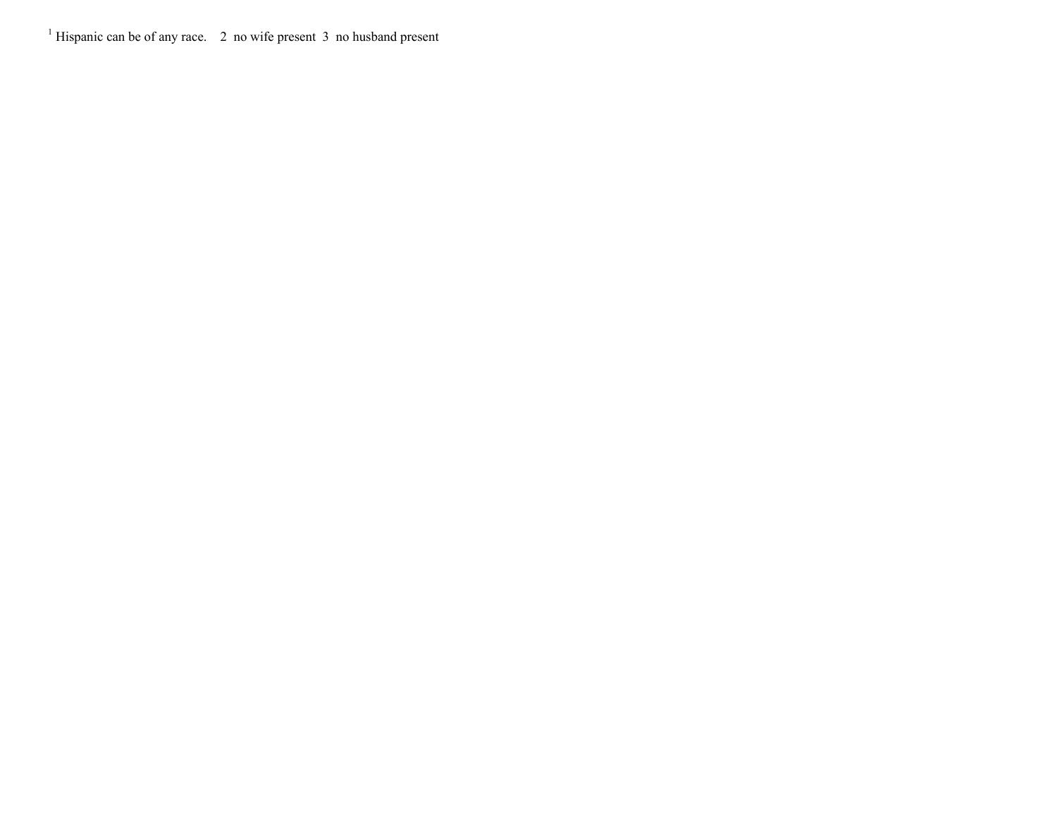[1] Hispanic can be of any race. 2 no wife present 3 no husband present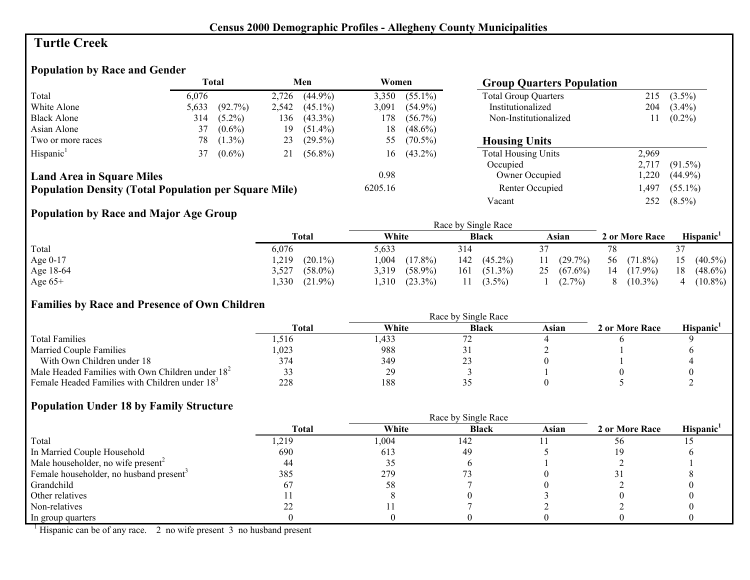## Census 2000 Demographic Profiles - Allegheny County Municipalities

# Turtle Creek

### Population by Race and Gender

| | Total | | Men | | Women | |
|---|---|---|---|---|---|---|
| Total | 6,076 | | 2,726 | (44.9%) | 3,350 | (55.1%) |
| White Alone | 5,633 | (92.7%) | 2,542 | (45.1%) | 3,091 | (54.9%) |
| Black Alone | 314 | (5.2%) | 136 | (43.3%) | 178 | (56.7%) |
| Asian Alone | 37 | (0.6%) | 19 | (51.4%) | 18 | (48.6%) |
| Two or more races | 78 | (1.3%) | 23 | (29.5%) | 55 | (70.5%) |
| Hispanic[1] | 37 | (0.6%) | 21 | (56.8%) | 16 | (43.2%) |

**Land Area in Square Miles** 0.98

**Population Density (Total Population per Square Mile)** 6205.16

### Group Quarters Population

| | | |
|---|---|---|
| Total Group Quarters | 215 | (3.5%) |
| Institutionalized | 204 | (3.4%) |
| Non-Institutionalized | 11 | (0.2%) |

### Housing Units

| | | |
|---|---|---|
| Total Housing Units | 2,969 | |
| Occupied | 2,717 | (91.5%) |
| Owner Occupied | 1,220 | (44.9%) |
| Renter Occupied | 1,497 | (55.1%) |
| Vacant | 252 | (8.5%) |

### Population by Race and Major Age Group

| | Total | | Race by Single Race | | | | | | 2 or More Race | | Hispanic[1] | |
|---|---|---|---|---|---|---|---|---|---|---|---|---|
| | | | White | | Black | | Asian | | | | | |
| Total | 6,076 | | 5,633 | | 314 | | 37 | | 78 | | 37 | |
| Age 0-17 | 1,219 | (20.1%) | 1,004 | (17.8%) | 142 | (45.2%) | 11 | (29.7%) | 56 | (71.8%) | 15 | (40.5%) |
| Age 18-64 | 3,527 | (58.0%) | 3,319 | (58.9%) | 161 | (51.3%) | 25 | (67.6%) | 14 | (17.9%) | 18 | (48.6%) |
| Age 65+ | 1,330 | (21.9%) | 1,310 | (23.3%) | 11 | (3.5%) | 1 | (2.7%) | 8 | (10.3%) | 4 | (10.8%) |

### Families by Race and Presence of Own Children

| | Total | Race by Single Race | | | 2 or More Race | Hispanic[1] |
|---|---|---|---|---|---|---|
| | | White | Black | Asian | | |
| Total Families | 1,516 | 1,433 | 72 | 4 | 6 | 9 |
| Married Couple Families | 1,023 | 988 | 31 | 2 | 1 | 6 |
| With Own Children under 18 | 374 | 349 | 23 | 0 | 1 | 4 |
| Male Headed Families with Own Children under 18[2] | 33 | 29 | 3 | 1 | 0 | 0 |
| Female Headed Families with Children under 18[3] | 228 | 188 | 35 | 0 | 5 | 2 |

### Population Under 18 by Family Structure

| | Total | Race by Single Race | | | 2 or More Race | Hispanic[1] |
|---|---|---|---|---|---|---|
| | | White | Black | Asian | | |
| Total | 1,219 | 1,004 | 142 | 11 | 56 | 15 |
| In Married Couple Household | 690 | 613 | 49 | 5 | 19 | 6 |
| Male householder, no wife present[2] | 44 | 35 | 6 | 1 | 2 | 1 |
| Female householder, no husband present[3] | 385 | 279 | 73 | 0 | 31 | 8 |
| Grandchild | 67 | 58 | 7 | 0 | 2 | 0 |
| Other relatives | 11 | 8 | 0 | 3 | 0 | 0 |
| Non-relatives | 22 | 11 | 7 | 2 | 2 | 0 |
| In group quarters | 0 | 0 | 0 | 0 | 0 | 0 |

[1] Hispanic can be of any race. 2 no wife present 3 no husband present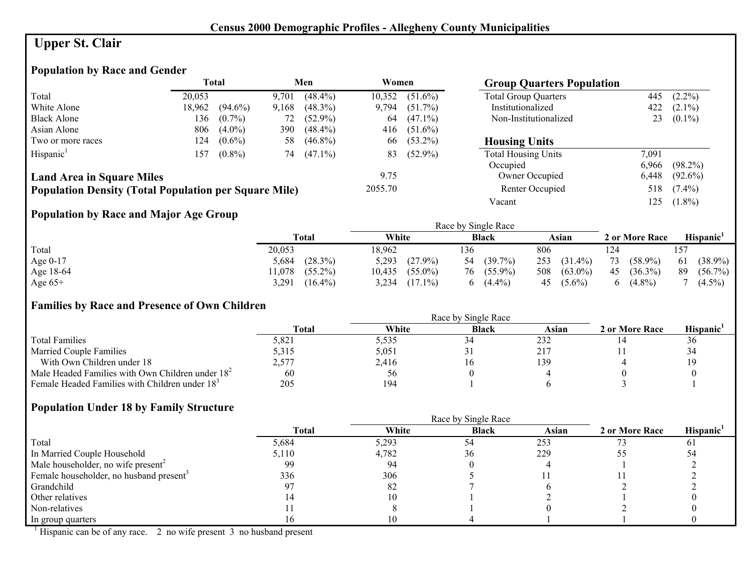**Census 2000 Demographic Profiles - Allegheny County Municipalities**

# Upper St. Clair

## Population by Race and Gender

| | Total | | Men | | Women | |
|---|---|---|---|---|---|---|
| Total | 20,053 | | 9,701 | (48.4%) | 10,352 | (51.6%) |
| White Alone | 18,962 | (94.6%) | 9,168 | (48.3%) | 9,794 | (51.7%) |
| Black Alone | 136 | (0.7%) | 72 | (52.9%) | 64 | (47.1%) |
| Asian Alone | 806 | (4.0%) | 390 | (48.4%) | 416 | (51.6%) |
| Two or more races | 124 | (0.6%) | 58 | (46.8%) | 66 | (53.2%) |
| Hispanic[1] | 157 | (0.8%) | 74 | (47.1%) | 83 | (52.9%) |

**Land Area in Square Miles** 9.75

**Population Density (Total Population per Square Mile)** 2055.70

## Group Quarters Population

| | | |
|---|---|---|
| Total Group Quarters | 445 | (2.2%) |
| Institutionalized | 422 | (2.1%) |
| Non-Institutionalized | 23 | (0.1%) |

## Housing Units

| | | |
|---|---|---|
| Total Housing Units | 7,091 | |
| Occupied | 6,966 | (98.2%) |
| Owner Occupied | 6,448 | (92.6%) |
| Renter Occupied | 518 | (7.4%) |
| Vacant | 125 | (1.8%) |

## Population by Race and Major Age Group

| | Total | | Race by Single Race: White | | Black | | Asian | | 2 or More Race | | Hispanic[1] | |
|---|---|---|---|---|---|---|---|---|---|---|---|---|
| Total | 20,053 | | 18,962 | | 136 | | 806 | | 124 | | 157 | |
| Age 0-17 | 5,684 | (28.3%) | 5,293 | (27.9%) | 54 | (39.7%) | 253 | (31.4%) | 73 | (58.9%) | 61 | (38.9%) |
| Age 18-64 | 11,078 | (55.2%) | 10,435 | (55.0%) | 76 | (55.9%) | 508 | (63.0%) | 45 | (36.3%) | 89 | (56.7%) |
| Age 65+ | 3,291 | (16.4%) | 3,234 | (17.1%) | 6 | (4.4%) | 45 | (5.6%) | 6 | (4.8%) | 7 | (4.5%) |

## Families by Race and Presence of Own Children

| | Total | Race by Single Race: White | Black | Asian | 2 or More Race | Hispanic[1] |
|---|---|---|---|---|---|---|
| Total Families | 5,821 | 5,535 | 34 | 232 | 14 | 36 |
| Married Couple Families | 5,315 | 5,051 | 31 | 217 | 11 | 34 |
| With Own Children under 18 | 2,577 | 2,416 | 16 | 139 | 4 | 19 |
| Male Headed Families with Own Children under 18[2] | 60 | 56 | 0 | 4 | 0 | 0 |
| Female Headed Families with Children under 18[3] | 205 | 194 | 1 | 6 | 3 | 1 |

## Population Under 18 by Family Structure

| | Total | Race by Single Race: White | Black | Asian | 2 or More Race | Hispanic[1] |
|---|---|---|---|---|---|---|
| Total | 5,684 | 5,293 | 54 | 253 | 73 | 61 |
| In Married Couple Household | 5,110 | 4,782 | 36 | 229 | 55 | 54 |
| Male householder, no wife present[2] | 99 | 94 | 0 | 4 | 1 | 2 |
| Female householder, no husband present[3] | 336 | 306 | 5 | 11 | 11 | 2 |
| Grandchild | 97 | 82 | 7 | 6 | 2 | 2 |
| Other relatives | 14 | 10 | 1 | 2 | 1 | 0 |
| Non-relatives | 11 | 8 | 1 | 0 | 2 | 0 |
| In group quarters | 16 | 10 | 4 | 1 | 1 | 0 |

[1] Hispanic can be of any race. 2 no wife present 3 no husband present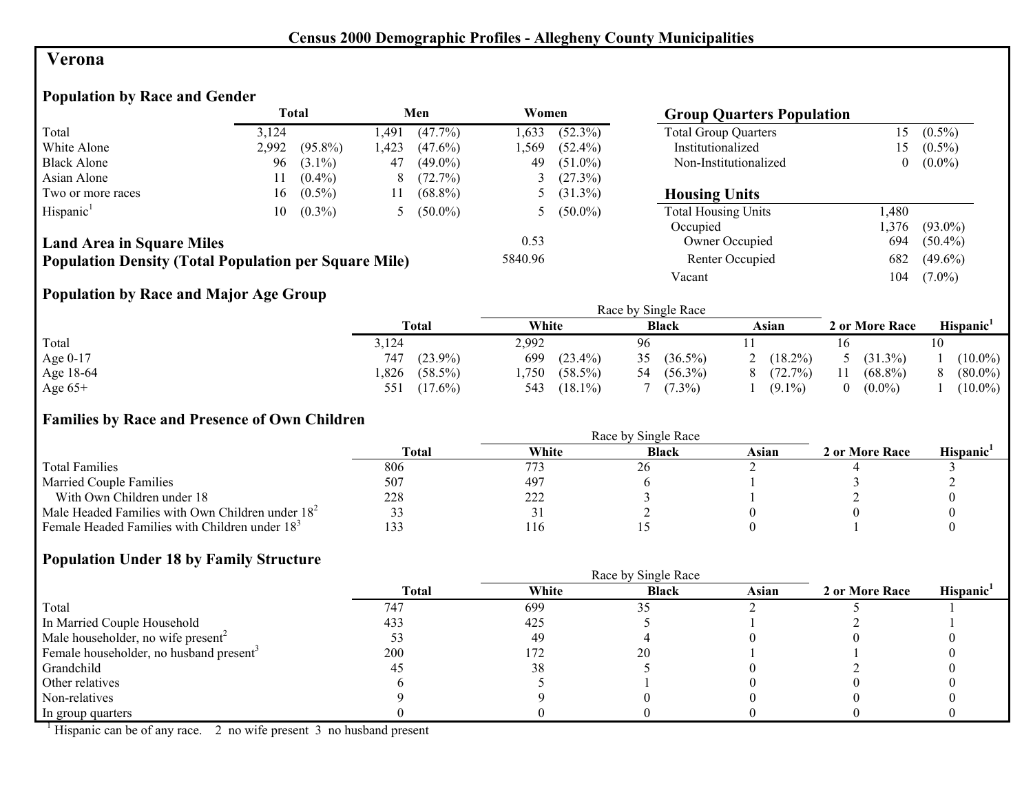# Census 2000 Demographic Profiles - Allegheny County Municipalities

## Verona

### Population by Race and Gender

| | Total | | Men | | Women | |
|---|---|---|---|---|---|---|
| Total | 3,124 | | 1,491 | (47.7%) | 1,633 | (52.3%) |
| White Alone | 2,992 | (95.8%) | 1,423 | (47.6%) | 1,569 | (52.4%) |
| Black Alone | 96 | (3.1%) | 47 | (49.0%) | 49 | (51.0%) |
| Asian Alone | 11 | (0.4%) | 8 | (72.7%) | 3 | (27.3%) |
| Two or more races | 16 | (0.5%) | 11 | (68.8%) | 5 | (31.3%) |
| Hispanic[1] | 10 | (0.3%) | 5 | (50.0%) | 5 | (50.0%) |

**Land Area in Square Miles** 0.53

**Population Density (Total Population per Square Mile)** 5840.96

### Group Quarters Population

| | | |
|---|---|---|
| Total Group Quarters | 15 | (0.5%) |
| Institutionalized | 15 | (0.5%) |
| Non-Institutionalized | 0 | (0.0%) |

### Housing Units

| | | |
|---|---|---|
| Total Housing Units | 1,480 | |
| Occupied | 1,376 | (93.0%) |
| Owner Occupied | 694 | (50.4%) |
| Renter Occupied | 682 | (49.6%) |
| Vacant | 104 | (7.0%) |

### Population by Race and Major Age Group

| | Total | | Race by Single Race: White | | Black | | Asian | | 2 or More Race | | Hispanic[1] | |
|---|---|---|---|---|---|---|---|---|---|---|---|---|
| Total | 3,124 | | 2,992 | | 96 | | 11 | | 16 | | 10 | |
| Age 0-17 | 747 | (23.9%) | 699 | (23.4%) | 35 | (36.5%) | 2 | (18.2%) | 5 | (31.3%) | 1 | (10.0%) |
| Age 18-64 | 1,826 | (58.5%) | 1,750 | (58.5%) | 54 | (56.3%) | 8 | (72.7%) | 11 | (68.8%) | 8 | (80.0%) |
| Age 65+ | 551 | (17.6%) | 543 | (18.1%) | 7 | (7.3%) | 1 | (9.1%) | 0 | (0.0%) | 1 | (10.0%) |

### Families by Race and Presence of Own Children

| | Total | Race by Single Race: White | Black | Asian | 2 or More Race | Hispanic[1] |
|---|---|---|---|---|---|---|
| Total Families | 806 | 773 | 26 | 2 | 4 | 3 |
| Married Couple Families | 507 | 497 | 6 | 1 | 3 | 2 |
| With Own Children under 18 | 228 | 222 | 3 | 1 | 2 | 0 |
| Male Headed Families with Own Children under 18[2] | 33 | 31 | 2 | 0 | 0 | 0 |
| Female Headed Families with Children under 18[3] | 133 | 116 | 15 | 0 | 1 | 0 |

### Population Under 18 by Family Structure

| | Total | Race by Single Race: White | Black | Asian | 2 or More Race | Hispanic[1] |
|---|---|---|---|---|---|---|
| Total | 747 | 699 | 35 | 2 | 5 | 1 |
| In Married Couple Household | 433 | 425 | 5 | 1 | 2 | 1 |
| Male householder, no wife present[2] | 53 | 49 | 4 | 0 | 0 | 0 |
| Female householder, no husband present[3] | 200 | 172 | 20 | 1 | 1 | 0 |
| Grandchild | 45 | 38 | 5 | 0 | 2 | 0 |
| Other relatives | 6 | 5 | 1 | 0 | 0 | 0 |
| Non-relatives | 9 | 9 | 0 | 0 | 0 | 0 |
| In group quarters | 0 | 0 | 0 | 0 | 0 | 0 |

[1] Hispanic can be of any race. 2 no wife present 3 no husband present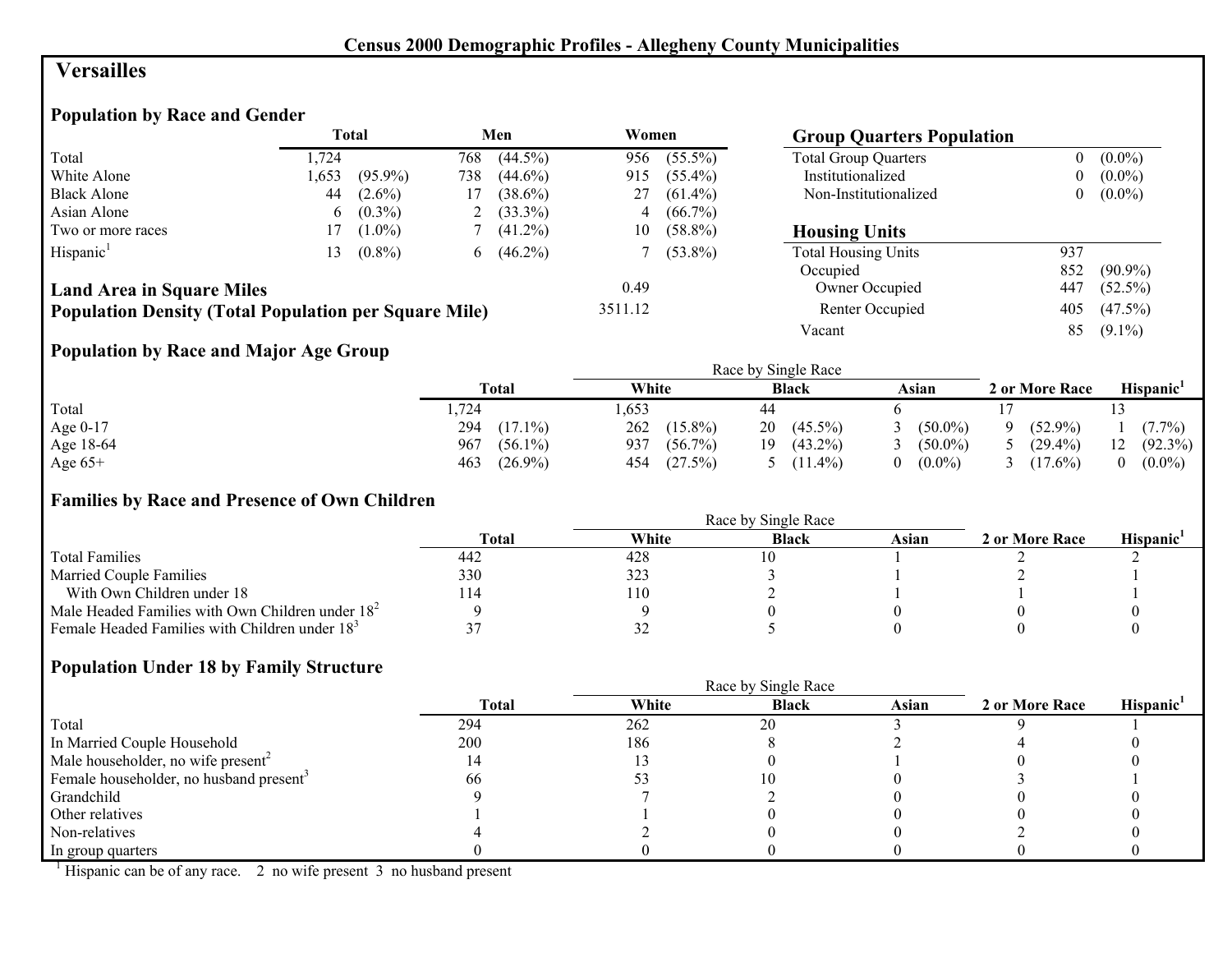**Census 2000 Demographic Profiles - Allegheny County Municipalities**

# Versailles

## Population by Race and Gender

| | Total | | Men | | Women | |
|---|---|---|---|---|---|---|
| Total | 1,724 | | 768 | (44.5%) | 956 | (55.5%) |
| White Alone | 1,653 | (95.9%) | 738 | (44.6%) | 915 | (55.4%) |
| Black Alone | 44 | (2.6%) | 17 | (38.6%) | 27 | (61.4%) |
| Asian Alone | 6 | (0.3%) | 2 | (33.3%) | 4 | (66.7%) |
| Two or more races | 17 | (1.0%) | 7 | (41.2%) | 10 | (58.8%) |
| Hispanic[1] | 13 | (0.8%) | 6 | (46.2%) | 7 | (53.8%) |

**Land Area in Square Miles** 0.49

**Population Density (Total Population per Square Mile)** 3511.12

## Group Quarters Population

| | | |
|---|---|---|
| Total Group Quarters | 0 | (0.0%) |
| Institutionalized | 0 | (0.0%) |
| Non-Institutionalized | 0 | (0.0%) |

## Housing Units

| | | |
|---|---|---|
| Total Housing Units | 937 | |
| Occupied | 852 | (90.9%) |
| Owner Occupied | 447 | (52.5%) |
| Renter Occupied | 405 | (47.5%) |
| Vacant | 85 | (9.1%) |

## Population by Race and Major Age Group

| | Total | | Race by Single Race: White | | Black | | Asian | | 2 or More Race | | Hispanic[1] | |
|---|---|---|---|---|---|---|---|---|---|---|---|---|
| Total | 1,724 | | 1,653 | | 44 | | 6 | | 17 | | 13 | |
| Age 0-17 | 294 | (17.1%) | 262 | (15.8%) | 20 | (45.5%) | 3 | (50.0%) | 9 | (52.9%) | 1 | (7.7%) |
| Age 18-64 | 967 | (56.1%) | 937 | (56.7%) | 19 | (43.2%) | 3 | (50.0%) | 5 | (29.4%) | 12 | (92.3%) |
| Age 65+ | 463 | (26.9%) | 454 | (27.5%) | 5 | (11.4%) | 0 | (0.0%) | 3 | (17.6%) | 0 | (0.0%) |

## Families by Race and Presence of Own Children

| | Total | Race by Single Race: White | Black | Asian | 2 or More Race | Hispanic[1] |
|---|---|---|---|---|---|---|
| Total Families | 442 | 428 | 10 | 1 | 2 | 2 |
| Married Couple Families | 330 | 323 | 3 | 1 | 2 | 1 |
| With Own Children under 18 | 114 | 110 | 2 | 1 | 1 | 1 |
| Male Headed Families with Own Children under 18[2] | 9 | 9 | 0 | 0 | 0 | 0 |
| Female Headed Families with Children under 18[3] | 37 | 32 | 5 | 0 | 0 | 0 |

## Population Under 18 by Family Structure

| | Total | Race by Single Race: White | Black | Asian | 2 or More Race | Hispanic[1] |
|---|---|---|---|---|---|---|
| Total | 294 | 262 | 20 | 3 | 9 | 1 |
| In Married Couple Household | 200 | 186 | 8 | 2 | 4 | 0 |
| Male householder, no wife present[2] | 14 | 13 | 0 | 1 | 0 | 0 |
| Female householder, no husband present[3] | 66 | 53 | 10 | 0 | 3 | 1 |
| Grandchild | 9 | 7 | 2 | 0 | 0 | 0 |
| Other relatives | 1 | 1 | 0 | 0 | 0 | 0 |
| Non-relatives | 4 | 2 | 0 | 0 | 2 | 0 |
| In group quarters | 0 | 0 | 0 | 0 | 0 | 0 |

[1] Hispanic can be of any race. 2 no wife present 3 no husband present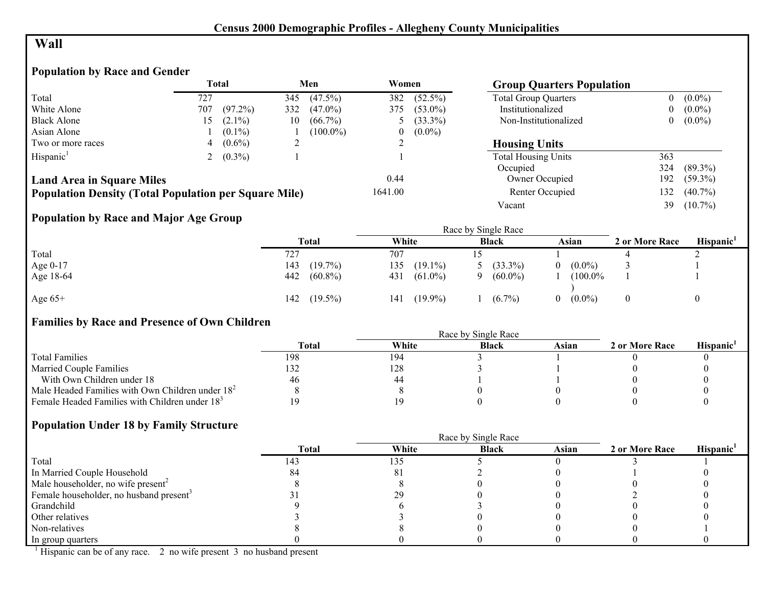## Census 2000 Demographic Profiles - Allegheny County Municipalities

# Wall

### Population by Race and Gender

| | Total | | Men | | Women | |
|---|---|---|---|---|---|---|
| Total | 727 | | 345 | (47.5%) | 382 | (52.5%) |
| White Alone | 707 | (97.2%) | 332 | (47.0%) | 375 | (53.0%) |
| Black Alone | 15 | (2.1%) | 10 | (66.7%) | 5 | (33.3%) |
| Asian Alone | 1 | (0.1%) | 1 | (100.0%) | 0 | (0.0%) |
| Two or more races | 4 | (0.6%) | 2 | | 2 | |
| Hispanic[1] | 2 | (0.3%) | 1 | | 1 | |

**Land Area in Square Miles** 0.44

**Population Density (Total Population per Square Mile)** 1641.00

### Group Quarters Population

| | | |
|---|---|---|
| Total Group Quarters | 0 | (0.0%) |
| Institutionalized | 0 | (0.0%) |
| Non-Institutionalized | 0 | (0.0%) |

### Housing Units

| | | |
|---|---|---|
| Total Housing Units | 363 | |
| Occupied | 324 | (89.3%) |
| Owner Occupied | 192 | (59.3%) |
| Renter Occupied | 132 | (40.7%) |
| Vacant | 39 | (10.7%) |

### Population by Race and Major Age Group

| | Total | | Race by Single Race | | | | | | 2 or More Race | Hispanic[1] |
|---|---|---|---|---|---|---|---|---|---|---|
| | | | White | | Black | | Asian | | | |
| Total | 727 | | 707 | | 15 | | 1 | | 4 | 2 |
| Age 0-17 | 143 | (19.7%) | 135 | (19.1%) | 5 | (33.3%) | 0 | (0.0%) | 3 | 1 |
| Age 18-64 | 442 | (60.8%) | 431 | (61.0%) | 9 | (60.0%) | 1 | (100.0%) | 1 | 1 |
| Age 65+ | 142 | (19.5%) | 141 | (19.9%) | 1 | (6.7%) | 0 | (0.0%) | 0 | 0 |

### Families by Race and Presence of Own Children

| | Total | Race by Single Race | | | 2 or More Race | Hispanic[1] |
|---|---|---|---|---|---|---|
| | | White | Black | Asian | | |
| Total Families | 198 | 194 | 3 | 1 | 0 | 0 |
| Married Couple Families | 132 | 128 | 3 | 1 | 0 | 0 |
| With Own Children under 18 | 46 | 44 | 1 | 1 | 0 | 0 |
| Male Headed Families with Own Children under 18[2] | 8 | 8 | 0 | 0 | 0 | 0 |
| Female Headed Families with Children under 18[3] | 19 | 19 | 0 | 0 | 0 | 0 |

### Population Under 18 by Family Structure

| | Total | Race by Single Race | | | 2 or More Race | Hispanic[1] |
|---|---|---|---|---|---|---|
| | | White | Black | Asian | | |
| Total | 143 | 135 | 5 | 0 | 3 | 1 |
| In Married Couple Household | 84 | 81 | 2 | 0 | 1 | 0 |
| Male householder, no wife present[2] | 8 | 8 | 0 | 0 | 0 | 0 |
| Female householder, no husband present[3] | 31 | 29 | 0 | 0 | 2 | 0 |
| Grandchild | 9 | 6 | 3 | 0 | 0 | 0 |
| Other relatives | 3 | 3 | 0 | 0 | 0 | 0 |
| Non-relatives | 8 | 8 | 0 | 0 | 0 | 1 |
| In group quarters | 0 | 0 | 0 | 0 | 0 | 0 |

[1] Hispanic can be of any race. 2 no wife present 3 no husband present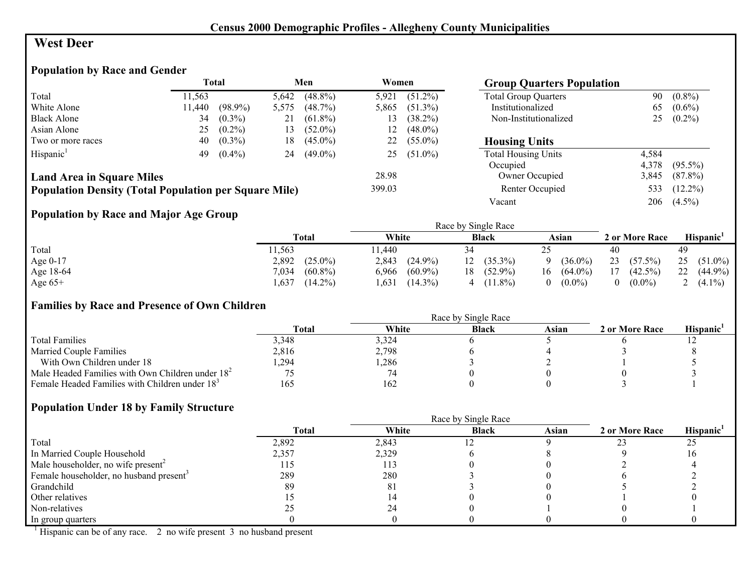**Census 2000 Demographic Profiles - Allegheny County Municipalities**

# West Deer

## Population by Race and Gender

| | Total | | Men | | Women | |
|---|---|---|---|---|---|---|
| Total | 11,563 | | 5,642 | (48.8%) | 5,921 | (51.2%) |
| White Alone | 11,440 | (98.9%) | 5,575 | (48.7%) | 5,865 | (51.3%) |
| Black Alone | 34 | (0.3%) | 21 | (61.8%) | 13 | (38.2%) |
| Asian Alone | 25 | (0.2%) | 13 | (52.0%) | 12 | (48.0%) |
| Two or more races | 40 | (0.3%) | 18 | (45.0%) | 22 | (55.0%) |
| Hispanic[1] | 49 | (0.4%) | 24 | (49.0%) | 25 | (51.0%) |

**Land Area in Square Miles** 28.98

**Population Density (Total Population per Square Mile)** 399.03

## Group Quarters Population

| | | |
|---|---|---|
| Total Group Quarters | 90 | (0.8%) |
| Institutionalized | 65 | (0.6%) |
| Non-Institutionalized | 25 | (0.2%) |

## Housing Units

| | | |
|---|---|---|
| Total Housing Units | 4,584 | |
| Occupied | 4,378 | (95.5%) |
| Owner Occupied | 3,845 | (87.8%) |
| Renter Occupied | 533 | (12.2%) |
| Vacant | 206 | (4.5%) |

## Population by Race and Major Age Group

| | Total | | Race by Single Race: White | | Black | | Asian | | 2 or More Race | | Hispanic[1] | |
|---|---|---|---|---|---|---|---|---|---|---|---|---|
| Total | 11,563 | | 11,440 | | 34 | | 25 | | 40 | | 49 | |
| Age 0-17 | 2,892 | (25.0%) | 2,843 | (24.9%) | 12 | (35.3%) | 9 | (36.0%) | 23 | (57.5%) | 25 | (51.0%) |
| Age 18-64 | 7,034 | (60.8%) | 6,966 | (60.9%) | 18 | (52.9%) | 16 | (64.0%) | 17 | (42.5%) | 22 | (44.9%) |
| Age 65+ | 1,637 | (14.2%) | 1,631 | (14.3%) | 4 | (11.8%) | 0 | (0.0%) | 0 | (0.0%) | 2 | (4.1%) |

## Families by Race and Presence of Own Children

| | Total | Race by Single Race: White | Black | Asian | 2 or More Race | Hispanic[1] |
|---|---|---|---|---|---|---|
| Total Families | 3,348 | 3,324 | 6 | 5 | 6 | 12 |
| Married Couple Families | 2,816 | 2,798 | 6 | 4 | 3 | 8 |
| With Own Children under 18 | 1,294 | 1,286 | 3 | 2 | 1 | 5 |
| Male Headed Families with Own Children under 18[2] | 75 | 74 | 0 | 0 | 0 | 3 |
| Female Headed Families with Children under 18[3] | 165 | 162 | 0 | 0 | 3 | 1 |

## Population Under 18 by Family Structure

| | Total | Race by Single Race: White | Black | Asian | 2 or More Race | Hispanic[1] |
|---|---|---|---|---|---|---|
| Total | 2,892 | 2,843 | 12 | 9 | 23 | 25 |
| In Married Couple Household | 2,357 | 2,329 | 6 | 8 | 9 | 16 |
| Male householder, no wife present[2] | 115 | 113 | 0 | 0 | 2 | 4 |
| Female householder, no husband present[3] | 289 | 280 | 3 | 0 | 6 | 2 |
| Grandchild | 89 | 81 | 3 | 0 | 5 | 2 |
| Other relatives | 15 | 14 | 0 | 0 | 1 | 0 |
| Non-relatives | 25 | 24 | 0 | 1 | 0 | 1 |
| In group quarters | 0 | 0 | 0 | 0 | 0 | 0 |

[1] Hispanic can be of any race. 2 no wife present 3 no husband present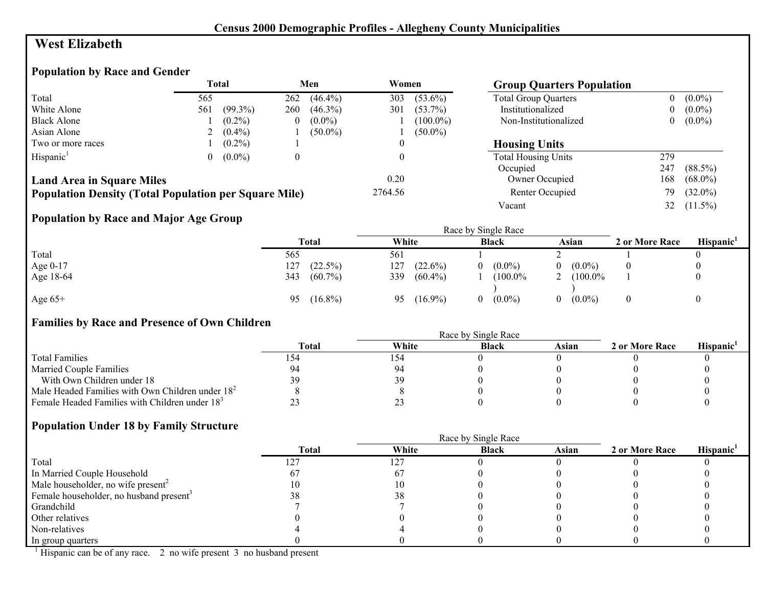## Census 2000 Demographic Profiles - Allegheny County Municipalities

# West Elizabeth

### Population by Race and Gender

| | Total | | Men | | Women | |
|---|---|---|---|---|---|---|
| Total | 565 | | 262 | (46.4%) | 303 | (53.6%) |
| White Alone | 561 | (99.3%) | 260 | (46.3%) | 301 | (53.7%) |
| Black Alone | 1 | (0.2%) | 0 | (0.0%) | 1 | (100.0%) |
| Asian Alone | 2 | (0.4%) | 1 | (50.0%) | 1 | (50.0%) |
| Two or more races | 1 | (0.2%) | 1 | | 0 | |
| Hispanic[1] | 0 | (0.0%) | 0 | | 0 | |

**Land Area in Square Miles** 0.20

**Population Density (Total Population per Square Mile)** 2764.56

### Group Quarters Population

| | | |
|---|---|---|
| Total Group Quarters | 0 | (0.0%) |
| Institutionalized | 0 | (0.0%) |
| Non-Institutionalized | 0 | (0.0%) |

### Housing Units

| | | |
|---|---|---|
| Total Housing Units | 279 | |
| Occupied | 247 | (88.5%) |
| Owner Occupied | 168 | (68.0%) |
| Renter Occupied | 79 | (32.0%) |
| Vacant | 32 | (11.5%) |

### Population by Race and Major Age Group

| | Total | | Race by Single Race | | | | | | 2 or More Race | Hispanic[1] |
|---|---|---|---|---|---|---|---|---|---|---|
| | | | White | | Black | | Asian | | | |
| Total | 565 | | 561 | | 1 | | 2 | | 1 | 0 |
| Age 0-17 | 127 | (22.5%) | 127 | (22.6%) | 0 | (0.0%) | 0 | (0.0%) | 0 | 0 |
| Age 18-64 | 343 | (60.7%) | 339 | (60.4%) | 1 | (100.0%) | 2 | (100.0%) | 1 | 0 |
| Age 65+ | 95 | (16.8%) | 95 | (16.9%) | 0 | (0.0%) | 0 | (0.0%) | 0 | 0 |

### Families by Race and Presence of Own Children

| | Total | Race by Single Race | | | 2 or More Race | Hispanic[1] |
|---|---|---|---|---|---|---|
| | | White | Black | Asian | | |
| Total Families | 154 | 154 | 0 | 0 | 0 | 0 |
| Married Couple Families | 94 | 94 | 0 | 0 | 0 | 0 |
| With Own Children under 18 | 39 | 39 | 0 | 0 | 0 | 0 |
| Male Headed Families with Own Children under 18[2] | 8 | 8 | 0 | 0 | 0 | 0 |
| Female Headed Families with Children under 18[3] | 23 | 23 | 0 | 0 | 0 | 0 |

### Population Under 18 by Family Structure

| | Total | Race by Single Race | | | 2 or More Race | Hispanic[1] |
|---|---|---|---|---|---|---|
| | | White | Black | Asian | | |
| Total | 127 | 127 | 0 | 0 | 0 | 0 |
| In Married Couple Household | 67 | 67 | 0 | 0 | 0 | 0 |
| Male householder, no wife present[2] | 10 | 10 | 0 | 0 | 0 | 0 |
| Female householder, no husband present[3] | 38 | 38 | 0 | 0 | 0 | 0 |
| Grandchild | 7 | 7 | 0 | 0 | 0 | 0 |
| Other relatives | 0 | 0 | 0 | 0 | 0 | 0 |
| Non-relatives | 4 | 4 | 0 | 0 | 0 | 0 |
| In group quarters | 0 | 0 | 0 | 0 | 0 | 0 |

[1] Hispanic can be of any race. 2 no wife present 3 no husband present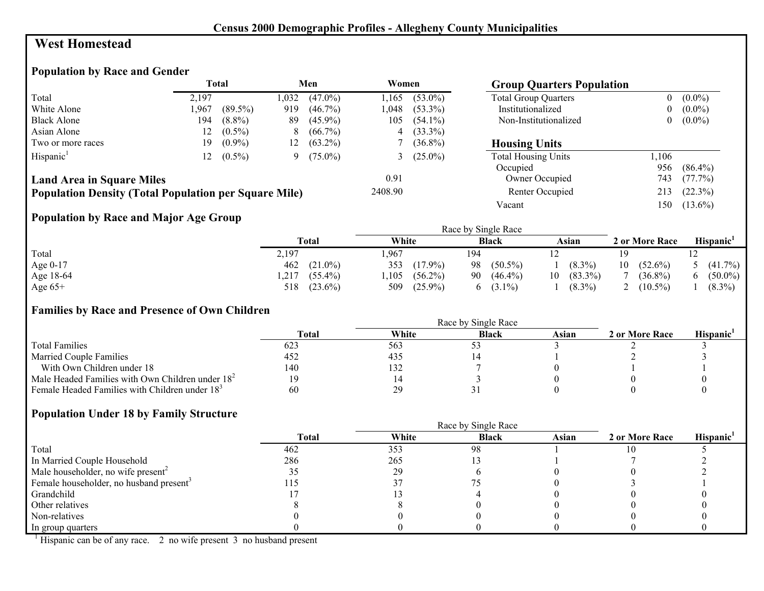**Census 2000 Demographic Profiles - Allegheny County Municipalities**

# West Homestead

## Population by Race and Gender

| | Total | | Men | | Women | |
|---|---|---|---|---|---|---|
| Total | 2,197 | | 1,032 | (47.0%) | 1,165 | (53.0%) |
| White Alone | 1,967 | (89.5%) | 919 | (46.7%) | 1,048 | (53.3%) |
| Black Alone | 194 | (8.8%) | 89 | (45.9%) | 105 | (54.1%) |
| Asian Alone | 12 | (0.5%) | 8 | (66.7%) | 4 | (33.3%) |
| Two or more races | 19 | (0.9%) | 12 | (63.2%) | 7 | (36.8%) |
| Hispanic[1] | 12 | (0.5%) | 9 | (75.0%) | 3 | (25.0%) |

**Land Area in Square Miles** 0.91

**Population Density (Total Population per Square Mile)** 2408.90

## Group Quarters Population

| | | |
|---|---|---|
| Total Group Quarters | 0 | (0.0%) |
| Institutionalized | 0 | (0.0%) |
| Non-Institutionalized | 0 | (0.0%) |

## Housing Units

| | | |
|---|---|---|
| Total Housing Units | 1,106 | |
| Occupied | 956 | (86.4%) |
| Owner Occupied | 743 | (77.7%) |
| Renter Occupied | 213 | (22.3%) |
| Vacant | 150 | (13.6%) |

## Population by Race and Major Age Group

| | Total | | Race by Single Race: White | | Black | | Asian | | 2 or More Race | | Hispanic[1] | |
|---|---|---|---|---|---|---|---|---|---|---|---|---|
| Total | 2,197 | | 1,967 | | 194 | | 12 | | 19 | | 12 | |
| Age 0-17 | 462 | (21.0%) | 353 | (17.9%) | 98 | (50.5%) | 1 | (8.3%) | 10 | (52.6%) | 5 | (41.7%) |
| Age 18-64 | 1,217 | (55.4%) | 1,105 | (56.2%) | 90 | (46.4%) | 10 | (83.3%) | 7 | (36.8%) | 6 | (50.0%) |
| Age 65+ | 518 | (23.6%) | 509 | (25.9%) | 6 | (3.1%) | 1 | (8.3%) | 2 | (10.5%) | 1 | (8.3%) |

## Families by Race and Presence of Own Children

| | Total | Race by Single Race: White | Black | Asian | 2 or More Race | Hispanic[1] |
|---|---|---|---|---|---|---|
| Total Families | 623 | 563 | 53 | 3 | 2 | 3 |
| Married Couple Families | 452 | 435 | 14 | 1 | 2 | 3 |
| With Own Children under 18 | 140 | 132 | 7 | 0 | 1 | 1 |
| Male Headed Families with Own Children under 18[2] | 19 | 14 | 3 | 0 | 0 | 0 |
| Female Headed Families with Children under 18[3] | 60 | 29 | 31 | 0 | 0 | 0 |

## Population Under 18 by Family Structure

| | Total | Race by Single Race: White | Black | Asian | 2 or More Race | Hispanic[1] |
|---|---|---|---|---|---|---|
| Total | 462 | 353 | 98 | 1 | 10 | 5 |
| In Married Couple Household | 286 | 265 | 13 | 1 | 7 | 2 |
| Male householder, no wife present[2] | 35 | 29 | 6 | 0 | 0 | 2 |
| Female householder, no husband present[3] | 115 | 37 | 75 | 0 | 3 | 1 |
| Grandchild | 17 | 13 | 4 | 0 | 0 | 0 |
| Other relatives | 8 | 8 | 0 | 0 | 0 | 0 |
| Non-relatives | 0 | 0 | 0 | 0 | 0 | 0 |
| In group quarters | 0 | 0 | 0 | 0 | 0 | 0 |

[1] Hispanic can be of any race. 2 no wife present 3 no husband present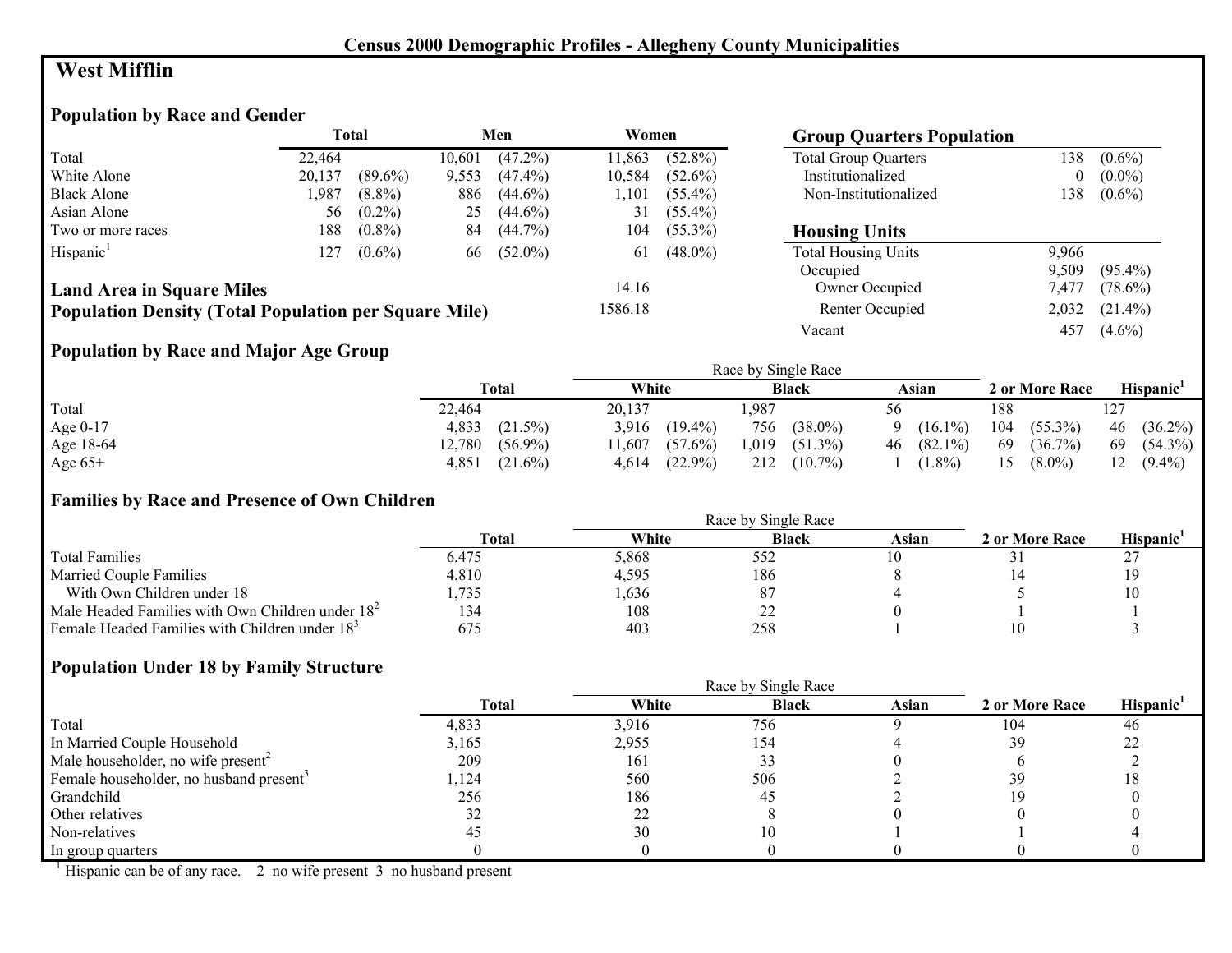# Census 2000 Demographic Profiles - Allegheny County Municipalities

## West Mifflin

### Population by Race and Gender

| | Total | | Men | | Women | |
|---|---|---|---|---|---|---|
| Total | 22,464 | | 10,601 | (47.2%) | 11,863 | (52.8%) |
| White Alone | 20,137 | (89.6%) | 9,553 | (47.4%) | 10,584 | (52.6%) |
| Black Alone | 1,987 | (8.8%) | 886 | (44.6%) | 1,101 | (55.4%) |
| Asian Alone | 56 | (0.2%) | 25 | (44.6%) | 31 | (55.4%) |
| Two or more races | 188 | (0.8%) | 84 | (44.7%) | 104 | (55.3%) |
| Hispanic[1] | 127 | (0.6%) | 66 | (52.0%) | 61 | (48.0%) |

**Land Area in Square Miles** 14.16

**Population Density (Total Population per Square Mile)** 1586.18

### Group Quarters Population

| | | |
|---|---|---|
| Total Group Quarters | 138 | (0.6%) |
| Institutionalized | 0 | (0.0%) |
| Non-Institutionalized | 138 | (0.6%) |

### Housing Units

| | | |
|---|---|---|
| Total Housing Units | 9,966 | |
| Occupied | 9,509 | (95.4%) |
| Owner Occupied | 7,477 | (78.6%) |
| Renter Occupied | 2,032 | (21.4%) |
| Vacant | 457 | (4.6%) |

### Population by Race and Major Age Group

| | Total | | Race by Single Race: White | | Black | | Asian | | 2 or More Race | | Hispanic[1] | |
|---|---|---|---|---|---|---|---|---|---|---|---|---|
| Total | 22,464 | | 20,137 | | 1,987 | | 56 | | 188 | | 127 | |
| Age 0-17 | 4,833 | (21.5%) | 3,916 | (19.4%) | 756 | (38.0%) | 9 | (16.1%) | 104 | (55.3%) | 46 | (36.2%) |
| Age 18-64 | 12,780 | (56.9%) | 11,607 | (57.6%) | 1,019 | (51.3%) | 46 | (82.1%) | 69 | (36.7%) | 69 | (54.3%) |
| Age 65+ | 4,851 | (21.6%) | 4,614 | (22.9%) | 212 | (10.7%) | 1 | (1.8%) | 15 | (8.0%) | 12 | (9.4%) |

### Families by Race and Presence of Own Children

| | Total | Race by Single Race: White | Black | Asian | 2 or More Race | Hispanic[1] |
|---|---|---|---|---|---|---|
| Total Families | 6,475 | 5,868 | 552 | 10 | 31 | 27 |
| Married Couple Families | 4,810 | 4,595 | 186 | 8 | 14 | 19 |
| With Own Children under 18 | 1,735 | 1,636 | 87 | 4 | 5 | 10 |
| Male Headed Families with Own Children under 18[2] | 134 | 108 | 22 | 0 | 1 | 1 |
| Female Headed Families with Children under 18[3] | 675 | 403 | 258 | 1 | 10 | 3 |

### Population Under 18 by Family Structure

| | Total | Race by Single Race: White | Black | Asian | 2 or More Race | Hispanic[1] |
|---|---|---|---|---|---|---|
| Total | 4,833 | 3,916 | 756 | 9 | 104 | 46 |
| In Married Couple Household | 3,165 | 2,955 | 154 | 4 | 39 | 22 |
| Male householder, no wife present[2] | 209 | 161 | 33 | 0 | 6 | 2 |
| Female householder, no husband present[3] | 1,124 | 560 | 506 | 2 | 39 | 18 |
| Grandchild | 256 | 186 | 45 | 2 | 19 | 0 |
| Other relatives | 32 | 22 | 8 | 0 | 0 | 0 |
| Non-relatives | 45 | 30 | 10 | 1 | 1 | 4 |
| In group quarters | 0 | 0 | 0 | 0 | 0 | 0 |

[1] Hispanic can be of any race. 2 no wife present 3 no husband present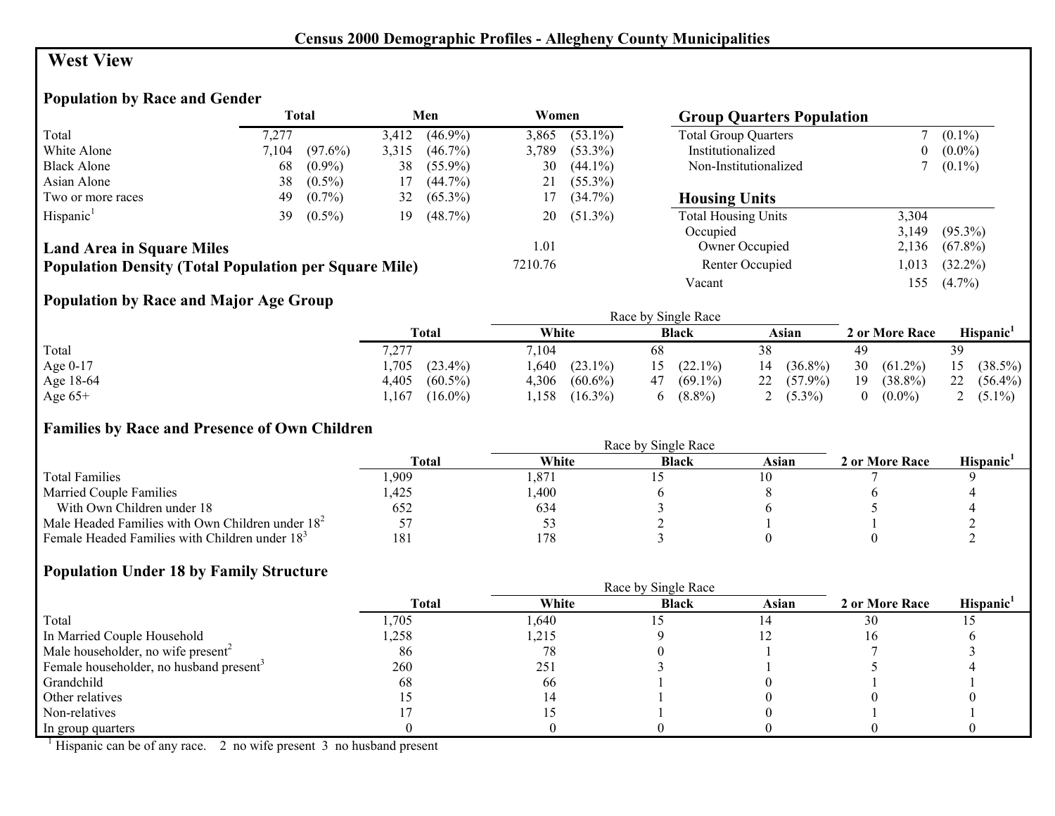**Census 2000 Demographic Profiles - Allegheny County Municipalities**

# West View

## Population by Race and Gender

| | Total | | Men | | Women | |
|---|---|---|---|---|---|---|
| Total | 7,277 | | 3,412 | (46.9%) | 3,865 | (53.1%) |
| White Alone | 7,104 | (97.6%) | 3,315 | (46.7%) | 3,789 | (53.3%) |
| Black Alone | 68 | (0.9%) | 38 | (55.9%) | 30 | (44.1%) |
| Asian Alone | 38 | (0.5%) | 17 | (44.7%) | 21 | (55.3%) |
| Two or more races | 49 | (0.7%) | 32 | (65.3%) | 17 | (34.7%) |
| Hispanic[1] | 39 | (0.5%) | 19 | (48.7%) | 20 | (51.3%) |

**Land Area in Square Miles** 1.01

**Population Density (Total Population per Square Mile)** 7210.76

## Group Quarters Population

| | | |
|---|---|---|
| Total Group Quarters | 7 | (0.1%) |
| Institutionalized | 0 | (0.0%) |
| Non-Institutionalized | 7 | (0.1%) |

## Housing Units

| | | |
|---|---|---|
| Total Housing Units | 3,304 | |
| Occupied | 3,149 | (95.3%) |
| Owner Occupied | 2,136 | (67.8%) |
| Renter Occupied | 1,013 | (32.2%) |
| Vacant | 155 | (4.7%) |

## Population by Race and Major Age Group

| | Total | | Race by Single Race: White | | Black | | Asian | | 2 or More Race | | Hispanic[1] | |
|---|---|---|---|---|---|---|---|---|---|---|---|---|
| Total | 7,277 | | 7,104 | | 68 | | 38 | | 49 | | 39 | |
| Age 0-17 | 1,705 | (23.4%) | 1,640 | (23.1%) | 15 | (22.1%) | 14 | (36.8%) | 30 | (61.2%) | 15 | (38.5%) |
| Age 18-64 | 4,405 | (60.5%) | 4,306 | (60.6%) | 47 | (69.1%) | 22 | (57.9%) | 19 | (38.8%) | 22 | (56.4%) |
| Age 65+ | 1,167 | (16.0%) | 1,158 | (16.3%) | 6 | (8.8%) | 2 | (5.3%) | 0 | (0.0%) | 2 | (5.1%) |

## Families by Race and Presence of Own Children

| | Total | Race by Single Race: White | Black | Asian | 2 or More Race | Hispanic[1] |
|---|---|---|---|---|---|---|
| Total Families | 1,909 | 1,871 | 15 | 10 | 7 | 9 |
| Married Couple Families | 1,425 | 1,400 | 6 | 8 | 6 | 4 |
| With Own Children under 18 | 652 | 634 | 3 | 6 | 5 | 4 |
| Male Headed Families with Own Children under 18[2] | 57 | 53 | 2 | 1 | 1 | 2 |
| Female Headed Families with Children under 18[3] | 181 | 178 | 3 | 0 | 0 | 2 |

## Population Under 18 by Family Structure

| | Total | Race by Single Race: White | Black | Asian | 2 or More Race | Hispanic[1] |
|---|---|---|---|---|---|---|
| Total | 1,705 | 1,640 | 15 | 14 | 30 | 15 |
| In Married Couple Household | 1,258 | 1,215 | 9 | 12 | 16 | 6 |
| Male householder, no wife present[2] | 86 | 78 | 0 | 1 | 7 | 3 |
| Female householder, no husband present[3] | 260 | 251 | 3 | 1 | 5 | 4 |
| Grandchild | 68 | 66 | 1 | 0 | 1 | 1 |
| Other relatives | 15 | 14 | 1 | 0 | 0 | 0 |
| Non-relatives | 17 | 15 | 1 | 0 | 1 | 1 |
| In group quarters | 0 | 0 | 0 | 0 | 0 | 0 |

[1] Hispanic can be of any race. 2 no wife present 3 no husband present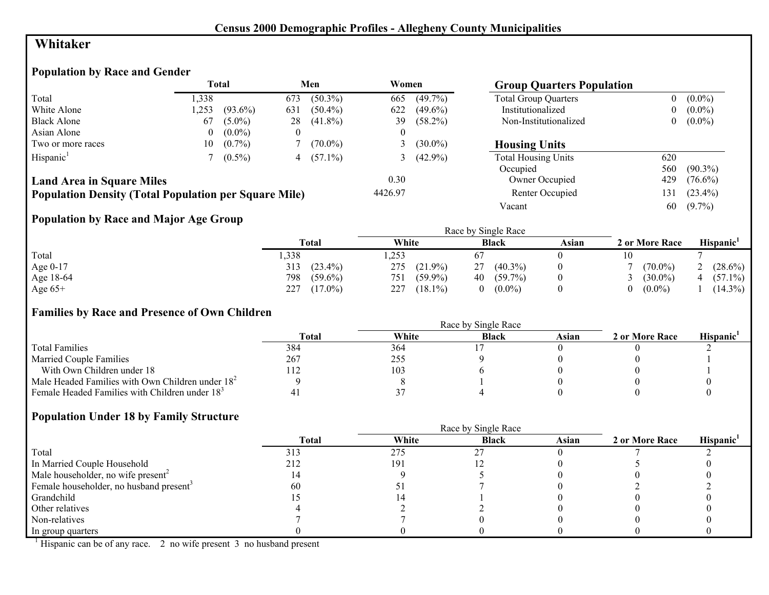# Census 2000 Demographic Profiles - Allegheny County Municipalities

## Whitaker

### Population by Race and Gender

| | Total | | Men | | Women | |
|---|---|---|---|---|---|---|
| Total | 1,338 | | 673 | (50.3%) | 665 | (49.7%) |
| White Alone | 1,253 | (93.6%) | 631 | (50.4%) | 622 | (49.6%) |
| Black Alone | 67 | (5.0%) | 28 | (41.8%) | 39 | (58.2%) |
| Asian Alone | 0 | (0.0%) | 0 | | 0 | |
| Two or more races | 10 | (0.7%) | 7 | (70.0%) | 3 | (30.0%) |
| Hispanic[1] | 7 | (0.5%) | 4 | (57.1%) | 3 | (42.9%) |

**Land Area in Square Miles** 0.30

**Population Density (Total Population per Square Mile)** 4426.97

### Group Quarters Population

| | | |
|---|---|---|
| Total Group Quarters | 0 | (0.0%) |
| Institutionalized | 0 | (0.0%) |
| Non-Institutionalized | 0 | (0.0%) |

### Housing Units

| | | |
|---|---|---|
| Total Housing Units | 620 | |
| Occupied | 560 | (90.3%) |
| Owner Occupied | 429 | (76.6%) |
| Renter Occupied | 131 | (23.4%) |
| Vacant | 60 | (9.7%) |

### Population by Race and Major Age Group

| | Total | | Race by Single Race | | | | | 2 or More Race | | Hispanic[1] | |
|---|---|---|---|---|---|---|---|---|---|---|---|
| | | | White | | Black | | Asian | | | | |
| Total | 1,338 | | 1,253 | | 67 | | 0 | 10 | | 7 | |
| Age 0-17 | 313 | (23.4%) | 275 | (21.9%) | 27 | (40.3%) | 0 | 7 | (70.0%) | 2 | (28.6%) |
| Age 18-64 | 798 | (59.6%) | 751 | (59.9%) | 40 | (59.7%) | 0 | 3 | (30.0%) | 4 | (57.1%) |
| Age 65+ | 227 | (17.0%) | 227 | (18.1%) | 0 | (0.0%) | 0 | 0 | (0.0%) | 1 | (14.3%) |

### Families by Race and Presence of Own Children

| | Total | Race by Single Race | | | 2 or More Race | Hispanic[1] |
|---|---|---|---|---|---|---|
| | | White | Black | Asian | | |
| Total Families | 384 | 364 | 17 | 0 | 0 | 2 |
| Married Couple Families | 267 | 255 | 9 | 0 | 0 | 1 |
| With Own Children under 18 | 112 | 103 | 6 | 0 | 0 | 1 |
| Male Headed Families with Own Children under 18[2] | 9 | 8 | 1 | 0 | 0 | 0 |
| Female Headed Families with Children under 18[3] | 41 | 37 | 4 | 0 | 0 | 0 |

### Population Under 18 by Family Structure

| | Total | Race by Single Race | | | 2 or More Race | Hispanic[1] |
|---|---|---|---|---|---|---|
| | | White | Black | Asian | | |
| Total | 313 | 275 | 27 | 0 | 7 | 2 |
| In Married Couple Household | 212 | 191 | 12 | 0 | 5 | 0 |
| Male householder, no wife present[2] | 14 | 9 | 5 | 0 | 0 | 0 |
| Female householder, no husband present[3] | 60 | 51 | 7 | 0 | 2 | 2 |
| Grandchild | 15 | 14 | 1 | 0 | 0 | 0 |
| Other relatives | 4 | 2 | 2 | 0 | 0 | 0 |
| Non-relatives | 7 | 7 | 0 | 0 | 0 | 0 |
| In group quarters | 0 | 0 | 0 | 0 | 0 | 0 |

[1] Hispanic can be of any race. 2 no wife present 3 no husband present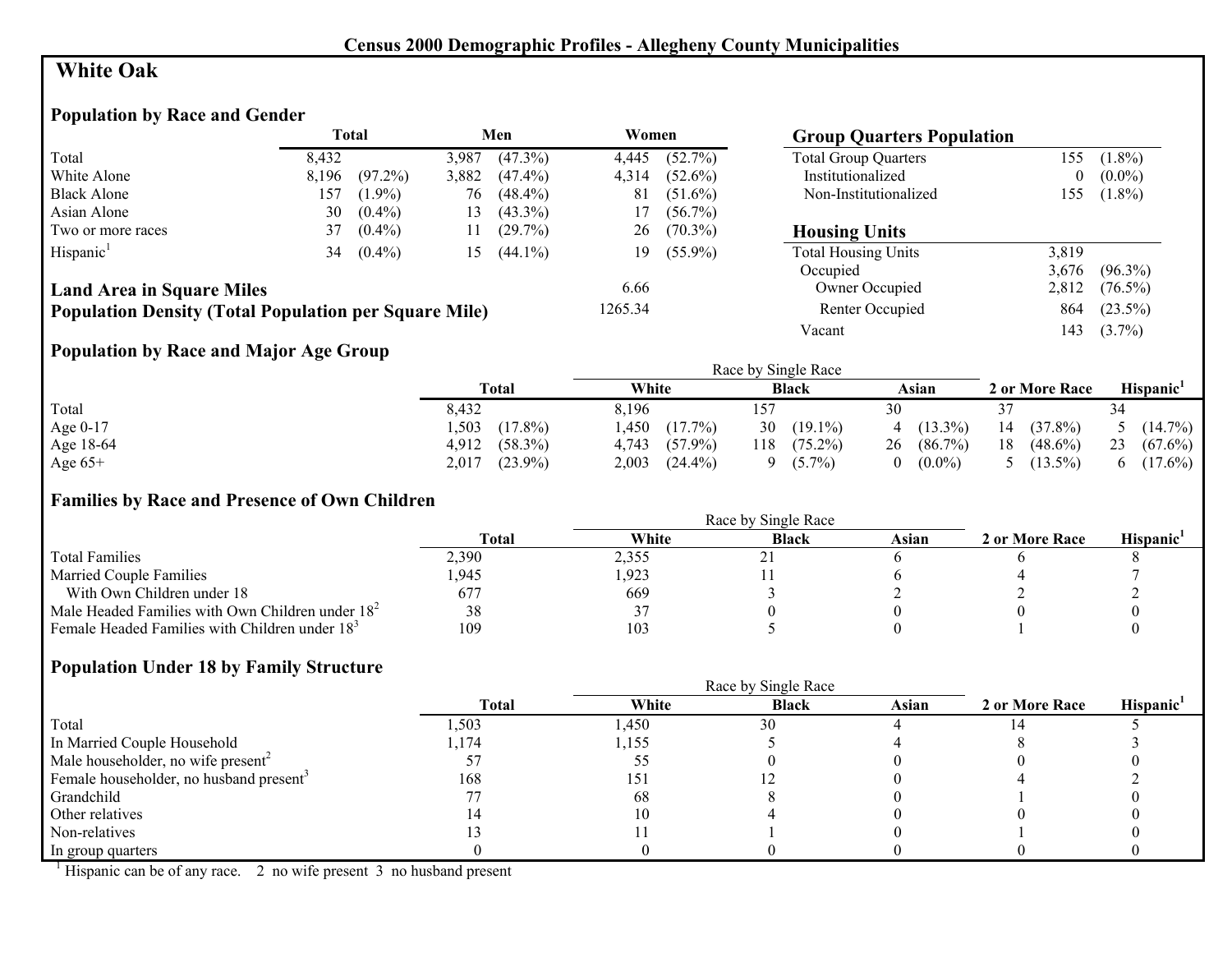# Census 2000 Demographic Profiles - Allegheny County Municipalities

## White Oak

### Population by Race and Gender

| | Total | | Men | | Women | |
|---|---|---|---|---|---|---|
| Total | 8,432 | | 3,987 | (47.3%) | 4,445 | (52.7%) |
| White Alone | 8,196 | (97.2%) | 3,882 | (47.4%) | 4,314 | (52.6%) |
| Black Alone | 157 | (1.9%) | 76 | (48.4%) | 81 | (51.6%) |
| Asian Alone | 30 | (0.4%) | 13 | (43.3%) | 17 | (56.7%) |
| Two or more races | 37 | (0.4%) | 11 | (29.7%) | 26 | (70.3%) |
| Hispanic[1] | 34 | (0.4%) | 15 | (44.1%) | 19 | (55.9%) |

**Land Area in Square Miles** 6.66

**Population Density (Total Population per Square Mile)** 1265.34

### Group Quarters Population

| | | |
|---|---|---|
| Total Group Quarters | 155 | (1.8%) |
| Institutionalized | 0 | (0.0%) |
| Non-Institutionalized | 155 | (1.8%) |

### Housing Units

| | | |
|---|---|---|
| Total Housing Units | 3,819 | |
| Occupied | 3,676 | (96.3%) |
| Owner Occupied | 2,812 | (76.5%) |
| Renter Occupied | 864 | (23.5%) |
| Vacant | 143 | (3.7%) |

### Population by Race and Major Age Group

| | Total | | Race by Single Race | | | | | | 2 or More Race | | Hispanic[1] | |
|---|---|---|---|---|---|---|---|---|---|---|---|---|
| | | | White | | Black | | Asian | | | | | |
| Total | 8,432 | | 8,196 | | 157 | | 30 | | 37 | | 34 | |
| Age 0-17 | 1,503 | (17.8%) | 1,450 | (17.7%) | 30 | (19.1%) | 4 | (13.3%) | 14 | (37.8%) | 5 | (14.7%) |
| Age 18-64 | 4,912 | (58.3%) | 4,743 | (57.9%) | 118 | (75.2%) | 26 | (86.7%) | 18 | (48.6%) | 23 | (67.6%) |
| Age 65+ | 2,017 | (23.9%) | 2,003 | (24.4%) | 9 | (5.7%) | 0 | (0.0%) | 5 | (13.5%) | 6 | (17.6%) |

### Families by Race and Presence of Own Children

| | Total | Race by Single Race | | | 2 or More Race | Hispanic[1] |
|---|---|---|---|---|---|---|
| | | White | Black | Asian | | |
| Total Families | 2,390 | 2,355 | 21 | 6 | 6 | 8 |
| Married Couple Families | 1,945 | 1,923 | 11 | 6 | 4 | 7 |
| With Own Children under 18 | 677 | 669 | 3 | 2 | 2 | 2 |
| Male Headed Families with Own Children under 18[2] | 38 | 37 | 0 | 0 | 0 | 0 |
| Female Headed Families with Children under 18[3] | 109 | 103 | 5 | 0 | 1 | 0 |

### Population Under 18 by Family Structure

| | Total | Race by Single Race | | | 2 or More Race | Hispanic[1] |
|---|---|---|---|---|---|---|
| | | White | Black | Asian | | |
| Total | 1,503 | 1,450 | 30 | 4 | 14 | 5 |
| In Married Couple Household | 1,174 | 1,155 | 5 | 4 | 8 | 3 |
| Male householder, no wife present[2] | 57 | 55 | 0 | 0 | 0 | 0 |
| Female householder, no husband present[3] | 168 | 151 | 12 | 0 | 4 | 2 |
| Grandchild | 77 | 68 | 8 | 0 | 1 | 0 |
| Other relatives | 14 | 10 | 4 | 0 | 0 | 0 |
| Non-relatives | 13 | 11 | 1 | 0 | 1 | 0 |
| In group quarters | 0 | 0 | 0 | 0 | 0 | 0 |

[1] Hispanic can be of any race. 2 no wife present 3 no husband present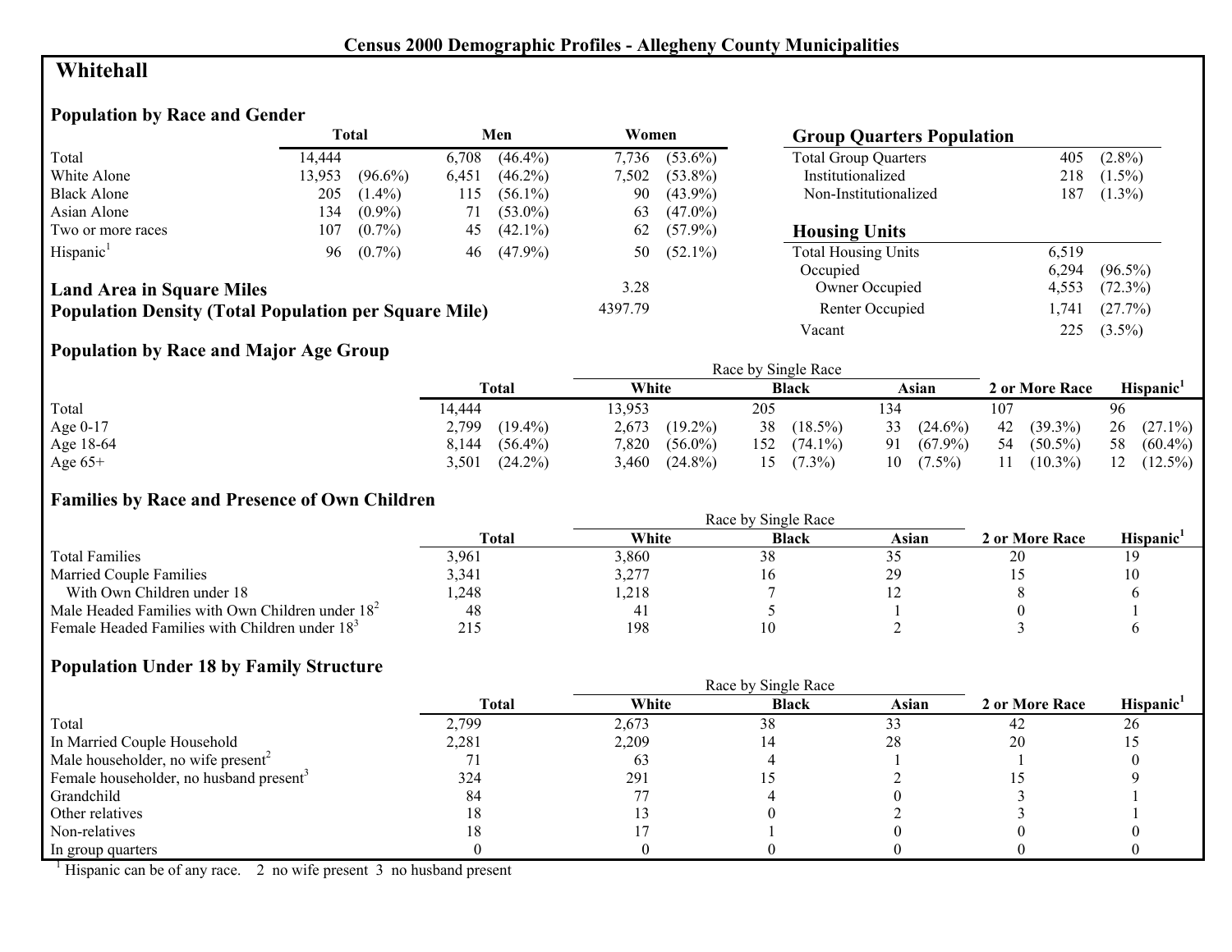## Census 2000 Demographic Profiles - Allegheny County Municipalities

# Whitehall

### Population by Race and Gender

| | Total | | Men | | Women | |
|---|---|---|---|---|---|---|
| Total | 14,444 | | 6,708 | (46.4%) | 7,736 | (53.6%) |
| White Alone | 13,953 | (96.6%) | 6,451 | (46.2%) | 7,502 | (53.8%) |
| Black Alone | 205 | (1.4%) | 115 | (56.1%) | 90 | (43.9%) |
| Asian Alone | 134 | (0.9%) | 71 | (53.0%) | 63 | (47.0%) |
| Two or more races | 107 | (0.7%) | 45 | (42.1%) | 62 | (57.9%) |
| Hispanic[1] | 96 | (0.7%) | 46 | (47.9%) | 50 | (52.1%) |

**Land Area in Square Miles** 3.28

**Population Density (Total Population per Square Mile)** 4397.79

### Group Quarters Population

| | | |
|---|---|---|
| Total Group Quarters | 405 | (2.8%) |
| Institutionalized | 218 | (1.5%) |
| Non-Institutionalized | 187 | (1.3%) |

### Housing Units

| | | |
|---|---|---|
| Total Housing Units | 6,519 | |
| Occupied | 6,294 | (96.5%) |
| Owner Occupied | 4,553 | (72.3%) |
| Renter Occupied | 1,741 | (27.7%) |
| Vacant | 225 | (3.5%) |

### Population by Race and Major Age Group

| | Total | | Race by Single Race: White | | Black | | Asian | | 2 or More Race | | Hispanic[1] | |
|---|---|---|---|---|---|---|---|---|---|---|---|---|
| Total | 14,444 | | 13,953 | | 205 | | 134 | | 107 | | 96 | |
| Age 0-17 | 2,799 | (19.4%) | 2,673 | (19.2%) | 38 | (18.5%) | 33 | (24.6%) | 42 | (39.3%) | 26 | (27.1%) |
| Age 18-64 | 8,144 | (56.4%) | 7,820 | (56.0%) | 152 | (74.1%) | 91 | (67.9%) | 54 | (50.5%) | 58 | (60.4%) |
| Age 65+ | 3,501 | (24.2%) | 3,460 | (24.8%) | 15 | (7.3%) | 10 | (7.5%) | 11 | (10.3%) | 12 | (12.5%) |

### Families by Race and Presence of Own Children

| | Total | Race by Single Race: White | Black | Asian | 2 or More Race | Hispanic[1] |
|---|---|---|---|---|---|---|
| Total Families | 3,961 | 3,860 | 38 | 35 | 20 | 19 |
| Married Couple Families | 3,341 | 3,277 | 16 | 29 | 15 | 10 |
| With Own Children under 18 | 1,248 | 1,218 | 7 | 12 | 8 | 6 |
| Male Headed Families with Own Children under 18[2] | 48 | 41 | 5 | 1 | 0 | 1 |
| Female Headed Families with Children under 18[3] | 215 | 198 | 10 | 2 | 3 | 6 |

### Population Under 18 by Family Structure

| | Total | Race by Single Race: White | Black | Asian | 2 or More Race | Hispanic[1] |
|---|---|---|---|---|---|---|
| Total | 2,799 | 2,673 | 38 | 33 | 42 | 26 |
| In Married Couple Household | 2,281 | 2,209 | 14 | 28 | 20 | 15 |
| Male householder, no wife present[2] | 71 | 63 | 4 | 1 | 1 | 0 |
| Female householder, no husband present[3] | 324 | 291 | 15 | 2 | 15 | 9 |
| Grandchild | 84 | 77 | 4 | 0 | 3 | 1 |
| Other relatives | 18 | 13 | 0 | 2 | 3 | 1 |
| Non-relatives | 18 | 17 | 1 | 0 | 0 | 0 |
| In group quarters | 0 | 0 | 0 | 0 | 0 | 0 |

[1] Hispanic can be of any race. 2 no wife present 3 no husband present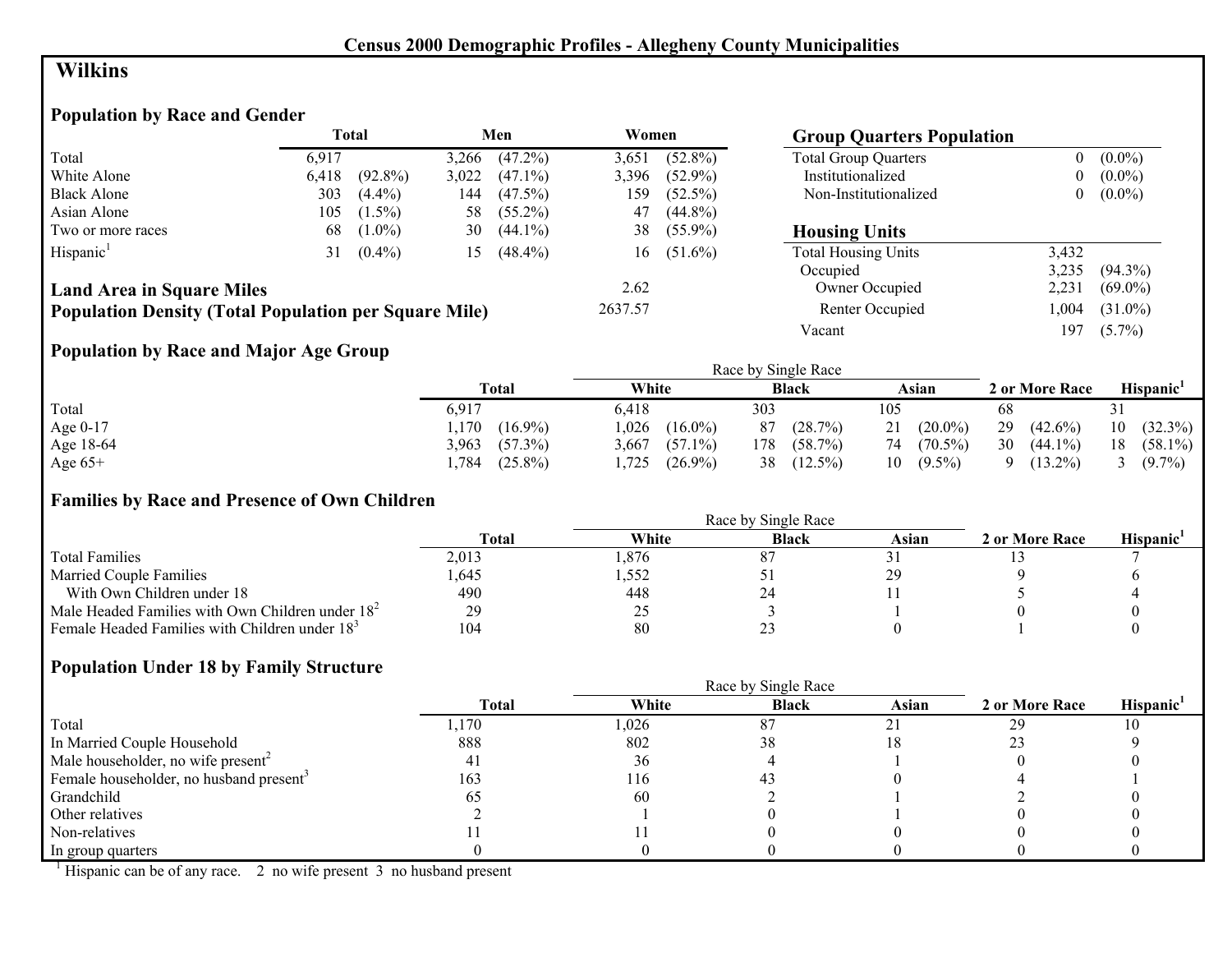**Census 2000 Demographic Profiles - Allegheny County Municipalities**

# Wilkins

## Population by Race and Gender

| | Total | | Men | | Women | |
|---|---|---|---|---|---|---|
| Total | 6,917 | | 3,266 | (47.2%) | 3,651 | (52.8%) |
| White Alone | 6,418 | (92.8%) | 3,022 | (47.1%) | 3,396 | (52.9%) |
| Black Alone | 303 | (4.4%) | 144 | (47.5%) | 159 | (52.5%) |
| Asian Alone | 105 | (1.5%) | 58 | (55.2%) | 47 | (44.8%) |
| Two or more races | 68 | (1.0%) | 30 | (44.1%) | 38 | (55.9%) |
| Hispanic[1] | 31 | (0.4%) | 15 | (48.4%) | 16 | (51.6%) |

**Land Area in Square Miles** 2.62

**Population Density (Total Population per Square Mile)** 2637.57

## Group Quarters Population

| | | |
|---|---|---|
| Total Group Quarters | 0 | (0.0%) |
| Institutionalized | 0 | (0.0%) |
| Non-Institutionalized | 0 | (0.0%) |

## Housing Units

| | | |
|---|---|---|
| Total Housing Units | 3,432 | |
| Occupied | 3,235 | (94.3%) |
| Owner Occupied | 2,231 | (69.0%) |
| Renter Occupied | 1,004 | (31.0%) |
| Vacant | 197 | (5.7%) |

## Population by Race and Major Age Group

| | Total | | Race by Single Race | | | | | | 2 or More Race | | Hispanic[1] | |
|---|---|---|---|---|---|---|---|---|---|---|---|---|
| | | | White | | Black | | Asian | | | | | |
| Total | 6,917 | | 6,418 | | 303 | | 105 | | 68 | | 31 | |
| Age 0-17 | 1,170 | (16.9%) | 1,026 | (16.0%) | 87 | (28.7%) | 21 | (20.0%) | 29 | (42.6%) | 10 | (32.3%) |
| Age 18-64 | 3,963 | (57.3%) | 3,667 | (57.1%) | 178 | (58.7%) | 74 | (70.5%) | 30 | (44.1%) | 18 | (58.1%) |
| Age 65+ | 1,784 | (25.8%) | 1,725 | (26.9%) | 38 | (12.5%) | 10 | (9.5%) | 9 | (13.2%) | 3 | (9.7%) |

## Families by Race and Presence of Own Children

| | Total | Race by Single Race | | | 2 or More Race | Hispanic[1] |
|---|---|---|---|---|---|---|
| | | White | Black | Asian | | |
| Total Families | 2,013 | 1,876 | 87 | 31 | 13 | 7 |
| Married Couple Families | 1,645 | 1,552 | 51 | 29 | 9 | 6 |
| With Own Children under 18 | 490 | 448 | 24 | 11 | 5 | 4 |
| Male Headed Families with Own Children under 18[2] | 29 | 25 | 3 | 1 | 0 | 0 |
| Female Headed Families with Children under 18[3] | 104 | 80 | 23 | 0 | 1 | 0 |

## Population Under 18 by Family Structure

| | Total | Race by Single Race | | | 2 or More Race | Hispanic[1] |
|---|---|---|---|---|---|---|
| | | White | Black | Asian | | |
| Total | 1,170 | 1,026 | 87 | 21 | 29 | 10 |
| In Married Couple Household | 888 | 802 | 38 | 18 | 23 | 9 |
| Male householder, no wife present[2] | 41 | 36 | 4 | 1 | 0 | 0 |
| Female householder, no husband present[3] | 163 | 116 | 43 | 0 | 4 | 1 |
| Grandchild | 65 | 60 | 2 | 1 | 2 | 0 |
| Other relatives | 2 | 1 | 0 | 1 | 0 | 0 |
| Non-relatives | 11 | 11 | 0 | 0 | 0 | 0 |
| In group quarters | 0 | 0 | 0 | 0 | 0 | 0 |

[1] Hispanic can be of any race. 2 no wife present 3 no husband present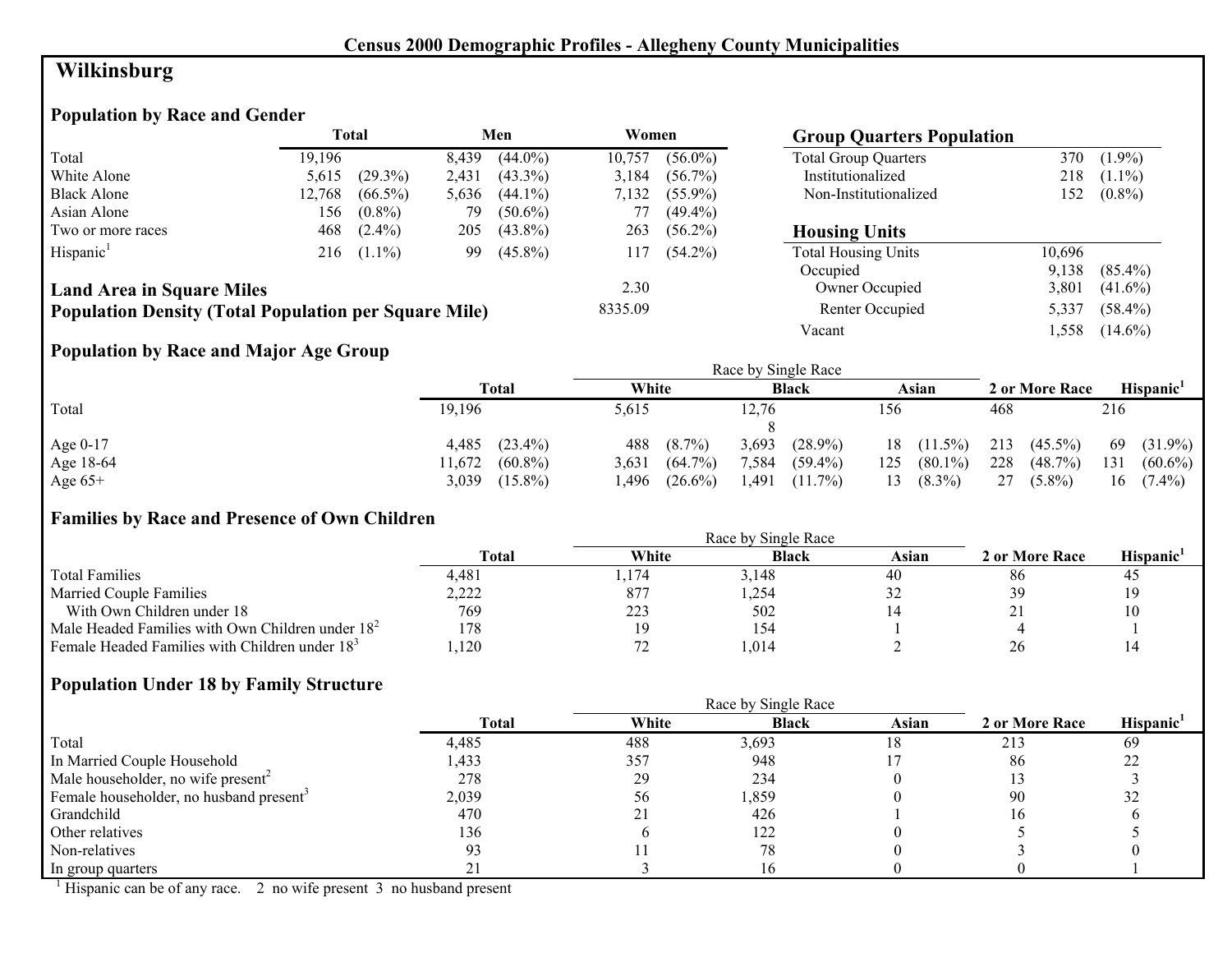## Census 2000 Demographic Profiles - Allegheny County Municipalities

# Wilkinsburg

### Population by Race and Gender

| | Total | | Men | | Women | |
|---|---|---|---|---|---|---|
| Total | 19,196 | | 8,439 | (44.0%) | 10,757 | (56.0%) |
| White Alone | 5,615 | (29.3%) | 2,431 | (43.3%) | 3,184 | (56.7%) |
| Black Alone | 12,768 | (66.5%) | 5,636 | (44.1%) | 7,132 | (55.9%) |
| Asian Alone | 156 | (0.8%) | 79 | (50.6%) | 77 | (49.4%) |
| Two or more races | 468 | (2.4%) | 205 | (43.8%) | 263 | (56.2%) |
| Hispanic[1] | 216 | (1.1%) | 99 | (45.8%) | 117 | (54.2%) |

**Land Area in Square Miles** 2.30

**Population Density (Total Population per Square Mile)** 8335.09

### Group Quarters Population

| | | |
|---|---|---|
| Total Group Quarters | 370 | (1.9%) |
| Institutionalized | 218 | (1.1%) |
| Non-Institutionalized | 152 | (0.8%) |

### Housing Units

| | | |
|---|---|---|
| Total Housing Units | 10,696 | |
| Occupied | 9,138 | (85.4%) |
| Owner Occupied | 3,801 | (41.6%) |
| Renter Occupied | 5,337 | (58.4%) |
| Vacant | 1,558 | (14.6%) |

### Population by Race and Major Age Group

| | Total | | Race by Single Race: White | | Black | | Asian | | 2 or More Race | | Hispanic[1] | |
|---|---|---|---|---|---|---|---|---|---|---|---|---|
| Total | 19,196 | | 5,615 | | 12,768 | | 156 | | 468 | | 216 | |
| Age 0-17 | 4,485 | (23.4%) | 488 | (8.7%) | 3,693 | (28.9%) | 18 | (11.5%) | 213 | (45.5%) | 69 | (31.9%) |
| Age 18-64 | 11,672 | (60.8%) | 3,631 | (64.7%) | 7,584 | (59.4%) | 125 | (80.1%) | 228 | (48.7%) | 131 | (60.6%) |
| Age 65+ | 3,039 | (15.8%) | 1,496 | (26.6%) | 1,491 | (11.7%) | 13 | (8.3%) | 27 | (5.8%) | 16 | (7.4%) |

### Families by Race and Presence of Own Children

| | Total | Race by Single Race: White | Black | Asian | 2 or More Race | Hispanic[1] |
|---|---|---|---|---|---|---|
| Total Families | 4,481 | 1,174 | 3,148 | 40 | 86 | 45 |
| Married Couple Families | 2,222 | 877 | 1,254 | 32 | 39 | 19 |
| With Own Children under 18 | 769 | 223 | 502 | 14 | 21 | 10 |
| Male Headed Families with Own Children under 18[2] | 178 | 19 | 154 | 1 | 4 | 1 |
| Female Headed Families with Children under 18[3] | 1,120 | 72 | 1,014 | 2 | 26 | 14 |

### Population Under 18 by Family Structure

| | Total | Race by Single Race: White | Black | Asian | 2 or More Race | Hispanic[1] |
|---|---|---|---|---|---|---|
| Total | 4,485 | 488 | 3,693 | 18 | 213 | 69 |
| In Married Couple Household | 1,433 | 357 | 948 | 17 | 86 | 22 |
| Male householder, no wife present[2] | 278 | 29 | 234 | 0 | 13 | 3 |
| Female householder, no husband present[3] | 2,039 | 56 | 1,859 | 0 | 90 | 32 |
| Grandchild | 470 | 21 | 426 | 1 | 16 | 6 |
| Other relatives | 136 | 6 | 122 | 0 | 5 | 5 |
| Non-relatives | 93 | 11 | 78 | 0 | 3 | 0 |
| In group quarters | 21 | 3 | 16 | 0 | 0 | 1 |

[1] Hispanic can be of any race. 2 no wife present 3 no husband present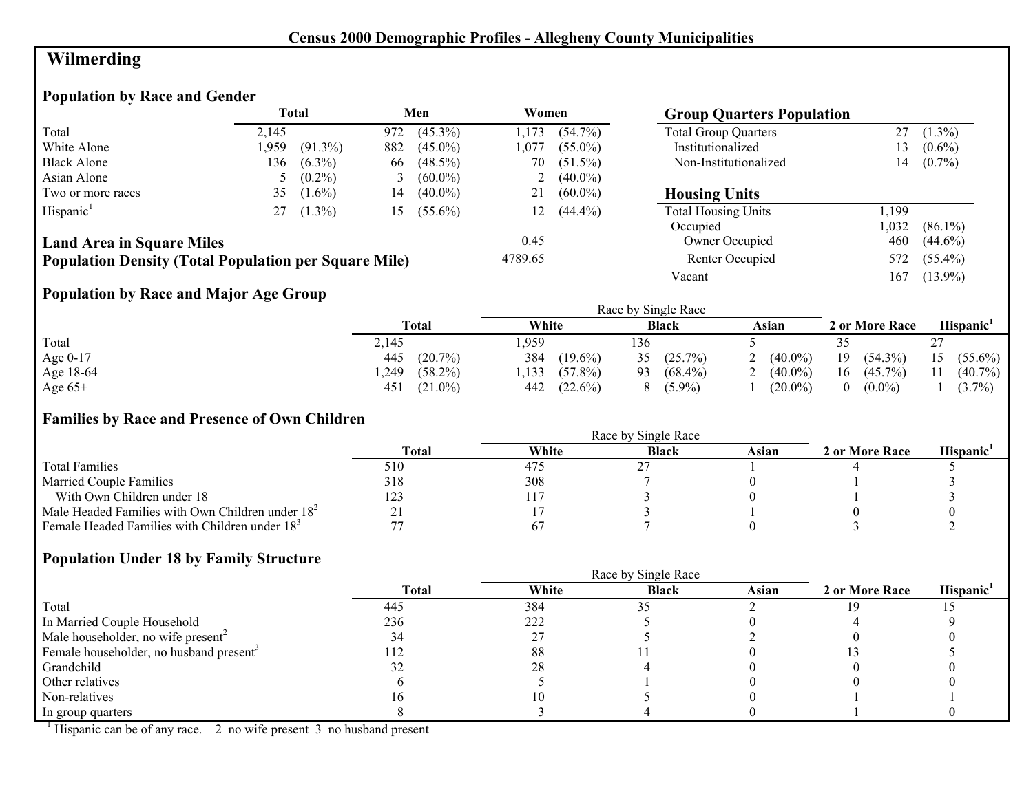**Census 2000 Demographic Profiles - Allegheny County Municipalities**

# Wilmerding

## Population by Race and Gender

| | Total | | Men | | Women | |
|---|---|---|---|---|---|---|
| Total | 2,145 | | 972 | (45.3%) | 1,173 | (54.7%) |
| White Alone | 1,959 | (91.3%) | 882 | (45.0%) | 1,077 | (55.0%) |
| Black Alone | 136 | (6.3%) | 66 | (48.5%) | 70 | (51.5%) |
| Asian Alone | 5 | (0.2%) | 3 | (60.0%) | 2 | (40.0%) |
| Two or more races | 35 | (1.6%) | 14 | (40.0%) | 21 | (60.0%) |
| Hispanic[1] | 27 | (1.3%) | 15 | (55.6%) | 12 | (44.4%) |

**Land Area in Square Miles** 0.45

**Population Density (Total Population per Square Mile)** 4789.65

## Group Quarters Population

| | | |
|---|---|---|
| Total Group Quarters | 27 | (1.3%) |
| Institutionalized | 13 | (0.6%) |
| Non-Institutionalized | 14 | (0.7%) |

## Housing Units

| | | |
|---|---|---|
| Total Housing Units | 1,199 | |
| Occupied | 1,032 | (86.1%) |
| Owner Occupied | 460 | (44.6%) |
| Renter Occupied | 572 | (55.4%) |
| Vacant | 167 | (13.9%) |

## Population by Race and Major Age Group

| | Total | | Race by Single Race: White | | Black | | Asian | | 2 or More Race | | Hispanic[1] | |
|---|---|---|---|---|---|---|---|---|---|---|---|---|
| Total | 2,145 | | 1,959 | | 136 | | 5 | | 35 | | 27 | |
| Age 0-17 | 445 | (20.7%) | 384 | (19.6%) | 35 | (25.7%) | 2 | (40.0%) | 19 | (54.3%) | 15 | (55.6%) |
| Age 18-64 | 1,249 | (58.2%) | 1,133 | (57.8%) | 93 | (68.4%) | 2 | (40.0%) | 16 | (45.7%) | 11 | (40.7%) |
| Age 65+ | 451 | (21.0%) | 442 | (22.6%) | 8 | (5.9%) | 1 | (20.0%) | 0 | (0.0%) | 1 | (3.7%) |

## Families by Race and Presence of Own Children

| | Total | Race by Single Race: White | Black | Asian | 2 or More Race | Hispanic[1] |
|---|---|---|---|---|---|---|
| Total Families | 510 | 475 | 27 | 1 | 4 | 5 |
| Married Couple Families | 318 | 308 | 7 | 0 | 1 | 3 |
| With Own Children under 18 | 123 | 117 | 3 | 0 | 1 | 3 |
| Male Headed Families with Own Children under 18[2] | 21 | 17 | 3 | 1 | 0 | 0 |
| Female Headed Families with Children under 18[3] | 77 | 67 | 7 | 0 | 3 | 2 |

## Population Under 18 by Family Structure

| | Total | Race by Single Race: White | Black | Asian | 2 or More Race | Hispanic[1] |
|---|---|---|---|---|---|---|
| Total | 445 | 384 | 35 | 2 | 19 | 15 |
| In Married Couple Household | 236 | 222 | 5 | 0 | 4 | 9 |
| Male householder, no wife present[2] | 34 | 27 | 5 | 2 | 0 | 0 |
| Female householder, no husband present[3] | 112 | 88 | 11 | 0 | 13 | 5 |
| Grandchild | 32 | 28 | 4 | 0 | 0 | 0 |
| Other relatives | 6 | 5 | 1 | 0 | 0 | 0 |
| Non-relatives | 16 | 10 | 5 | 0 | 1 | 1 |
| In group quarters | 8 | 3 | 4 | 0 | 1 | 0 |

[1] Hispanic can be of any race. 2 no wife present 3 no husband present